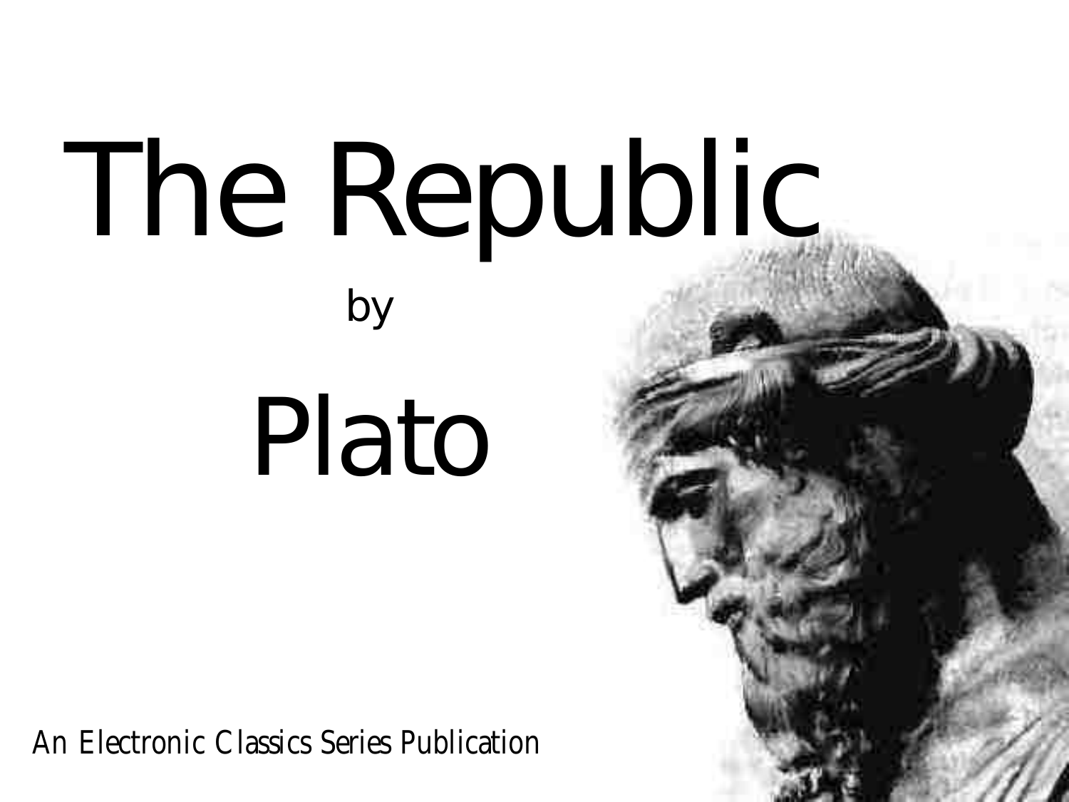# The Republic

by

## Plato

An Electronic Classics Series Publication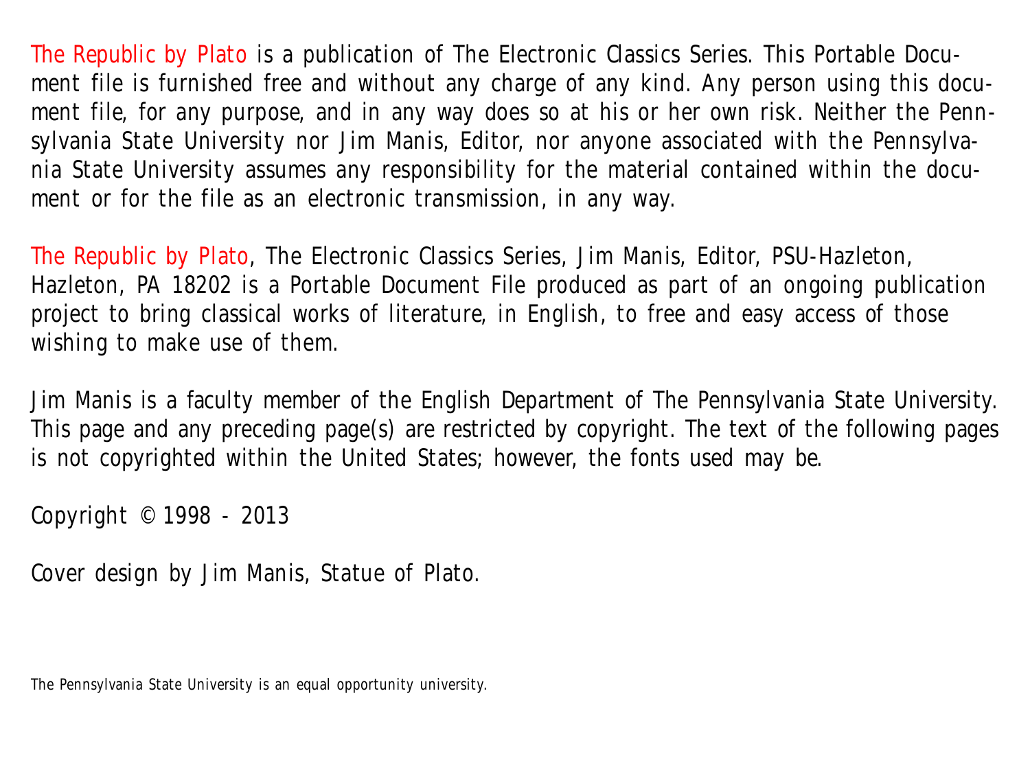The Republic by Plato is a publication of The Electronic Classics Series. This Portable Document file is furnished free and without any charge of any kind. Any person using this document file, for any purpose, and in any way does so at his or her own risk. Neither the Pennsylvania State University nor Jim Manis, Editor, nor anyone associated with the Pennsylvania State University assumes any responsibility for the material contained within the document or for the file as an electronic transmission, in any way.

The Republic by Plato, The Electronic Classics Series, Jim Manis, Editor, PSU-Hazleton, Hazleton, PA 18202 is a Portable Document File produced as part of an ongoing publication project to bring classical works of literature, in English, to free and easy access of those wishing to make use of them.

Jim Manis is a faculty member of the English Department of The Pennsylvania State University. This page and any preceding page(s) are restricted by copyright. The text of the following pages is not copyrighted within the United States; however, the fonts used may be.

Copyright © 1998 - 2013

Cover design by Jim Manis, Statue of Plato.

The Pennsylvania State University is an equal opportunity university.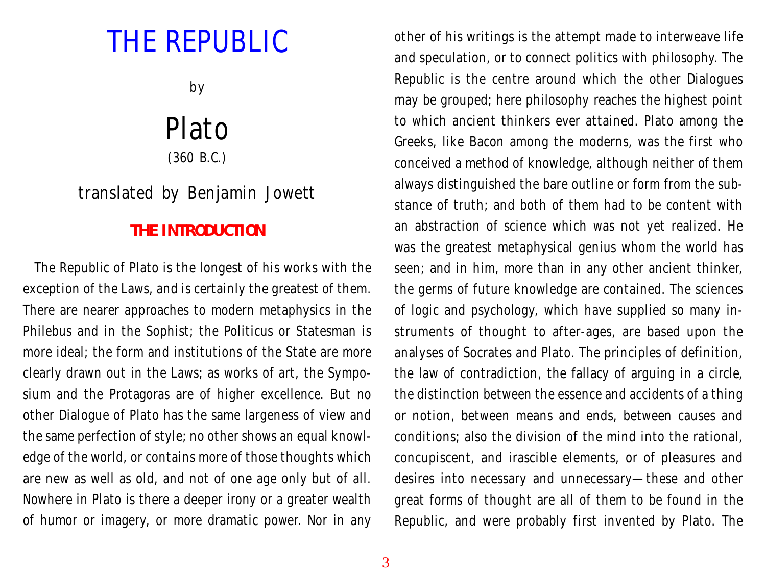# THE REPUBLIC

by

## Plato

(360 B.C.)

translated by Benjamin Jowett

### THE INTRODUCTION

The Republic of Plato is the longest of his works with the exception of the Laws, and is certainly the greatest of them. There are nearer approaches to modern metaphysics in the Philebus and in the Sophist; the Politicus or Statesman is more ideal; the form and institutions of the State are more clearly drawn out in the Laws; as works of art, the Symposium and the Protagoras are of higher excellence. But no other Dialogue of Plato has the same largeness of view and the same perfection of style; no other shows an equal knowledge of the world, or contains more of those thoughts which are new as well as old, and not of one age only but of all. Nowhere in Plato is there a deeper irony or a greater wealth of humor or imagery, or more dramatic power. Nor in any other of his writings is the attempt made to interweave life and speculation, or to connect politics with philosophy. The Republic is the centre around which the other Dialogues may be grouped; here philosophy reaches the highest point to which ancient thinkers ever attained. Plato among the Greeks, like Bacon among the moderns, was the first who conceived a method of knowledge, although neither of them always distinguished the bare outline or form from the substance of truth; and both of them had to be content with an abstraction of science which was not yet realized. He was the greatest metaphysical genius whom the world has seen; and in him, more than in any other ancient thinker, the germs of future knowledge are contained. The sciences of logic and psychology, which have supplied so many instruments of thought to after-ages, are based upon the analyses of Socrates and Plato. The principles of definition, the law of contradiction, the fallacy of arguing in a circle, the distinction between the essence and accidents of a thing or notion, between means and ends, between causes and conditions; also the division of the mind into the rational, concupiscent, and irascible elements, or of pleasures and desires into necessary and unnecessary—these and other great forms of thought are all of them to be found in the Republic, and were probably first invented by Plato. The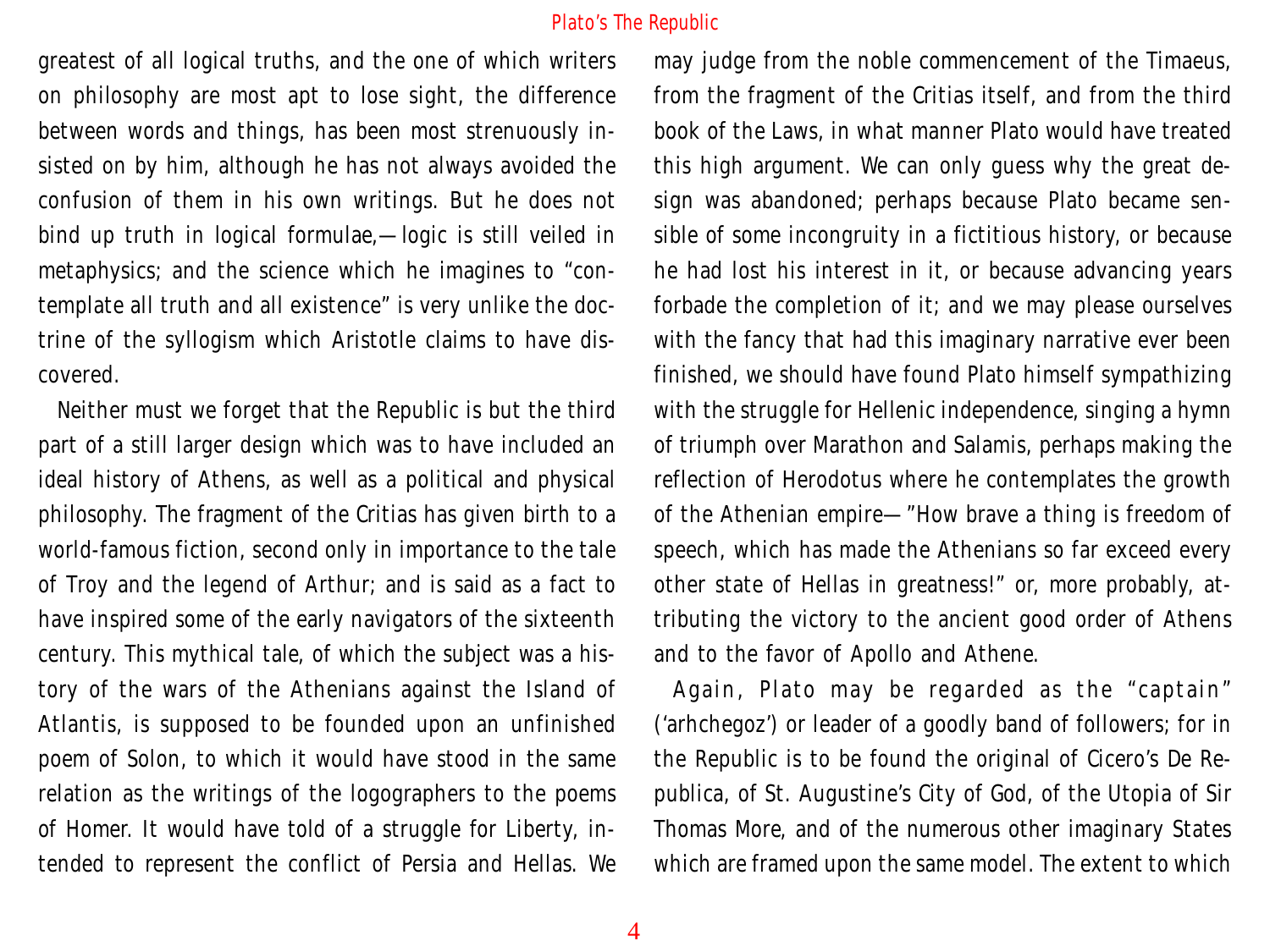greatest of all logical truths, and the one of which writers on philosophy are most apt to lose sight, the difference between words and things, has been most strenuously insisted on by him, although he has not always avoided the confusion of them in his own writings. But he does not bind up truth in logical formulae,—logic is still veiled in metaphysics; and the science which he imagines to "contemplate all truth and all existence" is very unlike the doctrine of the syllogism which Aristotle claims to have discovered.

Neither must we forget that the Republic is but the third part of a still larger design which was to have included an ideal history of Athens, as well as a political and physical philosophy. The fragment of the Critias has given birth to a world-famous fiction, second only in importance to the tale of Troy and the legend of Arthur; and is said as a fact to have inspired some of the early navigators of the sixteenth century. This mythical tale, of which the subject was a history of the wars of the Athenians against the Island of Atlantis, is supposed to be founded upon an unfinished poem of Solon, to which it would have stood in the same relation as the writings of the logographers to the poems of Homer. It would have told of a struggle for Liberty, intended to represent the conflict of Persia and Hellas. We may judge from the noble commencement of the Timaeus, from the fragment of the Critias itself, and from the third book of the Laws, in what manner Plato would have treated this high argument. We can only guess why the great design was abandoned; perhaps because Plato became sensible of some incongruity in a fictitious history, or because he had lost his interest in it, or because advancing years forbade the completion of it; and we may please ourselves with the fancy that had this imaginary narrative ever been finished, we should have found Plato himself sympathizing with the struggle for Hellenic independence, singing a hymn of triumph over Marathon and Salamis, perhaps making the reflection of Herodotus where he contemplates the growth of the Athenian empire—"How brave a thing is freedom of speech, which has made the Athenians so far exceed every other state of Hellas in greatness!" or, more probably, attributing the victory to the ancient good order of Athens and to the favor of Apollo and Athene.

Again, Plato may be regarded as the "captain" ('arhchegoz') or leader of a goodly band of followers; for in the Republic is to be found the original of Cicero's De Republica, of St. Augustine's City of God, of the Utopia of Sir Thomas More, and of the numerous other imaginary States which are framed upon the same model. The extent to which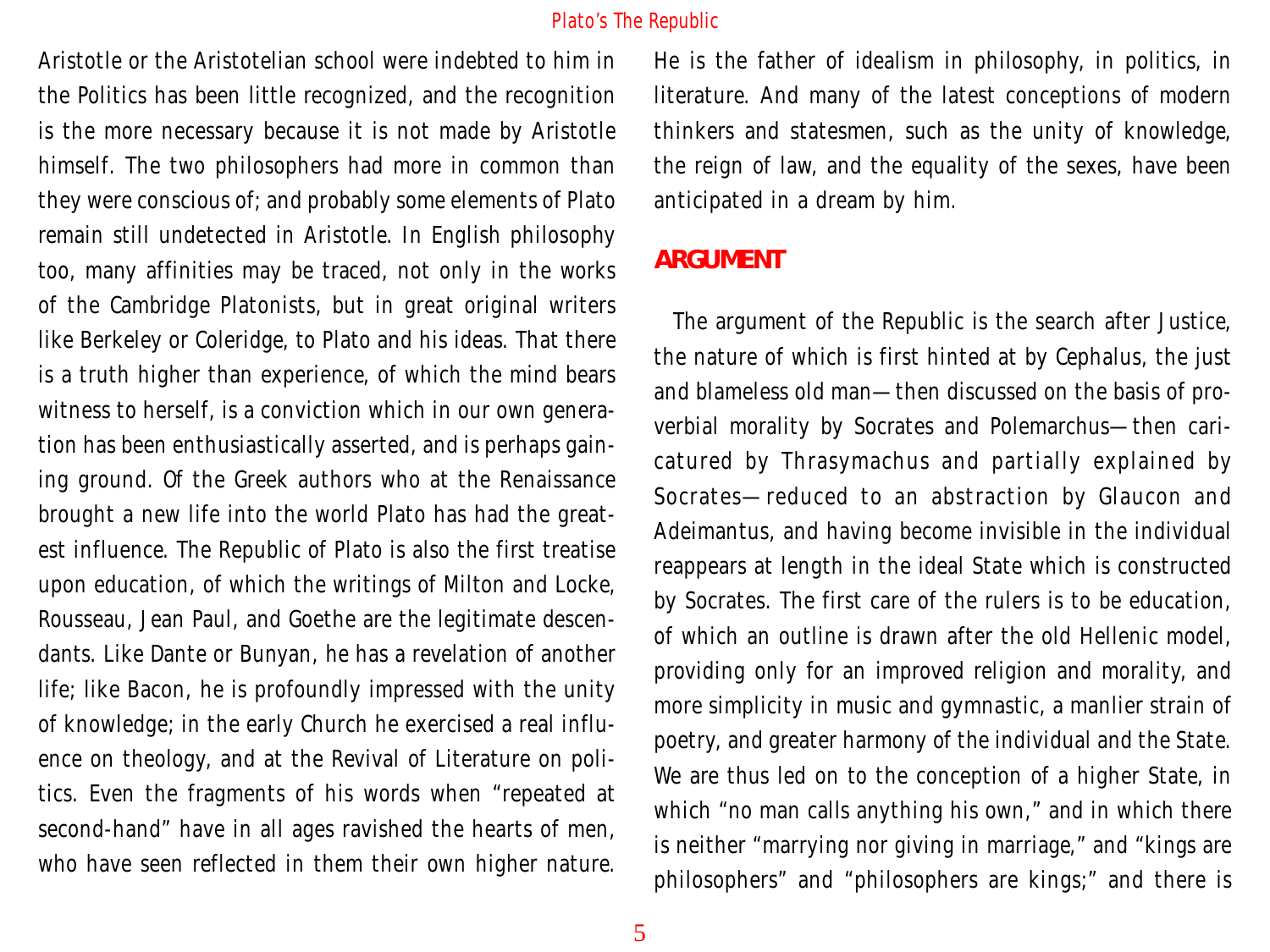Aristotle or the Aristotelian school were indebted to him in the Politics has been little recognized, and the recognition is the more necessary because it is not made by Aristotle himself. The two philosophers had more in common than they were conscious of; and probably some elements of Plato remain still undetected in Aristotle. In English philosophy too, many affinities may be traced, not only in the works of the Cambridge Platonists, but in great original writers like Berkeley or Coleridge, to Plato and his ideas. That there is a truth higher than experience, of which the mind bears witness to herself, is a conviction which in our own generation has been enthusiastically asserted, and is perhaps gaining ground. Of the Greek authors who at the Renaissance brought a new life into the world Plato has had the greatest influence. The Republic of Plato is also the first treatise upon education, of which the writings of Milton and Locke, Rousseau, Jean Paul, and Goethe are the legitimate descendants. Like Dante or Bunyan, he has a revelation of another life; like Bacon, he is profoundly impressed with the unity of knowledge; in the early Church he exercised a real influence on theology, and at the Revival of Literature on politics. Even the fragments of his words when "repeated at second-hand" have in all ages ravished the hearts of men, who have seen reflected in them their own higher nature. He is the father of idealism in philosophy, in politics, in literature. And many of the latest conceptions of modern thinkers and statesmen, such as the unity of knowledge, the reign of law, and the equality of the sexes, have been anticipated in a dream by him.

## ARGUMENT

The argument of the Republic is the search after Justice, the nature of which is first hinted at by Cephalus, the just and blameless old man—then discussed on the basis of proverbial morality by Socrates and Polemarchus—then caricatured by Thrasymachus and partially explained by Socrates—reduced to an abstraction by Glaucon and Adeimantus, and having become invisible in the individual reappears at length in the ideal State which is constructed by Socrates. The first care of the rulers is to be education, of which an outline is drawn after the old Hellenic model, providing only for an improved religion and morality, and more simplicity in music and gymnastic, a manlier strain of poetry, and greater harmony of the individual and the State. We are thus led on to the conception of a higher State, in which "no man calls anything his own," and in which there is neither "marrying nor giving in marriage," and "kings are philosophers" and "philosophers are kings;" and there is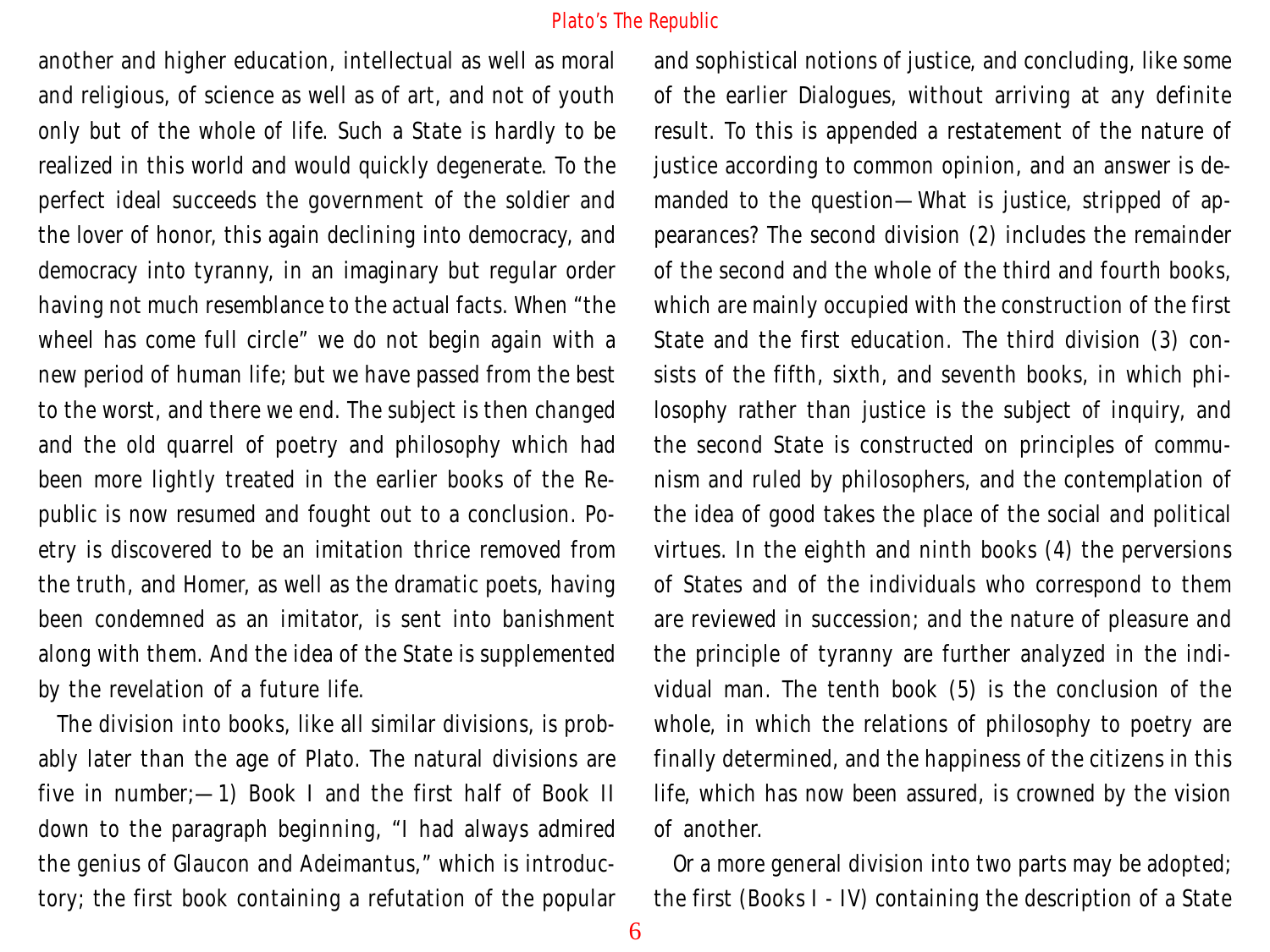another and higher education, intellectual as well as moral and religious, of science as well as of art, and not of youth only but of the whole of life. Such a State is hardly to be realized in this world and would quickly degenerate. To the perfect ideal succeeds the government of the soldier and the lover of honor, this again declining into democracy, and democracy into tyranny, in an imaginary but regular order having not much resemblance to the actual facts. When "the wheel has come full circle" we do not begin again with a new period of human life; but we have passed from the best to the worst, and there we end. The subject is then changed and the old quarrel of poetry and philosophy which had been more lightly treated in the earlier books of the Republic is now resumed and fought out to a conclusion. Poetry is discovered to be an imitation thrice removed from the truth, and Homer, as well as the dramatic poets, having been condemned as an imitator, is sent into banishment along with them. And the idea of the State is supplemented by the revelation of a future life.

The division into books, like all similar divisions, is probably later than the age of Plato. The natural divisions are five in number;—1) Book I and the first half of Book II down to the paragraph beginning, "I had always admired the genius of Glaucon and Adeimantus," which is introductory; the first book containing a refutation of the popular and sophistical notions of justice, and concluding, like some of the earlier Dialogues, without arriving at any definite result. To this is appended a restatement of the nature of justice according to common opinion, and an answer is demanded to the question—What is justice, stripped of appearances? The second division (2) includes the remainder of the second and the whole of the third and fourth books, which are mainly occupied with the construction of the first State and the first education. The third division (3) consists of the fifth, sixth, and seventh books, in which philosophy rather than justice is the subject of inquiry, and the second State is constructed on principles of communism and ruled by philosophers, and the contemplation of the idea of good takes the place of the social and political virtues. In the eighth and ninth books (4) the perversions of States and of the individuals who correspond to them are reviewed in succession; and the nature of pleasure and the principle of tyranny are further analyzed in the individual man. The tenth book (5) is the conclusion of the whole, in which the relations of philosophy to poetry are finally determined, and the happiness of the citizens in this life, which has now been assured, is crowned by the vision of another.

Or a more general division into two parts may be adopted; the first (Books I - IV) containing the description of a State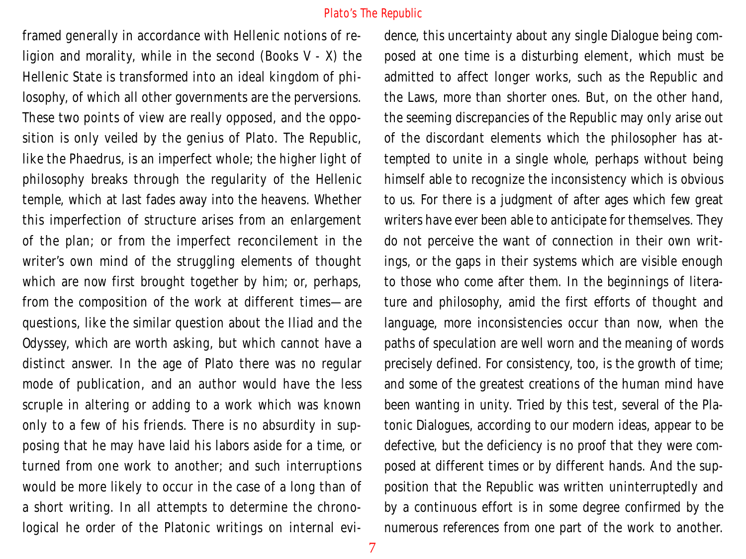framed generally in accordance with Hellenic notions of religion and morality, while in the second (Books V - X) the Hellenic State is transformed into an ideal kingdom of philosophy, of which all other governments are the perversions. These two points of view are really opposed, and the opposition is only veiled by the genius of Plato. The Republic, like the Phaedrus, is an imperfect whole; the higher light of philosophy breaks through the regularity of the Hellenic temple, which at last fades away into the heavens. Whether this imperfection of structure arises from an enlargement of the plan; or from the imperfect reconcilement in the writer's own mind of the struggling elements of thought which are now first brought together by him; or, perhaps, from the composition of the work at different times—are questions, like the similar question about the Iliad and the Odyssey, which are worth asking, but which cannot have a distinct answer. In the age of Plato there was no regular mode of publication, and an author would have the less scruple in altering or adding to a work which was known only to a few of his friends. There is no absurdity in supposing that he may have laid his labors aside for a time, or turned from one work to another; and such interruptions would be more likely to occur in the case of a long than of a short writing. In all attempts to determine the chronological he order of the Platonic writings on internal evidence, this uncertainty about any single Dialogue being composed at one time is a disturbing element, which must be admitted to affect longer works, such as the Republic and the Laws, more than shorter ones. But, on the other hand, the seeming discrepancies of the Republic may only arise out of the discordant elements which the philosopher has attempted to unite in a single whole, perhaps without being himself able to recognize the inconsistency which is obvious to us. For there is a judgment of after ages which few great writers have ever been able to anticipate for themselves. They do not perceive the want of connection in their own writings, or the gaps in their systems which are visible enough to those who come after them. In the beginnings of literature and philosophy, amid the first efforts of thought and language, more inconsistencies occur than now, when the paths of speculation are well worn and the meaning of words precisely defined. For consistency, too, is the growth of time; and some of the greatest creations of the human mind have been wanting in unity. Tried by this test, several of the Platonic Dialogues, according to our modern ideas, appear to be defective, but the deficiency is no proof that they were composed at different times or by different hands. And the supposition that the Republic was written uninterruptedly and by a continuous effort is in some degree confirmed by the numerous references from one part of the work to another.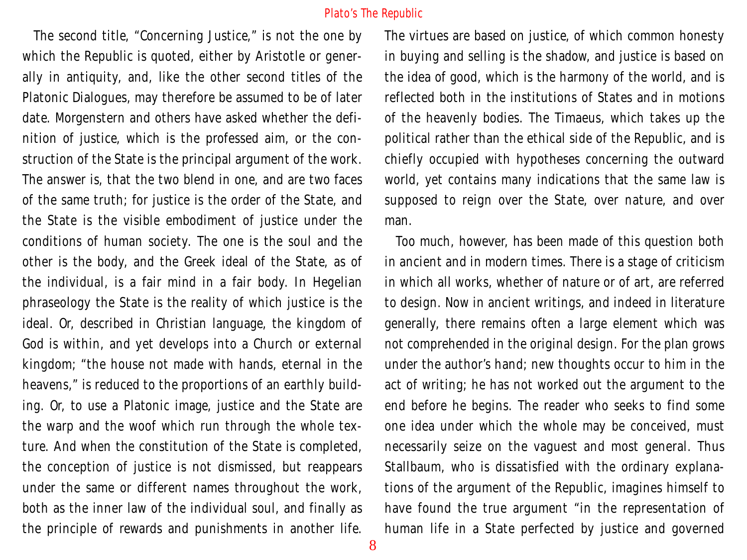The second title, "Concerning Justice," is not the one by which the Republic is quoted, either by Aristotle or generally in antiquity, and, like the other second titles of the Platonic Dialogues, may therefore be assumed to be of later date. Morgenstern and others have asked whether the definition of justice, which is the professed aim, or the construction of the State is the principal argument of the work. The answer is, that the two blend in one, and are two faces of the same truth; for justice is the order of the State, and the State is the visible embodiment of justice under the conditions of human society. The one is the soul and the other is the body, and the Greek ideal of the State, as of the individual, is a fair mind in a fair body. In Hegelian phraseology the State is the reality of which justice is the ideal. Or, described in Christian language, the kingdom of God is within, and yet develops into a Church or external kingdom; "the house not made with hands, eternal in the heavens," is reduced to the proportions of an earthly building. Or, to use a Platonic image, justice and the State are the warp and the woof which run through the whole texture. And when the constitution of the State is completed, the conception of justice is not dismissed, but reappears under the same or different names throughout the work, both as the inner law of the individual soul, and finally as the principle of rewards and punishments in another life. The virtues are based on justice, of which common honesty in buying and selling is the shadow, and justice is based on the idea of good, which is the harmony of the world, and is reflected both in the institutions of States and in motions of the heavenly bodies. The Timaeus, which takes up the political rather than the ethical side of the Republic, and is chiefly occupied with hypotheses concerning the outward world, yet contains many indications that the same law is supposed to reign over the State, over nature, and over man.

Too much, however, has been made of this question both in ancient and in modern times. There is a stage of criticism in which all works, whether of nature or of art, are referred to design. Now in ancient writings, and indeed in literature generally, there remains often a large element which was not comprehended in the original design. For the plan grows under the author's hand; new thoughts occur to him in the act of writing; he has not worked out the argument to the end before he begins. The reader who seeks to find some one idea under which the whole may be conceived, must necessarily seize on the vaguest and most general. Thus Stallbaum, who is dissatisfied with the ordinary explanations of the argument of the Republic, imagines himself to have found the true argument "in the representation of human life in a State perfected by justice and governed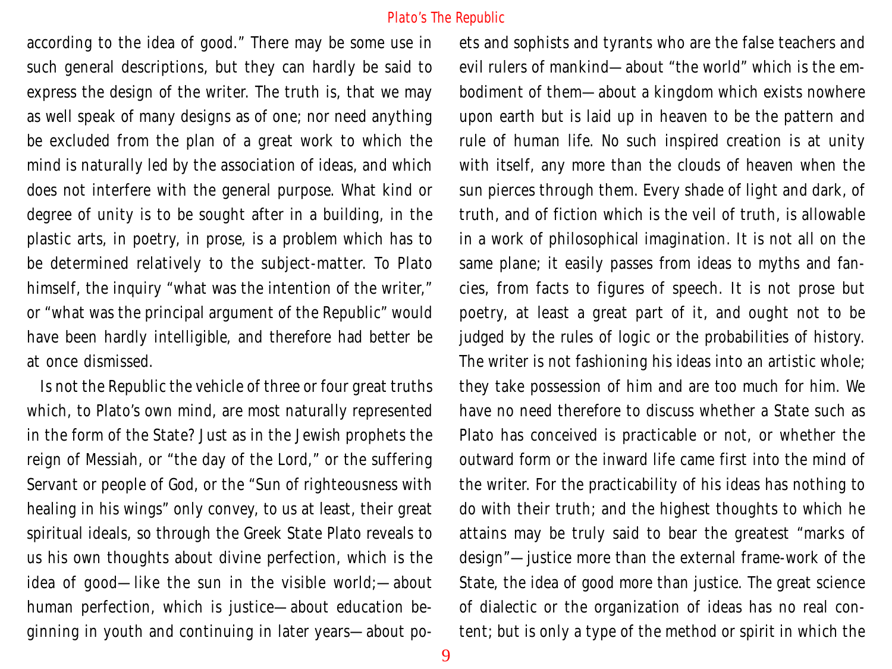according to the idea of good." There may be some use in such general descriptions, but they can hardly be said to express the design of the writer. The truth is, that we may as well speak of many designs as of one; nor need anything be excluded from the plan of a great work to which the mind is naturally led by the association of ideas, and which does not interfere with the general purpose. What kind or degree of unity is to be sought after in a building, in the plastic arts, in poetry, in prose, is a problem which has to be determined relatively to the subject-matter. To Plato himself, the inquiry "what was the intention of the writer," or "what was the principal argument of the Republic" would have been hardly intelligible, and therefore had better be at once dismissed.

Is not the Republic the vehicle of three or four great truths which, to Plato's own mind, are most naturally represented in the form of the State? Just as in the Jewish prophets the reign of Messiah, or "the day of the Lord," or the suffering Servant or people of God, or the "Sun of righteousness with healing in his wings" only convey, to us at least, their great spiritual ideals, so through the Greek State Plato reveals to us his own thoughts about divine perfection, which is the idea of good—like the sun in the visible world;—about human perfection, which is justice—about education beginning in youth and continuing in later years—about poets and sophists and tyrants who are the false teachers and evil rulers of mankind—about "the world" which is the embodiment of them—about a kingdom which exists nowhere upon earth but is laid up in heaven to be the pattern and rule of human life. No such inspired creation is at unity with itself, any more than the clouds of heaven when the sun pierces through them. Every shade of light and dark, of truth, and of fiction which is the veil of truth, is allowable in a work of philosophical imagination. It is not all on the same plane; it easily passes from ideas to myths and fancies, from facts to figures of speech. It is not prose but poetry, at least a great part of it, and ought not to be judged by the rules of logic or the probabilities of history. The writer is not fashioning his ideas into an artistic whole; they take possession of him and are too much for him. We have no need therefore to discuss whether a State such as Plato has conceived is practicable or not, or whether the outward form or the inward life came first into the mind of the writer. For the practicability of his ideas has nothing to do with their truth; and the highest thoughts to which he attains may be truly said to bear the greatest "marks of design"—justice more than the external frame-work of the State, the idea of good more than justice. The great science of dialectic or the organization of ideas has no real content; but is only a type of the method or spirit in which the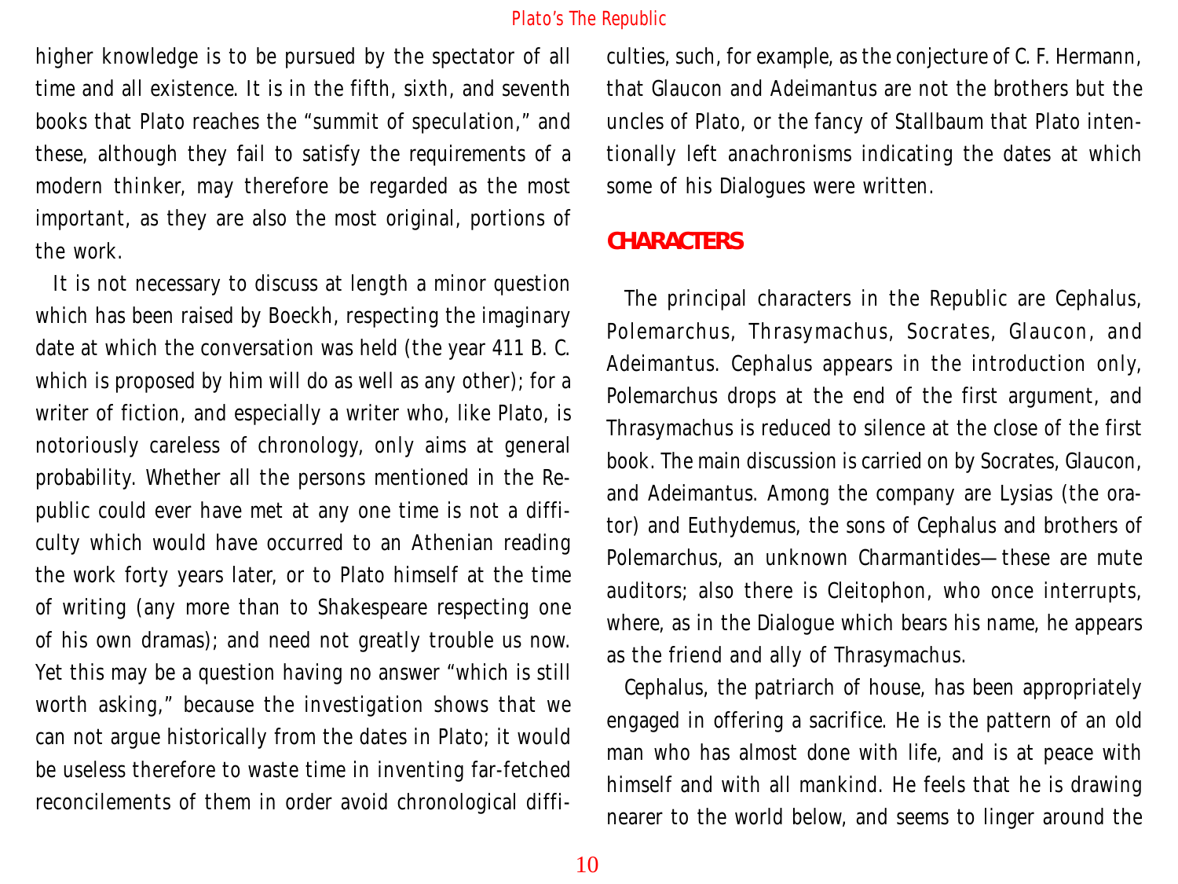higher knowledge is to be pursued by the spectator of all time and all existence. It is in the fifth, sixth, and seventh books that Plato reaches the "summit of speculation," and these, although they fail to satisfy the requirements of a modern thinker, may therefore be regarded as the most important, as they are also the most original, portions of the work.

It is not necessary to discuss at length a minor question which has been raised by Boeckh, respecting the imaginary date at which the conversation was held (the year 411 B. C. which is proposed by him will do as well as any other); for a writer of fiction, and especially a writer who, like Plato, is notoriously careless of chronology, only aims at general probability. Whether all the persons mentioned in the Republic could ever have met at any one time is not a difficulty which would have occurred to an Athenian reading the work forty years later, or to Plato himself at the time of writing (any more than to Shakespeare respecting one of his own dramas); and need not greatly trouble us now. Yet this may be a question having no answer "which is still worth asking," because the investigation shows that we can not argue historically from the dates in Plato; it would be useless therefore to waste time in inventing far-fetched reconcilements of them in order avoid chronological difficulties, such, for example, as the conjecture of C. F. Hermann, that Glaucon and Adeimantus are not the brothers but the uncles of Plato, or the fancy of Stallbaum that Plato intentionally left anachronisms indicating the dates at which some of his Dialogues were written.

## CHARACTERS

The principal characters in the Republic are Cephalus, Polemarchus, Thrasymachus, Socrates, Glaucon, and Adeimantus. Cephalus appears in the introduction only, Polemarchus drops at the end of the first argument, and Thrasymachus is reduced to silence at the close of the first book. The main discussion is carried on by Socrates, Glaucon, and Adeimantus. Among the company are Lysias (the orator) and Euthydemus, the sons of Cephalus and brothers of Polemarchus, an unknown Charmantides—these are mute auditors; also there is Cleitophon, who once interrupts, where, as in the Dialogue which bears his name, he appears as the friend and ally of Thrasymachus.

Cephalus, the patriarch of house, has been appropriately engaged in offering a sacrifice. He is the pattern of an old man who has almost done with life, and is at peace with himself and with all mankind. He feels that he is drawing nearer to the world below, and seems to linger around the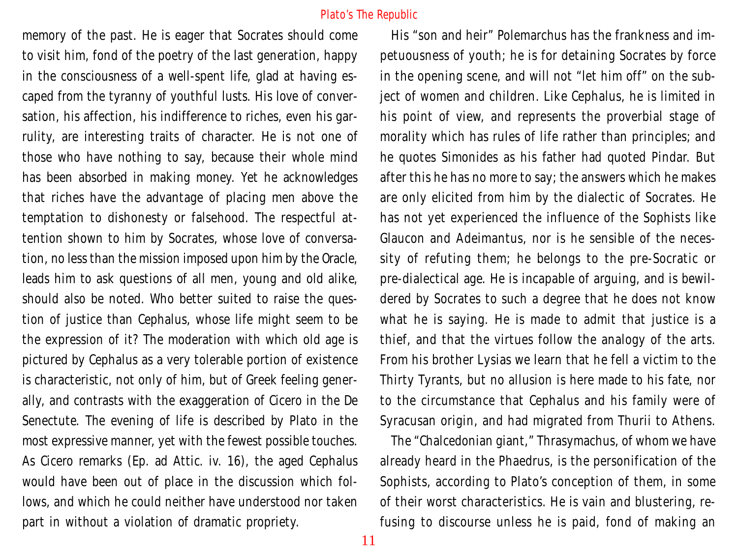memory of the past. He is eager that Socrates should come to visit him, fond of the poetry of the last generation, happy in the consciousness of a well-spent life, glad at having escaped from the tyranny of youthful lusts. His love of conversation, his affection, his indifference to riches, even his garrulity, are interesting traits of character. He is not one of those who have nothing to say, because their whole mind has been absorbed in making money. Yet he acknowledges that riches have the advantage of placing men above the temptation to dishonesty or falsehood. The respectful attention shown to him by Socrates, whose love of conversation, no less than the mission imposed upon him by the Oracle, leads him to ask questions of all men, young and old alike, should also be noted. Who better suited to raise the question of justice than Cephalus, whose life might seem to be the expression of it? The moderation with which old age is pictured by Cephalus as a very tolerable portion of existence is characteristic, not only of him, but of Greek feeling generally, and contrasts with the exaggeration of Cicero in the De Senectute. The evening of life is described by Plato in the most expressive manner, yet with the fewest possible touches. As Cicero remarks (Ep. ad Attic. iv. 16), the aged Cephalus would have been out of place in the discussion which follows, and which he could neither have understood nor taken part in without a violation of dramatic propriety.

His "son and heir" Polemarchus has the frankness and impetuousness of youth; he is for detaining Socrates by force in the opening scene, and will not "let him off" on the subject of women and children. Like Cephalus, he is limited in his point of view, and represents the proverbial stage of morality which has rules of life rather than principles; and he quotes Simonides as his father had quoted Pindar. But after this he has no more to say; the answers which he makes are only elicited from him by the dialectic of Socrates. He has not yet experienced the influence of the Sophists like Glaucon and Adeimantus, nor is he sensible of the necessity of refuting them; he belongs to the pre-Socratic or pre-dialectical age. He is incapable of arguing, and is bewildered by Socrates to such a degree that he does not know what he is saying. He is made to admit that justice is a thief, and that the virtues follow the analogy of the arts. From his brother Lysias we learn that he fell a victim to the Thirty Tyrants, but no allusion is here made to his fate, nor to the circumstance that Cephalus and his family were of Syracusan origin, and had migrated from Thurii to Athens.

The "Chalcedonian giant," Thrasymachus, of whom we have already heard in the Phaedrus, is the personification of the Sophists, according to Plato's conception of them, in some of their worst characteristics. He is vain and blustering, refusing to discourse unless he is paid, fond of making an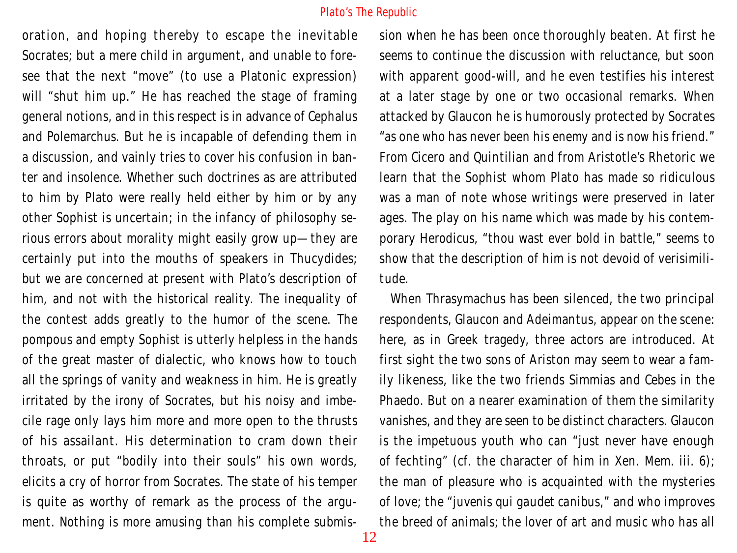oration, and hoping thereby to escape the inevitable Socrates; but a mere child in argument, and unable to foresee that the next "move" (to use a Platonic expression) will "shut him up." He has reached the stage of framing general notions, and in this respect is in advance of Cephalus and Polemarchus. But he is incapable of defending them in a discussion, and vainly tries to cover his confusion in banter and insolence. Whether such doctrines as are attributed to him by Plato were really held either by him or by any other Sophist is uncertain; in the infancy of philosophy serious errors about morality might easily grow up—they are certainly put into the mouths of speakers in Thucydides; but we are concerned at present with Plato's description of him, and not with the historical reality. The inequality of the contest adds greatly to the humor of the scene. The pompous and empty Sophist is utterly helpless in the hands of the great master of dialectic, who knows how to touch all the springs of vanity and weakness in him. He is greatly irritated by the irony of Socrates, but his noisy and imbecile rage only lays him more and more open to the thrusts of his assailant. His determination to cram down their throats, or put "bodily into their souls" his own words, elicits a cry of horror from Socrates. The state of his temper is quite as worthy of remark as the process of the argument. Nothing is more amusing than his complete submission when he has been once thoroughly beaten. At first he seems to continue the discussion with reluctance, but soon with apparent good-will, and he even testifies his interest at a later stage by one or two occasional remarks. When attacked by Glaucon he is humorously protected by Socrates "as one who has never been his enemy and is now his friend." From Cicero and Quintilian and from Aristotle's Rhetoric we learn that the Sophist whom Plato has made so ridiculous was a man of note whose writings were preserved in later ages. The play on his name which was made by his contemporary Herodicus, "thou wast ever bold in battle," seems to show that the description of him is not devoid of verisimilitude.

When Thrasymachus has been silenced, the two principal respondents, Glaucon and Adeimantus, appear on the scene: here, as in Greek tragedy, three actors are introduced. At first sight the two sons of Ariston may seem to wear a family likeness, like the two friends Simmias and Cebes in the Phaedo. But on a nearer examination of them the similarity vanishes, and they are seen to be distinct characters. Glaucon is the impetuous youth who can "just never have enough of fechting" (cf. the character of him in Xen. Mem. iii. 6); the man of pleasure who is acquainted with the mysteries of love; the "juvenis qui gaudet canibus," and who improves the breed of animals; the lover of art and music who has all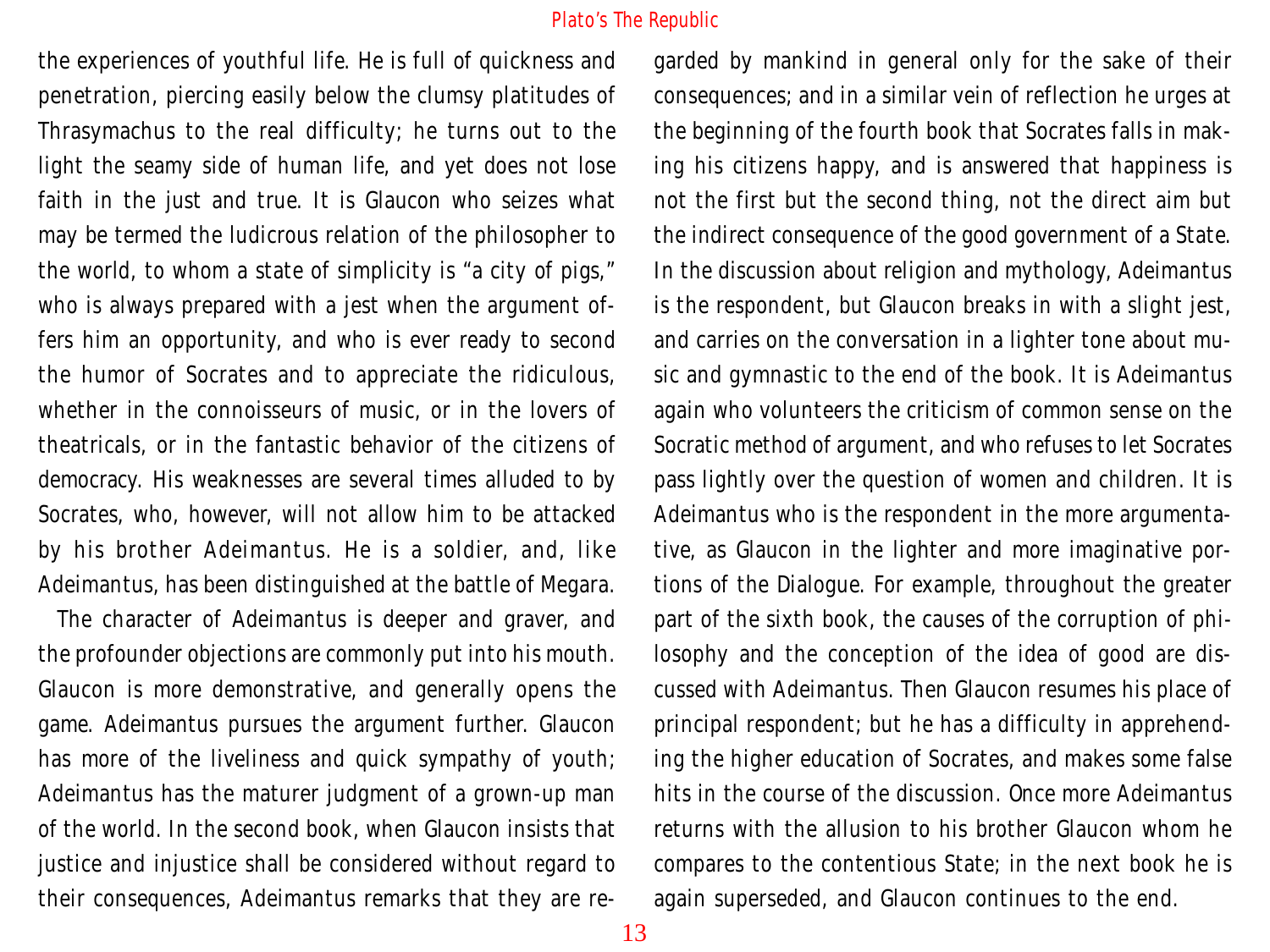the experiences of youthful life. He is full of quickness and penetration, piercing easily below the clumsy platitudes of Thrasymachus to the real difficulty; he turns out to the light the seamy side of human life, and yet does not lose faith in the just and true. It is Glaucon who seizes what may be termed the ludicrous relation of the philosopher to the world, to whom a state of simplicity is "a city of pigs," who is always prepared with a jest when the argument offers him an opportunity, and who is ever ready to second the humor of Socrates and to appreciate the ridiculous, whether in the connoisseurs of music, or in the lovers of theatricals, or in the fantastic behavior of the citizens of democracy. His weaknesses are several times alluded to by Socrates, who, however, will not allow him to be attacked by his brother Adeimantus. He is a soldier, and, like Adeimantus, has been distinguished at the battle of Megara.

The character of Adeimantus is deeper and graver, and the profounder objections are commonly put into his mouth. Glaucon is more demonstrative, and generally opens the game. Adeimantus pursues the argument further. Glaucon has more of the liveliness and quick sympathy of youth; Adeimantus has the maturer judgment of a grown-up man of the world. In the second book, when Glaucon insists that justice and injustice shall be considered without regard to their consequences, Adeimantus remarks that they are regarded by mankind in general only for the sake of their consequences; and in a similar vein of reflection he urges at the beginning of the fourth book that Socrates falls in making his citizens happy, and is answered that happiness is not the first but the second thing, not the direct aim but the indirect consequence of the good government of a State. In the discussion about religion and mythology, Adeimantus is the respondent, but Glaucon breaks in with a slight jest, and carries on the conversation in a lighter tone about music and gymnastic to the end of the book. It is Adeimantus again who volunteers the criticism of common sense on the Socratic method of argument, and who refuses to let Socrates pass lightly over the question of women and children. It is Adeimantus who is the respondent in the more argumentative, as Glaucon in the lighter and more imaginative portions of the Dialogue. For example, throughout the greater part of the sixth book, the causes of the corruption of philosophy and the conception of the idea of good are discussed with Adeimantus. Then Glaucon resumes his place of principal respondent; but he has a difficulty in apprehending the higher education of Socrates, and makes some false hits in the course of the discussion. Once more Adeimantus returns with the allusion to his brother Glaucon whom he compares to the contentious State; in the next book he is again superseded, and Glaucon continues to the end.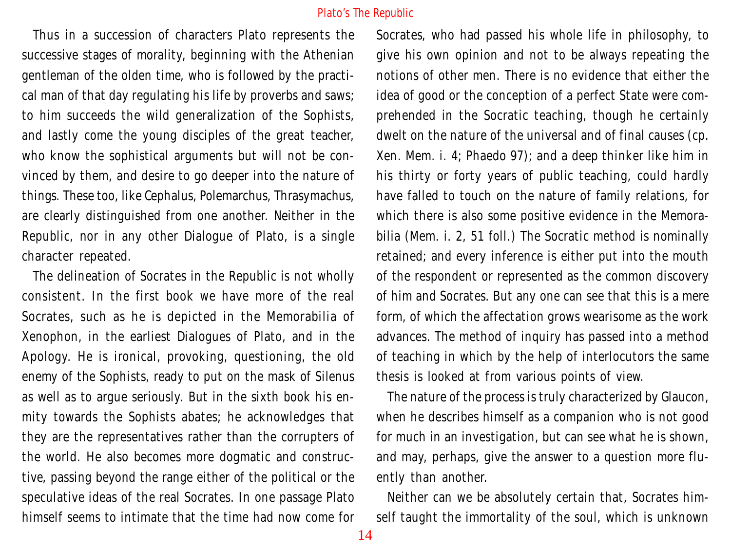Thus in a succession of characters Plato represents the successive stages of morality, beginning with the Athenian gentleman of the olden time, who is followed by the practical man of that day regulating his life by proverbs and saws; to him succeeds the wild generalization of the Sophists, and lastly come the young disciples of the great teacher, who know the sophistical arguments but will not be convinced by them, and desire to go deeper into the nature of things. These too, like Cephalus, Polemarchus, Thrasymachus, are clearly distinguished from one another. Neither in the Republic, nor in any other Dialogue of Plato, is a single character repeated.

The delineation of Socrates in the Republic is not wholly consistent. In the first book we have more of the real Socrates, such as he is depicted in the Memorabilia of Xenophon, in the earliest Dialogues of Plato, and in the Apology. He is ironical, provoking, questioning, the old enemy of the Sophists, ready to put on the mask of Silenus as well as to argue seriously. But in the sixth book his enmity towards the Sophists abates; he acknowledges that they are the representatives rather than the corrupters of the world. He also becomes more dogmatic and constructive, passing beyond the range either of the political or the speculative ideas of the real Socrates. In one passage Plato himself seems to intimate that the time had now come for Socrates, who had passed his whole life in philosophy, to give his own opinion and not to be always repeating the notions of other men. There is no evidence that either the idea of good or the conception of a perfect State were comprehended in the Socratic teaching, though he certainly dwelt on the nature of the universal and of final causes (cp. Xen. Mem. i. 4; Phaedo 97); and a deep thinker like him in his thirty or forty years of public teaching, could hardly have falled to touch on the nature of family relations, for which there is also some positive evidence in the Memorabilia (Mem. i. 2, 51 foll.) The Socratic method is nominally retained; and every inference is either put into the mouth of the respondent or represented as the common discovery of him and Socrates. But any one can see that this is a mere form, of which the affectation grows wearisome as the work advances. The method of inquiry has passed into a method of teaching in which by the help of interlocutors the same thesis is looked at from various points of view.

The nature of the process is truly characterized by Glaucon, when he describes himself as a companion who is not good for much in an investigation, but can see what he is shown, and may, perhaps, give the answer to a question more fluently than another.

Neither can we be absolutely certain that, Socrates himself taught the immortality of the soul, which is unknown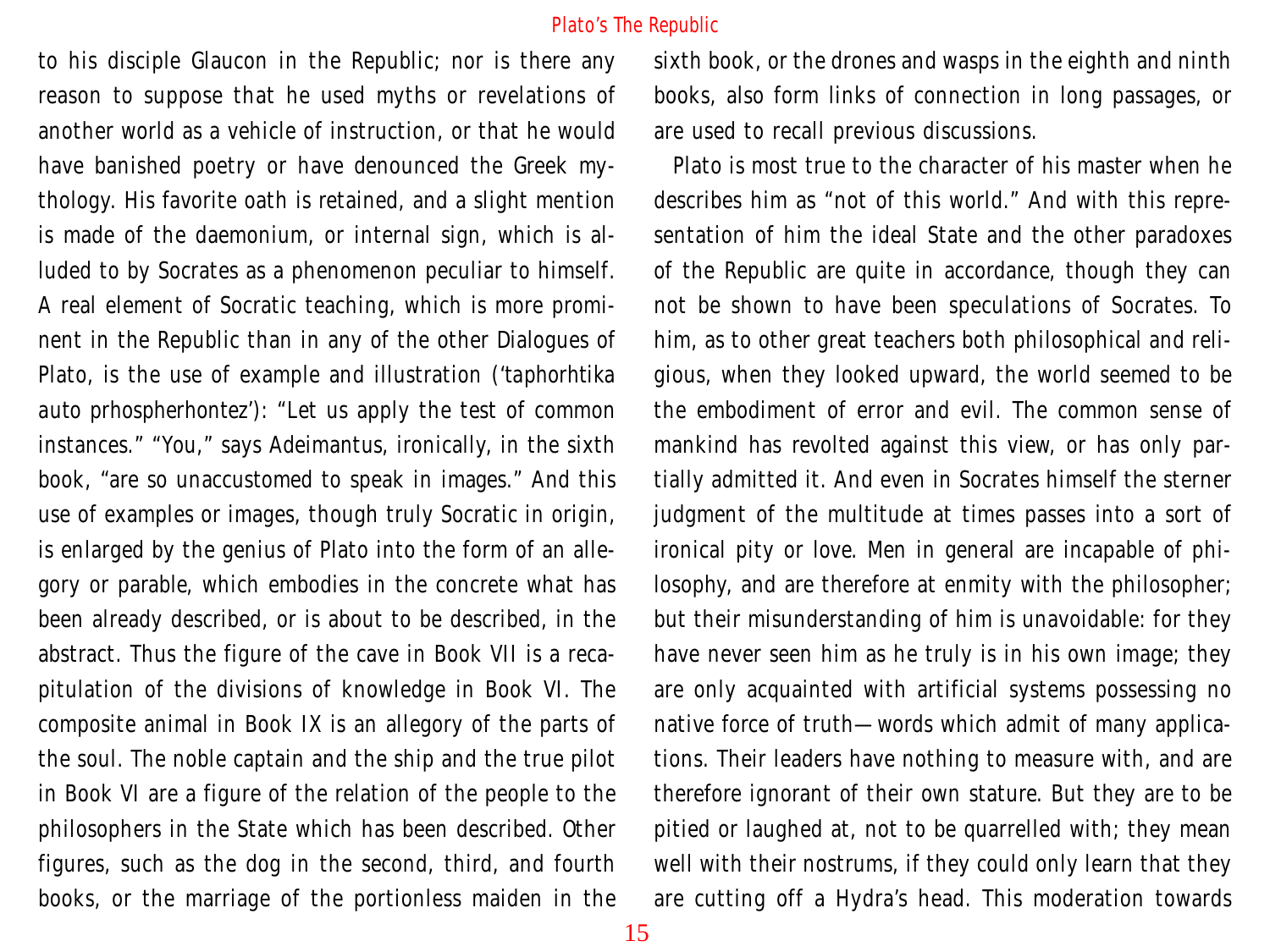to his disciple Glaucon in the Republic; nor is there any reason to suppose that he used myths or revelations of another world as a vehicle of instruction, or that he would have banished poetry or have denounced the Greek mythology. His favorite oath is retained, and a slight mention is made of the daemonium, or internal sign, which is alluded to by Socrates as a phenomenon peculiar to himself. A real element of Socratic teaching, which is more prominent in the Republic than in any of the other Dialogues of Plato, is the use of example and illustration ('taphorhtika auto prhospherhontez'): "Let us apply the test of common instances." "You," says Adeimantus, ironically, in the sixth book, "are so unaccustomed to speak in images." And this use of examples or images, though truly Socratic in origin, is enlarged by the genius of Plato into the form of an allegory or parable, which embodies in the concrete what has been already described, or is about to be described, in the abstract. Thus the figure of the cave in Book VII is a recapitulation of the divisions of knowledge in Book VI. The composite animal in Book IX is an allegory of the parts of the soul. The noble captain and the ship and the true pilot in Book VI are a figure of the relation of the people to the philosophers in the State which has been described. Other figures, such as the dog in the second, third, and fourth books, or the marriage of the portionless maiden in the sixth book, or the drones and wasps in the eighth and ninth books, also form links of connection in long passages, or are used to recall previous discussions.

Plato is most true to the character of his master when he describes him as "not of this world." And with this representation of him the ideal State and the other paradoxes of the Republic are quite in accordance, though they can not be shown to have been speculations of Socrates. To him, as to other great teachers both philosophical and religious, when they looked upward, the world seemed to be the embodiment of error and evil. The common sense of mankind has revolted against this view, or has only partially admitted it. And even in Socrates himself the sterner judgment of the multitude at times passes into a sort of ironical pity or love. Men in general are incapable of philosophy, and are therefore at enmity with the philosopher; but their misunderstanding of him is unavoidable: for they have never seen him as he truly is in his own image; they are only acquainted with artificial systems possessing no native force of truth—words which admit of many applications. Their leaders have nothing to measure with, and are therefore ignorant of their own stature. But they are to be pitied or laughed at, not to be quarrelled with; they mean well with their nostrums, if they could only learn that they are cutting off a Hydra's head. This moderation towards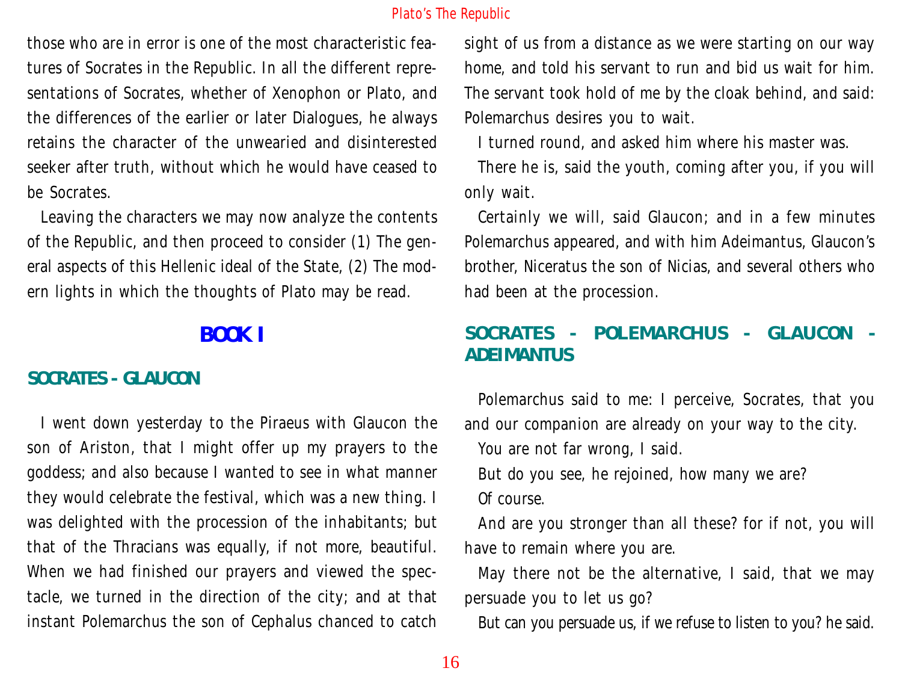those who are in error is one of the most characteristic features of Socrates in the Republic. In all the different representations of Socrates, whether of Xenophon or Plato, and the differences of the earlier or later Dialogues, he always retains the character of the unwearied and disinterested seeker after truth, without which he would have ceased to be Socrates.

Leaving the characters we may now analyze the contents of the Republic, and then proceed to consider (1) The general aspects of this Hellenic ideal of the State, (2) The modern lights in which the thoughts of Plato may be read.

# BOOK I

## SOCRATES - GLAUCON

I went down yesterday to the Piraeus with Glaucon the son of Ariston, that I might offer up my prayers to the goddess; and also because I wanted to see in what manner they would celebrate the festival, which was a new thing. I was delighted with the procession of the inhabitants; but that of the Thracians was equally, if not more, beautiful. When we had finished our prayers and viewed the spectacle, we turned in the direction of the city; and at that instant Polemarchus the son of Cephalus chanced to catch sight of us from a distance as we were starting on our way home, and told his servant to run and bid us wait for him. The servant took hold of me by the cloak behind, and said: Polemarchus desires you to wait.

I turned round, and asked him where his master was.

There he is, said the youth, coming after you, if you will only wait.

Certainly we will, said Glaucon; and in a few minutes Polemarchus appeared, and with him Adeimantus, Glaucon's brother, Niceratus the son of Nicias, and several others who had been at the procession.

## SOCRATES - POLEMARCHUS - GLAUCON - ADEIMANTUS

Polemarchus said to me: I perceive, Socrates, that you and our companion are already on your way to the city.

You are not far wrong, I said.

But do you see, he rejoined, how many we are?

Of course.

And are you stronger than all these? for if not, you will have to remain where you are.

May there not be the alternative, I said, that we may persuade you to let us go?

But can you persuade us, if we refuse to listen to you? he said.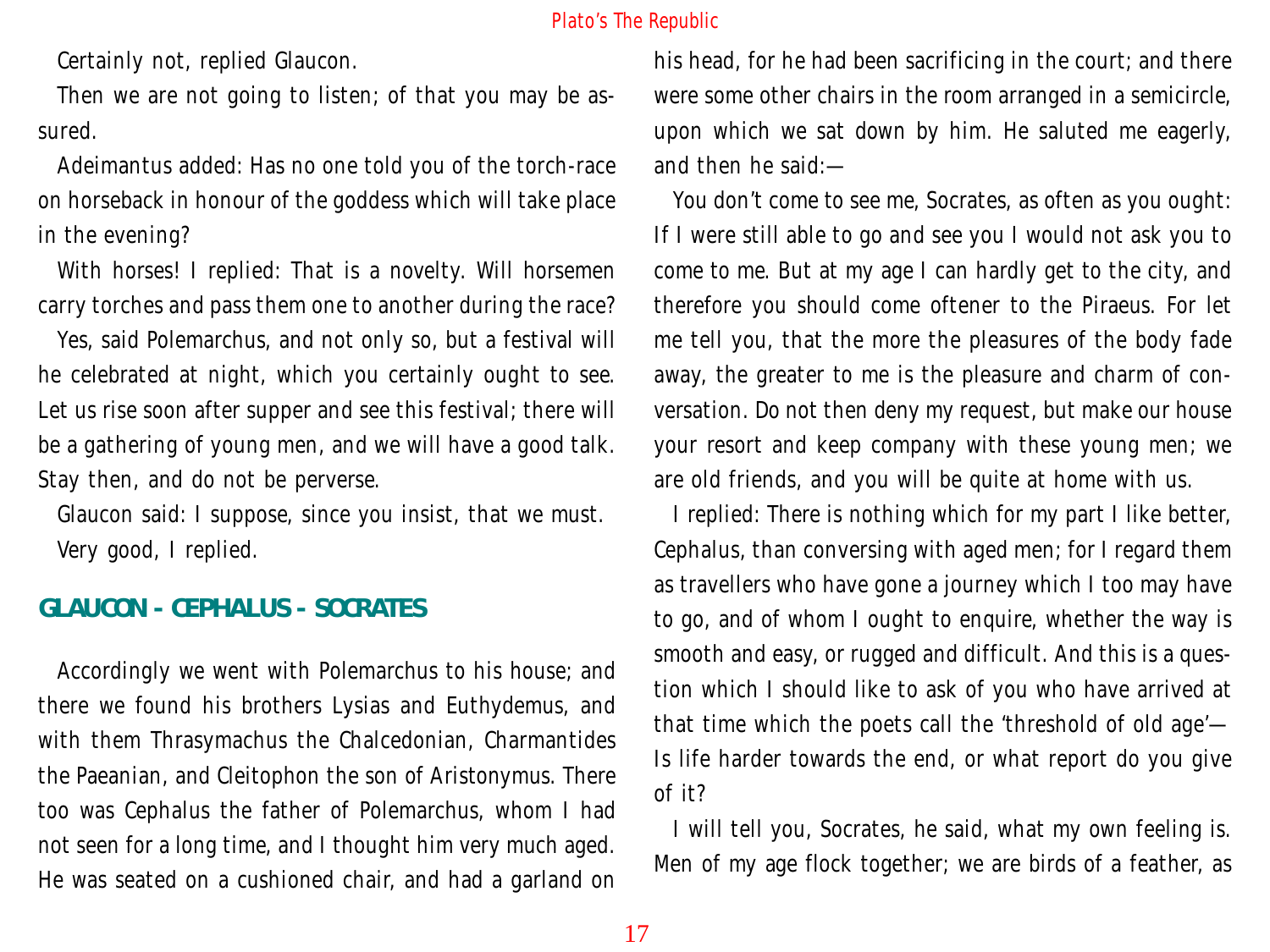Certainly not, replied Glaucon.

Then we are not going to listen; of that you may be assured.

Adeimantus added: Has no one told you of the torch-race on horseback in honour of the goddess which will take place in the evening?

With horses! I replied: That is a novelty. Will horsemen carry torches and pass them one to another during the race?

Yes, said Polemarchus, and not only so, but a festival will he celebrated at night, which you certainly ought to see. Let us rise soon after supper and see this festival; there will be a gathering of young men, and we will have a good talk. Stay then, and do not be perverse.

Glaucon said: I suppose, since you insist, that we must.

Very good, I replied.

## GLAUCON - CEPHALUS - SOCRATES

Accordingly we went with Polemarchus to his house; and there we found his brothers Lysias and Euthydemus, and with them Thrasymachus the Chalcedonian, Charmantides the Paeanian, and Cleitophon the son of Aristonymus. There too was Cephalus the father of Polemarchus, whom I had not seen for a long time, and I thought him very much aged. He was seated on a cushioned chair, and had a garland on his head, for he had been sacrificing in the court; and there were some other chairs in the room arranged in a semicircle, upon which we sat down by him. He saluted me eagerly, and then he said:—

You don't come to see me, Socrates, as often as you ought: If I were still able to go and see you I would not ask you to come to me. But at my age I can hardly get to the city, and therefore you should come oftener to the Piraeus. For let me tell you, that the more the pleasures of the body fade away, the greater to me is the pleasure and charm of conversation. Do not then deny my request, but make our house your resort and keep company with these young men; we are old friends, and you will be quite at home with us.

I replied: There is nothing which for my part I like better, Cephalus, than conversing with aged men; for I regard them as travellers who have gone a journey which I too may have to go, and of whom I ought to enquire, whether the way is smooth and easy, or rugged and difficult. And this is a question which I should like to ask of you who have arrived at that time which the poets call the 'threshold of old age'—Is life harder towards the end, or what report do you give of it?

I will tell you, Socrates, he said, what my own feeling is. Men of my age flock together; we are birds of a feather, as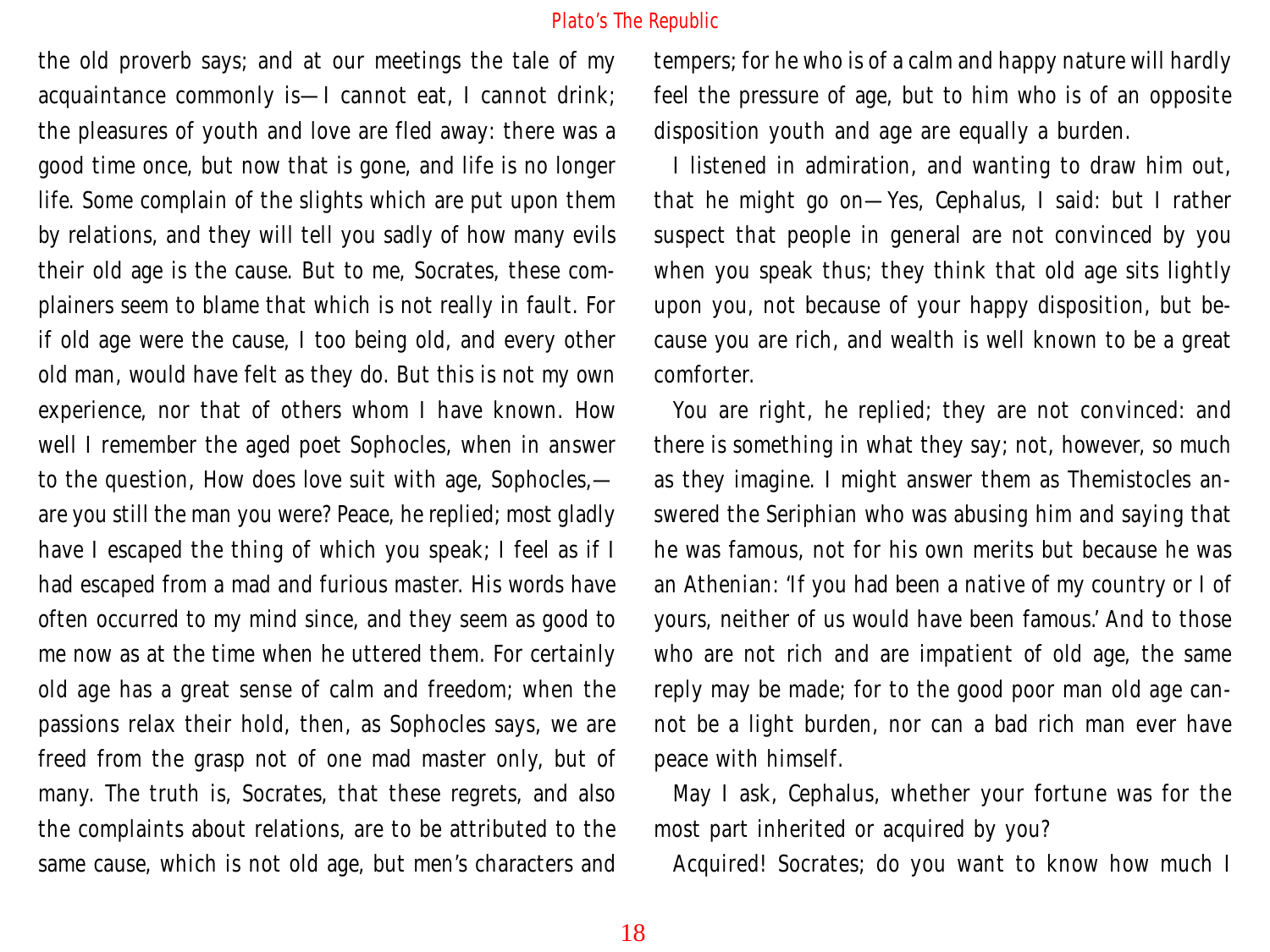the old proverb says; and at our meetings the tale of my acquaintance commonly is—I cannot eat, I cannot drink; the pleasures of youth and love are fled away: there was a good time once, but now that is gone, and life is no longer life. Some complain of the slights which are put upon them by relations, and they will tell you sadly of how many evils their old age is the cause. But to me, Socrates, these complainers seem to blame that which is not really in fault. For if old age were the cause, I too being old, and every other old man, would have felt as they do. But this is not my own experience, nor that of others whom I have known. How well I remember the aged poet Sophocles, when in answer to the question, How does love suit with age, Sophocles,—are you still the man you were? Peace, he replied; most gladly have I escaped the thing of which you speak; I feel as if I had escaped from a mad and furious master. His words have often occurred to my mind since, and they seem as good to me now as at the time when he uttered them. For certainly old age has a great sense of calm and freedom; when the passions relax their hold, then, as Sophocles says, we are freed from the grasp not of one mad master only, but of many. The truth is, Socrates, that these regrets, and also the complaints about relations, are to be attributed to the same cause, which is not old age, but men's characters and tempers; for he who is of a calm and happy nature will hardly feel the pressure of age, but to him who is of an opposite disposition youth and age are equally a burden.

I listened in admiration, and wanting to draw him out, that he might go on—Yes, Cephalus, I said: but I rather suspect that people in general are not convinced by you when you speak thus; they think that old age sits lightly upon you, not because of your happy disposition, but because you are rich, and wealth is well known to be a great comforter.

You are right, he replied; they are not convinced: and there is something in what they say; not, however, so much as they imagine. I might answer them as Themistocles answered the Seriphian who was abusing him and saying that he was famous, not for his own merits but because he was an Athenian: 'If you had been a native of my country or I of yours, neither of us would have been famous.' And to those who are not rich and are impatient of old age, the same reply may be made; for to the good poor man old age cannot be a light burden, nor can a bad rich man ever have peace with himself.

May I ask, Cephalus, whether your fortune was for the most part inherited or acquired by you?

Acquired! Socrates; do you want to know how much I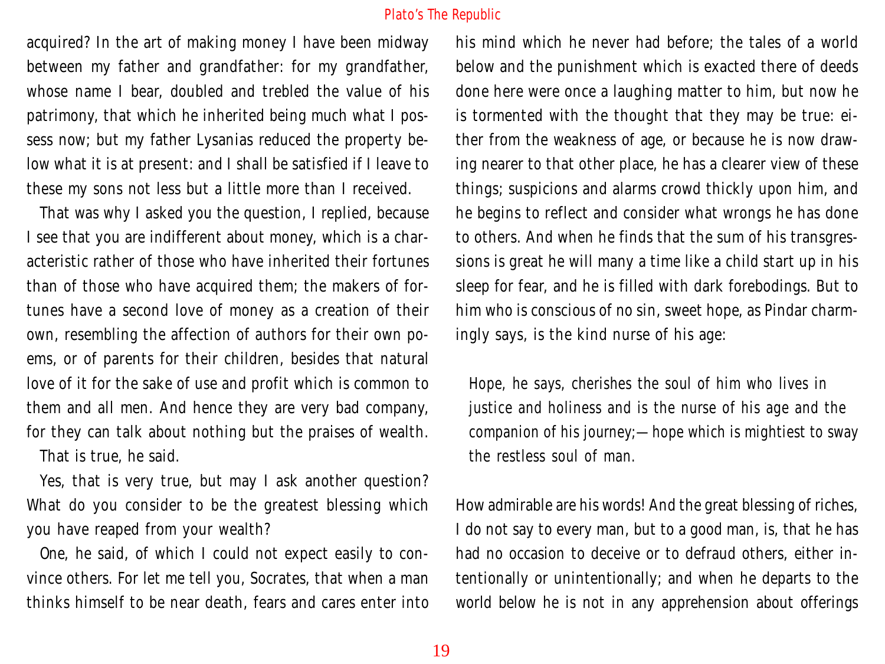acquired? In the art of making money I have been midway between my father and grandfather: for my grandfather, whose name I bear, doubled and trebled the value of his patrimony, that which he inherited being much what I possess now; but my father Lysanias reduced the property below what it is at present: and I shall be satisfied if I leave to these my sons not less but a little more than I received.

That was why I asked you the question, I replied, because I see that you are indifferent about money, which is a characteristic rather of those who have inherited their fortunes than of those who have acquired them; the makers of fortunes have a second love of money as a creation of their own, resembling the affection of authors for their own poems, or of parents for their children, besides that natural love of it for the sake of use and profit which is common to them and all men. And hence they are very bad company, for they can talk about nothing but the praises of wealth.

That is true, he said.

Yes, that is very true, but may I ask another question? What do you consider to be the greatest blessing which you have reaped from your wealth?

One, he said, of which I could not expect easily to convince others. For let me tell you, Socrates, that when a man thinks himself to be near death, fears and cares enter into his mind which he never had before; the tales of a world below and the punishment which is exacted there of deeds done here were once a laughing matter to him, but now he is tormented with the thought that they may be true: either from the weakness of age, or because he is now drawing nearer to that other place, he has a clearer view of these things; suspicions and alarms crowd thickly upon him, and he begins to reflect and consider what wrongs he has done to others. And when he finds that the sum of his transgressions is great he will many a time like a child start up in his sleep for fear, and he is filled with dark forebodings. But to him who is conscious of no sin, sweet hope, as Pindar charmingly says, is the kind nurse of his age:

> Hope, he says, cherishes the soul of him who lives in justice and holiness and is the nurse of his age and the companion of his journey;—hope which is mightiest to sway the restless soul of man.

How admirable are his words! And the great blessing of riches, I do not say to every man, but to a good man, is, that he has had no occasion to deceive or to defraud others, either intentionally or unintentionally; and when he departs to the world below he is not in any apprehension about offerings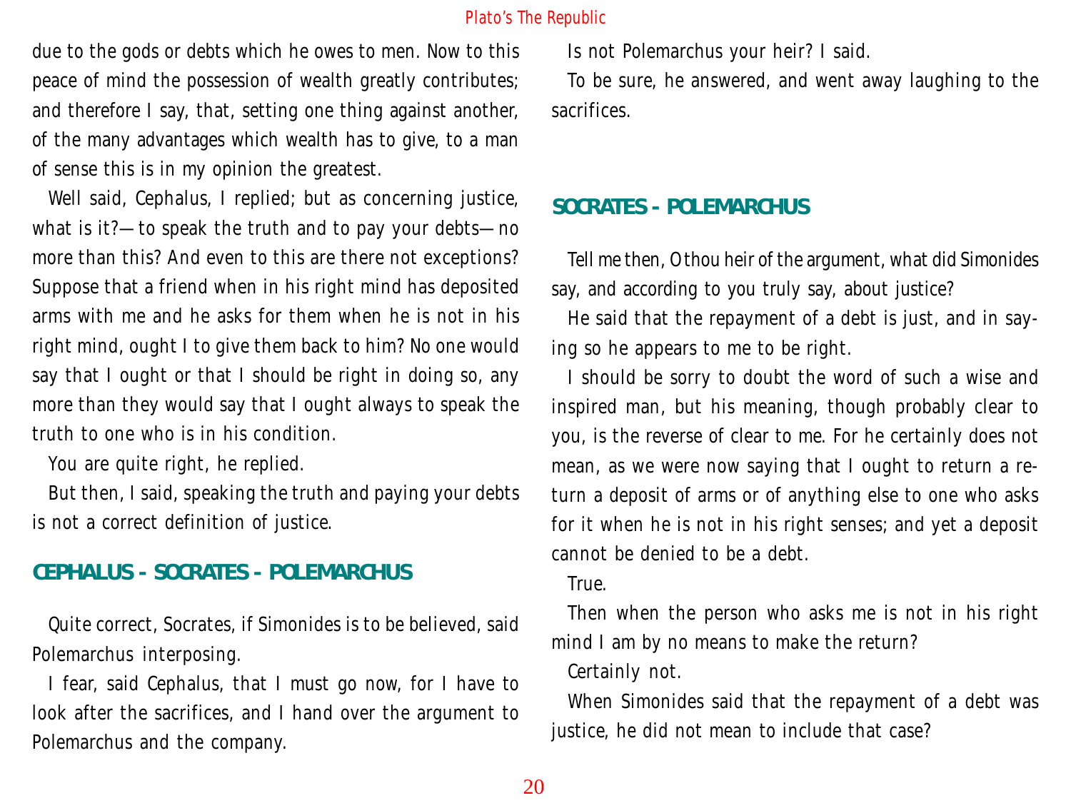due to the gods or debts which he owes to men. Now to this peace of mind the possession of wealth greatly contributes; and therefore I say, that, setting one thing against another, of the many advantages which wealth has to give, to a man of sense this is in my opinion the greatest.

Well said, Cephalus, I replied; but as concerning justice, what is it?—to speak the truth and to pay your debts—no more than this? And even to this are there not exceptions? Suppose that a friend when in his right mind has deposited arms with me and he asks for them when he is not in his right mind, ought I to give them back to him? No one would say that I ought or that I should be right in doing so, any more than they would say that I ought always to speak the truth to one who is in his condition.

You are quite right, he replied.

But then, I said, speaking the truth and paying your debts is not a correct definition of justice.

## CEPHALUS - SOCRATES - POLEMARCHUS

Quite correct, Socrates, if Simonides is to be believed, said Polemarchus interposing.

I fear, said Cephalus, that I must go now, for I have to look after the sacrifices, and I hand over the argument to Polemarchus and the company.

Is not Polemarchus your heir? I said.

To be sure, he answered, and went away laughing to the sacrifices.

## SOCRATES - POLEMARCHUS

Tell me then, O thou heir of the argument, what did Simonides say, and according to you truly say, about justice?

He said that the repayment of a debt is just, and in saying so he appears to me to be right.

I should be sorry to doubt the word of such a wise and inspired man, but his meaning, though probably clear to you, is the reverse of clear to me. For he certainly does not mean, as we were now saying that I ought to return a return a deposit of arms or of anything else to one who asks for it when he is not in his right senses; and yet a deposit cannot be denied to be a debt.

True.

Then when the person who asks me is not in his right mind I am by no means to make the return?

Certainly not.

When Simonides said that the repayment of a debt was justice, he did not mean to include that case?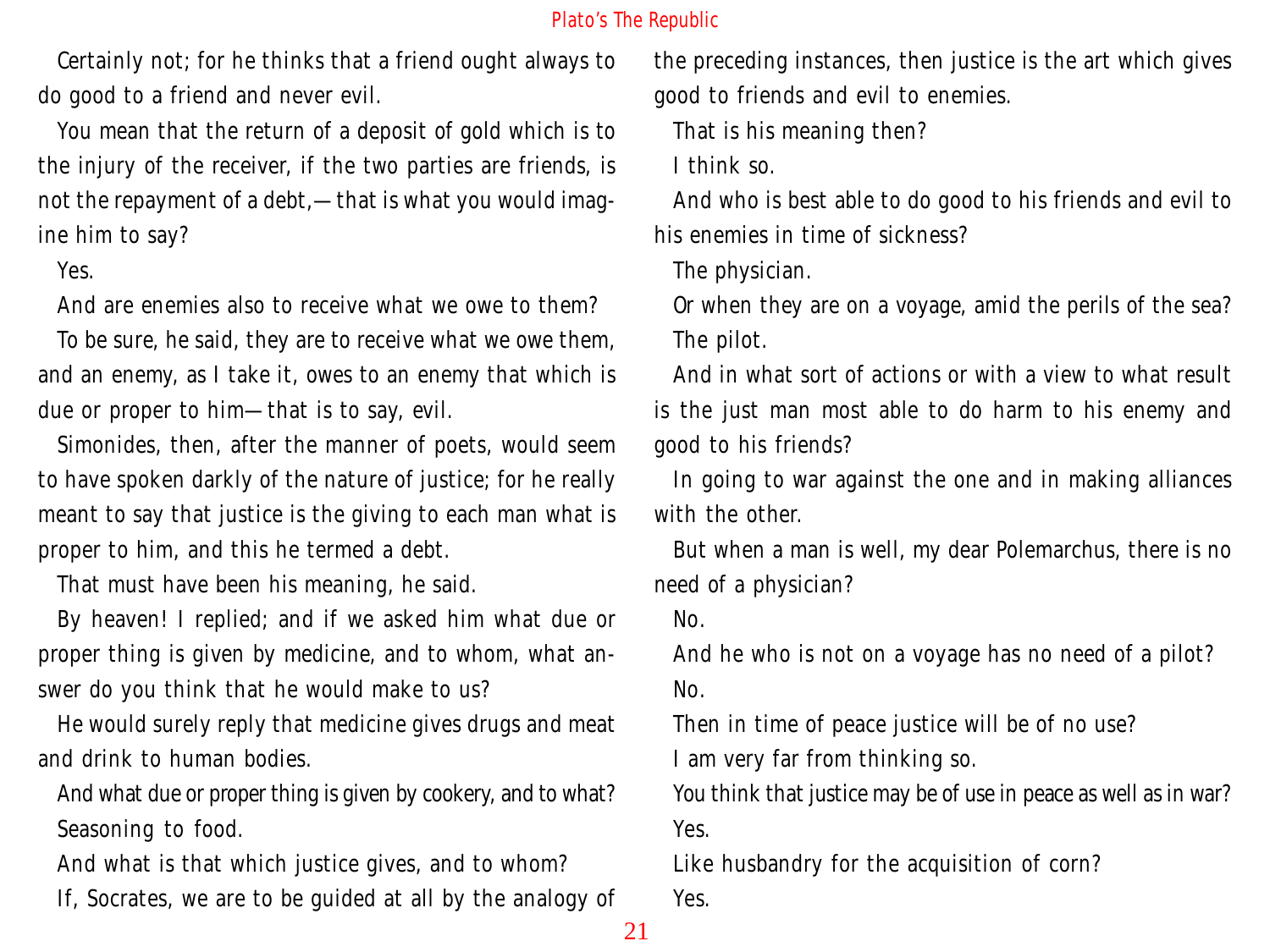Certainly not; for he thinks that a friend ought always to do good to a friend and never evil.

You mean that the return of a deposit of gold which is to the injury of the receiver, if the two parties are friends, is not the repayment of a debt,—that is what you would imagine him to say?

Yes.

And are enemies also to receive what we owe to them?

To be sure, he said, they are to receive what we owe them, and an enemy, as I take it, owes to an enemy that which is due or proper to him—that is to say, evil.

Simonides, then, after the manner of poets, would seem to have spoken darkly of the nature of justice; for he really meant to say that justice is the giving to each man what is proper to him, and this he termed a debt.

That must have been his meaning, he said.

By heaven! I replied; and if we asked him what due or proper thing is given by medicine, and to whom, what answer do you think that he would make to us?

He would surely reply that medicine gives drugs and meat and drink to human bodies.

And what due or proper thing is given by cookery, and to what?

Seasoning to food.

And what is that which justice gives, and to whom?

If, Socrates, we are to be guided at all by the analogy of the preceding instances, then justice is the art which gives good to friends and evil to enemies.

That is his meaning then?

I think so.

And who is best able to do good to his friends and evil to his enemies in time of sickness?

The physician.

Or when they are on a voyage, amid the perils of the sea?

The pilot.

And in what sort of actions or with a view to what result is the just man most able to do harm to his enemy and good to his friends?

In going to war against the one and in making alliances with the other.

But when a man is well, my dear Polemarchus, there is no need of a physician?

No.

And he who is not on a voyage has no need of a pilot?

No.

Then in time of peace justice will be of no use?

I am very far from thinking so.

You think that justice may be of use in peace as well as in war?

Yes.

Like husbandry for the acquisition of corn?

Yes.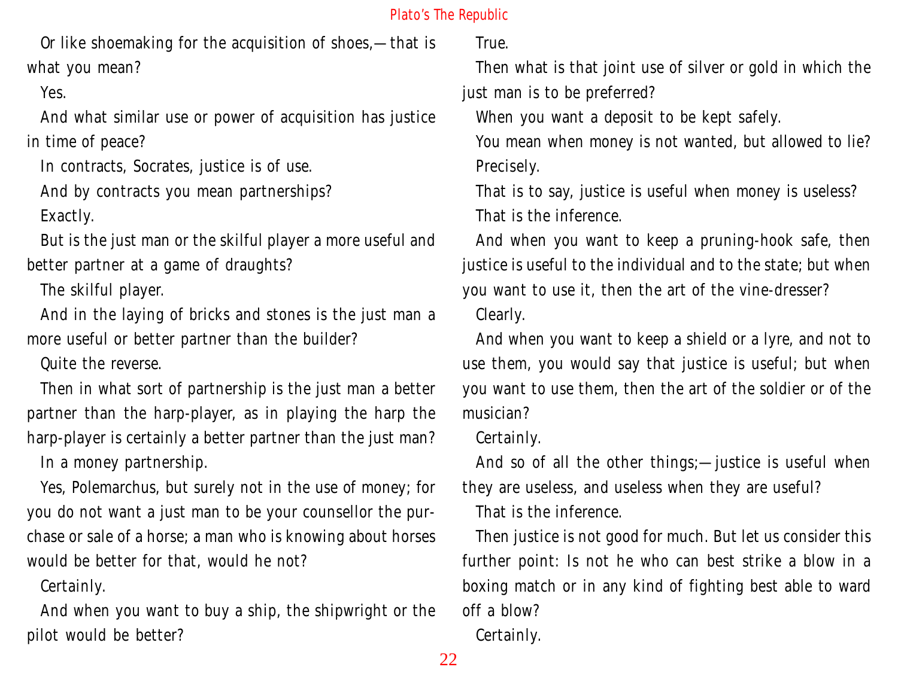Or like shoemaking for the acquisition of shoes,—that is what you mean?

Yes.

And what similar use or power of acquisition has justice in time of peace?

In contracts, Socrates, justice is of use.

And by contracts you mean partnerships?

Exactly.

But is the just man or the skilful player a more useful and better partner at a game of draughts?

The skilful player.

And in the laying of bricks and stones is the just man a more useful or better partner than the builder?

Quite the reverse.

Then in what sort of partnership is the just man a better partner than the harp-player, as in playing the harp the harp-player is certainly a better partner than the just man?

In a money partnership.

Yes, Polemarchus, but surely not in the use of money; for you do not want a just man to be your counsellor the purchase or sale of a horse; a man who is knowing about horses would be better for that, would he not?

Certainly.

And when you want to buy a ship, the shipwright or the pilot would be better?

True.

Then what is that joint use of silver or gold in which the just man is to be preferred?

When you want a deposit to be kept safely.

You mean when money is not wanted, but allowed to lie?

Precisely.

That is to say, justice is useful when money is useless?

That is the inference.

And when you want to keep a pruning-hook safe, then justice is useful to the individual and to the state; but when you want to use it, then the art of the vine-dresser?

Clearly.

And when you want to keep a shield or a lyre, and not to use them, you would say that justice is useful; but when you want to use them, then the art of the soldier or of the musician?

Certainly.

And so of all the other things;—justice is useful when they are useless, and useless when they are useful?

That is the inference.

Then justice is not good for much. But let us consider this further point: Is not he who can best strike a blow in a boxing match or in any kind of fighting best able to ward off a blow?

Certainly.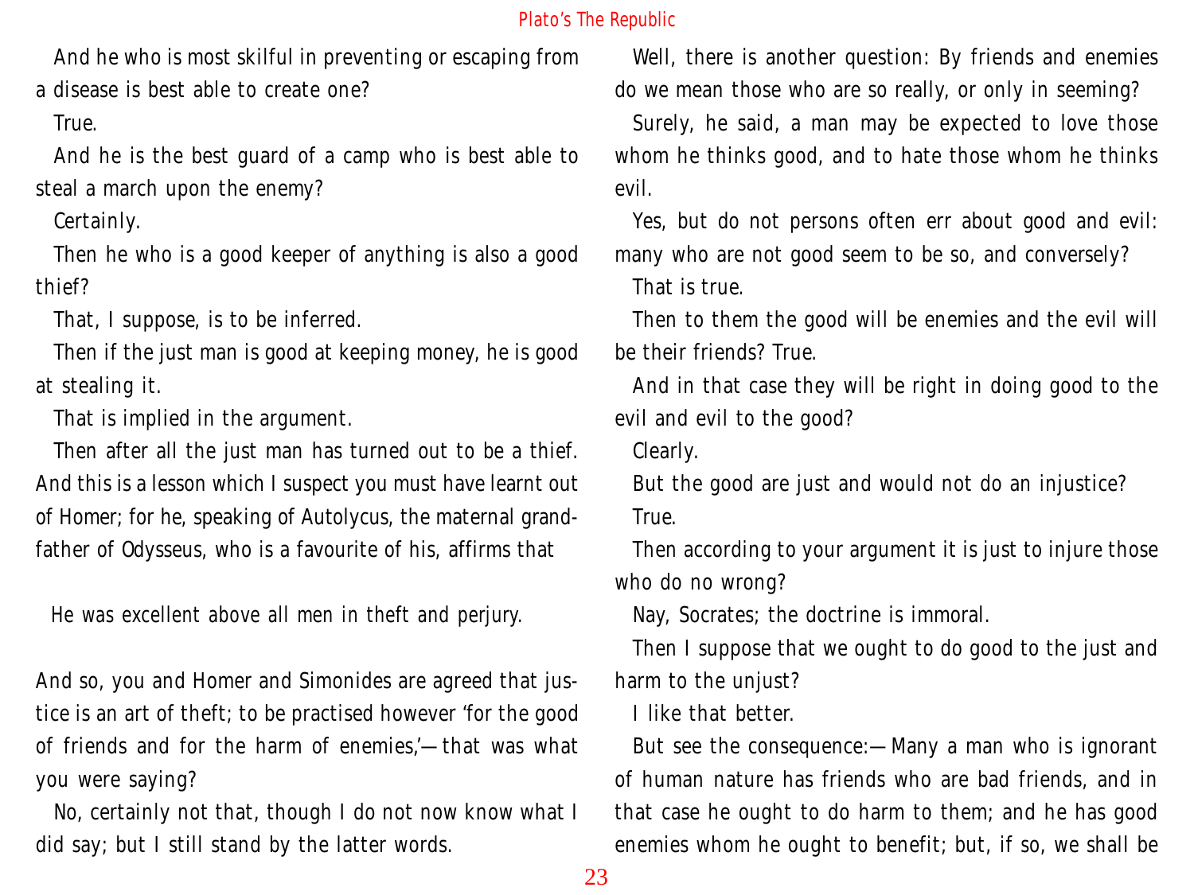And he who is most skilful in preventing or escaping from a disease is best able to create one?

True.

And he is the best guard of a camp who is best able to steal a march upon the enemy?

Certainly.

Then he who is a good keeper of anything is also a good thief?

That, I suppose, is to be inferred.

Then if the just man is good at keeping money, he is good at stealing it.

That is implied in the argument.

Then after all the just man has turned out to be a thief. And this is a lesson which I suspect you must have learnt out of Homer; for he, speaking of Autolycus, the maternal grandfather of Odysseus, who is a favourite of his, affirms that

> He was excellent above all men in theft and perjury.

And so, you and Homer and Simonides are agreed that justice is an art of theft; to be practised however 'for the good of friends and for the harm of enemies,'—that was what you were saying?

No, certainly not that, though I do not now know what I did say; but I still stand by the latter words.

Well, there is another question: By friends and enemies do we mean those who are so really, or only in seeming?

Surely, he said, a man may be expected to love those whom he thinks good, and to hate those whom he thinks evil.

Yes, but do not persons often err about good and evil: many who are not good seem to be so, and conversely?

That is true.

Then to them the good will be enemies and the evil will be their friends? True.

And in that case they will be right in doing good to the evil and evil to the good?

Clearly.

But the good are just and would not do an injustice?

True.

Then according to your argument it is just to injure those who do no wrong?

Nay, Socrates; the doctrine is immoral.

Then I suppose that we ought to do good to the just and harm to the unjust?

I like that better.

But see the consequence:—Many a man who is ignorant of human nature has friends who are bad friends, and in that case he ought to do harm to them; and he has good enemies whom he ought to benefit; but, if so, we shall be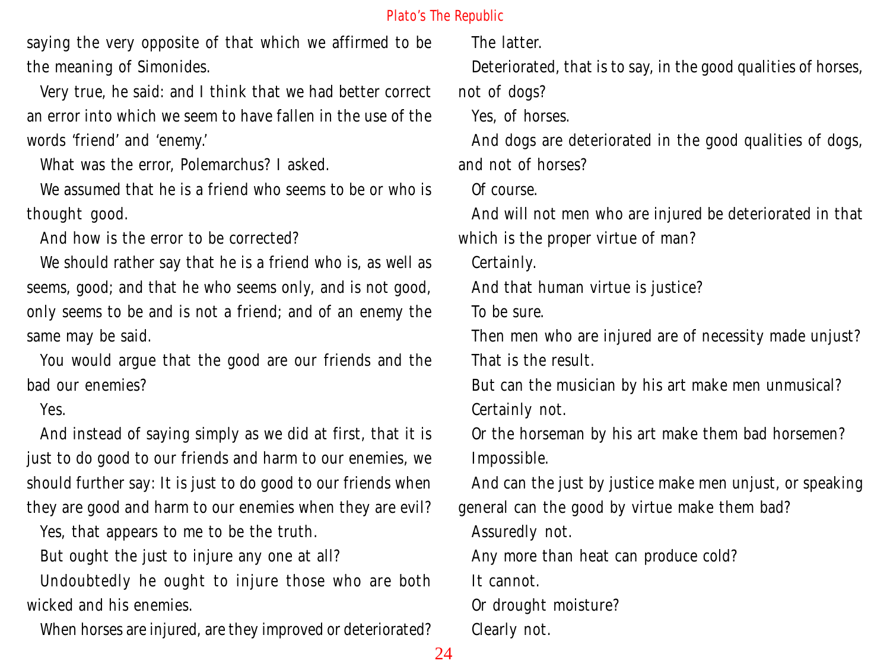saying the very opposite of that which we affirmed to be the meaning of Simonides.

Very true, he said: and I think that we had better correct an error into which we seem to have fallen in the use of the words 'friend' and 'enemy.'

What was the error, Polemarchus? I asked.

We assumed that he is a friend who seems to be or who is thought good.

And how is the error to be corrected?

We should rather say that he is a friend who is, as well as seems, good; and that he who seems only, and is not good, only seems to be and is not a friend; and of an enemy the same may be said.

You would argue that the good are our friends and the bad our enemies?

Yes.

And instead of saying simply as we did at first, that it is just to do good to our friends and harm to our enemies, we should further say: It is just to do good to our friends when they are good and harm to our enemies when they are evil?

Yes, that appears to me to be the truth.

But ought the just to injure any one at all?

Undoubtedly he ought to injure those who are both wicked and his enemies.

When horses are injured, are they improved or deteriorated?

The latter.

Deteriorated, that is to say, in the good qualities of horses, not of dogs?

Yes, of horses.

And dogs are deteriorated in the good qualities of dogs, and not of horses?

Of course.

And will not men who are injured be deteriorated in that which is the proper virtue of man?

Certainly.

And that human virtue is justice?

To be sure.

Then men who are injured are of necessity made unjust?

That is the result.

But can the musician by his art make men unmusical?

Certainly not.

Or the horseman by his art make them bad horsemen?

Impossible.

And can the just by justice make men unjust, or speaking general can the good by virtue make them bad?

Assuredly not.

Any more than heat can produce cold?

It cannot.

Or drought moisture?

Clearly not.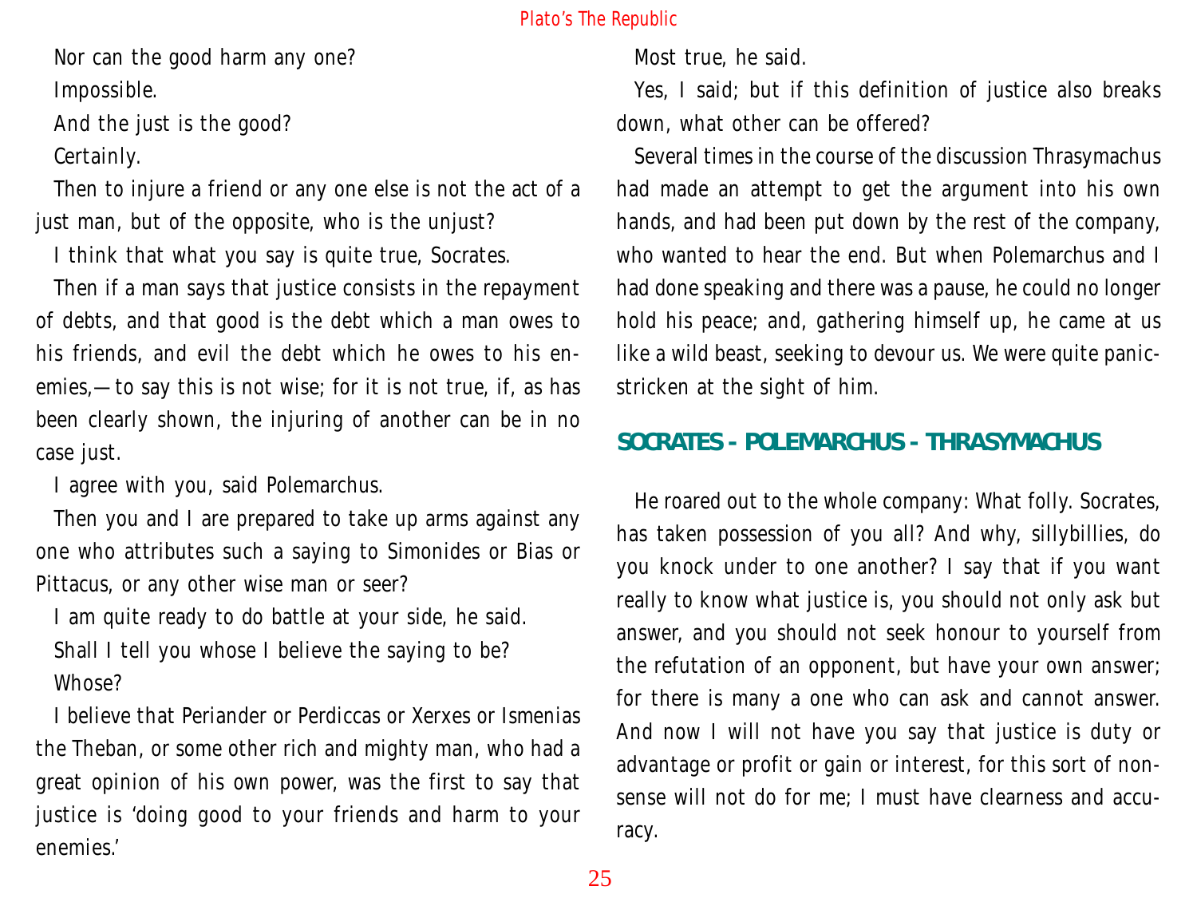Nor can the good harm any one?

Impossible.

And the just is the good?

Certainly.

Then to injure a friend or any one else is not the act of a just man, but of the opposite, who is the unjust?

I think that what you say is quite true, Socrates.

Then if a man says that justice consists in the repayment of debts, and that good is the debt which a man owes to his friends, and evil the debt which he owes to his enemies,—to say this is not wise; for it is not true, if, as has been clearly shown, the injuring of another can be in no case just.

I agree with you, said Polemarchus.

Then you and I are prepared to take up arms against any one who attributes such a saying to Simonides or Bias or Pittacus, or any other wise man or seer?

I am quite ready to do battle at your side, he said.

Shall I tell you whose I believe the saying to be?

Whose?

I believe that Periander or Perdiccas or Xerxes or Ismenias the Theban, or some other rich and mighty man, who had a great opinion of his own power, was the first to say that justice is 'doing good to your friends and harm to your enemies.'

Most true, he said.

Yes, I said; but if this definition of justice also breaks down, what other can be offered?

Several times in the course of the discussion Thrasymachus had made an attempt to get the argument into his own hands, and had been put down by the rest of the company, who wanted to hear the end. But when Polemarchus and I had done speaking and there was a pause, he could no longer hold his peace; and, gathering himself up, he came at us like a wild beast, seeking to devour us. We were quite panic-stricken at the sight of him.

## SOCRATES - POLEMARCHUS - THRASYMACHUS

He roared out to the whole company: What folly. Socrates, has taken possession of you all? And why, sillybillies, do you knock under to one another? I say that if you want really to know what justice is, you should not only ask but answer, and you should not seek honour to yourself from the refutation of an opponent, but have your own answer; for there is many a one who can ask and cannot answer. And now I will not have you say that justice is duty or advantage or profit or gain or interest, for this sort of nonsense will not do for me; I must have clearness and accuracy.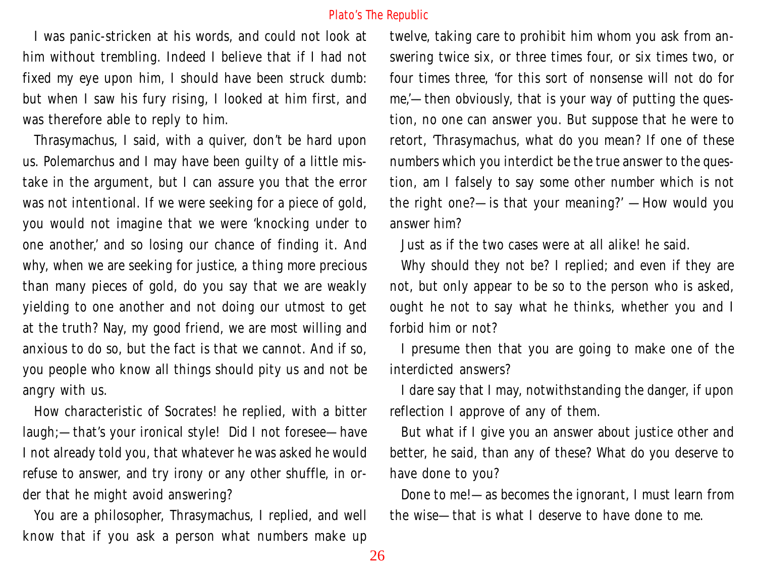I was panic-stricken at his words, and could not look at him without trembling. Indeed I believe that if I had not fixed my eye upon him, I should have been struck dumb: but when I saw his fury rising, I looked at him first, and was therefore able to reply to him.

Thrasymachus, I said, with a quiver, don't be hard upon us. Polemarchus and I may have been guilty of a little mistake in the argument, but I can assure you that the error was not intentional. If we were seeking for a piece of gold, you would not imagine that we were 'knocking under to one another,' and so losing our chance of finding it. And why, when we are seeking for justice, a thing more precious than many pieces of gold, do you say that we are weakly yielding to one another and not doing our utmost to get at the truth? Nay, my good friend, we are most willing and anxious to do so, but the fact is that we cannot. And if so, you people who know all things should pity us and not be angry with us.

How characteristic of Socrates! he replied, with a bitter laugh;—that's your ironical style! Did I not foresee—have I not already told you, that whatever he was asked he would refuse to answer, and try irony or any other shuffle, in order that he might avoid answering?

You are a philosopher, Thrasymachus, I replied, and well know that if you ask a person what numbers make up twelve, taking care to prohibit him whom you ask from answering twice six, or three times four, or six times two, or four times three, 'for this sort of nonsense will not do for me,'—then obviously, that is your way of putting the question, no one can answer you. But suppose that he were to retort, 'Thrasymachus, what do you mean? If one of these numbers which you interdict be the true answer to the question, am I falsely to say some other number which is not the right one?—is that your meaning?' —How would you answer him?

Just as if the two cases were at all alike! he said.

Why should they not be? I replied; and even if they are not, but only appear to be so to the person who is asked, ought he not to say what he thinks, whether you and I forbid him or not?

I presume then that you are going to make one of the interdicted answers?

I dare say that I may, notwithstanding the danger, if upon reflection I approve of any of them.

But what if I give you an answer about justice other and better, he said, than any of these? What do you deserve to have done to you?

Done to me!—as becomes the ignorant, I must learn from the wise—that is what I deserve to have done to me.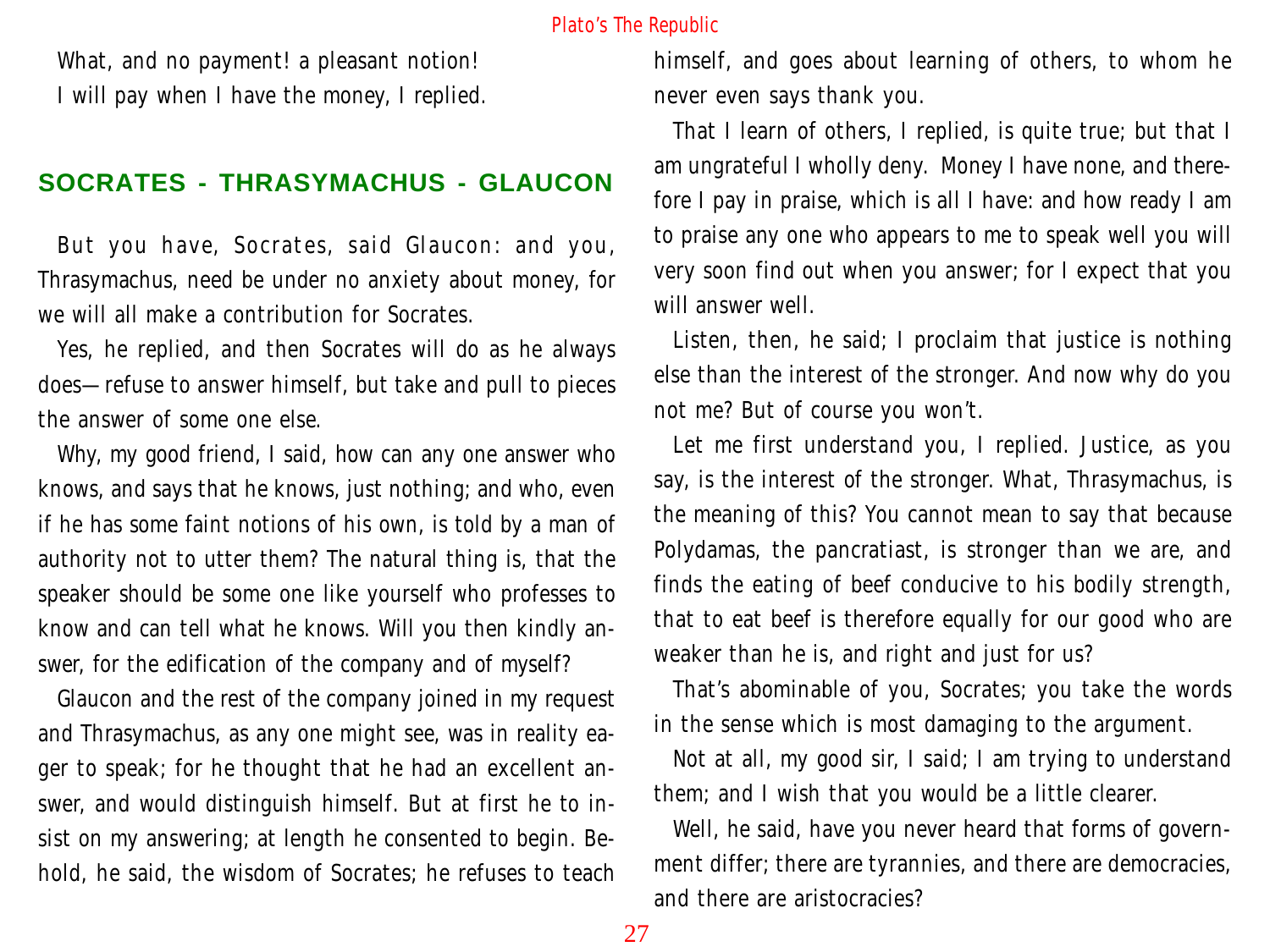What, and no payment! a pleasant notion!

I will pay when I have the money, I replied.

## SOCRATES - THRASYMACHUS - GLAUCON

But you have, Socrates, said Glaucon: and you, Thrasymachus, need be under no anxiety about money, for we will all make a contribution for Socrates.

Yes, he replied, and then Socrates will do as he always does—refuse to answer himself, but take and pull to pieces the answer of some one else.

Why, my good friend, I said, how can any one answer who knows, and says that he knows, just nothing; and who, even if he has some faint notions of his own, is told by a man of authority not to utter them? The natural thing is, that the speaker should be some one like yourself who professes to know and can tell what he knows. Will you then kindly answer, for the edification of the company and of myself?

Glaucon and the rest of the company joined in my request and Thrasymachus, as any one might see, was in reality eager to speak; for he thought that he had an excellent answer, and would distinguish himself. But at first he to insist on my answering; at length he consented to begin. Behold, he said, the wisdom of Socrates; he refuses to teach himself, and goes about learning of others, to whom he never even says thank you.

That I learn of others, I replied, is quite true; but that I am ungrateful I wholly deny. Money I have none, and therefore I pay in praise, which is all I have: and how ready I am to praise any one who appears to me to speak well you will very soon find out when you answer; for I expect that you will answer well.

Listen, then, he said; I proclaim that justice is nothing else than the interest of the stronger. And now why do you not me? But of course you won't.

Let me first understand you, I replied. Justice, as you say, is the interest of the stronger. What, Thrasymachus, is the meaning of this? You cannot mean to say that because Polydamas, the pancratiast, is stronger than we are, and finds the eating of beef conducive to his bodily strength, that to eat beef is therefore equally for our good who are weaker than he is, and right and just for us?

That's abominable of you, Socrates; you take the words in the sense which is most damaging to the argument.

Not at all, my good sir, I said; I am trying to understand them; and I wish that you would be a little clearer.

Well, he said, have you never heard that forms of government differ; there are tyrannies, and there are democracies, and there are aristocracies?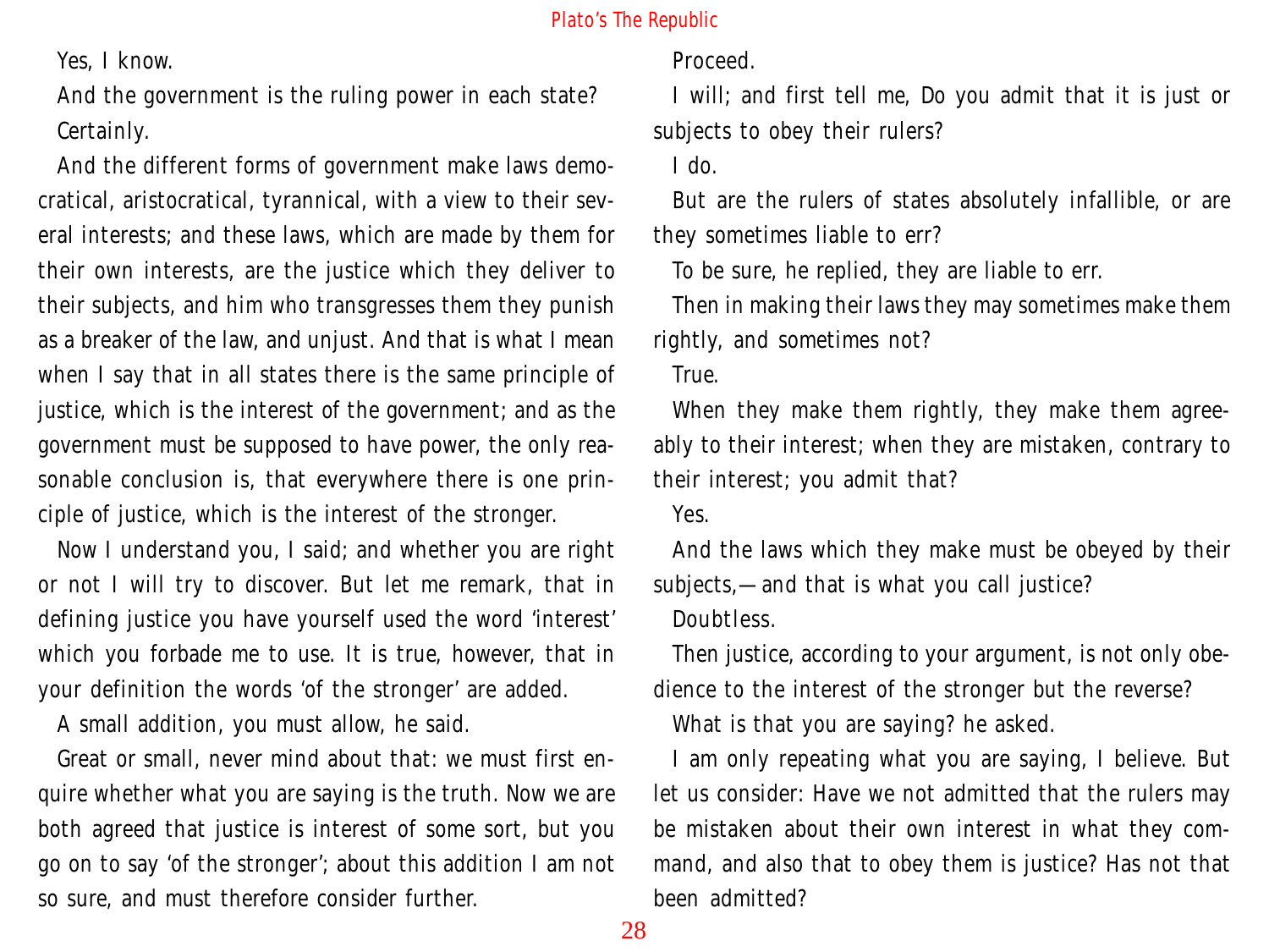Yes, I know.

And the government is the ruling power in each state?

Certainly.

And the different forms of government make laws democratical, aristocratical, tyrannical, with a view to their several interests; and these laws, which are made by them for their own interests, are the justice which they deliver to their subjects, and him who transgresses them they punish as a breaker of the law, and unjust. And that is what I mean when I say that in all states there is the same principle of justice, which is the interest of the government; and as the government must be supposed to have power, the only reasonable conclusion is, that everywhere there is one principle of justice, which is the interest of the stronger.

Now I understand you, I said; and whether you are right or not I will try to discover. But let me remark, that in defining justice you have yourself used the word 'interest' which you forbade me to use. It is true, however, that in your definition the words 'of the stronger' are added.

A small addition, you must allow, he said.

Great or small, never mind about that: we must first enquire whether what you are saying is the truth. Now we are both agreed that justice is interest of some sort, but you go on to say 'of the stronger'; about this addition I am not so sure, and must therefore consider further.

Proceed.

I will; and first tell me, Do you admit that it is just or subjects to obey their rulers?

I do.

But are the rulers of states absolutely infallible, or are they sometimes liable to err?

To be sure, he replied, they are liable to err.

Then in making their laws they may sometimes make them rightly, and sometimes not?

True.

When they make them rightly, they make them agreeably to their interest; when they are mistaken, contrary to their interest; you admit that?

Yes.

And the laws which they make must be obeyed by their subjects,—and that is what you call justice?

Doubtless.

Then justice, according to your argument, is not only obedience to the interest of the stronger but the reverse?

What is that you are saying? he asked.

I am only repeating what you are saying, I believe. But let us consider: Have we not admitted that the rulers may be mistaken about their own interest in what they command, and also that to obey them is justice? Has not that been admitted?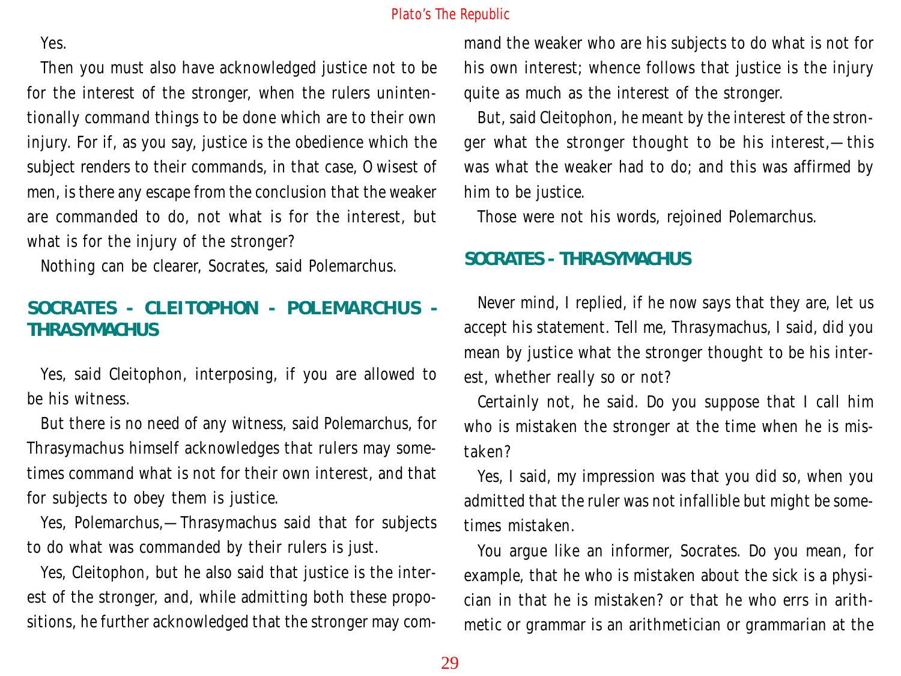Yes.

Then you must also have acknowledged justice not to be for the interest of the stronger, when the rulers unintentionally command things to be done which are to their own injury. For if, as you say, justice is the obedience which the subject renders to their commands, in that case, O wisest of men, is there any escape from the conclusion that the weaker are commanded to do, not what is for the interest, but what is for the injury of the stronger?

Nothing can be clearer, Socrates, said Polemarchus.

## SOCRATES - CLEITOPHON - POLEMARCHUS - THRASYMACHUS

Yes, said Cleitophon, interposing, if you are allowed to be his witness.

But there is no need of any witness, said Polemarchus, for Thrasymachus himself acknowledges that rulers may sometimes command what is not for their own interest, and that for subjects to obey them is justice.

Yes, Polemarchus,—Thrasymachus said that for subjects to do what was commanded by their rulers is just.

Yes, Cleitophon, but he also said that justice is the interest of the stronger, and, while admitting both these propositions, he further acknowledged that the stronger may command the weaker who are his subjects to do what is not for his own interest; whence follows that justice is the injury quite as much as the interest of the stronger.

But, said Cleitophon, he meant by the interest of the stronger what the stronger thought to be his interest,—this was what the weaker had to do; and this was affirmed by him to be justice.

Those were not his words, rejoined Polemarchus.

## SOCRATES - THRASYMACHUS

Never mind, I replied, if he now says that they are, let us accept his statement. Tell me, Thrasymachus, I said, did you mean by justice what the stronger thought to be his interest, whether really so or not?

Certainly not, he said. Do you suppose that I call him who is mistaken the stronger at the time when he is mistaken?

Yes, I said, my impression was that you did so, when you admitted that the ruler was not infallible but might be sometimes mistaken.

You argue like an informer, Socrates. Do you mean, for example, that he who is mistaken about the sick is a physician in that he is mistaken? or that he who errs in arithmetic or grammar is an arithmetician or grammarian at the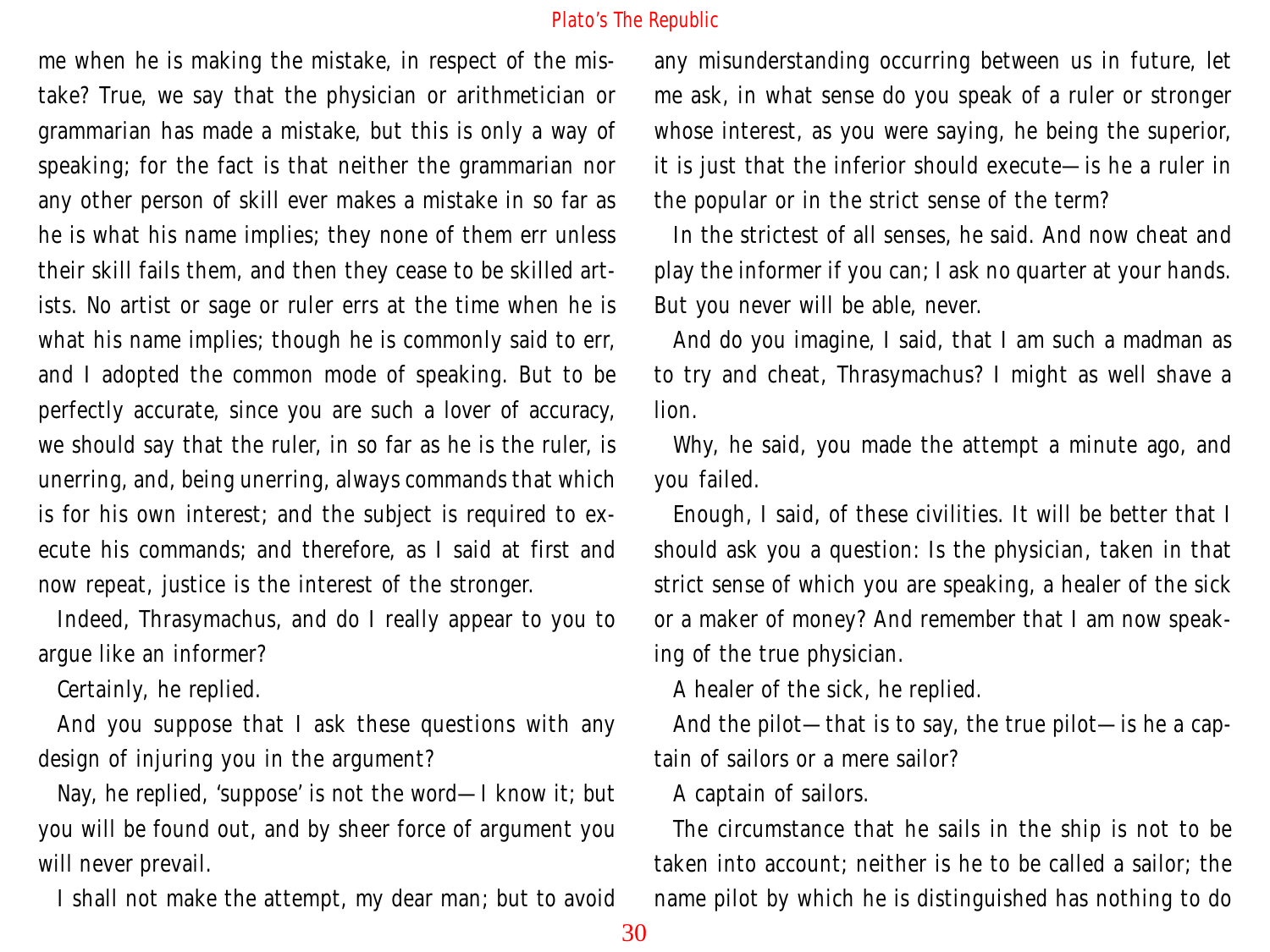me when he is making the mistake, in respect of the mistake? True, we say that the physician or arithmetician or grammarian has made a mistake, but this is only a way of speaking; for the fact is that neither the grammarian nor any other person of skill ever makes a mistake in so far as he is what his name implies; they none of them err unless their skill fails them, and then they cease to be skilled artists. No artist or sage or ruler errs at the time when he is what his name implies; though he is commonly said to err, and I adopted the common mode of speaking. But to be perfectly accurate, since you are such a lover of accuracy, we should say that the ruler, in so far as he is the ruler, is unerring, and, being unerring, always commands that which is for his own interest; and the subject is required to execute his commands; and therefore, as I said at first and now repeat, justice is the interest of the stronger.

Indeed, Thrasymachus, and do I really appear to you to argue like an informer?

Certainly, he replied.

And you suppose that I ask these questions with any design of injuring you in the argument?

Nay, he replied, 'suppose' is not the word—I know it; but you will be found out, and by sheer force of argument you will never prevail.

I shall not make the attempt, my dear man; but to avoid any misunderstanding occurring between us in future, let me ask, in what sense do you speak of a ruler or stronger whose interest, as you were saying, he being the superior, it is just that the inferior should execute—is he a ruler in the popular or in the strict sense of the term?

In the strictest of all senses, he said. And now cheat and play the informer if you can; I ask no quarter at your hands. But you never will be able, never.

And do you imagine, I said, that I am such a madman as to try and cheat, Thrasymachus? I might as well shave a lion.

Why, he said, you made the attempt a minute ago, and you failed.

Enough, I said, of these civilities. It will be better that I should ask you a question: Is the physician, taken in that strict sense of which you are speaking, a healer of the sick or a maker of money? And remember that I am now speaking of the true physician.

A healer of the sick, he replied.

And the pilot—that is to say, the true pilot—is he a captain of sailors or a mere sailor?

A captain of sailors.

The circumstance that he sails in the ship is not to be taken into account; neither is he to be called a sailor; the name pilot by which he is distinguished has nothing to do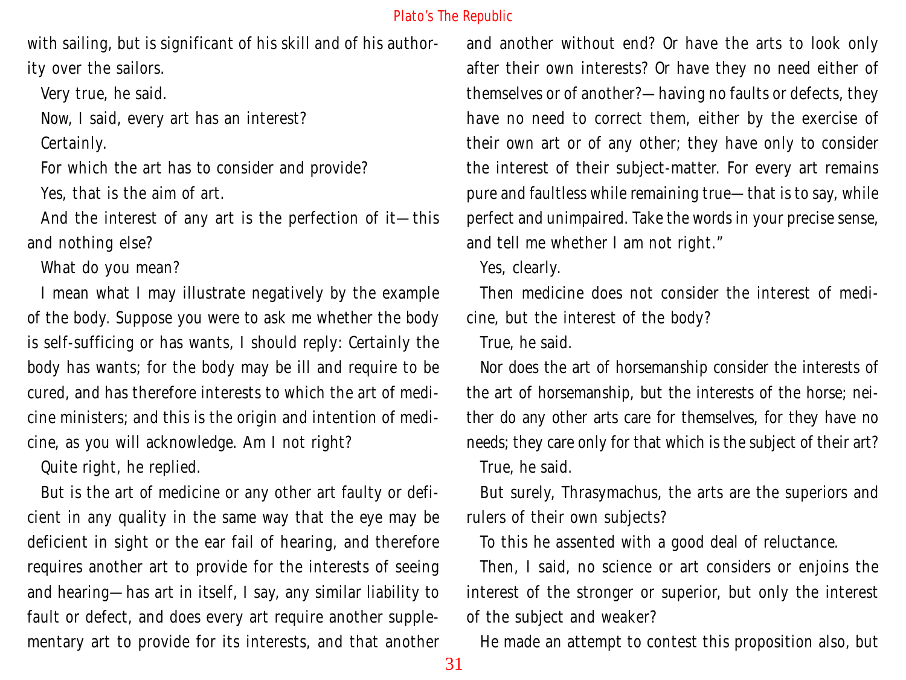with sailing, but is significant of his skill and of his authority over the sailors.

Very true, he said.

Now, I said, every art has an interest?

Certainly.

For which the art has to consider and provide?

Yes, that is the aim of art.

And the interest of any art is the perfection of it—this and nothing else?

What do you mean?

I mean what I may illustrate negatively by the example of the body. Suppose you were to ask me whether the body is self-sufficing or has wants, I should reply: Certainly the body has wants; for the body may be ill and require to be cured, and has therefore interests to which the art of medicine ministers; and this is the origin and intention of medicine, as you will acknowledge. Am I not right?

Quite right, he replied.

But is the art of medicine or any other art faulty or deficient in any quality in the same way that the eye may be deficient in sight or the ear fail of hearing, and therefore requires another art to provide for the interests of seeing and hearing—has art in itself, I say, any similar liability to fault or defect, and does every art require another supplementary art to provide for its interests, and that another and another without end? Or have the arts to look only after their own interests? Or have they no need either of themselves or of another?—having no faults or defects, they have no need to correct them, either by the exercise of their own art or of any other; they have only to consider the interest of their subject-matter. For every art remains pure and faultless while remaining true—that is to say, while perfect and unimpaired. Take the words in your precise sense, and tell me whether I am not right."

Yes, clearly.

Then medicine does not consider the interest of medicine, but the interest of the body?

True, he said.

Nor does the art of horsemanship consider the interests of the art of horsemanship, but the interests of the horse; neither do any other arts care for themselves, for they have no needs; they care only for that which is the subject of their art?

True, he said.

But surely, Thrasymachus, the arts are the superiors and rulers of their own subjects?

To this he assented with a good deal of reluctance.

Then, I said, no science or art considers or enjoins the interest of the stronger or superior, but only the interest of the subject and weaker?

He made an attempt to contest this proposition also, but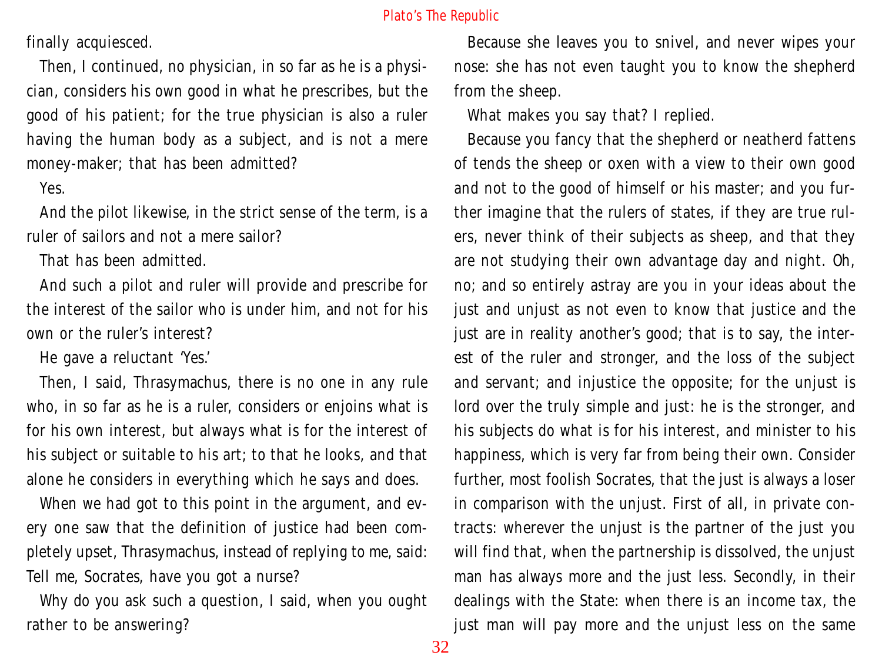finally acquiesced.

Then, I continued, no physician, in so far as he is a physician, considers his own good in what he prescribes, but the good of his patient; for the true physician is also a ruler having the human body as a subject, and is not a mere money-maker; that has been admitted?

Yes.

And the pilot likewise, in the strict sense of the term, is a ruler of sailors and not a mere sailor?

That has been admitted.

And such a pilot and ruler will provide and prescribe for the interest of the sailor who is under him, and not for his own or the ruler's interest?

He gave a reluctant 'Yes.'

Then, I said, Thrasymachus, there is no one in any rule who, in so far as he is a ruler, considers or enjoins what is for his own interest, but always what is for the interest of his subject or suitable to his art; to that he looks, and that alone he considers in everything which he says and does.

When we had got to this point in the argument, and every one saw that the definition of justice had been completely upset, Thrasymachus, instead of replying to me, said: Tell me, Socrates, have you got a nurse?

Why do you ask such a question, I said, when you ought rather to be answering?

Because she leaves you to snivel, and never wipes your nose: she has not even taught you to know the shepherd from the sheep.

What makes you say that? I replied.

Because you fancy that the shepherd or neatherd fattens of tends the sheep or oxen with a view to their own good and not to the good of himself or his master; and you further imagine that the rulers of states, if they are true rulers, never think of their subjects as sheep, and that they are not studying their own advantage day and night. Oh, no; and so entirely astray are you in your ideas about the just and unjust as not even to know that justice and the just are in reality another's good; that is to say, the interest of the ruler and stronger, and the loss of the subject and servant; and injustice the opposite; for the unjust is lord over the truly simple and just: he is the stronger, and his subjects do what is for his interest, and minister to his happiness, which is very far from being their own. Consider further, most foolish Socrates, that the just is always a loser in comparison with the unjust. First of all, in private contracts: wherever the unjust is the partner of the just you will find that, when the partnership is dissolved, the unjust man has always more and the just less. Secondly, in their dealings with the State: when there is an income tax, the just man will pay more and the unjust less on the same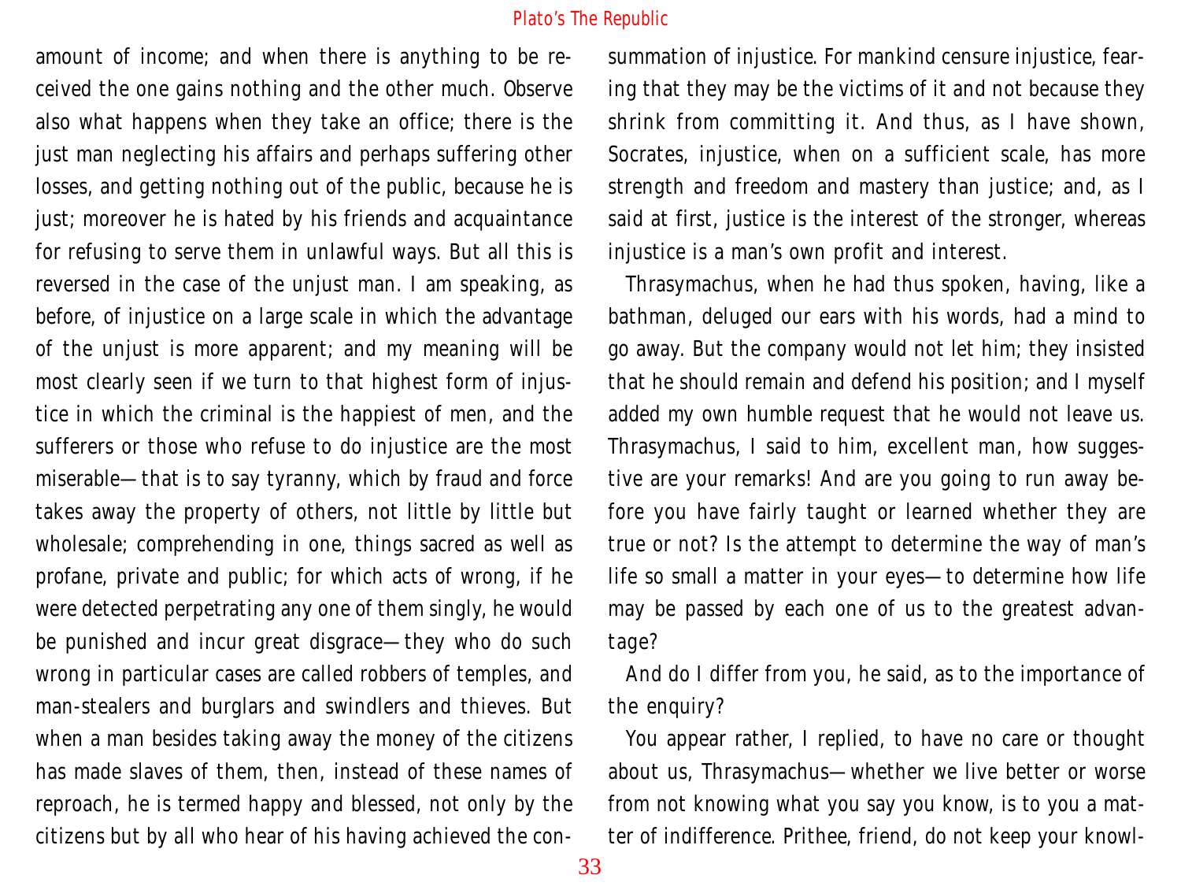amount of income; and when there is anything to be received the one gains nothing and the other much. Observe also what happens when they take an office; there is the just man neglecting his affairs and perhaps suffering other losses, and getting nothing out of the public, because he is just; moreover he is hated by his friends and acquaintance for refusing to serve them in unlawful ways. But all this is reversed in the case of the unjust man. I am speaking, as before, of injustice on a large scale in which the advantage of the unjust is more apparent; and my meaning will be most clearly seen if we turn to that highest form of injustice in which the criminal is the happiest of men, and the sufferers or those who refuse to do injustice are the most miserable—that is to say tyranny, which by fraud and force takes away the property of others, not little by little but wholesale; comprehending in one, things sacred as well as profane, private and public; for which acts of wrong, if he were detected perpetrating any one of them singly, he would be punished and incur great disgrace—they who do such wrong in particular cases are called robbers of temples, and man-stealers and burglars and swindlers and thieves. But when a man besides taking away the money of the citizens has made slaves of them, then, instead of these names of reproach, he is termed happy and blessed, not only by the citizens but by all who hear of his having achieved the consummation of injustice. For mankind censure injustice, fearing that they may be the victims of it and not because they shrink from committing it. And thus, as I have shown, Socrates, injustice, when on a sufficient scale, has more strength and freedom and mastery than justice; and, as I said at first, justice is the interest of the stronger, whereas injustice is a man's own profit and interest.

Thrasymachus, when he had thus spoken, having, like a bathman, deluged our ears with his words, had a mind to go away. But the company would not let him; they insisted that he should remain and defend his position; and I myself added my own humble request that he would not leave us. Thrasymachus, I said to him, excellent man, how suggestive are your remarks! And are you going to run away before you have fairly taught or learned whether they are true or not? Is the attempt to determine the way of man's life so small a matter in your eyes—to determine how life may be passed by each one of us to the greatest advantage?

And do I differ from you, he said, as to the importance of the enquiry?

You appear rather, I replied, to have no care or thought about us, Thrasymachus—whether we live better or worse from not knowing what you say you know, is to you a matter of indifference. Prithee, friend, do not keep your knowl-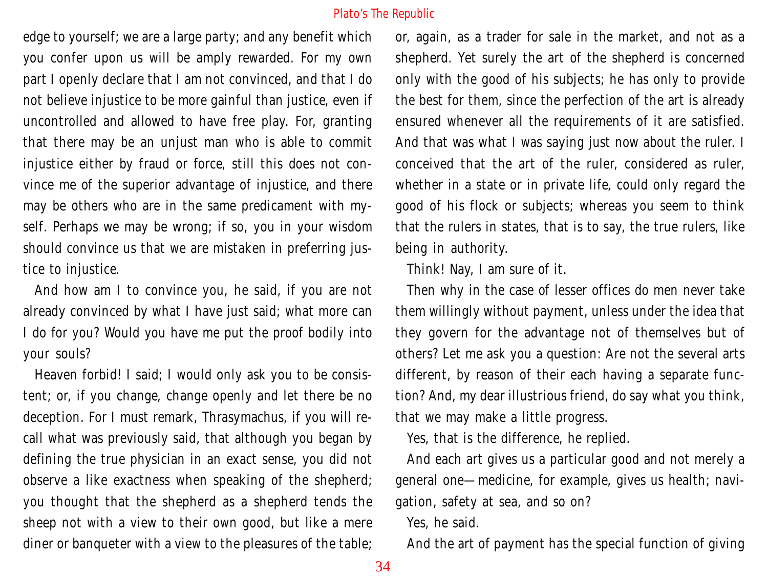edge to yourself; we are a large party; and any benefit which you confer upon us will be amply rewarded. For my own part I openly declare that I am not convinced, and that I do not believe injustice to be more gainful than justice, even if uncontrolled and allowed to have free play. For, granting that there may be an unjust man who is able to commit injustice either by fraud or force, still this does not convince me of the superior advantage of injustice, and there may be others who are in the same predicament with myself. Perhaps we may be wrong; if so, you in your wisdom should convince us that we are mistaken in preferring justice to injustice.

And how am I to convince you, he said, if you are not already convinced by what I have just said; what more can I do for you? Would you have me put the proof bodily into your souls?

Heaven forbid! I said; I would only ask you to be consistent; or, if you change, change openly and let there be no deception. For I must remark, Thrasymachus, if you will recall what was previously said, that although you began by defining the true physician in an exact sense, you did not observe a like exactness when speaking of the shepherd; you thought that the shepherd as a shepherd tends the sheep not with a view to their own good, but like a mere diner or banqueter with a view to the pleasures of the table; or, again, as a trader for sale in the market, and not as a shepherd. Yet surely the art of the shepherd is concerned only with the good of his subjects; he has only to provide the best for them, since the perfection of the art is already ensured whenever all the requirements of it are satisfied. And that was what I was saying just now about the ruler. I conceived that the art of the ruler, considered as ruler, whether in a state or in private life, could only regard the good of his flock or subjects; whereas you seem to think that the rulers in states, that is to say, the true rulers, like being in authority.

Think! Nay, I am sure of it.

Then why in the case of lesser offices do men never take them willingly without payment, unless under the idea that they govern for the advantage not of themselves but of others? Let me ask you a question: Are not the several arts different, by reason of their each having a separate function? And, my dear illustrious friend, do say what you think, that we may make a little progress.

Yes, that is the difference, he replied.

And each art gives us a particular good and not merely a general one—medicine, for example, gives us health; navigation, safety at sea, and so on?

Yes, he said.

And the art of payment has the special function of giving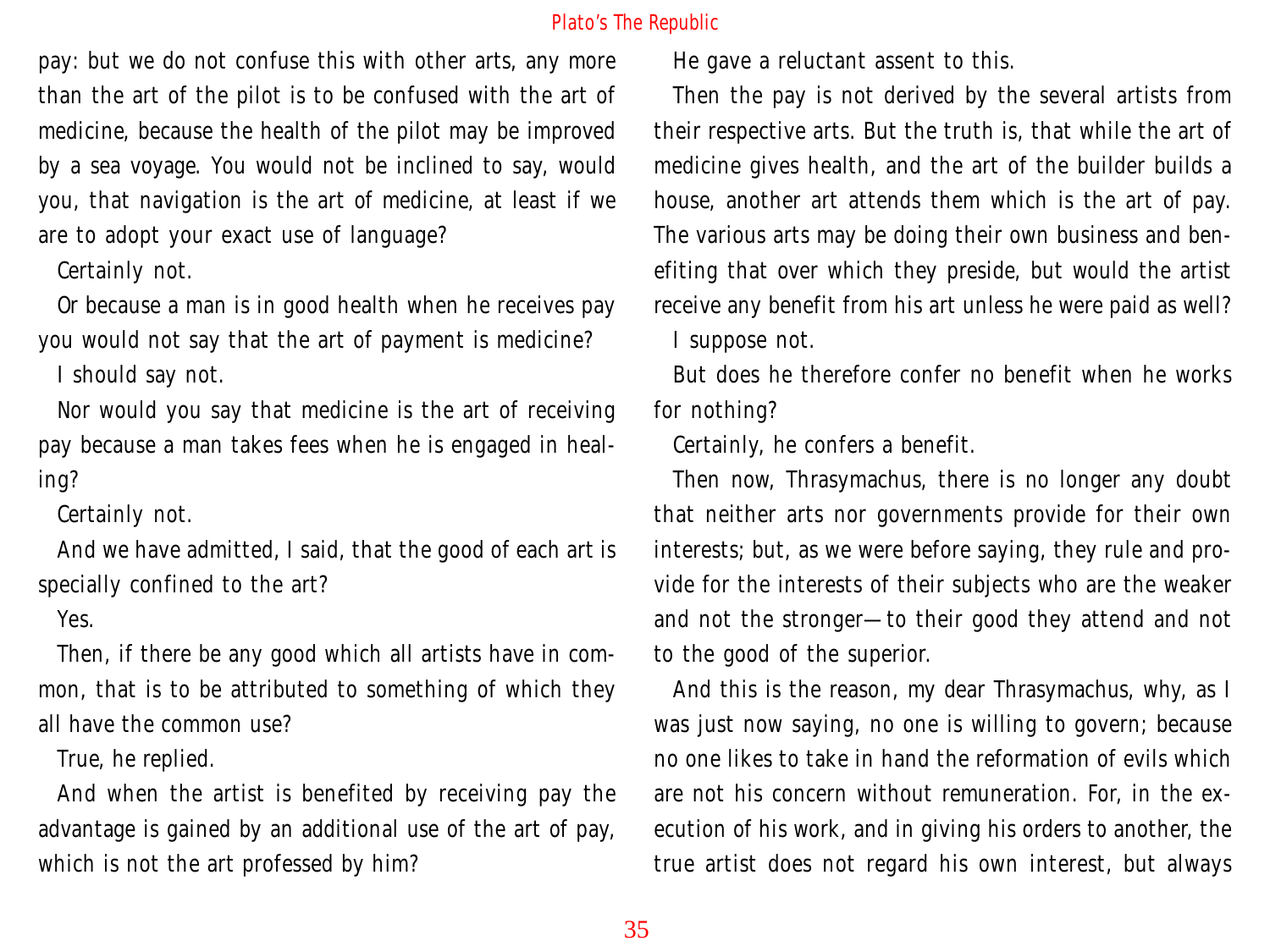pay: but we do not confuse this with other arts, any more than the art of the pilot is to be confused with the art of medicine, because the health of the pilot may be improved by a sea voyage. You would not be inclined to say, would you, that navigation is the art of medicine, at least if we are to adopt your exact use of language?

Certainly not.

Or because a man is in good health when he receives pay you would not say that the art of payment is medicine?

I should say not.

Nor would you say that medicine is the art of receiving pay because a man takes fees when he is engaged in healing?

Certainly not.

And we have admitted, I said, that the good of each art is specially confined to the art?

Yes.

Then, if there be any good which all artists have in common, that is to be attributed to something of which they all have the common use?

True, he replied.

And when the artist is benefited by receiving pay the advantage is gained by an additional use of the art of pay, which is not the art professed by him?

He gave a reluctant assent to this.

Then the pay is not derived by the several artists from their respective arts. But the truth is, that while the art of medicine gives health, and the art of the builder builds a house, another art attends them which is the art of pay. The various arts may be doing their own business and benefiting that over which they preside, but would the artist receive any benefit from his art unless he were paid as well?

I suppose not.

But does he therefore confer no benefit when he works for nothing?

Certainly, he confers a benefit.

Then now, Thrasymachus, there is no longer any doubt that neither arts nor governments provide for their own interests; but, as we were before saying, they rule and provide for the interests of their subjects who are the weaker and not the stronger—to their good they attend and not to the good of the superior.

And this is the reason, my dear Thrasymachus, why, as I was just now saying, no one is willing to govern; because no one likes to take in hand the reformation of evils which are not his concern without remuneration. For, in the execution of his work, and in giving his orders to another, the true artist does not regard his own interest, but always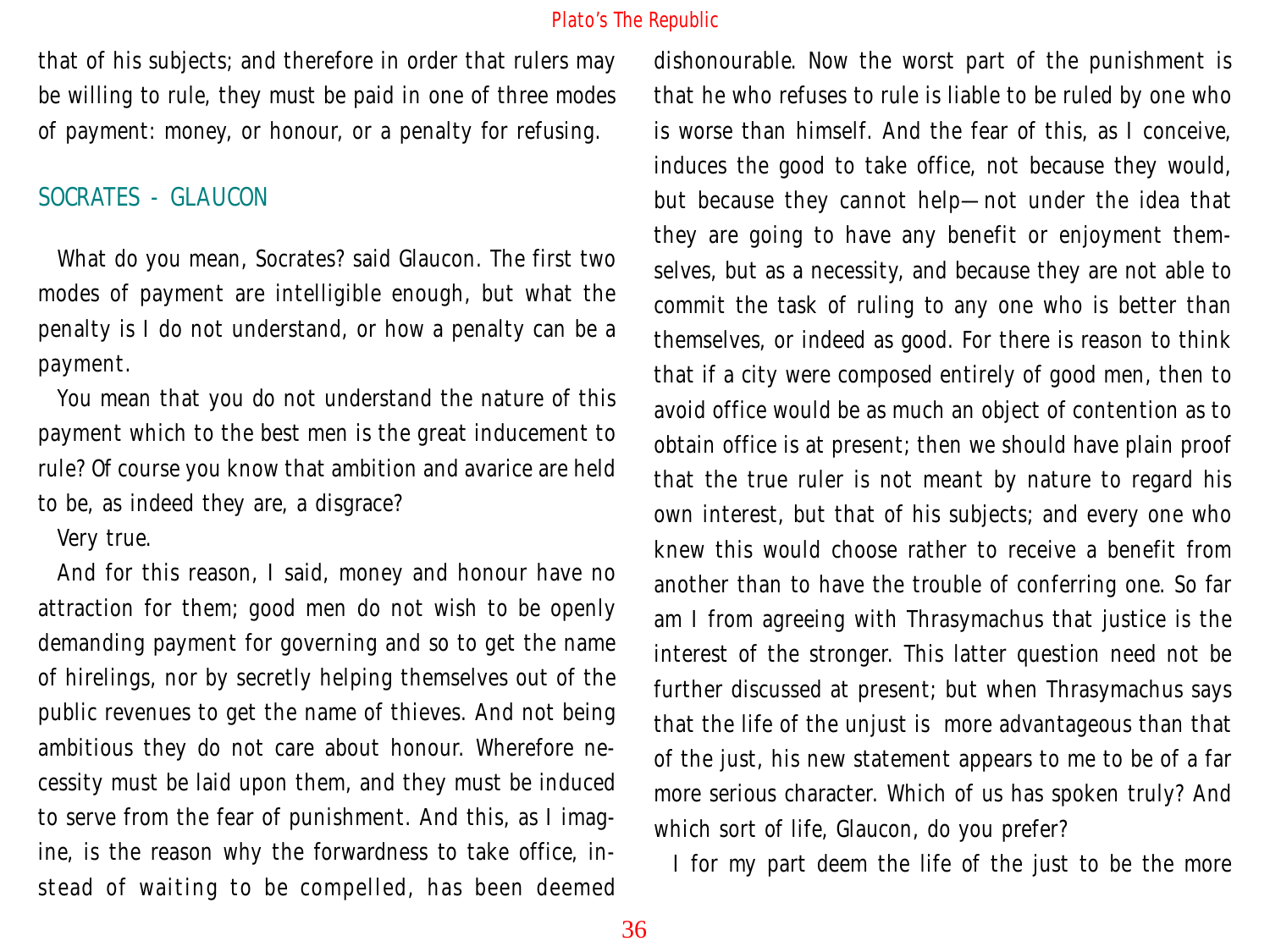that of his subjects; and therefore in order that rulers may be willing to rule, they must be paid in one of three modes of payment: money, or honour, or a penalty for refusing.

## SOCRATES - GLAUCON

What do you mean, Socrates? said Glaucon. The first two modes of payment are intelligible enough, but what the penalty is I do not understand, or how a penalty can be a payment.

You mean that you do not understand the nature of this payment which to the best men is the great inducement to rule? Of course you know that ambition and avarice are held to be, as indeed they are, a disgrace?

Very true.

And for this reason, I said, money and honour have no attraction for them; good men do not wish to be openly demanding payment for governing and so to get the name of hirelings, nor by secretly helping themselves out of the public revenues to get the name of thieves. And not being ambitious they do not care about honour. Wherefore necessity must be laid upon them, and they must be induced to serve from the fear of punishment. And this, as I imagine, is the reason why the forwardness to take office, instead of waiting to be compelled, has been deemed dishonourable. Now the worst part of the punishment is that he who refuses to rule is liable to be ruled by one who is worse than himself. And the fear of this, as I conceive, induces the good to take office, not because they would, but because they cannot help—not under the idea that they are going to have any benefit or enjoyment themselves, but as a necessity, and because they are not able to commit the task of ruling to any one who is better than themselves, or indeed as good. For there is reason to think that if a city were composed entirely of good men, then to avoid office would be as much an object of contention as to obtain office is at present; then we should have plain proof that the true ruler is not meant by nature to regard his own interest, but that of his subjects; and every one who knew this would choose rather to receive a benefit from another than to have the trouble of conferring one. So far am I from agreeing with Thrasymachus that justice is the interest of the stronger. This latter question need not be further discussed at present; but when Thrasymachus says that the life of the unjust is more advantageous than that of the just, his new statement appears to me to be of a far more serious character. Which of us has spoken truly? And which sort of life, Glaucon, do you prefer?

I for my part deem the life of the just to be the more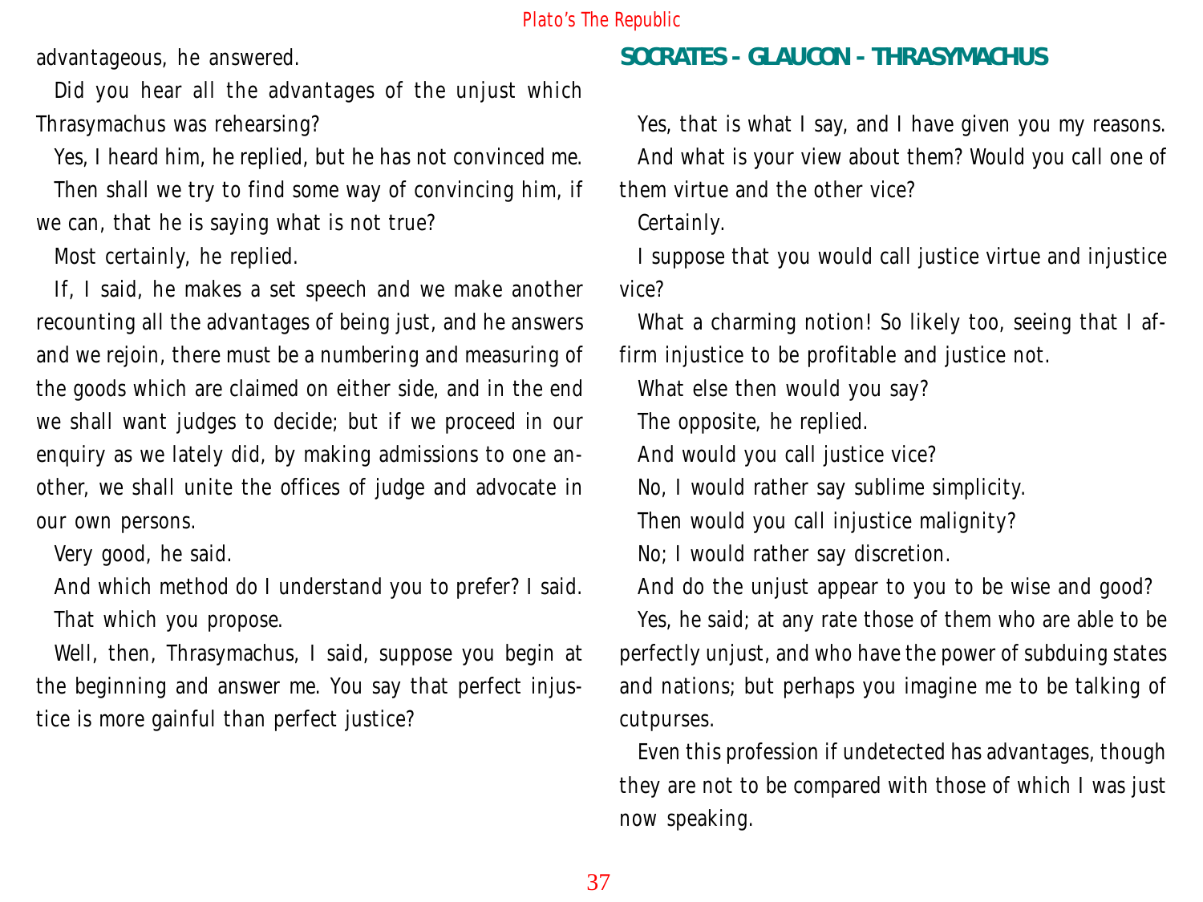advantageous, he answered.

Did you hear all the advantages of the unjust which Thrasymachus was rehearsing?

Yes, I heard him, he replied, but he has not convinced me.

Then shall we try to find some way of convincing him, if we can, that he is saying what is not true?

Most certainly, he replied.

If, I said, he makes a set speech and we make another recounting all the advantages of being just, and he answers and we rejoin, there must be a numbering and measuring of the goods which are claimed on either side, and in the end we shall want judges to decide; but if we proceed in our enquiry as we lately did, by making admissions to one another, we shall unite the offices of judge and advocate in our own persons.

Very good, he said.

And which method do I understand you to prefer? I said.

That which you propose.

Well, then, Thrasymachus, I said, suppose you begin at the beginning and answer me. You say that perfect injustice is more gainful than perfect justice?

## SOCRATES - GLAUCON - THRASYMACHUS

Yes, that is what I say, and I have given you my reasons.

And what is your view about them? Would you call one of them virtue and the other vice?

Certainly.

I suppose that you would call justice virtue and injustice vice?

What a charming notion! So likely too, seeing that I affirm injustice to be profitable and justice not.

What else then would you say?

The opposite, he replied.

And would you call justice vice?

No, I would rather say sublime simplicity.

Then would you call injustice malignity?

No; I would rather say discretion.

And do the unjust appear to you to be wise and good?

Yes, he said; at any rate those of them who are able to be perfectly unjust, and who have the power of subduing states and nations; but perhaps you imagine me to be talking of cutpurses.

Even this profession if undetected has advantages, though they are not to be compared with those of which I was just now speaking.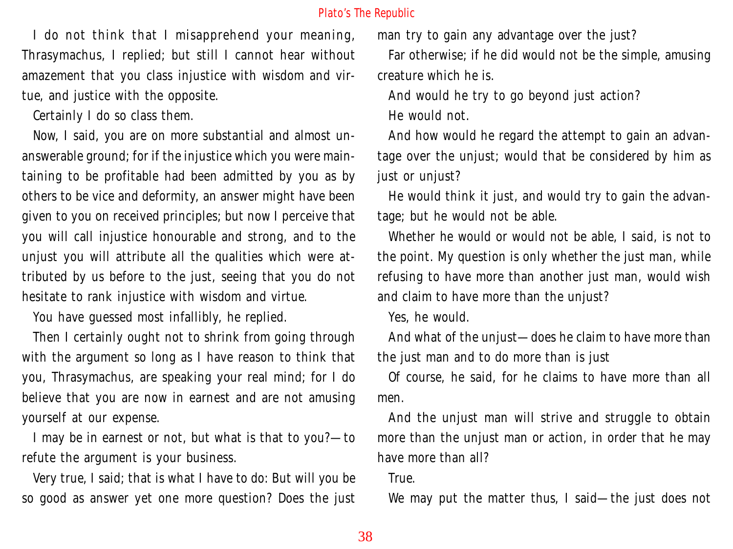I do not think that I misapprehend your meaning, Thrasymachus, I replied; but still I cannot hear without amazement that you class injustice with wisdom and virtue, and justice with the opposite.

Certainly I do so class them.

Now, I said, you are on more substantial and almost unanswerable ground; for if the injustice which you were maintaining to be profitable had been admitted by you as by others to be vice and deformity, an answer might have been given to you on received principles; but now I perceive that you will call injustice honourable and strong, and to the unjust you will attribute all the qualities which were attributed by us before to the just, seeing that you do not hesitate to rank injustice with wisdom and virtue.

You have guessed most infallibly, he replied.

Then I certainly ought not to shrink from going through with the argument so long as I have reason to think that you, Thrasymachus, are speaking your real mind; for I do believe that you are now in earnest and are not amusing yourself at our expense.

I may be in earnest or not, but what is that to you?—to refute the argument is your business.

Very true, I said; that is what I have to do: But will you be so good as answer yet one more question? Does the just man try to gain any advantage over the just?

Far otherwise; if he did would not be the simple, amusing creature which he is.

And would he try to go beyond just action?

He would not.

And how would he regard the attempt to gain an advantage over the unjust; would that be considered by him as just or unjust?

He would think it just, and would try to gain the advantage; but he would not be able.

Whether he would or would not be able, I said, is not to the point. My question is only whether the just man, while refusing to have more than another just man, would wish and claim to have more than the unjust?

Yes, he would.

And what of the unjust—does he claim to have more than the just man and to do more than is just

Of course, he said, for he claims to have more than all men.

And the unjust man will strive and struggle to obtain more than the unjust man or action, in order that he may have more than all?

True.

We may put the matter thus, I said—the just does not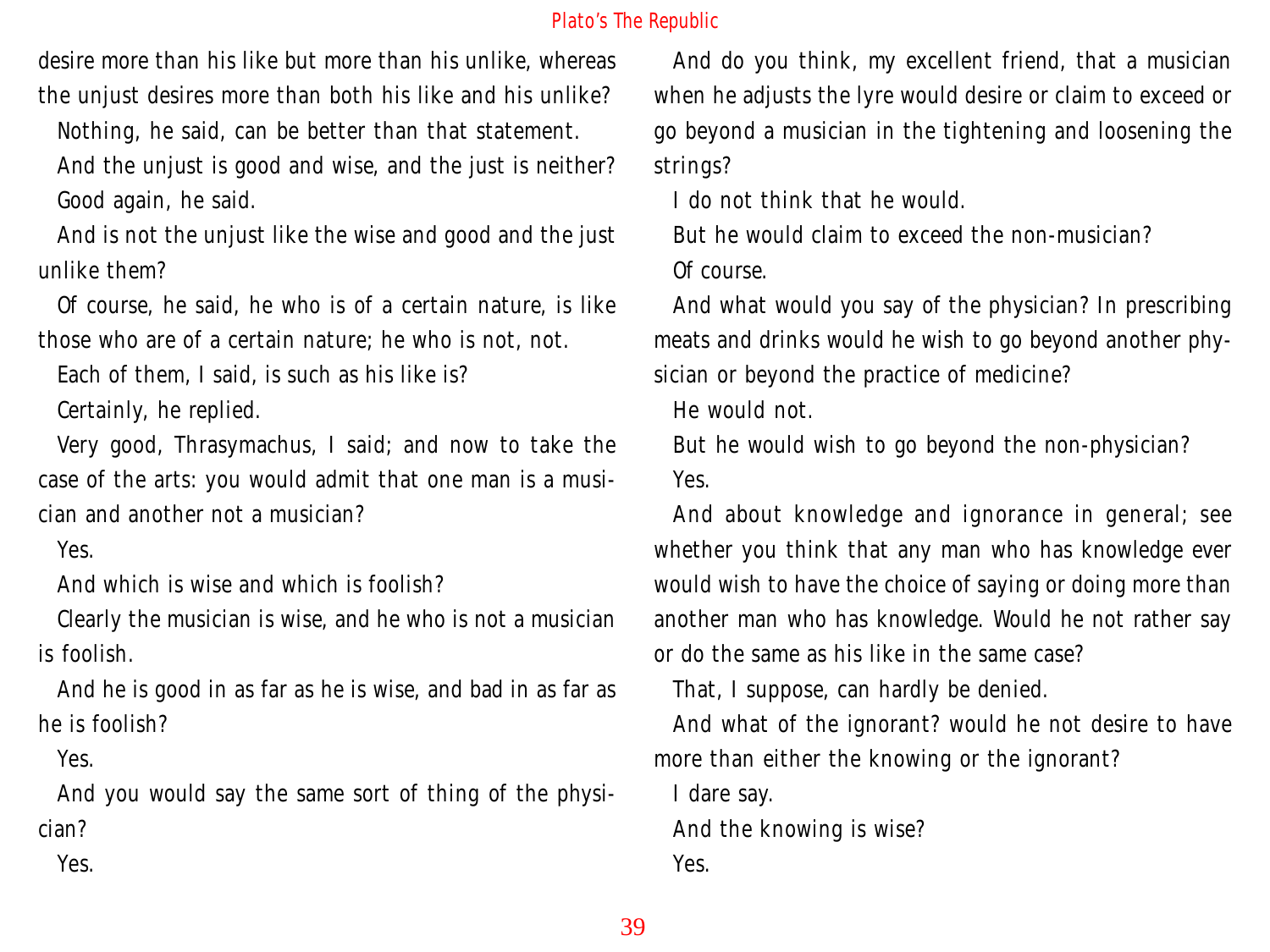desire more than his like but more than his unlike, whereas the unjust desires more than both his like and his unlike?

Nothing, he said, can be better than that statement.

And the unjust is good and wise, and the just is neither?

Good again, he said.

And is not the unjust like the wise and good and the just unlike them?

Of course, he said, he who is of a certain nature, is like those who are of a certain nature; he who is not, not.

Each of them, I said, is such as his like is?

Certainly, he replied.

Very good, Thrasymachus, I said; and now to take the case of the arts: you would admit that one man is a musician and another not a musician?

Yes.

And which is wise and which is foolish?

Clearly the musician is wise, and he who is not a musician is foolish.

And he is good in as far as he is wise, and bad in as far as he is foolish?

Yes.

And you would say the same sort of thing of the physician?

Yes.

And do you think, my excellent friend, that a musician when he adjusts the lyre would desire or claim to exceed or go beyond a musician in the tightening and loosening the strings?

I do not think that he would.

But he would claim to exceed the non-musician?

Of course.

And what would you say of the physician? In prescribing meats and drinks would he wish to go beyond another physician or beyond the practice of medicine?

He would not.

But he would wish to go beyond the non-physician?

Yes.

And about knowledge and ignorance in general; see whether you think that any man who has knowledge ever would wish to have the choice of saying or doing more than another man who has knowledge. Would he not rather say or do the same as his like in the same case?

That, I suppose, can hardly be denied.

And what of the ignorant? would he not desire to have more than either the knowing or the ignorant?

I dare say.

And the knowing is wise?

Yes.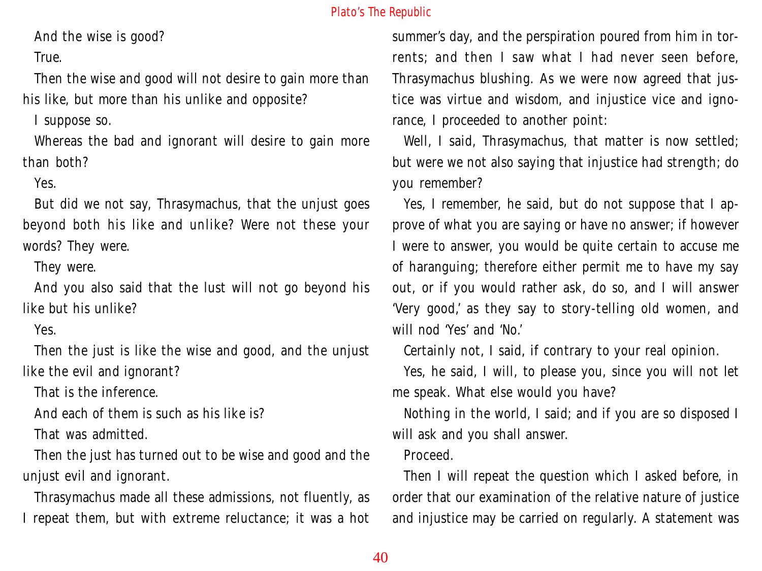And the wise is good?

True.

Then the wise and good will not desire to gain more than his like, but more than his unlike and opposite?

I suppose so.

Whereas the bad and ignorant will desire to gain more than both?

Yes.

But did we not say, Thrasymachus, that the unjust goes beyond both his like and unlike? Were not these your words? They were.

They were.

And you also said that the lust will not go beyond his like but his unlike?

Yes.

Then the just is like the wise and good, and the unjust like the evil and ignorant?

That is the inference.

And each of them is such as his like is?

That was admitted.

Then the just has turned out to be wise and good and the unjust evil and ignorant.

Thrasymachus made all these admissions, not fluently, as I repeat them, but with extreme reluctance; it was a hot summer's day, and the perspiration poured from him in torrents; and then I saw what I had never seen before, Thrasymachus blushing. As we were now agreed that justice was virtue and wisdom, and injustice vice and ignorance, I proceeded to another point:

Well, I said, Thrasymachus, that matter is now settled; but were we not also saying that injustice had strength; do you remember?

Yes, I remember, he said, but do not suppose that I approve of what you are saying or have no answer; if however I were to answer, you would be quite certain to accuse me of haranguing; therefore either permit me to have my say out, or if you would rather ask, do so, and I will answer 'Very good,' as they say to story-telling old women, and will nod 'Yes' and 'No.'

Certainly not, I said, if contrary to your real opinion.

Yes, he said, I will, to please you, since you will not let me speak. What else would you have?

Nothing in the world, I said; and if you are so disposed I will ask and you shall answer.

Proceed.

Then I will repeat the question which I asked before, in order that our examination of the relative nature of justice and injustice may be carried on regularly. A statement was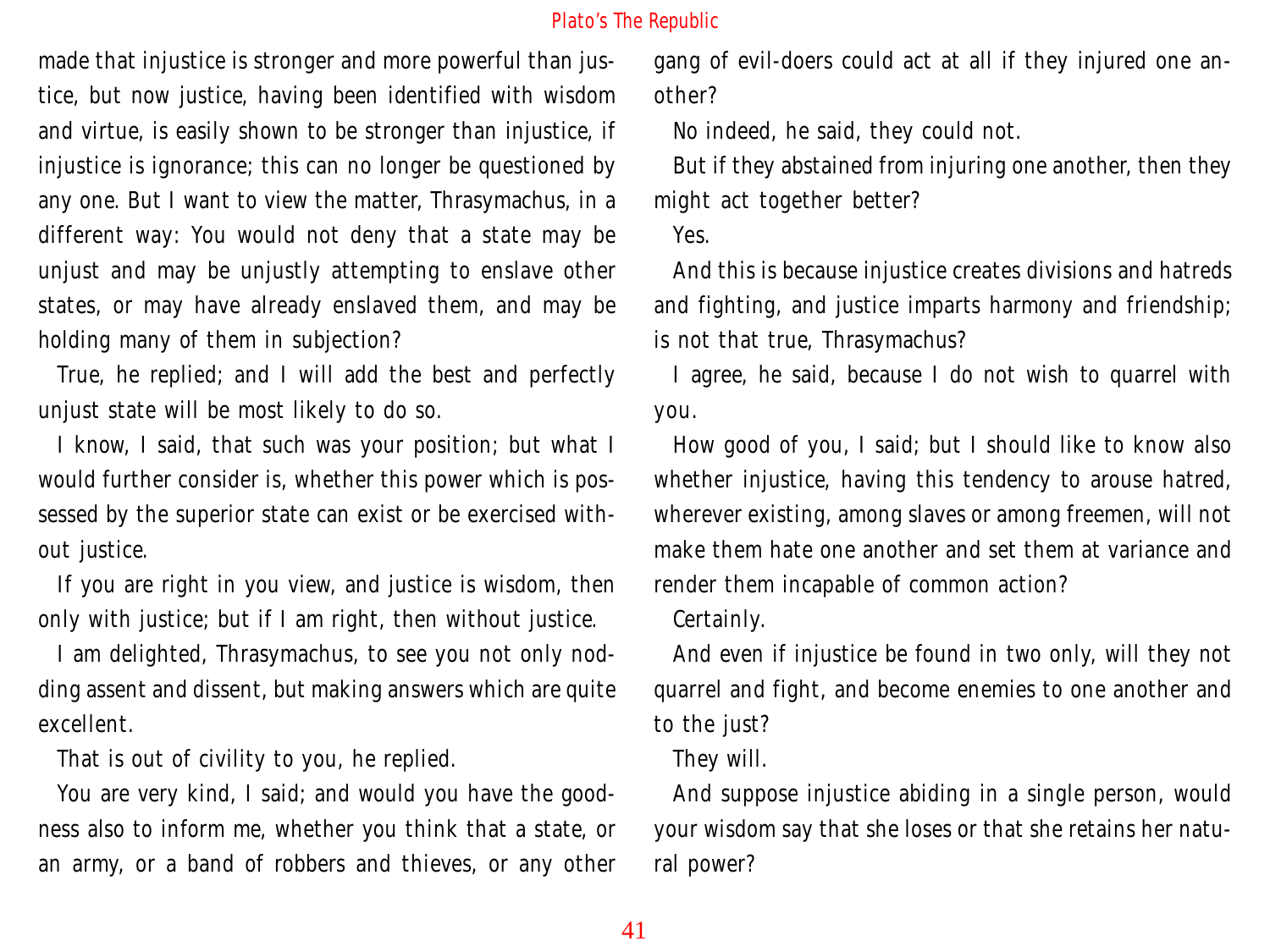made that injustice is stronger and more powerful than justice, but now justice, having been identified with wisdom and virtue, is easily shown to be stronger than injustice, if injustice is ignorance; this can no longer be questioned by any one. But I want to view the matter, Thrasymachus, in a different way: You would not deny that a state may be unjust and may be unjustly attempting to enslave other states, or may have already enslaved them, and may be holding many of them in subjection?

True, he replied; and I will add the best and perfectly unjust state will be most likely to do so.

I know, I said, that such was your position; but what I would further consider is, whether this power which is possessed by the superior state can exist or be exercised without justice.

If you are right in you view, and justice is wisdom, then only with justice; but if I am right, then without justice.

I am delighted, Thrasymachus, to see you not only nodding assent and dissent, but making answers which are quite excellent.

That is out of civility to you, he replied.

You are very kind, I said; and would you have the goodness also to inform me, whether you think that a state, or an army, or a band of robbers and thieves, or any other gang of evil-doers could act at all if they injured one another?

No indeed, he said, they could not.

But if they abstained from injuring one another, then they might act together better?

Yes.

And this is because injustice creates divisions and hatreds and fighting, and justice imparts harmony and friendship; is not that true, Thrasymachus?

I agree, he said, because I do not wish to quarrel with you.

How good of you, I said; but I should like to know also whether injustice, having this tendency to arouse hatred, wherever existing, among slaves or among freemen, will not make them hate one another and set them at variance and render them incapable of common action?

Certainly.

And even if injustice be found in two only, will they not quarrel and fight, and become enemies to one another and to the just?

They will.

And suppose injustice abiding in a single person, would your wisdom say that she loses or that she retains her natural power?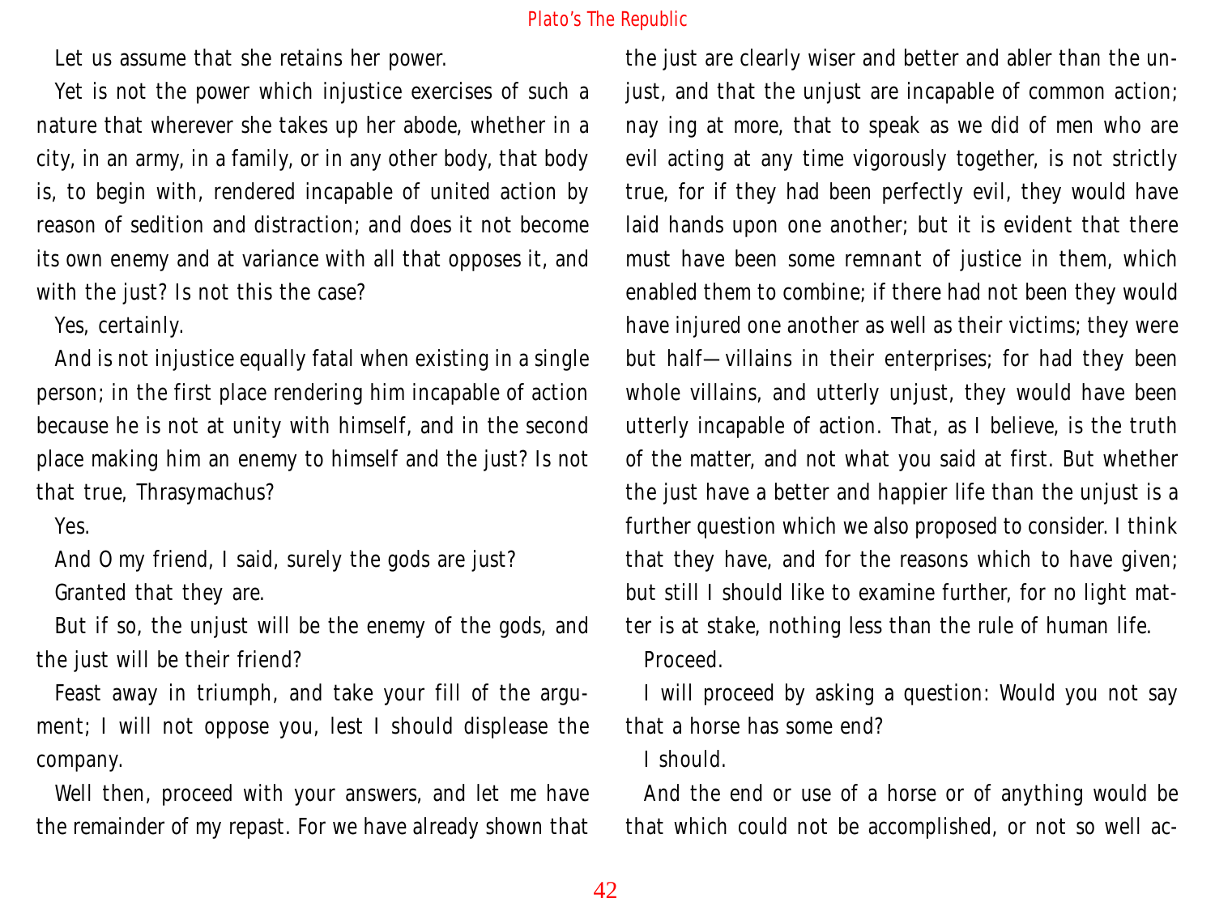Let us assume that she retains her power.

Yet is not the power which injustice exercises of such a nature that wherever she takes up her abode, whether in a city, in an army, in a family, or in any other body, that body is, to begin with, rendered incapable of united action by reason of sedition and distraction; and does it not become its own enemy and at variance with all that opposes it, and with the just? Is not this the case?

Yes, certainly.

And is not injustice equally fatal when existing in a single person; in the first place rendering him incapable of action because he is not at unity with himself, and in the second place making him an enemy to himself and the just? Is not that true, Thrasymachus?

Yes.

And O my friend, I said, surely the gods are just?

Granted that they are.

But if so, the unjust will be the enemy of the gods, and the just will be their friend?

Feast away in triumph, and take your fill of the argument; I will not oppose you, lest I should displease the company.

Well then, proceed with your answers, and let me have the remainder of my repast. For we have already shown that the just are clearly wiser and better and abler than the unjust, and that the unjust are incapable of common action; nay ing at more, that to speak as we did of men who are evil acting at any time vigorously together, is not strictly true, for if they had been perfectly evil, they would have laid hands upon one another; but it is evident that there must have been some remnant of justice in them, which enabled them to combine; if there had not been they would have injured one another as well as their victims; they were but half—villains in their enterprises; for had they been whole villains, and utterly unjust, they would have been utterly incapable of action. That, as I believe, is the truth of the matter, and not what you said at first. But whether the just have a better and happier life than the unjust is a further question which we also proposed to consider. I think that they have, and for the reasons which to have given; but still I should like to examine further, for no light matter is at stake, nothing less than the rule of human life.

Proceed.

I will proceed by asking a question: Would you not say that a horse has some end?

I should.

And the end or use of a horse or of anything would be that which could not be accomplished, or not so well ac-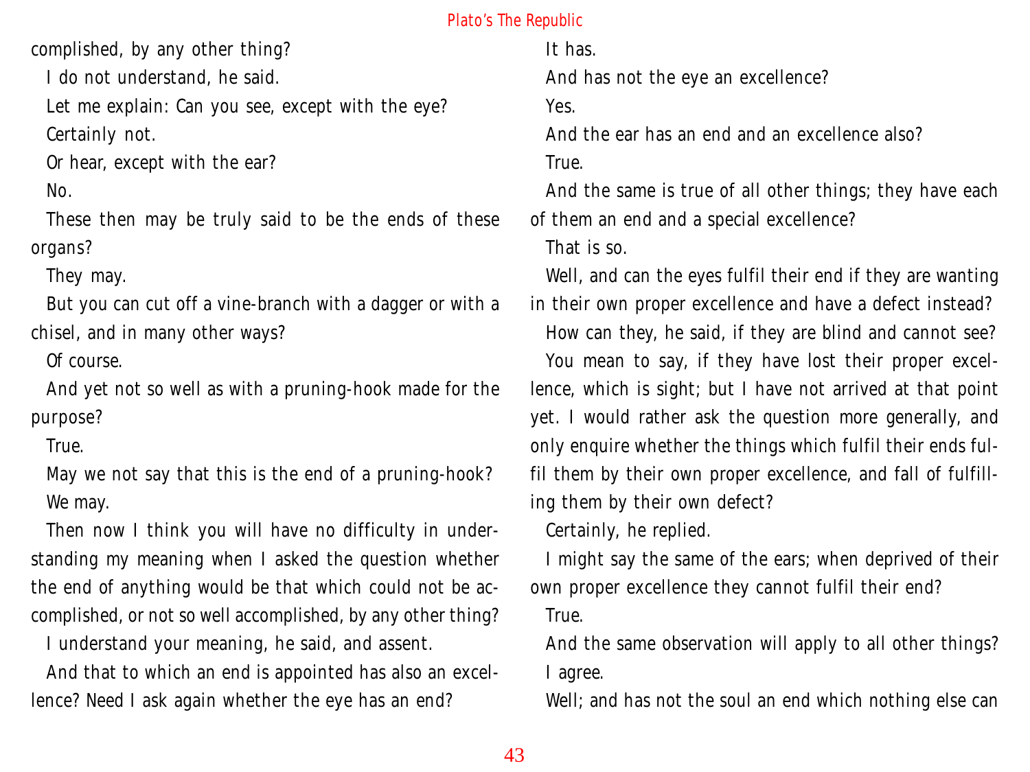complished, by any other thing?

I do not understand, he said.

Let me explain: Can you see, except with the eye?

Certainly not.

Or hear, except with the ear?

No.

These then may be truly said to be the ends of these organs?

They may.

But you can cut off a vine-branch with a dagger or with a chisel, and in many other ways?

Of course.

And yet not so well as with a pruning-hook made for the purpose?

True.

May we not say that this is the end of a pruning-hook?

We may.

Then now I think you will have no difficulty in understanding my meaning when I asked the question whether the end of anything would be that which could not be accomplished, or not so well accomplished, by any other thing?

I understand your meaning, he said, and assent.

And that to which an end is appointed has also an excellence? Need I ask again whether the eye has an end?

It has.

And has not the eye an excellence?

Yes.

And the ear has an end and an excellence also?

True.

And the same is true of all other things; they have each of them an end and a special excellence?

That is so.

Well, and can the eyes fulfil their end if they are wanting in their own proper excellence and have a defect instead?

How can they, he said, if they are blind and cannot see?

You mean to say, if they have lost their proper excellence, which is sight; but I have not arrived at that point yet. I would rather ask the question more generally, and only enquire whether the things which fulfil their ends fulfil them by their own proper excellence, and fall of fulfilling them by their own defect?

Certainly, he replied.

I might say the same of the ears; when deprived of their own proper excellence they cannot fulfil their end?

True.

And the same observation will apply to all other things?

I agree.

Well; and has not the soul an end which nothing else can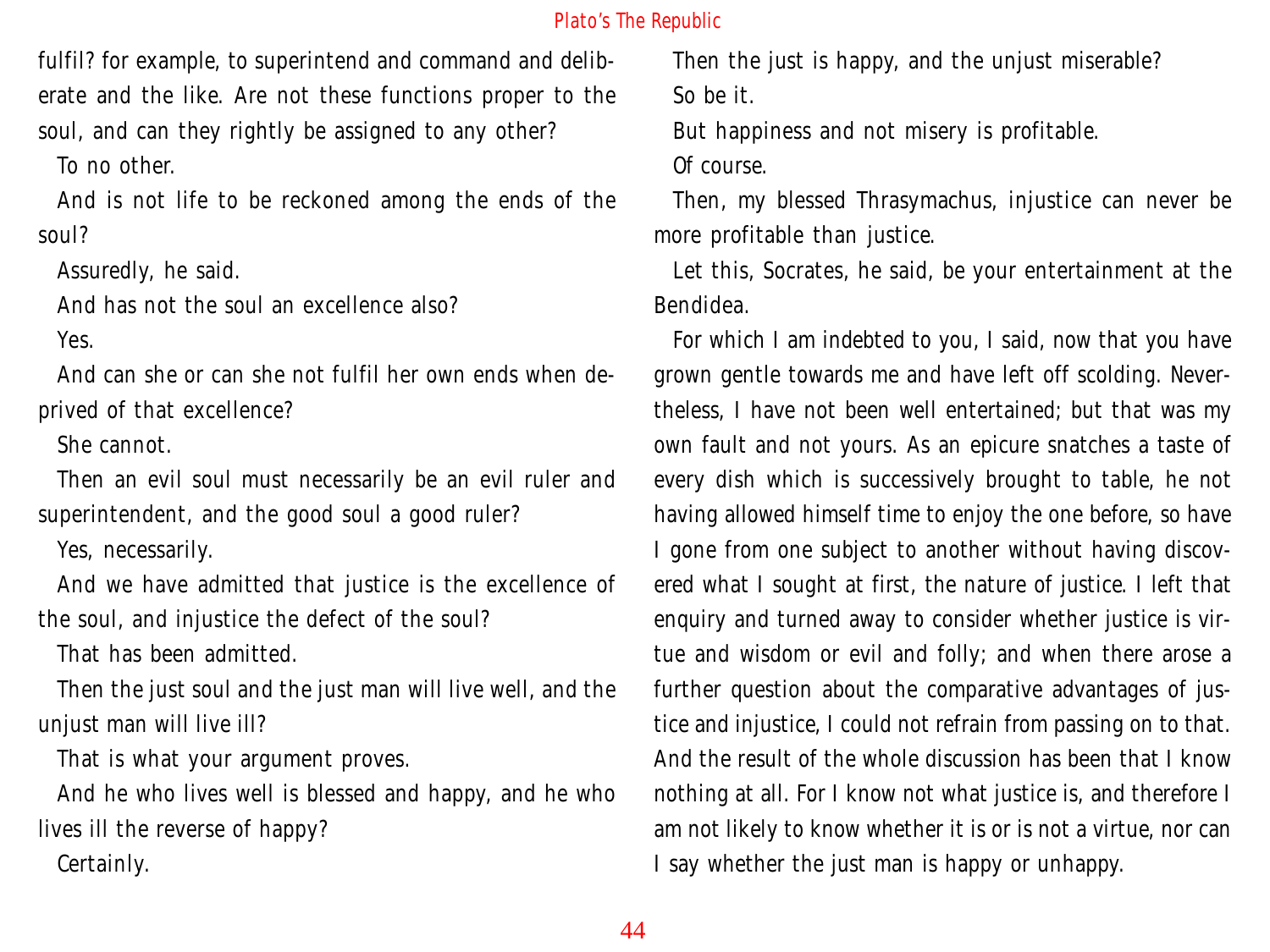fulfil? for example, to superintend and command and deliberate and the like. Are not these functions proper to the soul, and can they rightly be assigned to any other?

To no other.

And is not life to be reckoned among the ends of the soul?

Assuredly, he said.

And has not the soul an excellence also?

Yes.

And can she or can she not fulfil her own ends when deprived of that excellence?

She cannot.

Then an evil soul must necessarily be an evil ruler and superintendent, and the good soul a good ruler?

Yes, necessarily.

And we have admitted that justice is the excellence of the soul, and injustice the defect of the soul?

That has been admitted.

Then the just soul and the just man will live well, and the unjust man will live ill?

That is what your argument proves.

And he who lives well is blessed and happy, and he who lives ill the reverse of happy?

Certainly.

Then the just is happy, and the unjust miserable?

So be it.

But happiness and not misery is profitable.

Of course.

Then, my blessed Thrasymachus, injustice can never be more profitable than justice.

Let this, Socrates, he said, be your entertainment at the Bendidea.

For which I am indebted to you, I said, now that you have grown gentle towards me and have left off scolding. Nevertheless, I have not been well entertained; but that was my own fault and not yours. As an epicure snatches a taste of every dish which is successively brought to table, he not having allowed himself time to enjoy the one before, so have I gone from one subject to another without having discovered what I sought at first, the nature of justice. I left that enquiry and turned away to consider whether justice is virtue and wisdom or evil and folly; and when there arose a further question about the comparative advantages of justice and injustice, I could not refrain from passing on to that. And the result of the whole discussion has been that I know nothing at all. For I know not what justice is, and therefore I am not likely to know whether it is or is not a virtue, nor can I say whether the just man is happy or unhappy.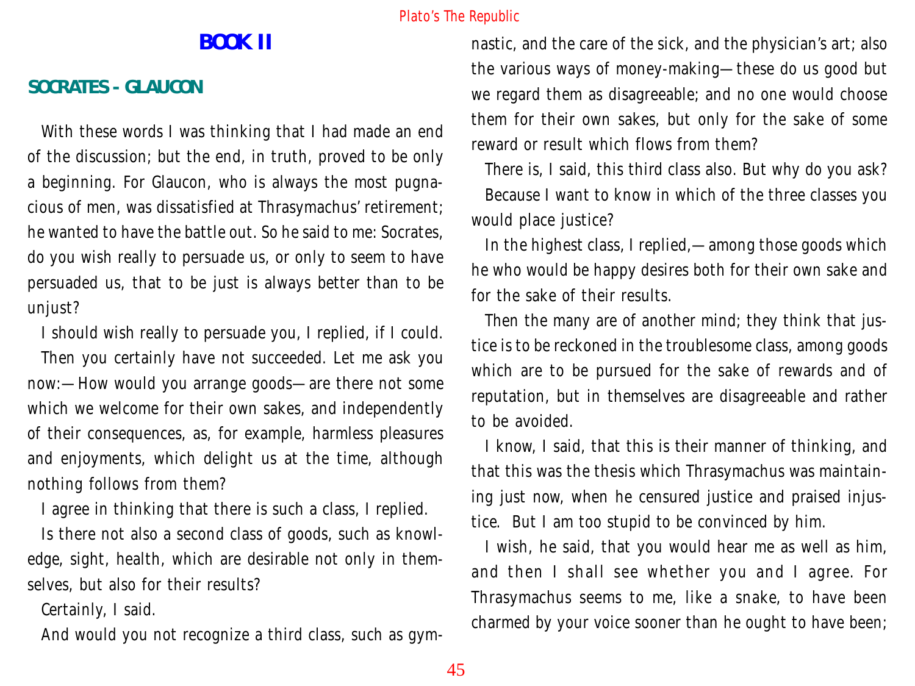## BOOK II

### SOCRATES - GLAUCON

With these words I was thinking that I had made an end of the discussion; but the end, in truth, proved to be only a beginning. For Glaucon, who is always the most pugnacious of men, was dissatisfied at Thrasymachus' retirement; he wanted to have the battle out. So he said to me: Socrates, do you wish really to persuade us, or only to seem to have persuaded us, that to be just is always better than to be unjust?

I should wish really to persuade you, I replied, if I could.

Then you certainly have not succeeded. Let me ask you now:—How would you arrange goods—are there not some which we welcome for their own sakes, and independently of their consequences, as, for example, harmless pleasures and enjoyments, which delight us at the time, although nothing follows from them?

I agree in thinking that there is such a class, I replied.

Is there not also a second class of goods, such as knowledge, sight, health, which are desirable not only in themselves, but also for their results?

Certainly, I said.

And would you not recognize a third class, such as gymnastic, and the care of the sick, and the physician's art; also the various ways of money-making—these do us good but we regard them as disagreeable; and no one would choose them for their own sakes, but only for the sake of some reward or result which flows from them?

There is, I said, this third class also. But why do you ask?

Because I want to know in which of the three classes you would place justice?

In the highest class, I replied,—among those goods which he who would be happy desires both for their own sake and for the sake of their results.

Then the many are of another mind; they think that justice is to be reckoned in the troublesome class, among goods which are to be pursued for the sake of rewards and of reputation, but in themselves are disagreeable and rather to be avoided.

I know, I said, that this is their manner of thinking, and that this was the thesis which Thrasymachus was maintaining just now, when he censured justice and praised injustice. But I am too stupid to be convinced by him.

I wish, he said, that you would hear me as well as him, and then I shall see whether you and I agree. For Thrasymachus seems to me, like a snake, to have been charmed by your voice sooner than he ought to have been;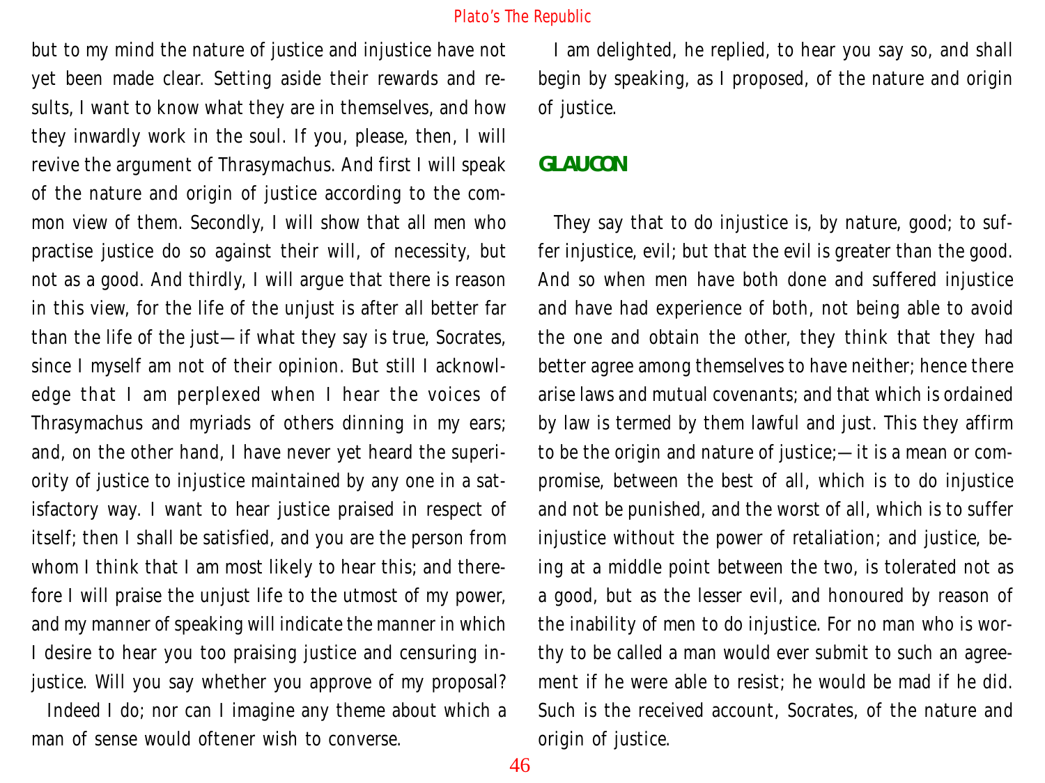but to my mind the nature of justice and injustice have not yet been made clear. Setting aside their rewards and results, I want to know what they are in themselves, and how they inwardly work in the soul. If you, please, then, I will revive the argument of Thrasymachus. And first I will speak of the nature and origin of justice according to the common view of them. Secondly, I will show that all men who practise justice do so against their will, of necessity, but not as a good. And thirdly, I will argue that there is reason in this view, for the life of the unjust is after all better far than the life of the just—if what they say is true, Socrates, since I myself am not of their opinion. But still I acknowledge that I am perplexed when I hear the voices of Thrasymachus and myriads of others dinning in my ears; and, on the other hand, I have never yet heard the superiority of justice to injustice maintained by any one in a satisfactory way. I want to hear justice praised in respect of itself; then I shall be satisfied, and you are the person from whom I think that I am most likely to hear this; and therefore I will praise the unjust life to the utmost of my power, and my manner of speaking will indicate the manner in which I desire to hear you too praising justice and censuring injustice. Will you say whether you approve of my proposal?

Indeed I do; nor can I imagine any theme about which a man of sense would oftener wish to converse.

I am delighted, he replied, to hear you say so, and shall begin by speaking, as I proposed, of the nature and origin of justice.

**GLAUCON**

They say that to do injustice is, by nature, good; to suffer injustice, evil; but that the evil is greater than the good. And so when men have both done and suffered injustice and have had experience of both, not being able to avoid the one and obtain the other, they think that they had better agree among themselves to have neither; hence there arise laws and mutual covenants; and that which is ordained by law is termed by them lawful and just. This they affirm to be the origin and nature of justice;—it is a mean or compromise, between the best of all, which is to do injustice and not be punished, and the worst of all, which is to suffer injustice without the power of retaliation; and justice, being at a middle point between the two, is tolerated not as a good, but as the lesser evil, and honoured by reason of the inability of men to do injustice. For no man who is worthy to be called a man would ever submit to such an agreement if he were able to resist; he would be mad if he did. Such is the received account, Socrates, of the nature and origin of justice.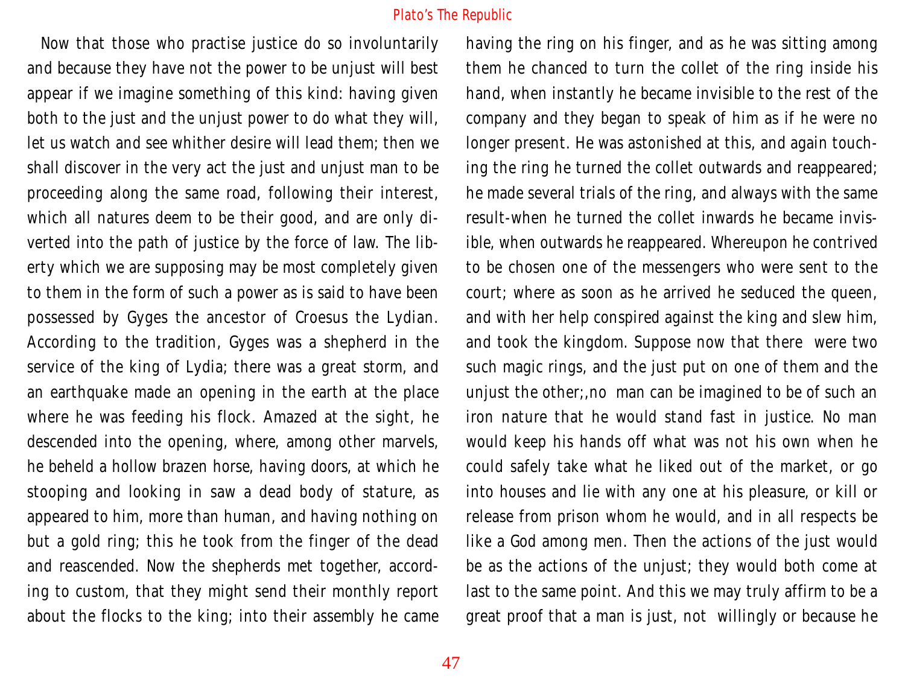Now that those who practise justice do so involuntarily and because they have not the power to be unjust will best appear if we imagine something of this kind: having given both to the just and the unjust power to do what they will, let us watch and see whither desire will lead them; then we shall discover in the very act the just and unjust man to be proceeding along the same road, following their interest, which all natures deem to be their good, and are only diverted into the path of justice by the force of law. The liberty which we are supposing may be most completely given to them in the form of such a power as is said to have been possessed by Gyges the ancestor of Croesus the Lydian. According to the tradition, Gyges was a shepherd in the service of the king of Lydia; there was a great storm, and an earthquake made an opening in the earth at the place where he was feeding his flock. Amazed at the sight, he descended into the opening, where, among other marvels, he beheld a hollow brazen horse, having doors, at which he stooping and looking in saw a dead body of stature, as appeared to him, more than human, and having nothing on but a gold ring; this he took from the finger of the dead and reascended. Now the shepherds met together, according to custom, that they might send their monthly report about the flocks to the king; into their assembly he came having the ring on his finger, and as he was sitting among them he chanced to turn the collet of the ring inside his hand, when instantly he became invisible to the rest of the company and they began to speak of him as if he were no longer present. He was astonished at this, and again touching the ring he turned the collet outwards and reappeared; he made several trials of the ring, and always with the same result-when he turned the collet inwards he became invisible, when outwards he reappeared. Whereupon he contrived to be chosen one of the messengers who were sent to the court; where as soon as he arrived he seduced the queen, and with her help conspired against the king and slew him, and took the kingdom. Suppose now that there were two such magic rings, and the just put on one of them and the unjust the other;,no man can be imagined to be of such an iron nature that he would stand fast in justice. No man would keep his hands off what was not his own when he could safely take what he liked out of the market, or go into houses and lie with any one at his pleasure, or kill or release from prison whom he would, and in all respects be like a God among men. Then the actions of the just would be as the actions of the unjust; they would both come at last to the same point. And this we may truly affirm to be a great proof that a man is just, not willingly or because he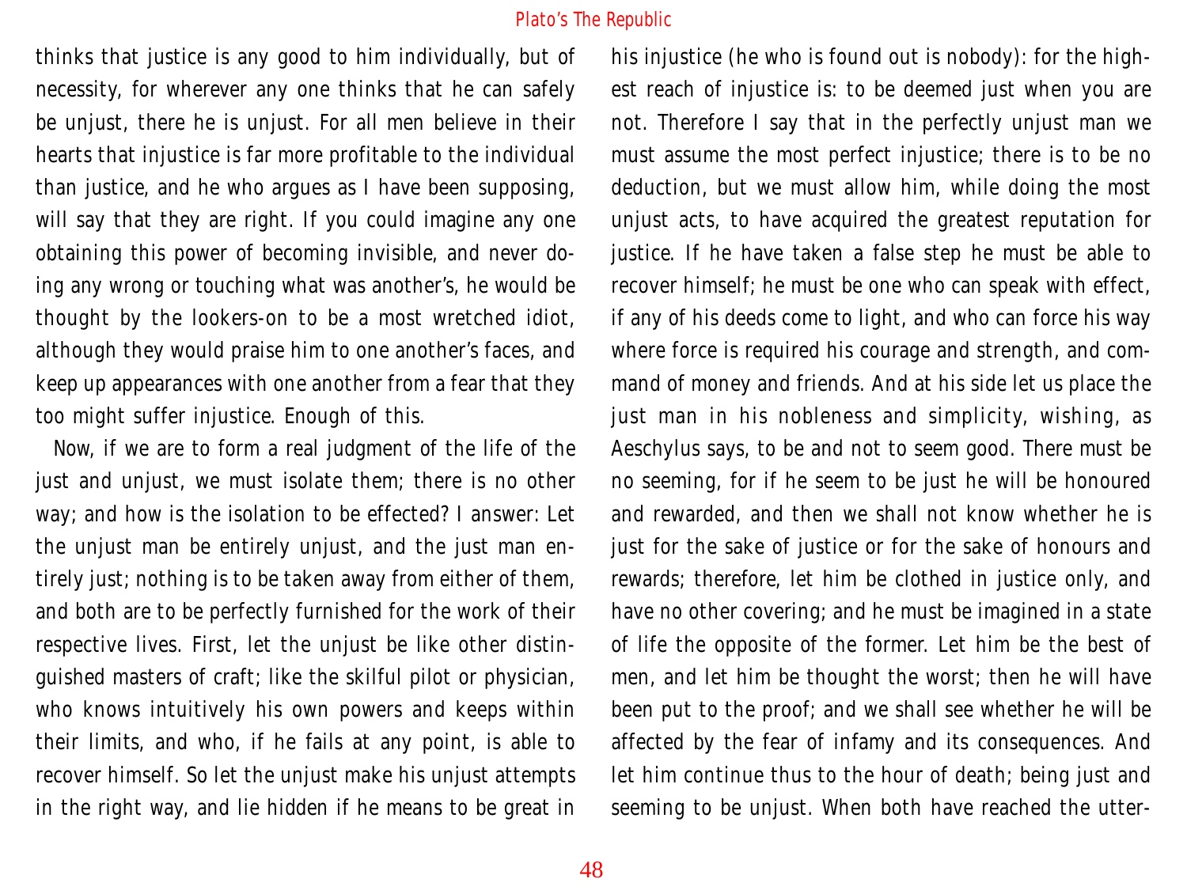thinks that justice is any good to him individually, but of necessity, for wherever any one thinks that he can safely be unjust, there he is unjust. For all men believe in their hearts that injustice is far more profitable to the individual than justice, and he who argues as I have been supposing, will say that they are right. If you could imagine any one obtaining this power of becoming invisible, and never doing any wrong or touching what was another's, he would be thought by the lookers-on to be a most wretched idiot, although they would praise him to one another's faces, and keep up appearances with one another from a fear that they too might suffer injustice. Enough of this.

Now, if we are to form a real judgment of the life of the just and unjust, we must isolate them; there is no other way; and how is the isolation to be effected? I answer: Let the unjust man be entirely unjust, and the just man entirely just; nothing is to be taken away from either of them, and both are to be perfectly furnished for the work of their respective lives. First, let the unjust be like other distinguished masters of craft; like the skilful pilot or physician, who knows intuitively his own powers and keeps within their limits, and who, if he fails at any point, is able to recover himself. So let the unjust make his unjust attempts in the right way, and lie hidden if he means to be great in his injustice (he who is found out is nobody): for the highest reach of injustice is: to be deemed just when you are not. Therefore I say that in the perfectly unjust man we must assume the most perfect injustice; there is to be no deduction, but we must allow him, while doing the most unjust acts, to have acquired the greatest reputation for justice. If he have taken a false step he must be able to recover himself; he must be one who can speak with effect, if any of his deeds come to light, and who can force his way where force is required his courage and strength, and command of money and friends. And at his side let us place the just man in his nobleness and simplicity, wishing, as Aeschylus says, to be and not to seem good. There must be no seeming, for if he seem to be just he will be honoured and rewarded, and then we shall not know whether he is just for the sake of justice or for the sake of honours and rewards; therefore, let him be clothed in justice only, and have no other covering; and he must be imagined in a state of life the opposite of the former. Let him be the best of men, and let him be thought the worst; then he will have been put to the proof; and we shall see whether he will be affected by the fear of infamy and its consequences. And let him continue thus to the hour of death; being just and seeming to be unjust. When both have reached the utter-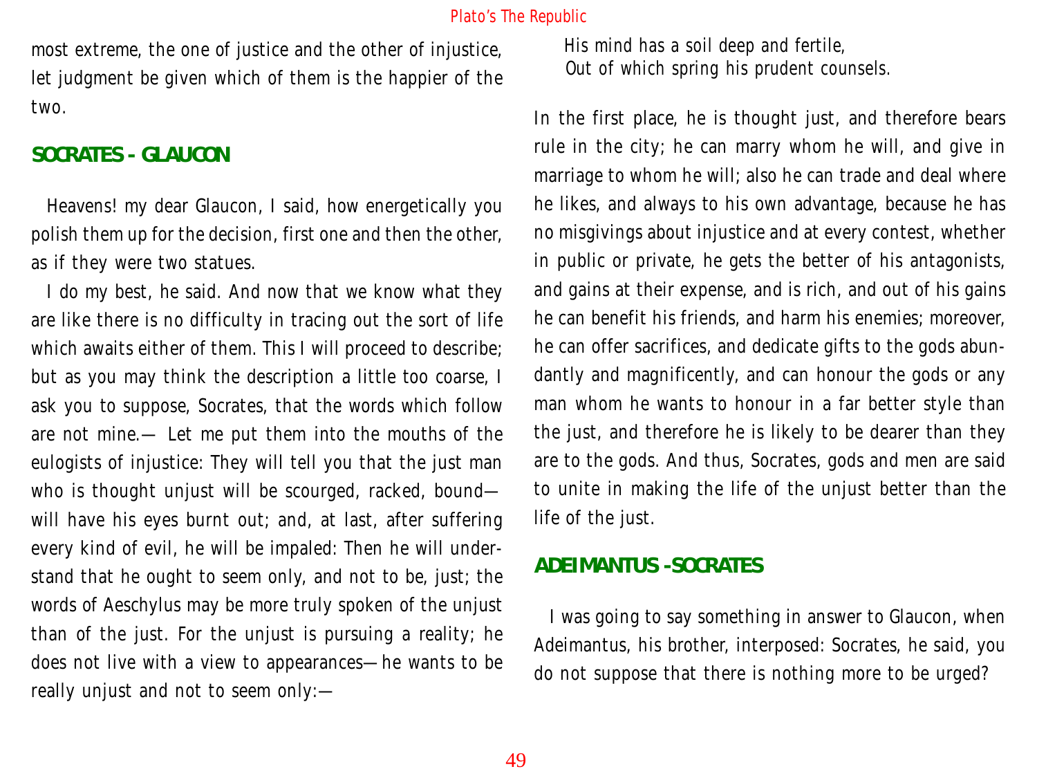most extreme, the one of justice and the other of injustice, let judgment be given which of them is the happier of the two.

## SOCRATES - GLAUCON

Heavens! my dear Glaucon, I said, how energetically you polish them up for the decision, first one and then the other, as if they were two statues.

I do my best, he said. And now that we know what they are like there is no difficulty in tracing out the sort of life which awaits either of them. This I will proceed to describe; but as you may think the description a little too coarse, I ask you to suppose, Socrates, that the words which follow are not mine.— Let me put them into the mouths of the eulogists of injustice: They will tell you that the just man who is thought unjust will be scourged, racked, bound— will have his eyes burnt out; and, at last, after suffering every kind of evil, he will be impaled: Then he will understand that he ought to seem only, and not to be, just; the words of Aeschylus may be more truly spoken of the unjust than of the just. For the unjust is pursuing a reality; he does not live with a view to appearances—he wants to be really unjust and not to seem only:—

> His mind has a soil deep and fertile,
> Out of which spring his prudent counsels.

In the first place, he is thought just, and therefore bears rule in the city; he can marry whom he will, and give in marriage to whom he will; also he can trade and deal where he likes, and always to his own advantage, because he has no misgivings about injustice and at every contest, whether in public or private, he gets the better of his antagonists, and gains at their expense, and is rich, and out of his gains he can benefit his friends, and harm his enemies; moreover, he can offer sacrifices, and dedicate gifts to the gods abundantly and magnificently, and can honour the gods or any man whom he wants to honour in a far better style than the just, and therefore he is likely to be dearer than they are to the gods. And thus, Socrates, gods and men are said to unite in making the life of the unjust better than the life of the just.

## ADEIMANTUS -SOCRATES

I was going to say something in answer to Glaucon, when Adeimantus, his brother, interposed: Socrates, he said, you do not suppose that there is nothing more to be urged?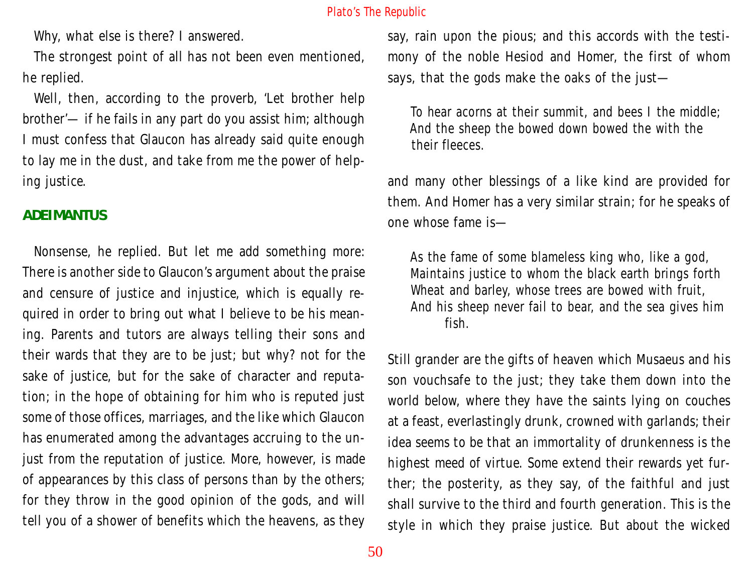Why, what else is there? I answered.

The strongest point of all has not been even mentioned, he replied.

Well, then, according to the proverb, 'Let brother help brother'— if he fails in any part do you assist him; although I must confess that Glaucon has already said quite enough to lay me in the dust, and take from me the power of helping justice.

**ADEIMANTUS**

Nonsense, he replied. But let me add something more: There is another side to Glaucon's argument about the praise and censure of justice and injustice, which is equally required in order to bring out what I believe to be his meaning. Parents and tutors are always telling their sons and their wards that they are to be just; but why? not for the sake of justice, but for the sake of character and reputation; in the hope of obtaining for him who is reputed just some of those offices, marriages, and the like which Glaucon has enumerated among the advantages accruing to the unjust from the reputation of justice. More, however, is made of appearances by this class of persons than by the others; for they throw in the good opinion of the gods, and will tell you of a shower of benefits which the heavens, as they say, rain upon the pious; and this accords with the testimony of the noble Hesiod and Homer, the first of whom says, that the gods make the oaks of the just—

> To hear acorns at their summit, and bees I the middle;
> And the sheep the bowed down bowed the with the their fleeces.

and many other blessings of a like kind are provided for them. And Homer has a very similar strain; for he speaks of one whose fame is—

> As the fame of some blameless king who, like a god,
> Maintains justice to whom the black earth brings forth
> Wheat and barley, whose trees are bowed with fruit,
> And his sheep never fail to bear, and the sea gives him fish.

Still grander are the gifts of heaven which Musaeus and his son vouchsafe to the just; they take them down into the world below, where they have the saints lying on couches at a feast, everlastingly drunk, crowned with garlands; their idea seems to be that an immortality of drunkenness is the highest meed of virtue. Some extend their rewards yet further; the posterity, as they say, of the faithful and just shall survive to the third and fourth generation. This is the style in which they praise justice. But about the wicked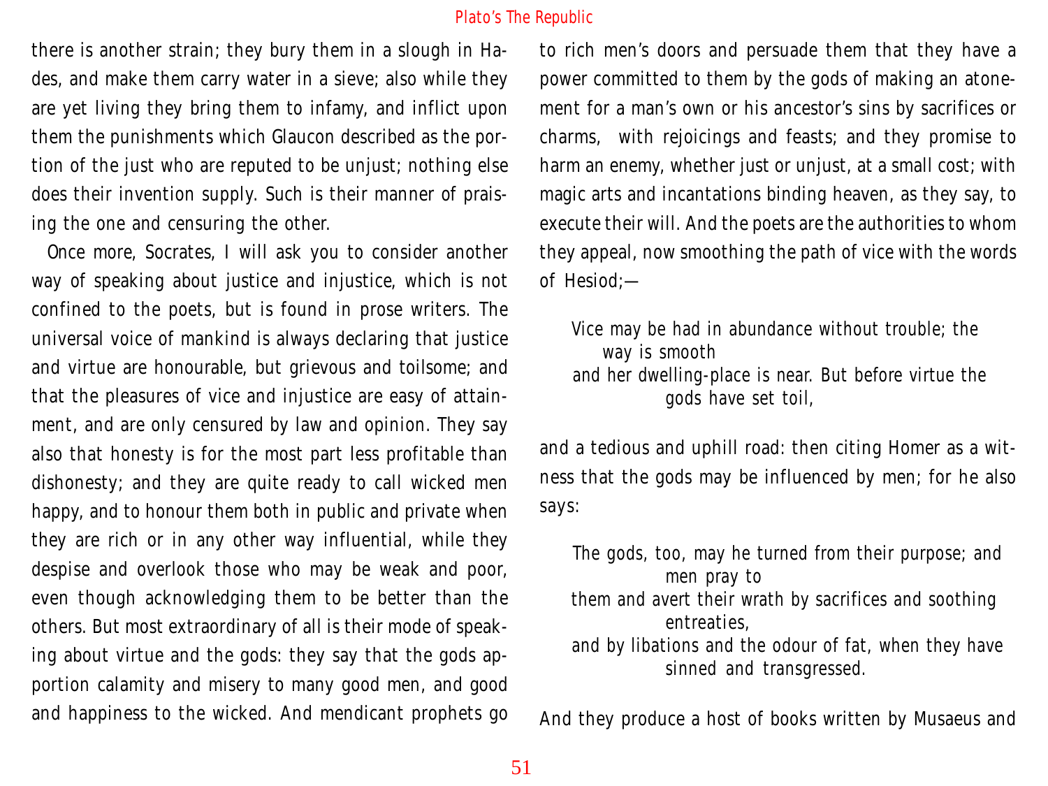there is another strain; they bury them in a slough in Hades, and make them carry water in a sieve; also while they are yet living they bring them to infamy, and inflict upon them the punishments which Glaucon described as the portion of the just who are reputed to be unjust; nothing else does their invention supply. Such is their manner of praising the one and censuring the other.

Once more, Socrates, I will ask you to consider another way of speaking about justice and injustice, which is not confined to the poets, but is found in prose writers. The universal voice of mankind is always declaring that justice and virtue are honourable, but grievous and toilsome; and that the pleasures of vice and injustice are easy of attainment, and are only censured by law and opinion. They say also that honesty is for the most part less profitable than dishonesty; and they are quite ready to call wicked men happy, and to honour them both in public and private when they are rich or in any other way influential, while they despise and overlook those who may be weak and poor, even though acknowledging them to be better than the others. But most extraordinary of all is their mode of speaking about virtue and the gods: they say that the gods apportion calamity and misery to many good men, and good and happiness to the wicked. And mendicant prophets go to rich men's doors and persuade them that they have a power committed to them by the gods of making an atonement for a man's own or his ancestor's sins by sacrifices or charms, with rejoicings and feasts; and they promise to harm an enemy, whether just or unjust, at a small cost; with magic arts and incantations binding heaven, as they say, to execute their will. And the poets are the authorities to whom they appeal, now smoothing the path of vice with the words of Hesiod;—

> Vice may be had in abundance without trouble; the way is smooth
> and her dwelling-place is near. But before virtue the gods have set toil,

and a tedious and uphill road: then citing Homer as a witness that the gods may be influenced by men; for he also says:

> The gods, too, may he turned from their purpose; and men pray to
> them and avert their wrath by sacrifices and soothing entreaties,
> and by libations and the odour of fat, when they have sinned and transgressed.

And they produce a host of books written by Musaeus and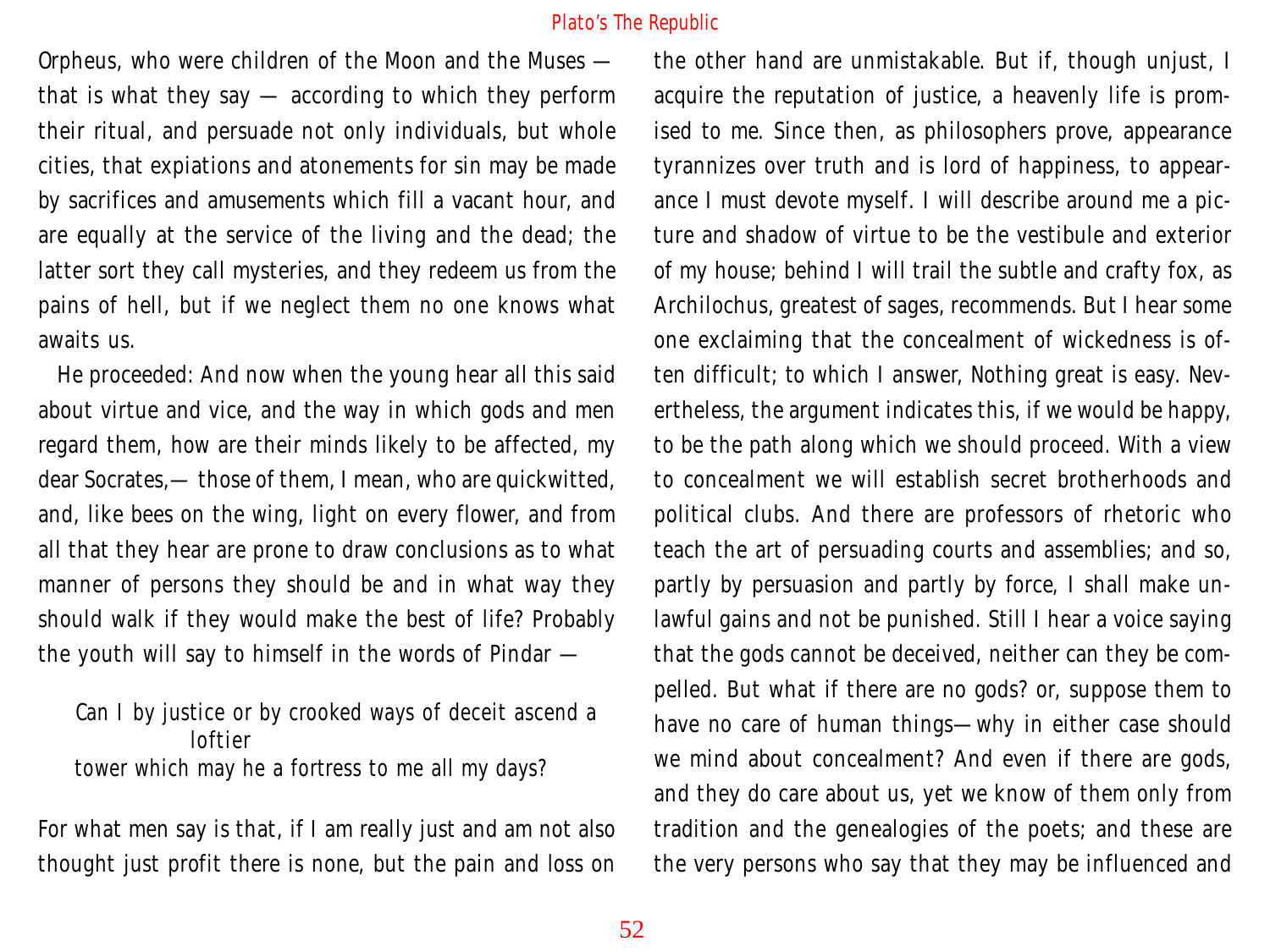Orpheus, who were children of the Moon and the Muses — that is what they say — according to which they perform their ritual, and persuade not only individuals, but whole cities, that expiations and atonements for sin may be made by sacrifices and amusements which fill a vacant hour, and are equally at the service of the living and the dead; the latter sort they call mysteries, and they redeem us from the pains of hell, but if we neglect them no one knows what awaits us.

He proceeded: And now when the young hear all this said about virtue and vice, and the way in which gods and men regard them, how are their minds likely to be affected, my dear Socrates,— those of them, I mean, who are quickwitted, and, like bees on the wing, light on every flower, and from all that they hear are prone to draw conclusions as to what manner of persons they should be and in what way they should walk if they would make the best of life? Probably the youth will say to himself in the words of Pindar —

> Can I by justice or by crooked ways of deceit ascend a loftier
> tower which may he a fortress to me all my days?

For what men say is that, if I am really just and am not also thought just profit there is none, but the pain and loss on the other hand are unmistakable. But if, though unjust, I acquire the reputation of justice, a heavenly life is promised to me. Since then, as philosophers prove, appearance tyrannizes over truth and is lord of happiness, to appearance I must devote myself. I will describe around me a picture and shadow of virtue to be the vestibule and exterior of my house; behind I will trail the subtle and crafty fox, as Archilochus, greatest of sages, recommends. But I hear some one exclaiming that the concealment of wickedness is often difficult; to which I answer, Nothing great is easy. Nevertheless, the argument indicates this, if we would be happy, to be the path along which we should proceed. With a view to concealment we will establish secret brotherhoods and political clubs. And there are professors of rhetoric who teach the art of persuading courts and assemblies; and so, partly by persuasion and partly by force, I shall make unlawful gains and not be punished. Still I hear a voice saying that the gods cannot be deceived, neither can they be compelled. But what if there are no gods? or, suppose them to have no care of human things— why in either case should we mind about concealment? And even if there are gods, and they do care about us, yet we know of them only from tradition and the genealogies of the poets; and these are the very persons who say that they may be influenced and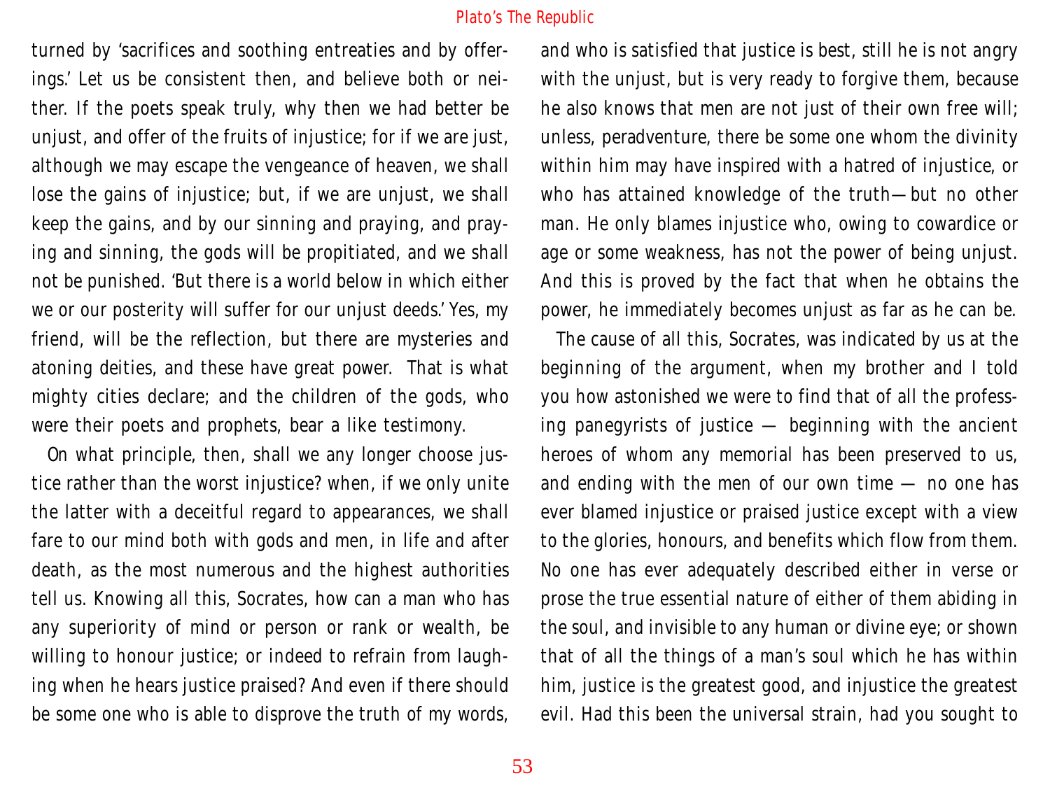turned by 'sacrifices and soothing entreaties and by offerings.' Let us be consistent then, and believe both or neither. If the poets speak truly, why then we had better be unjust, and offer of the fruits of injustice; for if we are just, although we may escape the vengeance of heaven, we shall lose the gains of injustice; but, if we are unjust, we shall keep the gains, and by our sinning and praying, and praying and sinning, the gods will be propitiated, and we shall not be punished. 'But there is a world below in which either we or our posterity will suffer for our unjust deeds.' Yes, my friend, will be the reflection, but there are mysteries and atoning deities, and these have great power. That is what mighty cities declare; and the children of the gods, who were their poets and prophets, bear a like testimony.

On what principle, then, shall we any longer choose justice rather than the worst injustice? when, if we only unite the latter with a deceitful regard to appearances, we shall fare to our mind both with gods and men, in life and after death, as the most numerous and the highest authorities tell us. Knowing all this, Socrates, how can a man who has any superiority of mind or person or rank or wealth, be willing to honour justice; or indeed to refrain from laughing when he hears justice praised? And even if there should be some one who is able to disprove the truth of my words, and who is satisfied that justice is best, still he is not angry with the unjust, but is very ready to forgive them, because he also knows that men are not just of their own free will; unless, peradventure, there be some one whom the divinity within him may have inspired with a hatred of injustice, or who has attained knowledge of the truth—but no other man. He only blames injustice who, owing to cowardice or age or some weakness, has not the power of being unjust. And this is proved by the fact that when he obtains the power, he immediately becomes unjust as far as he can be.

The cause of all this, Socrates, was indicated by us at the beginning of the argument, when my brother and I told you how astonished we were to find that of all the professing panegyrists of justice — beginning with the ancient heroes of whom any memorial has been preserved to us, and ending with the men of our own time — no one has ever blamed injustice or praised justice except with a view to the glories, honours, and benefits which flow from them. No one has ever adequately described either in verse or prose the true essential nature of either of them abiding in the soul, and invisible to any human or divine eye; or shown that of all the things of a man's soul which he has within him, justice is the greatest good, and injustice the greatest evil. Had this been the universal strain, had you sought to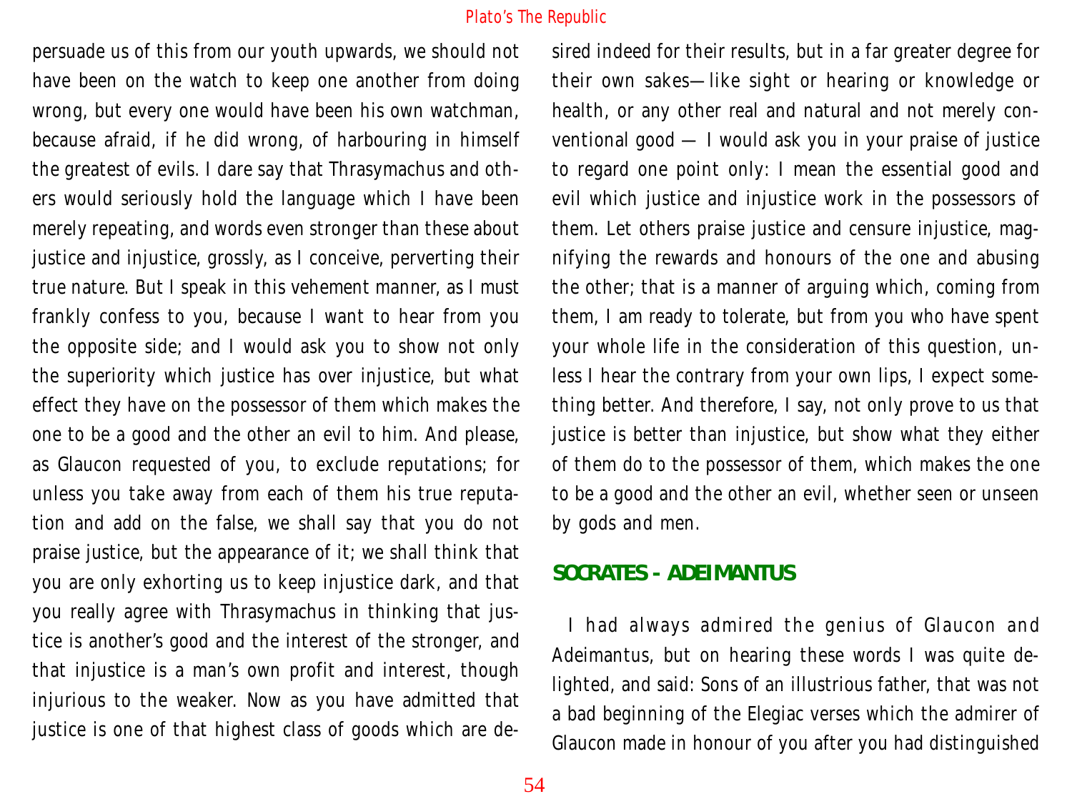persuade us of this from our youth upwards, we should not have been on the watch to keep one another from doing wrong, but every one would have been his own watchman, because afraid, if he did wrong, of harbouring in himself the greatest of evils. I dare say that Thrasymachus and others would seriously hold the language which I have been merely repeating, and words even stronger than these about justice and injustice, grossly, as I conceive, perverting their true nature. But I speak in this vehement manner, as I must frankly confess to you, because I want to hear from you the opposite side; and I would ask you to show not only the superiority which justice has over injustice, but what effect they have on the possessor of them which makes the one to be a good and the other an evil to him. And please, as Glaucon requested of you, to exclude reputations; for unless you take away from each of them his true reputation and add on the false, we shall say that you do not praise justice, but the appearance of it; we shall think that you are only exhorting us to keep injustice dark, and that you really agree with Thrasymachus in thinking that justice is another's good and the interest of the stronger, and that injustice is a man's own profit and interest, though injurious to the weaker. Now as you have admitted that justice is one of that highest class of goods which are desired indeed for their results, but in a far greater degree for their own sakes—like sight or hearing or knowledge or health, or any other real and natural and not merely conventional good — I would ask you in your praise of justice to regard one point only: I mean the essential good and evil which justice and injustice work in the possessors of them. Let others praise justice and censure injustice, magnifying the rewards and honours of the one and abusing the other; that is a manner of arguing which, coming from them, I am ready to tolerate, but from you who have spent your whole life in the consideration of this question, unless I hear the contrary from your own lips, I expect something better. And therefore, I say, not only prove to us that justice is better than injustice, but show what they either of them do to the possessor of them, which makes the one to be a good and the other an evil, whether seen or unseen by gods and men.

## SOCRATES - ADEIMANTUS

I had always admired the genius of Glaucon and Adeimantus, but on hearing these words I was quite delighted, and said: Sons of an illustrious father, that was not a bad beginning of the Elegiac verses which the admirer of Glaucon made in honour of you after you had distinguished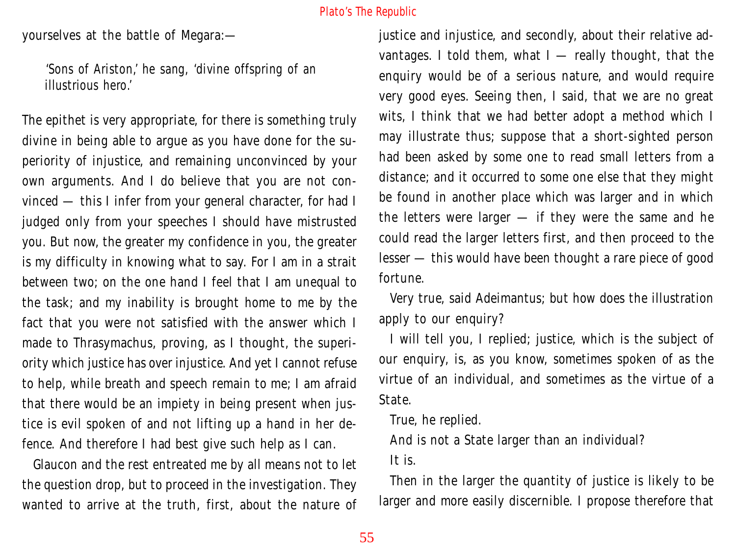yourselves at the battle of Megara:—

> 'Sons of Ariston,' he sang, 'divine offspring of an illustrious hero.'

The epithet is very appropriate, for there is something truly divine in being able to argue as you have done for the superiority of injustice, and remaining unconvinced by your own arguments. And I do believe that you are not convinced — this I infer from your general character, for had I judged only from your speeches I should have mistrusted you. But now, the greater my confidence in you, the greater is my difficulty in knowing what to say. For I am in a strait between two; on the one hand I feel that I am unequal to the task; and my inability is brought home to me by the fact that you were not satisfied with the answer which I made to Thrasymachus, proving, as I thought, the superiority which justice has over injustice. And yet I cannot refuse to help, while breath and speech remain to me; I am afraid that there would be an impiety in being present when justice is evil spoken of and not lifting up a hand in her defence. And therefore I had best give such help as I can.

Glaucon and the rest entreated me by all means not to let the question drop, but to proceed in the investigation. They wanted to arrive at the truth, first, about the nature of justice and injustice, and secondly, about their relative advantages. I told them, what I — really thought, that the enquiry would be of a serious nature, and would require very good eyes. Seeing then, I said, that we are no great wits, I think that we had better adopt a method which I may illustrate thus; suppose that a short-sighted person had been asked by some one to read small letters from a distance; and it occurred to some one else that they might be found in another place which was larger and in which the letters were larger — if they were the same and he could read the larger letters first, and then proceed to the lesser — this would have been thought a rare piece of good fortune.

Very true, said Adeimantus; but how does the illustration apply to our enquiry?

I will tell you, I replied; justice, which is the subject of our enquiry, is, as you know, sometimes spoken of as the virtue of an individual, and sometimes as the virtue of a State.

True, he replied.

And is not a State larger than an individual?

It is.

Then in the larger the quantity of justice is likely to be larger and more easily discernible. I propose therefore that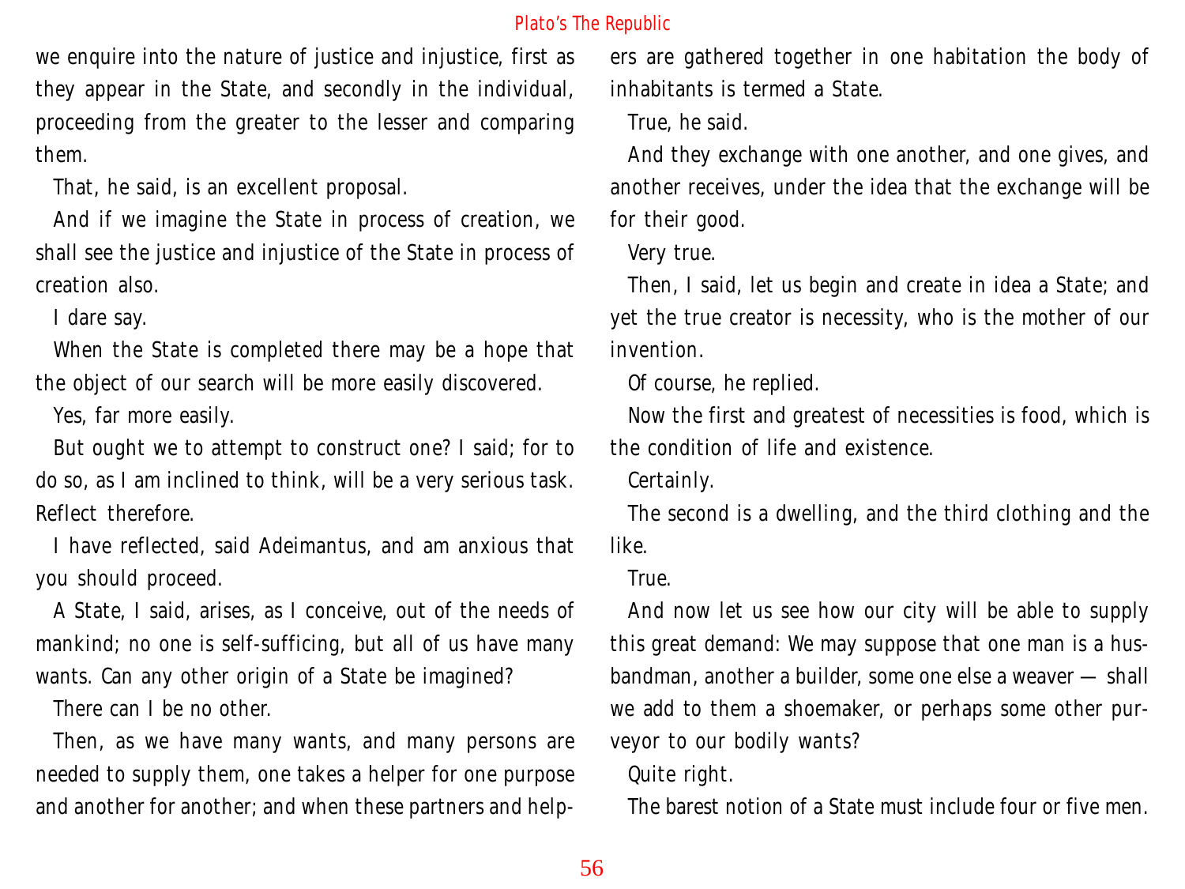we enquire into the nature of justice and injustice, first as they appear in the State, and secondly in the individual, proceeding from the greater to the lesser and comparing them.

That, he said, is an excellent proposal.

And if we imagine the State in process of creation, we shall see the justice and injustice of the State in process of creation also.

I dare say.

When the State is completed there may be a hope that the object of our search will be more easily discovered.

Yes, far more easily.

But ought we to attempt to construct one? I said; for to do so, as I am inclined to think, will be a very serious task. Reflect therefore.

I have reflected, said Adeimantus, and am anxious that you should proceed.

A State, I said, arises, as I conceive, out of the needs of mankind; no one is self-sufficing, but all of us have many wants. Can any other origin of a State be imagined?

There can I be no other.

Then, as we have many wants, and many persons are needed to supply them, one takes a helper for one purpose and another for another; and when these partners and helpers are gathered together in one habitation the body of inhabitants is termed a State.

True, he said.

And they exchange with one another, and one gives, and another receives, under the idea that the exchange will be for their good.

Very true.

Then, I said, let us begin and create in idea a State; and yet the true creator is necessity, who is the mother of our invention.

Of course, he replied.

Now the first and greatest of necessities is food, which is the condition of life and existence.

Certainly.

The second is a dwelling, and the third clothing and the like.

True.

And now let us see how our city will be able to supply this great demand: We may suppose that one man is a husbandman, another a builder, some one else a weaver — shall we add to them a shoemaker, or perhaps some other purveyor to our bodily wants?

Quite right.

The barest notion of a State must include four or five men.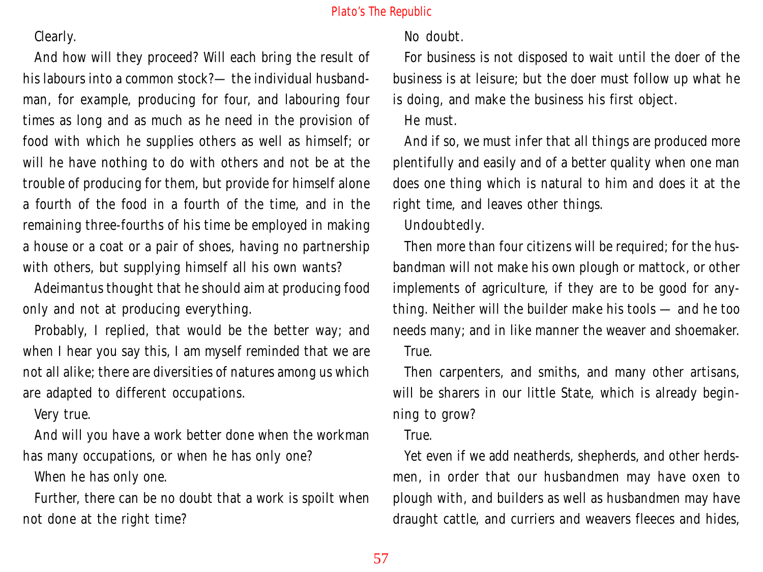Clearly.

And how will they proceed? Will each bring the result of his labours into a common stock?— the individual husbandman, for example, producing for four, and labouring four times as long and as much as he need in the provision of food with which he supplies others as well as himself; or will he have nothing to do with others and not be at the trouble of producing for them, but provide for himself alone a fourth of the food in a fourth of the time, and in the remaining three-fourths of his time be employed in making a house or a coat or a pair of shoes, having no partnership with others, but supplying himself all his own wants?

Adeimantus thought that he should aim at producing food only and not at producing everything.

Probably, I replied, that would be the better way; and when I hear you say this, I am myself reminded that we are not all alike; there are diversities of natures among us which are adapted to different occupations.

Very true.

And will you have a work better done when the workman has many occupations, or when he has only one?

When he has only one.

Further, there can be no doubt that a work is spoilt when not done at the right time?

No doubt.

For business is not disposed to wait until the doer of the business is at leisure; but the doer must follow up what he is doing, and make the business his first object.

He must.

And if so, we must infer that all things are produced more plentifully and easily and of a better quality when one man does one thing which is natural to him and does it at the right time, and leaves other things.

Undoubtedly.

Then more than four citizens will be required; for the husbandman will not make his own plough or mattock, or other implements of agriculture, if they are to be good for anything. Neither will the builder make his tools — and he too needs many; and in like manner the weaver and shoemaker.

True.

Then carpenters, and smiths, and many other artisans, will be sharers in our little State, which is already beginning to grow?

True.

Yet even if we add neatherds, shepherds, and other herdsmen, in order that our husbandmen may have oxen to plough with, and builders as well as husbandmen may have draught cattle, and curriers and weavers fleeces and hides,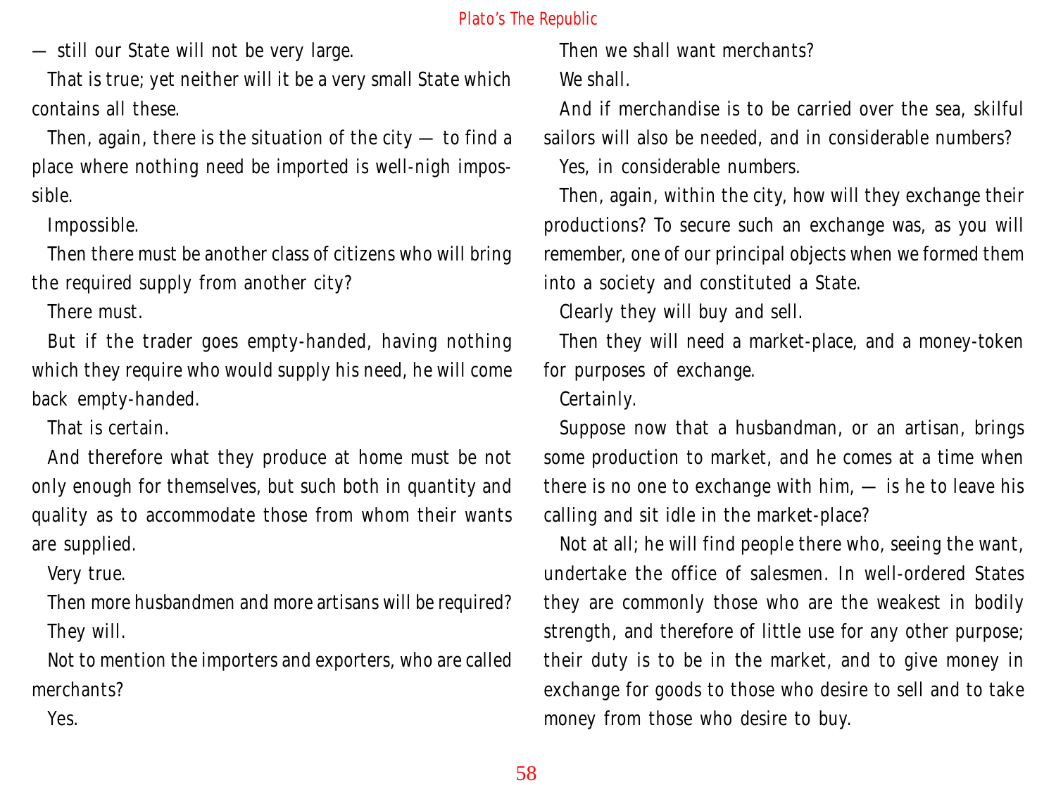— still our State will not be very large.

That is true; yet neither will it be a very small State which contains all these.

Then, again, there is the situation of the city — to find a place where nothing need be imported is well-nigh impossible.

Impossible.

Then there must be another class of citizens who will bring the required supply from another city?

There must.

But if the trader goes empty-handed, having nothing which they require who would supply his need, he will come back empty-handed.

That is certain.

And therefore what they produce at home must be not only enough for themselves, but such both in quantity and quality as to accommodate those from whom their wants are supplied.

Very true.

Then more husbandmen and more artisans will be required?

They will.

Not to mention the importers and exporters, who are called merchants?

Yes.

Then we shall want merchants?

We shall.

And if merchandise is to be carried over the sea, skilful sailors will also be needed, and in considerable numbers?

Yes, in considerable numbers.

Then, again, within the city, how will they exchange their productions? To secure such an exchange was, as you will remember, one of our principal objects when we formed them into a society and constituted a State.

Clearly they will buy and sell.

Then they will need a market-place, and a money-token for purposes of exchange.

Certainly.

Suppose now that a husbandman, or an artisan, brings some production to market, and he comes at a time when there is no one to exchange with him, — is he to leave his calling and sit idle in the market-place?

Not at all; he will find people there who, seeing the want, undertake the office of salesmen. In well-ordered States they are commonly those who are the weakest in bodily strength, and therefore of little use for any other purpose; their duty is to be in the market, and to give money in exchange for goods to those who desire to sell and to take money from those who desire to buy.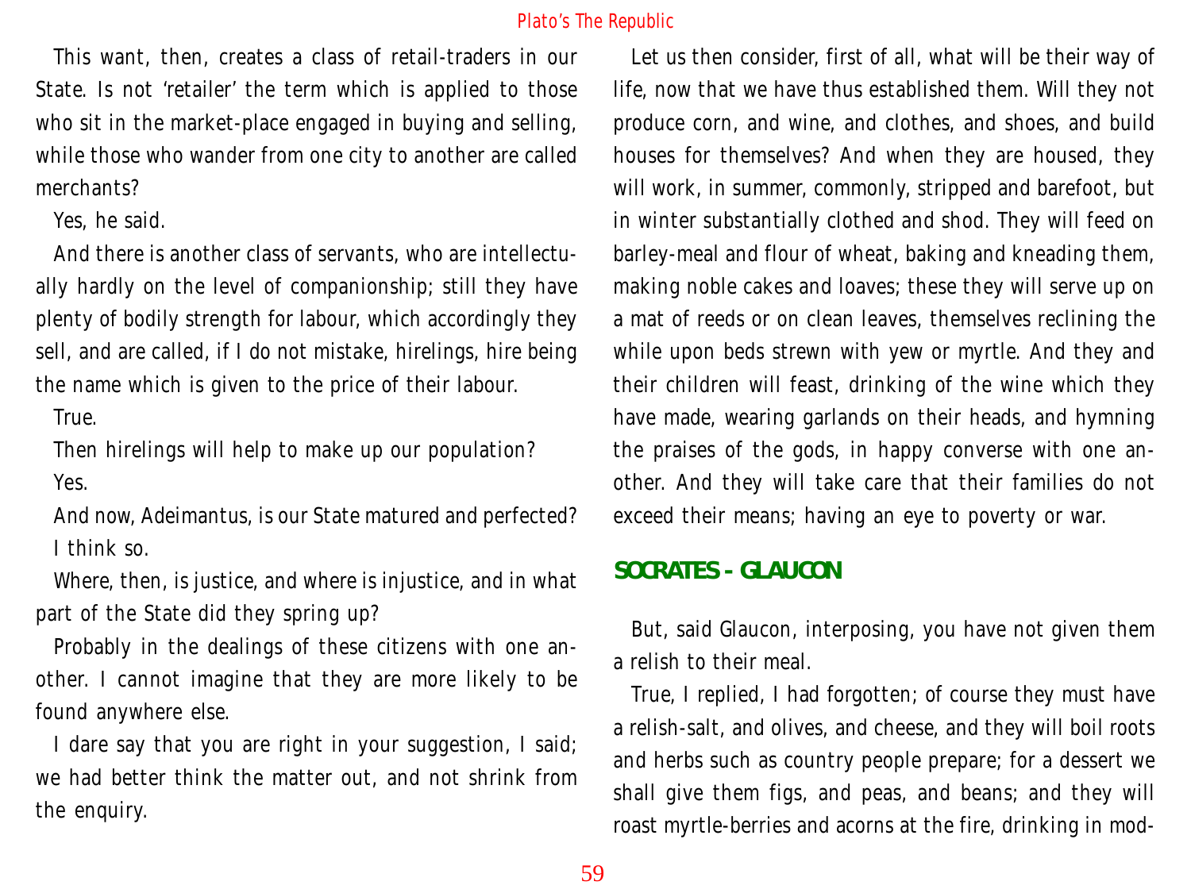This want, then, creates a class of retail-traders in our State. Is not 'retailer' the term which is applied to those who sit in the market-place engaged in buying and selling, while those who wander from one city to another are called merchants?

Yes, he said.

And there is another class of servants, who are intellectually hardly on the level of companionship; still they have plenty of bodily strength for labour, which accordingly they sell, and are called, if I do not mistake, hirelings, hire being the name which is given to the price of their labour.

True.

Then hirelings will help to make up our population?

Yes.

And now, Adeimantus, is our State matured and perfected?

I think so.

Where, then, is justice, and where is injustice, and in what part of the State did they spring up?

Probably in the dealings of these citizens with one another. I cannot imagine that they are more likely to be found anywhere else.

I dare say that you are right in your suggestion, I said; we had better think the matter out, and not shrink from the enquiry.

Let us then consider, first of all, what will be their way of life, now that we have thus established them. Will they not produce corn, and wine, and clothes, and shoes, and build houses for themselves? And when they are housed, they will work, in summer, commonly, stripped and barefoot, but in winter substantially clothed and shod. They will feed on barley-meal and flour of wheat, baking and kneading them, making noble cakes and loaves; these they will serve up on a mat of reeds or on clean leaves, themselves reclining the while upon beds strewn with yew or myrtle. And they and their children will feast, drinking of the wine which they have made, wearing garlands on their heads, and hymning the praises of the gods, in happy converse with one another. And they will take care that their families do not exceed their means; having an eye to poverty or war.

## SOCRATES - GLAUCON

But, said Glaucon, interposing, you have not given them a relish to their meal.

True, I replied, I had forgotten; of course they must have a relish-salt, and olives, and cheese, and they will boil roots and herbs such as country people prepare; for a dessert we shall give them figs, and peas, and beans; and they will roast myrtle-berries and acorns at the fire, drinking in mod-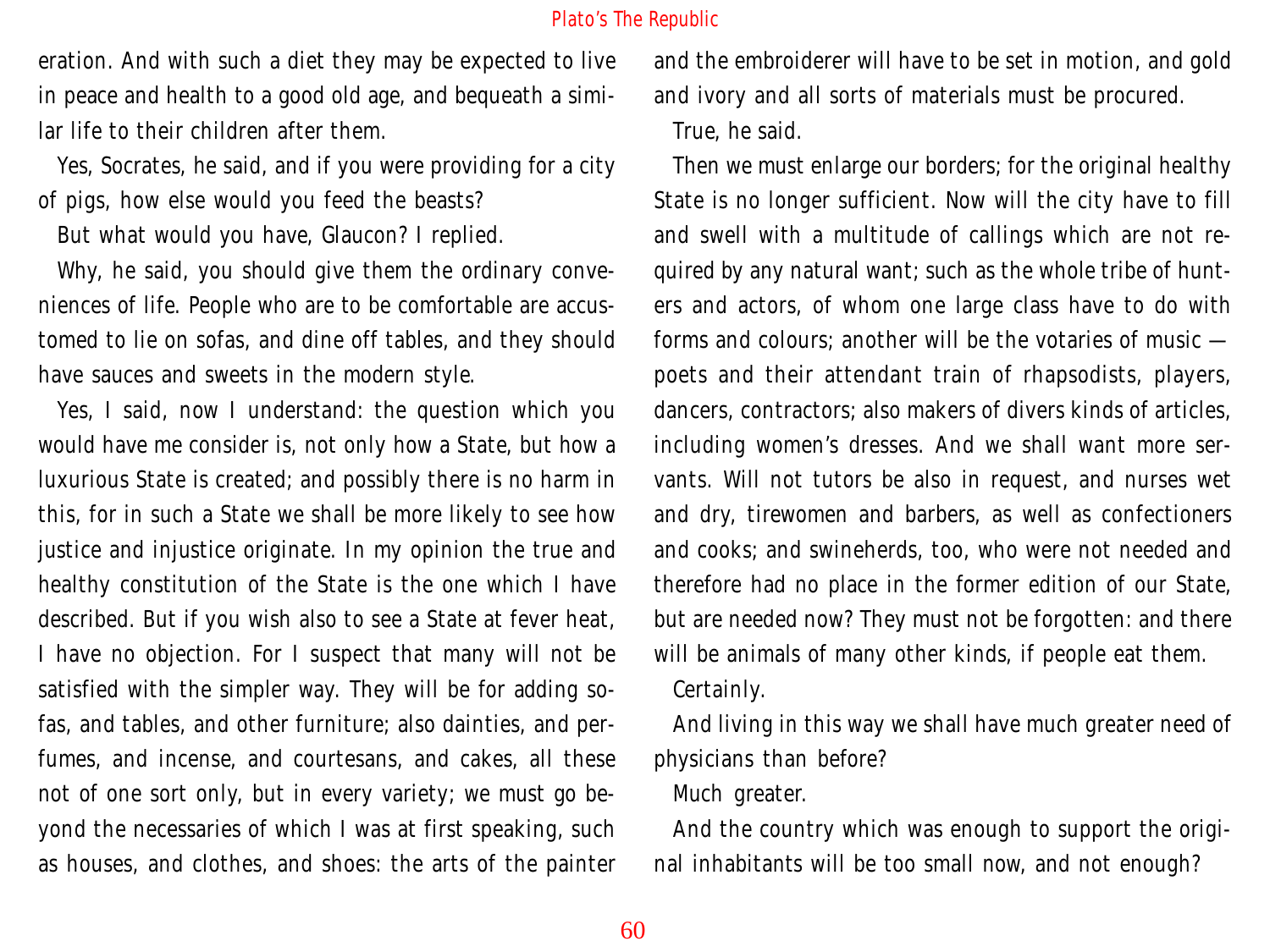eration. And with such a diet they may be expected to live in peace and health to a good old age, and bequeath a similar life to their children after them.

Yes, Socrates, he said, and if you were providing for a city of pigs, how else would you feed the beasts?

But what would you have, Glaucon? I replied.

Why, he said, you should give them the ordinary conveniences of life. People who are to be comfortable are accustomed to lie on sofas, and dine off tables, and they should have sauces and sweets in the modern style.

Yes, I said, now I understand: the question which you would have me consider is, not only how a State, but how a luxurious State is created; and possibly there is no harm in this, for in such a State we shall be more likely to see how justice and injustice originate. In my opinion the true and healthy constitution of the State is the one which I have described. But if you wish also to see a State at fever heat, I have no objection. For I suspect that many will not be satisfied with the simpler way. They will be for adding sofas, and tables, and other furniture; also dainties, and perfumes, and incense, and courtesans, and cakes, all these not of one sort only, but in every variety; we must go beyond the necessaries of which I was at first speaking, such as houses, and clothes, and shoes: the arts of the painter and the embroiderer will have to be set in motion, and gold and ivory and all sorts of materials must be procured.

True, he said.

Then we must enlarge our borders; for the original healthy State is no longer sufficient. Now will the city have to fill and swell with a multitude of callings which are not required by any natural want; such as the whole tribe of hunters and actors, of whom one large class have to do with forms and colours; another will be the votaries of music — poets and their attendant train of rhapsodists, players, dancers, contractors; also makers of divers kinds of articles, including women's dresses. And we shall want more servants. Will not tutors be also in request, and nurses wet and dry, tirewomen and barbers, as well as confectioners and cooks; and swineherds, too, who were not needed and therefore had no place in the former edition of our State, but are needed now? They must not be forgotten: and there will be animals of many other kinds, if people eat them.

Certainly.

And living in this way we shall have much greater need of physicians than before?

Much greater.

And the country which was enough to support the original inhabitants will be too small now, and not enough?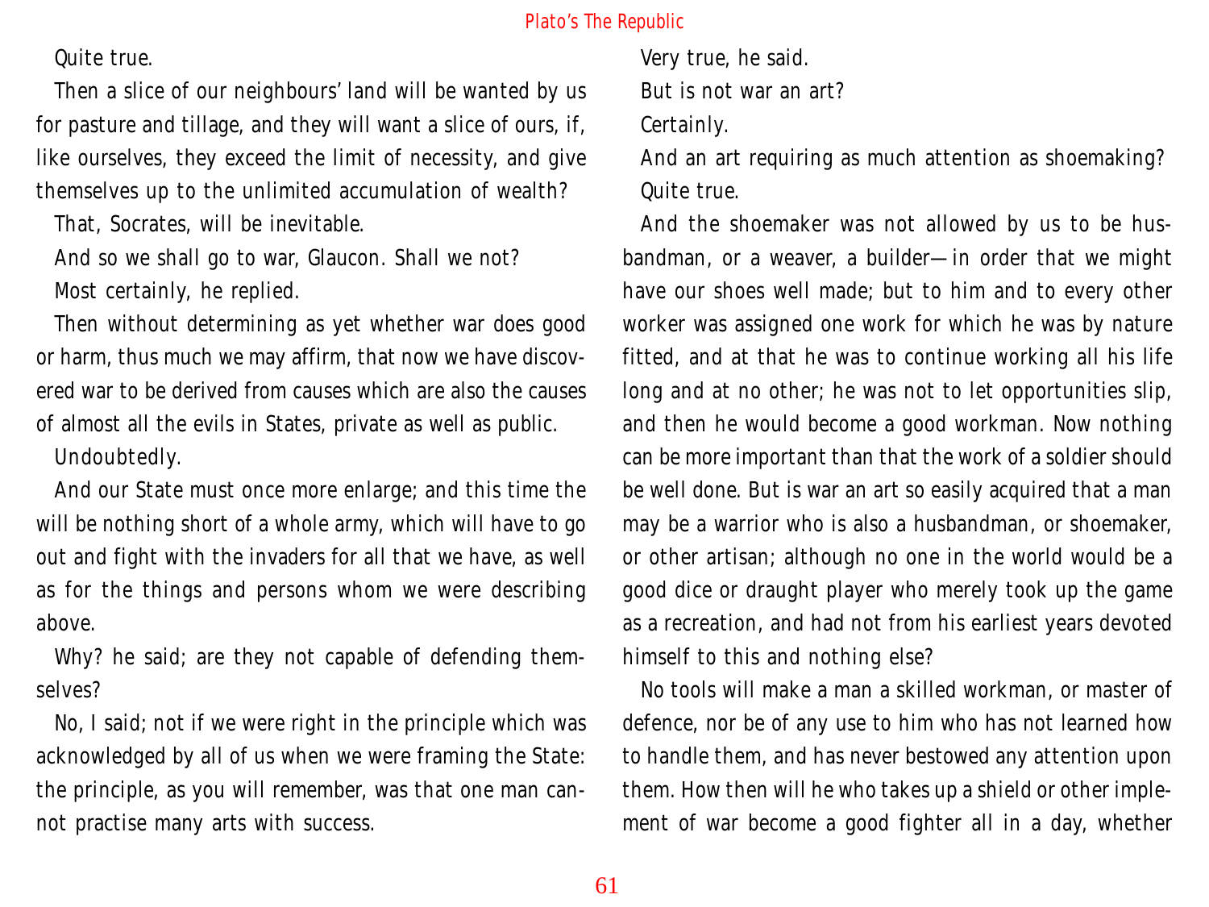Quite true.

Then a slice of our neighbours' land will be wanted by us for pasture and tillage, and they will want a slice of ours, if, like ourselves, they exceed the limit of necessity, and give themselves up to the unlimited accumulation of wealth?

That, Socrates, will be inevitable.

And so we shall go to war, Glaucon. Shall we not?

Most certainly, he replied.

Then without determining as yet whether war does good or harm, thus much we may affirm, that now we have discovered war to be derived from causes which are also the causes of almost all the evils in States, private as well as public.

Undoubtedly.

And our State must once more enlarge; and this time the will be nothing short of a whole army, which will have to go out and fight with the invaders for all that we have, as well as for the things and persons whom we were describing above.

Why? he said; are they not capable of defending themselves?

No, I said; not if we were right in the principle which was acknowledged by all of us when we were framing the State: the principle, as you will remember, was that one man cannot practise many arts with success.

Very true, he said.

But is not war an art?

Certainly.

And an art requiring as much attention as shoemaking?

Quite true.

And the shoemaker was not allowed by us to be husbandman, or a weaver, a builder—in order that we might have our shoes well made; but to him and to every other worker was assigned one work for which he was by nature fitted, and at that he was to continue working all his life long and at no other; he was not to let opportunities slip, and then he would become a good workman. Now nothing can be more important than that the work of a soldier should be well done. But is war an art so easily acquired that a man may be a warrior who is also a husbandman, or shoemaker, or other artisan; although no one in the world would be a good dice or draught player who merely took up the game as a recreation, and had not from his earliest years devoted himself to this and nothing else?

No tools will make a man a skilled workman, or master of defence, nor be of any use to him who has not learned how to handle them, and has never bestowed any attention upon them. How then will he who takes up a shield or other implement of war become a good fighter all in a day, whether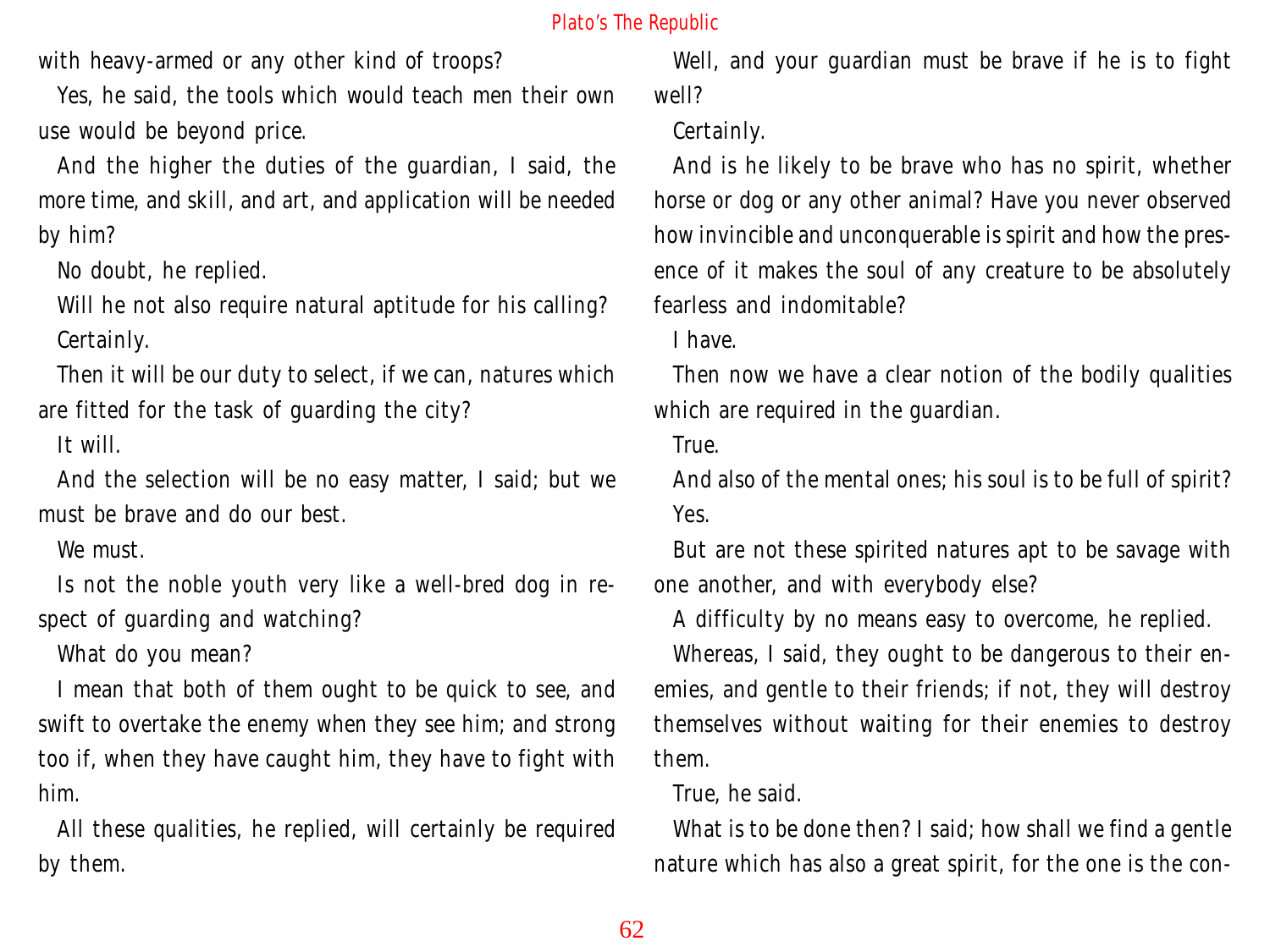with heavy-armed or any other kind of troops?

Yes, he said, the tools which would teach men their own use would be beyond price.

And the higher the duties of the guardian, I said, the more time, and skill, and art, and application will be needed by him?

No doubt, he replied.

Will he not also require natural aptitude for his calling?

Certainly.

Then it will be our duty to select, if we can, natures which are fitted for the task of guarding the city?

It will.

And the selection will be no easy matter, I said; but we must be brave and do our best.

We must.

Is not the noble youth very like a well-bred dog in respect of guarding and watching?

What do you mean?

I mean that both of them ought to be quick to see, and swift to overtake the enemy when they see him; and strong too if, when they have caught him, they have to fight with him.

All these qualities, he replied, will certainly be required by them.

Well, and your guardian must be brave if he is to fight well?

Certainly.

And is he likely to be brave who has no spirit, whether horse or dog or any other animal? Have you never observed how invincible and unconquerable is spirit and how the presence of it makes the soul of any creature to be absolutely fearless and indomitable?

I have.

Then now we have a clear notion of the bodily qualities which are required in the guardian.

True.

And also of the mental ones; his soul is to be full of spirit?

Yes.

But are not these spirited natures apt to be savage with one another, and with everybody else?

A difficulty by no means easy to overcome, he replied.

Whereas, I said, they ought to be dangerous to their enemies, and gentle to their friends; if not, they will destroy themselves without waiting for their enemies to destroy them.

True, he said.

What is to be done then? I said; how shall we find a gentle nature which has also a great spirit, for the one is the con-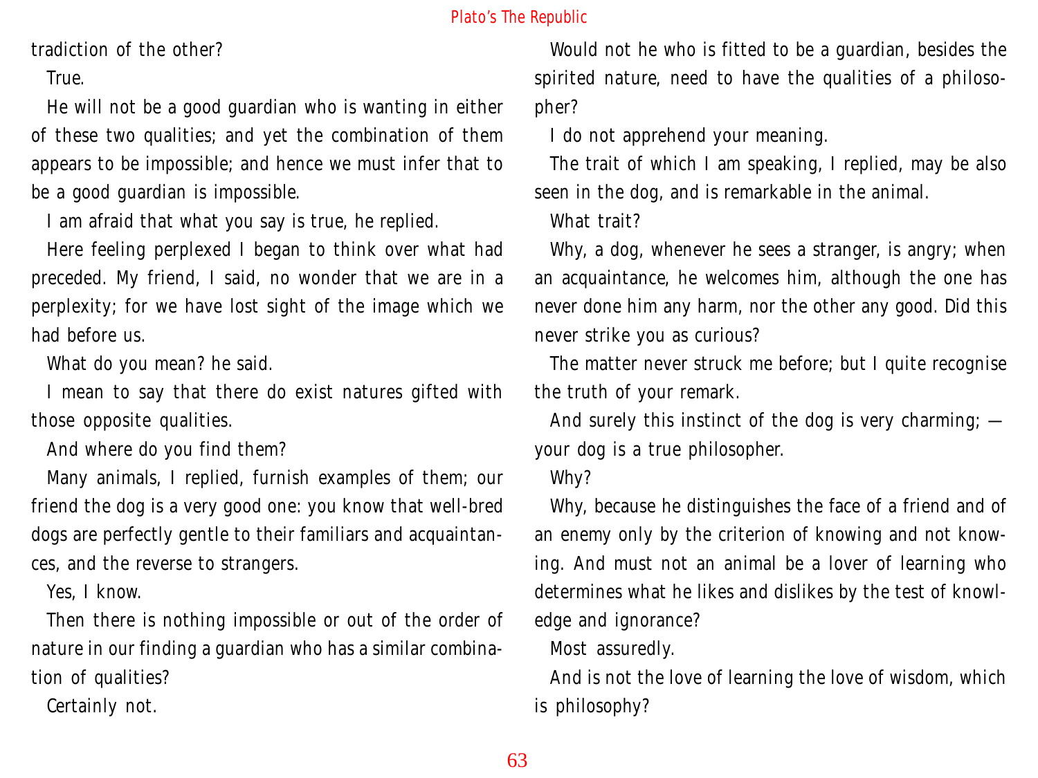tradiction of the other?

True.

He will not be a good guardian who is wanting in either of these two qualities; and yet the combination of them appears to be impossible; and hence we must infer that to be a good guardian is impossible.

I am afraid that what you say is true, he replied.

Here feeling perplexed I began to think over what had preceded. My friend, I said, no wonder that we are in a perplexity; for we have lost sight of the image which we had before us.

What do you mean? he said.

I mean to say that there do exist natures gifted with those opposite qualities.

And where do you find them?

Many animals, I replied, furnish examples of them; our friend the dog is a very good one: you know that well-bred dogs are perfectly gentle to their familiars and acquaintances, and the reverse to strangers.

Yes, I know.

Then there is nothing impossible or out of the order of nature in our finding a guardian who has a similar combination of qualities?

Certainly not.

Would not he who is fitted to be a guardian, besides the spirited nature, need to have the qualities of a philosopher?

I do not apprehend your meaning.

The trait of which I am speaking, I replied, may be also seen in the dog, and is remarkable in the animal.

What trait?

Why, a dog, whenever he sees a stranger, is angry; when an acquaintance, he welcomes him, although the one has never done him any harm, nor the other any good. Did this never strike you as curious?

The matter never struck me before; but I quite recognise the truth of your remark.

And surely this instinct of the dog is very charming; — your dog is a true philosopher.

Why?

Why, because he distinguishes the face of a friend and of an enemy only by the criterion of knowing and not knowing. And must not an animal be a lover of learning who determines what he likes and dislikes by the test of knowledge and ignorance?

Most assuredly.

And is not the love of learning the love of wisdom, which is philosophy?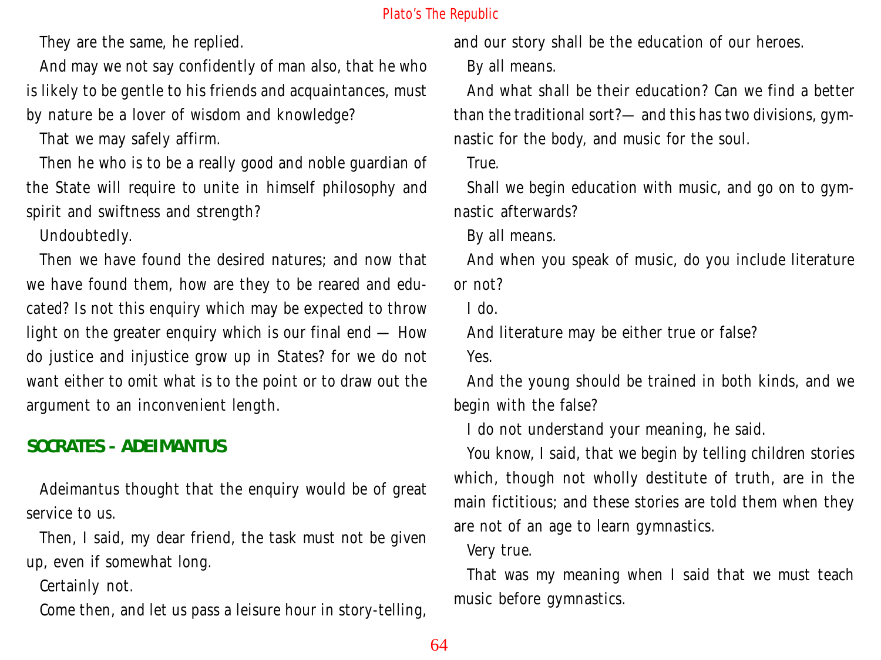They are the same, he replied.

And may we not say confidently of man also, that he who is likely to be gentle to his friends and acquaintances, must by nature be a lover of wisdom and knowledge?

That we may safely affirm.

Then he who is to be a really good and noble guardian of the State will require to unite in himself philosophy and spirit and swiftness and strength?

Undoubtedly.

Then we have found the desired natures; and now that we have found them, how are they to be reared and educated? Is not this enquiry which may be expected to throw light on the greater enquiry which is our final end — How do justice and injustice grow up in States? for we do not want either to omit what is to the point or to draw out the argument to an inconvenient length.

## SOCRATES - ADEIMANTUS

Adeimantus thought that the enquiry would be of great service to us.

Then, I said, my dear friend, the task must not be given up, even if somewhat long.

Certainly not.

Come then, and let us pass a leisure hour in story-telling, and our story shall be the education of our heroes.

By all means.

And what shall be their education? Can we find a better than the traditional sort?— and this has two divisions, gymnastic for the body, and music for the soul.

True.

Shall we begin education with music, and go on to gymnastic afterwards?

By all means.

And when you speak of music, do you include literature or not?

I do.

And literature may be either true or false?

Yes.

And the young should be trained in both kinds, and we begin with the false?

I do not understand your meaning, he said.

You know, I said, that we begin by telling children stories which, though not wholly destitute of truth, are in the main fictitious; and these stories are told them when they are not of an age to learn gymnastics.

Very true.

That was my meaning when I said that we must teach music before gymnastics.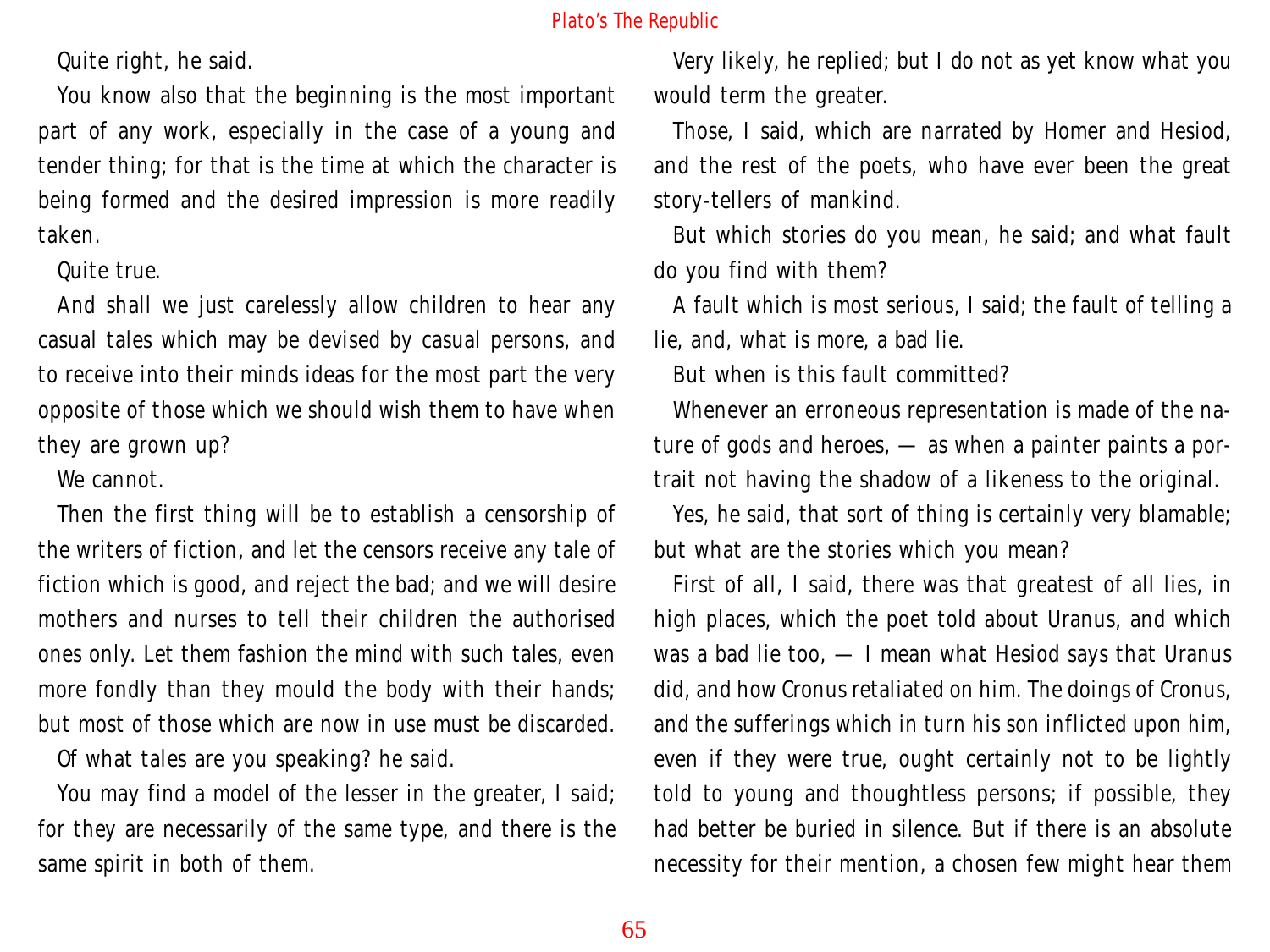Quite right, he said.

You know also that the beginning is the most important part of any work, especially in the case of a young and tender thing; for that is the time at which the character is being formed and the desired impression is more readily taken.

Quite true.

And shall we just carelessly allow children to hear any casual tales which may be devised by casual persons, and to receive into their minds ideas for the most part the very opposite of those which we should wish them to have when they are grown up?

We cannot.

Then the first thing will be to establish a censorship of the writers of fiction, and let the censors receive any tale of fiction which is good, and reject the bad; and we will desire mothers and nurses to tell their children the authorised ones only. Let them fashion the mind with such tales, even more fondly than they mould the body with their hands; but most of those which are now in use must be discarded.

Of what tales are you speaking? he said.

You may find a model of the lesser in the greater, I said; for they are necessarily of the same type, and there is the same spirit in both of them.

Very likely, he replied; but I do not as yet know what you would term the greater.

Those, I said, which are narrated by Homer and Hesiod, and the rest of the poets, who have ever been the great story-tellers of mankind.

But which stories do you mean, he said; and what fault do you find with them?

A fault which is most serious, I said; the fault of telling a lie, and, what is more, a bad lie.

But when is this fault committed?

Whenever an erroneous representation is made of the nature of gods and heroes, — as when a painter paints a portrait not having the shadow of a likeness to the original.

Yes, he said, that sort of thing is certainly very blamable; but what are the stories which you mean?

First of all, I said, there was that greatest of all lies, in high places, which the poet told about Uranus, and which was a bad lie too, — I mean what Hesiod says that Uranus did, and how Cronus retaliated on him. The doings of Cronus, and the sufferings which in turn his son inflicted upon him, even if they were true, ought certainly not to be lightly told to young and thoughtless persons; if possible, they had better be buried in silence. But if there is an absolute necessity for their mention, a chosen few might hear them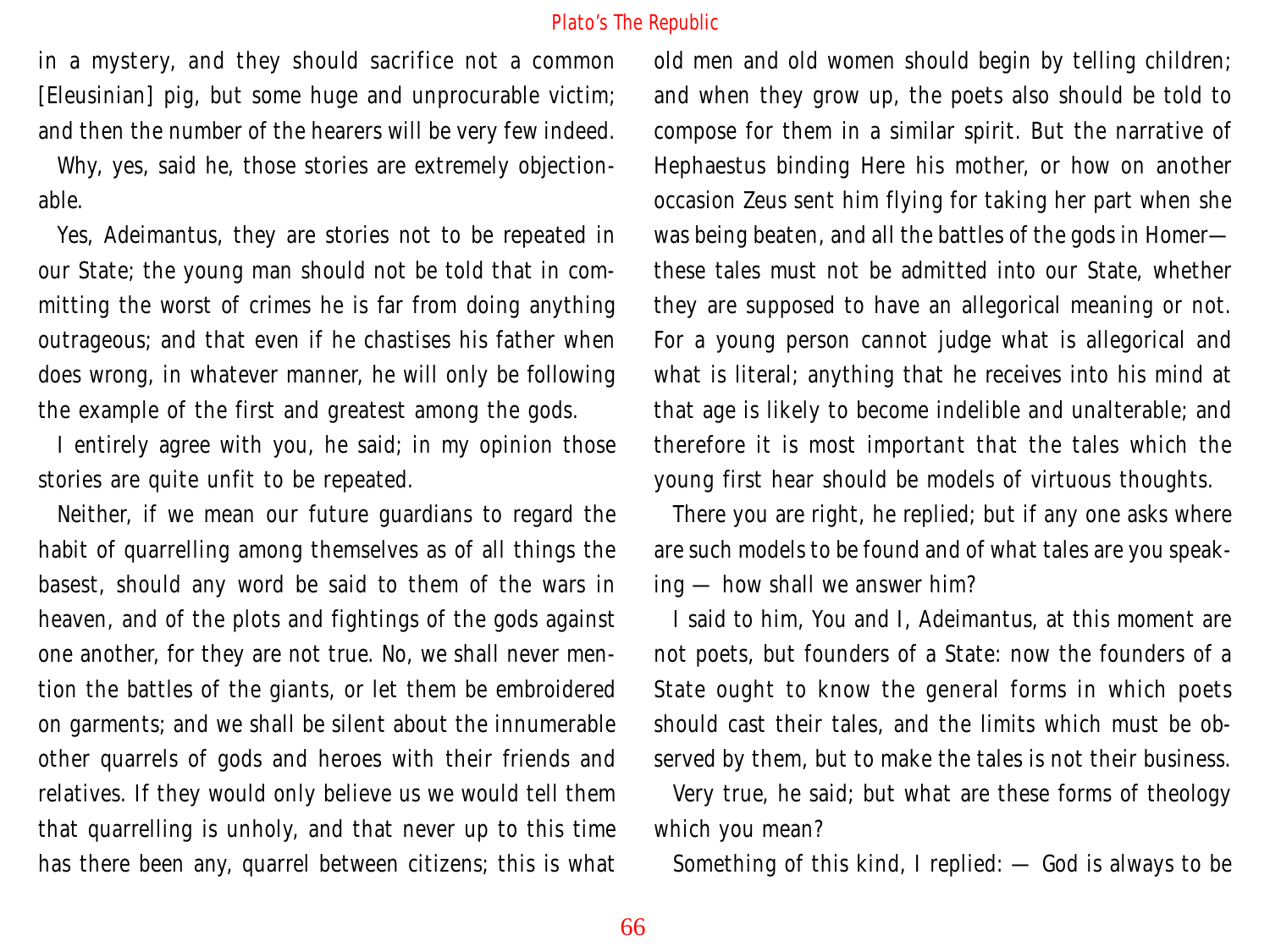in a mystery, and they should sacrifice not a common [Eleusinian] pig, but some huge and unprocurable victim; and then the number of the hearers will be very few indeed.

Why, yes, said he, those stories are extremely objectionable.

Yes, Adeimantus, they are stories not to be repeated in our State; the young man should not be told that in committing the worst of crimes he is far from doing anything outrageous; and that even if he chastises his father when does wrong, in whatever manner, he will only be following the example of the first and greatest among the gods.

I entirely agree with you, he said; in my opinion those stories are quite unfit to be repeated.

Neither, if we mean our future guardians to regard the habit of quarrelling among themselves as of all things the basest, should any word be said to them of the wars in heaven, and of the plots and fightings of the gods against one another, for they are not true. No, we shall never mention the battles of the giants, or let them be embroidered on garments; and we shall be silent about the innumerable other quarrels of gods and heroes with their friends and relatives. If they would only believe us we would tell them that quarrelling is unholy, and that never up to this time has there been any, quarrel between citizens; this is what old men and old women should begin by telling children; and when they grow up, the poets also should be told to compose for them in a similar spirit. But the narrative of Hephaestus binding Here his mother, or how on another occasion Zeus sent him flying for taking her part when she was being beaten, and all the battles of the gods in Homer— these tales must not be admitted into our State, whether they are supposed to have an allegorical meaning or not. For a young person cannot judge what is allegorical and what is literal; anything that he receives into his mind at that age is likely to become indelible and unalterable; and therefore it is most important that the tales which the young first hear should be models of virtuous thoughts.

There you are right, he replied; but if any one asks where are such models to be found and of what tales are you speaking — how shall we answer him?

I said to him, You and I, Adeimantus, at this moment are not poets, but founders of a State: now the founders of a State ought to know the general forms in which poets should cast their tales, and the limits which must be observed by them, but to make the tales is not their business.

Very true, he said; but what are these forms of theology which you mean?

Something of this kind, I replied: — God is always to be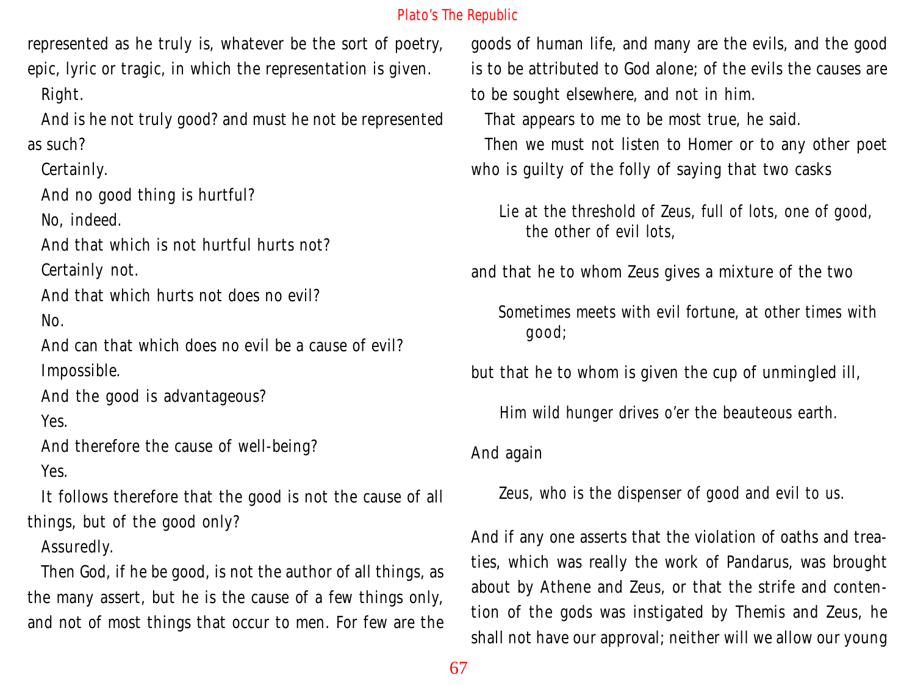represented as he truly is, whatever be the sort of poetry, epic, lyric or tragic, in which the representation is given.

Right.

And is he not truly good? and must he not be represented as such?

Certainly.

And no good thing is hurtful?

No, indeed.

And that which is not hurtful hurts not?

Certainly not.

And that which hurts not does no evil?

No.

And can that which does no evil be a cause of evil?

Impossible.

And the good is advantageous?

Yes.

And therefore the cause of well-being?

Yes.

It follows therefore that the good is not the cause of all things, but of the good only?

Assuredly.

Then God, if he be good, is not the author of all things, as the many assert, but he is the cause of a few things only, and not of most things that occur to men. For few are the goods of human life, and many are the evils, and the good is to be attributed to God alone; of the evils the causes are to be sought elsewhere, and not in him.

That appears to me to be most true, he said.

Then we must not listen to Homer or to any other poet who is guilty of the folly of saying that two casks

> Lie at the threshold of Zeus, full of lots, one of good, the other of evil lots,

and that he to whom Zeus gives a mixture of the two

> Sometimes meets with evil fortune, at other times with good;

but that he to whom is given the cup of unmingled ill,

> Him wild hunger drives o'er the beauteous earth.

And again

> Zeus, who is the dispenser of good and evil to us.

And if any one asserts that the violation of oaths and treaties, which was really the work of Pandarus, was brought about by Athene and Zeus, or that the strife and contention of the gods was instigated by Themis and Zeus, he shall not have our approval; neither will we allow our young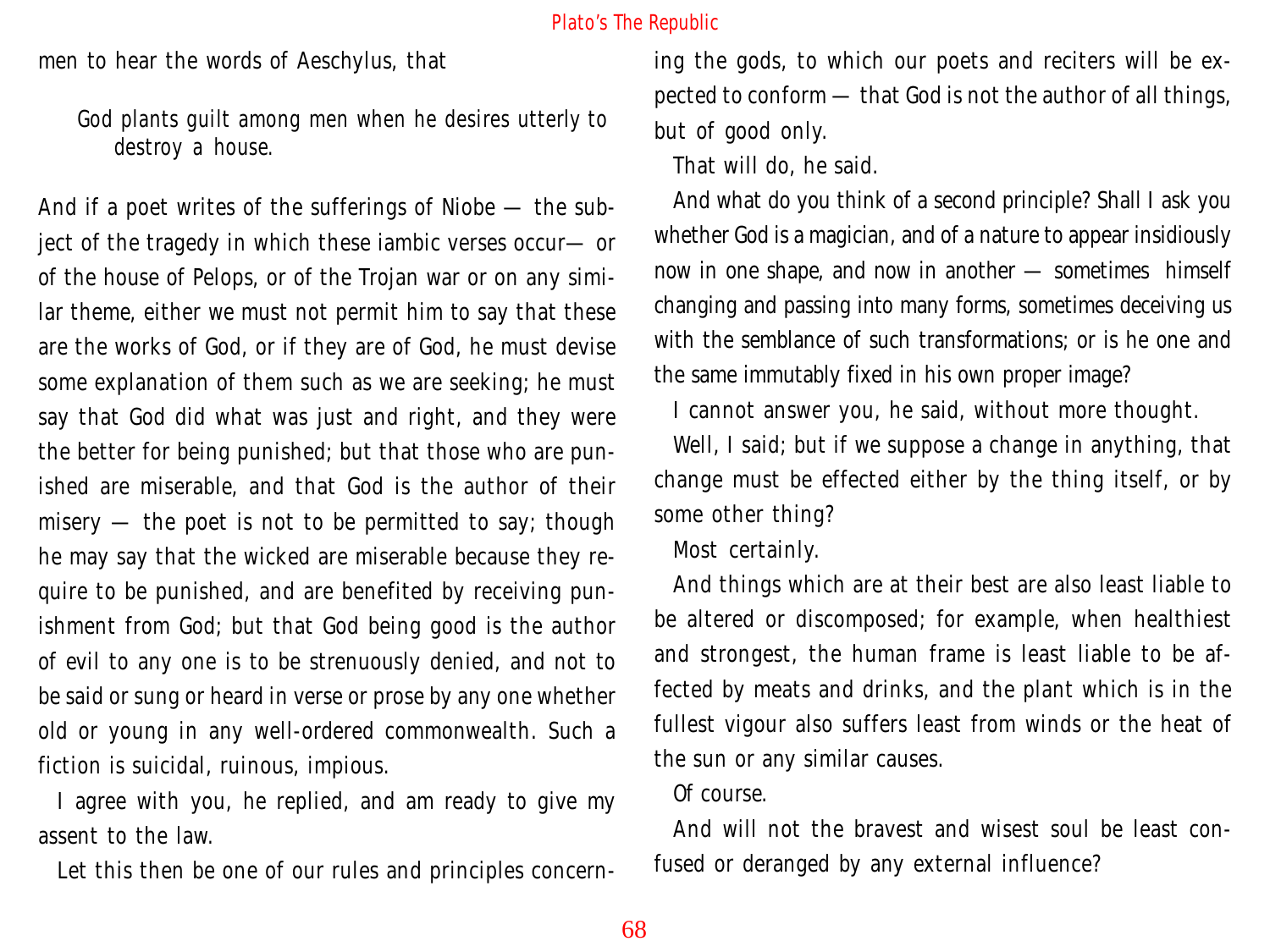men to hear the words of Aeschylus, that

> God plants guilt among men when he desires utterly to destroy a house.

And if a poet writes of the sufferings of Niobe — the subject of the tragedy in which these iambic verses occur— or of the house of Pelops, or of the Trojan war or on any similar theme, either we must not permit him to say that these are the works of God, or if they are of God, he must devise some explanation of them such as we are seeking; he must say that God did what was just and right, and they were the better for being punished; but that those who are punished are miserable, and that God is the author of their misery — the poet is not to be permitted to say; though he may say that the wicked are miserable because they require to be punished, and are benefited by receiving punishment from God; but that God being good is the author of evil to any one is to be strenuously denied, and not to be said or sung or heard in verse or prose by any one whether old or young in any well-ordered commonwealth. Such a fiction is suicidal, ruinous, impious.

I agree with you, he replied, and am ready to give my assent to the law.

Let this then be one of our rules and principles concerning the gods, to which our poets and reciters will be expected to conform — that God is not the author of all things, but of good only.

That will do, he said.

And what do you think of a second principle? Shall I ask you whether God is a magician, and of a nature to appear insidiously now in one shape, and now in another — sometimes himself changing and passing into many forms, sometimes deceiving us with the semblance of such transformations; or is he one and the same immutably fixed in his own proper image?

I cannot answer you, he said, without more thought.

Well, I said; but if we suppose a change in anything, that change must be effected either by the thing itself, or by some other thing?

Most certainly.

And things which are at their best are also least liable to be altered or discomposed; for example, when healthiest and strongest, the human frame is least liable to be affected by meats and drinks, and the plant which is in the fullest vigour also suffers least from winds or the heat of the sun or any similar causes.

Of course.

And will not the bravest and wisest soul be least confused or deranged by any external influence?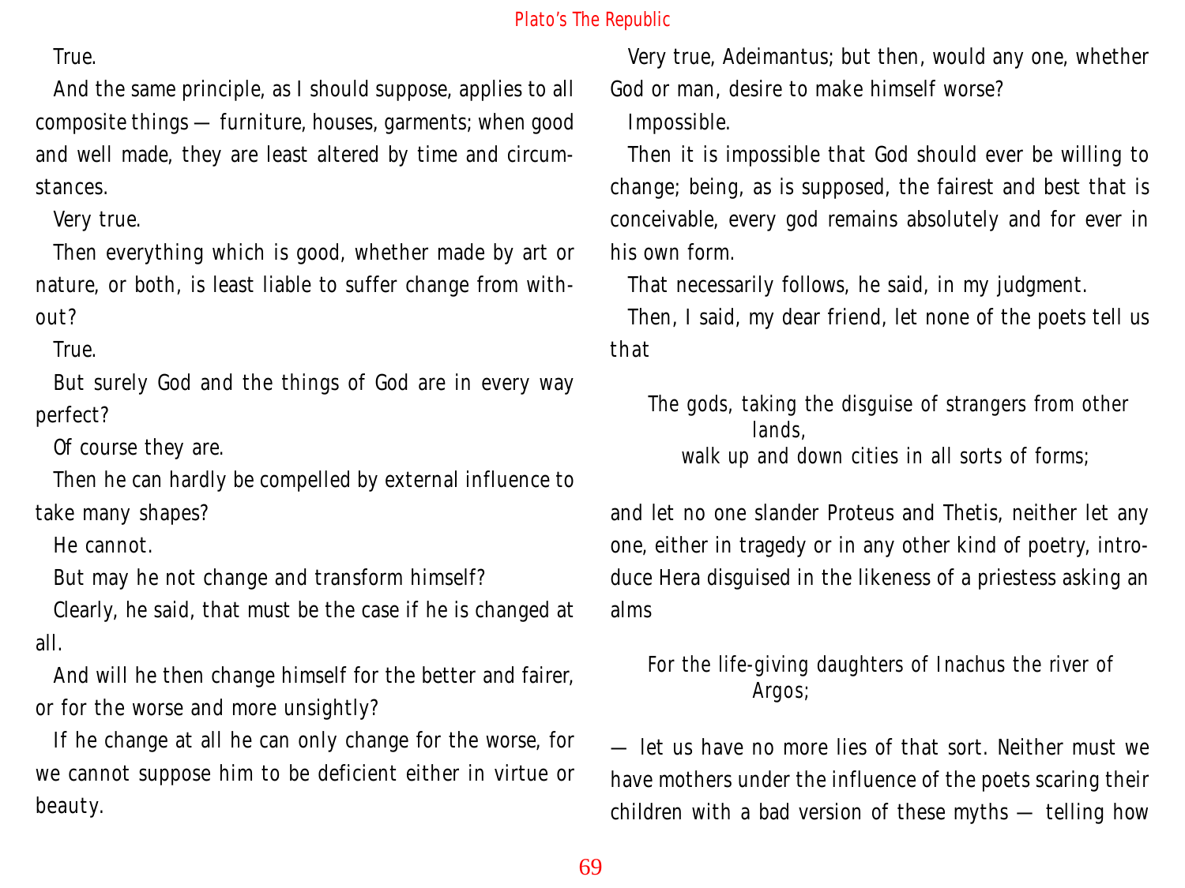True.

And the same principle, as I should suppose, applies to all composite things — furniture, houses, garments; when good and well made, they are least altered by time and circumstances.

Very true.

Then everything which is good, whether made by art or nature, or both, is least liable to suffer change from without?

True.

But surely God and the things of God are in every way perfect?

Of course they are.

Then he can hardly be compelled by external influence to take many shapes?

He cannot.

But may he not change and transform himself?

Clearly, he said, that must be the case if he is changed at all.

And will he then change himself for the better and fairer, or for the worse and more unsightly?

If he change at all he can only change for the worse, for we cannot suppose him to be deficient either in virtue or beauty.

Very true, Adeimantus; but then, would any one, whether God or man, desire to make himself worse?

Impossible.

Then it is impossible that God should ever be willing to change; being, as is supposed, the fairest and best that is conceivable, every god remains absolutely and for ever in his own form.

That necessarily follows, he said, in my judgment.

Then, I said, my dear friend, let none of the poets tell us that

> The gods, taking the disguise of strangers from other lands,
> walk up and down cities in all sorts of forms;

and let no one slander Proteus and Thetis, neither let any one, either in tragedy or in any other kind of poetry, introduce Hera disguised in the likeness of a priestess asking an alms

> For the life-giving daughters of Inachus the river of Argos;

— let us have no more lies of that sort. Neither must we have mothers under the influence of the poets scaring their children with a bad version of these myths — telling how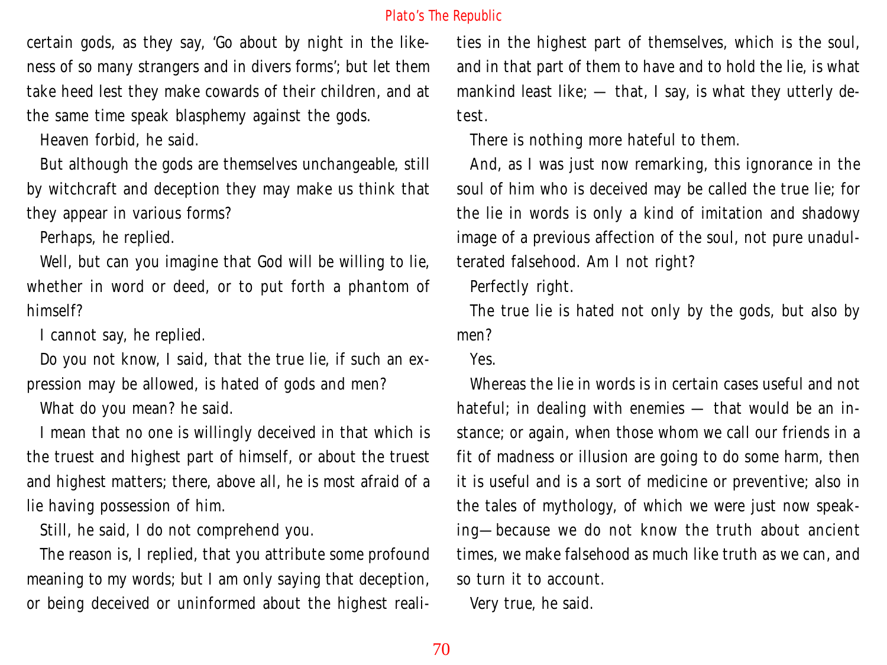certain gods, as they say, 'Go about by night in the likeness of so many strangers and in divers forms'; but let them take heed lest they make cowards of their children, and at the same time speak blasphemy against the gods.

Heaven forbid, he said.

But although the gods are themselves unchangeable, still by witchcraft and deception they may make us think that they appear in various forms?

Perhaps, he replied.

Well, but can you imagine that God will be willing to lie, whether in word or deed, or to put forth a phantom of himself?

I cannot say, he replied.

Do you not know, I said, that the true lie, if such an expression may be allowed, is hated of gods and men?

What do you mean? he said.

I mean that no one is willingly deceived in that which is the truest and highest part of himself, or about the truest and highest matters; there, above all, he is most afraid of a lie having possession of him.

Still, he said, I do not comprehend you.

The reason is, I replied, that you attribute some profound meaning to my words; but I am only saying that deception, or being deceived or uninformed about the highest realities in the highest part of themselves, which is the soul, and in that part of them to have and to hold the lie, is what mankind least like; — that, I say, is what they utterly detest.

There is nothing more hateful to them.

And, as I was just now remarking, this ignorance in the soul of him who is deceived may be called the true lie; for the lie in words is only a kind of imitation and shadowy image of a previous affection of the soul, not pure unadulterated falsehood. Am I not right?

Perfectly right.

The true lie is hated not only by the gods, but also by men?

Yes.

Whereas the lie in words is in certain cases useful and not hateful; in dealing with enemies — that would be an instance; or again, when those whom we call our friends in a fit of madness or illusion are going to do some harm, then it is useful and is a sort of medicine or preventive; also in the tales of mythology, of which we were just now speaking—because we do not know the truth about ancient times, we make falsehood as much like truth as we can, and so turn it to account.

Very true, he said.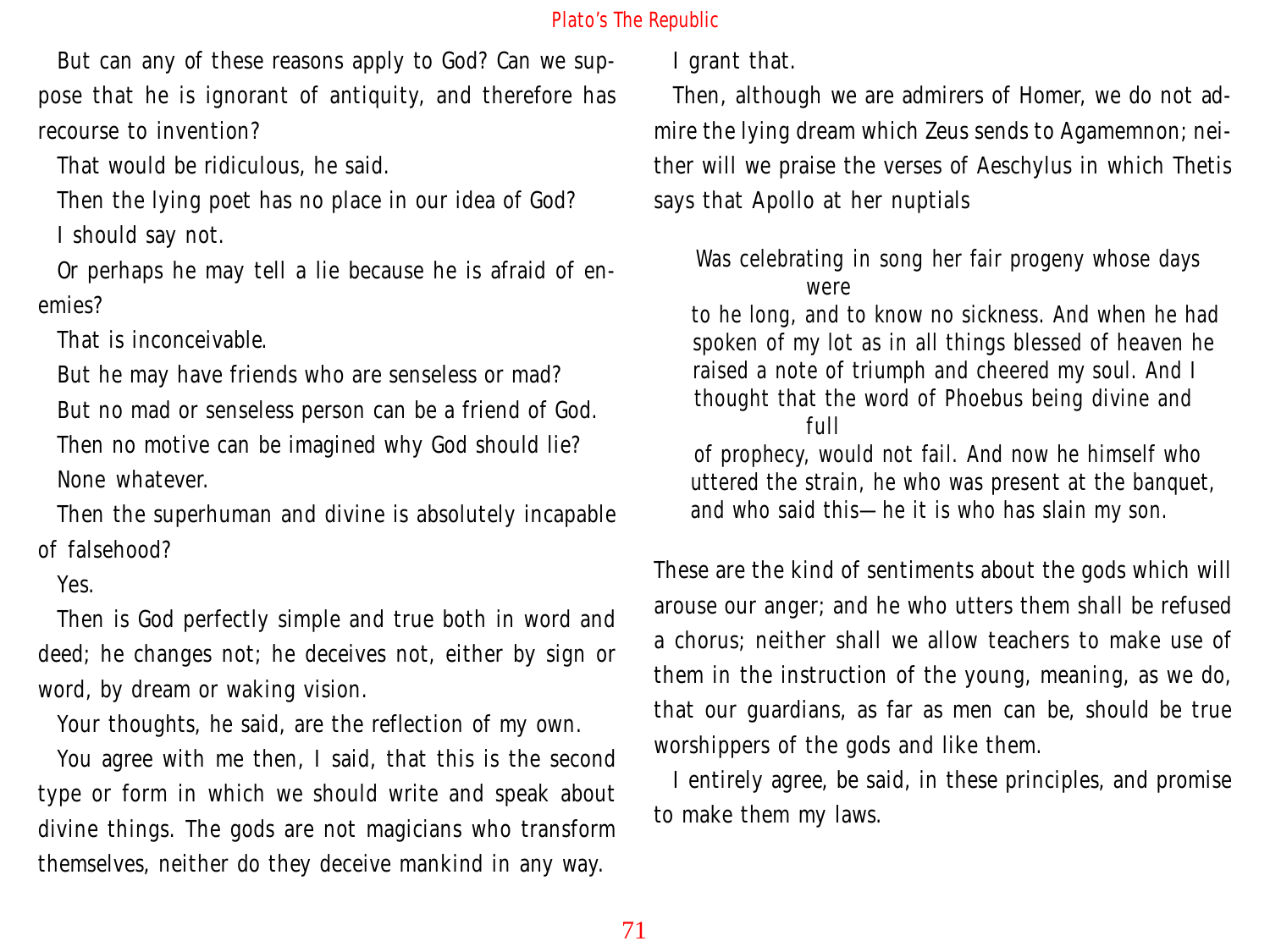But can any of these reasons apply to God? Can we suppose that he is ignorant of antiquity, and therefore has recourse to invention?

That would be ridiculous, he said.

Then the lying poet has no place in our idea of God?

I should say not.

Or perhaps he may tell a lie because he is afraid of enemies?

That is inconceivable.

But he may have friends who are senseless or mad?

But no mad or senseless person can be a friend of God.

Then no motive can be imagined why God should lie?

None whatever.

Then the superhuman and divine is absolutely incapable of falsehood?

Yes.

Then is God perfectly simple and true both in word and deed; he changes not; he deceives not, either by sign or word, by dream or waking vision.

Your thoughts, he said, are the reflection of my own.

You agree with me then, I said, that this is the second type or form in which we should write and speak about divine things. The gods are not magicians who transform themselves, neither do they deceive mankind in any way.

I grant that.

Then, although we are admirers of Homer, we do not admire the lying dream which Zeus sends to Agamemnon; neither will we praise the verses of Aeschylus in which Thetis says that Apollo at her nuptials

> Was celebrating in song her fair progeny whose days were
> to he long, and to know no sickness. And when he had spoken of my lot as in all things blessed of heaven he raised a note of triumph and cheered my soul. And I thought that the word of Phoebus being divine and full
> of prophecy, would not fail. And now he himself who uttered the strain, he who was present at the banquet, and who said this—he it is who has slain my son.

These are the kind of sentiments about the gods which will arouse our anger; and he who utters them shall be refused a chorus; neither shall we allow teachers to make use of them in the instruction of the young, meaning, as we do, that our guardians, as far as men can be, should be true worshippers of the gods and like them.

I entirely agree, be said, in these principles, and promise to make them my laws.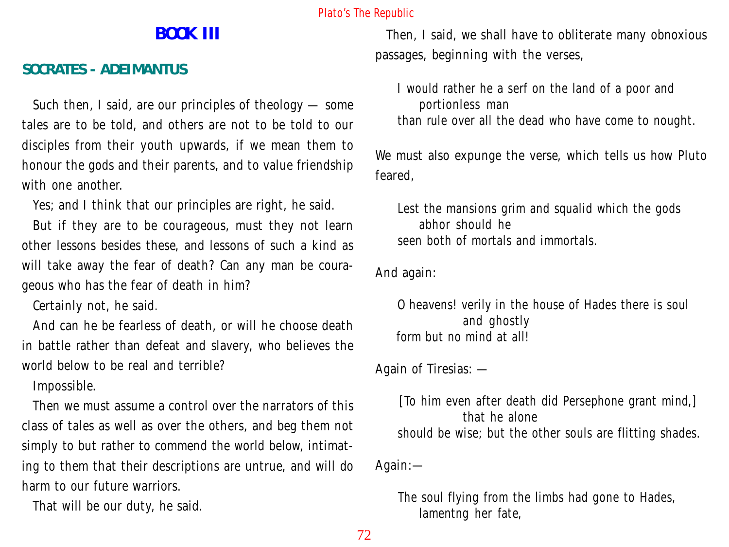## BOOK III

### SOCRATES - ADEIMANTUS

Such then, I said, are our principles of theology — some tales are to be told, and others are not to be told to our disciples from their youth upwards, if we mean them to honour the gods and their parents, and to value friendship with one another.

Yes; and I think that our principles are right, he said.

But if they are to be courageous, must they not learn other lessons besides these, and lessons of such a kind as will take away the fear of death? Can any man be courageous who has the fear of death in him?

Certainly not, he said.

And can he be fearless of death, or will he choose death in battle rather than defeat and slavery, who believes the world below to be real and terrible?

Impossible.

Then we must assume a control over the narrators of this class of tales as well as over the others, and beg them not simply to but rather to commend the world below, intimating to them that their descriptions are untrue, and will do harm to our future warriors.

That will be our duty, he said.

Then, I said, we shall have to obliterate many obnoxious passages, beginning with the verses,

> I would rather he a serf on the land of a poor and portionless man
> than rule over all the dead who have come to nought.

We must also expunge the verse, which tells us how Pluto feared,

> Lest the mansions grim and squalid which the gods abhor should he
> seen both of mortals and immortals.

And again:

> O heavens! verily in the house of Hades there is soul and ghostly
> form but no mind at all!

Again of Tiresias: —

> [To him even after death did Persephone grant mind,] that he alone
> should be wise; but the other souls are flitting shades.

Again:—

> The soul flying from the limbs had gone to Hades, lamentng her fate,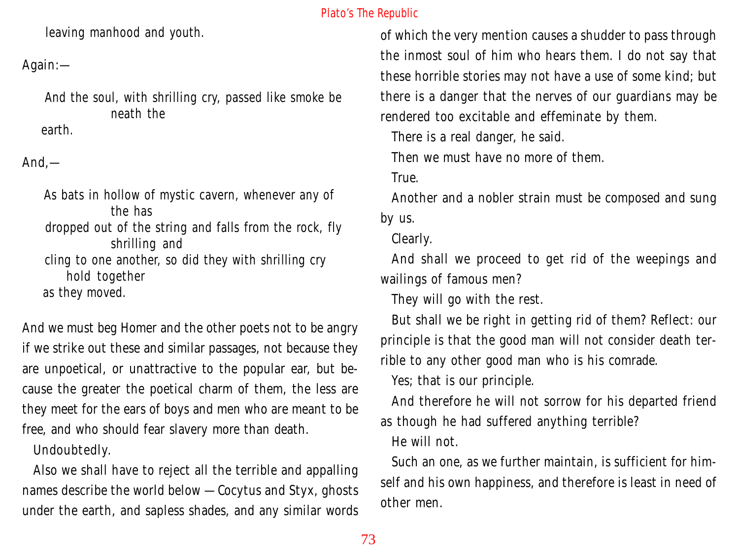> leaving manhood and youth.

Again:—

> And the soul, with shrilling cry, passed like smoke be neath the
> earth.

And,—

> As bats in hollow of mystic cavern, whenever any of the has
> dropped out of the string and falls from the rock, fly shrilling and
> cling to one another, so did they with shrilling cry hold together
> as they moved.

And we must beg Homer and the other poets not to be angry if we strike out these and similar passages, not because they are unpoetical, or unattractive to the popular ear, but because the greater the poetical charm of them, the less are they meet for the ears of boys and men who are meant to be free, and who should fear slavery more than death.

Undoubtedly.

Also we shall have to reject all the terrible and appalling names describe the world below — Cocytus and Styx, ghosts under the earth, and sapless shades, and any similar words of which the very mention causes a shudder to pass through the inmost soul of him who hears them. I do not say that these horrible stories may not have a use of some kind; but there is a danger that the nerves of our guardians may be rendered too excitable and effeminate by them.

There is a real danger, he said.

Then we must have no more of them.

True.

Another and a nobler strain must be composed and sung by us.

Clearly.

And shall we proceed to get rid of the weepings and wailings of famous men?

They will go with the rest.

But shall we be right in getting rid of them? Reflect: our principle is that the good man will not consider death terrible to any other good man who is his comrade.

Yes; that is our principle.

And therefore he will not sorrow for his departed friend as though he had suffered anything terrible?

He will not.

Such an one, as we further maintain, is sufficient for himself and his own happiness, and therefore is least in need of other men.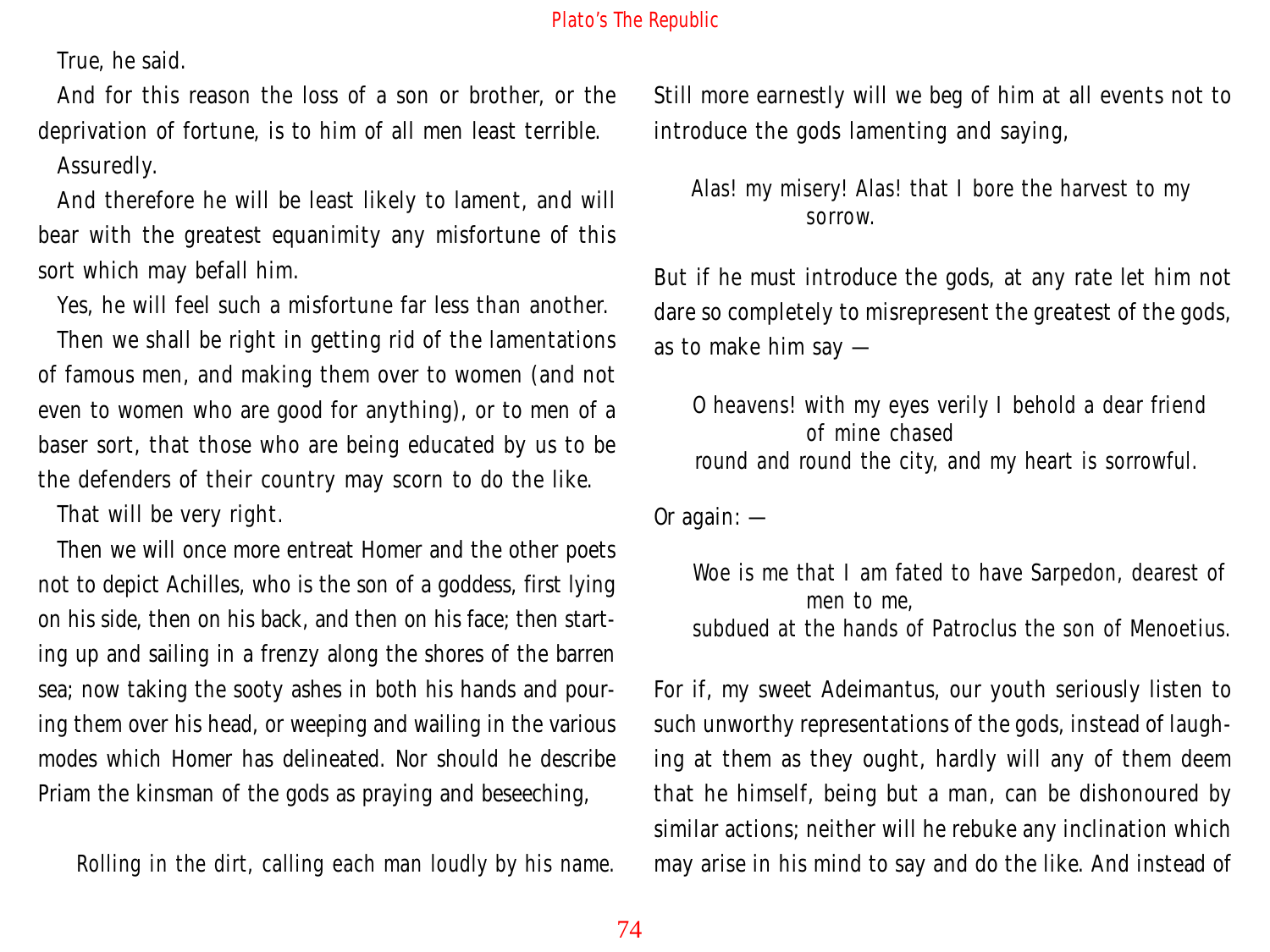True, he said.

And for this reason the loss of a son or brother, or the deprivation of fortune, is to him of all men least terrible.

Assuredly.

And therefore he will be least likely to lament, and will bear with the greatest equanimity any misfortune of this sort which may befall him.

Yes, he will feel such a misfortune far less than another.

Then we shall be right in getting rid of the lamentations of famous men, and making them over to women (and not even to women who are good for anything), or to men of a baser sort, that those who are being educated by us to be the defenders of their country may scorn to do the like.

That will be very right.

Then we will once more entreat Homer and the other poets not to depict Achilles, who is the son of a goddess, first lying on his side, then on his back, and then on his face; then starting up and sailing in a frenzy along the shores of the barren sea; now taking the sooty ashes in both his hands and pouring them over his head, or weeping and wailing in the various modes which Homer has delineated. Nor should he describe Priam the kinsman of the gods as praying and beseeching,

> Rolling in the dirt, calling each man loudly by his name.

Still more earnestly will we beg of him at all events not to introduce the gods lamenting and saying,

> Alas! my misery! Alas! that I bore the harvest to my sorrow.

But if he must introduce the gods, at any rate let him not dare so completely to misrepresent the greatest of the gods, as to make him say —

> O heavens! with my eyes verily I behold a dear friend of mine chased
> round and round the city, and my heart is sorrowful.

Or again: —

> Woe is me that I am fated to have Sarpedon, dearest of men to me,
> subdued at the hands of Patroclus the son of Menoetius.

For if, my sweet Adeimantus, our youth seriously listen to such unworthy representations of the gods, instead of laughing at them as they ought, hardly will any of them deem that he himself, being but a man, can be dishonoured by similar actions; neither will he rebuke any inclination which may arise in his mind to say and do the like. And instead of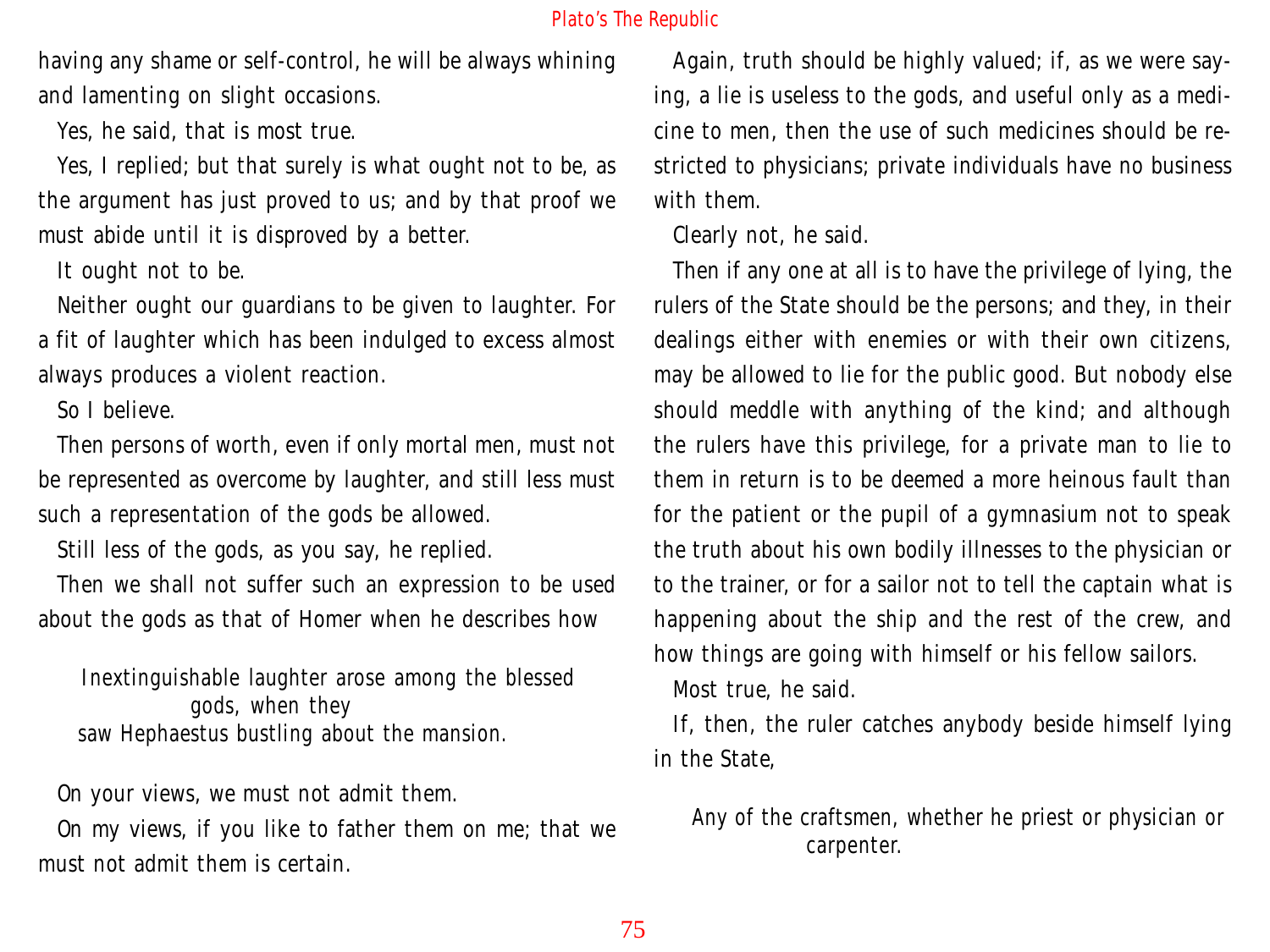having any shame or self-control, he will be always whining and lamenting on slight occasions.

Yes, he said, that is most true.

Yes, I replied; but that surely is what ought not to be, as the argument has just proved to us; and by that proof we must abide until it is disproved by a better.

It ought not to be.

Neither ought our guardians to be given to laughter. For a fit of laughter which has been indulged to excess almost always produces a violent reaction.

So I believe.

Then persons of worth, even if only mortal men, must not be represented as overcome by laughter, and still less must such a representation of the gods be allowed.

Still less of the gods, as you say, he replied.

Then we shall not suffer such an expression to be used about the gods as that of Homer when he describes how

> Inextinguishable laughter arose among the blessed gods, when they
> saw Hephaestus bustling about the mansion.

On your views, we must not admit them.

On my views, if you like to father them on me; that we must not admit them is certain.

Again, truth should be highly valued; if, as we were saying, a lie is useless to the gods, and useful only as a medicine to men, then the use of such medicines should be restricted to physicians; private individuals have no business with them.

Clearly not, he said.

Then if any one at all is to have the privilege of lying, the rulers of the State should be the persons; and they, in their dealings either with enemies or with their own citizens, may be allowed to lie for the public good. But nobody else should meddle with anything of the kind; and although the rulers have this privilege, for a private man to lie to them in return is to be deemed a more heinous fault than for the patient or the pupil of a gymnasium not to speak the truth about his own bodily illnesses to the physician or to the trainer, or for a sailor not to tell the captain what is happening about the ship and the rest of the crew, and how things are going with himself or his fellow sailors.

Most true, he said.

If, then, the ruler catches anybody beside himself lying in the State,

> Any of the craftsmen, whether he priest or physician or carpenter.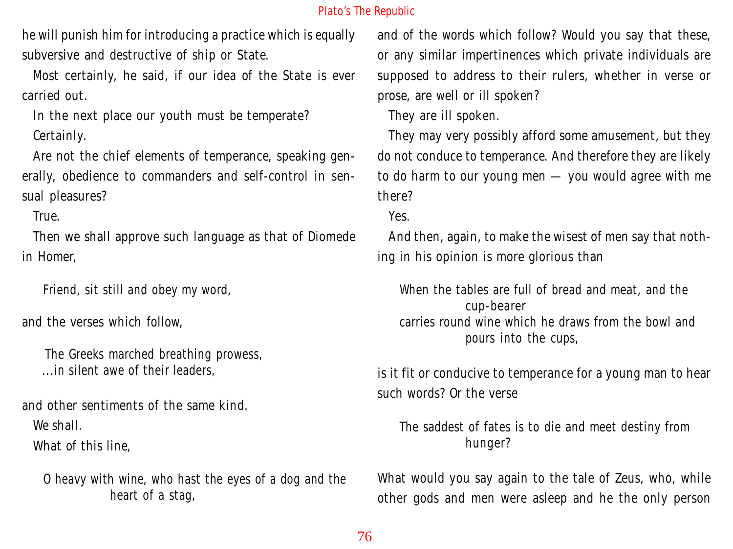he will punish him for introducing a practice which is equally subversive and destructive of ship or State.

Most certainly, he said, if our idea of the State is ever carried out.

In the next place our youth must be temperate?

Certainly.

Are not the chief elements of temperance, speaking generally, obedience to commanders and self-control in sensual pleasures?

True.

Then we shall approve such language as that of Diomede in Homer,

> Friend, sit still and obey my word,

and the verses which follow,

> The Greeks marched breathing prowess,
> ...in silent awe of their leaders,

and other sentiments of the same kind.

We shall.

What of this line,

> O heavy with wine, who hast the eyes of a dog and the heart of a stag,

and of the words which follow? Would you say that these, or any similar impertinences which private individuals are supposed to address to their rulers, whether in verse or prose, are well or ill spoken?

They are ill spoken.

They may very possibly afford some amusement, but they do not conduce to temperance. And therefore they are likely to do harm to our young men — you would agree with me there?

Yes.

And then, again, to make the wisest of men say that nothing in his opinion is more glorious than

> When the tables are full of bread and meat, and the cup-bearer
> carries round wine which he draws from the bowl and pours into the cups,

is it fit or conducive to temperance for a young man to hear such words? Or the verse

> The saddest of fates is to die and meet destiny from hunger?

What would you say again to the tale of Zeus, who, while other gods and men were asleep and he the only person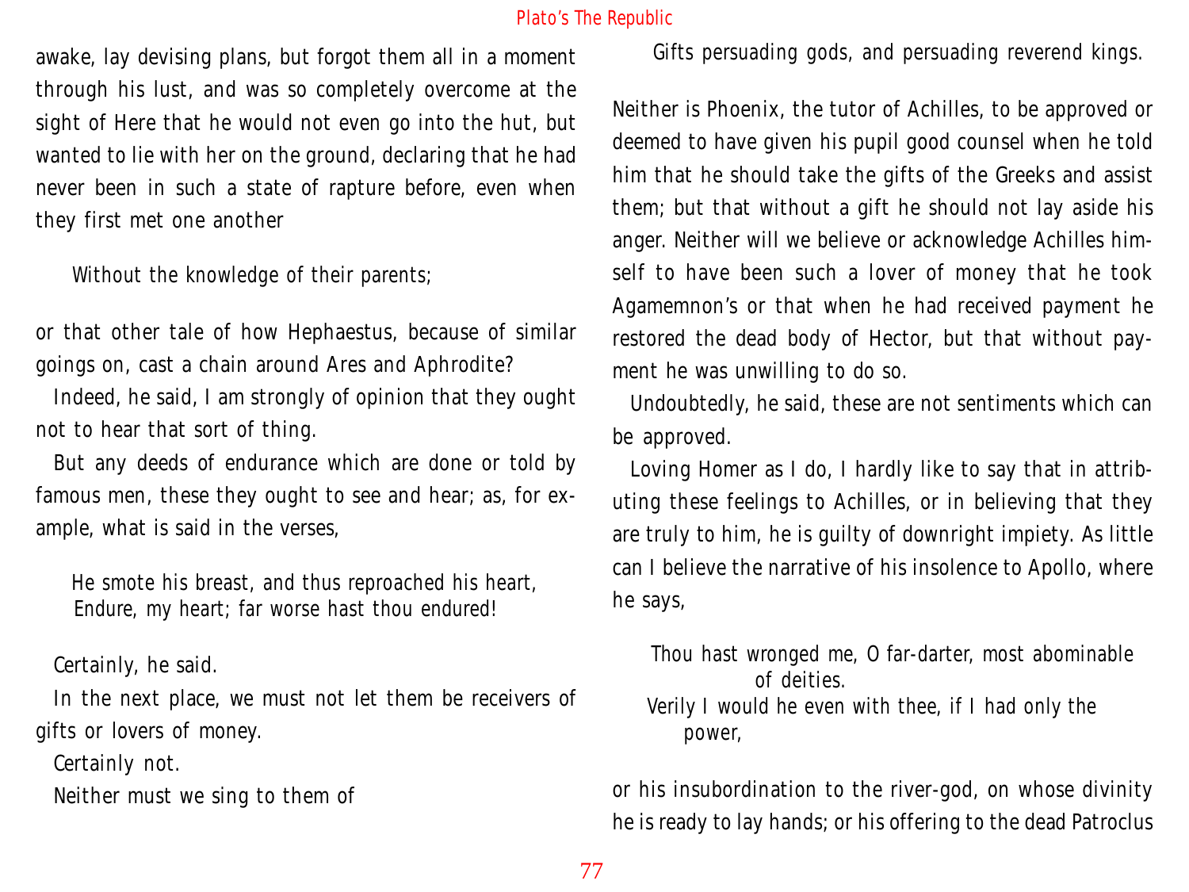awake, lay devising plans, but forgot them all in a moment through his lust, and was so completely overcome at the sight of Here that he would not even go into the hut, but wanted to lie with her on the ground, declaring that he had never been in such a state of rapture before, even when they first met one another

> Without the knowledge of their parents;

or that other tale of how Hephaestus, because of similar goings on, cast a chain around Ares and Aphrodite?

Indeed, he said, I am strongly of opinion that they ought not to hear that sort of thing.

But any deeds of endurance which are done or told by famous men, these they ought to see and hear; as, for example, what is said in the verses,

> He smote his breast, and thus reproached his heart,
> Endure, my heart; far worse hast thou endured!

Certainly, he said.

In the next place, we must not let them be receivers of gifts or lovers of money.

Certainly not.

Neither must we sing to them of

> Gifts persuading gods, and persuading reverend kings.

Neither is Phoenix, the tutor of Achilles, to be approved or deemed to have given his pupil good counsel when he told him that he should take the gifts of the Greeks and assist them; but that without a gift he should not lay aside his anger. Neither will we believe or acknowledge Achilles himself to have been such a lover of money that he took Agamemnon's or that when he had received payment he restored the dead body of Hector, but that without payment he was unwilling to do so.

Undoubtedly, he said, these are not sentiments which can be approved.

Loving Homer as I do, I hardly like to say that in attributing these feelings to Achilles, or in believing that they are truly to him, he is guilty of downright impiety. As little can I believe the narrative of his insolence to Apollo, where he says,

> Thou hast wronged me, O far-darter, most abominable of deities.
> Verily I would he even with thee, if I had only the power,

or his insubordination to the river-god, on whose divinity he is ready to lay hands; or his offering to the dead Patroclus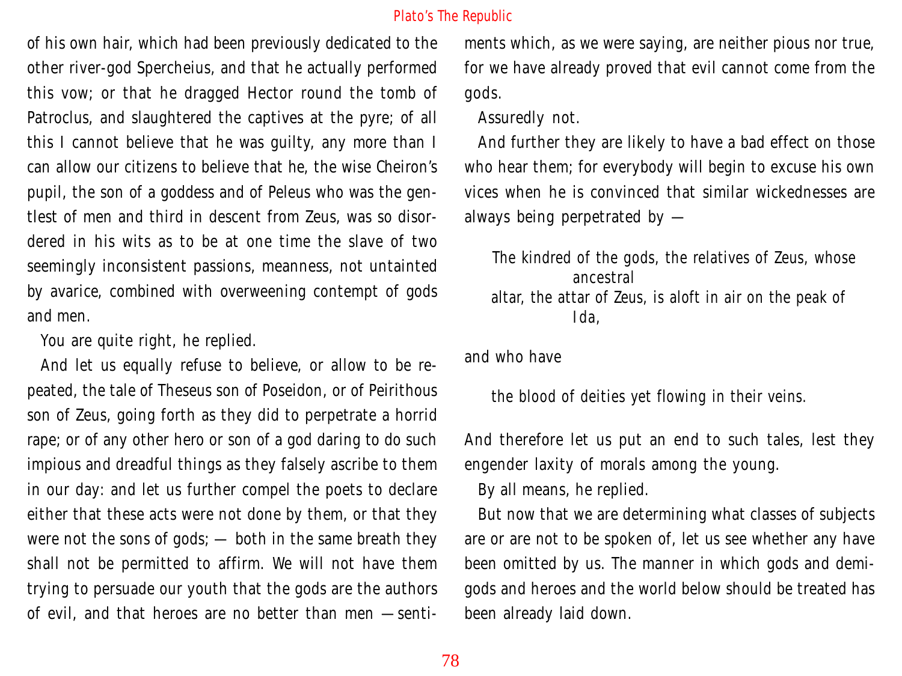of his own hair, which had been previously dedicated to the other river-god Spercheius, and that he actually performed this vow; or that he dragged Hector round the tomb of Patroclus, and slaughtered the captives at the pyre; of all this I cannot believe that he was guilty, any more than I can allow our citizens to believe that he, the wise Cheiron's pupil, the son of a goddess and of Peleus who was the gentlest of men and third in descent from Zeus, was so disordered in his wits as to be at one time the slave of two seemingly inconsistent passions, meanness, not untainted by avarice, combined with overweening contempt of gods and men.

You are quite right, he replied.

And let us equally refuse to believe, or allow to be repeated, the tale of Theseus son of Poseidon, or of Peirithous son of Zeus, going forth as they did to perpetrate a horrid rape; or of any other hero or son of a god daring to do such impious and dreadful things as they falsely ascribe to them in our day: and let us further compel the poets to declare either that these acts were not done by them, or that they were not the sons of gods; — both in the same breath they shall not be permitted to affirm. We will not have them trying to persuade our youth that the gods are the authors of evil, and that heroes are no better than men — sentiments which, as we were saying, are neither pious nor true, for we have already proved that evil cannot come from the gods.

Assuredly not.

And further they are likely to have a bad effect on those who hear them; for everybody will begin to excuse his own vices when he is convinced that similar wickednesses are always being perpetrated by —

> The kindred of the gods, the relatives of Zeus, whose ancestral
> altar, the attar of Zeus, is aloft in air on the peak of Ida,

and who have

> the blood of deities yet flowing in their veins.

And therefore let us put an end to such tales, lest they engender laxity of morals among the young.

By all means, he replied.

But now that we are determining what classes of subjects are or are not to be spoken of, let us see whether any have been omitted by us. The manner in which gods and demigods and heroes and the world below should be treated has been already laid down.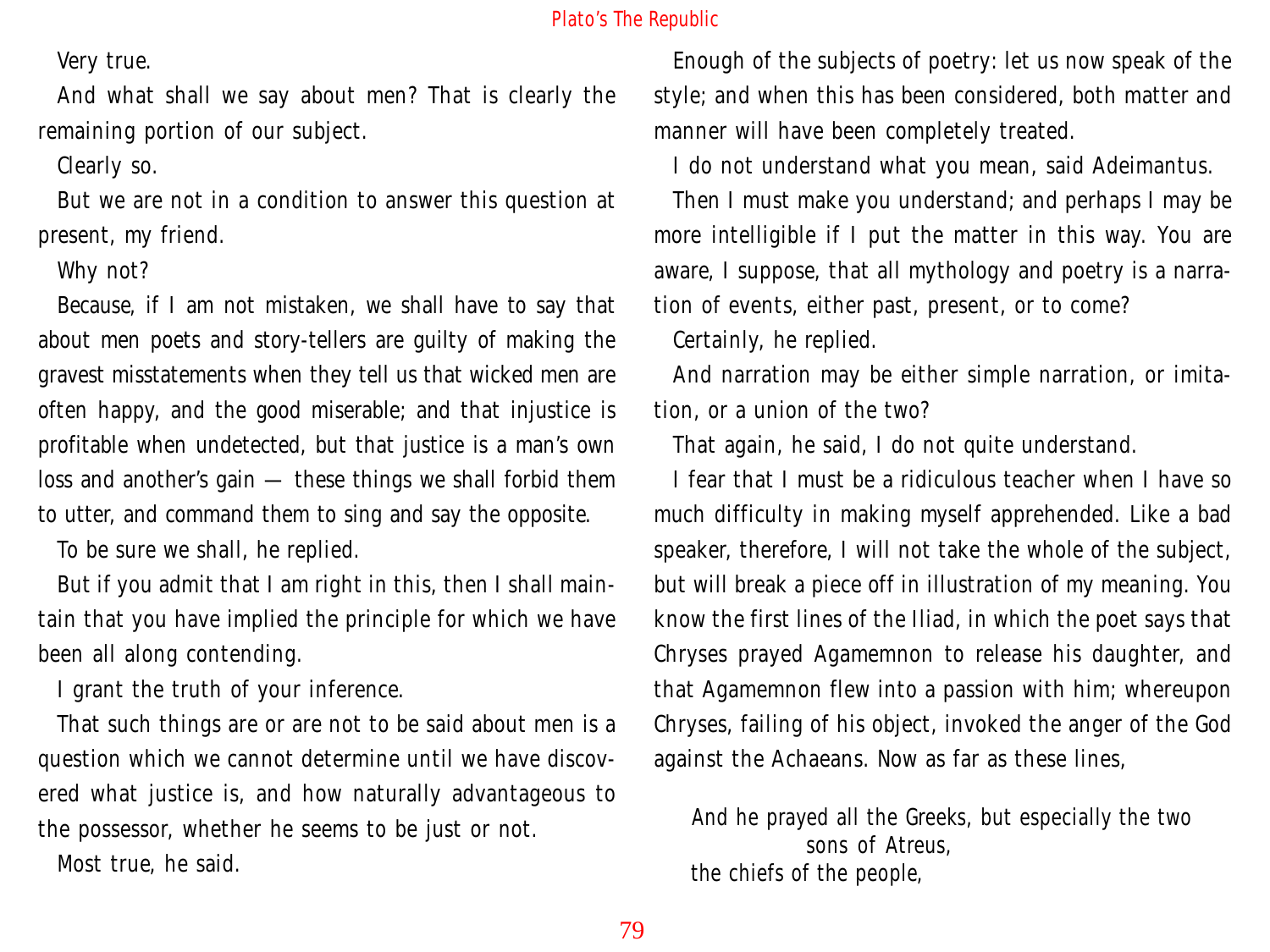Very true.

And what shall we say about men? That is clearly the remaining portion of our subject.

Clearly so.

But we are not in a condition to answer this question at present, my friend.

Why not?

Because, if I am not mistaken, we shall have to say that about men poets and story-tellers are guilty of making the gravest misstatements when they tell us that wicked men are often happy, and the good miserable; and that injustice is profitable when undetected, but that justice is a man's own loss and another's gain — these things we shall forbid them to utter, and command them to sing and say the opposite.

To be sure we shall, he replied.

But if you admit that I am right in this, then I shall maintain that you have implied the principle for which we have been all along contending.

I grant the truth of your inference.

That such things are or are not to be said about men is a question which we cannot determine until we have discovered what justice is, and how naturally advantageous to the possessor, whether he seems to be just or not.

Most true, he said.

Enough of the subjects of poetry: let us now speak of the style; and when this has been considered, both matter and manner will have been completely treated.

I do not understand what you mean, said Adeimantus.

Then I must make you understand; and perhaps I may be more intelligible if I put the matter in this way. You are aware, I suppose, that all mythology and poetry is a narration of events, either past, present, or to come?

Certainly, he replied.

And narration may be either simple narration, or imitation, or a union of the two?

That again, he said, I do not quite understand.

I fear that I must be a ridiculous teacher when I have so much difficulty in making myself apprehended. Like a bad speaker, therefore, I will not take the whole of the subject, but will break a piece off in illustration of my meaning. You know the first lines of the Iliad, in which the poet says that Chryses prayed Agamemnon to release his daughter, and that Agamemnon flew into a passion with him; whereupon Chryses, failing of his object, invoked the anger of the God against the Achaeans. Now as far as these lines,

> And he prayed all the Greeks, but especially the two sons of Atreus,
> the chiefs of the people,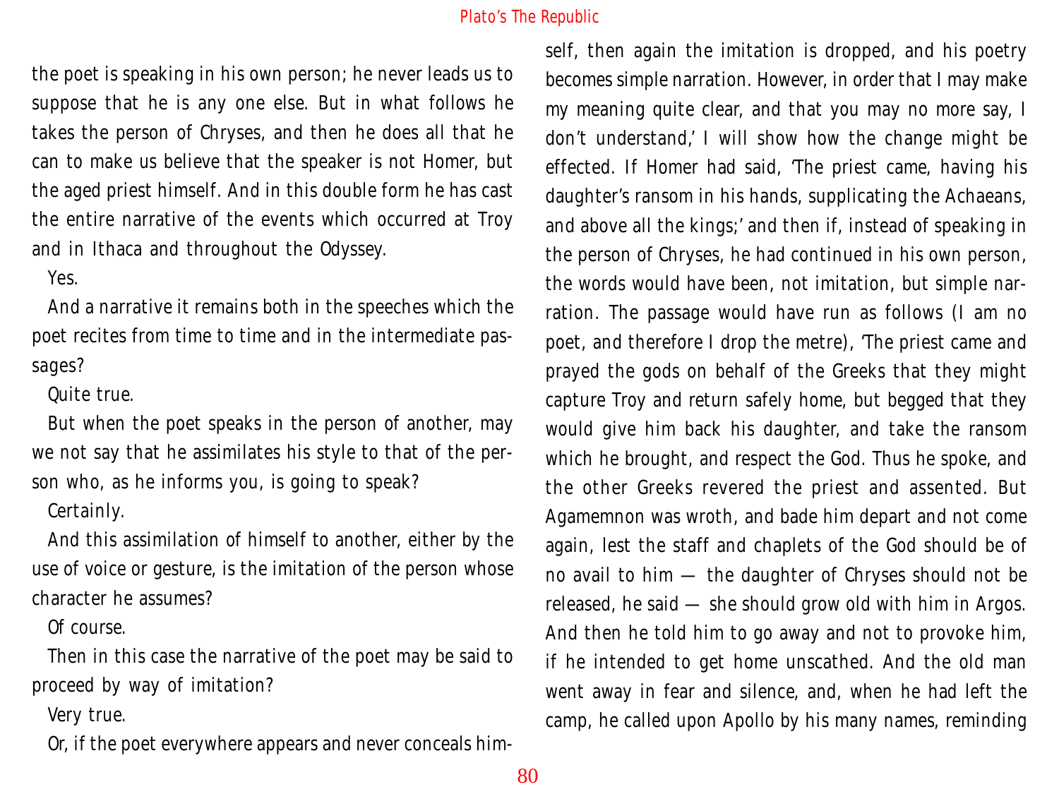the poet is speaking in his own person; he never leads us to suppose that he is any one else. But in what follows he takes the person of Chryses, and then he does all that he can to make us believe that the speaker is not Homer, but the aged priest himself. And in this double form he has cast the entire narrative of the events which occurred at Troy and in Ithaca and throughout the Odyssey.

Yes.

And a narrative it remains both in the speeches which the poet recites from time to time and in the intermediate passages?

Quite true.

But when the poet speaks in the person of another, may we not say that he assimilates his style to that of the person who, as he informs you, is going to speak?

Certainly.

And this assimilation of himself to another, either by the use of voice or gesture, is the imitation of the person whose character he assumes?

Of course.

Then in this case the narrative of the poet may be said to proceed by way of imitation?

Very true.

Or, if the poet everywhere appears and never conceals himself, then again the imitation is dropped, and his poetry becomes simple narration. However, in order that I may make my meaning quite clear, and that you may no more say, I don't understand,' I will show how the change might be effected. If Homer had said, 'The priest came, having his daughter's ransom in his hands, supplicating the Achaeans, and above all the kings;' and then if, instead of speaking in the person of Chryses, he had continued in his own person, the words would have been, not imitation, but simple narration. The passage would have run as follows (I am no poet, and therefore I drop the metre), 'The priest came and prayed the gods on behalf of the Greeks that they might capture Troy and return safely home, but begged that they would give him back his daughter, and take the ransom which he brought, and respect the God. Thus he spoke, and the other Greeks revered the priest and assented. But Agamemnon was wroth, and bade him depart and not come again, lest the staff and chaplets of the God should be of no avail to him — the daughter of Chryses should not be released, he said — she should grow old with him in Argos. And then he told him to go away and not to provoke him, if he intended to get home unscathed. And the old man went away in fear and silence, and, when he had left the camp, he called upon Apollo by his many names, reminding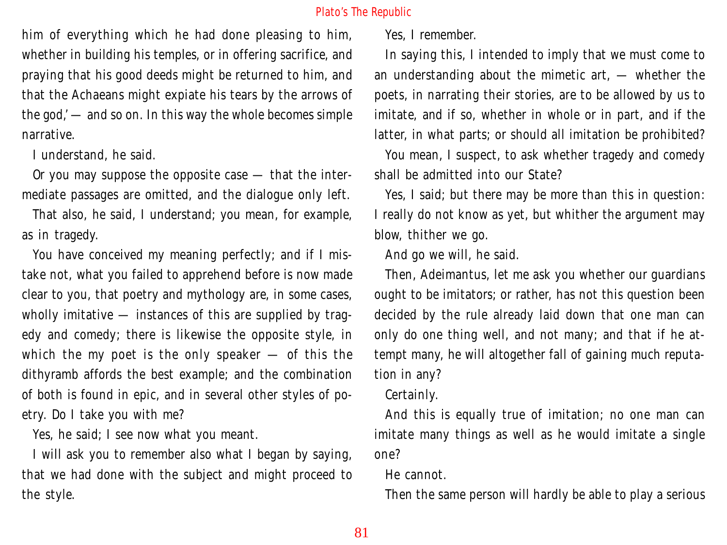him of everything which he had done pleasing to him, whether in building his temples, or in offering sacrifice, and praying that his good deeds might be returned to him, and that the Achaeans might expiate his tears by the arrows of the god,' — and so on. In this way the whole becomes simple narrative.

I understand, he said.

Or you may suppose the opposite case — that the intermediate passages are omitted, and the dialogue only left.

That also, he said, I understand; you mean, for example, as in tragedy.

You have conceived my meaning perfectly; and if I mistake not, what you failed to apprehend before is now made clear to you, that poetry and mythology are, in some cases, wholly imitative — instances of this are supplied by tragedy and comedy; there is likewise the opposite style, in which the my poet is the only speaker — of this the dithyramb affords the best example; and the combination of both is found in epic, and in several other styles of poetry. Do I take you with me?

Yes, he said; I see now what you meant.

I will ask you to remember also what I began by saying, that we had done with the subject and might proceed to the style.

Yes, I remember.

In saying this, I intended to imply that we must come to an understanding about the mimetic art, — whether the poets, in narrating their stories, are to be allowed by us to imitate, and if so, whether in whole or in part, and if the latter, in what parts; or should all imitation be prohibited?

You mean, I suspect, to ask whether tragedy and comedy shall be admitted into our State?

Yes, I said; but there may be more than this in question: I really do not know as yet, but whither the argument may blow, thither we go.

And go we will, he said.

Then, Adeimantus, let me ask you whether our guardians ought to be imitators; or rather, has not this question been decided by the rule already laid down that one man can only do one thing well, and not many; and that if he attempt many, he will altogether fall of gaining much reputation in any?

Certainly.

And this is equally true of imitation; no one man can imitate many things as well as he would imitate a single one?

He cannot.

Then the same person will hardly be able to play a serious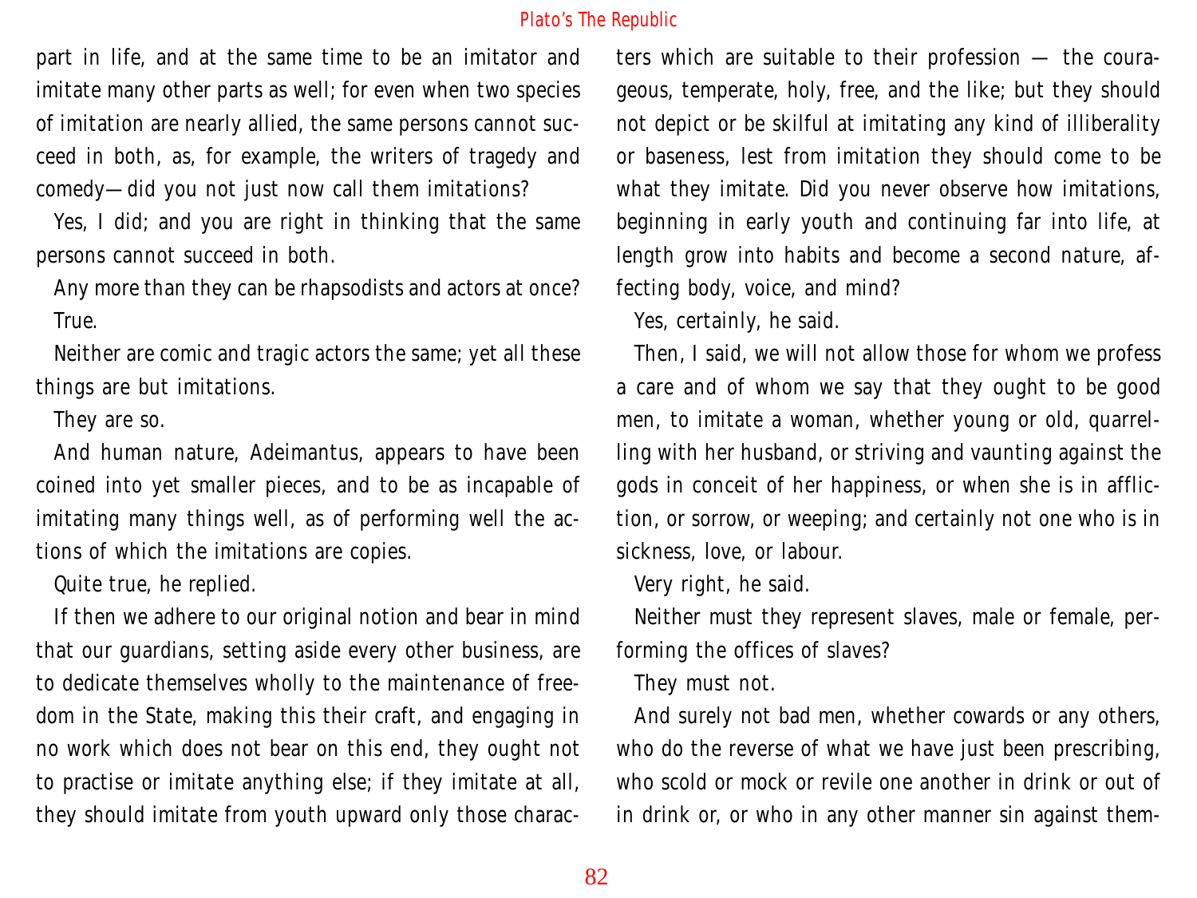part in life, and at the same time to be an imitator and imitate many other parts as well; for even when two species of imitation are nearly allied, the same persons cannot succeed in both, as, for example, the writers of tragedy and comedy—did you not just now call them imitations?

Yes, I did; and you are right in thinking that the same persons cannot succeed in both.

Any more than they can be rhapsodists and actors at once?

True.

Neither are comic and tragic actors the same; yet all these things are but imitations.

They are so.

And human nature, Adeimantus, appears to have been coined into yet smaller pieces, and to be as incapable of imitating many things well, as of performing well the actions of which the imitations are copies.

Quite true, he replied.

If then we adhere to our original notion and bear in mind that our guardians, setting aside every other business, are to dedicate themselves wholly to the maintenance of freedom in the State, making this their craft, and engaging in no work which does not bear on this end, they ought not to practise or imitate anything else; if they imitate at all, they should imitate from youth upward only those characters which are suitable to their profession — the courageous, temperate, holy, free, and the like; but they should not depict or be skilful at imitating any kind of illiberality or baseness, lest from imitation they should come to be what they imitate. Did you never observe how imitations, beginning in early youth and continuing far into life, at length grow into habits and become a second nature, affecting body, voice, and mind?

Yes, certainly, he said.

Then, I said, we will not allow those for whom we profess a care and of whom we say that they ought to be good men, to imitate a woman, whether young or old, quarrelling with her husband, or striving and vaunting against the gods in conceit of her happiness, or when she is in affliction, or sorrow, or weeping; and certainly not one who is in sickness, love, or labour.

Very right, he said.

Neither must they represent slaves, male or female, performing the offices of slaves?

They must not.

And surely not bad men, whether cowards or any others, who do the reverse of what we have just been prescribing, who scold or mock or revile one another in drink or out of in drink or, or who in any other manner sin against them-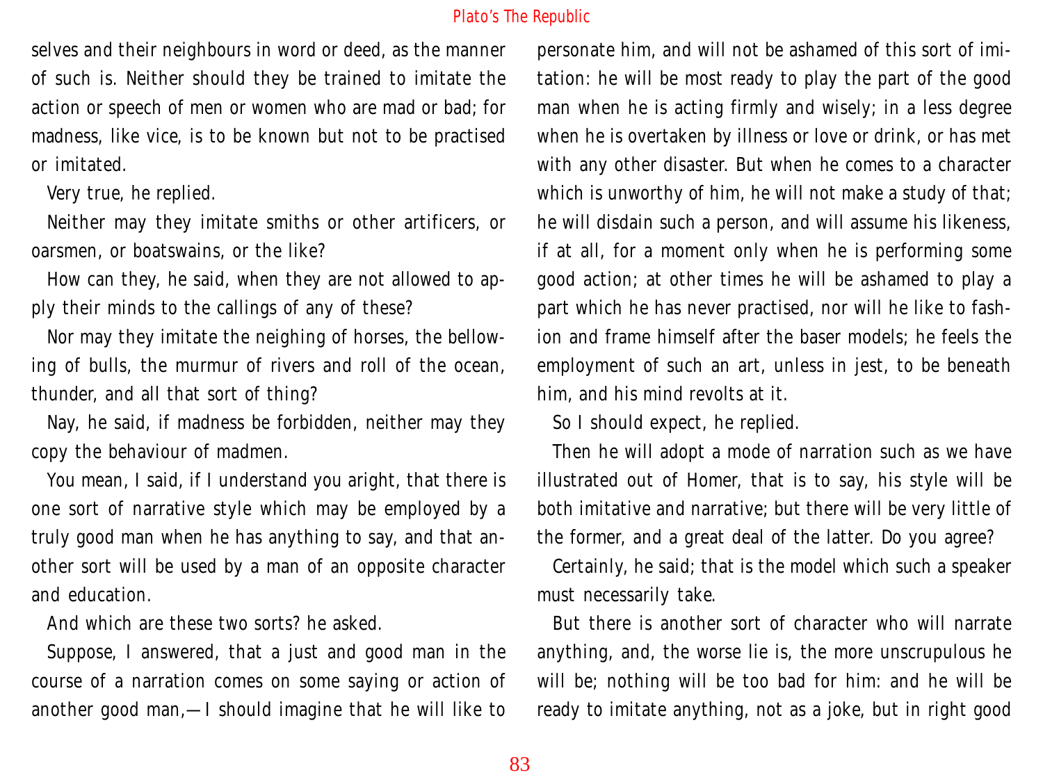selves and their neighbours in word or deed, as the manner of such is. Neither should they be trained to imitate the action or speech of men or women who are mad or bad; for madness, like vice, is to be known but not to be practised or imitated.

Very true, he replied.

Neither may they imitate smiths or other artificers, or oarsmen, or boatswains, or the like?

How can they, he said, when they are not allowed to apply their minds to the callings of any of these?

Nor may they imitate the neighing of horses, the bellowing of bulls, the murmur of rivers and roll of the ocean, thunder, and all that sort of thing?

Nay, he said, if madness be forbidden, neither may they copy the behaviour of madmen.

You mean, I said, if I understand you aright, that there is one sort of narrative style which may be employed by a truly good man when he has anything to say, and that another sort will be used by a man of an opposite character and education.

And which are these two sorts? he asked.

Suppose, I answered, that a just and good man in the course of a narration comes on some saying or action of another good man,—I should imagine that he will like to personate him, and will not be ashamed of this sort of imitation: he will be most ready to play the part of the good man when he is acting firmly and wisely; in a less degree when he is overtaken by illness or love or drink, or has met with any other disaster. But when he comes to a character which is unworthy of him, he will not make a study of that; he will disdain such a person, and will assume his likeness, if at all, for a moment only when he is performing some good action; at other times he will be ashamed to play a part which he has never practised, nor will he like to fashion and frame himself after the baser models; he feels the employment of such an art, unless in jest, to be beneath him, and his mind revolts at it.

So I should expect, he replied.

Then he will adopt a mode of narration such as we have illustrated out of Homer, that is to say, his style will be both imitative and narrative; but there will be very little of the former, and a great deal of the latter. Do you agree?

Certainly, he said; that is the model which such a speaker must necessarily take.

But there is another sort of character who will narrate anything, and, the worse lie is, the more unscrupulous he will be; nothing will be too bad for him: and he will be ready to imitate anything, not as a joke, but in right good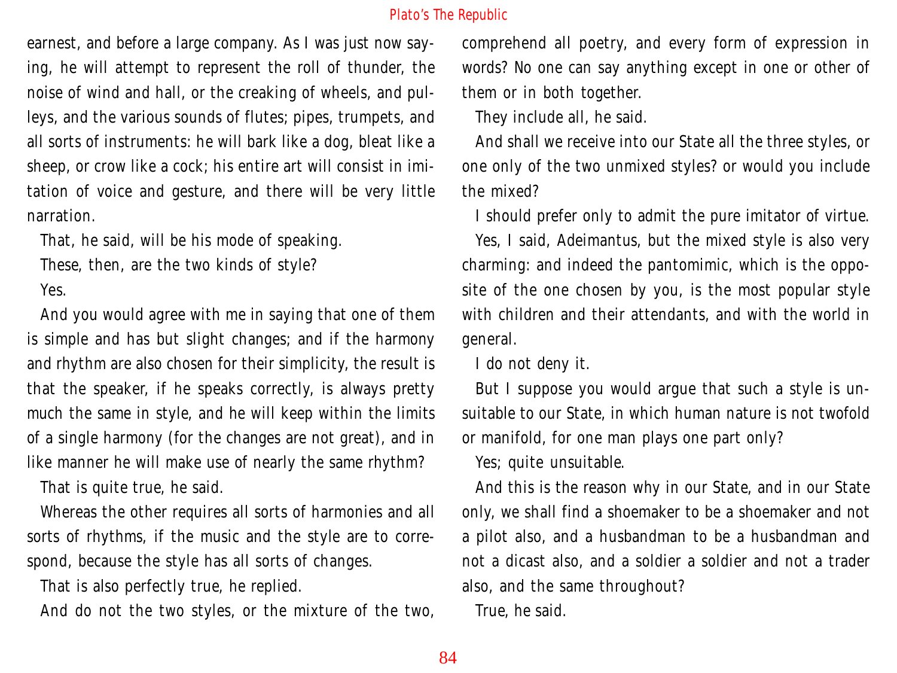earnest, and before a large company. As I was just now saying, he will attempt to represent the roll of thunder, the noise of wind and hall, or the creaking of wheels, and pulleys, and the various sounds of flutes; pipes, trumpets, and all sorts of instruments: he will bark like a dog, bleat like a sheep, or crow like a cock; his entire art will consist in imitation of voice and gesture, and there will be very little narration.

That, he said, will be his mode of speaking.

These, then, are the two kinds of style?

Yes.

And you would agree with me in saying that one of them is simple and has but slight changes; and if the harmony and rhythm are also chosen for their simplicity, the result is that the speaker, if he speaks correctly, is always pretty much the same in style, and he will keep within the limits of a single harmony (for the changes are not great), and in like manner he will make use of nearly the same rhythm?

That is quite true, he said.

Whereas the other requires all sorts of harmonies and all sorts of rhythms, if the music and the style are to correspond, because the style has all sorts of changes.

That is also perfectly true, he replied.

And do not the two styles, or the mixture of the two, comprehend all poetry, and every form of expression in words? No one can say anything except in one or other of them or in both together.

They include all, he said.

And shall we receive into our State all the three styles, or one only of the two unmixed styles? or would you include the mixed?

I should prefer only to admit the pure imitator of virtue.

Yes, I said, Adeimantus, but the mixed style is also very charming: and indeed the pantomimic, which is the opposite of the one chosen by you, is the most popular style with children and their attendants, and with the world in general.

I do not deny it.

But I suppose you would argue that such a style is unsuitable to our State, in which human nature is not twofold or manifold, for one man plays one part only?

Yes; quite unsuitable.

And this is the reason why in our State, and in our State only, we shall find a shoemaker to be a shoemaker and not a pilot also, and a husbandman to be a husbandman and not a dicast also, and a soldier a soldier and not a trader also, and the same throughout?

True, he said.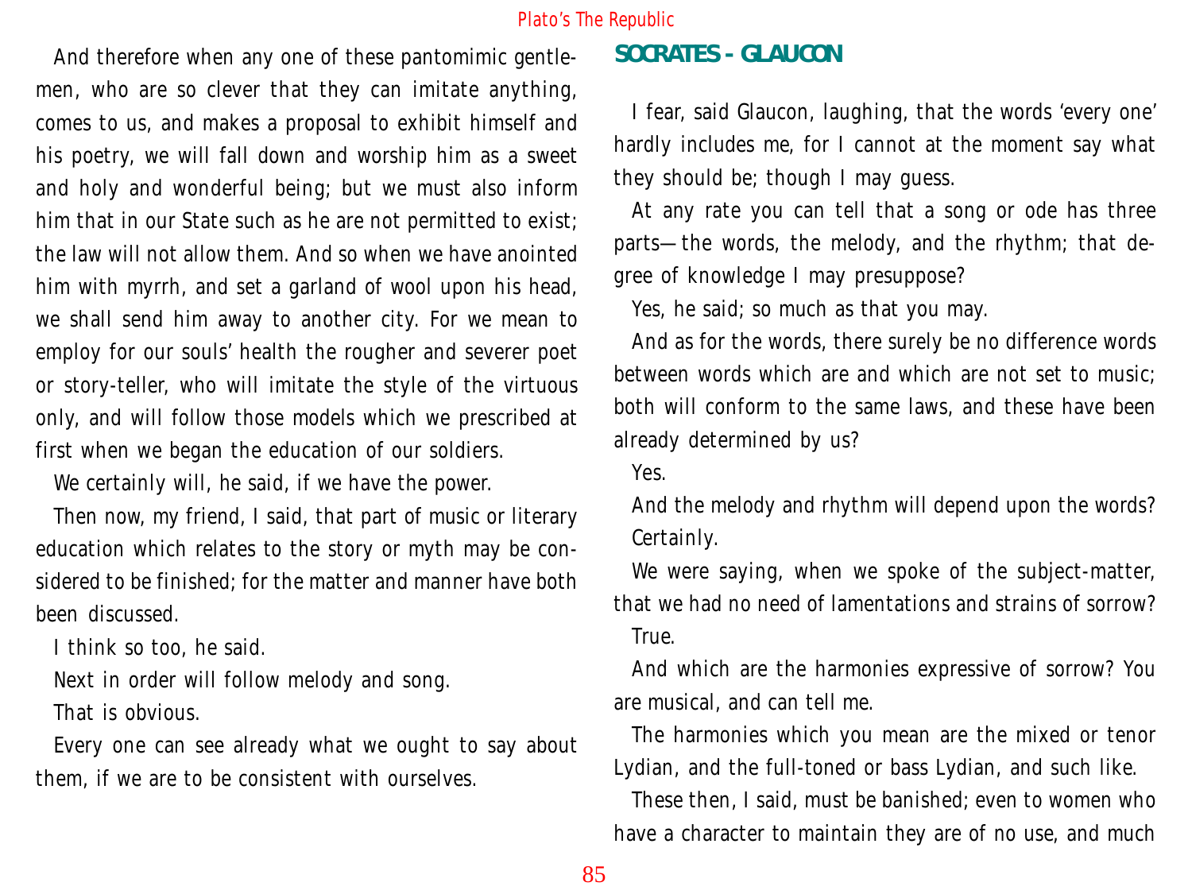And therefore when any one of these pantomimic gentlemen, who are so clever that they can imitate anything, comes to us, and makes a proposal to exhibit himself and his poetry, we will fall down and worship him as a sweet and holy and wonderful being; but we must also inform him that in our State such as he are not permitted to exist; the law will not allow them. And so when we have anointed him with myrrh, and set a garland of wool upon his head, we shall send him away to another city. For we mean to employ for our souls' health the rougher and severer poet or story-teller, who will imitate the style of the virtuous only, and will follow those models which we prescribed at first when we began the education of our soldiers.

We certainly will, he said, if we have the power.

Then now, my friend, I said, that part of music or literary education which relates to the story or myth may be considered to be finished; for the matter and manner have both been discussed.

I think so too, he said.

Next in order will follow melody and song.

That is obvious.

Every one can see already what we ought to say about them, if we are to be consistent with ourselves.

## SOCRATES - GLAUCON

I fear, said Glaucon, laughing, that the words 'every one' hardly includes me, for I cannot at the moment say what they should be; though I may guess.

At any rate you can tell that a song or ode has three parts—the words, the melody, and the rhythm; that degree of knowledge I may presuppose?

Yes, he said; so much as that you may.

And as for the words, there surely be no difference words between words which are and which are not set to music; both will conform to the same laws, and these have been already determined by us?

Yes.

And the melody and rhythm will depend upon the words?

Certainly.

We were saying, when we spoke of the subject-matter, that we had no need of lamentations and strains of sorrow?

True.

And which are the harmonies expressive of sorrow? You are musical, and can tell me.

The harmonies which you mean are the mixed or tenor Lydian, and the full-toned or bass Lydian, and such like.

These then, I said, must be banished; even to women who have a character to maintain they are of no use, and much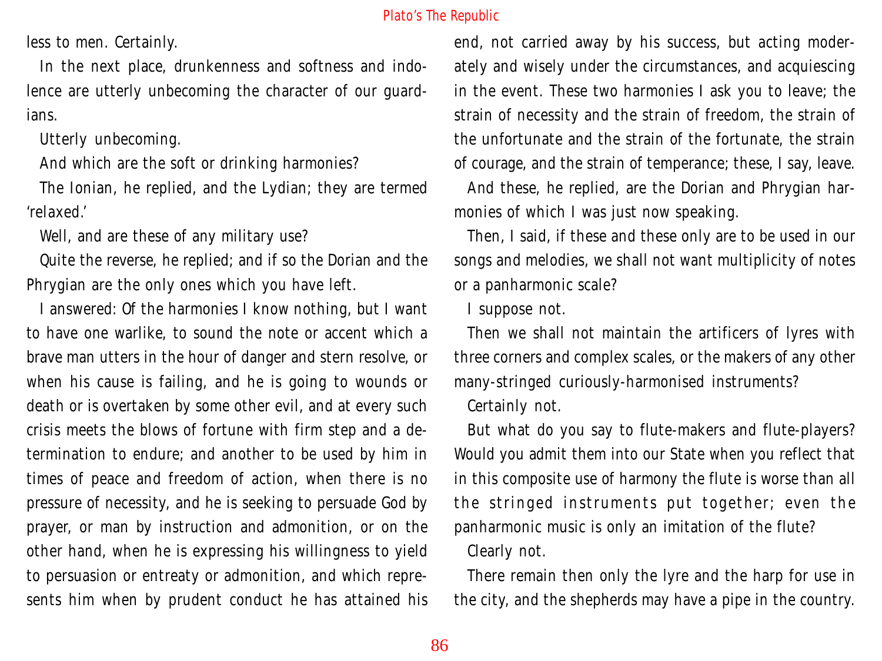less to men. Certainly.

In the next place, drunkenness and softness and indolence are utterly unbecoming the character of our guardians.

Utterly unbecoming.

And which are the soft or drinking harmonies?

The Ionian, he replied, and the Lydian; they are termed 'relaxed.'

Well, and are these of any military use?

Quite the reverse, he replied; and if so the Dorian and the Phrygian are the only ones which you have left.

I answered: Of the harmonies I know nothing, but I want to have one warlike, to sound the note or accent which a brave man utters in the hour of danger and stern resolve, or when his cause is failing, and he is going to wounds or death or is overtaken by some other evil, and at every such crisis meets the blows of fortune with firm step and a determination to endure; and another to be used by him in times of peace and freedom of action, when there is no pressure of necessity, and he is seeking to persuade God by prayer, or man by instruction and admonition, or on the other hand, when he is expressing his willingness to yield to persuasion or entreaty or admonition, and which represents him when by prudent conduct he has attained his end, not carried away by his success, but acting moderately and wisely under the circumstances, and acquiescing in the event. These two harmonies I ask you to leave; the strain of necessity and the strain of freedom, the strain of the unfortunate and the strain of the fortunate, the strain of courage, and the strain of temperance; these, I say, leave.

And these, he replied, are the Dorian and Phrygian harmonies of which I was just now speaking.

Then, I said, if these and these only are to be used in our songs and melodies, we shall not want multiplicity of notes or a panharmonic scale?

I suppose not.

Then we shall not maintain the artificers of lyres with three corners and complex scales, or the makers of any other many-stringed curiously-harmonised instruments?

Certainly not.

But what do you say to flute-makers and flute-players? Would you admit them into our State when you reflect that in this composite use of harmony the flute is worse than all the stringed instruments put together; even the panharmonic music is only an imitation of the flute?

Clearly not.

There remain then only the lyre and the harp for use in the city, and the shepherds may have a pipe in the country.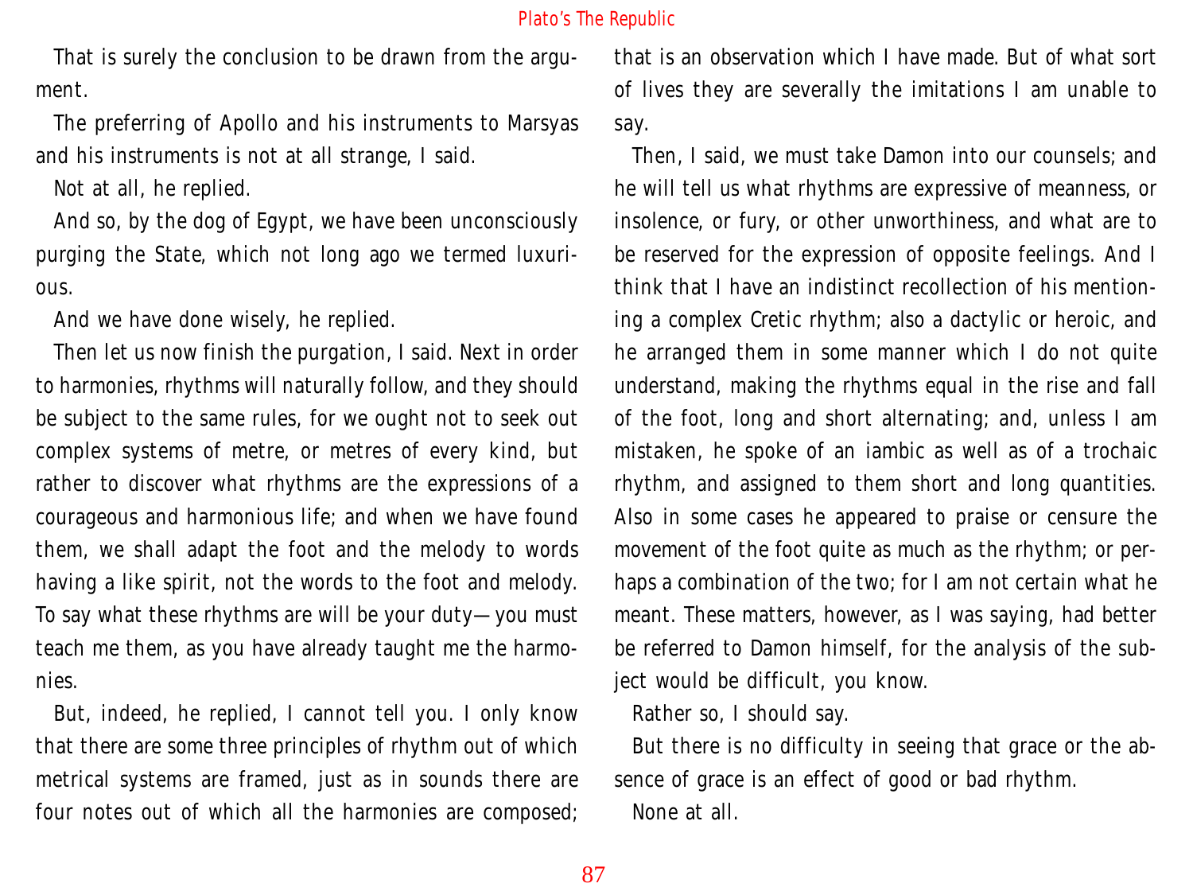That is surely the conclusion to be drawn from the argument.

The preferring of Apollo and his instruments to Marsyas and his instruments is not at all strange, I said.

Not at all, he replied.

And so, by the dog of Egypt, we have been unconsciously purging the State, which not long ago we termed luxurious.

And we have done wisely, he replied.

Then let us now finish the purgation, I said. Next in order to harmonies, rhythms will naturally follow, and they should be subject to the same rules, for we ought not to seek out complex systems of metre, or metres of every kind, but rather to discover what rhythms are the expressions of a courageous and harmonious life; and when we have found them, we shall adapt the foot and the melody to words having a like spirit, not the words to the foot and melody. To say what these rhythms are will be your duty—you must teach me them, as you have already taught me the harmonies.

But, indeed, he replied, I cannot tell you. I only know that there are some three principles of rhythm out of which metrical systems are framed, just as in sounds there are four notes out of which all the harmonies are composed; that is an observation which I have made. But of what sort of lives they are severally the imitations I am unable to say.

Then, I said, we must take Damon into our counsels; and he will tell us what rhythms are expressive of meanness, or insolence, or fury, or other unworthiness, and what are to be reserved for the expression of opposite feelings. And I think that I have an indistinct recollection of his mentioning a complex Cretic rhythm; also a dactylic or heroic, and he arranged them in some manner which I do not quite understand, making the rhythms equal in the rise and fall of the foot, long and short alternating; and, unless I am mistaken, he spoke of an iambic as well as of a trochaic rhythm, and assigned to them short and long quantities. Also in some cases he appeared to praise or censure the movement of the foot quite as much as the rhythm; or perhaps a combination of the two; for I am not certain what he meant. These matters, however, as I was saying, had better be referred to Damon himself, for the analysis of the subject would be difficult, you know.

Rather so, I should say.

But there is no difficulty in seeing that grace or the absence of grace is an effect of good or bad rhythm.

None at all.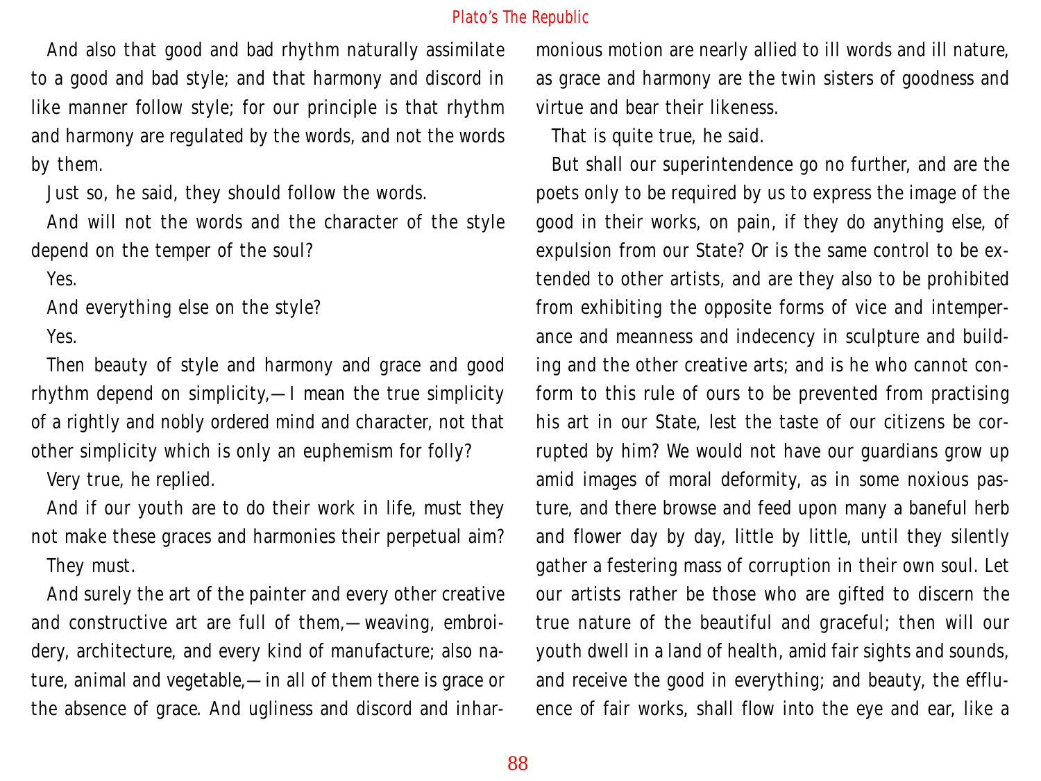And also that good and bad rhythm naturally assimilate to a good and bad style; and that harmony and discord in like manner follow style; for our principle is that rhythm and harmony are regulated by the words, and not the words by them.

Just so, he said, they should follow the words.

And will not the words and the character of the style depend on the temper of the soul?

Yes.

And everything else on the style?

Yes.

Then beauty of style and harmony and grace and good rhythm depend on simplicity,—I mean the true simplicity of a rightly and nobly ordered mind and character, not that other simplicity which is only an euphemism for folly?

Very true, he replied.

And if our youth are to do their work in life, must they not make these graces and harmonies their perpetual aim?

They must.

And surely the art of the painter and every other creative and constructive art are full of them,—weaving, embroidery, architecture, and every kind of manufacture; also nature, animal and vegetable,—in all of them there is grace or the absence of grace. And ugliness and discord and inharmonious motion are nearly allied to ill words and ill nature, as grace and harmony are the twin sisters of goodness and virtue and bear their likeness.

That is quite true, he said.

But shall our superintendence go no further, and are the poets only to be required by us to express the image of the good in their works, on pain, if they do anything else, of expulsion from our State? Or is the same control to be extended to other artists, and are they also to be prohibited from exhibiting the opposite forms of vice and intemperance and meanness and indecency in sculpture and building and the other creative arts; and is he who cannot conform to this rule of ours to be prevented from practising his art in our State, lest the taste of our citizens be corrupted by him? We would not have our guardians grow up amid images of moral deformity, as in some noxious pasture, and there browse and feed upon many a baneful herb and flower day by day, little by little, until they silently gather a festering mass of corruption in their own soul. Let our artists rather be those who are gifted to discern the true nature of the beautiful and graceful; then will our youth dwell in a land of health, amid fair sights and sounds, and receive the good in everything; and beauty, the effluence of fair works, shall flow into the eye and ear, like a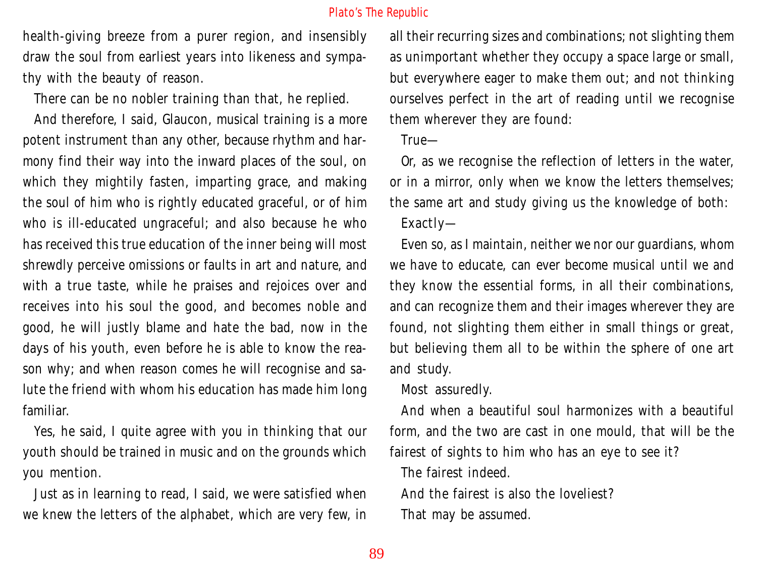health-giving breeze from a purer region, and insensibly draw the soul from earliest years into likeness and sympathy with the beauty of reason.

There can be no nobler training than that, he replied.

And therefore, I said, Glaucon, musical training is a more potent instrument than any other, because rhythm and harmony find their way into the inward places of the soul, on which they mightily fasten, imparting grace, and making the soul of him who is rightly educated graceful, or of him who is ill-educated ungraceful; and also because he who has received this true education of the inner being will most shrewdly perceive omissions or faults in art and nature, and with a true taste, while he praises and rejoices over and receives into his soul the good, and becomes noble and good, he will justly blame and hate the bad, now in the days of his youth, even before he is able to know the reason why; and when reason comes he will recognise and salute the friend with whom his education has made him long familiar.

Yes, he said, I quite agree with you in thinking that our youth should be trained in music and on the grounds which you mention.

Just as in learning to read, I said, we were satisfied when we knew the letters of the alphabet, which are very few, in all their recurring sizes and combinations; not slighting them as unimportant whether they occupy a space large or small, but everywhere eager to make them out; and not thinking ourselves perfect in the art of reading until we recognise them wherever they are found:

True—

Or, as we recognise the reflection of letters in the water, or in a mirror, only when we know the letters themselves; the same art and study giving us the knowledge of both:

Exactly—

Even so, as I maintain, neither we nor our guardians, whom we have to educate, can ever become musical until we and they know the essential forms, in all their combinations, and can recognize them and their images wherever they are found, not slighting them either in small things or great, but believing them all to be within the sphere of one art and study.

Most assuredly.

And when a beautiful soul harmonizes with a beautiful form, and the two are cast in one mould, that will be the fairest of sights to him who has an eye to see it?

The fairest indeed.

And the fairest is also the loveliest?

That may be assumed.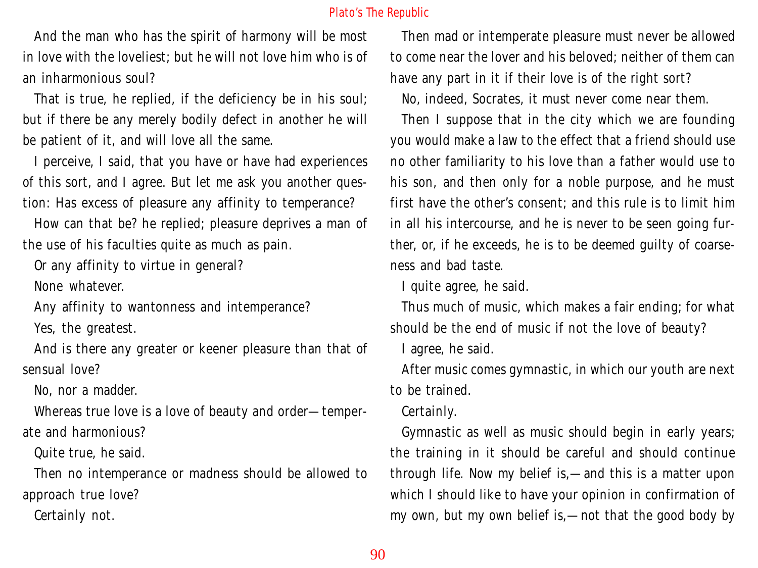And the man who has the spirit of harmony will be most in love with the loveliest; but he will not love him who is of an inharmonious soul?

That is true, he replied, if the deficiency be in his soul; but if there be any merely bodily defect in another he will be patient of it, and will love all the same.

I perceive, I said, that you have or have had experiences of this sort, and I agree. But let me ask you another question: Has excess of pleasure any affinity to temperance?

How can that be? he replied; pleasure deprives a man of the use of his faculties quite as much as pain.

Or any affinity to virtue in general?

None whatever.

Any affinity to wantonness and intemperance?

Yes, the greatest.

And is there any greater or keener pleasure than that of sensual love?

No, nor a madder.

Whereas true love is a love of beauty and order—temperate and harmonious?

Quite true, he said.

Then no intemperance or madness should be allowed to approach true love?

Certainly not.

Then mad or intemperate pleasure must never be allowed to come near the lover and his beloved; neither of them can have any part in it if their love is of the right sort?

No, indeed, Socrates, it must never come near them.

Then I suppose that in the city which we are founding you would make a law to the effect that a friend should use no other familiarity to his love than a father would use to his son, and then only for a noble purpose, and he must first have the other's consent; and this rule is to limit him in all his intercourse, and he is never to be seen going further, or, if he exceeds, he is to be deemed guilty of coarseness and bad taste.

I quite agree, he said.

Thus much of music, which makes a fair ending; for what should be the end of music if not the love of beauty?

I agree, he said.

After music comes gymnastic, in which our youth are next to be trained.

Certainly.

Gymnastic as well as music should begin in early years; the training in it should be careful and should continue through life. Now my belief is,—and this is a matter upon which I should like to have your opinion in confirmation of my own, but my own belief is,—not that the good body by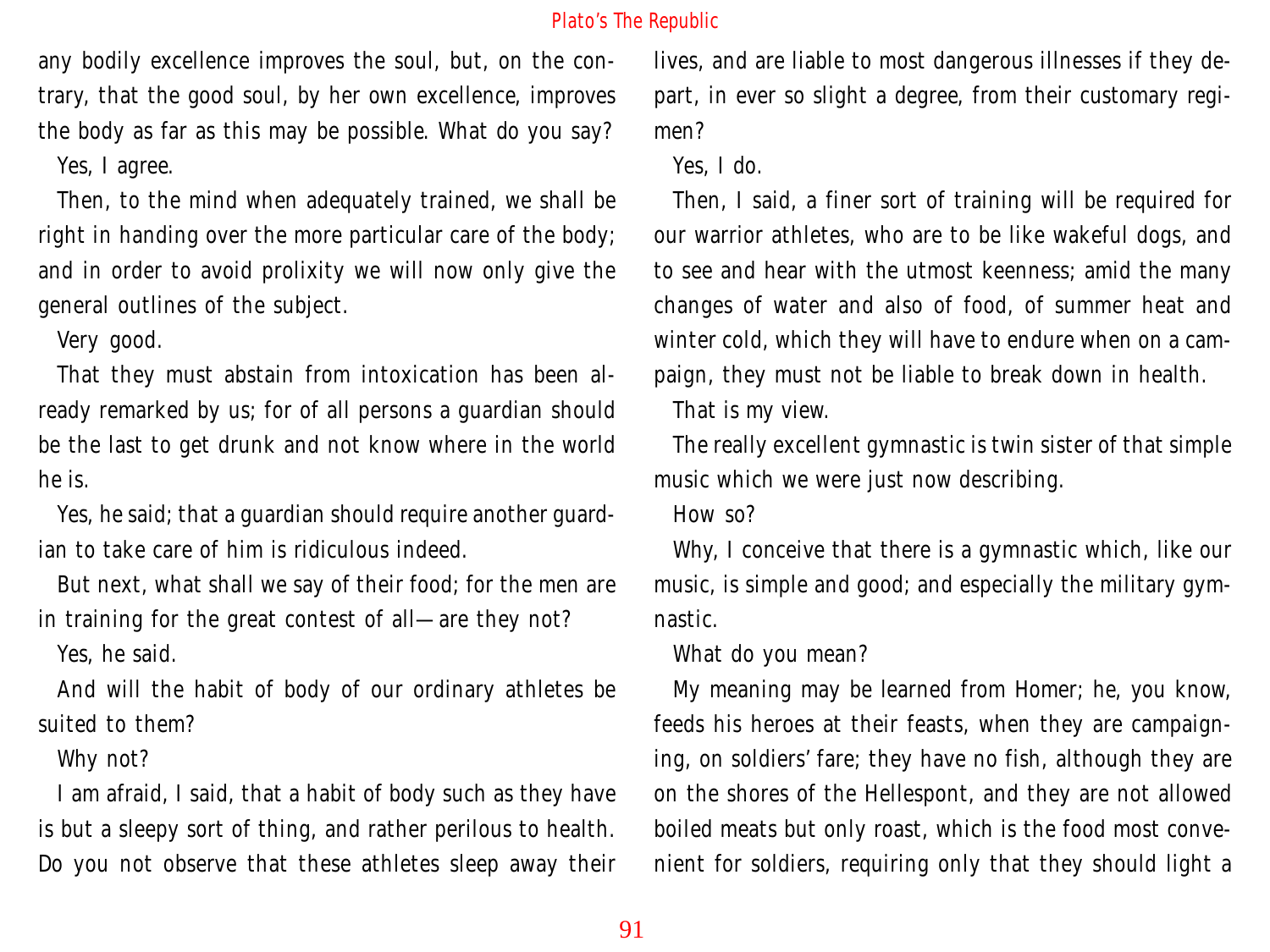any bodily excellence improves the soul, but, on the contrary, that the good soul, by her own excellence, improves the body as far as this may be possible. What do you say?

Yes, I agree.

Then, to the mind when adequately trained, we shall be right in handing over the more particular care of the body; and in order to avoid prolixity we will now only give the general outlines of the subject.

Very good.

That they must abstain from intoxication has been already remarked by us; for of all persons a guardian should be the last to get drunk and not know where in the world he is.

Yes, he said; that a guardian should require another guardian to take care of him is ridiculous indeed.

But next, what shall we say of their food; for the men are in training for the great contest of all—are they not?

Yes, he said.

And will the habit of body of our ordinary athletes be suited to them?

Why not?

I am afraid, I said, that a habit of body such as they have is but a sleepy sort of thing, and rather perilous to health. Do you not observe that these athletes sleep away their lives, and are liable to most dangerous illnesses if they depart, in ever so slight a degree, from their customary regimen?

Yes, I do.

Then, I said, a finer sort of training will be required for our warrior athletes, who are to be like wakeful dogs, and to see and hear with the utmost keenness; amid the many changes of water and also of food, of summer heat and winter cold, which they will have to endure when on a campaign, they must not be liable to break down in health.

That is my view.

The really excellent gymnastic is twin sister of that simple music which we were just now describing.

How so?

Why, I conceive that there is a gymnastic which, like our music, is simple and good; and especially the military gymnastic.

What do you mean?

My meaning may be learned from Homer; he, you know, feeds his heroes at their feasts, when they are campaigning, on soldiers' fare; they have no fish, although they are on the shores of the Hellespont, and they are not allowed boiled meats but only roast, which is the food most convenient for soldiers, requiring only that they should light a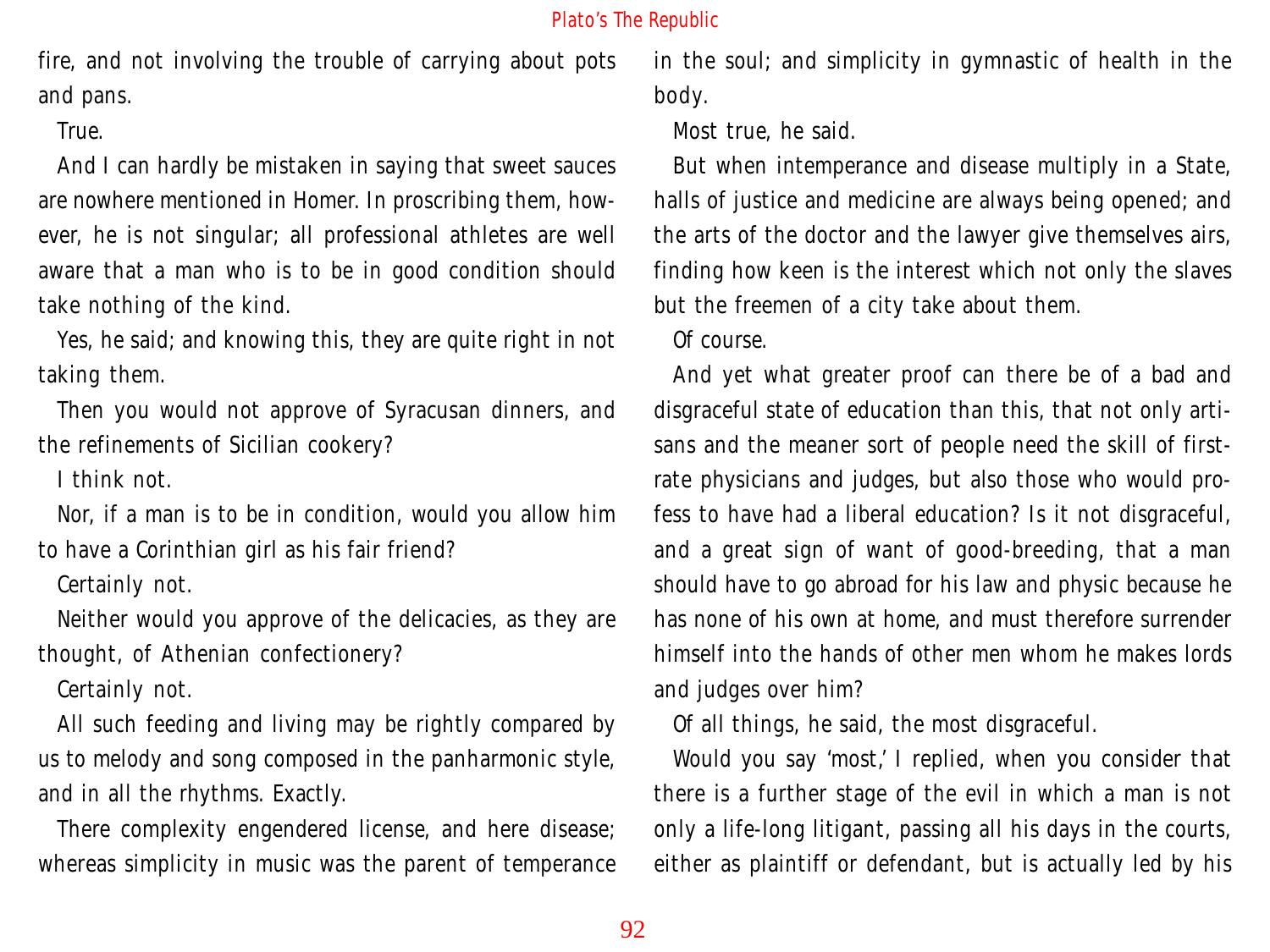fire, and not involving the trouble of carrying about pots and pans.

True.

And I can hardly be mistaken in saying that sweet sauces are nowhere mentioned in Homer. In proscribing them, however, he is not singular; all professional athletes are well aware that a man who is to be in good condition should take nothing of the kind.

Yes, he said; and knowing this, they are quite right in not taking them.

Then you would not approve of Syracusan dinners, and the refinements of Sicilian cookery?

I think not.

Nor, if a man is to be in condition, would you allow him to have a Corinthian girl as his fair friend?

Certainly not.

Neither would you approve of the delicacies, as they are thought, of Athenian confectionery?

Certainly not.

All such feeding and living may be rightly compared by us to melody and song composed in the panharmonic style, and in all the rhythms. Exactly.

There complexity engendered license, and here disease; whereas simplicity in music was the parent of temperance in the soul; and simplicity in gymnastic of health in the body.

Most true, he said.

But when intemperance and disease multiply in a State, halls of justice and medicine are always being opened; and the arts of the doctor and the lawyer give themselves airs, finding how keen is the interest which not only the slaves but the freemen of a city take about them.

Of course.

And yet what greater proof can there be of a bad and disgraceful state of education than this, that not only artisans and the meaner sort of people need the skill of first-rate physicians and judges, but also those who would profess to have had a liberal education? Is it not disgraceful, and a great sign of want of good-breeding, that a man should have to go abroad for his law and physic because he has none of his own at home, and must therefore surrender himself into the hands of other men whom he makes lords and judges over him?

Of all things, he said, the most disgraceful.

Would you say 'most,' I replied, when you consider that there is a further stage of the evil in which a man is not only a life-long litigant, passing all his days in the courts, either as plaintiff or defendant, but is actually led by his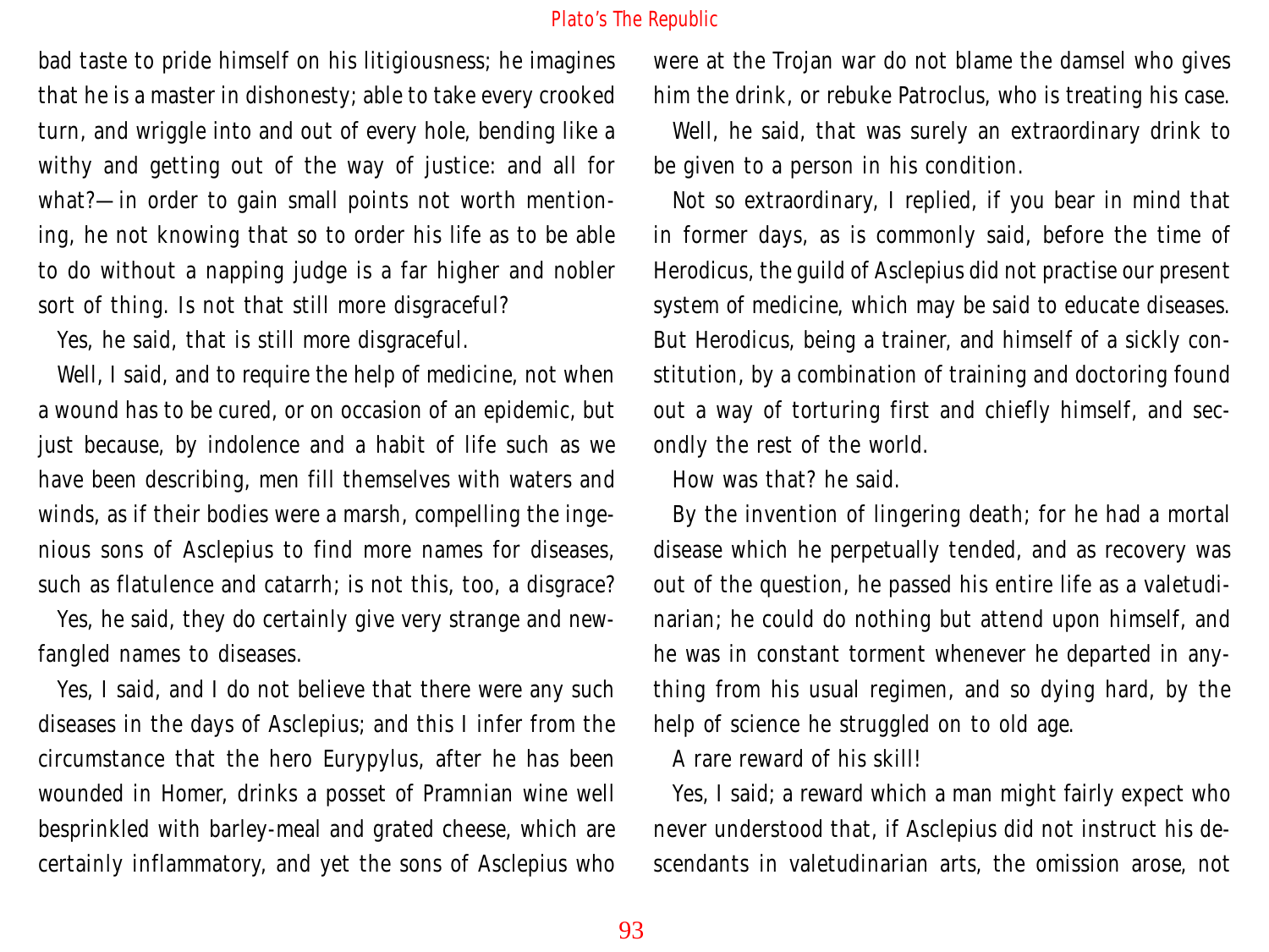bad taste to pride himself on his litigiousness; he imagines that he is a master in dishonesty; able to take every crooked turn, and wriggle into and out of every hole, bending like a withy and getting out of the way of justice: and all for what?—in order to gain small points not worth mentioning, he not knowing that so to order his life as to be able to do without a napping judge is a far higher and nobler sort of thing. Is not that still more disgraceful?

Yes, he said, that is still more disgraceful.

Well, I said, and to require the help of medicine, not when a wound has to be cured, or on occasion of an epidemic, but just because, by indolence and a habit of life such as we have been describing, men fill themselves with waters and winds, as if their bodies were a marsh, compelling the ingenious sons of Asclepius to find more names for diseases, such as flatulence and catarrh; is not this, too, a disgrace?

Yes, he said, they do certainly give very strange and newfangled names to diseases.

Yes, I said, and I do not believe that there were any such diseases in the days of Asclepius; and this I infer from the circumstance that the hero Eurypylus, after he has been wounded in Homer, drinks a posset of Pramnian wine well besprinkled with barley-meal and grated cheese, which are certainly inflammatory, and yet the sons of Asclepius who were at the Trojan war do not blame the damsel who gives him the drink, or rebuke Patroclus, who is treating his case.

Well, he said, that was surely an extraordinary drink to be given to a person in his condition.

Not so extraordinary, I replied, if you bear in mind that in former days, as is commonly said, before the time of Herodicus, the guild of Asclepius did not practise our present system of medicine, which may be said to educate diseases. But Herodicus, being a trainer, and himself of a sickly constitution, by a combination of training and doctoring found out a way of torturing first and chiefly himself, and secondly the rest of the world.

How was that? he said.

By the invention of lingering death; for he had a mortal disease which he perpetually tended, and as recovery was out of the question, he passed his entire life as a valetudinarian; he could do nothing but attend upon himself, and he was in constant torment whenever he departed in anything from his usual regimen, and so dying hard, by the help of science he struggled on to old age.

A rare reward of his skill!

Yes, I said; a reward which a man might fairly expect who never understood that, if Asclepius did not instruct his descendants in valetudinarian arts, the omission arose, not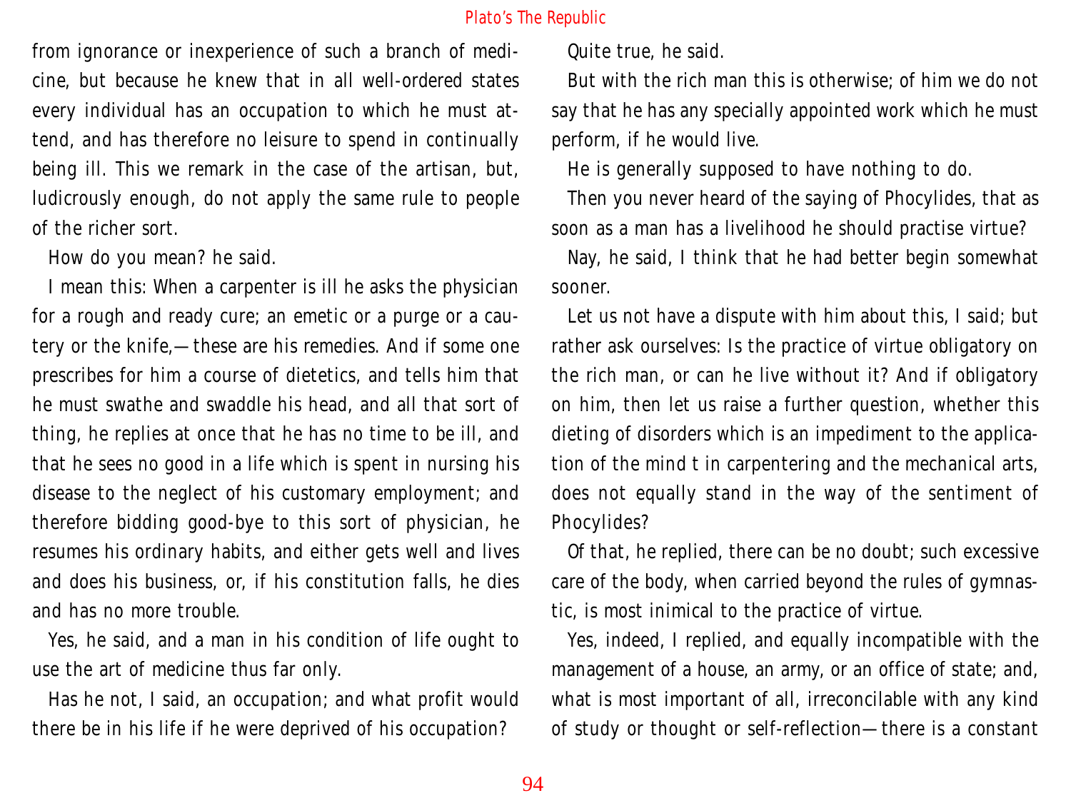from ignorance or inexperience of such a branch of medicine, but because he knew that in all well-ordered states every individual has an occupation to which he must attend, and has therefore no leisure to spend in continually being ill. This we remark in the case of the artisan, but, ludicrously enough, do not apply the same rule to people of the richer sort.

How do you mean? he said.

I mean this: When a carpenter is ill he asks the physician for a rough and ready cure; an emetic or a purge or a cautery or the knife,—these are his remedies. And if some one prescribes for him a course of dietetics, and tells him that he must swathe and swaddle his head, and all that sort of thing, he replies at once that he has no time to be ill, and that he sees no good in a life which is spent in nursing his disease to the neglect of his customary employment; and therefore bidding good-bye to this sort of physician, he resumes his ordinary habits, and either gets well and lives and does his business, or, if his constitution falls, he dies and has no more trouble.

Yes, he said, and a man in his condition of life ought to use the art of medicine thus far only.

Has he not, I said, an occupation; and what profit would there be in his life if he were deprived of his occupation?

Quite true, he said.

But with the rich man this is otherwise; of him we do not say that he has any specially appointed work which he must perform, if he would live.

He is generally supposed to have nothing to do.

Then you never heard of the saying of Phocylides, that as soon as a man has a livelihood he should practise virtue?

Nay, he said, I think that he had better begin somewhat sooner.

Let us not have a dispute with him about this, I said; but rather ask ourselves: Is the practice of virtue obligatory on the rich man, or can he live without it? And if obligatory on him, then let us raise a further question, whether this dieting of disorders which is an impediment to the application of the mind t in carpentering and the mechanical arts, does not equally stand in the way of the sentiment of Phocylides?

Of that, he replied, there can be no doubt; such excessive care of the body, when carried beyond the rules of gymnastic, is most inimical to the practice of virtue.

Yes, indeed, I replied, and equally incompatible with the management of a house, an army, or an office of state; and, what is most important of all, irreconcilable with any kind of study or thought or self-reflection—there is a constant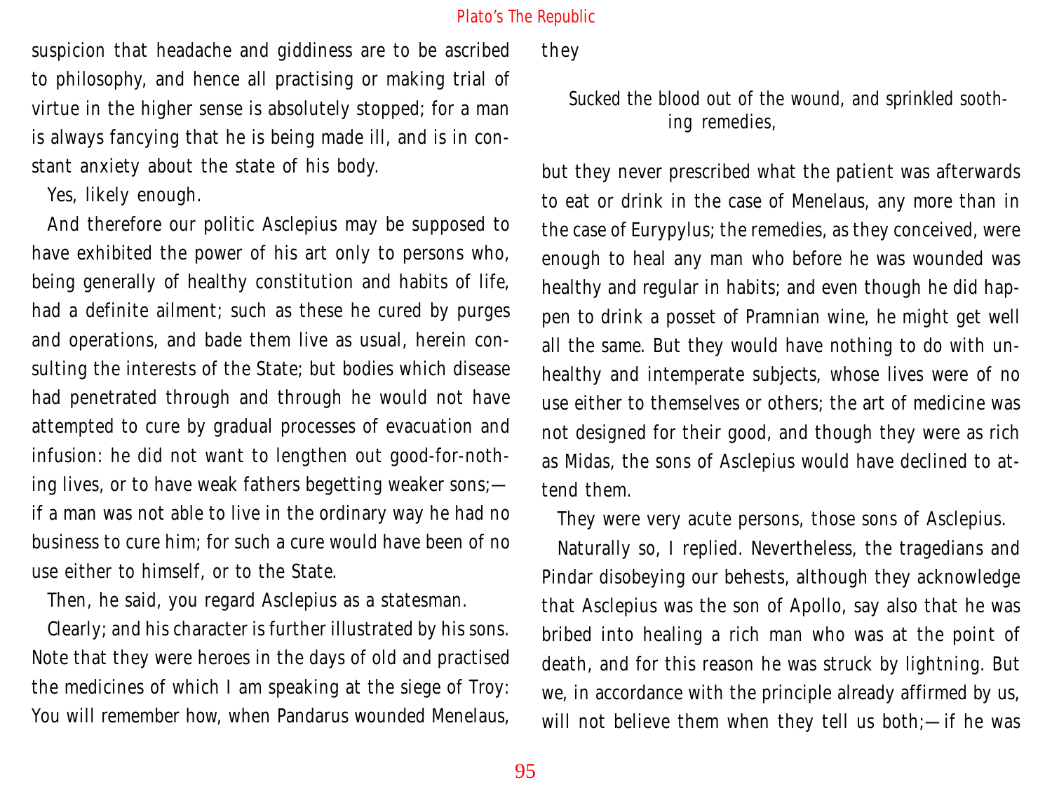suspicion that headache and giddiness are to be ascribed to philosophy, and hence all practising or making trial of virtue in the higher sense is absolutely stopped; for a man is always fancying that he is being made ill, and is in constant anxiety about the state of his body.

Yes, likely enough.

And therefore our politic Asclepius may be supposed to have exhibited the power of his art only to persons who, being generally of healthy constitution and habits of life, had a definite ailment; such as these he cured by purges and operations, and bade them live as usual, herein consulting the interests of the State; but bodies which disease had penetrated through and through he would not have attempted to cure by gradual processes of evacuation and infusion: he did not want to lengthen out good-for-nothing lives, or to have weak fathers begetting weaker sons;—if a man was not able to live in the ordinary way he had no business to cure him; for such a cure would have been of no use either to himself, or to the State.

Then, he said, you regard Asclepius as a statesman.

Clearly; and his character is further illustrated by his sons. Note that they were heroes in the days of old and practised the medicines of which I am speaking at the siege of Troy: You will remember how, when Pandarus wounded Menelaus, they

> Sucked the blood out of the wound, and sprinkled soothing remedies,

but they never prescribed what the patient was afterwards to eat or drink in the case of Menelaus, any more than in the case of Eurypylus; the remedies, as they conceived, were enough to heal any man who before he was wounded was healthy and regular in habits; and even though he did happen to drink a posset of Pramnian wine, he might get well all the same. But they would have nothing to do with unhealthy and intemperate subjects, whose lives were of no use either to themselves or others; the art of medicine was not designed for their good, and though they were as rich as Midas, the sons of Asclepius would have declined to attend them.

They were very acute persons, those sons of Asclepius.

Naturally so, I replied. Nevertheless, the tragedians and Pindar disobeying our behests, although they acknowledge that Asclepius was the son of Apollo, say also that he was bribed into healing a rich man who was at the point of death, and for this reason he was struck by lightning. But we, in accordance with the principle already affirmed by us, will not believe them when they tell us both;—if he was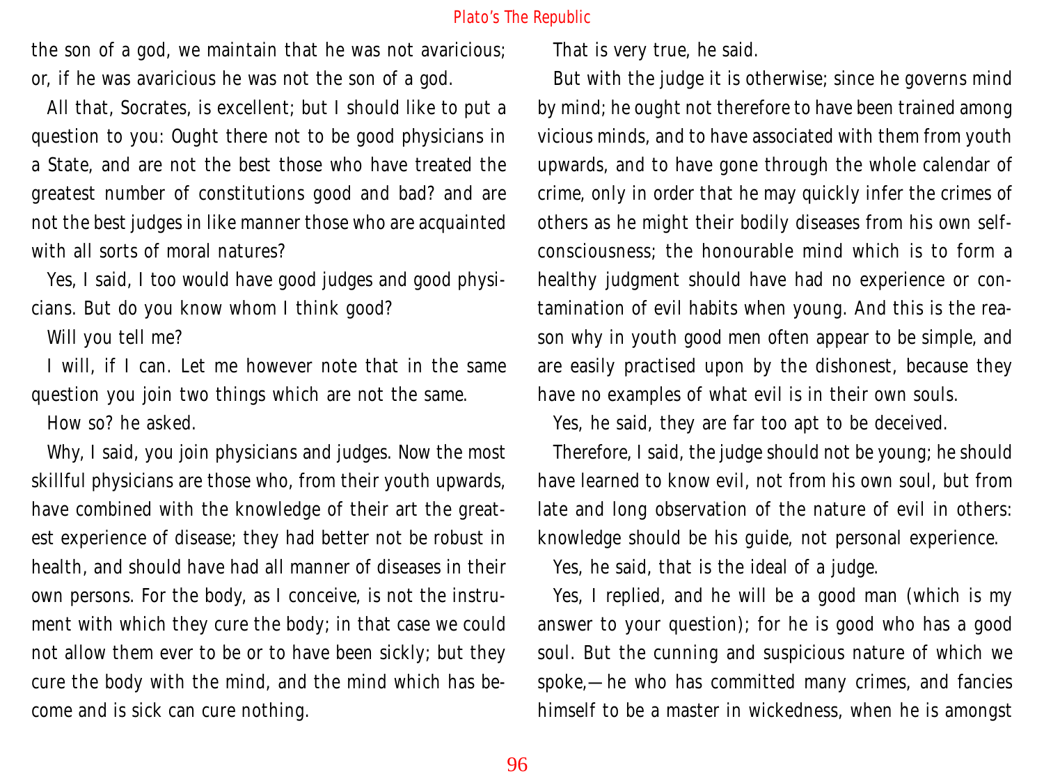the son of a god, we maintain that he was not avaricious; or, if he was avaricious he was not the son of a god.

All that, Socrates, is excellent; but I should like to put a question to you: Ought there not to be good physicians in a State, and are not the best those who have treated the greatest number of constitutions good and bad? and are not the best judges in like manner those who are acquainted with all sorts of moral natures?

Yes, I said, I too would have good judges and good physicians. But do you know whom I think good?

Will you tell me?

I will, if I can. Let me however note that in the same question you join two things which are not the same.

How so? he asked.

Why, I said, you join physicians and judges. Now the most skillful physicians are those who, from their youth upwards, have combined with the knowledge of their art the greatest experience of disease; they had better not be robust in health, and should have had all manner of diseases in their own persons. For the body, as I conceive, is not the instrument with which they cure the body; in that case we could not allow them ever to be or to have been sickly; but they cure the body with the mind, and the mind which has become and is sick can cure nothing.

That is very true, he said.

But with the judge it is otherwise; since he governs mind by mind; he ought not therefore to have been trained among vicious minds, and to have associated with them from youth upwards, and to have gone through the whole calendar of crime, only in order that he may quickly infer the crimes of others as he might their bodily diseases from his own self-consciousness; the honourable mind which is to form a healthy judgment should have had no experience or contamination of evil habits when young. And this is the reason why in youth good men often appear to be simple, and are easily practised upon by the dishonest, because they have no examples of what evil is in their own souls.

Yes, he said, they are far too apt to be deceived.

Therefore, I said, the judge should not be young; he should have learned to know evil, not from his own soul, but from late and long observation of the nature of evil in others: knowledge should be his guide, not personal experience.

Yes, he said, that is the ideal of a judge.

Yes, I replied, and he will be a good man (which is my answer to your question); for he is good who has a good soul. But the cunning and suspicious nature of which we spoke,—he who has committed many crimes, and fancies himself to be a master in wickedness, when he is amongst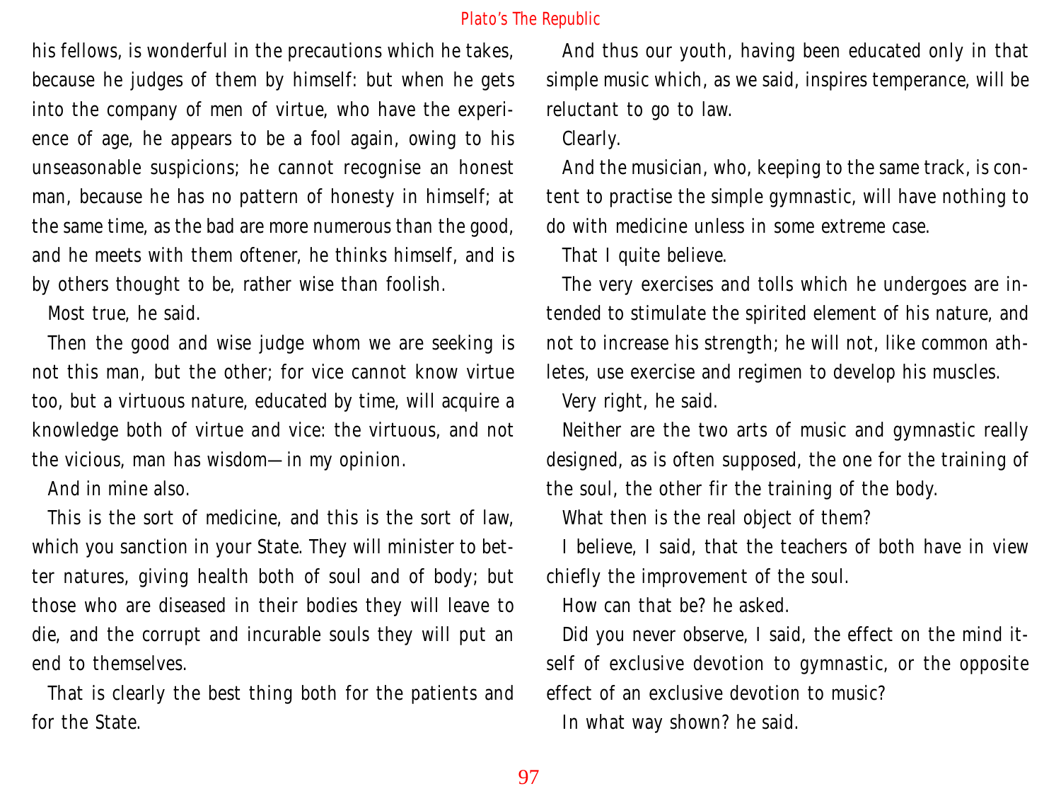his fellows, is wonderful in the precautions which he takes, because he judges of them by himself: but when he gets into the company of men of virtue, who have the experience of age, he appears to be a fool again, owing to his unseasonable suspicions; he cannot recognise an honest man, because he has no pattern of honesty in himself; at the same time, as the bad are more numerous than the good, and he meets with them oftener, he thinks himself, and is by others thought to be, rather wise than foolish.

Most true, he said.

Then the good and wise judge whom we are seeking is not this man, but the other; for vice cannot know virtue too, but a virtuous nature, educated by time, will acquire a knowledge both of virtue and vice: the virtuous, and not the vicious, man has wisdom—in my opinion.

And in mine also.

This is the sort of medicine, and this is the sort of law, which you sanction in your State. They will minister to better natures, giving health both of soul and of body; but those who are diseased in their bodies they will leave to die, and the corrupt and incurable souls they will put an end to themselves.

That is clearly the best thing both for the patients and for the State.

And thus our youth, having been educated only in that simple music which, as we said, inspires temperance, will be reluctant to go to law.

Clearly.

And the musician, who, keeping to the same track, is content to practise the simple gymnastic, will have nothing to do with medicine unless in some extreme case.

That I quite believe.

The very exercises and tolls which he undergoes are intended to stimulate the spirited element of his nature, and not to increase his strength; he will not, like common athletes, use exercise and regimen to develop his muscles.

Very right, he said.

Neither are the two arts of music and gymnastic really designed, as is often supposed, the one for the training of the soul, the other fir the training of the body.

What then is the real object of them?

I believe, I said, that the teachers of both have in view chiefly the improvement of the soul.

How can that be? he asked.

Did you never observe, I said, the effect on the mind itself of exclusive devotion to gymnastic, or the opposite effect of an exclusive devotion to music?

In what way shown? he said.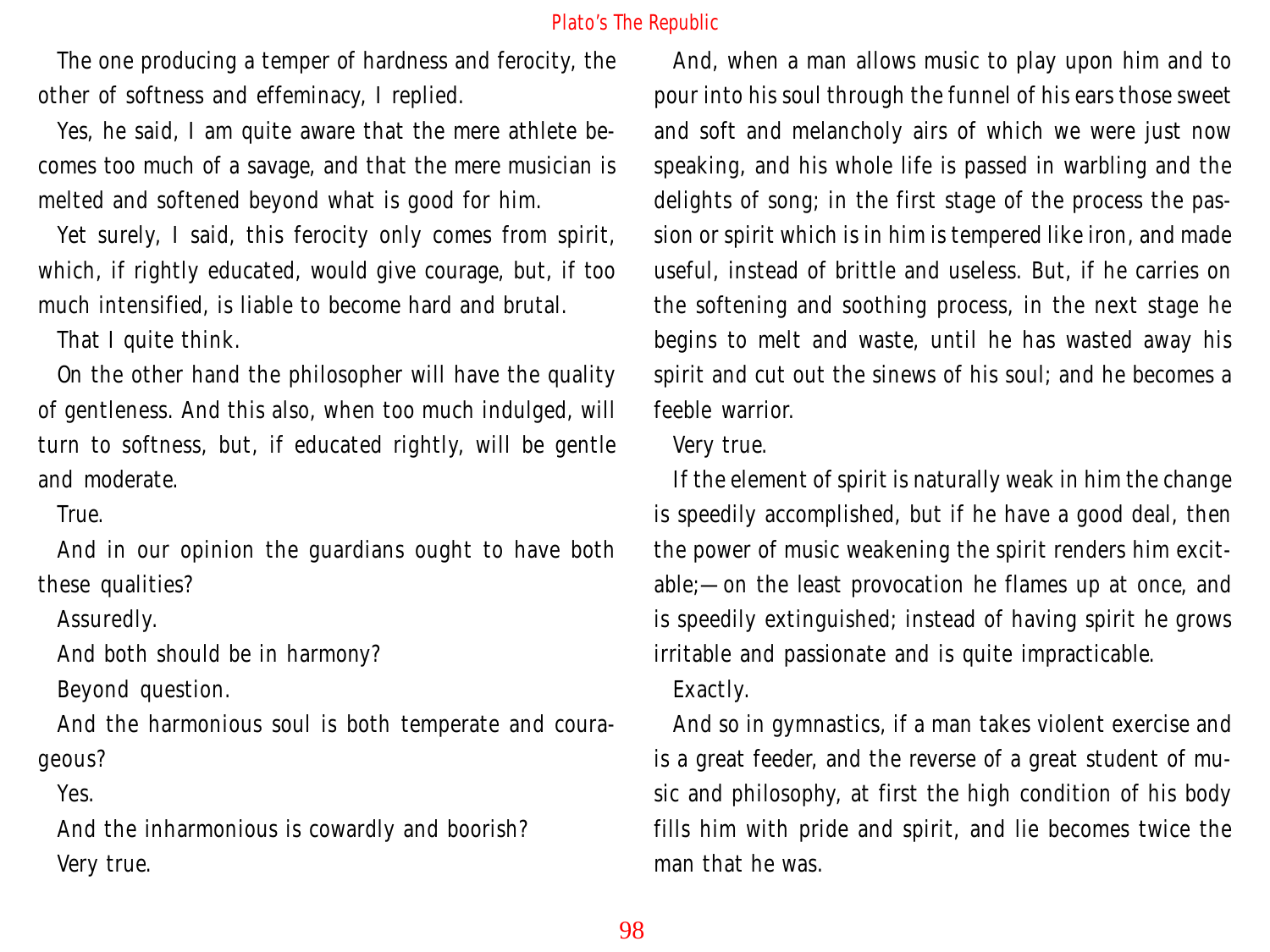The one producing a temper of hardness and ferocity, the other of softness and effeminacy, I replied.

Yes, he said, I am quite aware that the mere athlete becomes too much of a savage, and that the mere musician is melted and softened beyond what is good for him.

Yet surely, I said, this ferocity only comes from spirit, which, if rightly educated, would give courage, but, if too much intensified, is liable to become hard and brutal.

That I quite think.

On the other hand the philosopher will have the quality of gentleness. And this also, when too much indulged, will turn to softness, but, if educated rightly, will be gentle and moderate.

True.

And in our opinion the guardians ought to have both these qualities?

Assuredly.

And both should be in harmony?

Beyond question.

And the harmonious soul is both temperate and courageous?

Yes.

And the inharmonious is cowardly and boorish?

Very true.

And, when a man allows music to play upon him and to pour into his soul through the funnel of his ears those sweet and soft and melancholy airs of which we were just now speaking, and his whole life is passed in warbling and the delights of song; in the first stage of the process the passion or spirit which is in him is tempered like iron, and made useful, instead of brittle and useless. But, if he carries on the softening and soothing process, in the next stage he begins to melt and waste, until he has wasted away his spirit and cut out the sinews of his soul; and he becomes a feeble warrior.

Very true.

If the element of spirit is naturally weak in him the change is speedily accomplished, but if he have a good deal, then the power of music weakening the spirit renders him excitable;—on the least provocation he flames up at once, and is speedily extinguished; instead of having spirit he grows irritable and passionate and is quite impracticable.

Exactly.

And so in gymnastics, if a man takes violent exercise and is a great feeder, and the reverse of a great student of music and philosophy, at first the high condition of his body fills him with pride and spirit, and lie becomes twice the man that he was.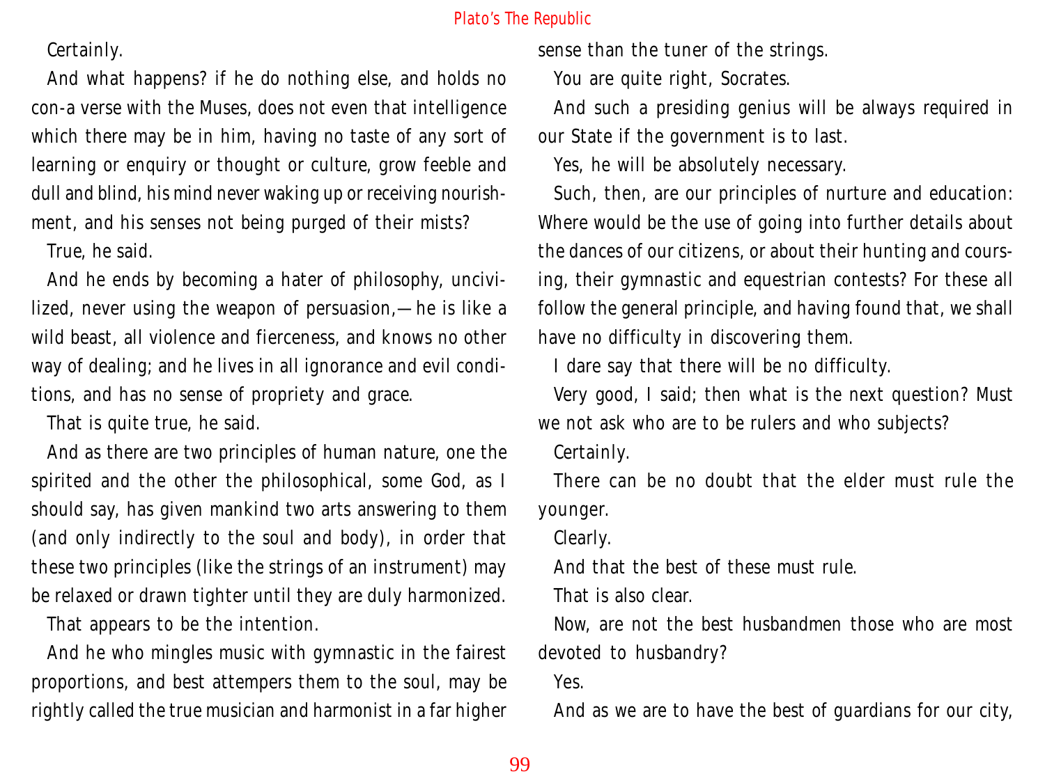Certainly.

And what happens? if he do nothing else, and holds no con-a verse with the Muses, does not even that intelligence which there may be in him, having no taste of any sort of learning or enquiry or thought or culture, grow feeble and dull and blind, his mind never waking up or receiving nourishment, and his senses not being purged of their mists?

True, he said.

And he ends by becoming a hater of philosophy, uncivilized, never using the weapon of persuasion,—he is like a wild beast, all violence and fierceness, and knows no other way of dealing; and he lives in all ignorance and evil conditions, and has no sense of propriety and grace.

That is quite true, he said.

And as there are two principles of human nature, one the spirited and the other the philosophical, some God, as I should say, has given mankind two arts answering to them (and only indirectly to the soul and body), in order that these two principles (like the strings of an instrument) may be relaxed or drawn tighter until they are duly harmonized.

That appears to be the intention.

And he who mingles music with gymnastic in the fairest proportions, and best attempers them to the soul, may be rightly called the true musician and harmonist in a far higher sense than the tuner of the strings.

You are quite right, Socrates.

And such a presiding genius will be always required in our State if the government is to last.

Yes, he will be absolutely necessary.

Such, then, are our principles of nurture and education: Where would be the use of going into further details about the dances of our citizens, or about their hunting and coursing, their gymnastic and equestrian contests? For these all follow the general principle, and having found that, we shall have no difficulty in discovering them.

I dare say that there will be no difficulty.

Very good, I said; then what is the next question? Must we not ask who are to be rulers and who subjects?

Certainly.

There can be no doubt that the elder must rule the younger.

Clearly.

And that the best of these must rule.

That is also clear.

Now, are not the best husbandmen those who are most devoted to husbandry?

Yes.

And as we are to have the best of guardians for our city,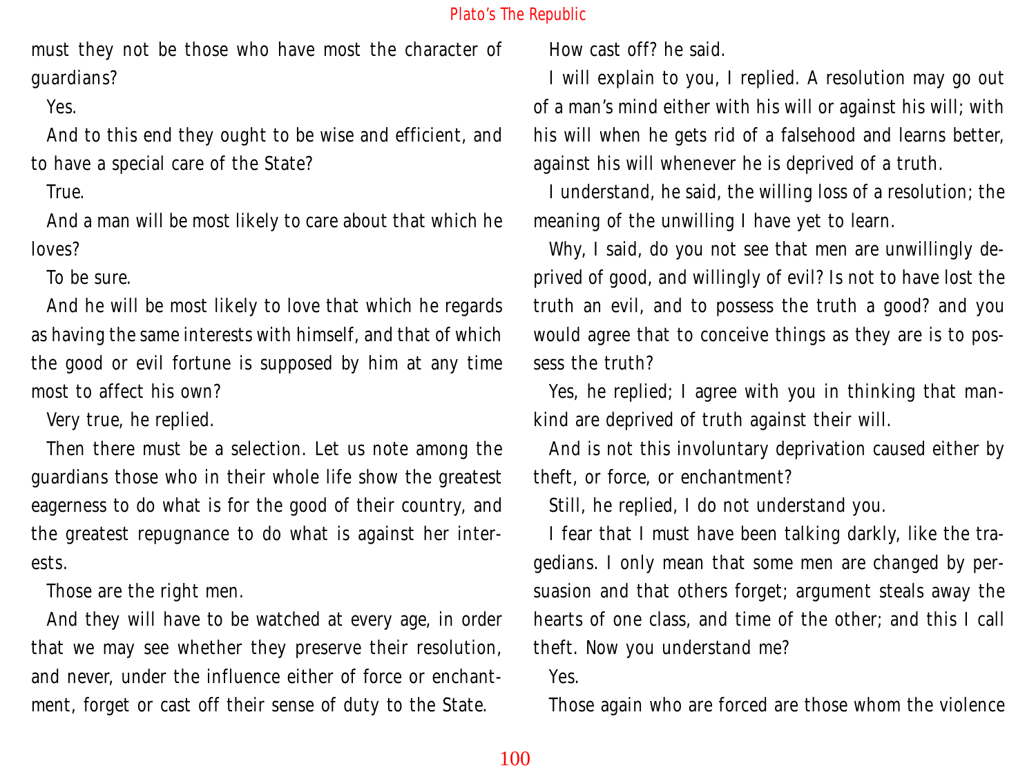must they not be those who have most the character of guardians?

Yes.

And to this end they ought to be wise and efficient, and to have a special care of the State?

True.

And a man will be most likely to care about that which he loves?

To be sure.

And he will be most likely to love that which he regards as having the same interests with himself, and that of which the good or evil fortune is supposed by him at any time most to affect his own?

Very true, he replied.

Then there must be a selection. Let us note among the guardians those who in their whole life show the greatest eagerness to do what is for the good of their country, and the greatest repugnance to do what is against her interests.

Those are the right men.

And they will have to be watched at every age, in order that we may see whether they preserve their resolution, and never, under the influence either of force or enchantment, forget or cast off their sense of duty to the State.

How cast off? he said.

I will explain to you, I replied. A resolution may go out of a man's mind either with his will or against his will; with his will when he gets rid of a falsehood and learns better, against his will whenever he is deprived of a truth.

I understand, he said, the willing loss of a resolution; the meaning of the unwilling I have yet to learn.

Why, I said, do you not see that men are unwillingly deprived of good, and willingly of evil? Is not to have lost the truth an evil, and to possess the truth a good? and you would agree that to conceive things as they are is to possess the truth?

Yes, he replied; I agree with you in thinking that mankind are deprived of truth against their will.

And is not this involuntary deprivation caused either by theft, or force, or enchantment?

Still, he replied, I do not understand you.

I fear that I must have been talking darkly, like the tragedians. I only mean that some men are changed by persuasion and that others forget; argument steals away the hearts of one class, and time of the other; and this I call theft. Now you understand me?

Yes.

Those again who are forced are those whom the violence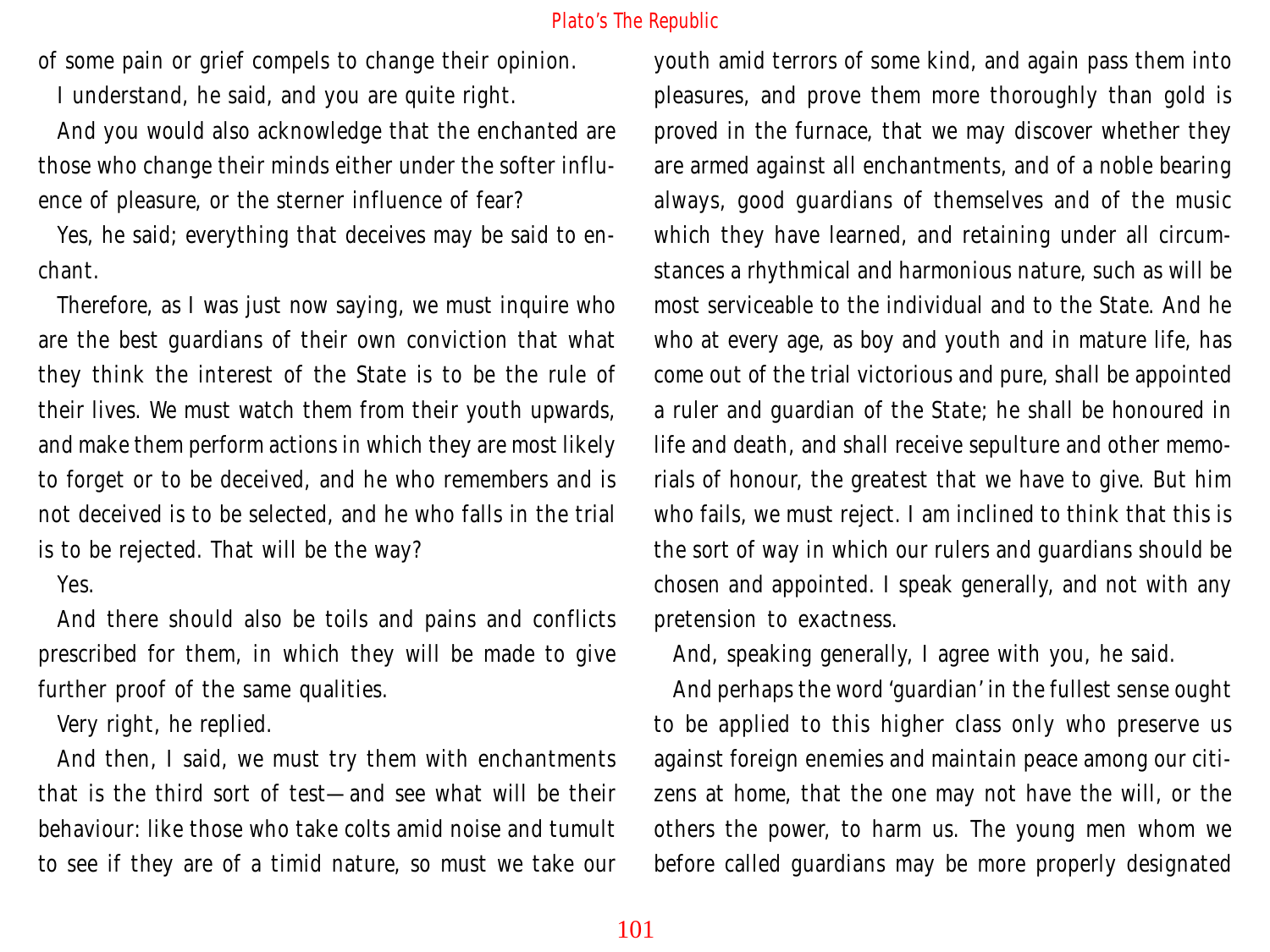of some pain or grief compels to change their opinion.

I understand, he said, and you are quite right.

And you would also acknowledge that the enchanted are those who change their minds either under the softer influence of pleasure, or the sterner influence of fear?

Yes, he said; everything that deceives may be said to enchant.

Therefore, as I was just now saying, we must inquire who are the best guardians of their own conviction that what they think the interest of the State is to be the rule of their lives. We must watch them from their youth upwards, and make them perform actions in which they are most likely to forget or to be deceived, and he who remembers and is not deceived is to be selected, and he who falls in the trial is to be rejected. That will be the way?

Yes.

And there should also be toils and pains and conflicts prescribed for them, in which they will be made to give further proof of the same qualities.

Very right, he replied.

And then, I said, we must try them with enchantments that is the third sort of test—and see what will be their behaviour: like those who take colts amid noise and tumult to see if they are of a timid nature, so must we take our youth amid terrors of some kind, and again pass them into pleasures, and prove them more thoroughly than gold is proved in the furnace, that we may discover whether they are armed against all enchantments, and of a noble bearing always, good guardians of themselves and of the music which they have learned, and retaining under all circumstances a rhythmical and harmonious nature, such as will be most serviceable to the individual and to the State. And he who at every age, as boy and youth and in mature life, has come out of the trial victorious and pure, shall be appointed a ruler and guardian of the State; he shall be honoured in life and death, and shall receive sepulture and other memorials of honour, the greatest that we have to give. But him who fails, we must reject. I am inclined to think that this is the sort of way in which our rulers and guardians should be chosen and appointed. I speak generally, and not with any pretension to exactness.

And, speaking generally, I agree with you, he said.

And perhaps the word 'guardian' in the fullest sense ought to be applied to this higher class only who preserve us against foreign enemies and maintain peace among our citizens at home, that the one may not have the will, or the others the power, to harm us. The young men whom we before called guardians may be more properly designated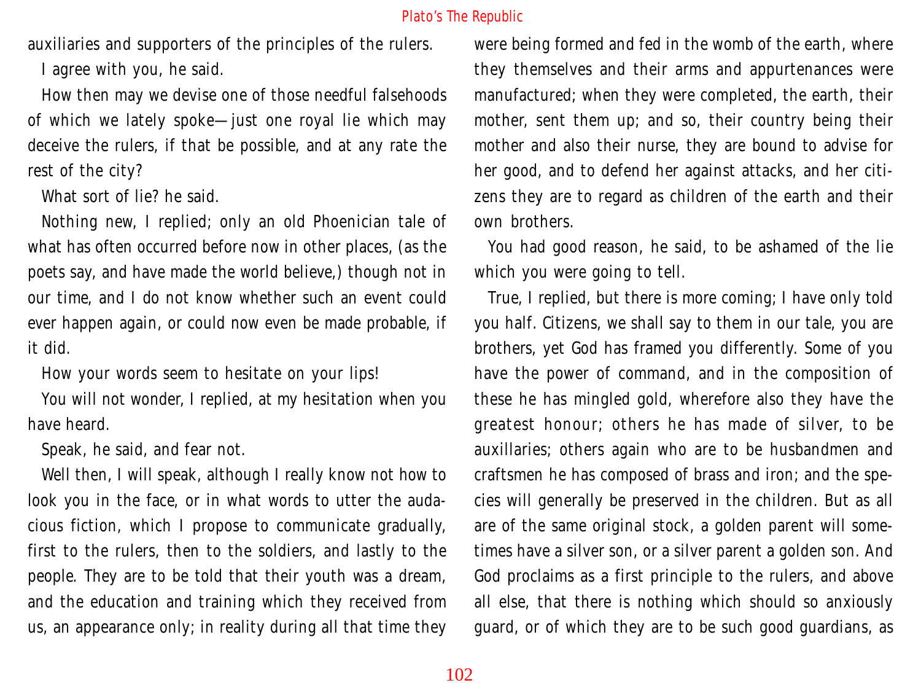auxiliaries and supporters of the principles of the rulers.

I agree with you, he said.

How then may we devise one of those needful falsehoods of which we lately spoke—just one royal lie which may deceive the rulers, if that be possible, and at any rate the rest of the city?

What sort of lie? he said.

Nothing new, I replied; only an old Phoenician tale of what has often occurred before now in other places, (as the poets say, and have made the world believe,) though not in our time, and I do not know whether such an event could ever happen again, or could now even be made probable, if it did.

How your words seem to hesitate on your lips!

You will not wonder, I replied, at my hesitation when you have heard.

Speak, he said, and fear not.

Well then, I will speak, although I really know not how to look you in the face, or in what words to utter the audacious fiction, which I propose to communicate gradually, first to the rulers, then to the soldiers, and lastly to the people. They are to be told that their youth was a dream, and the education and training which they received from us, an appearance only; in reality during all that time they were being formed and fed in the womb of the earth, where they themselves and their arms and appurtenances were manufactured; when they were completed, the earth, their mother, sent them up; and so, their country being their mother and also their nurse, they are bound to advise for her good, and to defend her against attacks, and her citizens they are to regard as children of the earth and their own brothers.

You had good reason, he said, to be ashamed of the lie which you were going to tell.

True, I replied, but there is more coming; I have only told you half. Citizens, we shall say to them in our tale, you are brothers, yet God has framed you differently. Some of you have the power of command, and in the composition of these he has mingled gold, wherefore also they have the greatest honour; others he has made of silver, to be auxillaries; others again who are to be husbandmen and craftsmen he has composed of brass and iron; and the species will generally be preserved in the children. But as all are of the same original stock, a golden parent will sometimes have a silver son, or a silver parent a golden son. And God proclaims as a first principle to the rulers, and above all else, that there is nothing which should so anxiously guard, or of which they are to be such good guardians, as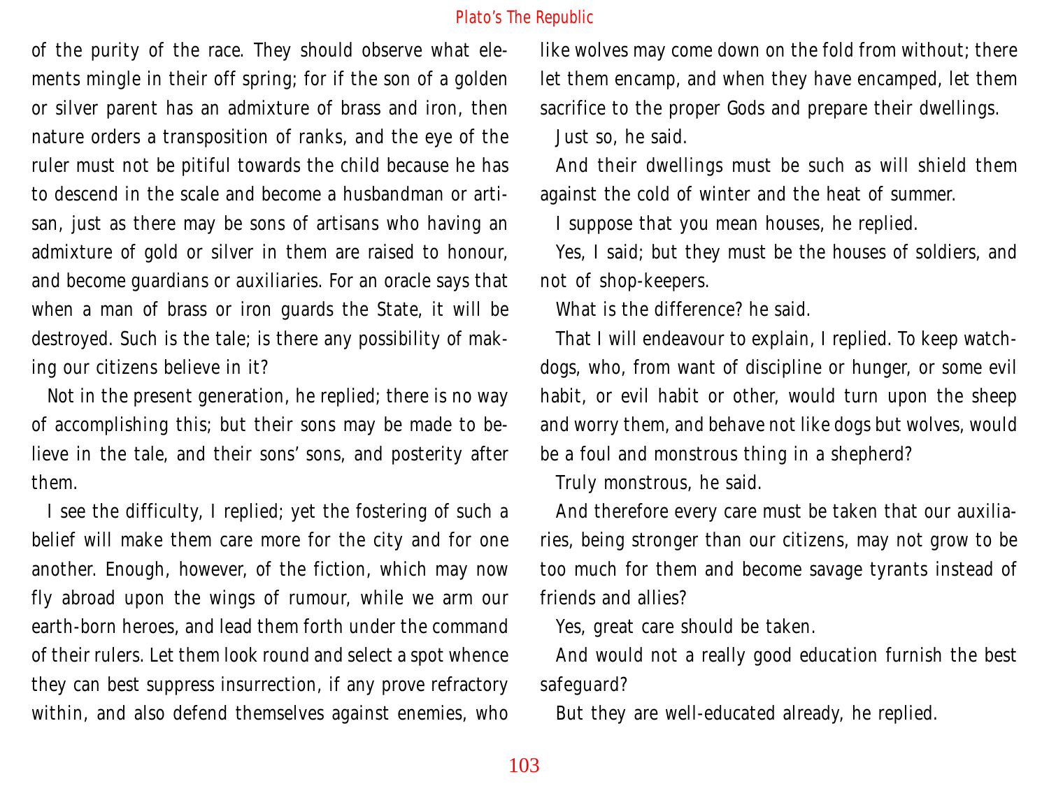of the purity of the race. They should observe what elements mingle in their off spring; for if the son of a golden or silver parent has an admixture of brass and iron, then nature orders a transposition of ranks, and the eye of the ruler must not be pitiful towards the child because he has to descend in the scale and become a husbandman or artisan, just as there may be sons of artisans who having an admixture of gold or silver in them are raised to honour, and become guardians or auxiliaries. For an oracle says that when a man of brass or iron guards the State, it will be destroyed. Such is the tale; is there any possibility of making our citizens believe in it?

Not in the present generation, he replied; there is no way of accomplishing this; but their sons may be made to believe in the tale, and their sons' sons, and posterity after them.

I see the difficulty, I replied; yet the fostering of such a belief will make them care more for the city and for one another. Enough, however, of the fiction, which may now fly abroad upon the wings of rumour, while we arm our earth-born heroes, and lead them forth under the command of their rulers. Let them look round and select a spot whence they can best suppress insurrection, if any prove refractory within, and also defend themselves against enemies, who like wolves may come down on the fold from without; there let them encamp, and when they have encamped, let them sacrifice to the proper Gods and prepare their dwellings.

Just so, he said.

And their dwellings must be such as will shield them against the cold of winter and the heat of summer.

I suppose that you mean houses, he replied.

Yes, I said; but they must be the houses of soldiers, and not of shop-keepers.

What is the difference? he said.

That I will endeavour to explain, I replied. To keep watchdogs, who, from want of discipline or hunger, or some evil habit, or evil habit or other, would turn upon the sheep and worry them, and behave not like dogs but wolves, would be a foul and monstrous thing in a shepherd?

Truly monstrous, he said.

And therefore every care must be taken that our auxiliaries, being stronger than our citizens, may not grow to be too much for them and become savage tyrants instead of friends and allies?

Yes, great care should be taken.

And would not a really good education furnish the best safeguard?

But they are well-educated already, he replied.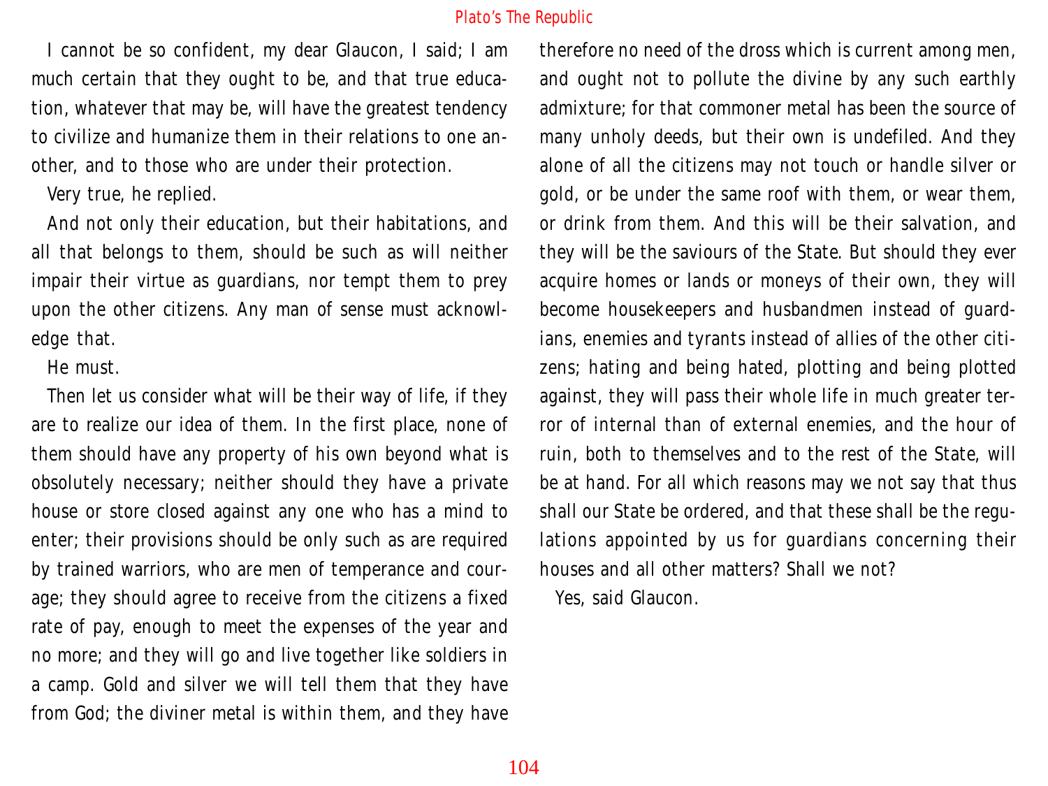I cannot be so confident, my dear Glaucon, I said; I am much certain that they ought to be, and that true education, whatever that may be, will have the greatest tendency to civilize and humanize them in their relations to one another, and to those who are under their protection.

Very true, he replied.

And not only their education, but their habitations, and all that belongs to them, should be such as will neither impair their virtue as guardians, nor tempt them to prey upon the other citizens. Any man of sense must acknowledge that.

He must.

Then let us consider what will be their way of life, if they are to realize our idea of them. In the first place, none of them should have any property of his own beyond what is obsolutely necessary; neither should they have a private house or store closed against any one who has a mind to enter; their provisions should be only such as are required by trained warriors, who are men of temperance and courage; they should agree to receive from the citizens a fixed rate of pay, enough to meet the expenses of the year and no more; and they will go and live together like soldiers in a camp. Gold and silver we will tell them that they have from God; the diviner metal is within them, and they have therefore no need of the dross which is current among men, and ought not to pollute the divine by any such earthly admixture; for that commoner metal has been the source of many unholy deeds, but their own is undefiled. And they alone of all the citizens may not touch or handle silver or gold, or be under the same roof with them, or wear them, or drink from them. And this will be their salvation, and they will be the saviours of the State. But should they ever acquire homes or lands or moneys of their own, they will become housekeepers and husbandmen instead of guardians, enemies and tyrants instead of allies of the other citizens; hating and being hated, plotting and being plotted against, they will pass their whole life in much greater terror of internal than of external enemies, and the hour of ruin, both to themselves and to the rest of the State, will be at hand. For all which reasons may we not say that thus shall our State be ordered, and that these shall be the regulations appointed by us for guardians concerning their houses and all other matters? Shall we not?

Yes, said Glaucon.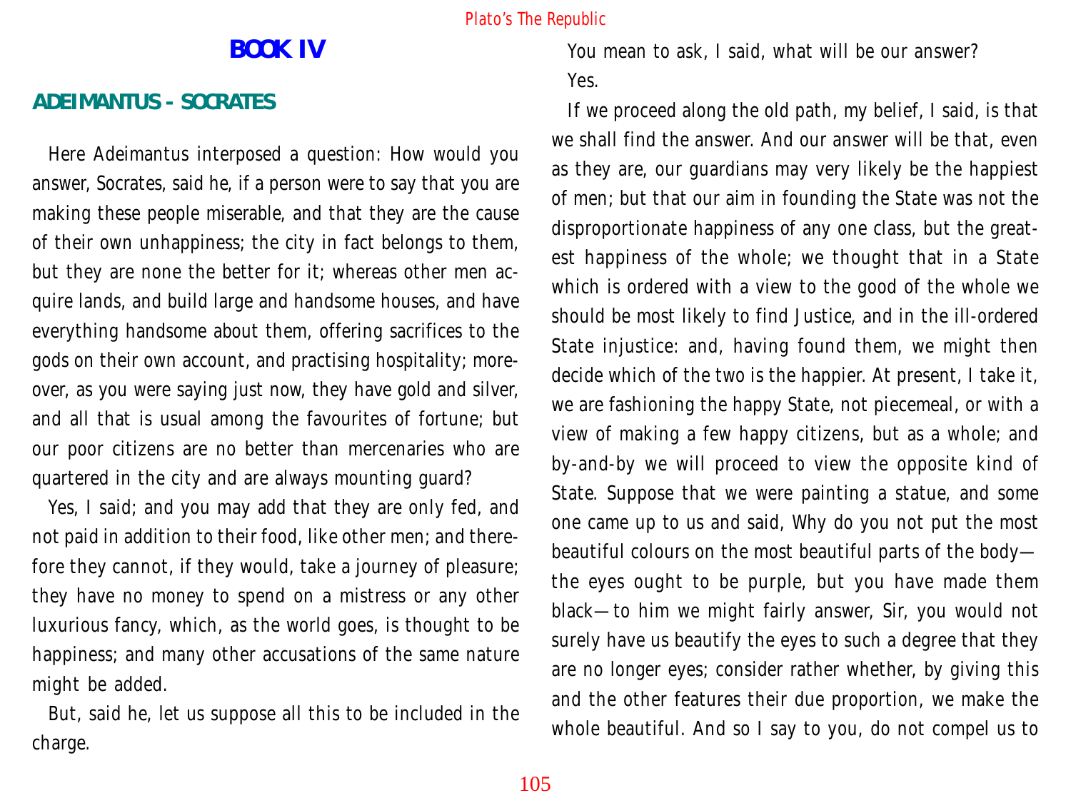## BOOK IV

### ADEIMANTUS - SOCRATES

Here Adeimantus interposed a question: How would you answer, Socrates, said he, if a person were to say that you are making these people miserable, and that they are the cause of their own unhappiness; the city in fact belongs to them, but they are none the better for it; whereas other men acquire lands, and build large and handsome houses, and have everything handsome about them, offering sacrifices to the gods on their own account, and practising hospitality; moreover, as you were saying just now, they have gold and silver, and all that is usual among the favourites of fortune; but our poor citizens are no better than mercenaries who are quartered in the city and are always mounting guard?

Yes, I said; and you may add that they are only fed, and not paid in addition to their food, like other men; and therefore they cannot, if they would, take a journey of pleasure; they have no money to spend on a mistress or any other luxurious fancy, which, as the world goes, is thought to be happiness; and many other accusations of the same nature might be added.

But, said he, let us suppose all this to be included in the charge.

You mean to ask, I said, what will be our answer?

Yes.

If we proceed along the old path, my belief, I said, is that we shall find the answer. And our answer will be that, even as they are, our guardians may very likely be the happiest of men; but that our aim in founding the State was not the disproportionate happiness of any one class, but the greatest happiness of the whole; we thought that in a State which is ordered with a view to the good of the whole we should be most likely to find Justice, and in the ill-ordered State injustice: and, having found them, we might then decide which of the two is the happier. At present, I take it, we are fashioning the happy State, not piecemeal, or with a view of making a few happy citizens, but as a whole; and by-and-by we will proceed to view the opposite kind of State. Suppose that we were painting a statue, and some one came up to us and said, Why do you not put the most beautiful colours on the most beautiful parts of the body—the eyes ought to be purple, but you have made them black—to him we might fairly answer, Sir, you would not surely have us beautify the eyes to such a degree that they are no longer eyes; consider rather whether, by giving this and the other features their due proportion, we make the whole beautiful. And so I say to you, do not compel us to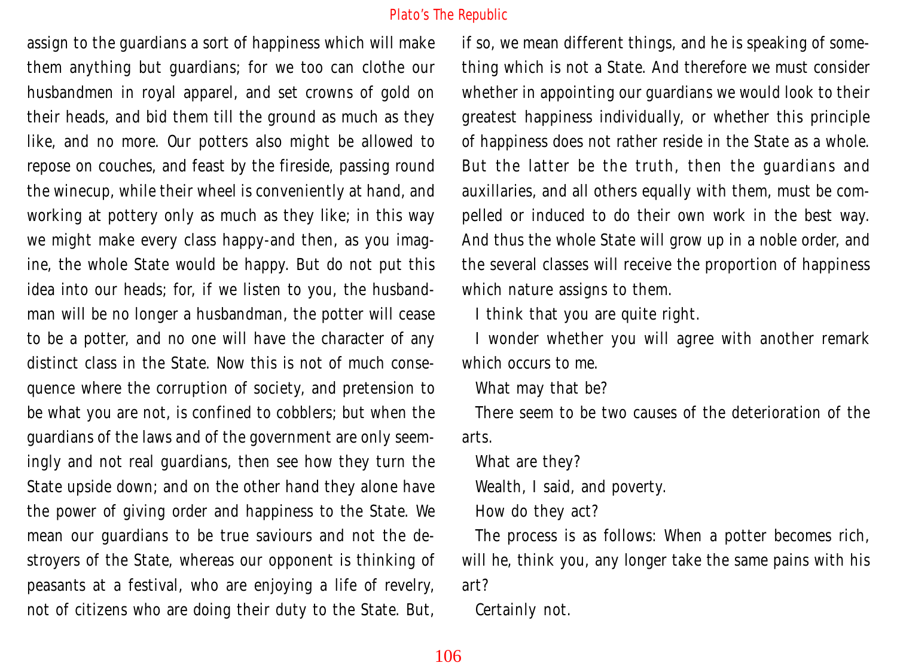assign to the guardians a sort of happiness which will make them anything but guardians; for we too can clothe our husbandmen in royal apparel, and set crowns of gold on their heads, and bid them till the ground as much as they like, and no more. Our potters also might be allowed to repose on couches, and feast by the fireside, passing round the winecup, while their wheel is conveniently at hand, and working at pottery only as much as they like; in this way we might make every class happy-and then, as you imagine, the whole State would be happy. But do not put this idea into our heads; for, if we listen to you, the husbandman will be no longer a husbandman, the potter will cease to be a potter, and no one will have the character of any distinct class in the State. Now this is not of much consequence where the corruption of society, and pretension to be what you are not, is confined to cobblers; but when the guardians of the laws and of the government are only seemingly and not real guardians, then see how they turn the State upside down; and on the other hand they alone have the power of giving order and happiness to the State. We mean our guardians to be true saviours and not the destroyers of the State, whereas our opponent is thinking of peasants at a festival, who are enjoying a life of revelry, not of citizens who are doing their duty to the State. But, if so, we mean different things, and he is speaking of something which is not a State. And therefore we must consider whether in appointing our guardians we would look to their greatest happiness individually, or whether this principle of happiness does not rather reside in the State as a whole. But the latter be the truth, then the guardians and auxillaries, and all others equally with them, must be compelled or induced to do their own work in the best way. And thus the whole State will grow up in a noble order, and the several classes will receive the proportion of happiness which nature assigns to them.

I think that you are quite right.

I wonder whether you will agree with another remark which occurs to me.

What may that be?

There seem to be two causes of the deterioration of the arts.

What are they?

Wealth, I said, and poverty.

How do they act?

The process is as follows: When a potter becomes rich, will he, think you, any longer take the same pains with his art?

Certainly not.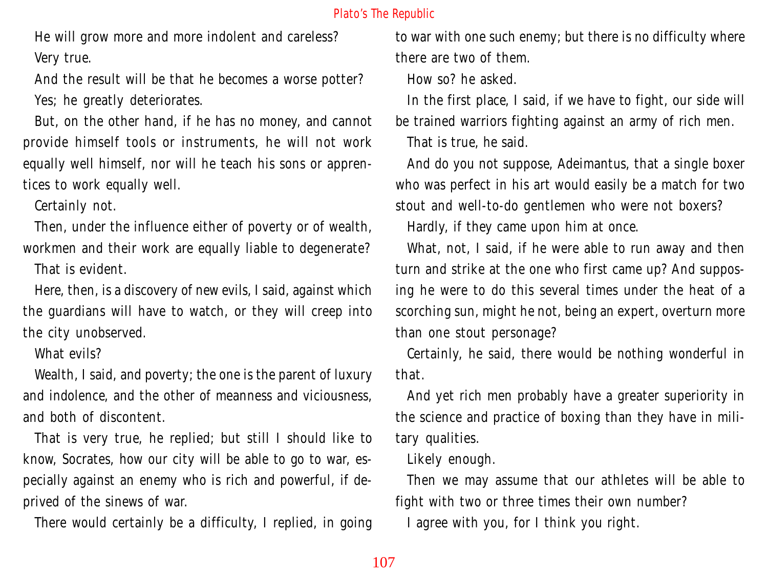He will grow more and more indolent and careless?

Very true.

And the result will be that he becomes a worse potter?

Yes; he greatly deteriorates.

But, on the other hand, if he has no money, and cannot provide himself tools or instruments, he will not work equally well himself, nor will he teach his sons or apprentices to work equally well.

Certainly not.

Then, under the influence either of poverty or of wealth, workmen and their work are equally liable to degenerate?

That is evident.

Here, then, is a discovery of new evils, I said, against which the guardians will have to watch, or they will creep into the city unobserved.

What evils?

Wealth, I said, and poverty; the one is the parent of luxury and indolence, and the other of meanness and viciousness, and both of discontent.

That is very true, he replied; but still I should like to know, Socrates, how our city will be able to go to war, especially against an enemy who is rich and powerful, if deprived of the sinews of war.

There would certainly be a difficulty, I replied, in going to war with one such enemy; but there is no difficulty where there are two of them.

How so? he asked.

In the first place, I said, if we have to fight, our side will be trained warriors fighting against an army of rich men.

That is true, he said.

And do you not suppose, Adeimantus, that a single boxer who was perfect in his art would easily be a match for two stout and well-to-do gentlemen who were not boxers?

Hardly, if they came upon him at once.

What, not, I said, if he were able to run away and then turn and strike at the one who first came up? And supposing he were to do this several times under the heat of a scorching sun, might he not, being an expert, overturn more than one stout personage?

Certainly, he said, there would be nothing wonderful in that.

And yet rich men probably have a greater superiority in the science and practice of boxing than they have in military qualities.

Likely enough.

Then we may assume that our athletes will be able to fight with two or three times their own number?

I agree with you, for I think you right.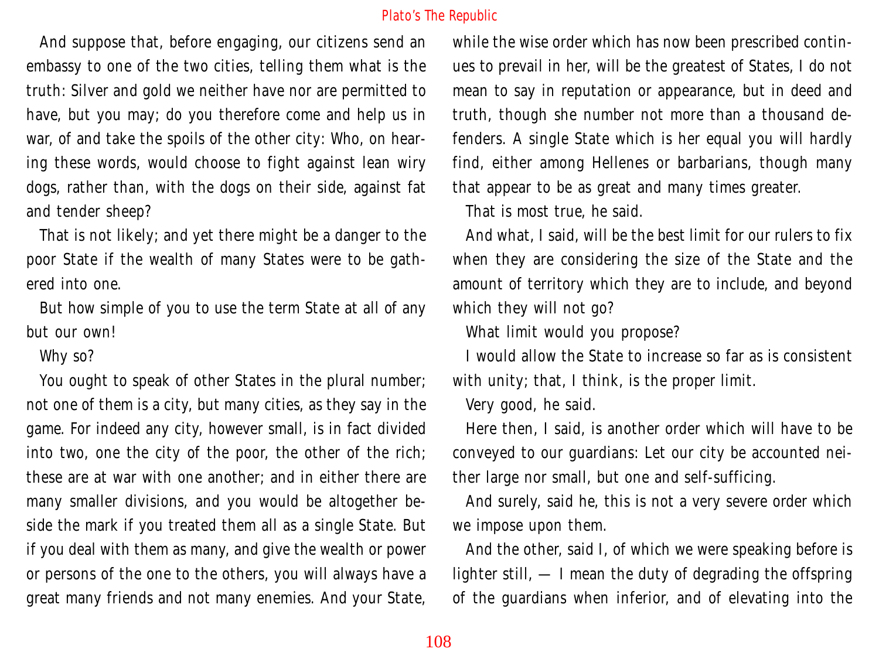And suppose that, before engaging, our citizens send an embassy to one of the two cities, telling them what is the truth: Silver and gold we neither have nor are permitted to have, but you may; do you therefore come and help us in war, of and take the spoils of the other city: Who, on hearing these words, would choose to fight against lean wiry dogs, rather than, with the dogs on their side, against fat and tender sheep?

That is not likely; and yet there might be a danger to the poor State if the wealth of many States were to be gathered into one.

But how simple of you to use the term State at all of any but our own!

Why so?

You ought to speak of other States in the plural number; not one of them is a city, but many cities, as they say in the game. For indeed any city, however small, is in fact divided into two, one the city of the poor, the other of the rich; these are at war with one another; and in either there are many smaller divisions, and you would be altogether beside the mark if you treated them all as a single State. But if you deal with them as many, and give the wealth or power or persons of the one to the others, you will always have a great many friends and not many enemies. And your State, while the wise order which has now been prescribed continues to prevail in her, will be the greatest of States, I do not mean to say in reputation or appearance, but in deed and truth, though she number not more than a thousand defenders. A single State which is her equal you will hardly find, either among Hellenes or barbarians, though many that appear to be as great and many times greater.

That is most true, he said.

And what, I said, will be the best limit for our rulers to fix when they are considering the size of the State and the amount of territory which they are to include, and beyond which they will not go?

What limit would you propose?

I would allow the State to increase so far as is consistent with unity; that, I think, is the proper limit.

Very good, he said.

Here then, I said, is another order which will have to be conveyed to our guardians: Let our city be accounted neither large nor small, but one and self-sufficing.

And surely, said he, this is not a very severe order which we impose upon them.

And the other, said I, of which we were speaking before is lighter still, — I mean the duty of degrading the offspring of the guardians when inferior, and of elevating into the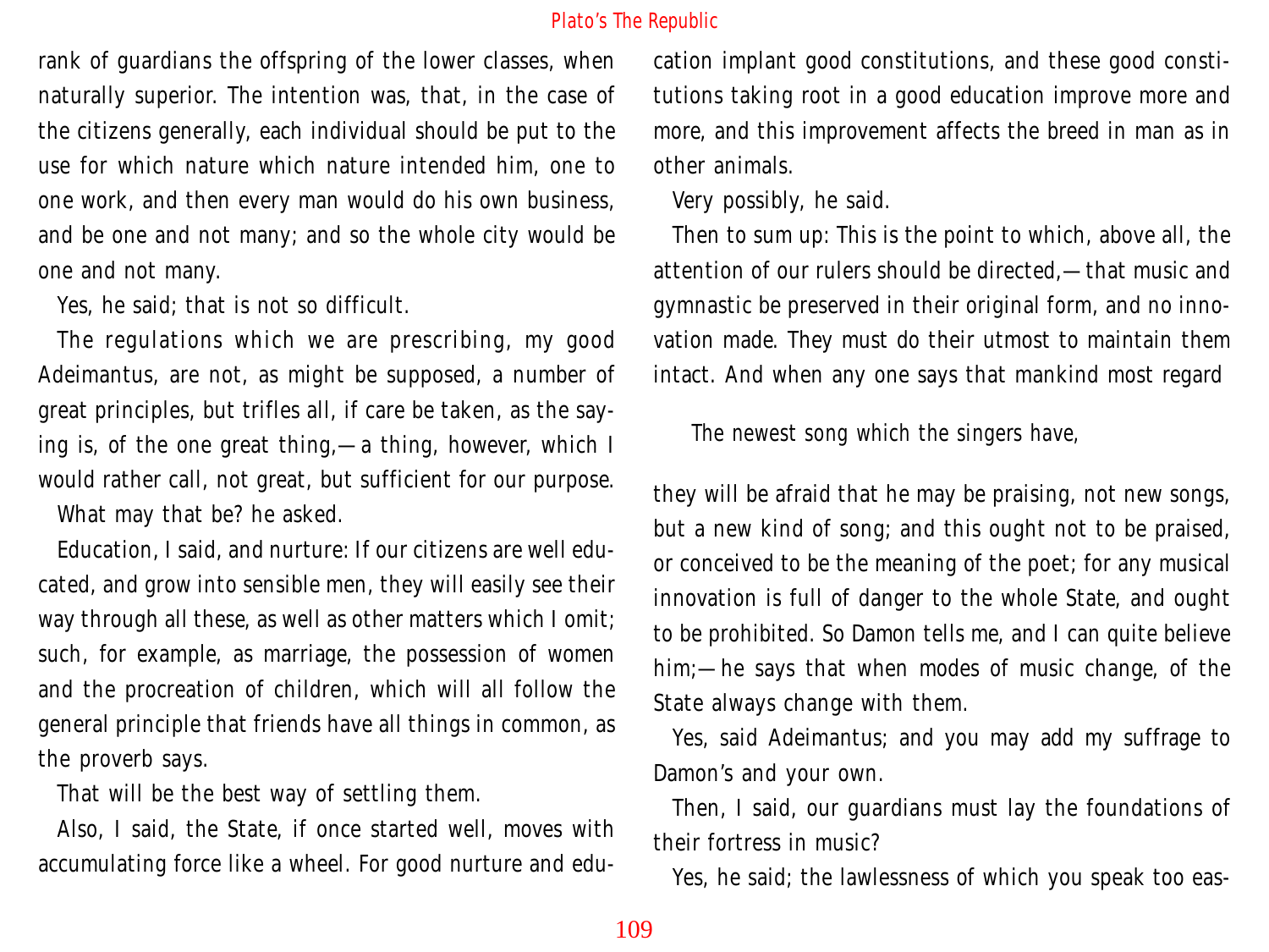rank of guardians the offspring of the lower classes, when naturally superior. The intention was, that, in the case of the citizens generally, each individual should be put to the use for which nature which nature intended him, one to one work, and then every man would do his own business, and be one and not many; and so the whole city would be one and not many.

Yes, he said; that is not so difficult.

The regulations which we are prescribing, my good Adeimantus, are not, as might be supposed, a number of great principles, but trifles all, if care be taken, as the saying is, of the one great thing,—a thing, however, which I would rather call, not great, but sufficient for our purpose.

What may that be? he asked.

Education, I said, and nurture: If our citizens are well educated, and grow into sensible men, they will easily see their way through all these, as well as other matters which I omit; such, for example, as marriage, the possession of women and the procreation of children, which will all follow the general principle that friends have all things in common, as the proverb says.

That will be the best way of settling them.

Also, I said, the State, if once started well, moves with accumulating force like a wheel. For good nurture and education implant good constitutions, and these good constitutions taking root in a good education improve more and more, and this improvement affects the breed in man as in other animals.

Very possibly, he said.

Then to sum up: This is the point to which, above all, the attention of our rulers should be directed,—that music and gymnastic be preserved in their original form, and no innovation made. They must do their utmost to maintain them intact. And when any one says that mankind most regard

> The newest song which the singers have,

they will be afraid that he may be praising, not new songs, but a new kind of song; and this ought not to be praised, or conceived to be the meaning of the poet; for any musical innovation is full of danger to the whole State, and ought to be prohibited. So Damon tells me, and I can quite believe him;—he says that when modes of music change, of the State always change with them.

Yes, said Adeimantus; and you may add my suffrage to Damon's and your own.

Then, I said, our guardians must lay the foundations of their fortress in music?

Yes, he said; the lawlessness of which you speak too eas-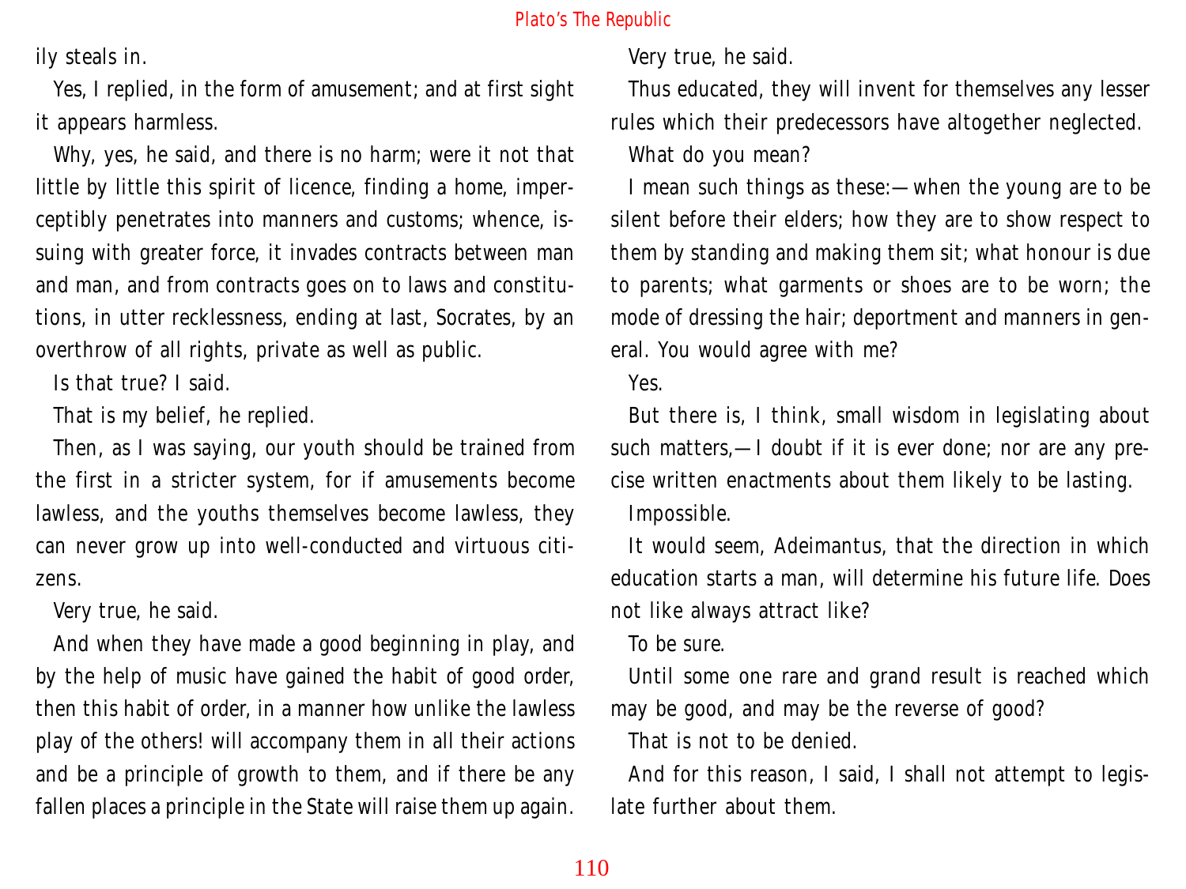ily steals in.

Yes, I replied, in the form of amusement; and at first sight it appears harmless.

Why, yes, he said, and there is no harm; were it not that little by little this spirit of licence, finding a home, imperceptibly penetrates into manners and customs; whence, issuing with greater force, it invades contracts between man and man, and from contracts goes on to laws and constitutions, in utter recklessness, ending at last, Socrates, by an overthrow of all rights, private as well as public.

Is that true? I said.

That is my belief, he replied.

Then, as I was saying, our youth should be trained from the first in a stricter system, for if amusements become lawless, and the youths themselves become lawless, they can never grow up into well-conducted and virtuous citizens.

Very true, he said.

And when they have made a good beginning in play, and by the help of music have gained the habit of good order, then this habit of order, in a manner how unlike the lawless play of the others! will accompany them in all their actions and be a principle of growth to them, and if there be any fallen places a principle in the State will raise them up again.

Very true, he said.

Thus educated, they will invent for themselves any lesser rules which their predecessors have altogether neglected.

What do you mean?

I mean such things as these:—when the young are to be silent before their elders; how they are to show respect to them by standing and making them sit; what honour is due to parents; what garments or shoes are to be worn; the mode of dressing the hair; deportment and manners in general. You would agree with me?

Yes.

But there is, I think, small wisdom in legislating about such matters,—I doubt if it is ever done; nor are any precise written enactments about them likely to be lasting.

Impossible.

It would seem, Adeimantus, that the direction in which education starts a man, will determine his future life. Does not like always attract like?

To be sure.

Until some one rare and grand result is reached which may be good, and may be the reverse of good?

That is not to be denied.

And for this reason, I said, I shall not attempt to legislate further about them.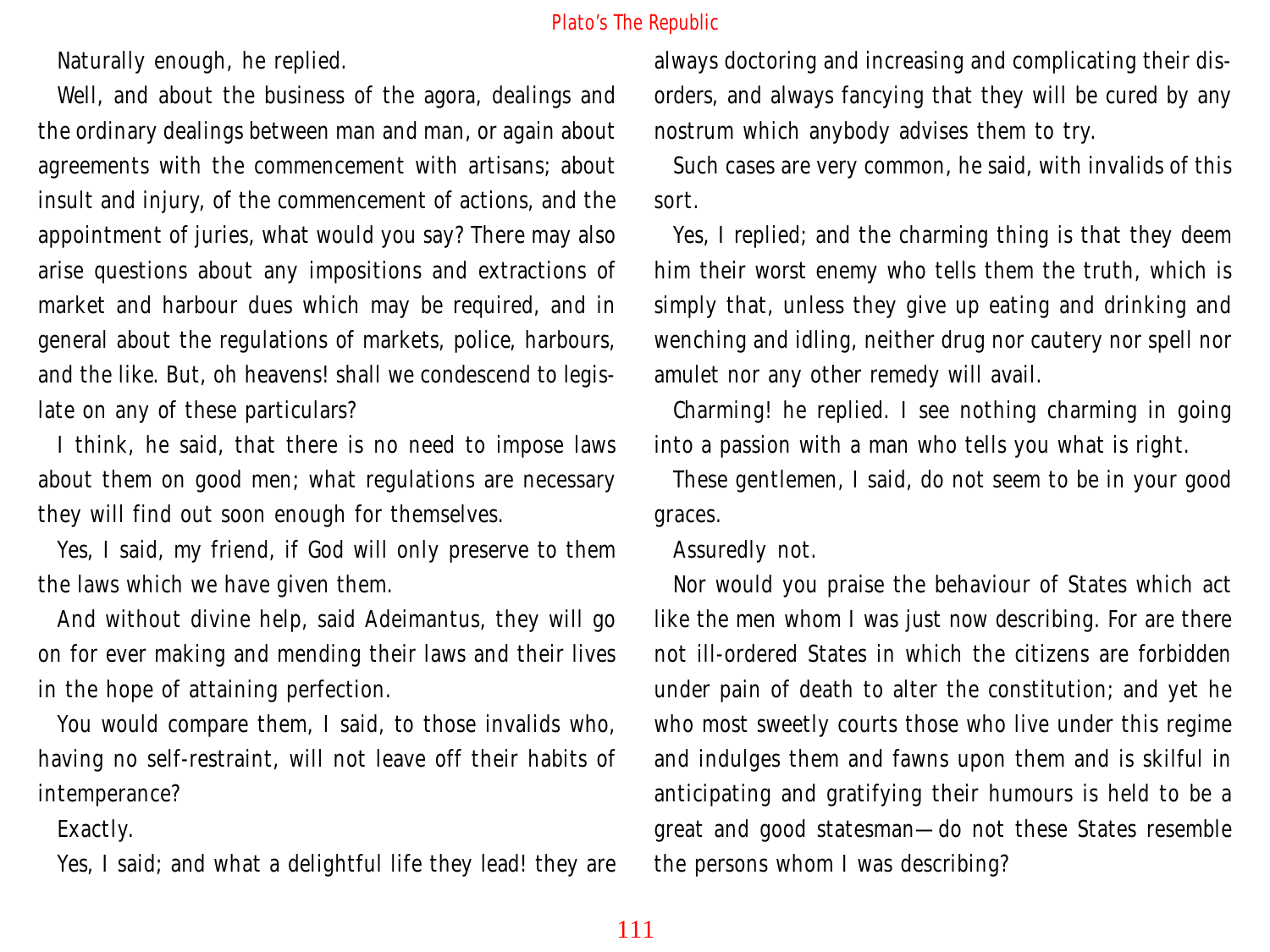Naturally enough, he replied.

Well, and about the business of the agora, dealings and the ordinary dealings between man and man, or again about agreements with the commencement with artisans; about insult and injury, of the commencement of actions, and the appointment of juries, what would you say? There may also arise questions about any impositions and extractions of market and harbour dues which may be required, and in general about the regulations of markets, police, harbours, and the like. But, oh heavens! shall we condescend to legislate on any of these particulars?

I think, he said, that there is no need to impose laws about them on good men; what regulations are necessary they will find out soon enough for themselves.

Yes, I said, my friend, if God will only preserve to them the laws which we have given them.

And without divine help, said Adeimantus, they will go on for ever making and mending their laws and their lives in the hope of attaining perfection.

You would compare them, I said, to those invalids who, having no self-restraint, will not leave off their habits of intemperance?

Exactly.

Yes, I said; and what a delightful life they lead! they are always doctoring and increasing and complicating their disorders, and always fancying that they will be cured by any nostrum which anybody advises them to try.

Such cases are very common, he said, with invalids of this sort.

Yes, I replied; and the charming thing is that they deem him their worst enemy who tells them the truth, which is simply that, unless they give up eating and drinking and wenching and idling, neither drug nor cautery nor spell nor amulet nor any other remedy will avail.

Charming! he replied. I see nothing charming in going into a passion with a man who tells you what is right.

These gentlemen, I said, do not seem to be in your good graces.

Assuredly not.

Nor would you praise the behaviour of States which act like the men whom I was just now describing. For are there not ill-ordered States in which the citizens are forbidden under pain of death to alter the constitution; and yet he who most sweetly courts those who live under this regime and indulges them and fawns upon them and is skilful in anticipating and gratifying their humours is held to be a great and good statesman—do not these States resemble the persons whom I was describing?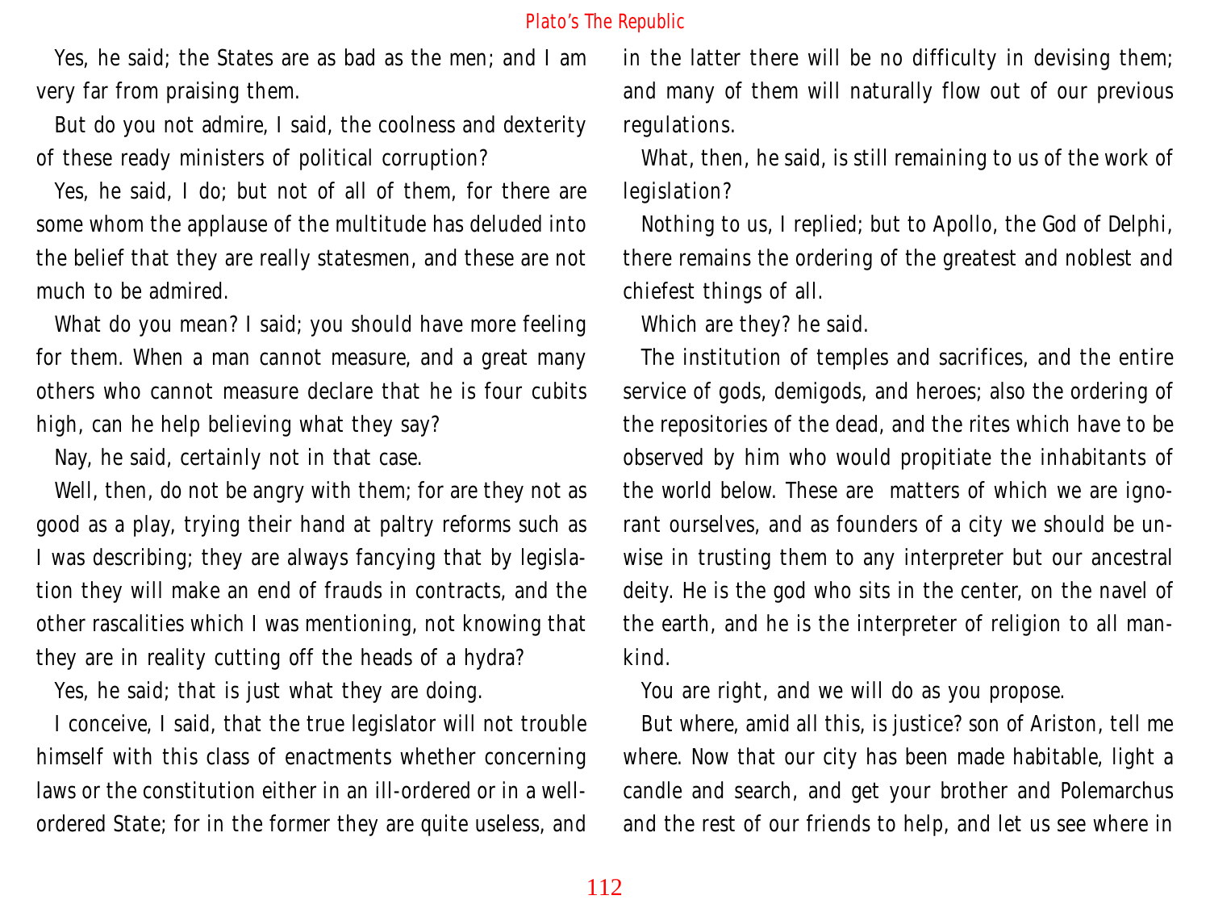Yes, he said; the States are as bad as the men; and I am very far from praising them.

But do you not admire, I said, the coolness and dexterity of these ready ministers of political corruption?

Yes, he said, I do; but not of all of them, for there are some whom the applause of the multitude has deluded into the belief that they are really statesmen, and these are not much to be admired.

What do you mean? I said; you should have more feeling for them. When a man cannot measure, and a great many others who cannot measure declare that he is four cubits high, can he help believing what they say?

Nay, he said, certainly not in that case.

Well, then, do not be angry with them; for are they not as good as a play, trying their hand at paltry reforms such as I was describing; they are always fancying that by legislation they will make an end of frauds in contracts, and the other rascalities which I was mentioning, not knowing that they are in reality cutting off the heads of a hydra?

Yes, he said; that is just what they are doing.

I conceive, I said, that the true legislator will not trouble himself with this class of enactments whether concerning laws or the constitution either in an ill-ordered or in a well-ordered State; for in the former they are quite useless, and in the latter there will be no difficulty in devising them; and many of them will naturally flow out of our previous regulations.

What, then, he said, is still remaining to us of the work of legislation?

Nothing to us, I replied; but to Apollo, the God of Delphi, there remains the ordering of the greatest and noblest and chiefest things of all.

Which are they? he said.

The institution of temples and sacrifices, and the entire service of gods, demigods, and heroes; also the ordering of the repositories of the dead, and the rites which have to be observed by him who would propitiate the inhabitants of the world below. These are matters of which we are ignorant ourselves, and as founders of a city we should be unwise in trusting them to any interpreter but our ancestral deity. He is the god who sits in the center, on the navel of the earth, and he is the interpreter of religion to all mankind.

You are right, and we will do as you propose.

But where, amid all this, is justice? son of Ariston, tell me where. Now that our city has been made habitable, light a candle and search, and get your brother and Polemarchus and the rest of our friends to help, and let us see where in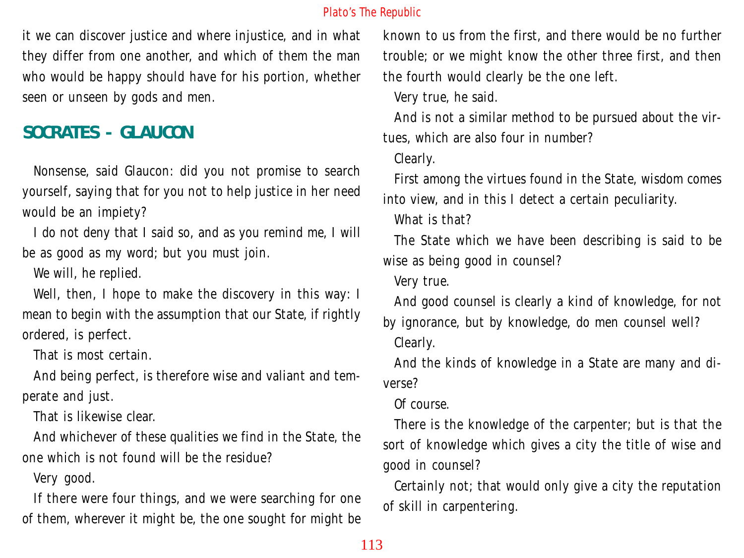it we can discover justice and where injustice, and in what they differ from one another, and which of them the man who would be happy should have for his portion, whether seen or unseen by gods and men.

## SOCRATES - GLAUCON

Nonsense, said Glaucon: did you not promise to search yourself, saying that for you not to help justice in her need would be an impiety?

I do not deny that I said so, and as you remind me, I will be as good as my word; but you must join.

We will, he replied.

Well, then, I hope to make the discovery in this way: I mean to begin with the assumption that our State, if rightly ordered, is perfect.

That is most certain.

And being perfect, is therefore wise and valiant and temperate and just.

That is likewise clear.

And whichever of these qualities we find in the State, the one which is not found will be the residue?

Very good.

If there were four things, and we were searching for one of them, wherever it might be, the one sought for might be known to us from the first, and there would be no further trouble; or we might know the other three first, and then the fourth would clearly be the one left.

Very true, he said.

And is not a similar method to be pursued about the virtues, which are also four in number?

Clearly.

First among the virtues found in the State, wisdom comes into view, and in this I detect a certain peculiarity.

What is that?

The State which we have been describing is said to be wise as being good in counsel?

Very true.

And good counsel is clearly a kind of knowledge, for not by ignorance, but by knowledge, do men counsel well?

Clearly.

And the kinds of knowledge in a State are many and diverse?

Of course.

There is the knowledge of the carpenter; but is that the sort of knowledge which gives a city the title of wise and good in counsel?

Certainly not; that would only give a city the reputation of skill in carpentering.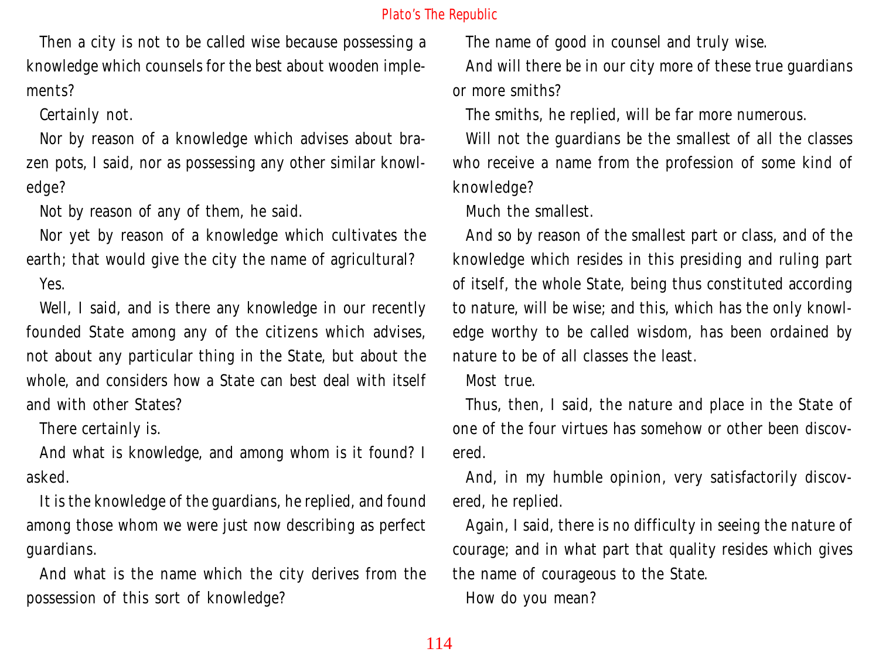Then a city is not to be called wise because possessing a knowledge which counsels for the best about wooden implements?

Certainly not.

Nor by reason of a knowledge which advises about brazen pots, I said, nor as possessing any other similar knowledge?

Not by reason of any of them, he said.

Nor yet by reason of a knowledge which cultivates the earth; that would give the city the name of agricultural?

Yes.

Well, I said, and is there any knowledge in our recently founded State among any of the citizens which advises, not about any particular thing in the State, but about the whole, and considers how a State can best deal with itself and with other States?

There certainly is.

And what is knowledge, and among whom is it found? I asked.

It is the knowledge of the guardians, he replied, and found among those whom we were just now describing as perfect guardians.

And what is the name which the city derives from the possession of this sort of knowledge?

The name of good in counsel and truly wise.

And will there be in our city more of these true guardians or more smiths?

The smiths, he replied, will be far more numerous.

Will not the guardians be the smallest of all the classes who receive a name from the profession of some kind of knowledge?

Much the smallest.

And so by reason of the smallest part or class, and of the knowledge which resides in this presiding and ruling part of itself, the whole State, being thus constituted according to nature, will be wise; and this, which has the only knowledge worthy to be called wisdom, has been ordained by nature to be of all classes the least.

Most true.

Thus, then, I said, the nature and place in the State of one of the four virtues has somehow or other been discovered.

And, in my humble opinion, very satisfactorily discovered, he replied.

Again, I said, there is no difficulty in seeing the nature of courage; and in what part that quality resides which gives the name of courageous to the State.

How do you mean?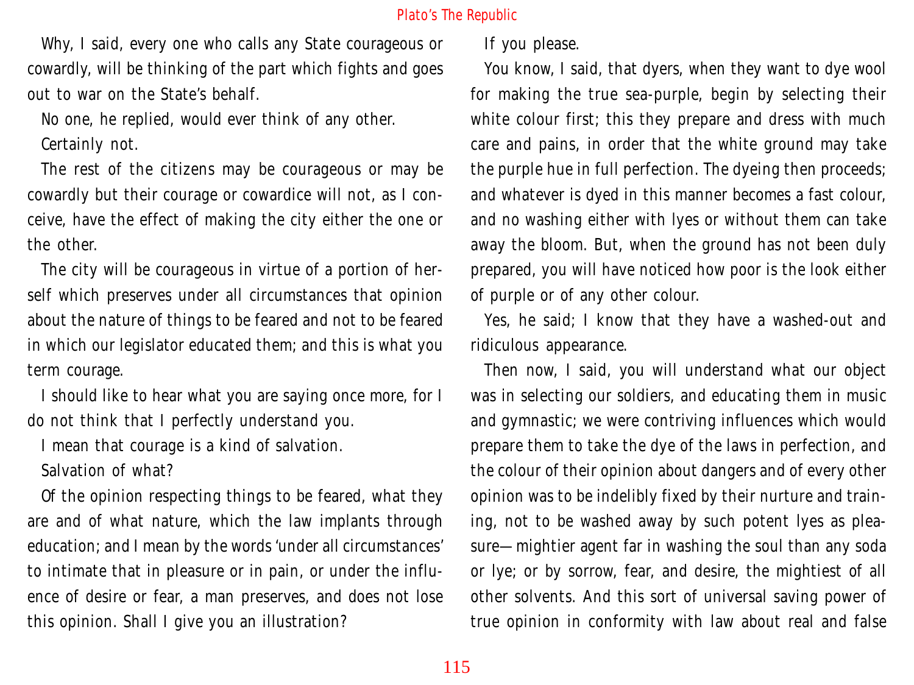Why, I said, every one who calls any State courageous or cowardly, will be thinking of the part which fights and goes out to war on the State's behalf.

No one, he replied, would ever think of any other.

Certainly not.

The rest of the citizens may be courageous or may be cowardly but their courage or cowardice will not, as I conceive, have the effect of making the city either the one or the other.

The city will be courageous in virtue of a portion of herself which preserves under all circumstances that opinion about the nature of things to be feared and not to be feared in which our legislator educated them; and this is what you term courage.

I should like to hear what you are saying once more, for I do not think that I perfectly understand you.

I mean that courage is a kind of salvation.

Salvation of what?

Of the opinion respecting things to be feared, what they are and of what nature, which the law implants through education; and I mean by the words 'under all circumstances' to intimate that in pleasure or in pain, or under the influence of desire or fear, a man preserves, and does not lose this opinion. Shall I give you an illustration?

If you please.

You know, I said, that dyers, when they want to dye wool for making the true sea-purple, begin by selecting their white colour first; this they prepare and dress with much care and pains, in order that the white ground may take the purple hue in full perfection. The dyeing then proceeds; and whatever is dyed in this manner becomes a fast colour, and no washing either with lyes or without them can take away the bloom. But, when the ground has not been duly prepared, you will have noticed how poor is the look either of purple or of any other colour.

Yes, he said; I know that they have a washed-out and ridiculous appearance.

Then now, I said, you will understand what our object was in selecting our soldiers, and educating them in music and gymnastic; we were contriving influences which would prepare them to take the dye of the laws in perfection, and the colour of their opinion about dangers and of every other opinion was to be indelibly fixed by their nurture and training, not to be washed away by such potent lyes as pleasure—mightier agent far in washing the soul than any soda or lye; or by sorrow, fear, and desire, the mightiest of all other solvents. And this sort of universal saving power of true opinion in conformity with law about real and false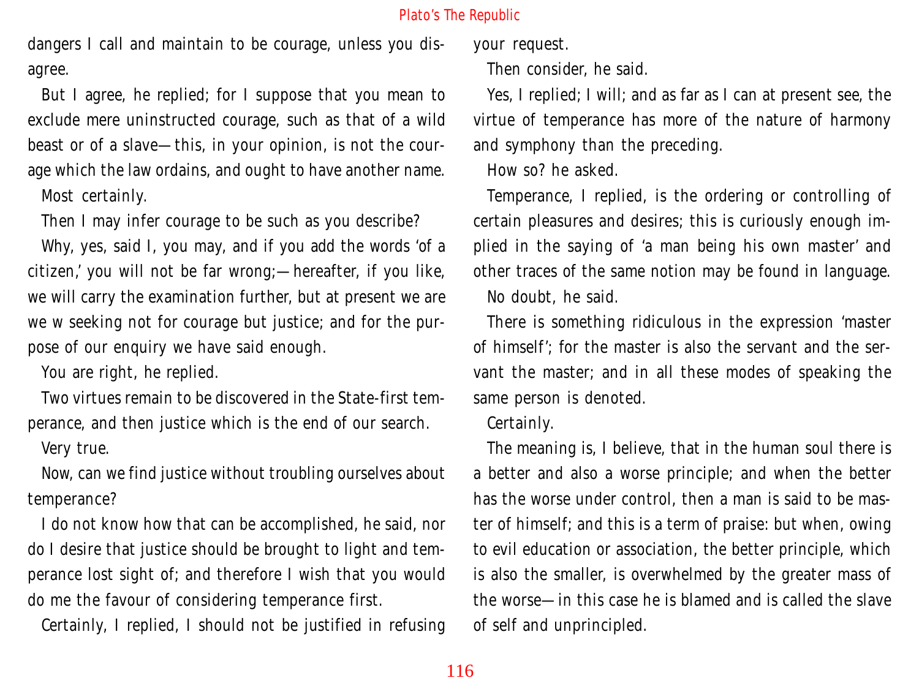dangers I call and maintain to be courage, unless you disagree.

But I agree, he replied; for I suppose that you mean to exclude mere uninstructed courage, such as that of a wild beast or of a slave—this, in your opinion, is not the courage which the law ordains, and ought to have another name.

Most certainly.

Then I may infer courage to be such as you describe?

Why, yes, said I, you may, and if you add the words 'of a citizen,' you will not be far wrong;—hereafter, if you like, we will carry the examination further, but at present we are we w seeking not for courage but justice; and for the purpose of our enquiry we have said enough.

You are right, he replied.

Two virtues remain to be discovered in the State-first temperance, and then justice which is the end of our search.

Very true.

Now, can we find justice without troubling ourselves about temperance?

I do not know how that can be accomplished, he said, nor do I desire that justice should be brought to light and temperance lost sight of; and therefore I wish that you would do me the favour of considering temperance first.

Certainly, I replied, I should not be justified in refusing your request.

Then consider, he said.

Yes, I replied; I will; and as far as I can at present see, the virtue of temperance has more of the nature of harmony and symphony than the preceding.

How so? he asked.

Temperance, I replied, is the ordering or controlling of certain pleasures and desires; this is curiously enough implied in the saying of 'a man being his own master' and other traces of the same notion may be found in language.

No doubt, he said.

There is something ridiculous in the expression 'master of himself'; for the master is also the servant and the servant the master; and in all these modes of speaking the same person is denoted.

Certainly.

The meaning is, I believe, that in the human soul there is a better and also a worse principle; and when the better has the worse under control, then a man is said to be master of himself; and this is a term of praise: but when, owing to evil education or association, the better principle, which is also the smaller, is overwhelmed by the greater mass of the worse—in this case he is blamed and is called the slave of self and unprincipled.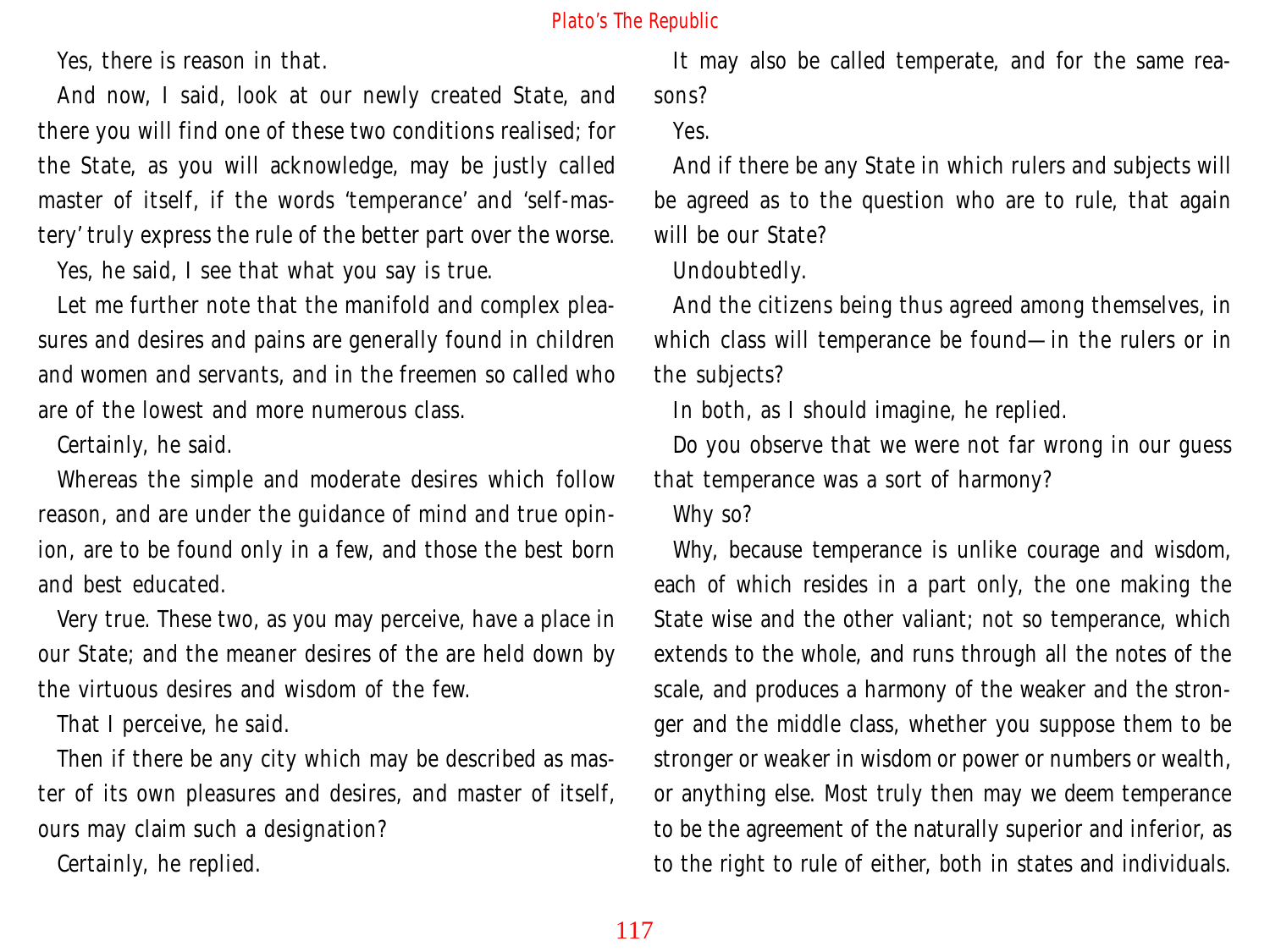Yes, there is reason in that.

And now, I said, look at our newly created State, and there you will find one of these two conditions realised; for the State, as you will acknowledge, may be justly called master of itself, if the words 'temperance' and 'self-mastery' truly express the rule of the better part over the worse.

Yes, he said, I see that what you say is true.

Let me further note that the manifold and complex pleasures and desires and pains are generally found in children and women and servants, and in the freemen so called who are of the lowest and more numerous class.

Certainly, he said.

Whereas the simple and moderate desires which follow reason, and are under the guidance of mind and true opinion, are to be found only in a few, and those the best born and best educated.

Very true. These two, as you may perceive, have a place in our State; and the meaner desires of the are held down by the virtuous desires and wisdom of the few.

That I perceive, he said.

Then if there be any city which may be described as master of its own pleasures and desires, and master of itself, ours may claim such a designation?

Certainly, he replied.

It may also be called temperate, and for the same reasons?

Yes.

And if there be any State in which rulers and subjects will be agreed as to the question who are to rule, that again will be our State?

Undoubtedly.

And the citizens being thus agreed among themselves, in which class will temperance be found—in the rulers or in the subjects?

In both, as I should imagine, he replied.

Do you observe that we were not far wrong in our guess that temperance was a sort of harmony?

Why so?

Why, because temperance is unlike courage and wisdom, each of which resides in a part only, the one making the State wise and the other valiant; not so temperance, which extends to the whole, and runs through all the notes of the scale, and produces a harmony of the weaker and the stronger and the middle class, whether you suppose them to be stronger or weaker in wisdom or power or numbers or wealth, or anything else. Most truly then may we deem temperance to be the agreement of the naturally superior and inferior, as to the right to rule of either, both in states and individuals.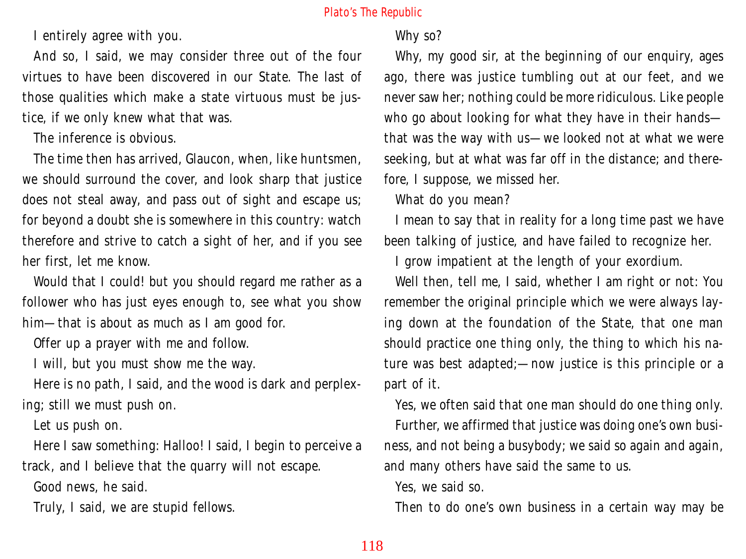I entirely agree with you.

And so, I said, we may consider three out of the four virtues to have been discovered in our State. The last of those qualities which make a state virtuous must be justice, if we only knew what that was.

The inference is obvious.

The time then has arrived, Glaucon, when, like huntsmen, we should surround the cover, and look sharp that justice does not steal away, and pass out of sight and escape us; for beyond a doubt she is somewhere in this country: watch therefore and strive to catch a sight of her, and if you see her first, let me know.

Would that I could! but you should regard me rather as a follower who has just eyes enough to, see what you show him—that is about as much as I am good for.

Offer up a prayer with me and follow.

I will, but you must show me the way.

Here is no path, I said, and the wood is dark and perplexing; still we must push on.

Let us push on.

Here I saw something: Halloo! I said, I begin to perceive a track, and I believe that the quarry will not escape.

Good news, he said.

Truly, I said, we are stupid fellows.

Why so?

Why, my good sir, at the beginning of our enquiry, ages ago, there was justice tumbling out at our feet, and we never saw her; nothing could be more ridiculous. Like people who go about looking for what they have in their hands—that was the way with us—we looked not at what we were seeking, but at what was far off in the distance; and therefore, I suppose, we missed her.

What do you mean?

I mean to say that in reality for a long time past we have been talking of justice, and have failed to recognize her.

I grow impatient at the length of your exordium.

Well then, tell me, I said, whether I am right or not: You remember the original principle which we were always laying down at the foundation of the State, that one man should practice one thing only, the thing to which his nature was best adapted;—now justice is this principle or a part of it.

Yes, we often said that one man should do one thing only.

Further, we affirmed that justice was doing one's own business, and not being a busybody; we said so again and again, and many others have said the same to us.

Yes, we said so.

Then to do one's own business in a certain way may be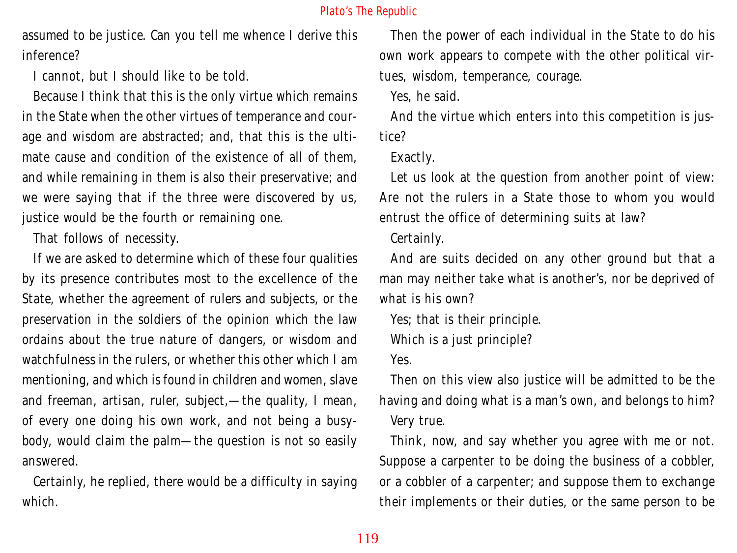assumed to be justice. Can you tell me whence I derive this inference?

I cannot, but I should like to be told.

Because I think that this is the only virtue which remains in the State when the other virtues of temperance and courage and wisdom are abstracted; and, that this is the ultimate cause and condition of the existence of all of them, and while remaining in them is also their preservative; and we were saying that if the three were discovered by us, justice would be the fourth or remaining one.

That follows of necessity.

If we are asked to determine which of these four qualities by its presence contributes most to the excellence of the State, whether the agreement of rulers and subjects, or the preservation in the soldiers of the opinion which the law ordains about the true nature of dangers, or wisdom and watchfulness in the rulers, or whether this other which I am mentioning, and which is found in children and women, slave and freeman, artisan, ruler, subject,—the quality, I mean, of every one doing his own work, and not being a busybody, would claim the palm—the question is not so easily answered.

Certainly, he replied, there would be a difficulty in saying which.

Then the power of each individual in the State to do his own work appears to compete with the other political virtues, wisdom, temperance, courage.

Yes, he said.

And the virtue which enters into this competition is justice?

Exactly.

Let us look at the question from another point of view: Are not the rulers in a State those to whom you would entrust the office of determining suits at law?

Certainly.

And are suits decided on any other ground but that a man may neither take what is another's, nor be deprived of what is his own?

Yes; that is their principle.

Which is a just principle?

Yes.

Then on this view also justice will be admitted to be the having and doing what is a man's own, and belongs to him?

Very true.

Think, now, and say whether you agree with me or not. Suppose a carpenter to be doing the business of a cobbler, or a cobbler of a carpenter; and suppose them to exchange their implements or their duties, or the same person to be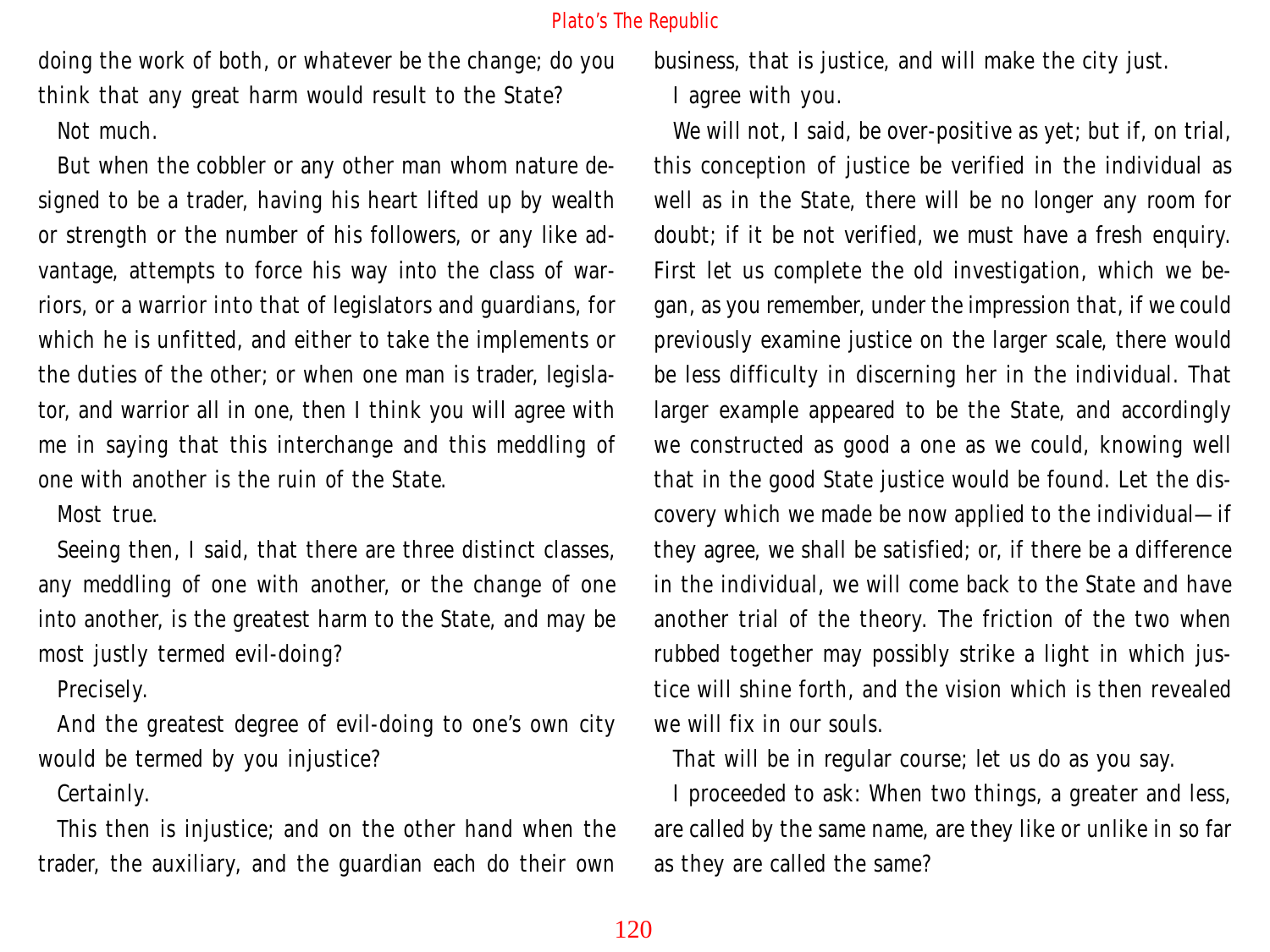doing the work of both, or whatever be the change; do you think that any great harm would result to the State?

Not much.

But when the cobbler or any other man whom nature designed to be a trader, having his heart lifted up by wealth or strength or the number of his followers, or any like advantage, attempts to force his way into the class of warriors, or a warrior into that of legislators and guardians, for which he is unfitted, and either to take the implements or the duties of the other; or when one man is trader, legislator, and warrior all in one, then I think you will agree with me in saying that this interchange and this meddling of one with another is the ruin of the State.

Most true.

Seeing then, I said, that there are three distinct classes, any meddling of one with another, or the change of one into another, is the greatest harm to the State, and may be most justly termed evil-doing?

Precisely.

And the greatest degree of evil-doing to one's own city would be termed by you injustice?

Certainly.

This then is injustice; and on the other hand when the trader, the auxiliary, and the guardian each do their own business, that is justice, and will make the city just.

I agree with you.

We will not, I said, be over-positive as yet; but if, on trial, this conception of justice be verified in the individual as well as in the State, there will be no longer any room for doubt; if it be not verified, we must have a fresh enquiry. First let us complete the old investigation, which we began, as you remember, under the impression that, if we could previously examine justice on the larger scale, there would be less difficulty in discerning her in the individual. That larger example appeared to be the State, and accordingly we constructed as good a one as we could, knowing well that in the good State justice would be found. Let the discovery which we made be now applied to the individual—if they agree, we shall be satisfied; or, if there be a difference in the individual, we will come back to the State and have another trial of the theory. The friction of the two when rubbed together may possibly strike a light in which justice will shine forth, and the vision which is then revealed we will fix in our souls.

That will be in regular course; let us do as you say.

I proceeded to ask: When two things, a greater and less, are called by the same name, are they like or unlike in so far as they are called the same?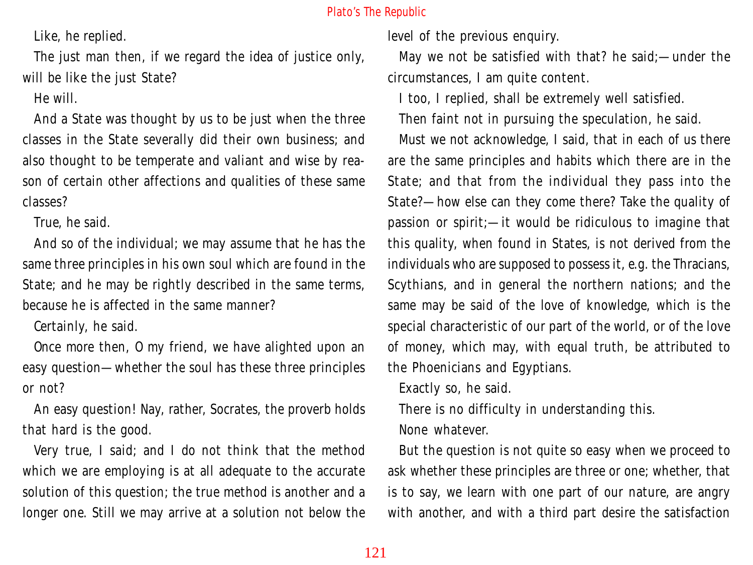Like, he replied.

The just man then, if we regard the idea of justice only, will be like the just State?

He will.

And a State was thought by us to be just when the three classes in the State severally did their own business; and also thought to be temperate and valiant and wise by reason of certain other affections and qualities of these same classes?

True, he said.

And so of the individual; we may assume that he has the same three principles in his own soul which are found in the State; and he may be rightly described in the same terms, because he is affected in the same manner?

Certainly, he said.

Once more then, O my friend, we have alighted upon an easy question—whether the soul has these three principles or not?

An easy question! Nay, rather, Socrates, the proverb holds that hard is the good.

Very true, I said; and I do not think that the method which we are employing is at all adequate to the accurate solution of this question; the true method is another and a longer one. Still we may arrive at a solution not below the level of the previous enquiry.

May we not be satisfied with that? he said;—under the circumstances, I am quite content.

I too, I replied, shall be extremely well satisfied.

Then faint not in pursuing the speculation, he said.

Must we not acknowledge, I said, that in each of us there are the same principles and habits which there are in the State; and that from the individual they pass into the State?—how else can they come there? Take the quality of passion or spirit;—it would be ridiculous to imagine that this quality, when found in States, is not derived from the individuals who are supposed to possess it, e.g. the Thracians, Scythians, and in general the northern nations; and the same may be said of the love of knowledge, which is the special characteristic of our part of the world, or of the love of money, which may, with equal truth, be attributed to the Phoenicians and Egyptians.

Exactly so, he said.

There is no difficulty in understanding this.

None whatever.

But the question is not quite so easy when we proceed to ask whether these principles are three or one; whether, that is to say, we learn with one part of our nature, are angry with another, and with a third part desire the satisfaction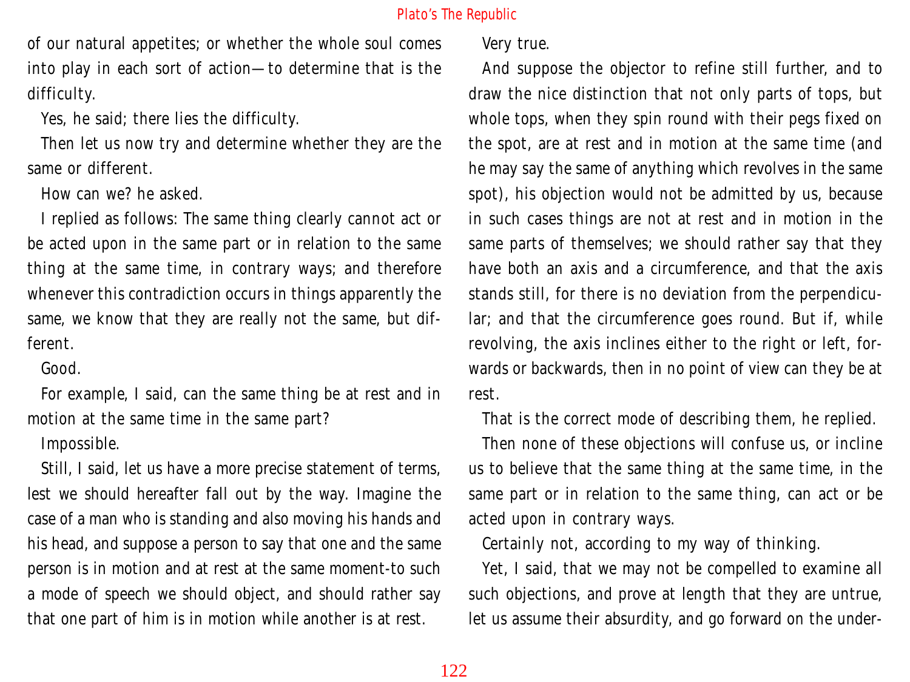of our natural appetites; or whether the whole soul comes into play in each sort of action—to determine that is the difficulty.

Yes, he said; there lies the difficulty.

Then let us now try and determine whether they are the same or different.

How can we? he asked.

I replied as follows: The same thing clearly cannot act or be acted upon in the same part or in relation to the same thing at the same time, in contrary ways; and therefore whenever this contradiction occurs in things apparently the same, we know that they are really not the same, but different.

Good.

For example, I said, can the same thing be at rest and in motion at the same time in the same part?

Impossible.

Still, I said, let us have a more precise statement of terms, lest we should hereafter fall out by the way. Imagine the case of a man who is standing and also moving his hands and his head, and suppose a person to say that one and the same person is in motion and at rest at the same moment-to such a mode of speech we should object, and should rather say that one part of him is in motion while another is at rest.

Very true.

And suppose the objector to refine still further, and to draw the nice distinction that not only parts of tops, but whole tops, when they spin round with their pegs fixed on the spot, are at rest and in motion at the same time (and he may say the same of anything which revolves in the same spot), his objection would not be admitted by us, because in such cases things are not at rest and in motion in the same parts of themselves; we should rather say that they have both an axis and a circumference, and that the axis stands still, for there is no deviation from the perpendicular; and that the circumference goes round. But if, while revolving, the axis inclines either to the right or left, forwards or backwards, then in no point of view can they be at rest.

That is the correct mode of describing them, he replied.

Then none of these objections will confuse us, or incline us to believe that the same thing at the same time, in the same part or in relation to the same thing, can act or be acted upon in contrary ways.

Certainly not, according to my way of thinking.

Yet, I said, that we may not be compelled to examine all such objections, and prove at length that they are untrue, let us assume their absurdity, and go forward on the under-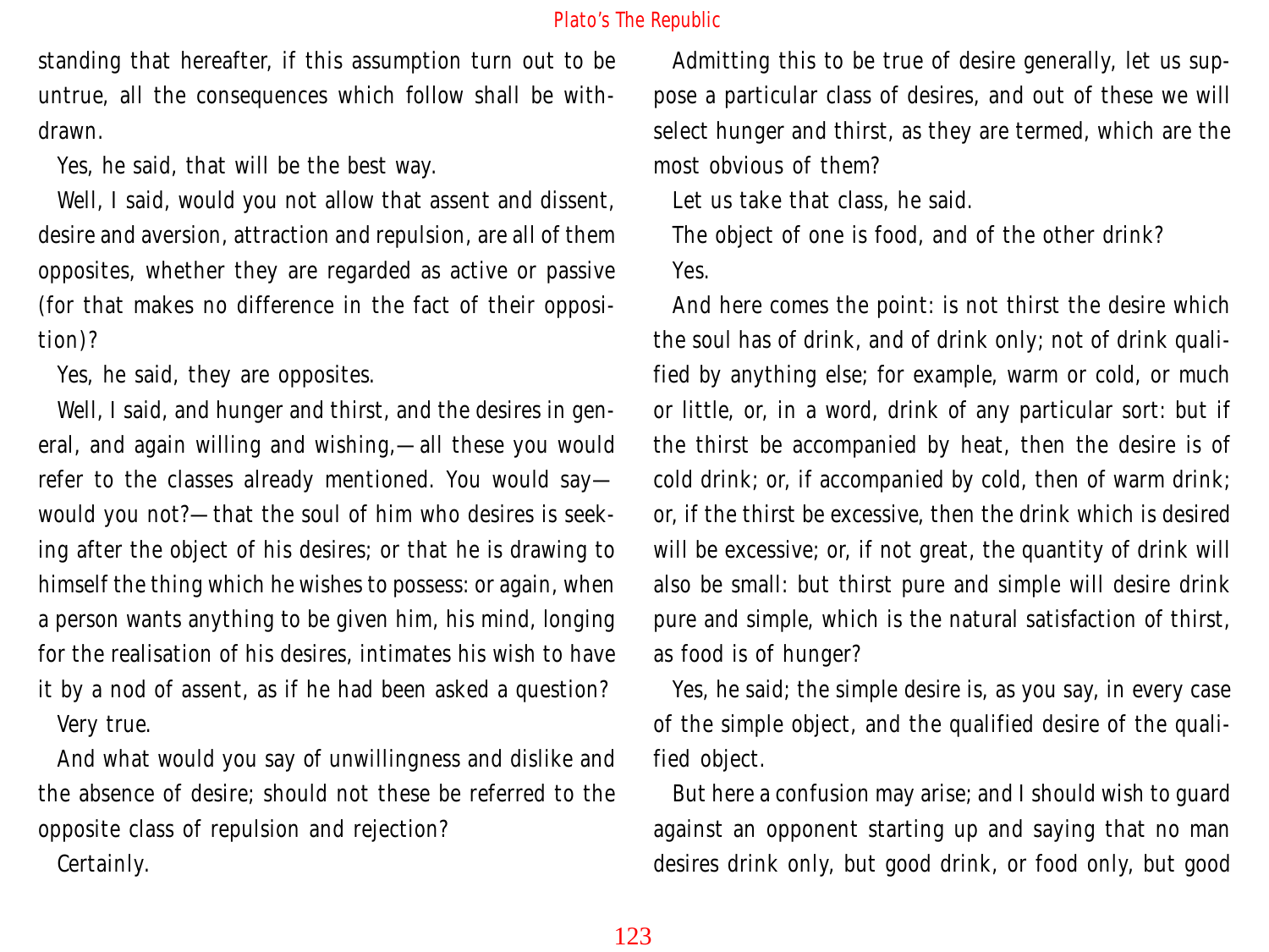standing that hereafter, if this assumption turn out to be untrue, all the consequences which follow shall be withdrawn.

Yes, he said, that will be the best way.

Well, I said, would you not allow that assent and dissent, desire and aversion, attraction and repulsion, are all of them opposites, whether they are regarded as active or passive (for that makes no difference in the fact of their opposition)?

Yes, he said, they are opposites.

Well, I said, and hunger and thirst, and the desires in general, and again willing and wishing,—all these you would refer to the classes already mentioned. You would say—would you not?—that the soul of him who desires is seeking after the object of his desires; or that he is drawing to himself the thing which he wishes to possess: or again, when a person wants anything to be given him, his mind, longing for the realisation of his desires, intimates his wish to have it by a nod of assent, as if he had been asked a question?

Very true.

And what would you say of unwillingness and dislike and the absence of desire; should not these be referred to the opposite class of repulsion and rejection?

Certainly.

Admitting this to be true of desire generally, let us suppose a particular class of desires, and out of these we will select hunger and thirst, as they are termed, which are the most obvious of them?

Let us take that class, he said.

The object of one is food, and of the other drink?

Yes.

And here comes the point: is not thirst the desire which the soul has of drink, and of drink only; not of drink qualified by anything else; for example, warm or cold, or much or little, or, in a word, drink of any particular sort: but if the thirst be accompanied by heat, then the desire is of cold drink; or, if accompanied by cold, then of warm drink; or, if the thirst be excessive, then the drink which is desired will be excessive; or, if not great, the quantity of drink will also be small: but thirst pure and simple will desire drink pure and simple, which is the natural satisfaction of thirst, as food is of hunger?

Yes, he said; the simple desire is, as you say, in every case of the simple object, and the qualified desire of the qualified object.

But here a confusion may arise; and I should wish to guard against an opponent starting up and saying that no man desires drink only, but good drink, or food only, but good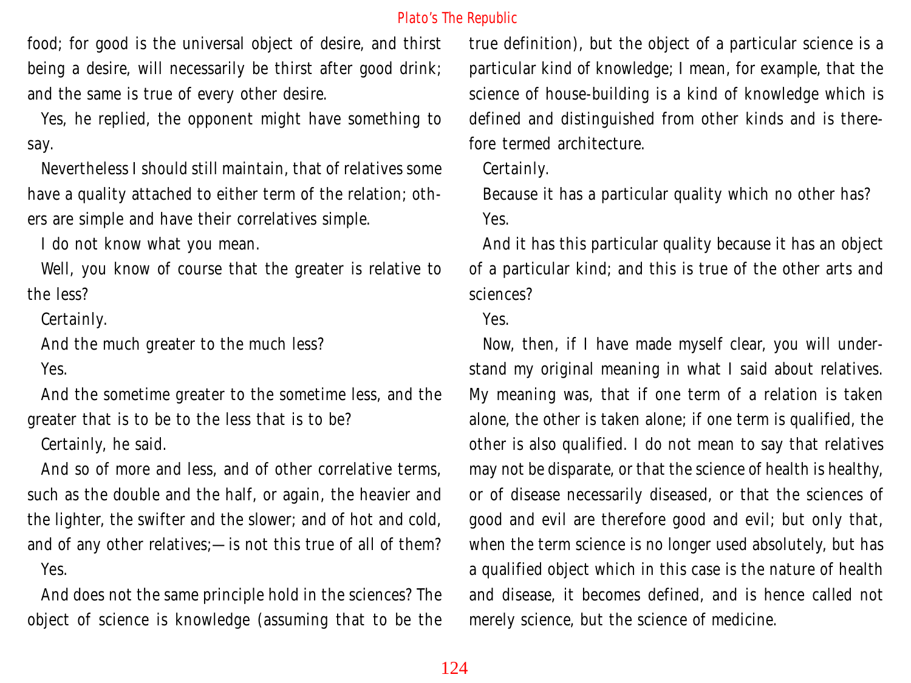food; for good is the universal object of desire, and thirst being a desire, will necessarily be thirst after good drink; and the same is true of every other desire.

Yes, he replied, the opponent might have something to say.

Nevertheless I should still maintain, that of relatives some have a quality attached to either term of the relation; others are simple and have their correlatives simple.

I do not know what you mean.

Well, you know of course that the greater is relative to the less?

Certainly.

And the much greater to the much less?

Yes.

And the sometime greater to the sometime less, and the greater that is to be to the less that is to be?

Certainly, he said.

And so of more and less, and of other correlative terms, such as the double and the half, or again, the heavier and the lighter, the swifter and the slower; and of hot and cold, and of any other relatives;—is not this true of all of them?

Yes.

And does not the same principle hold in the sciences? The object of science is knowledge (assuming that to be the true definition), but the object of a particular science is a particular kind of knowledge; I mean, for example, that the science of house-building is a kind of knowledge which is defined and distinguished from other kinds and is therefore termed architecture.

Certainly.

Because it has a particular quality which no other has?

Yes.

And it has this particular quality because it has an object of a particular kind; and this is true of the other arts and sciences?

Yes.

Now, then, if I have made myself clear, you will understand my original meaning in what I said about relatives. My meaning was, that if one term of a relation is taken alone, the other is taken alone; if one term is qualified, the other is also qualified. I do not mean to say that relatives may not be disparate, or that the science of health is healthy, or of disease necessarily diseased, or that the sciences of good and evil are therefore good and evil; but only that, when the term science is no longer used absolutely, but has a qualified object which in this case is the nature of health and disease, it becomes defined, and is hence called not merely science, but the science of medicine.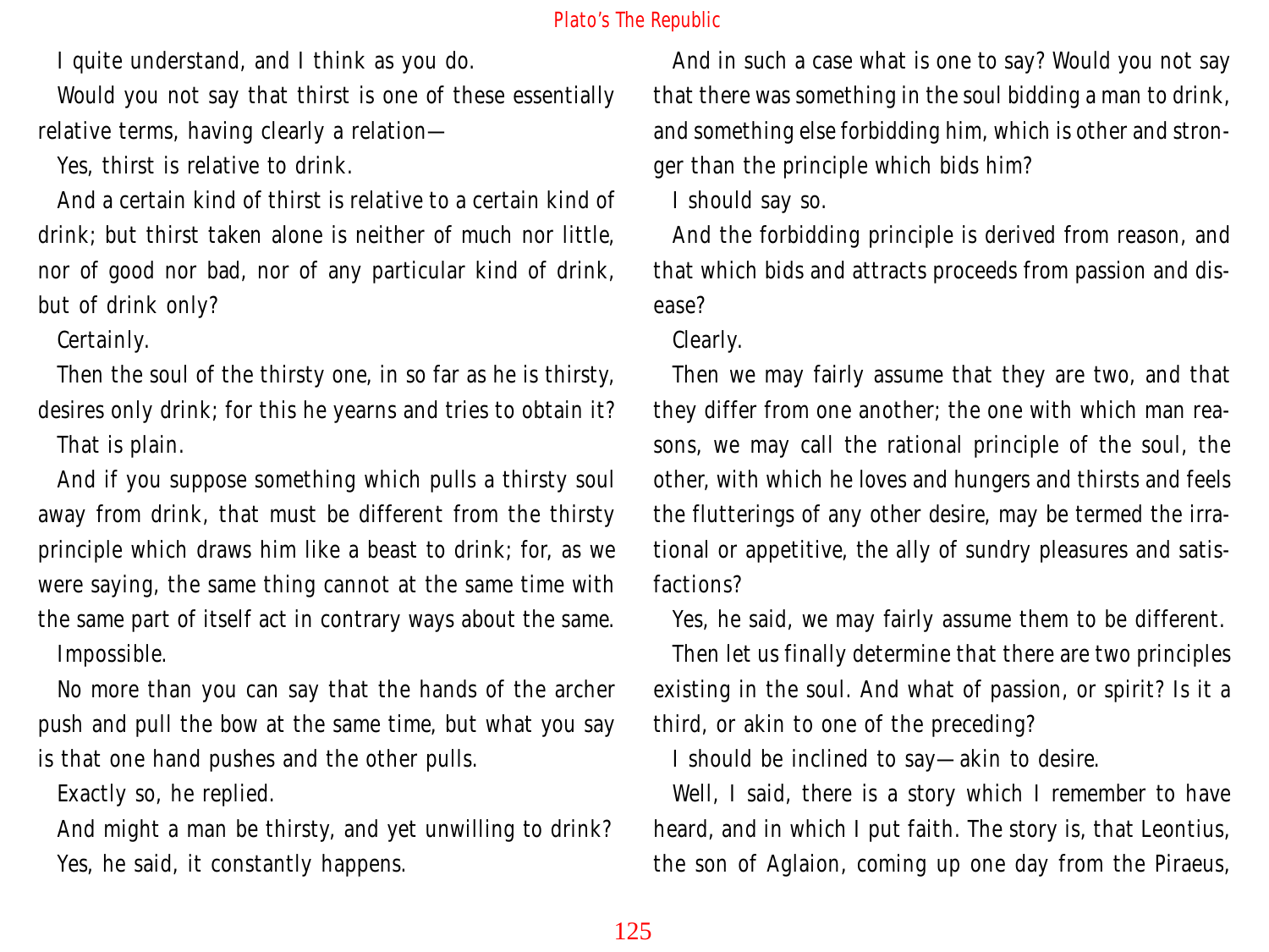I quite understand, and I think as you do.

Would you not say that thirst is one of these essentially relative terms, having clearly a relation—

Yes, thirst is relative to drink.

And a certain kind of thirst is relative to a certain kind of drink; but thirst taken alone is neither of much nor little, nor of good nor bad, nor of any particular kind of drink, but of drink only?

Certainly.

Then the soul of the thirsty one, in so far as he is thirsty, desires only drink; for this he yearns and tries to obtain it?

That is plain.

And if you suppose something which pulls a thirsty soul away from drink, that must be different from the thirsty principle which draws him like a beast to drink; for, as we were saying, the same thing cannot at the same time with the same part of itself act in contrary ways about the same.

Impossible.

No more than you can say that the hands of the archer push and pull the bow at the same time, but what you say is that one hand pushes and the other pulls.

Exactly so, he replied.

And might a man be thirsty, and yet unwilling to drink?

Yes, he said, it constantly happens.

And in such a case what is one to say? Would you not say that there was something in the soul bidding a man to drink, and something else forbidding him, which is other and stronger than the principle which bids him?

I should say so.

And the forbidding principle is derived from reason, and that which bids and attracts proceeds from passion and disease?

Clearly.

Then we may fairly assume that they are two, and that they differ from one another; the one with which man reasons, we may call the rational principle of the soul, the other, with which he loves and hungers and thirsts and feels the flutterings of any other desire, may be termed the irrational or appetitive, the ally of sundry pleasures and satisfactions?

Yes, he said, we may fairly assume them to be different.

Then let us finally determine that there are two principles existing in the soul. And what of passion, or spirit? Is it a third, or akin to one of the preceding?

I should be inclined to say—akin to desire.

Well, I said, there is a story which I remember to have heard, and in which I put faith. The story is, that Leontius, the son of Aglaion, coming up one day from the Piraeus,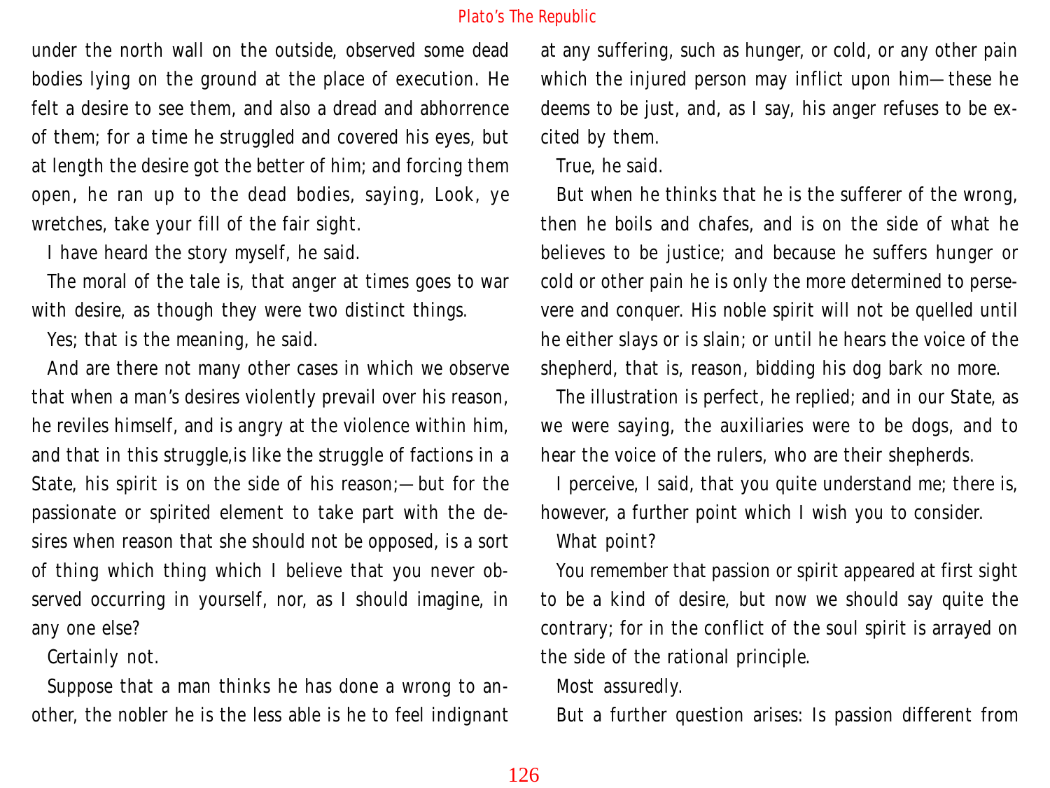under the north wall on the outside, observed some dead bodies lying on the ground at the place of execution. He felt a desire to see them, and also a dread and abhorrence of them; for a time he struggled and covered his eyes, but at length the desire got the better of him; and forcing them open, he ran up to the dead bodies, saying, Look, ye wretches, take your fill of the fair sight.

I have heard the story myself, he said.

The moral of the tale is, that anger at times goes to war with desire, as though they were two distinct things.

Yes; that is the meaning, he said.

And are there not many other cases in which we observe that when a man's desires violently prevail over his reason, he reviles himself, and is angry at the violence within him, and that in this struggle,is like the struggle of factions in a State, his spirit is on the side of his reason;—but for the passionate or spirited element to take part with the desires when reason that she should not be opposed, is a sort of thing which thing which I believe that you never observed occurring in yourself, nor, as I should imagine, in any one else?

Certainly not.

Suppose that a man thinks he has done a wrong to another, the nobler he is the less able is he to feel indignant at any suffering, such as hunger, or cold, or any other pain which the injured person may inflict upon him—these he deems to be just, and, as I say, his anger refuses to be excited by them.

True, he said.

But when he thinks that he is the sufferer of the wrong, then he boils and chafes, and is on the side of what he believes to be justice; and because he suffers hunger or cold or other pain he is only the more determined to persevere and conquer. His noble spirit will not be quelled until he either slays or is slain; or until he hears the voice of the shepherd, that is, reason, bidding his dog bark no more.

The illustration is perfect, he replied; and in our State, as we were saying, the auxiliaries were to be dogs, and to hear the voice of the rulers, who are their shepherds.

I perceive, I said, that you quite understand me; there is, however, a further point which I wish you to consider.

What point?

You remember that passion or spirit appeared at first sight to be a kind of desire, but now we should say quite the contrary; for in the conflict of the soul spirit is arrayed on the side of the rational principle.

Most assuredly.

But a further question arises: Is passion different from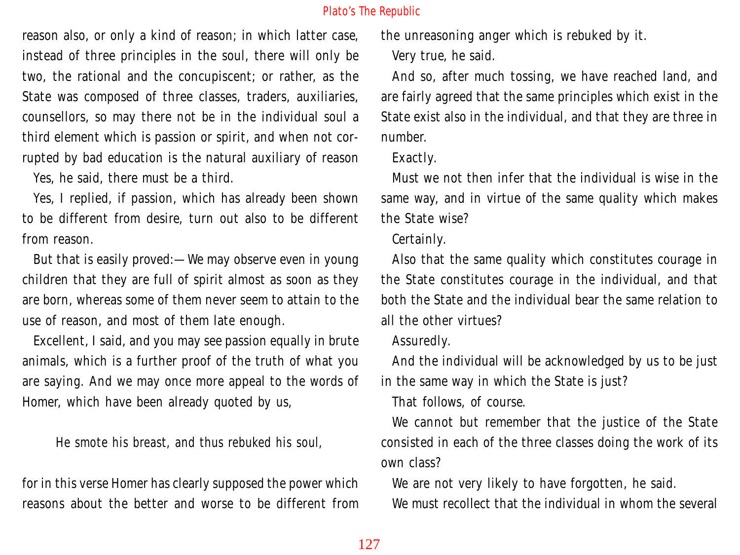reason also, or only a kind of reason; in which latter case, instead of three principles in the soul, there will only be two, the rational and the concupiscent; or rather, as the State was composed of three classes, traders, auxiliaries, counsellors, so may there not be in the individual soul a third element which is passion or spirit, and when not corrupted by bad education is the natural auxiliary of reason

Yes, he said, there must be a third.

Yes, I replied, if passion, which has already been shown to be different from desire, turn out also to be different from reason.

But that is easily proved:—We may observe even in young children that they are full of spirit almost as soon as they are born, whereas some of them never seem to attain to the use of reason, and most of them late enough.

Excellent, I said, and you may see passion equally in brute animals, which is a further proof of the truth of what you are saying. And we may once more appeal to the words of Homer, which have been already quoted by us,

> He smote his breast, and thus rebuked his soul,

for in this verse Homer has clearly supposed the power which reasons about the better and worse to be different from the unreasoning anger which is rebuked by it.

Very true, he said.

And so, after much tossing, we have reached land, and are fairly agreed that the same principles which exist in the State exist also in the individual, and that they are three in number.

Exactly.

Must we not then infer that the individual is wise in the same way, and in virtue of the same quality which makes the State wise?

Certainly.

Also that the same quality which constitutes courage in the State constitutes courage in the individual, and that both the State and the individual bear the same relation to all the other virtues?

Assuredly.

And the individual will be acknowledged by us to be just in the same way in which the State is just?

That follows, of course.

We cannot but remember that the justice of the State consisted in each of the three classes doing the work of its own class?

We are not very likely to have forgotten, he said.

We must recollect that the individual in whom the several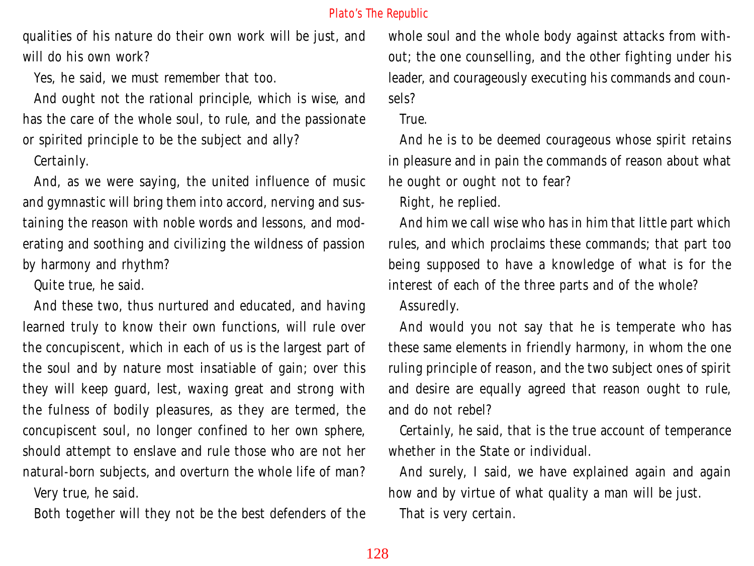qualities of his nature do their own work will be just, and will do his own work?

Yes, he said, we must remember that too.

And ought not the rational principle, which is wise, and has the care of the whole soul, to rule, and the passionate or spirited principle to be the subject and ally?

Certainly.

And, as we were saying, the united influence of music and gymnastic will bring them into accord, nerving and sustaining the reason with noble words and lessons, and moderating and soothing and civilizing the wildness of passion by harmony and rhythm?

Quite true, he said.

And these two, thus nurtured and educated, and having learned truly to know their own functions, will rule over the concupiscent, which in each of us is the largest part of the soul and by nature most insatiable of gain; over this they will keep guard, lest, waxing great and strong with the fulness of bodily pleasures, as they are termed, the concupiscent soul, no longer confined to her own sphere, should attempt to enslave and rule those who are not her natural-born subjects, and overturn the whole life of man?

Very true, he said.

Both together will they not be the best defenders of the whole soul and the whole body against attacks from without; the one counselling, and the other fighting under his leader, and courageously executing his commands and counsels?

True.

And he is to be deemed courageous whose spirit retains in pleasure and in pain the commands of reason about what he ought or ought not to fear?

Right, he replied.

And him we call wise who has in him that little part which rules, and which proclaims these commands; that part too being supposed to have a knowledge of what is for the interest of each of the three parts and of the whole?

Assuredly.

And would you not say that he is temperate who has these same elements in friendly harmony, in whom the one ruling principle of reason, and the two subject ones of spirit and desire are equally agreed that reason ought to rule, and do not rebel?

Certainly, he said, that is the true account of temperance whether in the State or individual.

And surely, I said, we have explained again and again how and by virtue of what quality a man will be just.

That is very certain.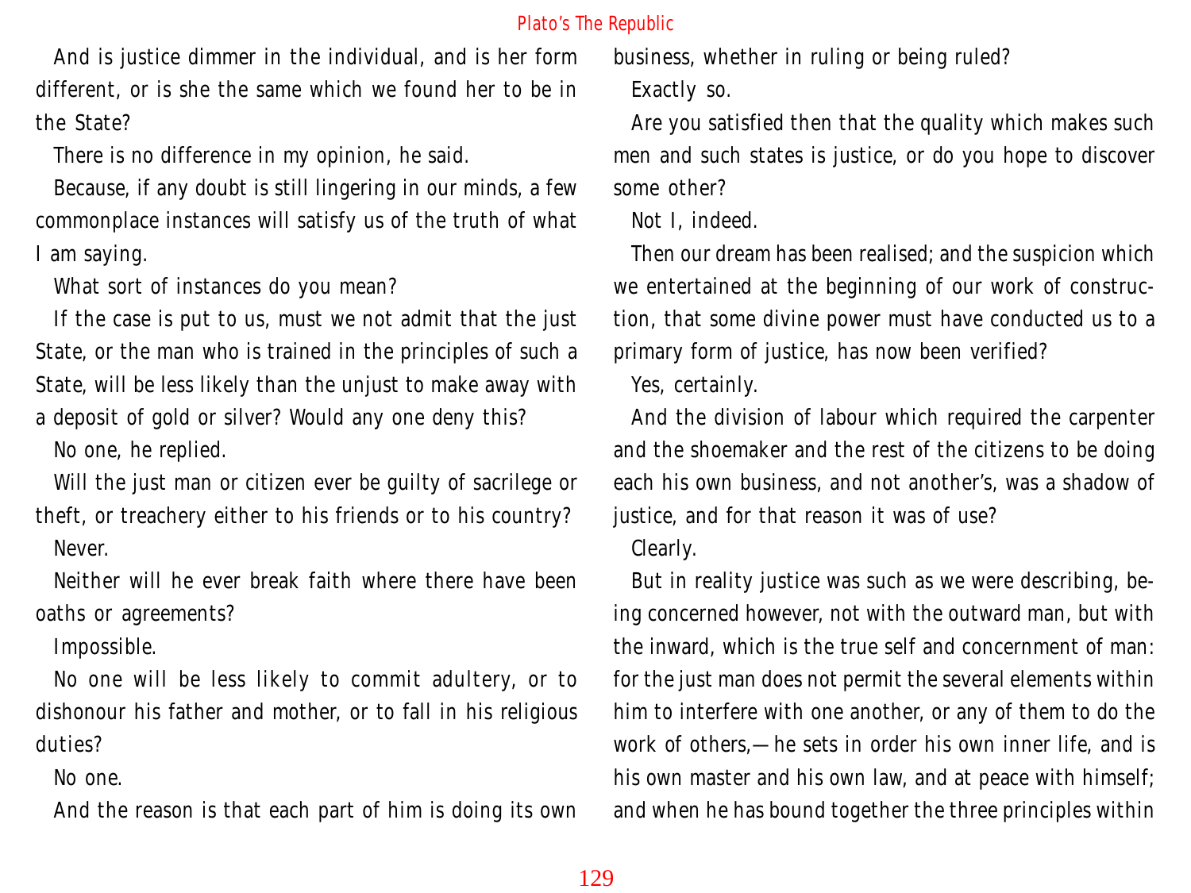And is justice dimmer in the individual, and is her form different, or is she the same which we found her to be in the State?

There is no difference in my opinion, he said.

Because, if any doubt is still lingering in our minds, a few commonplace instances will satisfy us of the truth of what I am saying.

What sort of instances do you mean?

If the case is put to us, must we not admit that the just State, or the man who is trained in the principles of such a State, will be less likely than the unjust to make away with a deposit of gold or silver? Would any one deny this?

No one, he replied.

Will the just man or citizen ever be guilty of sacrilege or theft, or treachery either to his friends or to his country?

Never.

Neither will he ever break faith where there have been oaths or agreements?

Impossible.

No one will be less likely to commit adultery, or to dishonour his father and mother, or to fall in his religious duties?

No one.

And the reason is that each part of him is doing its own business, whether in ruling or being ruled?

Exactly so.

Are you satisfied then that the quality which makes such men and such states is justice, or do you hope to discover some other?

Not I, indeed.

Then our dream has been realised; and the suspicion which we entertained at the beginning of our work of construction, that some divine power must have conducted us to a primary form of justice, has now been verified?

Yes, certainly.

And the division of labour which required the carpenter and the shoemaker and the rest of the citizens to be doing each his own business, and not another's, was a shadow of justice, and for that reason it was of use?

Clearly.

But in reality justice was such as we were describing, being concerned however, not with the outward man, but with the inward, which is the true self and concernment of man: for the just man does not permit the several elements within him to interfere with one another, or any of them to do the work of others,—he sets in order his own inner life, and is his own master and his own law, and at peace with himself; and when he has bound together the three principles within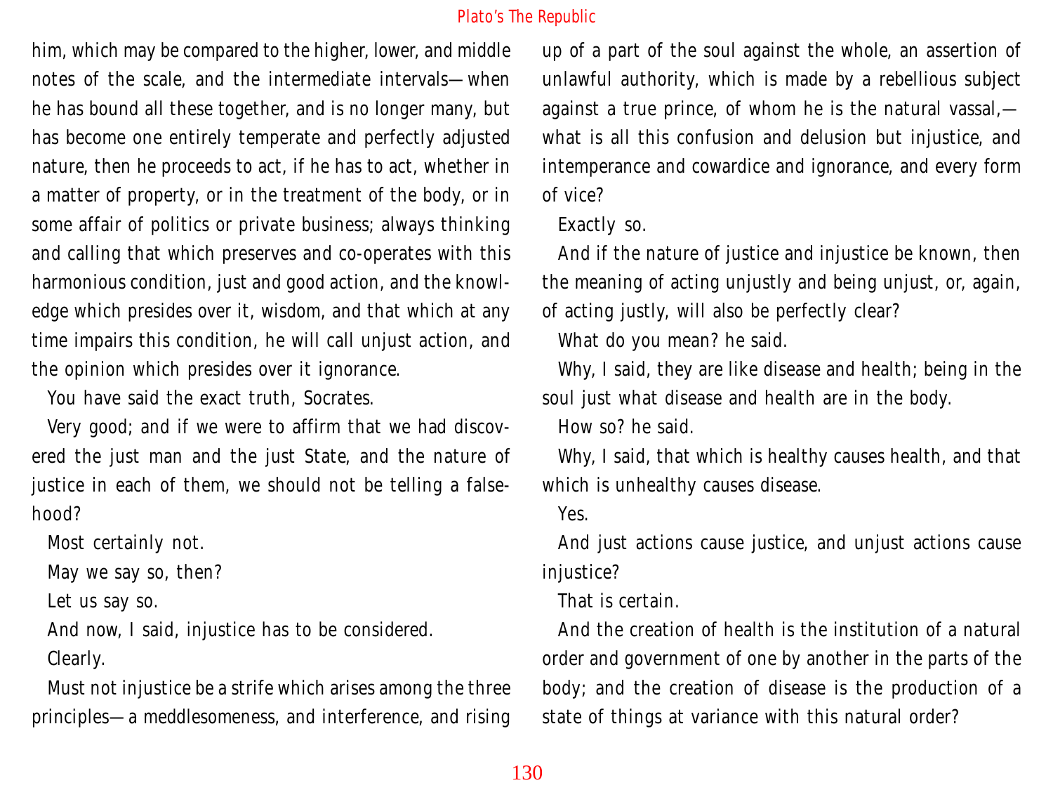him, which may be compared to the higher, lower, and middle notes of the scale, and the intermediate intervals—when he has bound all these together, and is no longer many, but has become one entirely temperate and perfectly adjusted nature, then he proceeds to act, if he has to act, whether in a matter of property, or in the treatment of the body, or in some affair of politics or private business; always thinking and calling that which preserves and co-operates with this harmonious condition, just and good action, and the knowledge which presides over it, wisdom, and that which at any time impairs this condition, he will call unjust action, and the opinion which presides over it ignorance.

You have said the exact truth, Socrates.

Very good; and if we were to affirm that we had discovered the just man and the just State, and the nature of justice in each of them, we should not be telling a falsehood?

Most certainly not.

May we say so, then?

Let us say so.

And now, I said, injustice has to be considered.

Clearly.

Must not injustice be a strife which arises among the three principles—a meddlesomeness, and interference, and rising up of a part of the soul against the whole, an assertion of unlawful authority, which is made by a rebellious subject against a true prince, of whom he is the natural vassal,—what is all this confusion and delusion but injustice, and intemperance and cowardice and ignorance, and every form of vice?

Exactly so.

And if the nature of justice and injustice be known, then the meaning of acting unjustly and being unjust, or, again, of acting justly, will also be perfectly clear?

What do you mean? he said.

Why, I said, they are like disease and health; being in the soul just what disease and health are in the body.

How so? he said.

Why, I said, that which is healthy causes health, and that which is unhealthy causes disease.

Yes.

And just actions cause justice, and unjust actions cause injustice?

That is certain.

And the creation of health is the institution of a natural order and government of one by another in the parts of the body; and the creation of disease is the production of a state of things at variance with this natural order?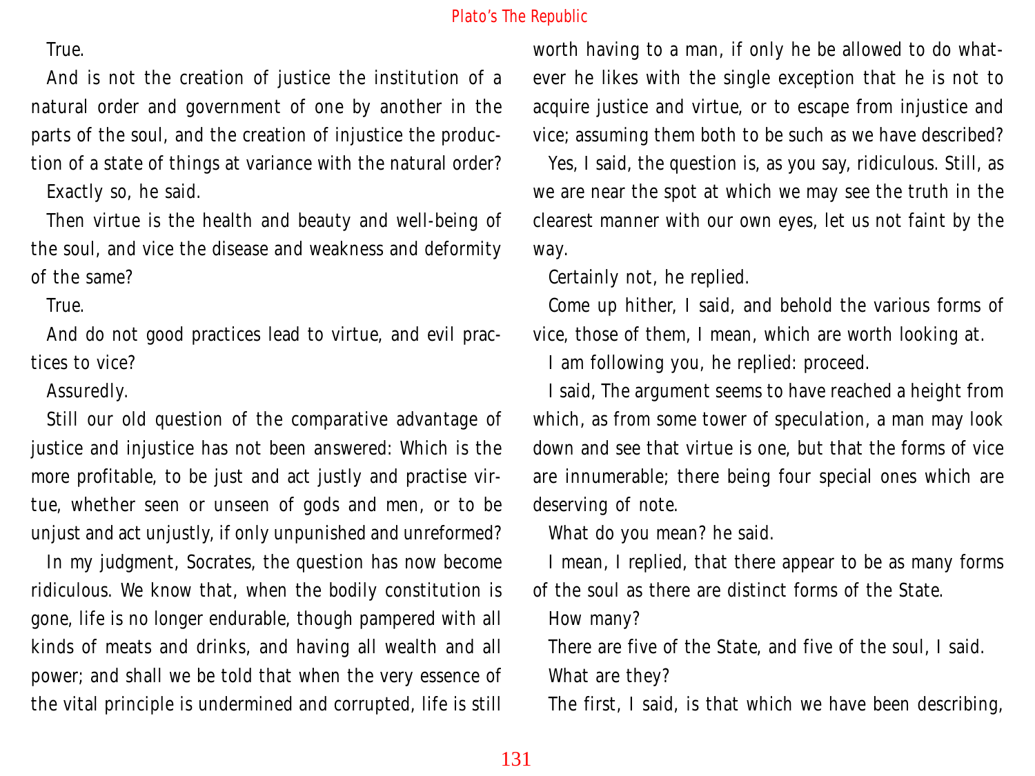True.

And is not the creation of justice the institution of a natural order and government of one by another in the parts of the soul, and the creation of injustice the production of a state of things at variance with the natural order?

Exactly so, he said.

Then virtue is the health and beauty and well-being of the soul, and vice the disease and weakness and deformity of the same?

True.

And do not good practices lead to virtue, and evil practices to vice?

Assuredly.

Still our old question of the comparative advantage of justice and injustice has not been answered: Which is the more profitable, to be just and act justly and practise virtue, whether seen or unseen of gods and men, or to be unjust and act unjustly, if only unpunished and unreformed?

In my judgment, Socrates, the question has now become ridiculous. We know that, when the bodily constitution is gone, life is no longer endurable, though pampered with all kinds of meats and drinks, and having all wealth and all power; and shall we be told that when the very essence of the vital principle is undermined and corrupted, life is still worth having to a man, if only he be allowed to do whatever he likes with the single exception that he is not to acquire justice and virtue, or to escape from injustice and vice; assuming them both to be such as we have described?

Yes, I said, the question is, as you say, ridiculous. Still, as we are near the spot at which we may see the truth in the clearest manner with our own eyes, let us not faint by the way.

Certainly not, he replied.

Come up hither, I said, and behold the various forms of vice, those of them, I mean, which are worth looking at.

I am following you, he replied: proceed.

I said, The argument seems to have reached a height from which, as from some tower of speculation, a man may look down and see that virtue is one, but that the forms of vice are innumerable; there being four special ones which are deserving of note.

What do you mean? he said.

I mean, I replied, that there appear to be as many forms of the soul as there are distinct forms of the State.

How many?

There are five of the State, and five of the soul, I said.

What are they?

The first, I said, is that which we have been describing,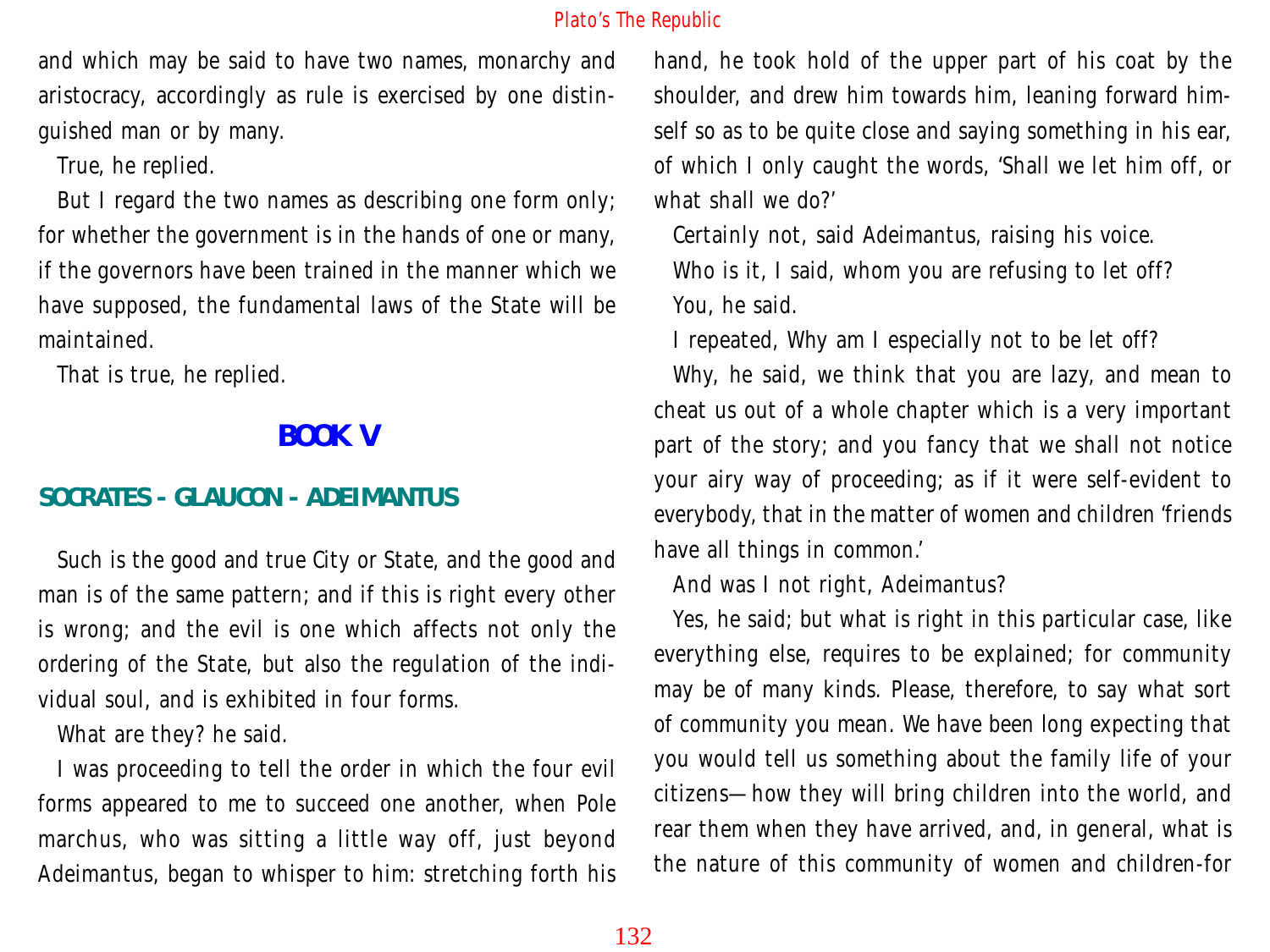and which may be said to have two names, monarchy and aristocracy, accordingly as rule is exercised by one distinguished man or by many.

True, he replied.

But I regard the two names as describing one form only; for whether the government is in the hands of one or many, if the governors have been trained in the manner which we have supposed, the fundamental laws of the State will be maintained.

That is true, he replied.

# BOOK V

## SOCRATES - GLAUCON - ADEIMANTUS

Such is the good and true City or State, and the good and man is of the same pattern; and if this is right every other is wrong; and the evil is one which affects not only the ordering of the State, but also the regulation of the individual soul, and is exhibited in four forms.

What are they? he said.

I was proceeding to tell the order in which the four evil forms appeared to me to succeed one another, when Pole marchus, who was sitting a little way off, just beyond Adeimantus, began to whisper to him: stretching forth his hand, he took hold of the upper part of his coat by the shoulder, and drew him towards him, leaning forward himself so as to be quite close and saying something in his ear, of which I only caught the words, 'Shall we let him off, or what shall we do?'

Certainly not, said Adeimantus, raising his voice.

Who is it, I said, whom you are refusing to let off?

You, he said.

I repeated, Why am I especially not to be let off?

Why, he said, we think that you are lazy, and mean to cheat us out of a whole chapter which is a very important part of the story; and you fancy that we shall not notice your airy way of proceeding; as if it were self-evident to everybody, that in the matter of women and children 'friends have all things in common.'

And was I not right, Adeimantus?

Yes, he said; but what is right in this particular case, like everything else, requires to be explained; for community may be of many kinds. Please, therefore, to say what sort of community you mean. We have been long expecting that you would tell us something about the family life of your citizens—how they will bring children into the world, and rear them when they have arrived, and, in general, what is the nature of this community of women and children-for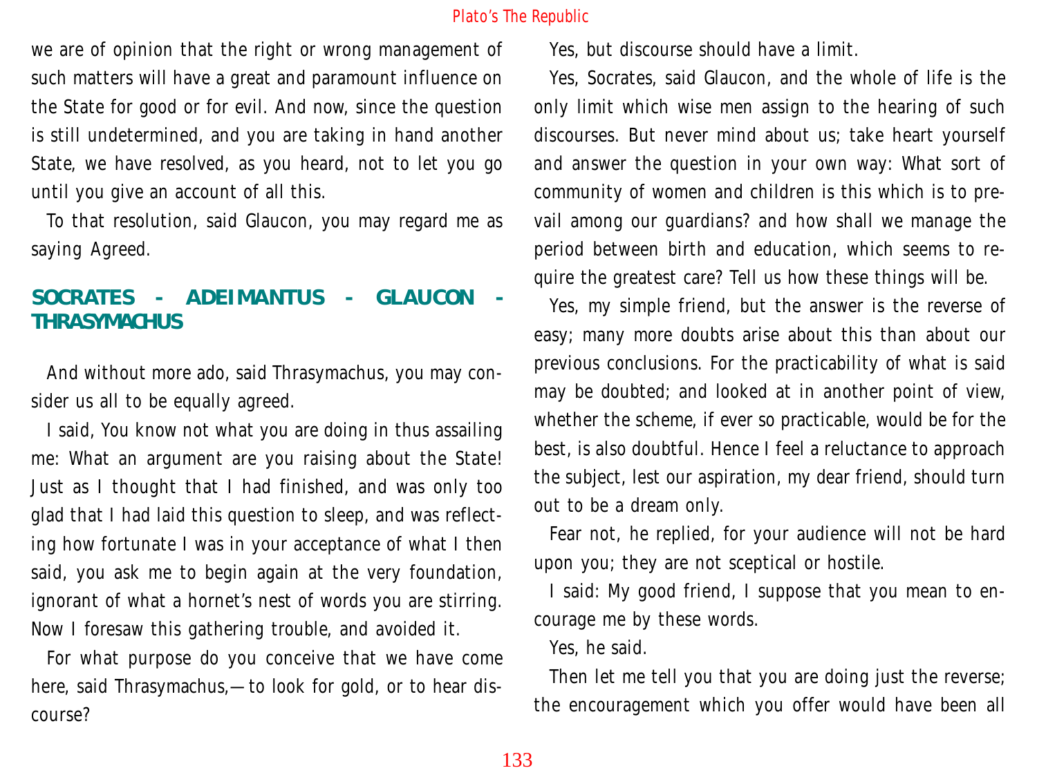we are of opinion that the right or wrong management of such matters will have a great and paramount influence on the State for good or for evil. And now, since the question is still undetermined, and you are taking in hand another State, we have resolved, as you heard, not to let you go until you give an account of all this.

To that resolution, said Glaucon, you may regard me as saying Agreed.

## SOCRATES - ADEIMANTUS - GLAUCON - THRASYMACHUS

And without more ado, said Thrasymachus, you may consider us all to be equally agreed.

I said, You know not what you are doing in thus assailing me: What an argument are you raising about the State! Just as I thought that I had finished, and was only too glad that I had laid this question to sleep, and was reflecting how fortunate I was in your acceptance of what I then said, you ask me to begin again at the very foundation, ignorant of what a hornet's nest of words you are stirring. Now I foresaw this gathering trouble, and avoided it.

For what purpose do you conceive that we have come here, said Thrasymachus,—to look for gold, or to hear discourse?

Yes, but discourse should have a limit.

Yes, Socrates, said Glaucon, and the whole of life is the only limit which wise men assign to the hearing of such discourses. But never mind about us; take heart yourself and answer the question in your own way: What sort of community of women and children is this which is to prevail among our guardians? and how shall we manage the period between birth and education, which seems to require the greatest care? Tell us how these things will be.

Yes, my simple friend, but the answer is the reverse of easy; many more doubts arise about this than about our previous conclusions. For the practicability of what is said may be doubted; and looked at in another point of view, whether the scheme, if ever so practicable, would be for the best, is also doubtful. Hence I feel a reluctance to approach the subject, lest our aspiration, my dear friend, should turn out to be a dream only.

Fear not, he replied, for your audience will not be hard upon you; they are not sceptical or hostile.

I said: My good friend, I suppose that you mean to encourage me by these words.

Yes, he said.

Then let me tell you that you are doing just the reverse; the encouragement which you offer would have been all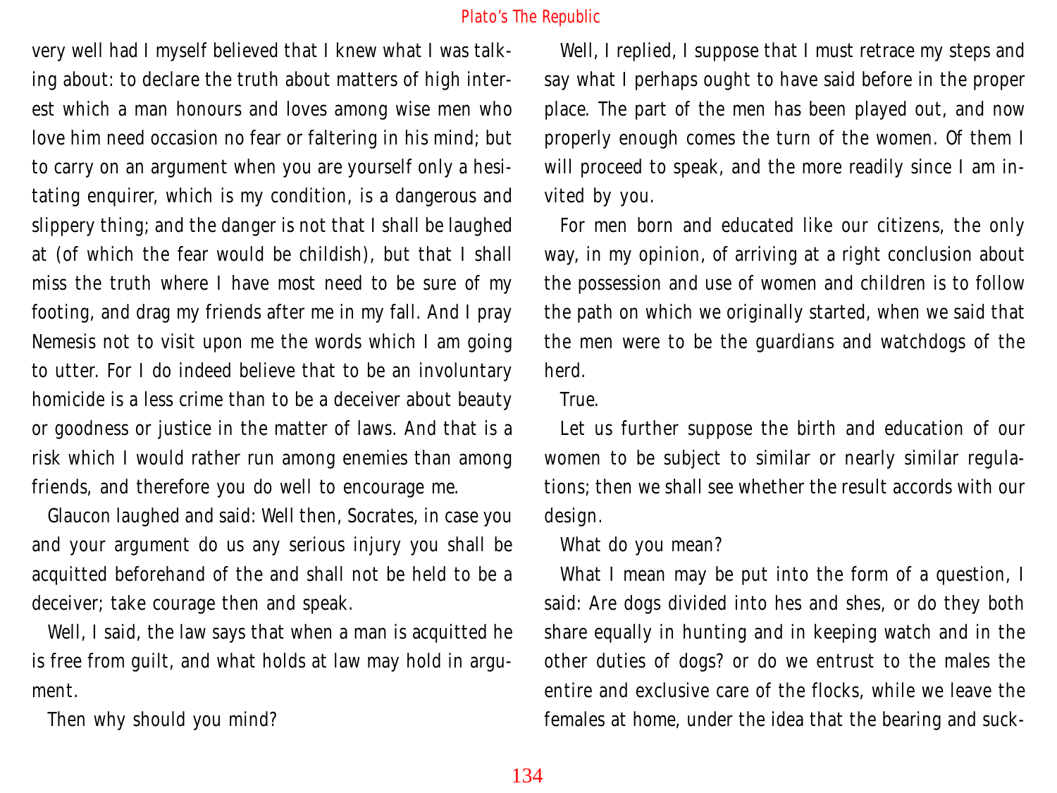very well had I myself believed that I knew what I was talking about: to declare the truth about matters of high interest which a man honours and loves among wise men who love him need occasion no fear or faltering in his mind; but to carry on an argument when you are yourself only a hesitating enquirer, which is my condition, is a dangerous and slippery thing; and the danger is not that I shall be laughed at (of which the fear would be childish), but that I shall miss the truth where I have most need to be sure of my footing, and drag my friends after me in my fall. And I pray Nemesis not to visit upon me the words which I am going to utter. For I do indeed believe that to be an involuntary homicide is a less crime than to be a deceiver about beauty or goodness or justice in the matter of laws. And that is a risk which I would rather run among enemies than among friends, and therefore you do well to encourage me.

Glaucon laughed and said: Well then, Socrates, in case you and your argument do us any serious injury you shall be acquitted beforehand of the and shall not be held to be a deceiver; take courage then and speak.

Well, I said, the law says that when a man is acquitted he is free from guilt, and what holds at law may hold in argument.

Then why should you mind?

Well, I replied, I suppose that I must retrace my steps and say what I perhaps ought to have said before in the proper place. The part of the men has been played out, and now properly enough comes the turn of the women. Of them I will proceed to speak, and the more readily since I am invited by you.

For men born and educated like our citizens, the only way, in my opinion, of arriving at a right conclusion about the possession and use of women and children is to follow the path on which we originally started, when we said that the men were to be the guardians and watchdogs of the herd.

True.

Let us further suppose the birth and education of our women to be subject to similar or nearly similar regulations; then we shall see whether the result accords with our design.

What do you mean?

What I mean may be put into the form of a question, I said: Are dogs divided into hes and shes, or do they both share equally in hunting and in keeping watch and in the other duties of dogs? or do we entrust to the males the entire and exclusive care of the flocks, while we leave the females at home, under the idea that the bearing and suck-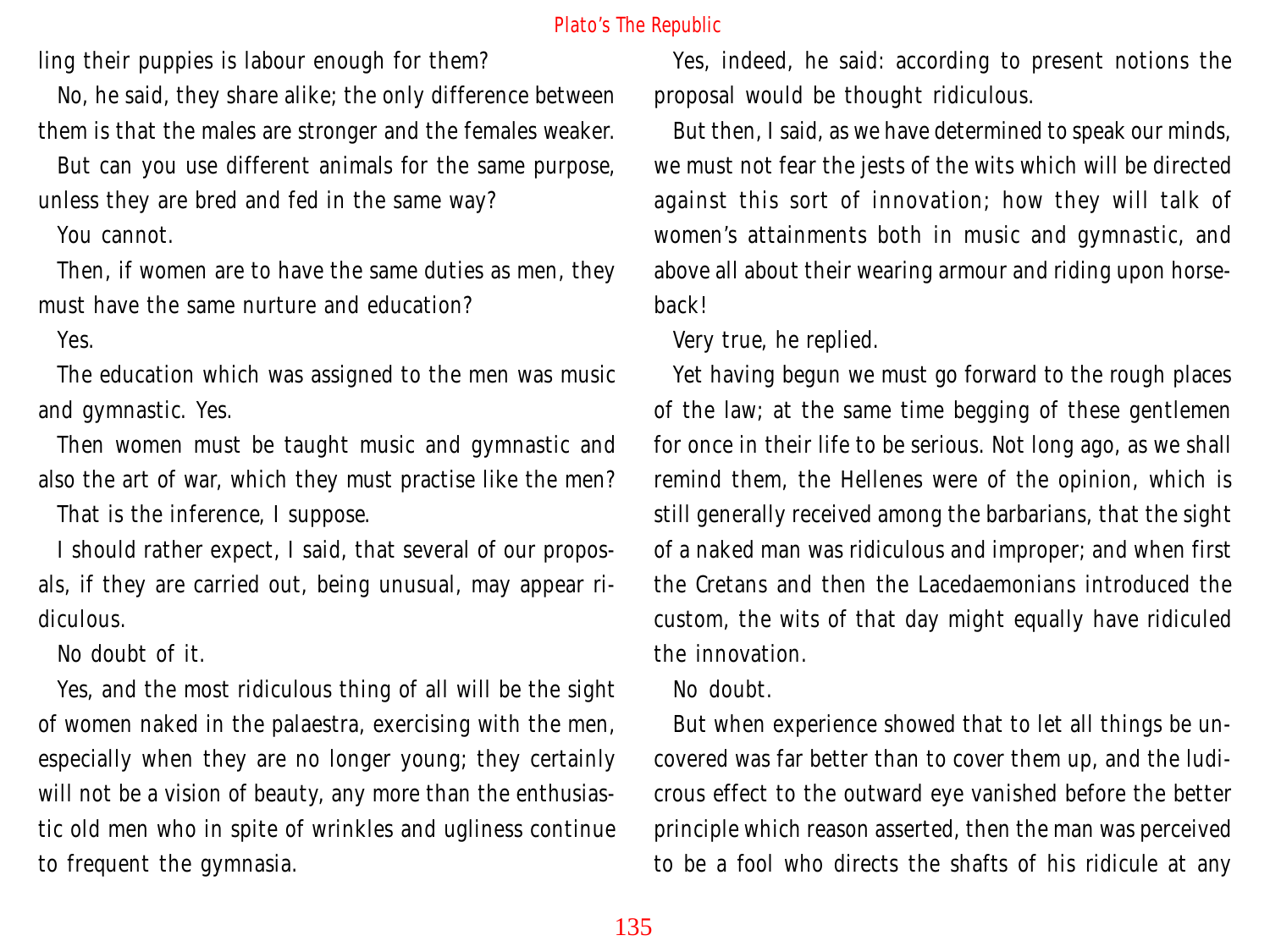ling their puppies is labour enough for them?

No, he said, they share alike; the only difference between them is that the males are stronger and the females weaker.

But can you use different animals for the same purpose, unless they are bred and fed in the same way?

You cannot.

Then, if women are to have the same duties as men, they must have the same nurture and education?

Yes.

The education which was assigned to the men was music and gymnastic. Yes.

Then women must be taught music and gymnastic and also the art of war, which they must practise like the men?

That is the inference, I suppose.

I should rather expect, I said, that several of our proposals, if they are carried out, being unusual, may appear ridiculous.

No doubt of it.

Yes, and the most ridiculous thing of all will be the sight of women naked in the palaestra, exercising with the men, especially when they are no longer young; they certainly will not be a vision of beauty, any more than the enthusiastic old men who in spite of wrinkles and ugliness continue to frequent the gymnasia.

Yes, indeed, he said: according to present notions the proposal would be thought ridiculous.

But then, I said, as we have determined to speak our minds, we must not fear the jests of the wits which will be directed against this sort of innovation; how they will talk of women's attainments both in music and gymnastic, and above all about their wearing armour and riding upon horseback!

Very true, he replied.

Yet having begun we must go forward to the rough places of the law; at the same time begging of these gentlemen for once in their life to be serious. Not long ago, as we shall remind them, the Hellenes were of the opinion, which is still generally received among the barbarians, that the sight of a naked man was ridiculous and improper; and when first the Cretans and then the Lacedaemonians introduced the custom, the wits of that day might equally have ridiculed the innovation.

No doubt.

But when experience showed that to let all things be uncovered was far better than to cover them up, and the ludicrous effect to the outward eye vanished before the better principle which reason asserted, then the man was perceived to be a fool who directs the shafts of his ridicule at any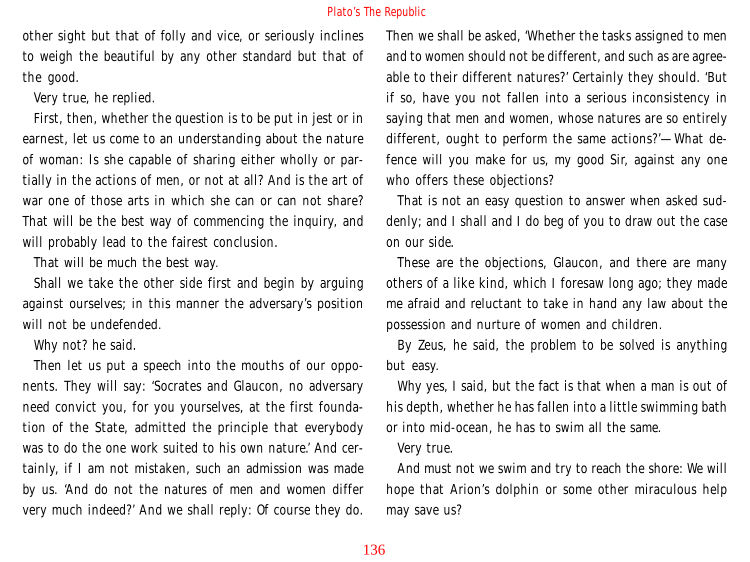other sight but that of folly and vice, or seriously inclines to weigh the beautiful by any other standard but that of the good.

Very true, he replied.

First, then, whether the question is to be put in jest or in earnest, let us come to an understanding about the nature of woman: Is she capable of sharing either wholly or partially in the actions of men, or not at all? And is the art of war one of those arts in which she can or can not share? That will be the best way of commencing the inquiry, and will probably lead to the fairest conclusion.

That will be much the best way.

Shall we take the other side first and begin by arguing against ourselves; in this manner the adversary's position will not be undefended.

Why not? he said.

Then let us put a speech into the mouths of our opponents. They will say: 'Socrates and Glaucon, no adversary need convict you, for you yourselves, at the first foundation of the State, admitted the principle that everybody was to do the one work suited to his own nature.' And certainly, if I am not mistaken, such an admission was made by us. 'And do not the natures of men and women differ very much indeed?' And we shall reply: Of course they do. Then we shall be asked, 'Whether the tasks assigned to men and to women should not be different, and such as are agreeable to their different natures?' Certainly they should. 'But if so, have you not fallen into a serious inconsistency in saying that men and women, whose natures are so entirely different, ought to perform the same actions?'—What defence will you make for us, my good Sir, against any one who offers these objections?

That is not an easy question to answer when asked suddenly; and I shall and I do beg of you to draw out the case on our side.

These are the objections, Glaucon, and there are many others of a like kind, which I foresaw long ago; they made me afraid and reluctant to take in hand any law about the possession and nurture of women and children.

By Zeus, he said, the problem to be solved is anything but easy.

Why yes, I said, but the fact is that when a man is out of his depth, whether he has fallen into a little swimming bath or into mid-ocean, he has to swim all the same.

Very true.

And must not we swim and try to reach the shore: We will hope that Arion's dolphin or some other miraculous help may save us?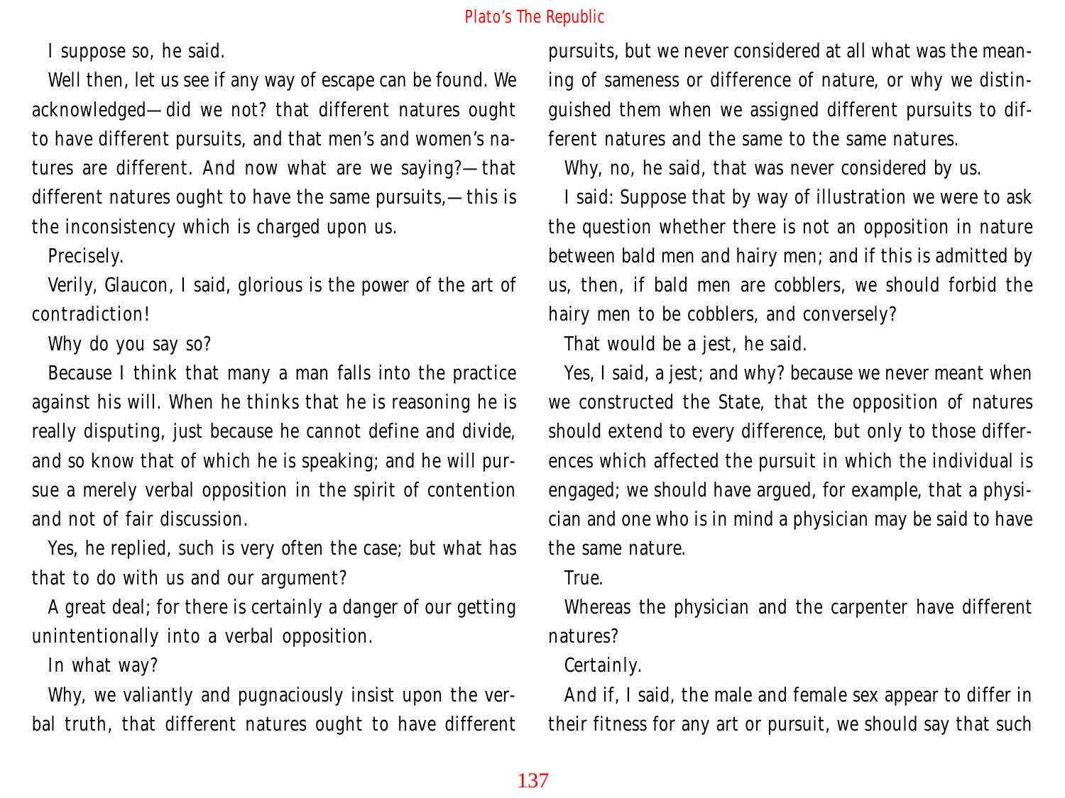I suppose so, he said.

Well then, let us see if any way of escape can be found. We acknowledged—did we not? that different natures ought to have different pursuits, and that men's and women's natures are different. And now what are we saying?—that different natures ought to have the same pursuits,—this is the inconsistency which is charged upon us.

Precisely.

Verily, Glaucon, I said, glorious is the power of the art of contradiction!

Why do you say so?

Because I think that many a man falls into the practice against his will. When he thinks that he is reasoning he is really disputing, just because he cannot define and divide, and so know that of which he is speaking; and he will pursue a merely verbal opposition in the spirit of contention and not of fair discussion.

Yes, he replied, such is very often the case; but what has that to do with us and our argument?

A great deal; for there is certainly a danger of our getting unintentionally into a verbal opposition.

In what way?

Why, we valiantly and pugnaciously insist upon the verbal truth, that different natures ought to have different pursuits, but we never considered at all what was the meaning of sameness or difference of nature, or why we distinguished them when we assigned different pursuits to different natures and the same to the same natures.

Why, no, he said, that was never considered by us.

I said: Suppose that by way of illustration we were to ask the question whether there is not an opposition in nature between bald men and hairy men; and if this is admitted by us, then, if bald men are cobblers, we should forbid the hairy men to be cobblers, and conversely?

That would be a jest, he said.

Yes, I said, a jest; and why? because we never meant when we constructed the State, that the opposition of natures should extend to every difference, but only to those differences which affected the pursuit in which the individual is engaged; we should have argued, for example, that a physician and one who is in mind a physician may be said to have the same nature.

True.

Whereas the physician and the carpenter have different natures?

Certainly.

And if, I said, the male and female sex appear to differ in their fitness for any art or pursuit, we should say that such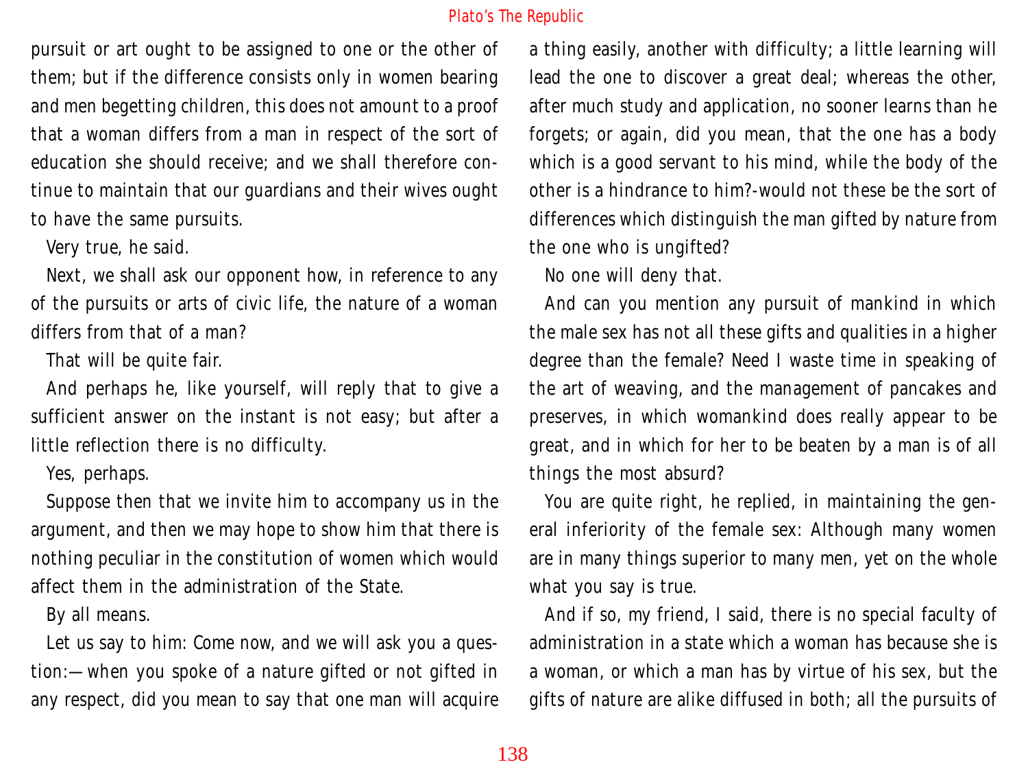pursuit or art ought to be assigned to one or the other of them; but if the difference consists only in women bearing and men begetting children, this does not amount to a proof that a woman differs from a man in respect of the sort of education she should receive; and we shall therefore continue to maintain that our guardians and their wives ought to have the same pursuits.

Very true, he said.

Next, we shall ask our opponent how, in reference to any of the pursuits or arts of civic life, the nature of a woman differs from that of a man?

That will be quite fair.

And perhaps he, like yourself, will reply that to give a sufficient answer on the instant is not easy; but after a little reflection there is no difficulty.

Yes, perhaps.

Suppose then that we invite him to accompany us in the argument, and then we may hope to show him that there is nothing peculiar in the constitution of women which would affect them in the administration of the State.

By all means.

Let us say to him: Come now, and we will ask you a question:— when you spoke of a nature gifted or not gifted in any respect, did you mean to say that one man will acquire a thing easily, another with difficulty; a little learning will lead the one to discover a great deal; whereas the other, after much study and application, no sooner learns than he forgets; or again, did you mean, that the one has a body which is a good servant to his mind, while the body of the other is a hindrance to him?-would not these be the sort of differences which distinguish the man gifted by nature from the one who is ungifted?

No one will deny that.

And can you mention any pursuit of mankind in which the male sex has not all these gifts and qualities in a higher degree than the female? Need I waste time in speaking of the art of weaving, and the management of pancakes and preserves, in which womankind does really appear to be great, and in which for her to be beaten by a man is of all things the most absurd?

You are quite right, he replied, in maintaining the general inferiority of the female sex: Although many women are in many things superior to many men, yet on the whole what you say is true.

And if so, my friend, I said, there is no special faculty of administration in a state which a woman has because she is a woman, or which a man has by virtue of his sex, but the gifts of nature are alike diffused in both; all the pursuits of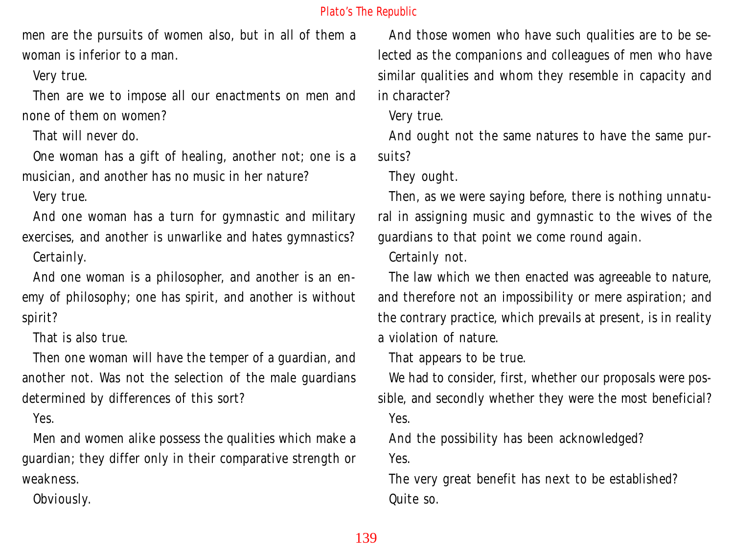men are the pursuits of women also, but in all of them a woman is inferior to a man.

Very true.

Then are we to impose all our enactments on men and none of them on women?

That will never do.

One woman has a gift of healing, another not; one is a musician, and another has no music in her nature?

Very true.

And one woman has a turn for gymnastic and military exercises, and another is unwarlike and hates gymnastics?

Certainly.

And one woman is a philosopher, and another is an enemy of philosophy; one has spirit, and another is without spirit?

That is also true.

Then one woman will have the temper of a guardian, and another not. Was not the selection of the male guardians determined by differences of this sort?

Yes.

Men and women alike possess the qualities which make a guardian; they differ only in their comparative strength or weakness.

Obviously.

And those women who have such qualities are to be selected as the companions and colleagues of men who have similar qualities and whom they resemble in capacity and in character?

Very true.

And ought not the same natures to have the same pursuits?

They ought.

Then, as we were saying before, there is nothing unnatural in assigning music and gymnastic to the wives of the guardians to that point we come round again.

Certainly not.

The law which we then enacted was agreeable to nature, and therefore not an impossibility or mere aspiration; and the contrary practice, which prevails at present, is in reality a violation of nature.

That appears to be true.

We had to consider, first, whether our proposals were possible, and secondly whether they were the most beneficial?

Yes.

And the possibility has been acknowledged?

Yes.

The very great benefit has next to be established?

Quite so.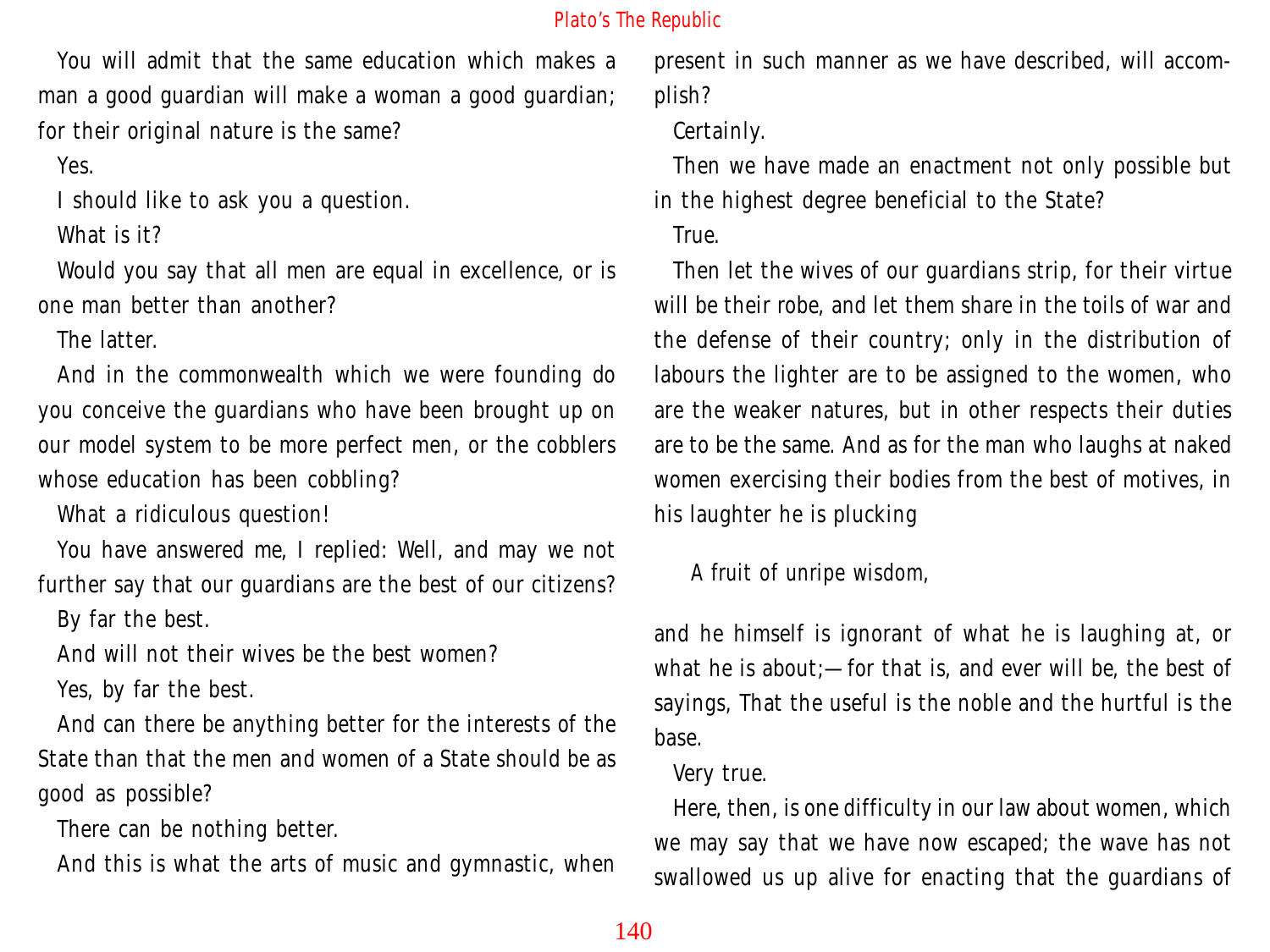You will admit that the same education which makes a man a good guardian will make a woman a good guardian; for their original nature is the same?

Yes.

I should like to ask you a question.

What is it?

Would you say that all men are equal in excellence, or is one man better than another?

The latter.

And in the commonwealth which we were founding do you conceive the guardians who have been brought up on our model system to be more perfect men, or the cobblers whose education has been cobbling?

What a ridiculous question!

You have answered me, I replied: Well, and may we not further say that our guardians are the best of our citizens?

By far the best.

And will not their wives be the best women?

Yes, by far the best.

And can there be anything better for the interests of the State than that the men and women of a State should be as good as possible?

There can be nothing better.

And this is what the arts of music and gymnastic, when present in such manner as we have described, will accomplish?

Certainly.

Then we have made an enactment not only possible but in the highest degree beneficial to the State?

True.

Then let the wives of our guardians strip, for their virtue will be their robe, and let them share in the toils of war and the defense of their country; only in the distribution of labours the lighter are to be assigned to the women, who are the weaker natures, but in other respects their duties are to be the same. And as for the man who laughs at naked women exercising their bodies from the best of motives, in his laughter he is plucking

> A fruit of unripe wisdom,

and he himself is ignorant of what he is laughing at, or what he is about;—for that is, and ever will be, the best of sayings, That the useful is the noble and the hurtful is the base.

Very true.

Here, then, is one difficulty in our law about women, which we may say that we have now escaped; the wave has not swallowed us up alive for enacting that the guardians of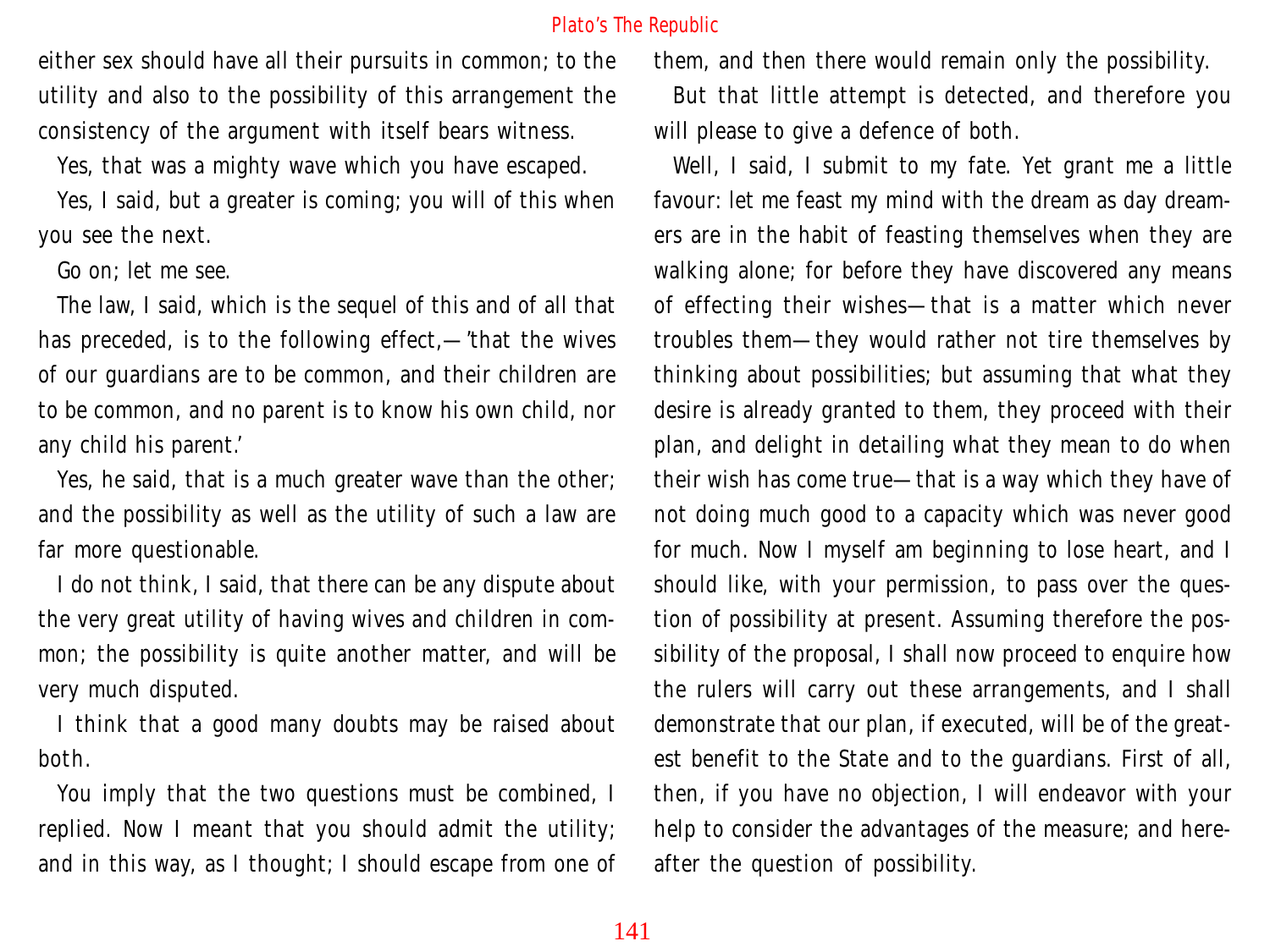either sex should have all their pursuits in common; to the utility and also to the possibility of this arrangement the consistency of the argument with itself bears witness.

Yes, that was a mighty wave which you have escaped.

Yes, I said, but a greater is coming; you will of this when you see the next.

Go on; let me see.

The law, I said, which is the sequel of this and of all that has preceded, is to the following effect,—'that the wives of our guardians are to be common, and their children are to be common, and no parent is to know his own child, nor any child his parent.'

Yes, he said, that is a much greater wave than the other; and the possibility as well as the utility of such a law are far more questionable.

I do not think, I said, that there can be any dispute about the very great utility of having wives and children in common; the possibility is quite another matter, and will be very much disputed.

I think that a good many doubts may be raised about both.

You imply that the two questions must be combined, I replied. Now I meant that you should admit the utility; and in this way, as I thought; I should escape from one of them, and then there would remain only the possibility.

But that little attempt is detected, and therefore you will please to give a defence of both.

Well, I said, I submit to my fate. Yet grant me a little favour: let me feast my mind with the dream as day dreamers are in the habit of feasting themselves when they are walking alone; for before they have discovered any means of effecting their wishes—that is a matter which never troubles them—they would rather not tire themselves by thinking about possibilities; but assuming that what they desire is already granted to them, they proceed with their plan, and delight in detailing what they mean to do when their wish has come true—that is a way which they have of not doing much good to a capacity which was never good for much. Now I myself am beginning to lose heart, and I should like, with your permission, to pass over the question of possibility at present. Assuming therefore the possibility of the proposal, I shall now proceed to enquire how the rulers will carry out these arrangements, and I shall demonstrate that our plan, if executed, will be of the greatest benefit to the State and to the guardians. First of all, then, if you have no objection, I will endeavor with your help to consider the advantages of the measure; and hereafter the question of possibility.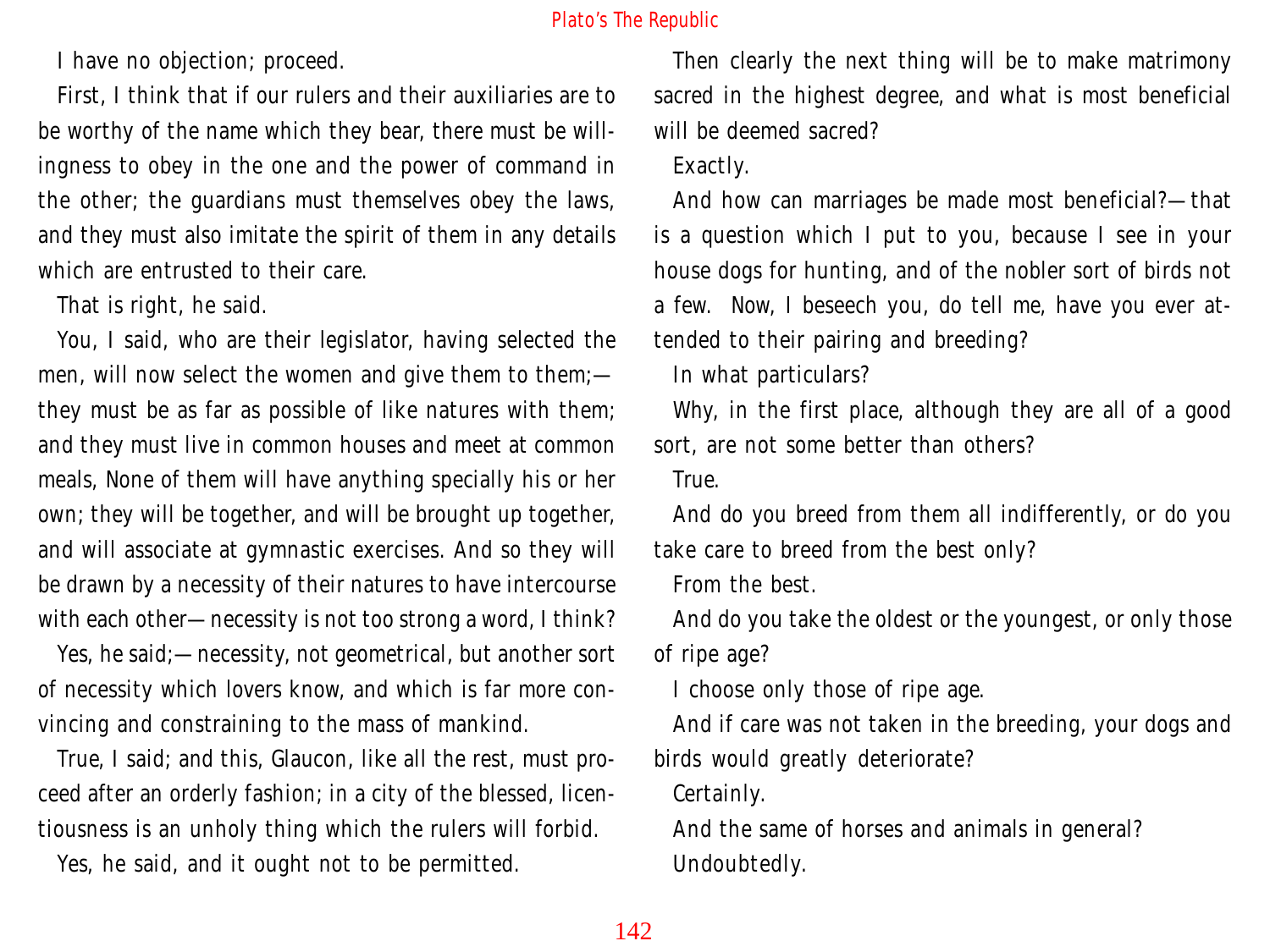I have no objection; proceed.

First, I think that if our rulers and their auxiliaries are to be worthy of the name which they bear, there must be willingness to obey in the one and the power of command in the other; the guardians must themselves obey the laws, and they must also imitate the spirit of them in any details which are entrusted to their care.

That is right, he said.

You, I said, who are their legislator, having selected the men, will now select the women and give them to them;—they must be as far as possible of like natures with them; and they must live in common houses and meet at common meals, None of them will have anything specially his or her own; they will be together, and will be brought up together, and will associate at gymnastic exercises. And so they will be drawn by a necessity of their natures to have intercourse with each other—necessity is not too strong a word, I think?

Yes, he said;—necessity, not geometrical, but another sort of necessity which lovers know, and which is far more convincing and constraining to the mass of mankind.

True, I said; and this, Glaucon, like all the rest, must proceed after an orderly fashion; in a city of the blessed, licentiousness is an unholy thing which the rulers will forbid.

Yes, he said, and it ought not to be permitted.

Then clearly the next thing will be to make matrimony sacred in the highest degree, and what is most beneficial will be deemed sacred?

Exactly.

And how can marriages be made most beneficial?—that is a question which I put to you, because I see in your house dogs for hunting, and of the nobler sort of birds not a few. Now, I beseech you, do tell me, have you ever attended to their pairing and breeding?

In what particulars?

Why, in the first place, although they are all of a good sort, are not some better than others?

True.

And do you breed from them all indifferently, or do you take care to breed from the best only?

From the best.

And do you take the oldest or the youngest, or only those of ripe age?

I choose only those of ripe age.

And if care was not taken in the breeding, your dogs and birds would greatly deteriorate?

Certainly.

And the same of horses and animals in general?

Undoubtedly.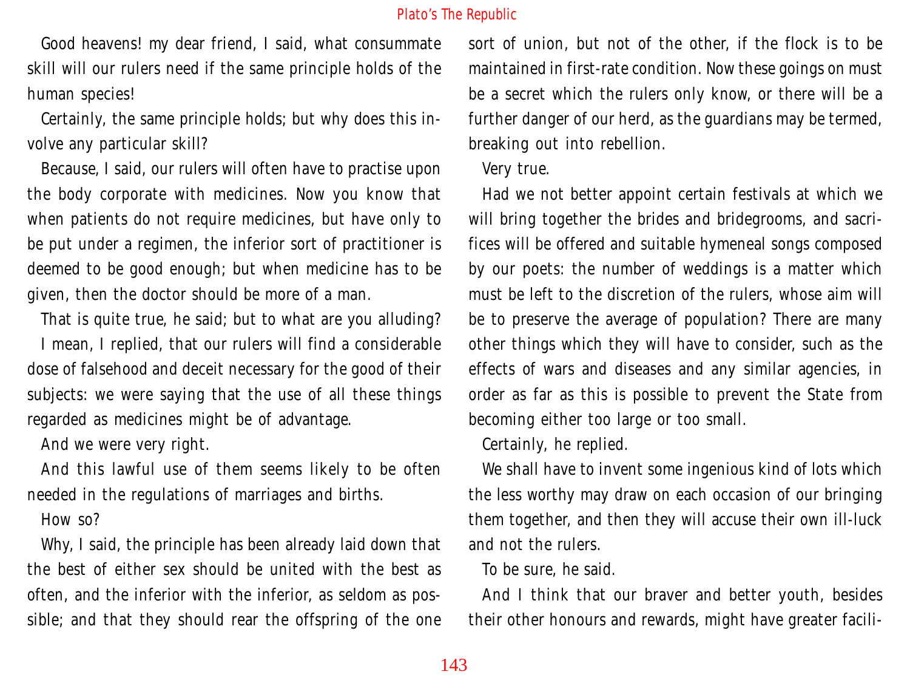Good heavens! my dear friend, I said, what consummate skill will our rulers need if the same principle holds of the human species!

Certainly, the same principle holds; but why does this involve any particular skill?

Because, I said, our rulers will often have to practise upon the body corporate with medicines. Now you know that when patients do not require medicines, but have only to be put under a regimen, the inferior sort of practitioner is deemed to be good enough; but when medicine has to be given, then the doctor should be more of a man.

That is quite true, he said; but to what are you alluding?

I mean, I replied, that our rulers will find a considerable dose of falsehood and deceit necessary for the good of their subjects: we were saying that the use of all these things regarded as medicines might be of advantage.

And we were very right.

And this lawful use of them seems likely to be often needed in the regulations of marriages and births.

How so?

Why, I said, the principle has been already laid down that the best of either sex should be united with the best as often, and the inferior with the inferior, as seldom as possible; and that they should rear the offspring of the one sort of union, but not of the other, if the flock is to be maintained in first-rate condition. Now these goings on must be a secret which the rulers only know, or there will be a further danger of our herd, as the guardians may be termed, breaking out into rebellion.

Very true.

Had we not better appoint certain festivals at which we will bring together the brides and bridegrooms, and sacrifices will be offered and suitable hymeneal songs composed by our poets: the number of weddings is a matter which must be left to the discretion of the rulers, whose aim will be to preserve the average of population? There are many other things which they will have to consider, such as the effects of wars and diseases and any similar agencies, in order as far as this is possible to prevent the State from becoming either too large or too small.

Certainly, he replied.

We shall have to invent some ingenious kind of lots which the less worthy may draw on each occasion of our bringing them together, and then they will accuse their own ill-luck and not the rulers.

To be sure, he said.

And I think that our braver and better youth, besides their other honours and rewards, might have greater facili-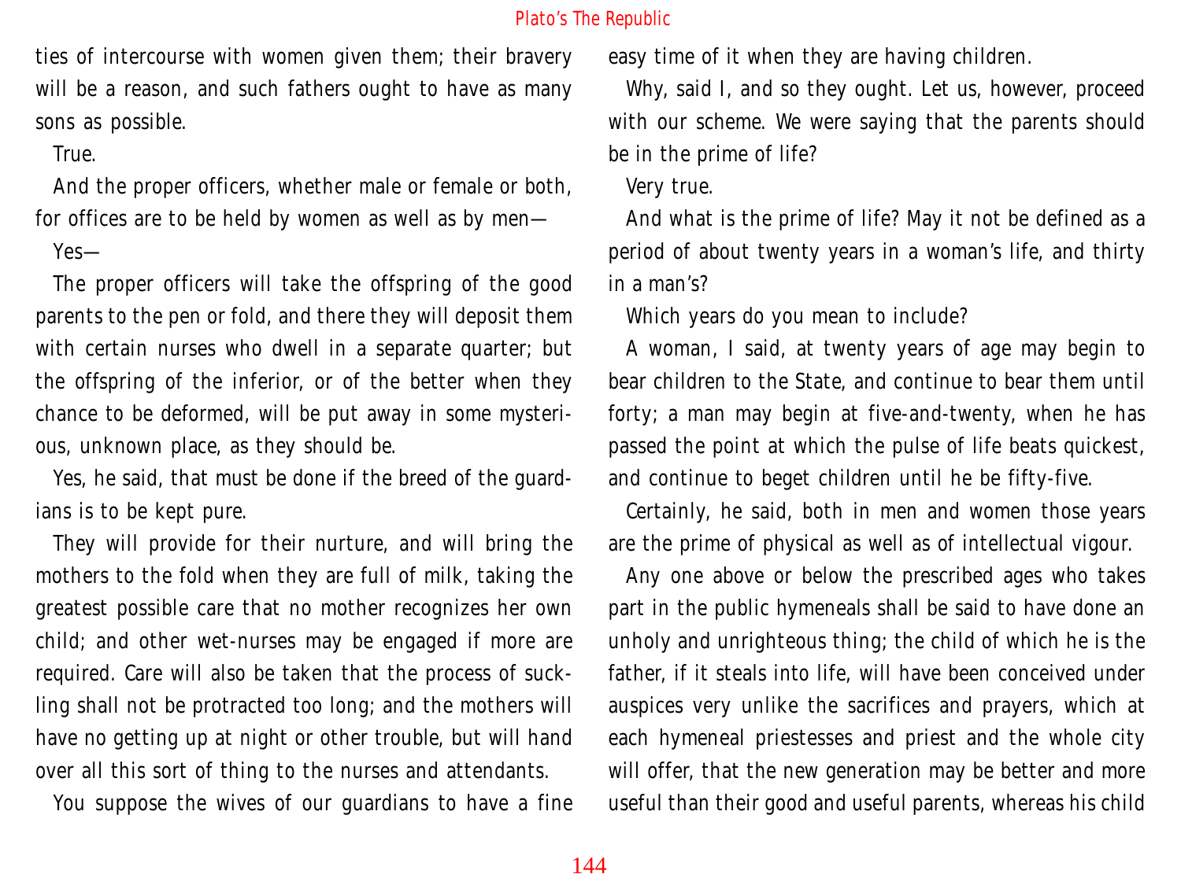ties of intercourse with women given them; their bravery will be a reason, and such fathers ought to have as many sons as possible.

True.

And the proper officers, whether male or female or both, for offices are to be held by women as well as by men—

Yes—

The proper officers will take the offspring of the good parents to the pen or fold, and there they will deposit them with certain nurses who dwell in a separate quarter; but the offspring of the inferior, or of the better when they chance to be deformed, will be put away in some mysterious, unknown place, as they should be.

Yes, he said, that must be done if the breed of the guardians is to be kept pure.

They will provide for their nurture, and will bring the mothers to the fold when they are full of milk, taking the greatest possible care that no mother recognizes her own child; and other wet-nurses may be engaged if more are required. Care will also be taken that the process of suckling shall not be protracted too long; and the mothers will have no getting up at night or other trouble, but will hand over all this sort of thing to the nurses and attendants.

You suppose the wives of our guardians to have a fine easy time of it when they are having children.

Why, said I, and so they ought. Let us, however, proceed with our scheme. We were saying that the parents should be in the prime of life?

Very true.

And what is the prime of life? May it not be defined as a period of about twenty years in a woman's life, and thirty in a man's?

Which years do you mean to include?

A woman, I said, at twenty years of age may begin to bear children to the State, and continue to bear them until forty; a man may begin at five-and-twenty, when he has passed the point at which the pulse of life beats quickest, and continue to beget children until he be fifty-five.

Certainly, he said, both in men and women those years are the prime of physical as well as of intellectual vigour.

Any one above or below the prescribed ages who takes part in the public hymeneals shall be said to have done an unholy and unrighteous thing; the child of which he is the father, if it steals into life, will have been conceived under auspices very unlike the sacrifices and prayers, which at each hymeneal priestesses and priest and the whole city will offer, that the new generation may be better and more useful than their good and useful parents, whereas his child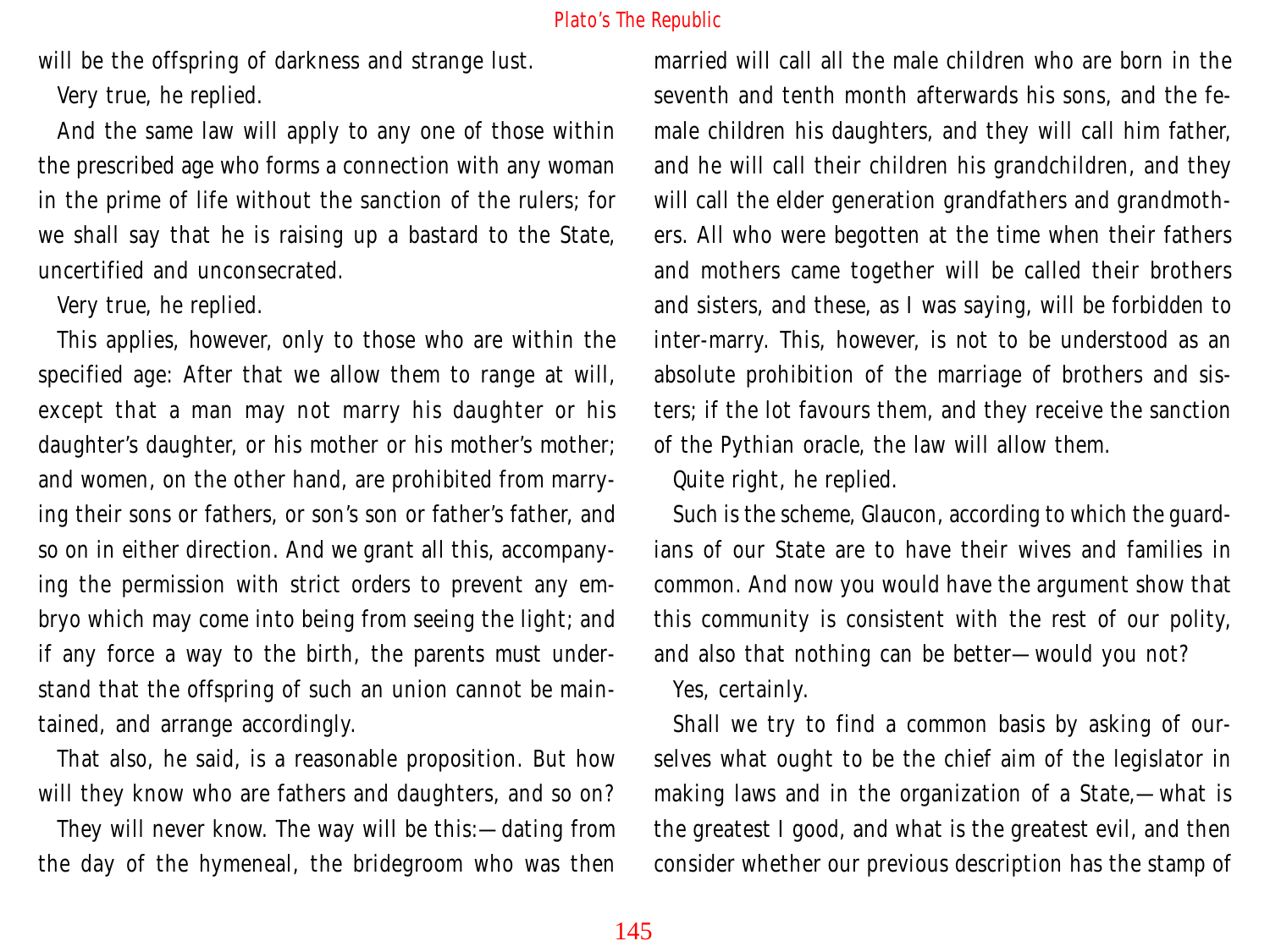will be the offspring of darkness and strange lust.

Very true, he replied.

And the same law will apply to any one of those within the prescribed age who forms a connection with any woman in the prime of life without the sanction of the rulers; for we shall say that he is raising up a bastard to the State, uncertified and unconsecrated.

Very true, he replied.

This applies, however, only to those who are within the specified age: After that we allow them to range at will, except that a man may not marry his daughter or his daughter's daughter, or his mother or his mother's mother; and women, on the other hand, are prohibited from marrying their sons or fathers, or son's son or father's father, and so on in either direction. And we grant all this, accompanying the permission with strict orders to prevent any embryo which may come into being from seeing the light; and if any force a way to the birth, the parents must understand that the offspring of such an union cannot be maintained, and arrange accordingly.

That also, he said, is a reasonable proposition. But how will they know who are fathers and daughters, and so on?

They will never know. The way will be this:—dating from the day of the hymeneal, the bridegroom who was then married will call all the male children who are born in the seventh and tenth month afterwards his sons, and the female children his daughters, and they will call him father, and he will call their children his grandchildren, and they will call the elder generation grandfathers and grandmothers. All who were begotten at the time when their fathers and mothers came together will be called their brothers and sisters, and these, as I was saying, will be forbidden to inter-marry. This, however, is not to be understood as an absolute prohibition of the marriage of brothers and sisters; if the lot favours them, and they receive the sanction of the Pythian oracle, the law will allow them.

Quite right, he replied.

Such is the scheme, Glaucon, according to which the guardians of our State are to have their wives and families in common. And now you would have the argument show that this community is consistent with the rest of our polity, and also that nothing can be better—would you not?

Yes, certainly.

Shall we try to find a common basis by asking of ourselves what ought to be the chief aim of the legislator in making laws and in the organization of a State,—what is the greatest I good, and what is the greatest evil, and then consider whether our previous description has the stamp of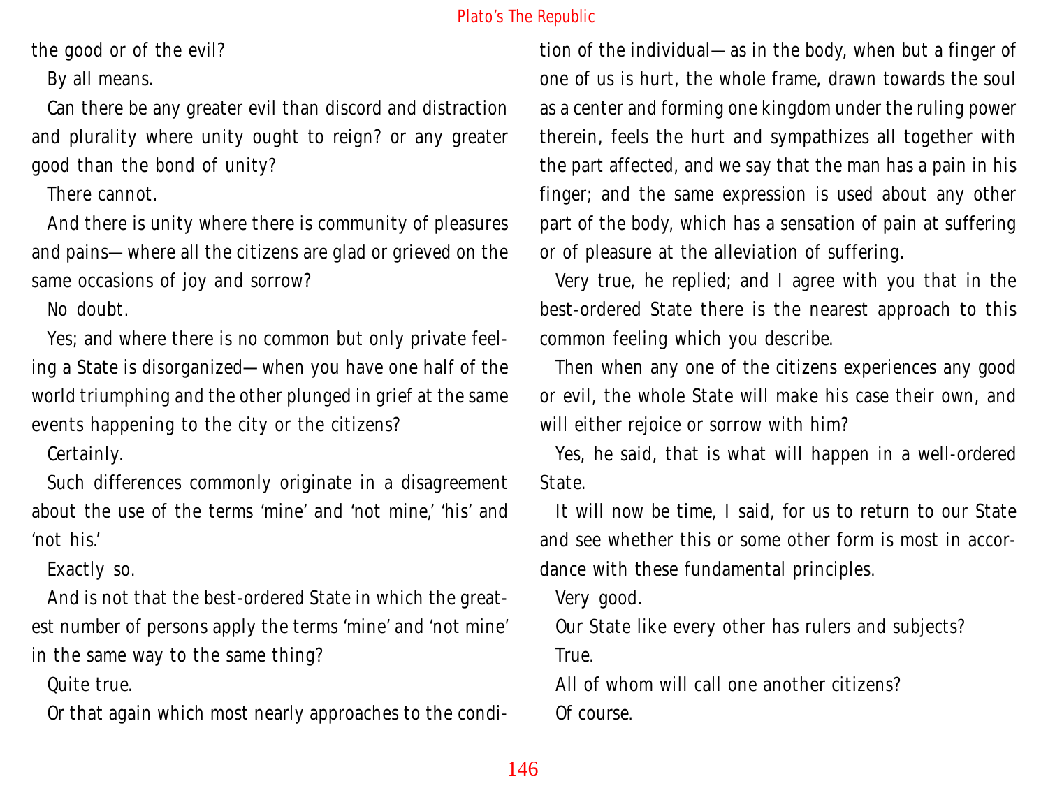the good or of the evil?

By all means.

Can there be any greater evil than discord and distraction and plurality where unity ought to reign? or any greater good than the bond of unity?

There cannot.

And there is unity where there is community of pleasures and pains—where all the citizens are glad or grieved on the same occasions of joy and sorrow?

No doubt.

Yes; and where there is no common but only private feeling a State is disorganized—when you have one half of the world triumphing and the other plunged in grief at the same events happening to the city or the citizens?

Certainly.

Such differences commonly originate in a disagreement about the use of the terms 'mine' and 'not mine,' 'his' and 'not his.'

Exactly so.

And is not that the best-ordered State in which the greatest number of persons apply the terms 'mine' and 'not mine' in the same way to the same thing?

Quite true.

Or that again which most nearly approaches to the condition of the individual—as in the body, when but a finger of one of us is hurt, the whole frame, drawn towards the soul as a center and forming one kingdom under the ruling power therein, feels the hurt and sympathizes all together with the part affected, and we say that the man has a pain in his finger; and the same expression is used about any other part of the body, which has a sensation of pain at suffering or of pleasure at the alleviation of suffering.

Very true, he replied; and I agree with you that in the best-ordered State there is the nearest approach to this common feeling which you describe.

Then when any one of the citizens experiences any good or evil, the whole State will make his case their own, and will either rejoice or sorrow with him?

Yes, he said, that is what will happen in a well-ordered State.

It will now be time, I said, for us to return to our State and see whether this or some other form is most in accordance with these fundamental principles.

Very good.

Our State like every other has rulers and subjects?

True.

All of whom will call one another citizens?

Of course.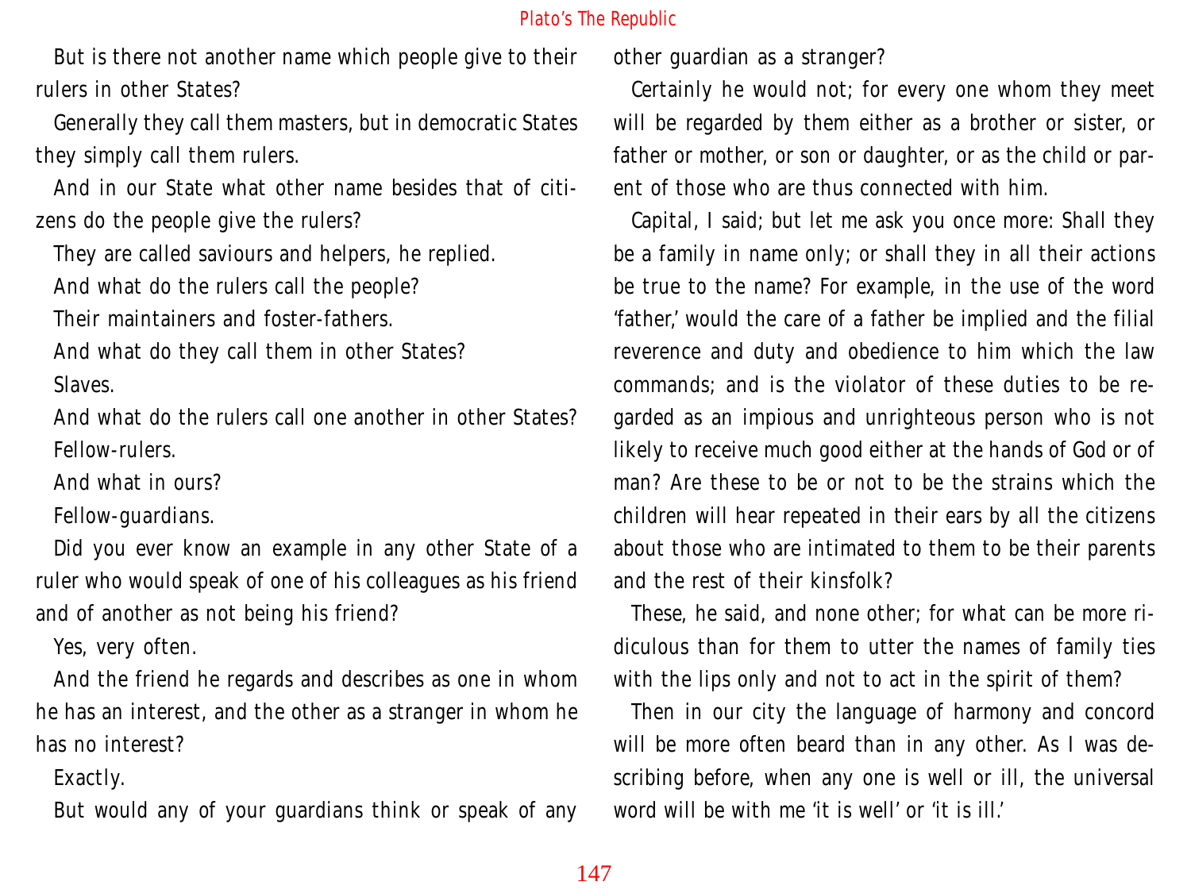But is there not another name which people give to their rulers in other States?

Generally they call them masters, but in democratic States they simply call them rulers.

And in our State what other name besides that of citizens do the people give the rulers?

They are called saviours and helpers, he replied.

And what do the rulers call the people?

Their maintainers and foster-fathers.

And what do they call them in other States?

Slaves.

And what do the rulers call one another in other States?

Fellow-rulers.

And what in ours?

Fellow-guardians.

Did you ever know an example in any other State of a ruler who would speak of one of his colleagues as his friend and of another as not being his friend?

Yes, very often.

And the friend he regards and describes as one in whom he has an interest, and the other as a stranger in whom he has no interest?

Exactly.

But would any of your guardians think or speak of any other guardian as a stranger?

Certainly he would not; for every one whom they meet will be regarded by them either as a brother or sister, or father or mother, or son or daughter, or as the child or parent of those who are thus connected with him.

Capital, I said; but let me ask you once more: Shall they be a family in name only; or shall they in all their actions be true to the name? For example, in the use of the word 'father,' would the care of a father be implied and the filial reverence and duty and obedience to him which the law commands; and is the violator of these duties to be regarded as an impious and unrighteous person who is not likely to receive much good either at the hands of God or of man? Are these to be or not to be the strains which the children will hear repeated in their ears by all the citizens about those who are intimated to them to be their parents and the rest of their kinsfolk?

These, he said, and none other; for what can be more ridiculous than for them to utter the names of family ties with the lips only and not to act in the spirit of them?

Then in our city the language of harmony and concord will be more often beard than in any other. As I was describing before, when any one is well or ill, the universal word will be with me 'it is well' or 'it is ill.'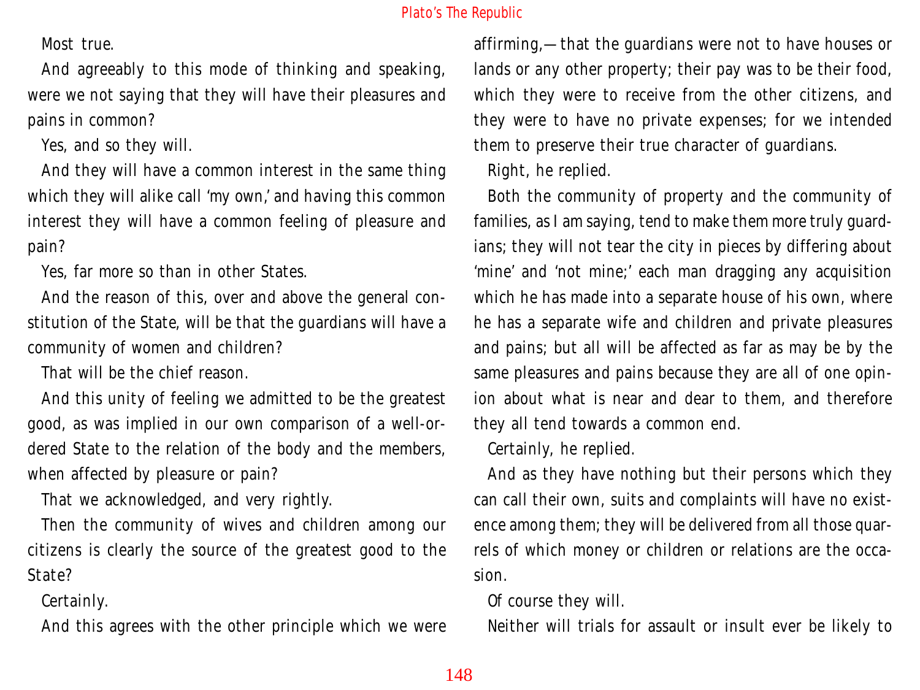Most true.

And agreeably to this mode of thinking and speaking, were we not saying that they will have their pleasures and pains in common?

Yes, and so they will.

And they will have a common interest in the same thing which they will alike call 'my own,' and having this common interest they will have a common feeling of pleasure and pain?

Yes, far more so than in other States.

And the reason of this, over and above the general constitution of the State, will be that the guardians will have a community of women and children?

That will be the chief reason.

And this unity of feeling we admitted to be the greatest good, as was implied in our own comparison of a well-ordered State to the relation of the body and the members, when affected by pleasure or pain?

That we acknowledged, and very rightly.

Then the community of wives and children among our citizens is clearly the source of the greatest good to the State?

Certainly.

And this agrees with the other principle which we were affirming,—that the guardians were not to have houses or lands or any other property; their pay was to be their food, which they were to receive from the other citizens, and they were to have no private expenses; for we intended them to preserve their true character of guardians.

Right, he replied.

Both the community of property and the community of families, as I am saying, tend to make them more truly guardians; they will not tear the city in pieces by differing about 'mine' and 'not mine;' each man dragging any acquisition which he has made into a separate house of his own, where he has a separate wife and children and private pleasures and pains; but all will be affected as far as may be by the same pleasures and pains because they are all of one opinion about what is near and dear to them, and therefore they all tend towards a common end.

Certainly, he replied.

And as they have nothing but their persons which they can call their own, suits and complaints will have no existence among them; they will be delivered from all those quarrels of which money or children or relations are the occasion.

Of course they will.

Neither will trials for assault or insult ever be likely to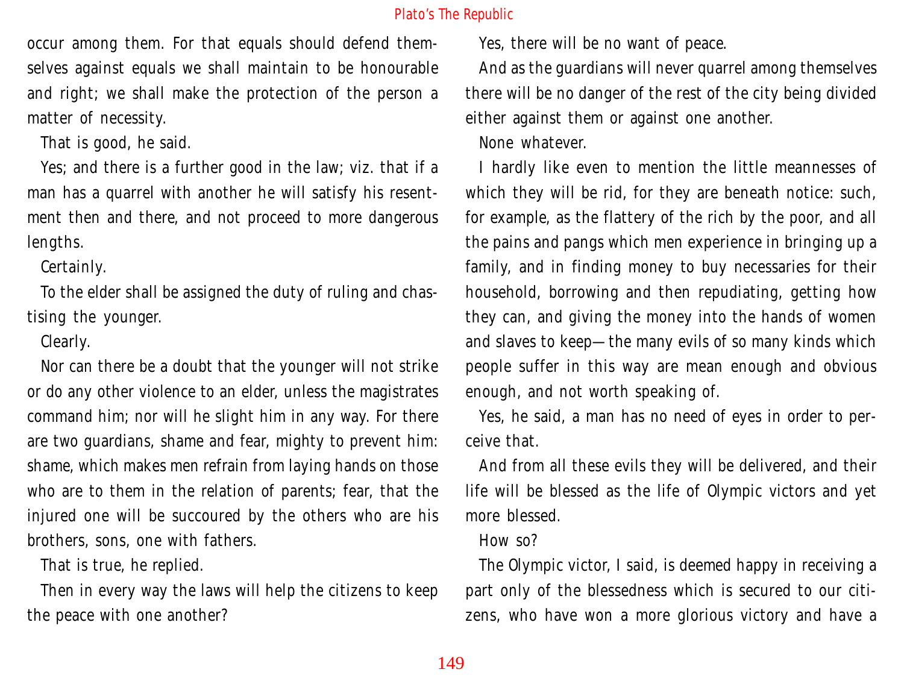occur among them. For that equals should defend themselves against equals we shall maintain to be honourable and right; we shall make the protection of the person a matter of necessity.

That is good, he said.

Yes; and there is a further good in the law; viz. that if a man has a quarrel with another he will satisfy his resentment then and there, and not proceed to more dangerous lengths.

Certainly.

To the elder shall be assigned the duty of ruling and chastising the younger.

Clearly.

Nor can there be a doubt that the younger will not strike or do any other violence to an elder, unless the magistrates command him; nor will he slight him in any way. For there are two guardians, shame and fear, mighty to prevent him: shame, which makes men refrain from laying hands on those who are to them in the relation of parents; fear, that the injured one will be succoured by the others who are his brothers, sons, one with fathers.

That is true, he replied.

Then in every way the laws will help the citizens to keep the peace with one another?

Yes, there will be no want of peace.

And as the guardians will never quarrel among themselves there will be no danger of the rest of the city being divided either against them or against one another.

None whatever.

I hardly like even to mention the little meannesses of which they will be rid, for they are beneath notice: such, for example, as the flattery of the rich by the poor, and all the pains and pangs which men experience in bringing up a family, and in finding money to buy necessaries for their household, borrowing and then repudiating, getting how they can, and giving the money into the hands of women and slaves to keep—the many evils of so many kinds which people suffer in this way are mean enough and obvious enough, and not worth speaking of.

Yes, he said, a man has no need of eyes in order to perceive that.

And from all these evils they will be delivered, and their life will be blessed as the life of Olympic victors and yet more blessed.

How so?

The Olympic victor, I said, is deemed happy in receiving a part only of the blessedness which is secured to our citizens, who have won a more glorious victory and have a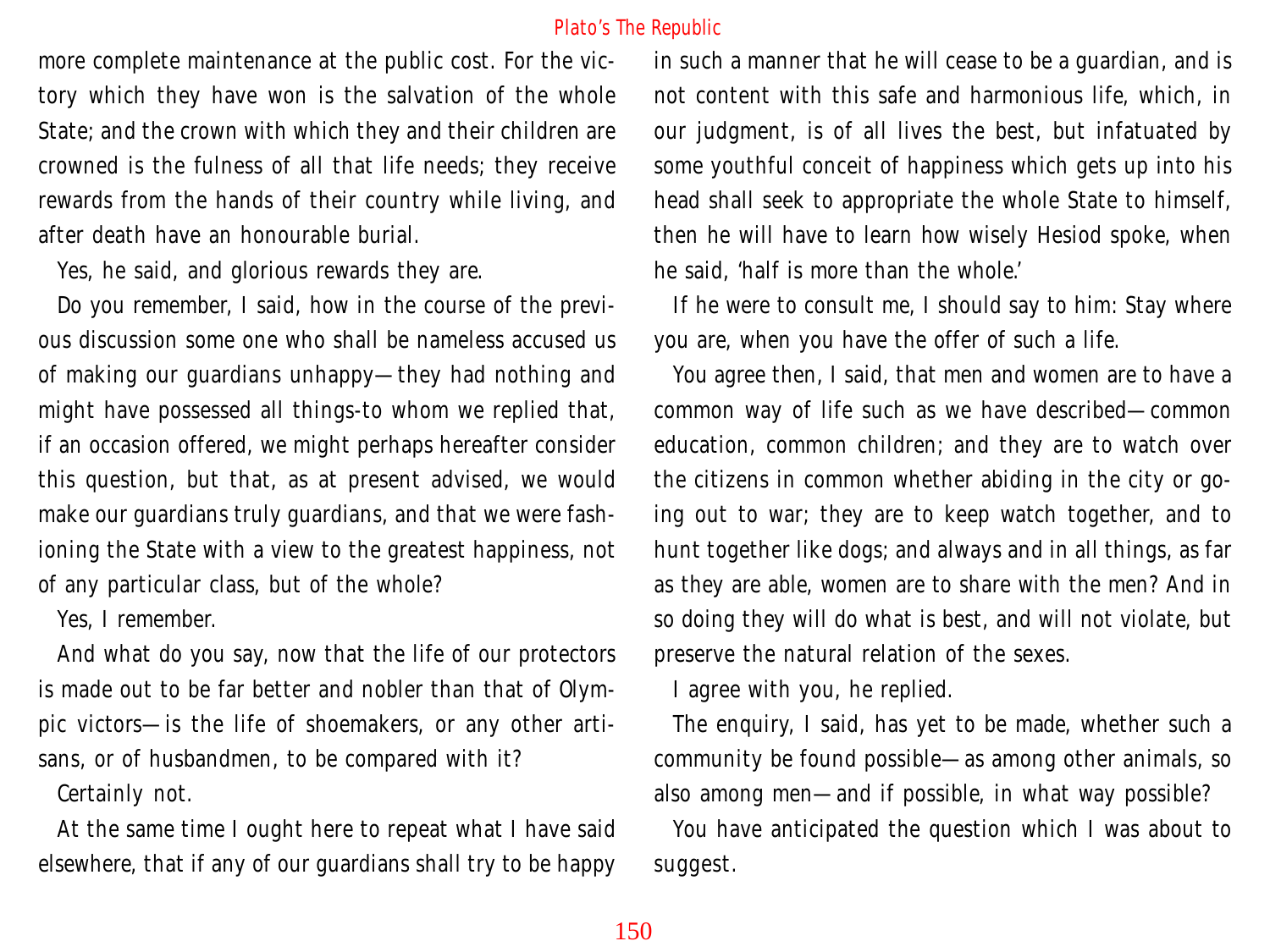more complete maintenance at the public cost. For the victory which they have won is the salvation of the whole State; and the crown with which they and their children are crowned is the fulness of all that life needs; they receive rewards from the hands of their country while living, and after death have an honourable burial.

Yes, he said, and glorious rewards they are.

Do you remember, I said, how in the course of the previous discussion some one who shall be nameless accused us of making our guardians unhappy—they had nothing and might have possessed all things-to whom we replied that, if an occasion offered, we might perhaps hereafter consider this question, but that, as at present advised, we would make our guardians truly guardians, and that we were fashioning the State with a view to the greatest happiness, not of any particular class, but of the whole?

Yes, I remember.

And what do you say, now that the life of our protectors is made out to be far better and nobler than that of Olympic victors—is the life of shoemakers, or any other artisans, or of husbandmen, to be compared with it?

Certainly not.

At the same time I ought here to repeat what I have said elsewhere, that if any of our guardians shall try to be happy in such a manner that he will cease to be a guardian, and is not content with this safe and harmonious life, which, in our judgment, is of all lives the best, but infatuated by some youthful conceit of happiness which gets up into his head shall seek to appropriate the whole State to himself, then he will have to learn how wisely Hesiod spoke, when he said, 'half is more than the whole.'

If he were to consult me, I should say to him: Stay where you are, when you have the offer of such a life.

You agree then, I said, that men and women are to have a common way of life such as we have described—common education, common children; and they are to watch over the citizens in common whether abiding in the city or going out to war; they are to keep watch together, and to hunt together like dogs; and always and in all things, as far as they are able, women are to share with the men? And in so doing they will do what is best, and will not violate, but preserve the natural relation of the sexes.

I agree with you, he replied.

The enquiry, I said, has yet to be made, whether such a community be found possible—as among other animals, so also among men—and if possible, in what way possible?

You have anticipated the question which I was about to suggest.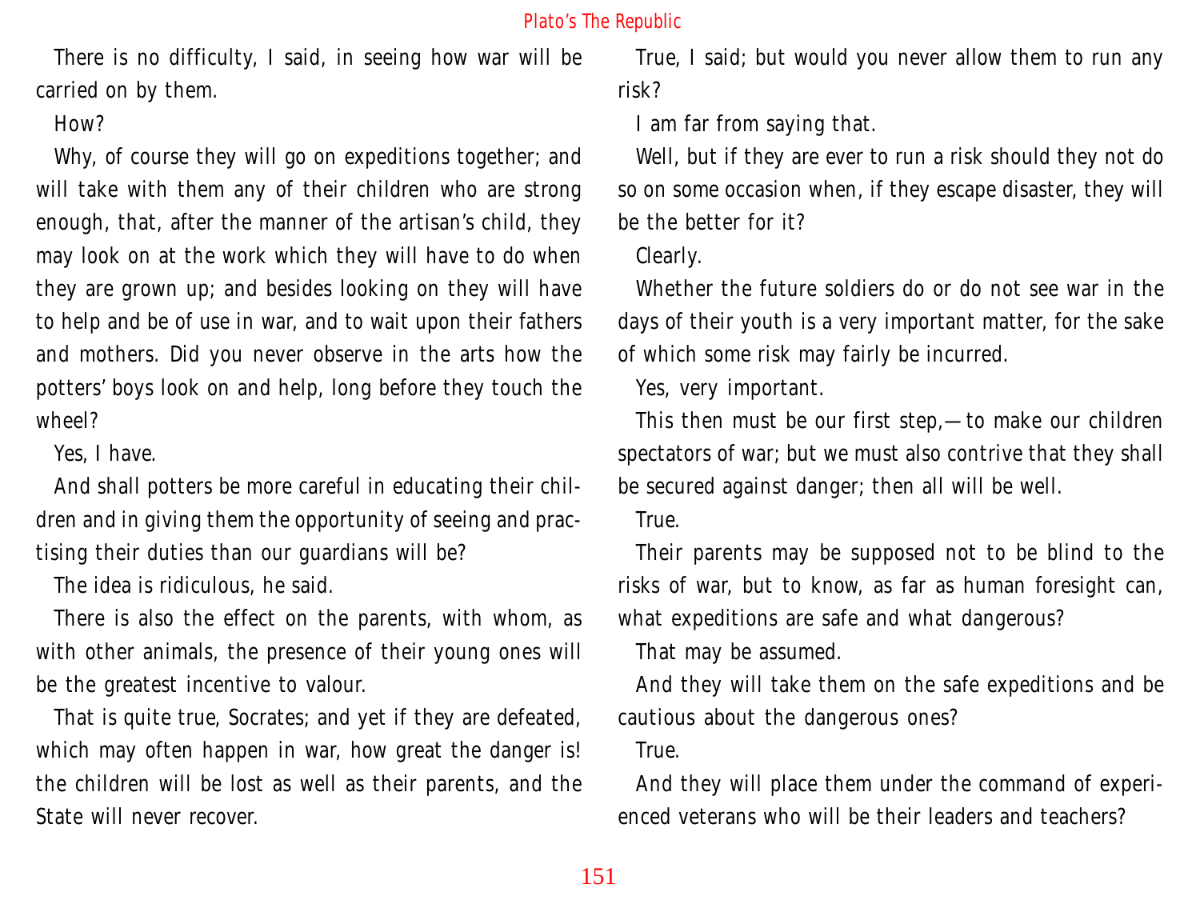There is no difficulty, I said, in seeing how war will be carried on by them.

How?

Why, of course they will go on expeditions together; and will take with them any of their children who are strong enough, that, after the manner of the artisan's child, they may look on at the work which they will have to do when they are grown up; and besides looking on they will have to help and be of use in war, and to wait upon their fathers and mothers. Did you never observe in the arts how the potters' boys look on and help, long before they touch the wheel?

Yes, I have.

And shall potters be more careful in educating their children and in giving them the opportunity of seeing and practising their duties than our guardians will be?

The idea is ridiculous, he said.

There is also the effect on the parents, with whom, as with other animals, the presence of their young ones will be the greatest incentive to valour.

That is quite true, Socrates; and yet if they are defeated, which may often happen in war, how great the danger is! the children will be lost as well as their parents, and the State will never recover.

True, I said; but would you never allow them to run any risk?

I am far from saying that.

Well, but if they are ever to run a risk should they not do so on some occasion when, if they escape disaster, they will be the better for it?

Clearly.

Whether the future soldiers do or do not see war in the days of their youth is a very important matter, for the sake of which some risk may fairly be incurred.

Yes, very important.

This then must be our first step,—to make our children spectators of war; but we must also contrive that they shall be secured against danger; then all will be well.

True.

Their parents may be supposed not to be blind to the risks of war, but to know, as far as human foresight can, what expeditions are safe and what dangerous?

That may be assumed.

And they will take them on the safe expeditions and be cautious about the dangerous ones?

True.

And they will place them under the command of experienced veterans who will be their leaders and teachers?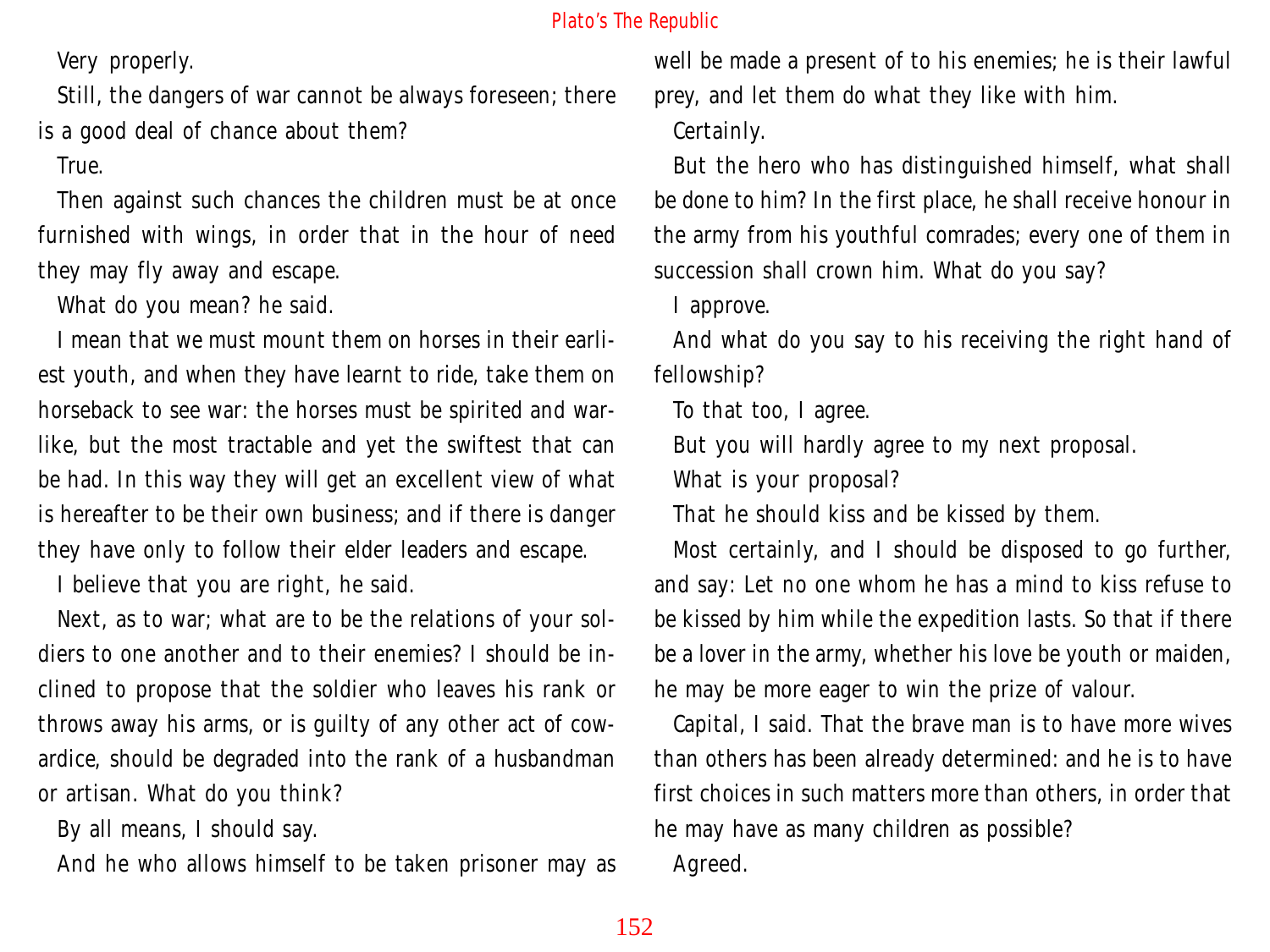Very properly.

Still, the dangers of war cannot be always foreseen; there is a good deal of chance about them?

True.

Then against such chances the children must be at once furnished with wings, in order that in the hour of need they may fly away and escape.

What do you mean? he said.

I mean that we must mount them on horses in their earliest youth, and when they have learnt to ride, take them on horseback to see war: the horses must be spirited and warlike, but the most tractable and yet the swiftest that can be had. In this way they will get an excellent view of what is hereafter to be their own business; and if there is danger they have only to follow their elder leaders and escape.

I believe that you are right, he said.

Next, as to war; what are to be the relations of your soldiers to one another and to their enemies? I should be inclined to propose that the soldier who leaves his rank or throws away his arms, or is guilty of any other act of cowardice, should be degraded into the rank of a husbandman or artisan. What do you think?

By all means, I should say.

And he who allows himself to be taken prisoner may as well be made a present of to his enemies; he is their lawful prey, and let them do what they like with him.

Certainly.

But the hero who has distinguished himself, what shall be done to him? In the first place, he shall receive honour in the army from his youthful comrades; every one of them in succession shall crown him. What do you say?

I approve.

And what do you say to his receiving the right hand of fellowship?

To that too, I agree.

But you will hardly agree to my next proposal.

What is your proposal?

That he should kiss and be kissed by them.

Most certainly, and I should be disposed to go further, and say: Let no one whom he has a mind to kiss refuse to be kissed by him while the expedition lasts. So that if there be a lover in the army, whether his love be youth or maiden, he may be more eager to win the prize of valour.

Capital, I said. That the brave man is to have more wives than others has been already determined: and he is to have first choices in such matters more than others, in order that he may have as many children as possible?

Agreed.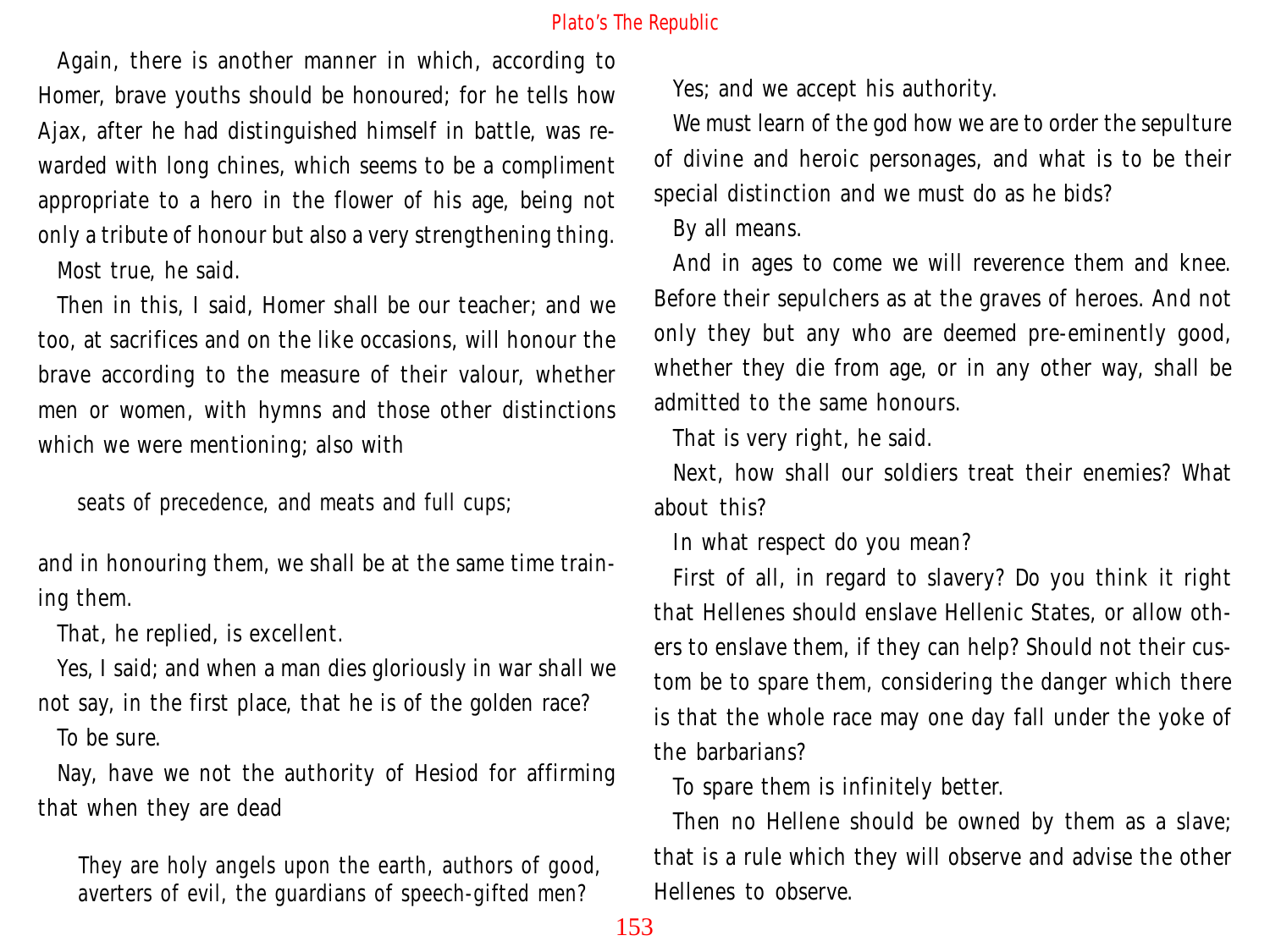Again, there is another manner in which, according to Homer, brave youths should be honoured; for he tells how Ajax, after he had distinguished himself in battle, was rewarded with long chines, which seems to be a compliment appropriate to a hero in the flower of his age, being not only a tribute of honour but also a very strengthening thing.

Most true, he said.

Then in this, I said, Homer shall be our teacher; and we too, at sacrifices and on the like occasions, will honour the brave according to the measure of their valour, whether men or women, with hymns and those other distinctions which we were mentioning; also with

> seats of precedence, and meats and full cups;

and in honouring them, we shall be at the same time training them.

That, he replied, is excellent.

Yes, I said; and when a man dies gloriously in war shall we not say, in the first place, that he is of the golden race?

To be sure.

Nay, have we not the authority of Hesiod for affirming that when they are dead

> They are holy angels upon the earth, authors of good,
> averters of evil, the guardians of speech-gifted men?

Yes; and we accept his authority.

We must learn of the god how we are to order the sepulture of divine and heroic personages, and what is to be their special distinction and we must do as he bids?

By all means.

And in ages to come we will reverence them and knee. Before their sepulchers as at the graves of heroes. And not only they but any who are deemed pre-eminently good, whether they die from age, or in any other way, shall be admitted to the same honours.

That is very right, he said.

Next, how shall our soldiers treat their enemies? What about this?

In what respect do you mean?

First of all, in regard to slavery? Do you think it right that Hellenes should enslave Hellenic States, or allow others to enslave them, if they can help? Should not their custom be to spare them, considering the danger which there is that the whole race may one day fall under the yoke of the barbarians?

To spare them is infinitely better.

Then no Hellene should be owned by them as a slave; that is a rule which they will observe and advise the other Hellenes to observe.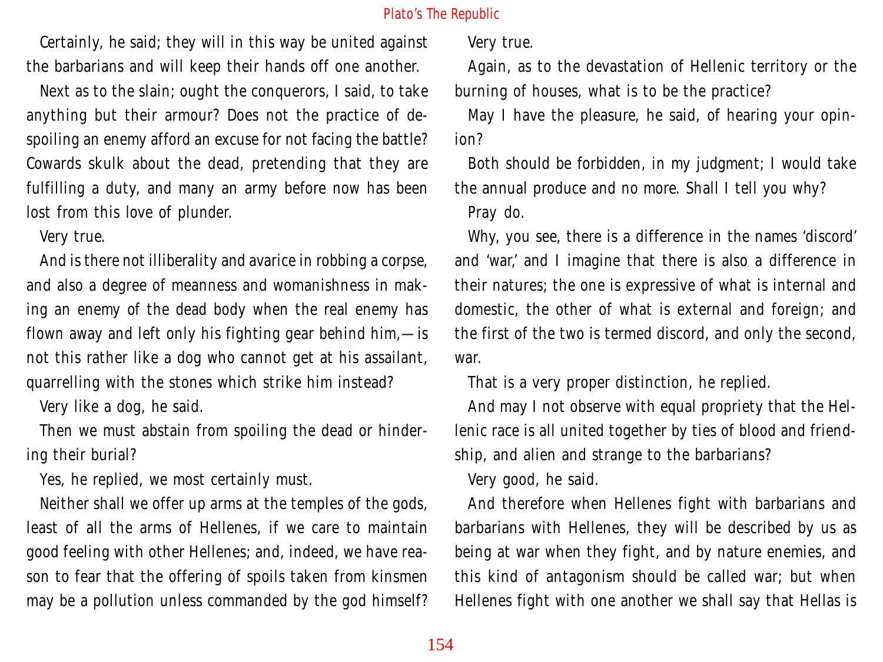Certainly, he said; they will in this way be united against the barbarians and will keep their hands off one another.

Next as to the slain; ought the conquerors, I said, to take anything but their armour? Does not the practice of despoiling an enemy afford an excuse for not facing the battle? Cowards skulk about the dead, pretending that they are fulfilling a duty, and many an army before now has been lost from this love of plunder.

Very true.

And is there not illiberality and avarice in robbing a corpse, and also a degree of meanness and womanishness in making an enemy of the dead body when the real enemy has flown away and left only his fighting gear behind him,—is not this rather like a dog who cannot get at his assailant, quarrelling with the stones which strike him instead?

Very like a dog, he said.

Then we must abstain from spoiling the dead or hindering their burial?

Yes, he replied, we most certainly must.

Neither shall we offer up arms at the temples of the gods, least of all the arms of Hellenes, if we care to maintain good feeling with other Hellenes; and, indeed, we have reason to fear that the offering of spoils taken from kinsmen may be a pollution unless commanded by the god himself?

Very true.

Again, as to the devastation of Hellenic territory or the burning of houses, what is to be the practice?

May I have the pleasure, he said, of hearing your opinion?

Both should be forbidden, in my judgment; I would take the annual produce and no more. Shall I tell you why?

Pray do.

Why, you see, there is a difference in the names 'discord' and 'war,' and I imagine that there is also a difference in their natures; the one is expressive of what is internal and domestic, the other of what is external and foreign; and the first of the two is termed discord, and only the second, war.

That is a very proper distinction, he replied.

And may I not observe with equal propriety that the Hellenic race is all united together by ties of blood and friendship, and alien and strange to the barbarians?

Very good, he said.

And therefore when Hellenes fight with barbarians and barbarians with Hellenes, they will be described by us as being at war when they fight, and by nature enemies, and this kind of antagonism should be called war; but when Hellenes fight with one another we shall say that Hellas is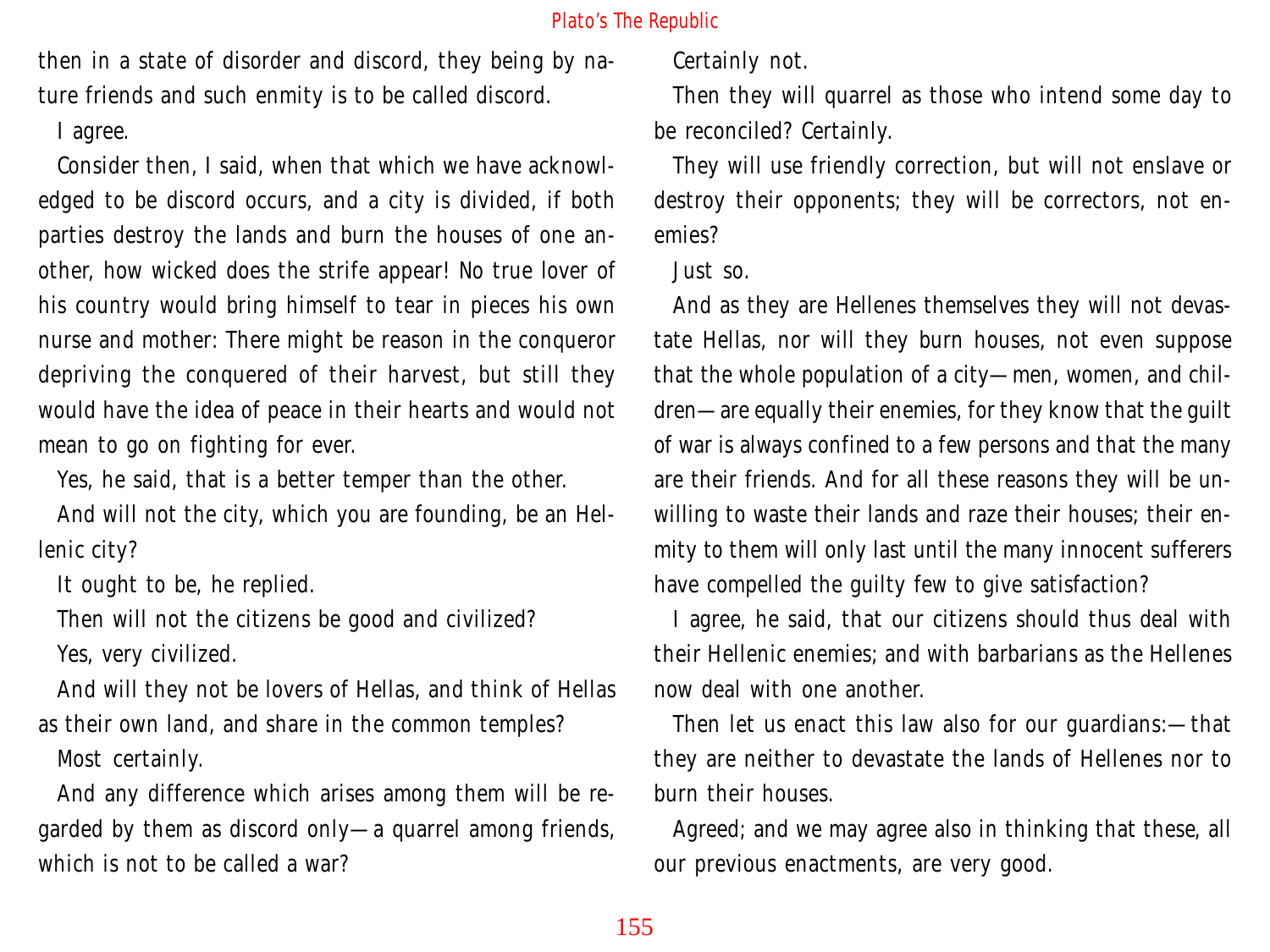then in a state of disorder and discord, they being by nature friends and such enmity is to be called discord.

I agree.

Consider then, I said, when that which we have acknowledged to be discord occurs, and a city is divided, if both parties destroy the lands and burn the houses of one another, how wicked does the strife appear! No true lover of his country would bring himself to tear in pieces his own nurse and mother: There might be reason in the conqueror depriving the conquered of their harvest, but still they would have the idea of peace in their hearts and would not mean to go on fighting for ever.

Yes, he said, that is a better temper than the other.

And will not the city, which you are founding, be an Hellenic city?

It ought to be, he replied.

Then will not the citizens be good and civilized?

Yes, very civilized.

And will they not be lovers of Hellas, and think of Hellas as their own land, and share in the common temples?

Most certainly.

And any difference which arises among them will be regarded by them as discord only—a quarrel among friends, which is not to be called a war?

Certainly not.

Then they will quarrel as those who intend some day to be reconciled? Certainly.

They will use friendly correction, but will not enslave or destroy their opponents; they will be correctors, not enemies?

Just so.

And as they are Hellenes themselves they will not devastate Hellas, nor will they burn houses, not even suppose that the whole population of a city—men, women, and children—are equally their enemies, for they know that the guilt of war is always confined to a few persons and that the many are their friends. And for all these reasons they will be unwilling to waste their lands and raze their houses; their enmity to them will only last until the many innocent sufferers have compelled the guilty few to give satisfaction?

I agree, he said, that our citizens should thus deal with their Hellenic enemies; and with barbarians as the Hellenes now deal with one another.

Then let us enact this law also for our guardians:—that they are neither to devastate the lands of Hellenes nor to burn their houses.

Agreed; and we may agree also in thinking that these, all our previous enactments, are very good.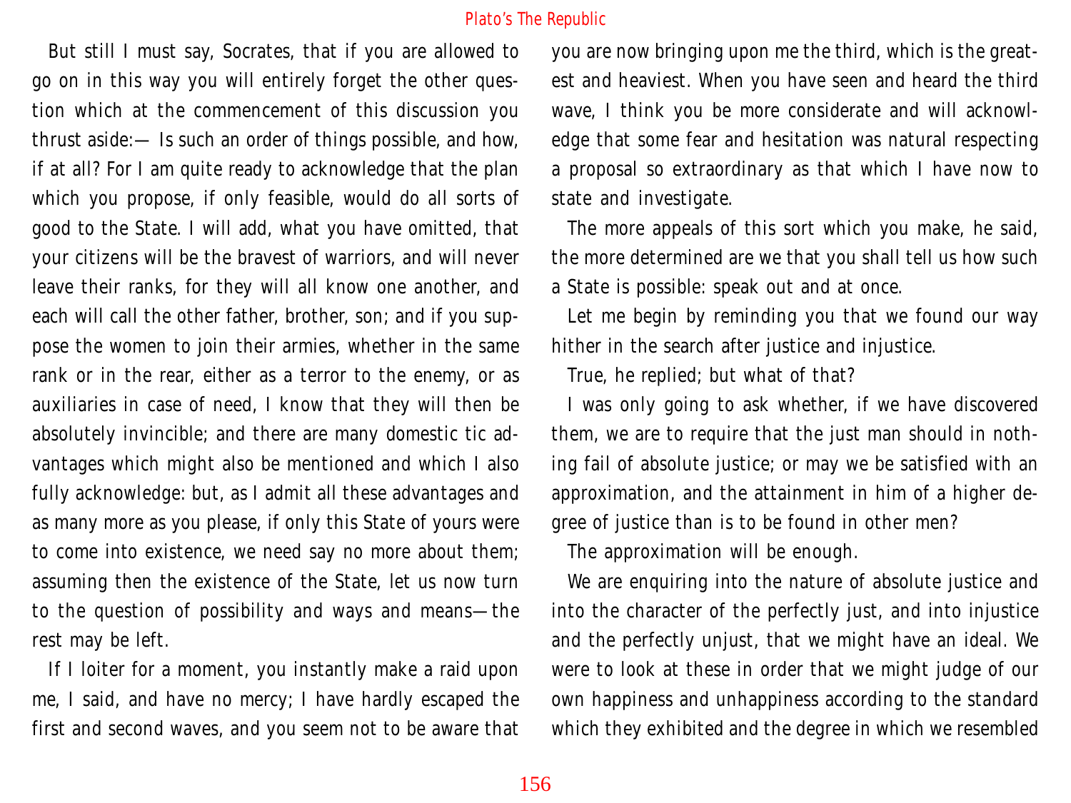But still I must say, Socrates, that if you are allowed to go on in this way you will entirely forget the other question which at the commencement of this discussion you thrust aside:— Is such an order of things possible, and how, if at all? For I am quite ready to acknowledge that the plan which you propose, if only feasible, would do all sorts of good to the State. I will add, what you have omitted, that your citizens will be the bravest of warriors, and will never leave their ranks, for they will all know one another, and each will call the other father, brother, son; and if you suppose the women to join their armies, whether in the same rank or in the rear, either as a terror to the enemy, or as auxiliaries in case of need, I know that they will then be absolutely invincible; and there are many domestic tic advantages which might also be mentioned and which I also fully acknowledge: but, as I admit all these advantages and as many more as you please, if only this State of yours were to come into existence, we need say no more about them; assuming then the existence of the State, let us now turn to the question of possibility and ways and means— the rest may be left.

If I loiter for a moment, you instantly make a raid upon me, I said, and have no mercy; I have hardly escaped the first and second waves, and you seem not to be aware that you are now bringing upon me the third, which is the greatest and heaviest. When you have seen and heard the third wave, I think you be more considerate and will acknowledge that some fear and hesitation was natural respecting a proposal so extraordinary as that which I have now to state and investigate.

The more appeals of this sort which you make, he said, the more determined are we that you shall tell us how such a State is possible: speak out and at once.

Let me begin by reminding you that we found our way hither in the search after justice and injustice.

True, he replied; but what of that?

I was only going to ask whether, if we have discovered them, we are to require that the just man should in nothing fail of absolute justice; or may we be satisfied with an approximation, and the attainment in him of a higher degree of justice than is to be found in other men?

The approximation will be enough.

We are enquiring into the nature of absolute justice and into the character of the perfectly just, and into injustice and the perfectly unjust, that we might have an ideal. We were to look at these in order that we might judge of our own happiness and unhappiness according to the standard which they exhibited and the degree in which we resembled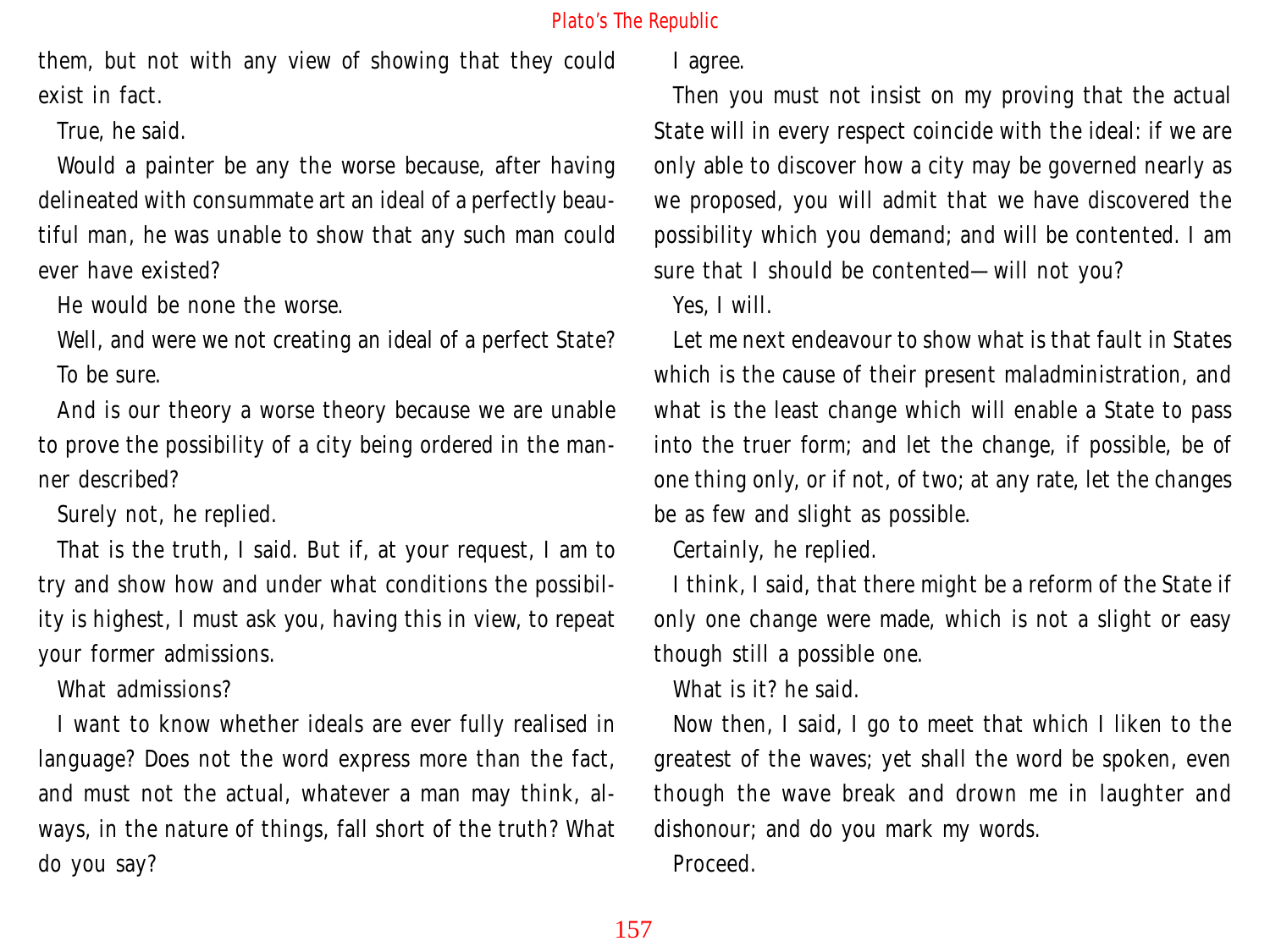them, but not with any view of showing that they could exist in fact.

True, he said.

Would a painter be any the worse because, after having delineated with consummate art an ideal of a perfectly beautiful man, he was unable to show that any such man could ever have existed?

He would be none the worse.

Well, and were we not creating an ideal of a perfect State?

To be sure.

And is our theory a worse theory because we are unable to prove the possibility of a city being ordered in the manner described?

Surely not, he replied.

That is the truth, I said. But if, at your request, I am to try and show how and under what conditions the possibility is highest, I must ask you, having this in view, to repeat your former admissions.

What admissions?

I want to know whether ideals are ever fully realised in language? Does not the word express more than the fact, and must not the actual, whatever a man may think, always, in the nature of things, fall short of the truth? What do you say?

I agree.

Then you must not insist on my proving that the actual State will in every respect coincide with the ideal: if we are only able to discover how a city may be governed nearly as we proposed, you will admit that we have discovered the possibility which you demand; and will be contented. I am sure that I should be contented—will not you?

Yes, I will.

Let me next endeavour to show what is that fault in States which is the cause of their present maladministration, and what is the least change which will enable a State to pass into the truer form; and let the change, if possible, be of one thing only, or if not, of two; at any rate, let the changes be as few and slight as possible.

Certainly, he replied.

I think, I said, that there might be a reform of the State if only one change were made, which is not a slight or easy though still a possible one.

What is it? he said.

Now then, I said, I go to meet that which I liken to the greatest of the waves; yet shall the word be spoken, even though the wave break and drown me in laughter and dishonour; and do you mark my words.

Proceed.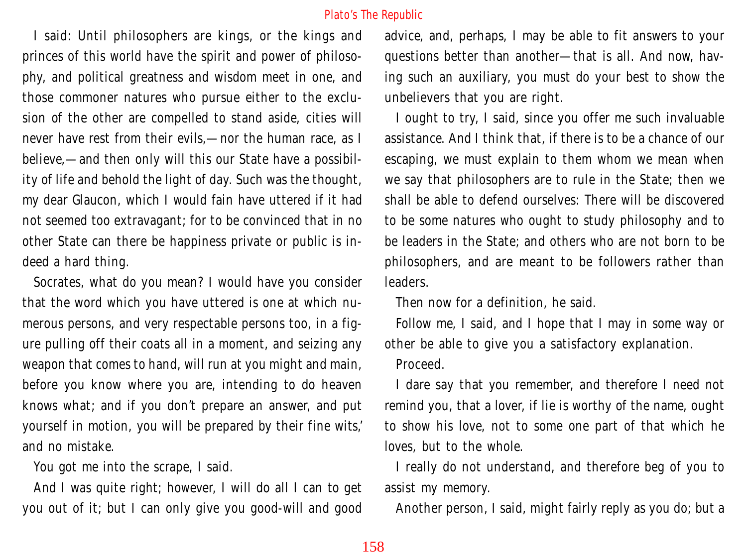I said: Until philosophers are kings, or the kings and princes of this world have the spirit and power of philosophy, and political greatness and wisdom meet in one, and those commoner natures who pursue either to the exclusion of the other are compelled to stand aside, cities will never have rest from their evils,—nor the human race, as I believe,—and then only will this our State have a possibility of life and behold the light of day. Such was the thought, my dear Glaucon, which I would fain have uttered if it had not seemed too extravagant; for to be convinced that in no other State can there be happiness private or public is indeed a hard thing.

Socrates, what do you mean? I would have you consider that the word which you have uttered is one at which numerous persons, and very respectable persons too, in a figure pulling off their coats all in a moment, and seizing any weapon that comes to hand, will run at you might and main, before you know where you are, intending to do heaven knows what; and if you don't prepare an answer, and put yourself in motion, you will be prepared by their fine wits,' and no mistake.

You got me into the scrape, I said.

And I was quite right; however, I will do all I can to get you out of it; but I can only give you good-will and good advice, and, perhaps, I may be able to fit answers to your questions better than another—that is all. And now, having such an auxiliary, you must do your best to show the unbelievers that you are right.

I ought to try, I said, since you offer me such invaluable assistance. And I think that, if there is to be a chance of our escaping, we must explain to them whom we mean when we say that philosophers are to rule in the State; then we shall be able to defend ourselves: There will be discovered to be some natures who ought to study philosophy and to be leaders in the State; and others who are not born to be philosophers, and are meant to be followers rather than leaders.

Then now for a definition, he said.

Follow me, I said, and I hope that I may in some way or other be able to give you a satisfactory explanation.

Proceed.

I dare say that you remember, and therefore I need not remind you, that a lover, if lie is worthy of the name, ought to show his love, not to some one part of that which he loves, but to the whole.

I really do not understand, and therefore beg of you to assist my memory.

Another person, I said, might fairly reply as you do; but a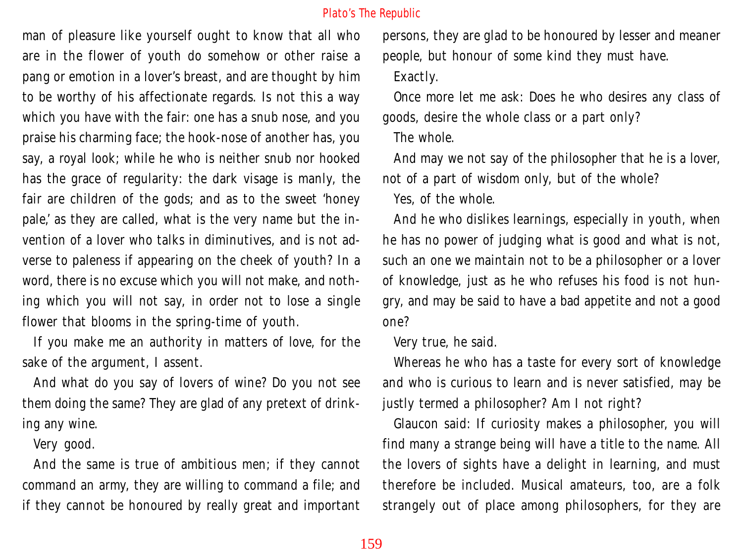man of pleasure like yourself ought to know that all who are in the flower of youth do somehow or other raise a pang or emotion in a lover's breast, and are thought by him to be worthy of his affectionate regards. Is not this a way which you have with the fair: one has a snub nose, and you praise his charming face; the hook-nose of another has, you say, a royal look; while he who is neither snub nor hooked has the grace of regularity: the dark visage is manly, the fair are children of the gods; and as to the sweet 'honey pale,' as they are called, what is the very name but the invention of a lover who talks in diminutives, and is not adverse to paleness if appearing on the cheek of youth? In a word, there is no excuse which you will not make, and nothing which you will not say, in order not to lose a single flower that blooms in the spring-time of youth.

If you make me an authority in matters of love, for the sake of the argument, I assent.

And what do you say of lovers of wine? Do you not see them doing the same? They are glad of any pretext of drinking any wine.

Very good.

And the same is true of ambitious men; if they cannot command an army, they are willing to command a file; and if they cannot be honoured by really great and important persons, they are glad to be honoured by lesser and meaner people, but honour of some kind they must have.

Exactly.

Once more let me ask: Does he who desires any class of goods, desire the whole class or a part only?

The whole.

And may we not say of the philosopher that he is a lover, not of a part of wisdom only, but of the whole?

Yes, of the whole.

And he who dislikes learnings, especially in youth, when he has no power of judging what is good and what is not, such an one we maintain not to be a philosopher or a lover of knowledge, just as he who refuses his food is not hungry, and may be said to have a bad appetite and not a good one?

Very true, he said.

Whereas he who has a taste for every sort of knowledge and who is curious to learn and is never satisfied, may be justly termed a philosopher? Am I not right?

Glaucon said: If curiosity makes a philosopher, you will find many a strange being will have a title to the name. All the lovers of sights have a delight in learning, and must therefore be included. Musical amateurs, too, are a folk strangely out of place among philosophers, for they are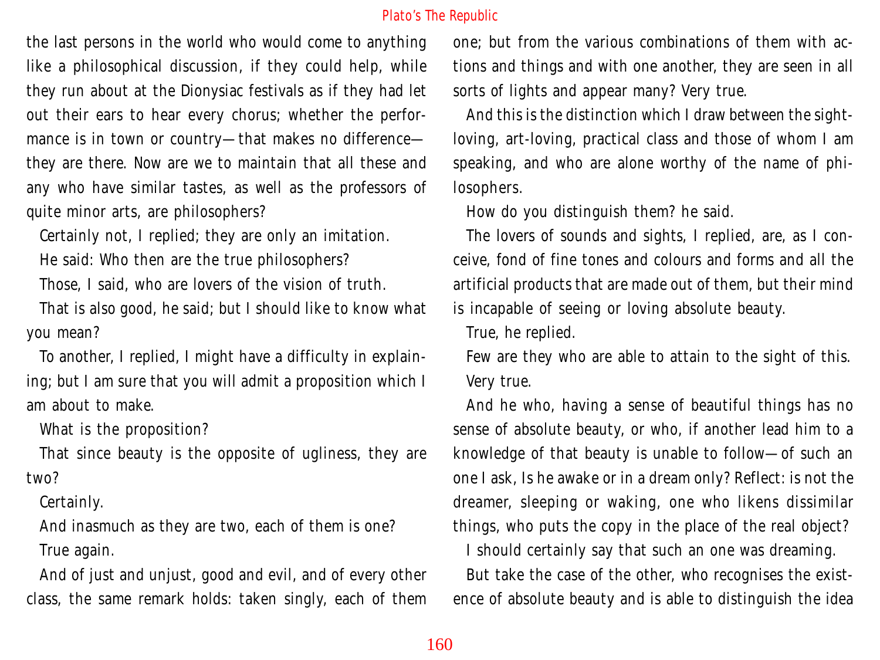the last persons in the world who would come to anything like a philosophical discussion, if they could help, while they run about at the Dionysiac festivals as if they had let out their ears to hear every chorus; whether the performance is in town or country—that makes no difference—they are there. Now are we to maintain that all these and any who have similar tastes, as well as the professors of quite minor arts, are philosophers?

Certainly not, I replied; they are only an imitation.

He said: Who then are the true philosophers?

Those, I said, who are lovers of the vision of truth.

That is also good, he said; but I should like to know what you mean?

To another, I replied, I might have a difficulty in explaining; but I am sure that you will admit a proposition which I am about to make.

What is the proposition?

That since beauty is the opposite of ugliness, they are two?

Certainly.

And inasmuch as they are two, each of them is one?

True again.

And of just and unjust, good and evil, and of every other class, the same remark holds: taken singly, each of them one; but from the various combinations of them with actions and things and with one another, they are seen in all sorts of lights and appear many? Very true.

And this is the distinction which I draw between the sight-loving, art-loving, practical class and those of whom I am speaking, and who are alone worthy of the name of philosophers.

How do you distinguish them? he said.

The lovers of sounds and sights, I replied, are, as I conceive, fond of fine tones and colours and forms and all the artificial products that are made out of them, but their mind is incapable of seeing or loving absolute beauty.

True, he replied.

Few are they who are able to attain to the sight of this.

Very true.

And he who, having a sense of beautiful things has no sense of absolute beauty, or who, if another lead him to a knowledge of that beauty is unable to follow—of such an one I ask, Is he awake or in a dream only? Reflect: is not the dreamer, sleeping or waking, one who likens dissimilar things, who puts the copy in the place of the real object?

I should certainly say that such an one was dreaming.

But take the case of the other, who recognises the existence of absolute beauty and is able to distinguish the idea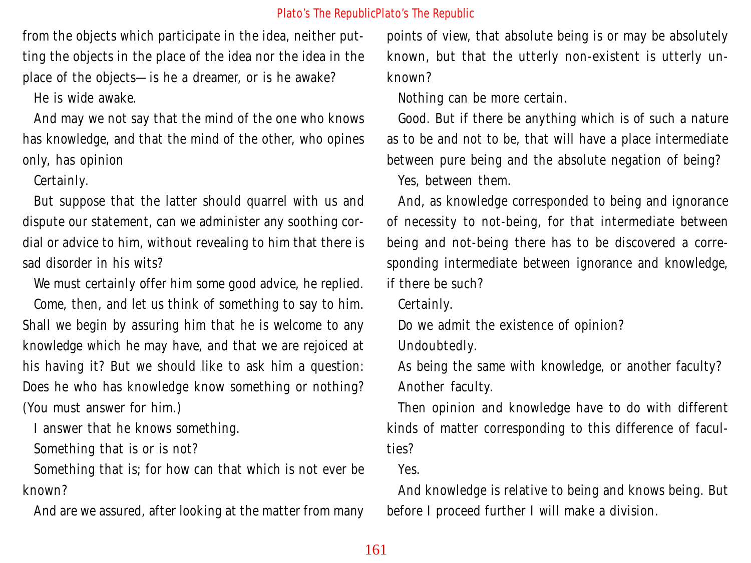from the objects which participate in the idea, neither putting the objects in the place of the idea nor the idea in the place of the objects—is he a dreamer, or is he awake?

He is wide awake.

And may we not say that the mind of the one who knows has knowledge, and that the mind of the other, who opines only, has opinion

Certainly.

But suppose that the latter should quarrel with us and dispute our statement, can we administer any soothing cordial or advice to him, without revealing to him that there is sad disorder in his wits?

We must certainly offer him some good advice, he replied.

Come, then, and let us think of something to say to him. Shall we begin by assuring him that he is welcome to any knowledge which he may have, and that we are rejoiced at his having it? But we should like to ask him a question: Does he who has knowledge know something or nothing? (You must answer for him.)

I answer that he knows something.

Something that is or is not?

Something that is; for how can that which is not ever be known?

And are we assured, after looking at the matter from many points of view, that absolute being is or may be absolutely known, but that the utterly non-existent is utterly unknown?

Nothing can be more certain.

Good. But if there be anything which is of such a nature as to be and not to be, that will have a place intermediate between pure being and the absolute negation of being?

Yes, between them.

And, as knowledge corresponded to being and ignorance of necessity to not-being, for that intermediate between being and not-being there has to be discovered a corresponding intermediate between ignorance and knowledge, if there be such?

Certainly.

Do we admit the existence of opinion?

Undoubtedly.

As being the same with knowledge, or another faculty?

Another faculty.

Then opinion and knowledge have to do with different kinds of matter corresponding to this difference of faculties?

Yes.

And knowledge is relative to being and knows being. But before I proceed further I will make a division.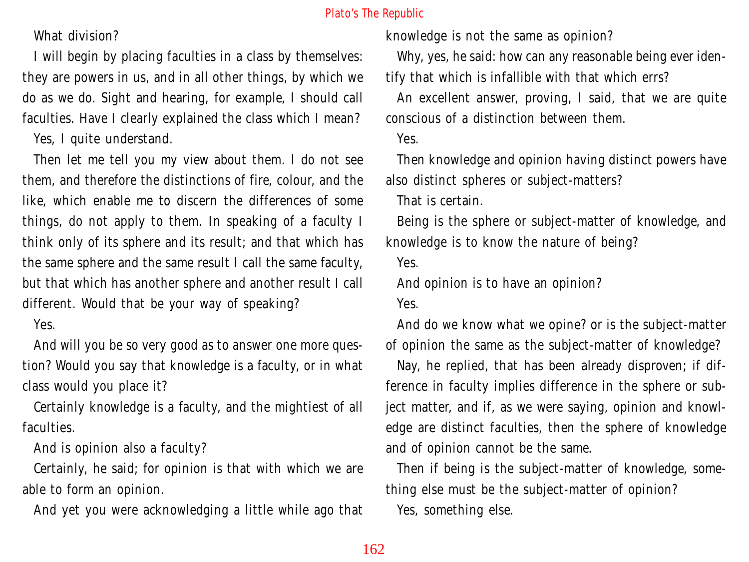What division?

I will begin by placing faculties in a class by themselves: they are powers in us, and in all other things, by which we do as we do. Sight and hearing, for example, I should call faculties. Have I clearly explained the class which I mean?

Yes, I quite understand.

Then let me tell you my view about them. I do not see them, and therefore the distinctions of fire, colour, and the like, which enable me to discern the differences of some things, do not apply to them. In speaking of a faculty I think only of its sphere and its result; and that which has the same sphere and the same result I call the same faculty, but that which has another sphere and another result I call different. Would that be your way of speaking?

Yes.

And will you be so very good as to answer one more question? Would you say that knowledge is a faculty, or in what class would you place it?

Certainly knowledge is a faculty, and the mightiest of all faculties.

And is opinion also a faculty?

Certainly, he said; for opinion is that with which we are able to form an opinion.

And yet you were acknowledging a little while ago that knowledge is not the same as opinion?

Why, yes, he said: how can any reasonable being ever identify that which is infallible with that which errs?

An excellent answer, proving, I said, that we are quite conscious of a distinction between them.

Yes.

Then knowledge and opinion having distinct powers have also distinct spheres or subject-matters?

That is certain.

Being is the sphere or subject-matter of knowledge, and knowledge is to know the nature of being?

Yes.

And opinion is to have an opinion?

Yes.

And do we know what we opine? or is the subject-matter of opinion the same as the subject-matter of knowledge?

Nay, he replied, that has been already disproven; if difference in faculty implies difference in the sphere or subject matter, and if, as we were saying, opinion and knowledge are distinct faculties, then the sphere of knowledge and of opinion cannot be the same.

Then if being is the subject-matter of knowledge, something else must be the subject-matter of opinion?

Yes, something else.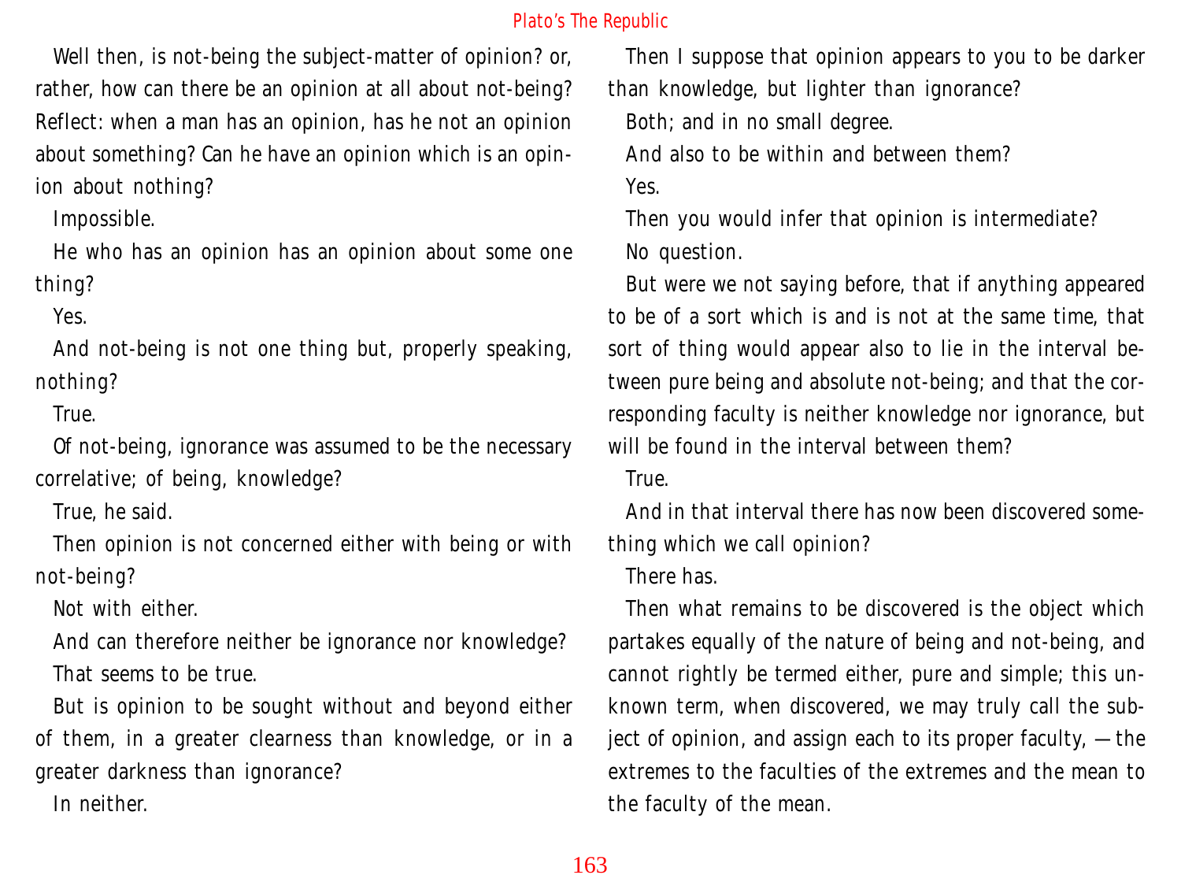Well then, is not-being the subject-matter of opinion? or, rather, how can there be an opinion at all about not-being? Reflect: when a man has an opinion, has he not an opinion about something? Can he have an opinion which is an opinion about nothing?

Impossible.

He who has an opinion has an opinion about some one thing?

Yes.

And not-being is not one thing but, properly speaking, nothing?

True.

Of not-being, ignorance was assumed to be the necessary correlative; of being, knowledge?

True, he said.

Then opinion is not concerned either with being or with not-being?

Not with either.

And can therefore neither be ignorance nor knowledge?

That seems to be true.

But is opinion to be sought without and beyond either of them, in a greater clearness than knowledge, or in a greater darkness than ignorance?

In neither.

Then I suppose that opinion appears to you to be darker than knowledge, but lighter than ignorance?

Both; and in no small degree.

And also to be within and between them?

Yes.

Then you would infer that opinion is intermediate?

No question.

But were we not saying before, that if anything appeared to be of a sort which is and is not at the same time, that sort of thing would appear also to lie in the interval between pure being and absolute not-being; and that the corresponding faculty is neither knowledge nor ignorance, but will be found in the interval between them?

True.

And in that interval there has now been discovered something which we call opinion?

There has.

Then what remains to be discovered is the object which partakes equally of the nature of being and not-being, and cannot rightly be termed either, pure and simple; this unknown term, when discovered, we may truly call the subject of opinion, and assign each to its proper faculty, —the extremes to the faculties of the extremes and the mean to the faculty of the mean.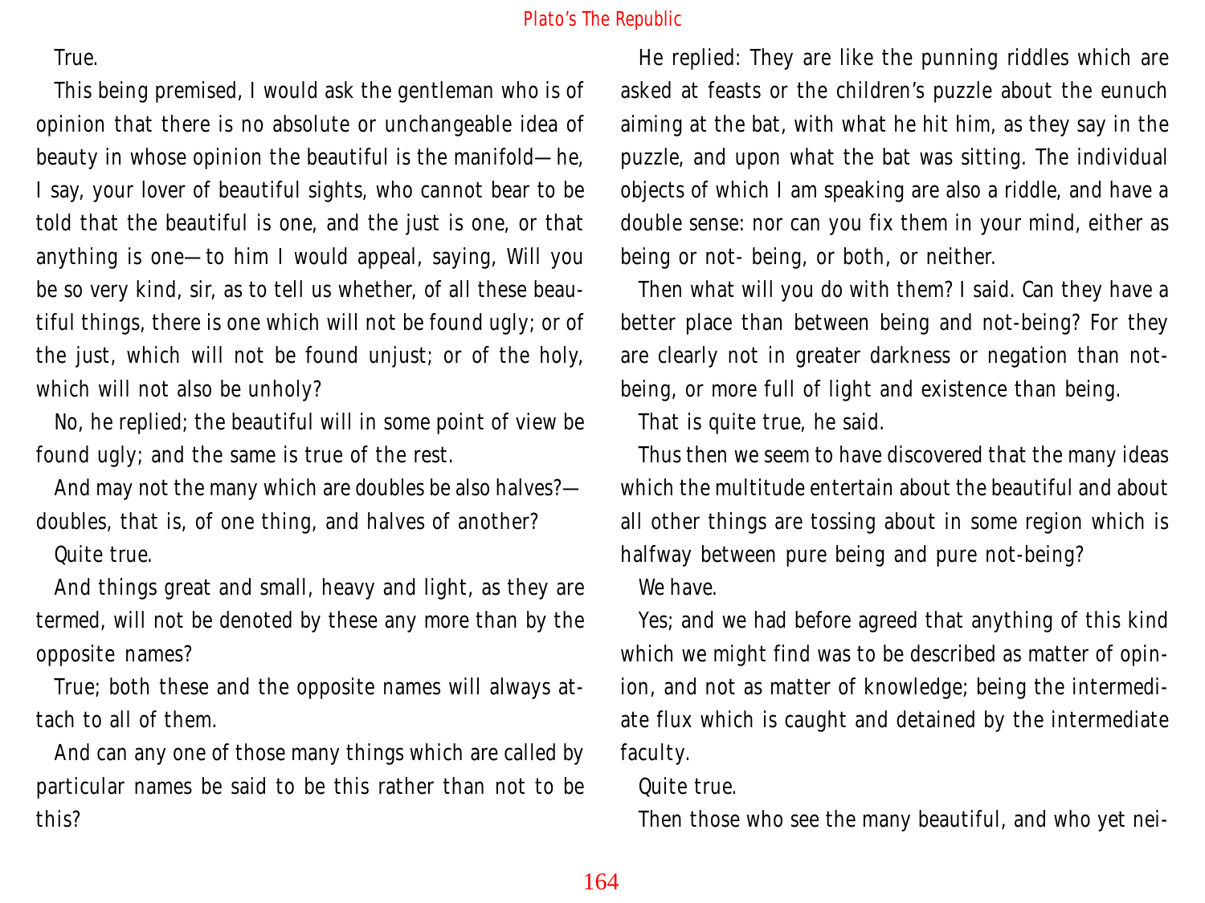True.

This being premised, I would ask the gentleman who is of opinion that there is no absolute or unchangeable idea of beauty in whose opinion the beautiful is the manifold—he, I say, your lover of beautiful sights, who cannot bear to be told that the beautiful is one, and the just is one, or that anything is one—to him I would appeal, saying, Will you be so very kind, sir, as to tell us whether, of all these beautiful things, there is one which will not be found ugly; or of the just, which will not be found unjust; or of the holy, which will not also be unholy?

No, he replied; the beautiful will in some point of view be found ugly; and the same is true of the rest.

And may not the many which are doubles be also halves?—doubles, that is, of one thing, and halves of another?

Quite true.

And things great and small, heavy and light, as they are termed, will not be denoted by these any more than by the opposite names?

True; both these and the opposite names will always attach to all of them.

And can any one of those many things which are called by particular names be said to be this rather than not to be this?

He replied: They are like the punning riddles which are asked at feasts or the children's puzzle about the eunuch aiming at the bat, with what he hit him, as they say in the puzzle, and upon what the bat was sitting. The individual objects of which I am speaking are also a riddle, and have a double sense: nor can you fix them in your mind, either as being or not- being, or both, or neither.

Then what will you do with them? I said. Can they have a better place than between being and not-being? For they are clearly not in greater darkness or negation than not-being, or more full of light and existence than being.

That is quite true, he said.

Thus then we seem to have discovered that the many ideas which the multitude entertain about the beautiful and about all other things are tossing about in some region which is halfway between pure being and pure not-being?

We have.

Yes; and we had before agreed that anything of this kind which we might find was to be described as matter of opinion, and not as matter of knowledge; being the intermediate flux which is caught and detained by the intermediate faculty.

Quite true.

Then those who see the many beautiful, and who yet nei-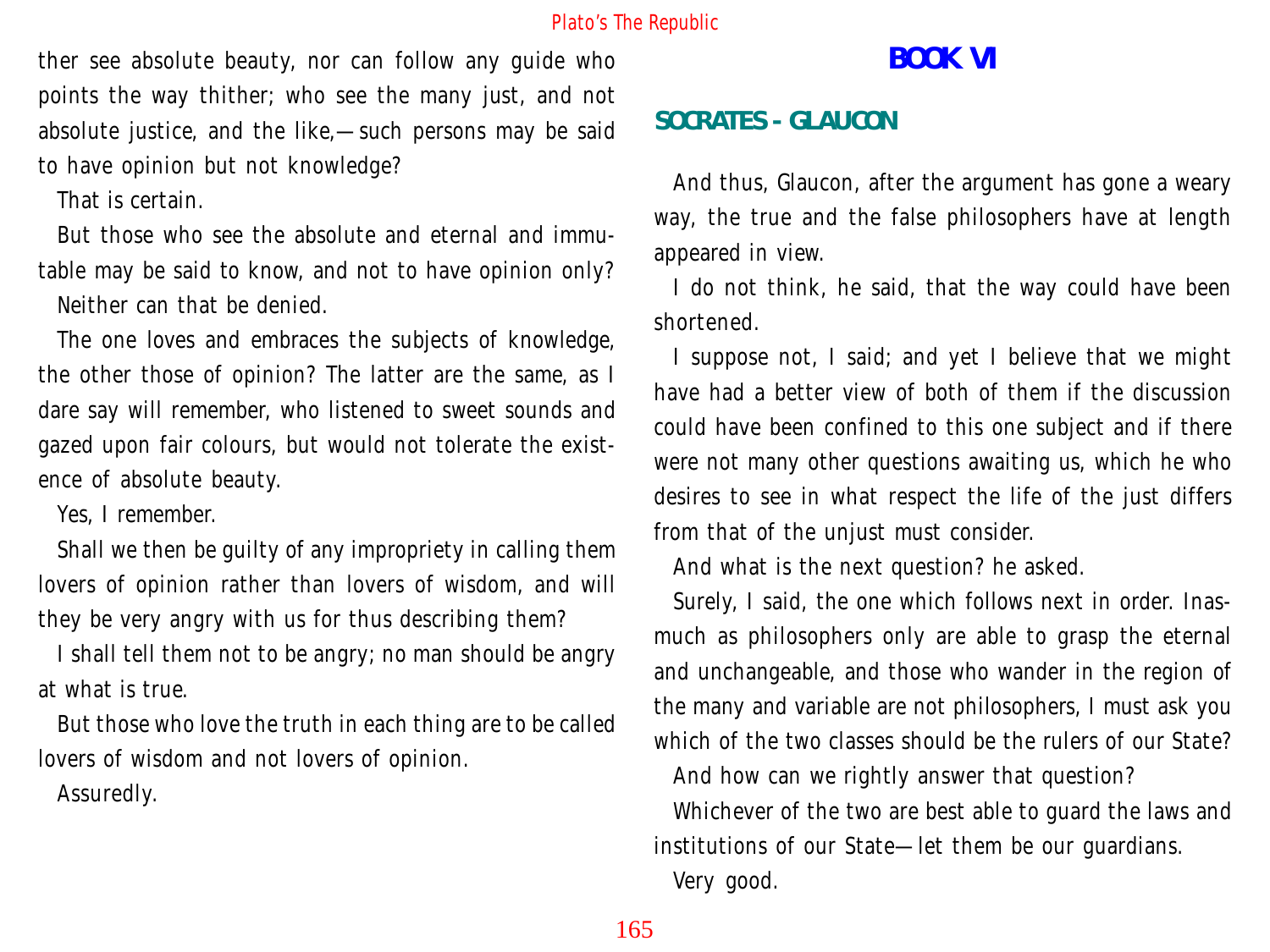ther see absolute beauty, nor can follow any guide who points the way thither; who see the many just, and not absolute justice, and the like,—such persons may be said to have opinion but not knowledge?

That is certain.

But those who see the absolute and eternal and immutable may be said to know, and not to have opinion only?

Neither can that be denied.

The one loves and embraces the subjects of knowledge, the other those of opinion? The latter are the same, as I dare say will remember, who listened to sweet sounds and gazed upon fair colours, but would not tolerate the existence of absolute beauty.

Yes, I remember.

Shall we then be guilty of any impropriety in calling them lovers of opinion rather than lovers of wisdom, and will they be very angry with us for thus describing them?

I shall tell them not to be angry; no man should be angry at what is true.

But those who love the truth in each thing are to be called lovers of wisdom and not lovers of opinion.

Assuredly.

# BOOK VI

## SOCRATES - GLAUCON

And thus, Glaucon, after the argument has gone a weary way, the true and the false philosophers have at length appeared in view.

I do not think, he said, that the way could have been shortened.

I suppose not, I said; and yet I believe that we might have had a better view of both of them if the discussion could have been confined to this one subject and if there were not many other questions awaiting us, which he who desires to see in what respect the life of the just differs from that of the unjust must consider.

And what is the next question? he asked.

Surely, I said, the one which follows next in order. Inasmuch as philosophers only are able to grasp the eternal and unchangeable, and those who wander in the region of the many and variable are not philosophers, I must ask you which of the two classes should be the rulers of our State?

And how can we rightly answer that question?

Whichever of the two are best able to guard the laws and institutions of our State—let them be our guardians.

Very good.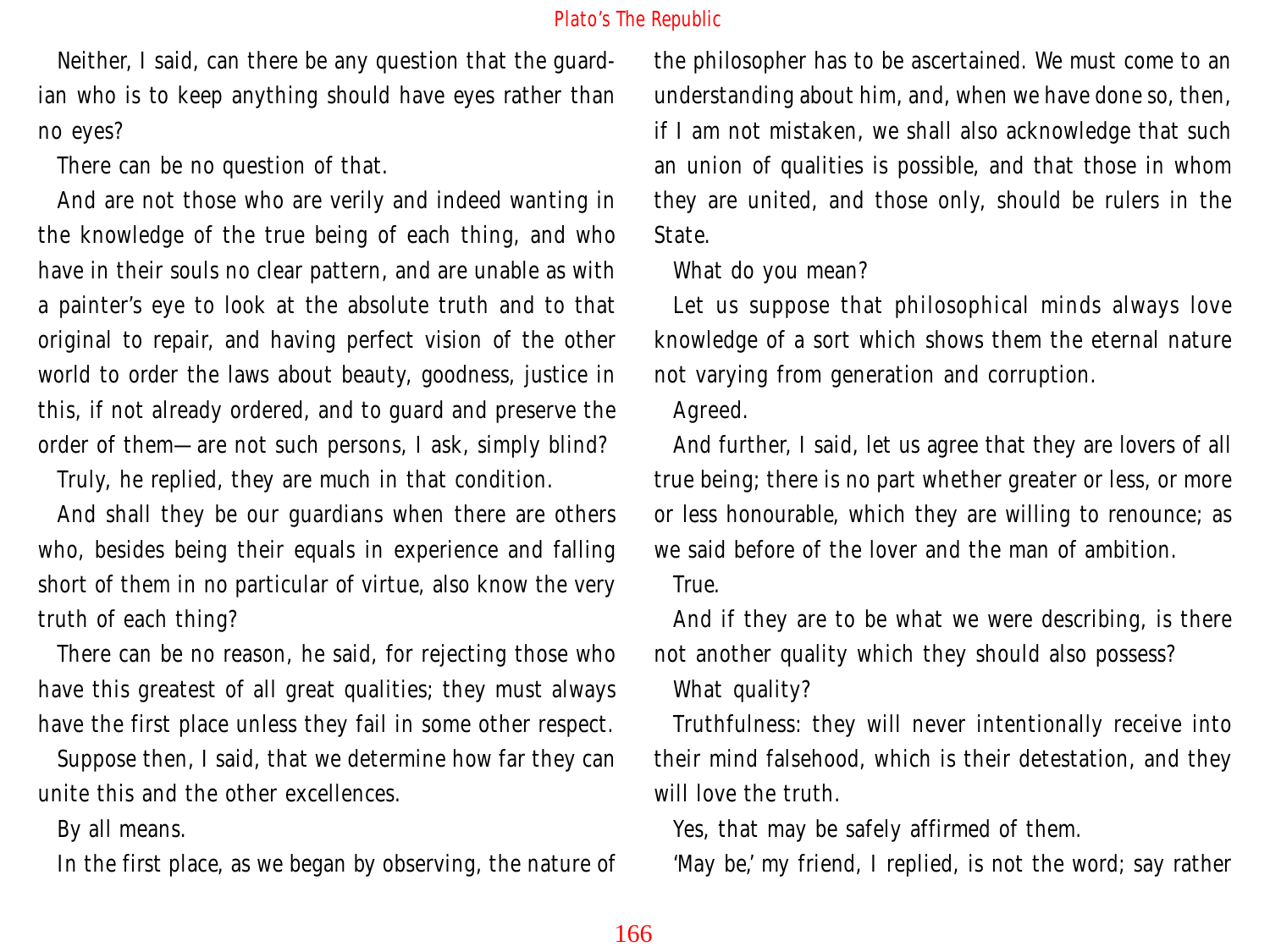Neither, I said, can there be any question that the guardian who is to keep anything should have eyes rather than no eyes?

There can be no question of that.

And are not those who are verily and indeed wanting in the knowledge of the true being of each thing, and who have in their souls no clear pattern, and are unable as with a painter's eye to look at the absolute truth and to that original to repair, and having perfect vision of the other world to order the laws about beauty, goodness, justice in this, if not already ordered, and to guard and preserve the order of them—are not such persons, I ask, simply blind?

Truly, he replied, they are much in that condition.

And shall they be our guardians when there are others who, besides being their equals in experience and falling short of them in no particular of virtue, also know the very truth of each thing?

There can be no reason, he said, for rejecting those who have this greatest of all great qualities; they must always have the first place unless they fail in some other respect.

Suppose then, I said, that we determine how far they can unite this and the other excellences.

By all means.

In the first place, as we began by observing, the nature of the philosopher has to be ascertained. We must come to an understanding about him, and, when we have done so, then, if I am not mistaken, we shall also acknowledge that such an union of qualities is possible, and that those in whom they are united, and those only, should be rulers in the State.

What do you mean?

Let us suppose that philosophical minds always love knowledge of a sort which shows them the eternal nature not varying from generation and corruption.

Agreed.

And further, I said, let us agree that they are lovers of all true being; there is no part whether greater or less, or more or less honourable, which they are willing to renounce; as we said before of the lover and the man of ambition.

True.

And if they are to be what we were describing, is there not another quality which they should also possess?

What quality?

Truthfulness: they will never intentionally receive into their mind falsehood, which is their detestation, and they will love the truth.

Yes, that may be safely affirmed of them.

'May be,' my friend, I replied, is not the word; say rather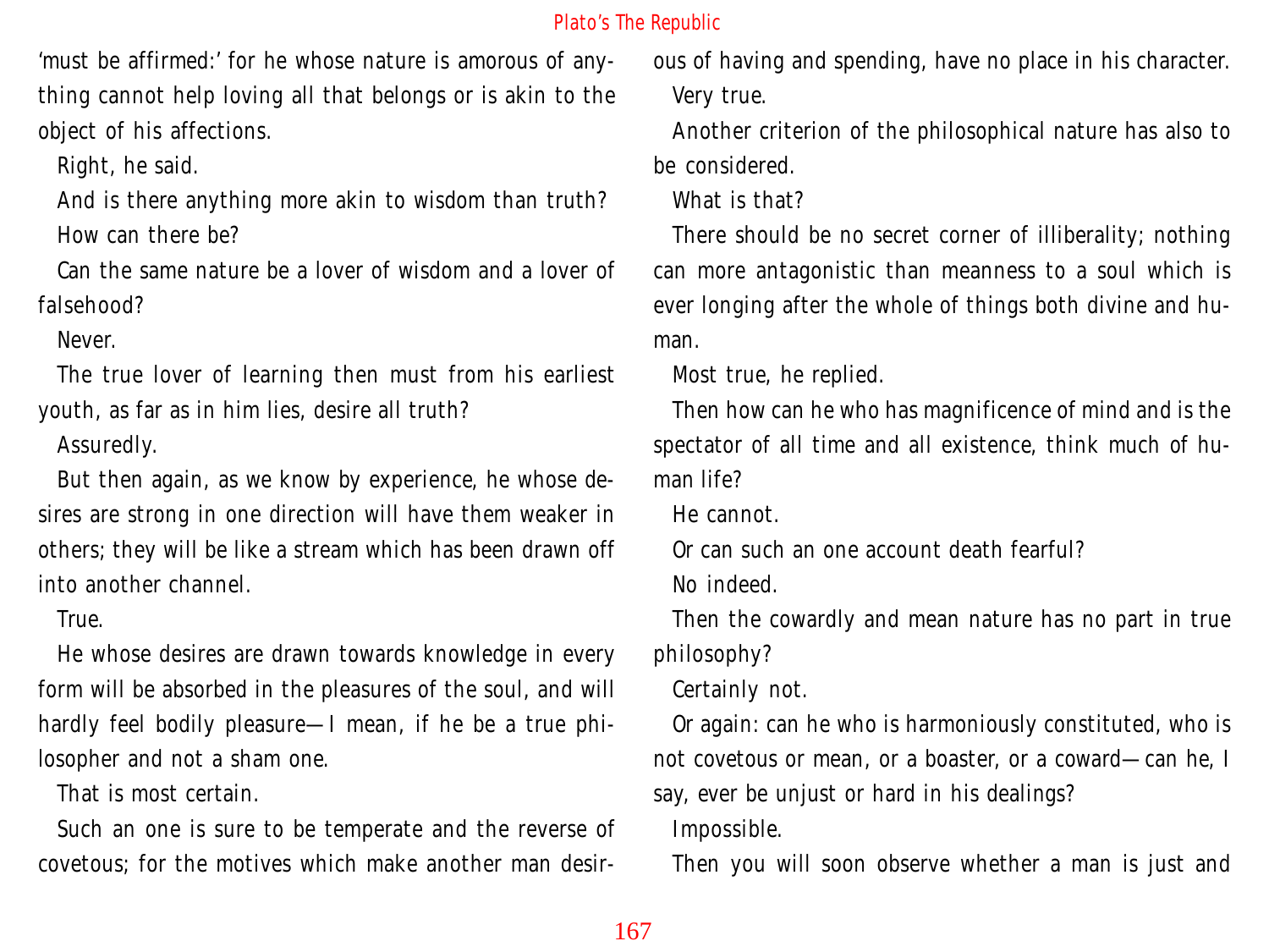'must be affirmed:' for he whose nature is amorous of anything cannot help loving all that belongs or is akin to the object of his affections.

Right, he said.

And is there anything more akin to wisdom than truth?

How can there be?

Can the same nature be a lover of wisdom and a lover of falsehood?

Never.

The true lover of learning then must from his earliest youth, as far as in him lies, desire all truth?

Assuredly.

But then again, as we know by experience, he whose desires are strong in one direction will have them weaker in others; they will be like a stream which has been drawn off into another channel.

True.

He whose desires are drawn towards knowledge in every form will be absorbed in the pleasures of the soul, and will hardly feel bodily pleasure—I mean, if he be a true philosopher and not a sham one.

That is most certain.

Such an one is sure to be temperate and the reverse of covetous; for the motives which make another man desirous of having and spending, have no place in his character.

Very true.

Another criterion of the philosophical nature has also to be considered.

What is that?

There should be no secret corner of illiberality; nothing can more antagonistic than meanness to a soul which is ever longing after the whole of things both divine and human.

Most true, he replied.

Then how can he who has magnificence of mind and is the spectator of all time and all existence, think much of human life?

He cannot.

Or can such an one account death fearful?

No indeed.

Then the cowardly and mean nature has no part in true philosophy?

Certainly not.

Or again: can he who is harmoniously constituted, who is not covetous or mean, or a boaster, or a coward—can he, I say, ever be unjust or hard in his dealings?

Impossible.

Then you will soon observe whether a man is just and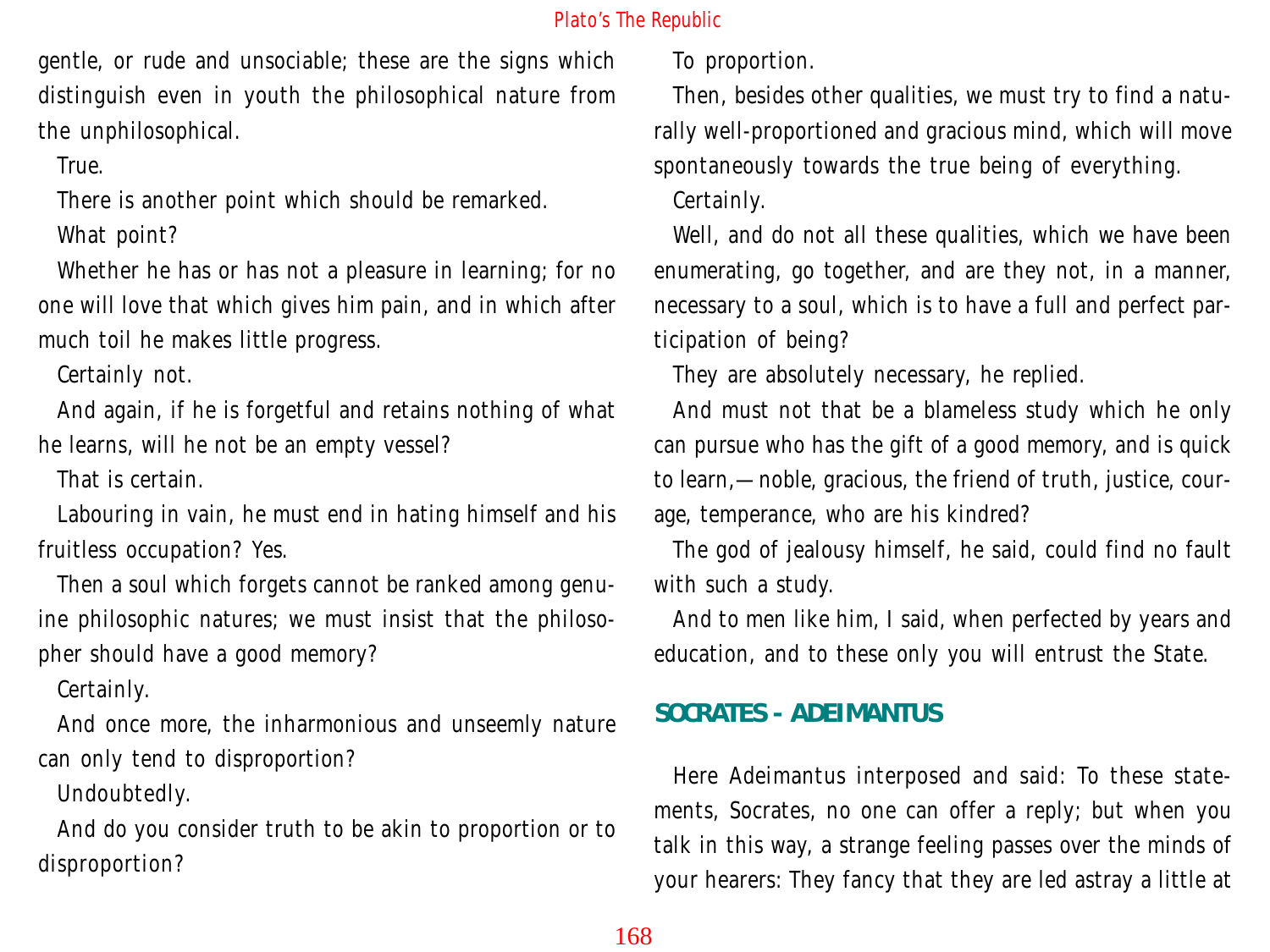gentle, or rude and unsociable; these are the signs which distinguish even in youth the philosophical nature from the unphilosophical.

True.

There is another point which should be remarked.

What point?

Whether he has or has not a pleasure in learning; for no one will love that which gives him pain, and in which after much toil he makes little progress.

Certainly not.

And again, if he is forgetful and retains nothing of what he learns, will he not be an empty vessel?

That is certain.

Labouring in vain, he must end in hating himself and his fruitless occupation? Yes.

Then a soul which forgets cannot be ranked among genuine philosophic natures; we must insist that the philosopher should have a good memory?

Certainly.

And once more, the inharmonious and unseemly nature can only tend to disproportion?

Undoubtedly.

And do you consider truth to be akin to proportion or to disproportion?

To proportion.

Then, besides other qualities, we must try to find a naturally well-proportioned and gracious mind, which will move spontaneously towards the true being of everything.

Certainly.

Well, and do not all these qualities, which we have been enumerating, go together, and are they not, in a manner, necessary to a soul, which is to have a full and perfect participation of being?

They are absolutely necessary, he replied.

And must not that be a blameless study which he only can pursue who has the gift of a good memory, and is quick to learn,—noble, gracious, the friend of truth, justice, courage, temperance, who are his kindred?

The god of jealousy himself, he said, could find no fault with such a study.

And to men like him, I said, when perfected by years and education, and to these only you will entrust the State.

## SOCRATES - ADEIMANTUS

Here Adeimantus interposed and said: To these statements, Socrates, no one can offer a reply; but when you talk in this way, a strange feeling passes over the minds of your hearers: They fancy that they are led astray a little at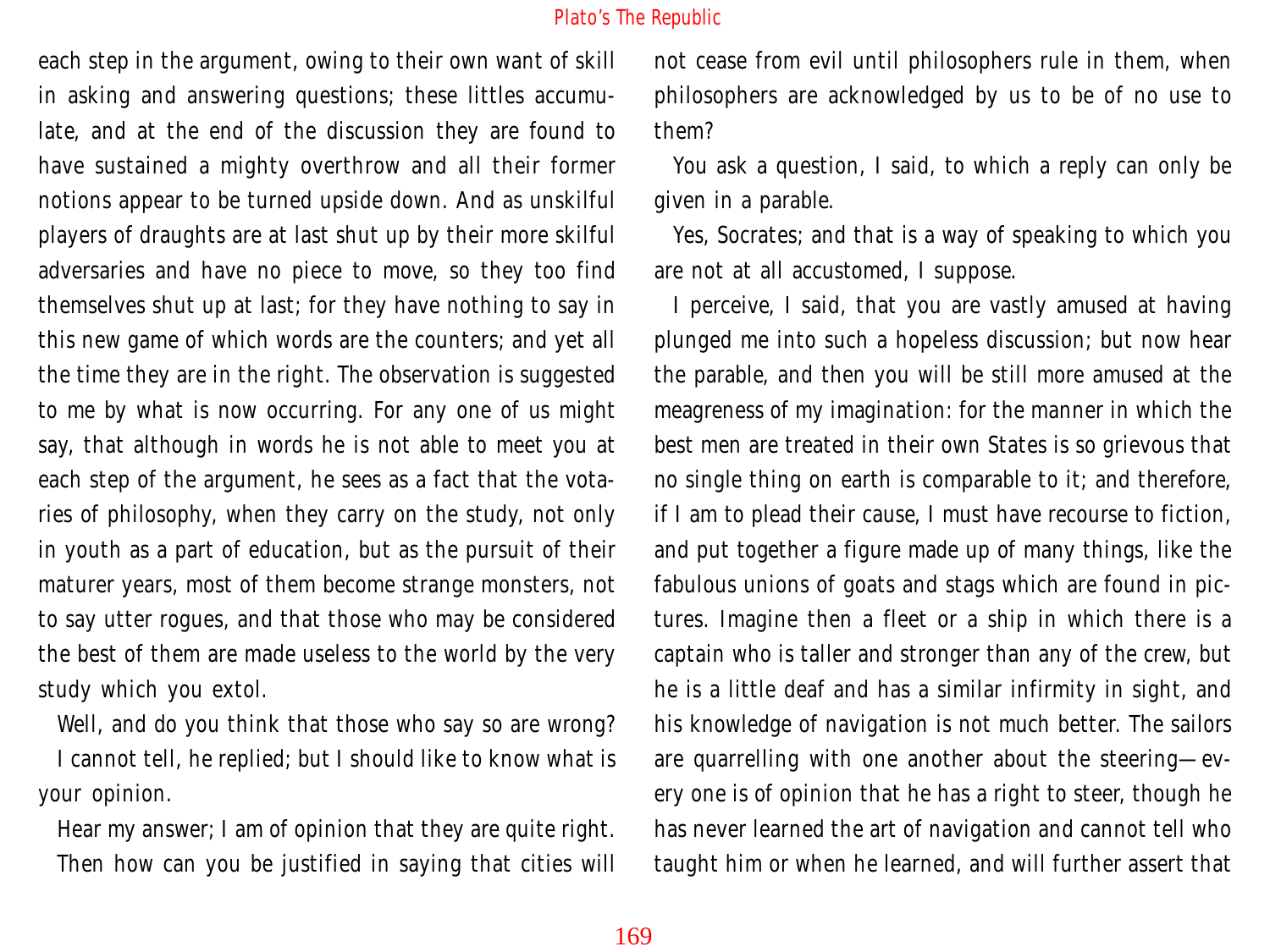each step in the argument, owing to their own want of skill in asking and answering questions; these littles accumulate, and at the end of the discussion they are found to have sustained a mighty overthrow and all their former notions appear to be turned upside down. And as unskilful players of draughts are at last shut up by their more skilful adversaries and have no piece to move, so they too find themselves shut up at last; for they have nothing to say in this new game of which words are the counters; and yet all the time they are in the right. The observation is suggested to me by what is now occurring. For any one of us might say, that although in words he is not able to meet you at each step of the argument, he sees as a fact that the votaries of philosophy, when they carry on the study, not only in youth as a part of education, but as the pursuit of their maturer years, most of them become strange monsters, not to say utter rogues, and that those who may be considered the best of them are made useless to the world by the very study which you extol.

Well, and do you think that those who say so are wrong?

I cannot tell, he replied; but I should like to know what is your opinion.

Hear my answer; I am of opinion that they are quite right.

Then how can you be justified in saying that cities will not cease from evil until philosophers rule in them, when philosophers are acknowledged by us to be of no use to them?

You ask a question, I said, to which a reply can only be given in a parable.

Yes, Socrates; and that is a way of speaking to which you are not at all accustomed, I suppose.

I perceive, I said, that you are vastly amused at having plunged me into such a hopeless discussion; but now hear the parable, and then you will be still more amused at the meagreness of my imagination: for the manner in which the best men are treated in their own States is so grievous that no single thing on earth is comparable to it; and therefore, if I am to plead their cause, I must have recourse to fiction, and put together a figure made up of many things, like the fabulous unions of goats and stags which are found in pictures. Imagine then a fleet or a ship in which there is a captain who is taller and stronger than any of the crew, but he is a little deaf and has a similar infirmity in sight, and his knowledge of navigation is not much better. The sailors are quarrelling with one another about the steering—every one is of opinion that he has a right to steer, though he has never learned the art of navigation and cannot tell who taught him or when he learned, and will further assert that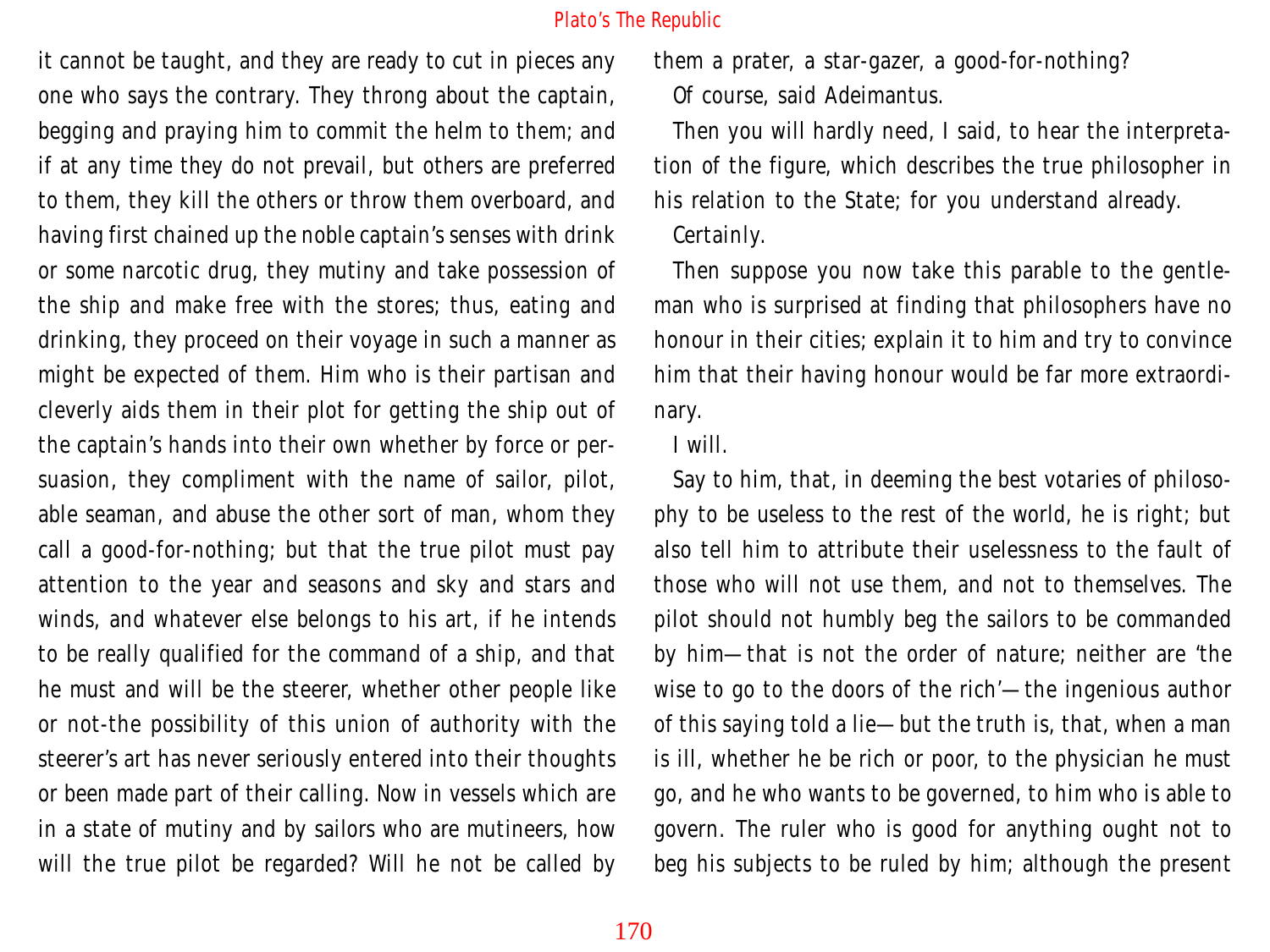it cannot be taught, and they are ready to cut in pieces any one who says the contrary. They throng about the captain, begging and praying him to commit the helm to them; and if at any time they do not prevail, but others are preferred to them, they kill the others or throw them overboard, and having first chained up the noble captain's senses with drink or some narcotic drug, they mutiny and take possession of the ship and make free with the stores; thus, eating and drinking, they proceed on their voyage in such a manner as might be expected of them. Him who is their partisan and cleverly aids them in their plot for getting the ship out of the captain's hands into their own whether by force or persuasion, they compliment with the name of sailor, pilot, able seaman, and abuse the other sort of man, whom they call a good-for-nothing; but that the true pilot must pay attention to the year and seasons and sky and stars and winds, and whatever else belongs to his art, if he intends to be really qualified for the command of a ship, and that he must and will be the steerer, whether other people like or not-the possibility of this union of authority with the steerer's art has never seriously entered into their thoughts or been made part of their calling. Now in vessels which are in a state of mutiny and by sailors who are mutineers, how will the true pilot be regarded? Will he not be called by them a prater, a star-gazer, a good-for-nothing?

Of course, said Adeimantus.

Then you will hardly need, I said, to hear the interpretation of the figure, which describes the true philosopher in his relation to the State; for you understand already.

Certainly.

Then suppose you now take this parable to the gentleman who is surprised at finding that philosophers have no honour in their cities; explain it to him and try to convince him that their having honour would be far more extraordinary.

I will.

Say to him, that, in deeming the best votaries of philosophy to be useless to the rest of the world, he is right; but also tell him to attribute their uselessness to the fault of those who will not use them, and not to themselves. The pilot should not humbly beg the sailors to be commanded by him—that is not the order of nature; neither are 'the wise to go to the doors of the rich'—the ingenious author of this saying told a lie—but the truth is, that, when a man is ill, whether he be rich or poor, to the physician he must go, and he who wants to be governed, to him who is able to govern. The ruler who is good for anything ought not to beg his subjects to be ruled by him; although the present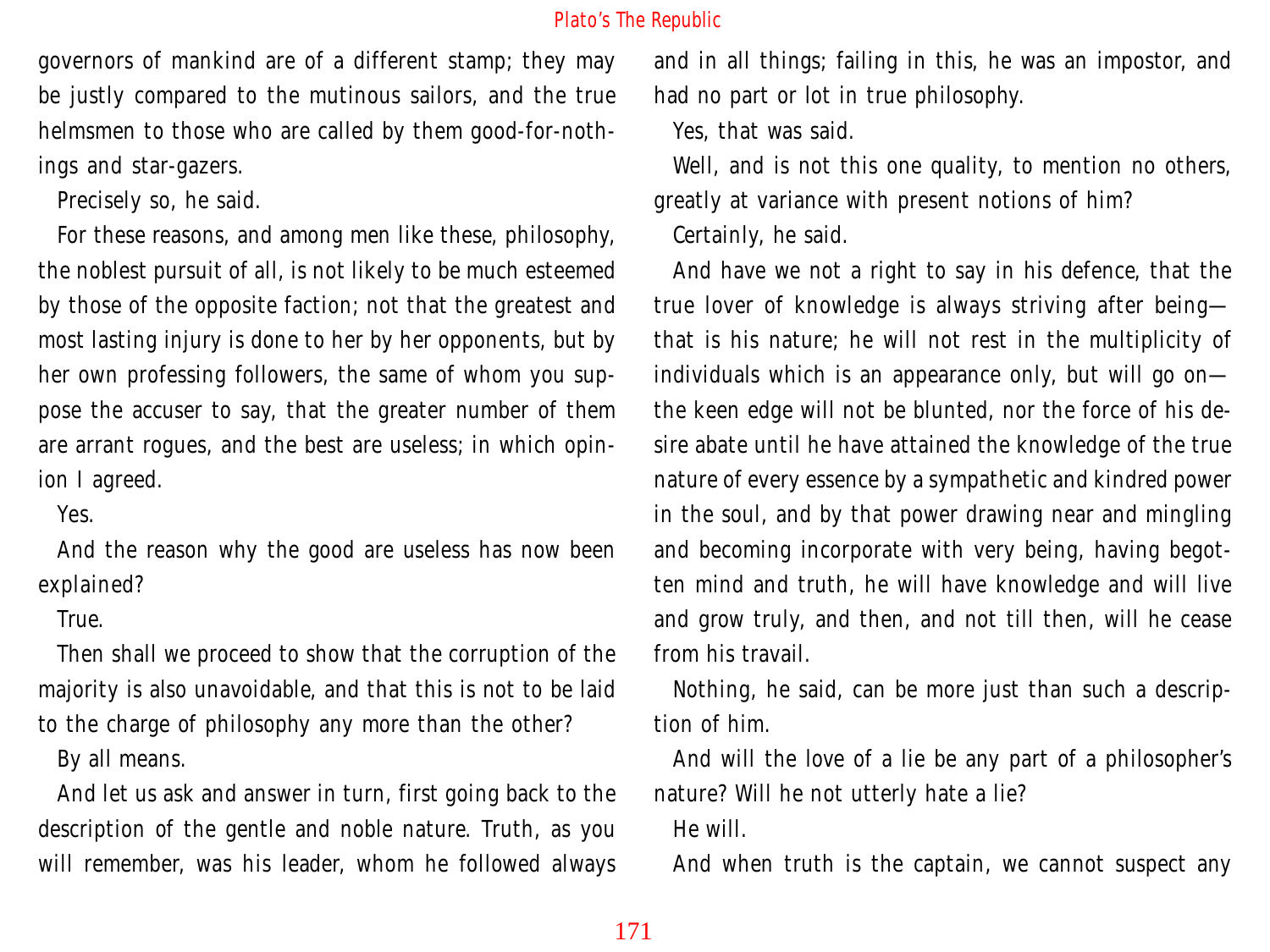governors of mankind are of a different stamp; they may be justly compared to the mutinous sailors, and the true helmsmen to those who are called by them good-for-nothings and star-gazers.

Precisely so, he said.

For these reasons, and among men like these, philosophy, the noblest pursuit of all, is not likely to be much esteemed by those of the opposite faction; not that the greatest and most lasting injury is done to her by her opponents, but by her own professing followers, the same of whom you suppose the accuser to say, that the greater number of them are arrant rogues, and the best are useless; in which opinion I agreed.

Yes.

And the reason why the good are useless has now been explained?

True.

Then shall we proceed to show that the corruption of the majority is also unavoidable, and that this is not to be laid to the charge of philosophy any more than the other?

By all means.

And let us ask and answer in turn, first going back to the description of the gentle and noble nature. Truth, as you will remember, was his leader, whom he followed always and in all things; failing in this, he was an impostor, and had no part or lot in true philosophy.

Yes, that was said.

Well, and is not this one quality, to mention no others, greatly at variance with present notions of him?

Certainly, he said.

And have we not a right to say in his defence, that the true lover of knowledge is always striving after being—that is his nature; he will not rest in the multiplicity of individuals which is an appearance only, but will go on—the keen edge will not be blunted, nor the force of his desire abate until he have attained the knowledge of the true nature of every essence by a sympathetic and kindred power in the soul, and by that power drawing near and mingling and becoming incorporate with very being, having begotten mind and truth, he will have knowledge and will live and grow truly, and then, and not till then, will he cease from his travail.

Nothing, he said, can be more just than such a description of him.

And will the love of a lie be any part of a philosopher's nature? Will he not utterly hate a lie?

He will.

And when truth is the captain, we cannot suspect any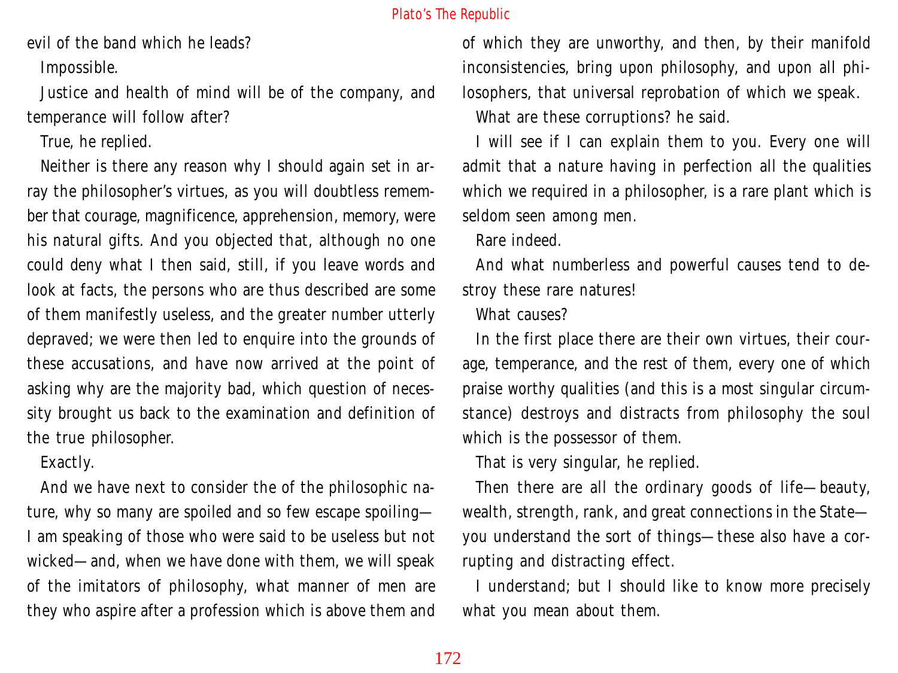evil of the band which he leads?

Impossible.

Justice and health of mind will be of the company, and temperance will follow after?

True, he replied.

Neither is there any reason why I should again set in array the philosopher's virtues, as you will doubtless remember that courage, magnificence, apprehension, memory, were his natural gifts. And you objected that, although no one could deny what I then said, still, if you leave words and look at facts, the persons who are thus described are some of them manifestly useless, and the greater number utterly depraved; we were then led to enquire into the grounds of these accusations, and have now arrived at the point of asking why are the majority bad, which question of necessity brought us back to the examination and definition of the true philosopher.

Exactly.

And we have next to consider the of the philosophic nature, why so many are spoiled and so few escape spoiling—I am speaking of those who were said to be useless but not wicked—and, when we have done with them, we will speak of the imitators of philosophy, what manner of men are they who aspire after a profession which is above them and of which they are unworthy, and then, by their manifold inconsistencies, bring upon philosophy, and upon all philosophers, that universal reprobation of which we speak.

What are these corruptions? he said.

I will see if I can explain them to you. Every one will admit that a nature having in perfection all the qualities which we required in a philosopher, is a rare plant which is seldom seen among men.

Rare indeed.

And what numberless and powerful causes tend to destroy these rare natures!

What causes?

In the first place there are their own virtues, their courage, temperance, and the rest of them, every one of which praise worthy qualities (and this is a most singular circumstance) destroys and distracts from philosophy the soul which is the possessor of them.

That is very singular, he replied.

Then there are all the ordinary goods of life—beauty, wealth, strength, rank, and great connections in the State—you understand the sort of things—these also have a corrupting and distracting effect.

I understand; but I should like to know more precisely what you mean about them.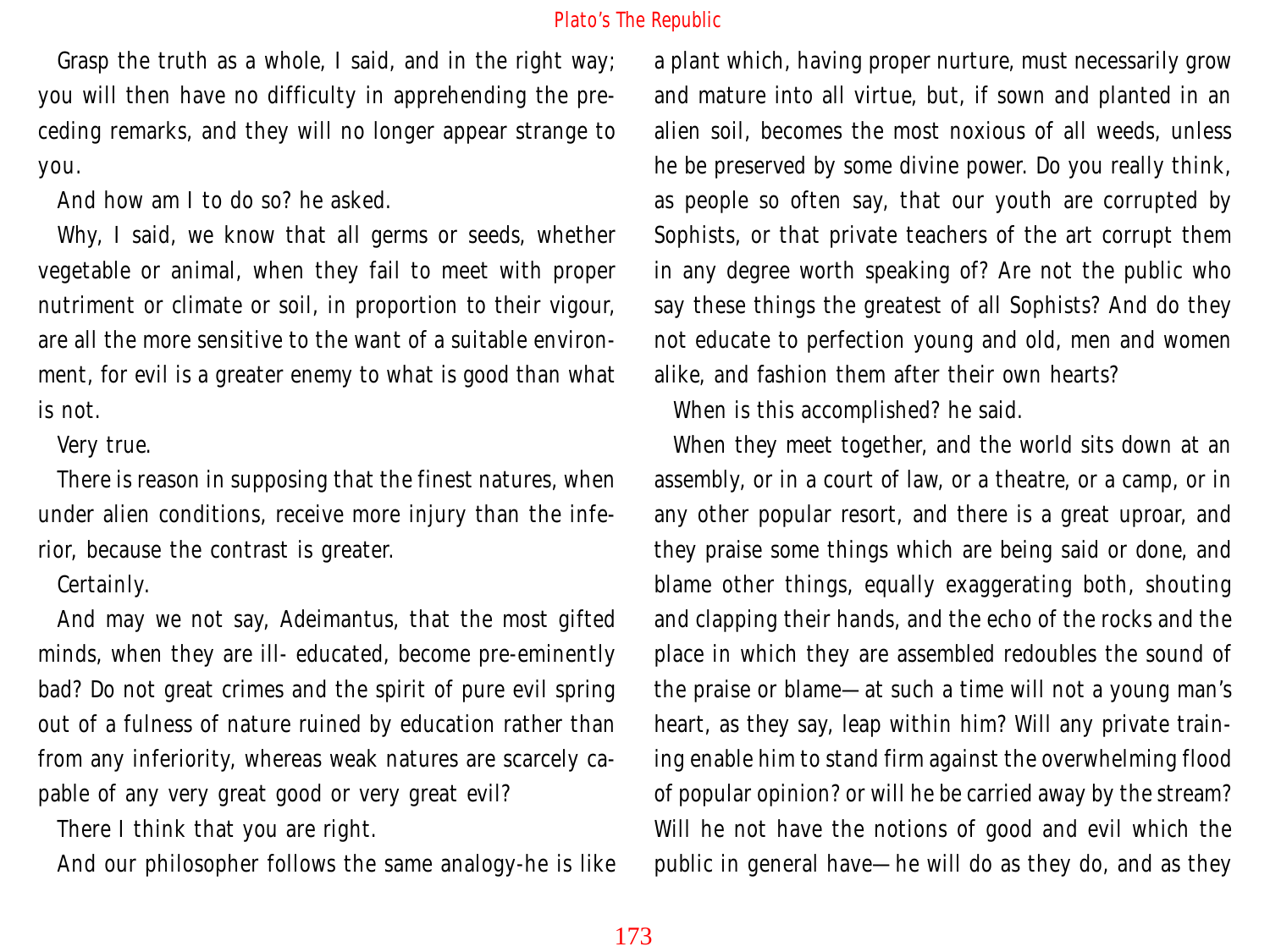Grasp the truth as a whole, I said, and in the right way; you will then have no difficulty in apprehending the preceding remarks, and they will no longer appear strange to you.

And how am I to do so? he asked.

Why, I said, we know that all germs or seeds, whether vegetable or animal, when they fail to meet with proper nutriment or climate or soil, in proportion to their vigour, are all the more sensitive to the want of a suitable environment, for evil is a greater enemy to what is good than what is not.

Very true.

There is reason in supposing that the finest natures, when under alien conditions, receive more injury than the inferior, because the contrast is greater.

Certainly.

And may we not say, Adeimantus, that the most gifted minds, when they are ill- educated, become pre-eminently bad? Do not great crimes and the spirit of pure evil spring out of a fulness of nature ruined by education rather than from any inferiority, whereas weak natures are scarcely capable of any very great good or very great evil?

There I think that you are right.

And our philosopher follows the same analogy-he is like a plant which, having proper nurture, must necessarily grow and mature into all virtue, but, if sown and planted in an alien soil, becomes the most noxious of all weeds, unless he be preserved by some divine power. Do you really think, as people so often say, that our youth are corrupted by Sophists, or that private teachers of the art corrupt them in any degree worth speaking of? Are not the public who say these things the greatest of all Sophists? And do they not educate to perfection young and old, men and women alike, and fashion them after their own hearts?

When is this accomplished? he said.

When they meet together, and the world sits down at an assembly, or in a court of law, or a theatre, or a camp, or in any other popular resort, and there is a great uproar, and they praise some things which are being said or done, and blame other things, equally exaggerating both, shouting and clapping their hands, and the echo of the rocks and the place in which they are assembled redoubles the sound of the praise or blame—at such a time will not a young man's heart, as they say, leap within him? Will any private training enable him to stand firm against the overwhelming flood of popular opinion? or will he be carried away by the stream? Will he not have the notions of good and evil which the public in general have—he will do as they do, and as they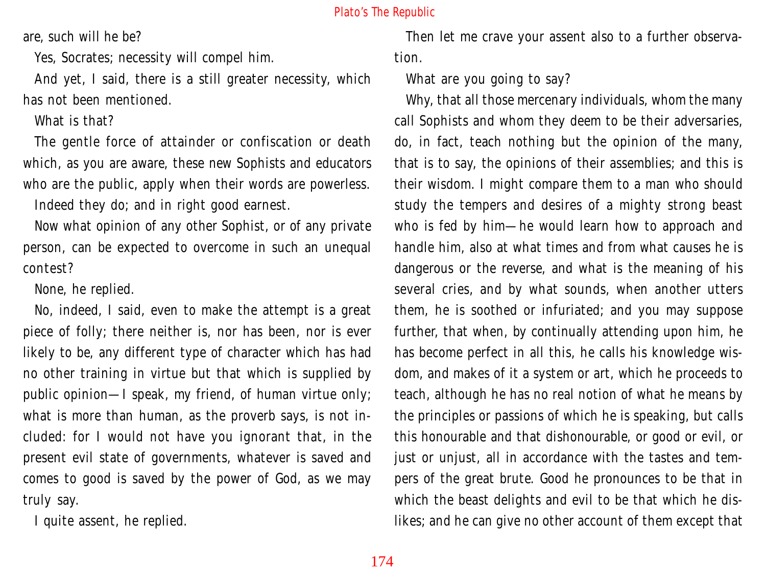are, such will he be?

Yes, Socrates; necessity will compel him.

And yet, I said, there is a still greater necessity, which has not been mentioned.

What is that?

The gentle force of attainder or confiscation or death which, as you are aware, these new Sophists and educators who are the public, apply when their words are powerless.

Indeed they do; and in right good earnest.

Now what opinion of any other Sophist, or of any private person, can be expected to overcome in such an unequal contest?

None, he replied.

No, indeed, I said, even to make the attempt is a great piece of folly; there neither is, nor has been, nor is ever likely to be, any different type of character which has had no other training in virtue but that which is supplied by public opinion—I speak, my friend, of human virtue only; what is more than human, as the proverb says, is not included: for I would not have you ignorant that, in the present evil state of governments, whatever is saved and comes to good is saved by the power of God, as we may truly say.

I quite assent, he replied.

Then let me crave your assent also to a further observation.

What are you going to say?

Why, that all those mercenary individuals, whom the many call Sophists and whom they deem to be their adversaries, do, in fact, teach nothing but the opinion of the many, that is to say, the opinions of their assemblies; and this is their wisdom. I might compare them to a man who should study the tempers and desires of a mighty strong beast who is fed by him—he would learn how to approach and handle him, also at what times and from what causes he is dangerous or the reverse, and what is the meaning of his several cries, and by what sounds, when another utters them, he is soothed or infuriated; and you may suppose further, that when, by continually attending upon him, he has become perfect in all this, he calls his knowledge wisdom, and makes of it a system or art, which he proceeds to teach, although he has no real notion of what he means by the principles or passions of which he is speaking, but calls this honourable and that dishonourable, or good or evil, or just or unjust, all in accordance with the tastes and tempers of the great brute. Good he pronounces to be that in which the beast delights and evil to be that which he dislikes; and he can give no other account of them except that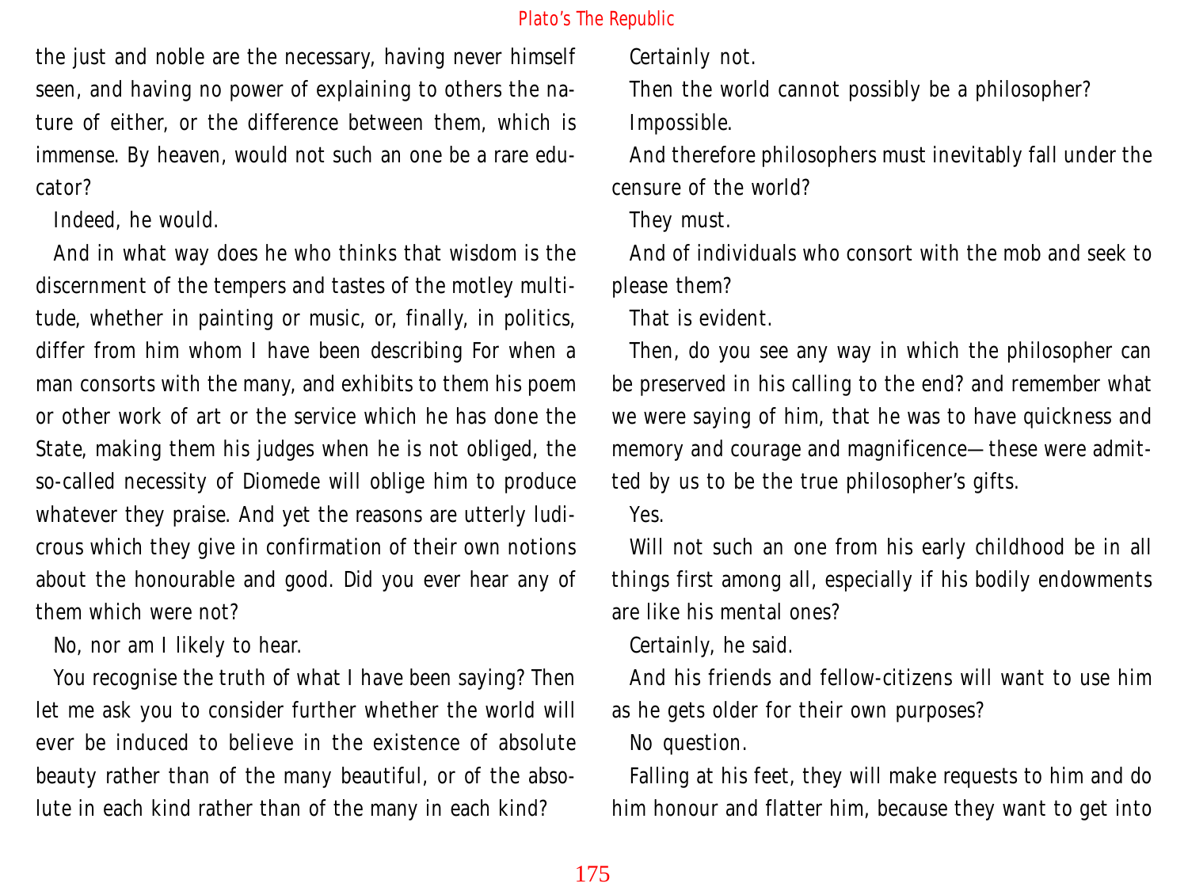the just and noble are the necessary, having never himself seen, and having no power of explaining to others the nature of either, or the difference between them, which is immense. By heaven, would not such an one be a rare educator?

Indeed, he would.

And in what way does he who thinks that wisdom is the discernment of the tempers and tastes of the motley multitude, whether in painting or music, or, finally, in politics, differ from him whom I have been describing For when a man consorts with the many, and exhibits to them his poem or other work of art or the service which he has done the State, making them his judges when he is not obliged, the so-called necessity of Diomede will oblige him to produce whatever they praise. And yet the reasons are utterly ludicrous which they give in confirmation of their own notions about the honourable and good. Did you ever hear any of them which were not?

No, nor am I likely to hear.

You recognise the truth of what I have been saying? Then let me ask you to consider further whether the world will ever be induced to believe in the existence of absolute beauty rather than of the many beautiful, or of the absolute in each kind rather than of the many in each kind?

Certainly not.

Then the world cannot possibly be a philosopher?

Impossible.

And therefore philosophers must inevitably fall under the censure of the world?

They must.

And of individuals who consort with the mob and seek to please them?

That is evident.

Then, do you see any way in which the philosopher can be preserved in his calling to the end? and remember what we were saying of him, that he was to have quickness and memory and courage and magnificence—these were admitted by us to be the true philosopher's gifts.

Yes.

Will not such an one from his early childhood be in all things first among all, especially if his bodily endowments are like his mental ones?

Certainly, he said.

And his friends and fellow-citizens will want to use him as he gets older for their own purposes?

No question.

Falling at his feet, they will make requests to him and do him honour and flatter him, because they want to get into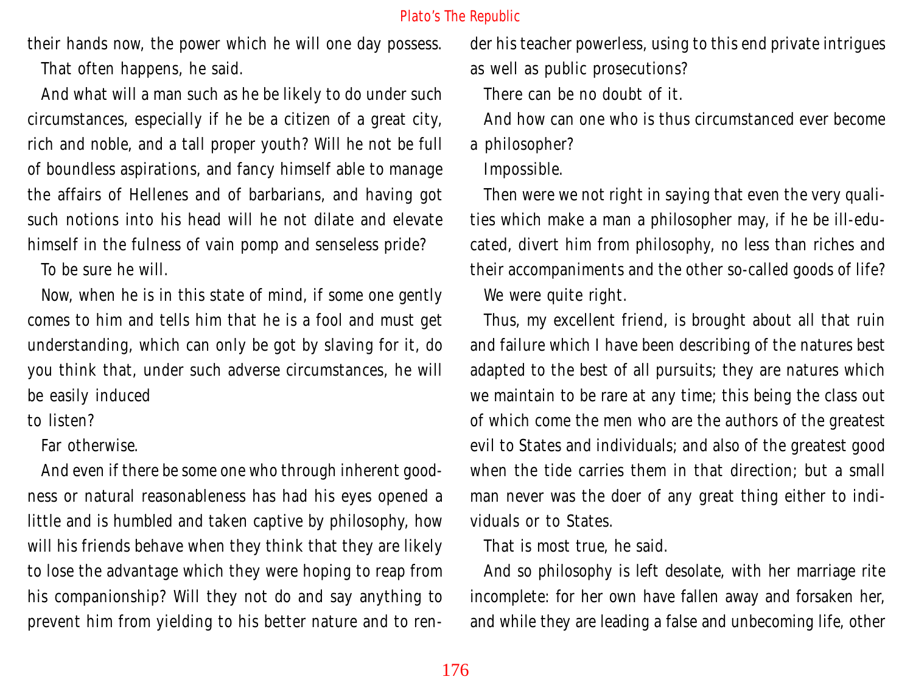their hands now, the power which he will one day possess.

That often happens, he said.

And what will a man such as he be likely to do under such circumstances, especially if he be a citizen of a great city, rich and noble, and a tall proper youth? Will he not be full of boundless aspirations, and fancy himself able to manage the affairs of Hellenes and of barbarians, and having got such notions into his head will he not dilate and elevate himself in the fulness of vain pomp and senseless pride?

To be sure he will.

Now, when he is in this state of mind, if some one gently comes to him and tells him that he is a fool and must get understanding, which can only be got by slaving for it, do you think that, under such adverse circumstances, he will be easily induced to listen?

Far otherwise.

And even if there be some one who through inherent goodness or natural reasonableness has had his eyes opened a little and is humbled and taken captive by philosophy, how will his friends behave when they think that they are likely to lose the advantage which they were hoping to reap from his companionship? Will they not do and say anything to prevent him from yielding to his better nature and to render his teacher powerless, using to this end private intrigues as well as public prosecutions?

There can be no doubt of it.

And how can one who is thus circumstanced ever become a philosopher?

Impossible.

Then were we not right in saying that even the very qualities which make a man a philosopher may, if he be ill-educated, divert him from philosophy, no less than riches and their accompaniments and the other so-called goods of life?

We were quite right.

Thus, my excellent friend, is brought about all that ruin and failure which I have been describing of the natures best adapted to the best of all pursuits; they are natures which we maintain to be rare at any time; this being the class out of which come the men who are the authors of the greatest evil to States and individuals; and also of the greatest good when the tide carries them in that direction; but a small man never was the doer of any great thing either to individuals or to States.

That is most true, he said.

And so philosophy is left desolate, with her marriage rite incomplete: for her own have fallen away and forsaken her, and while they are leading a false and unbecoming life, other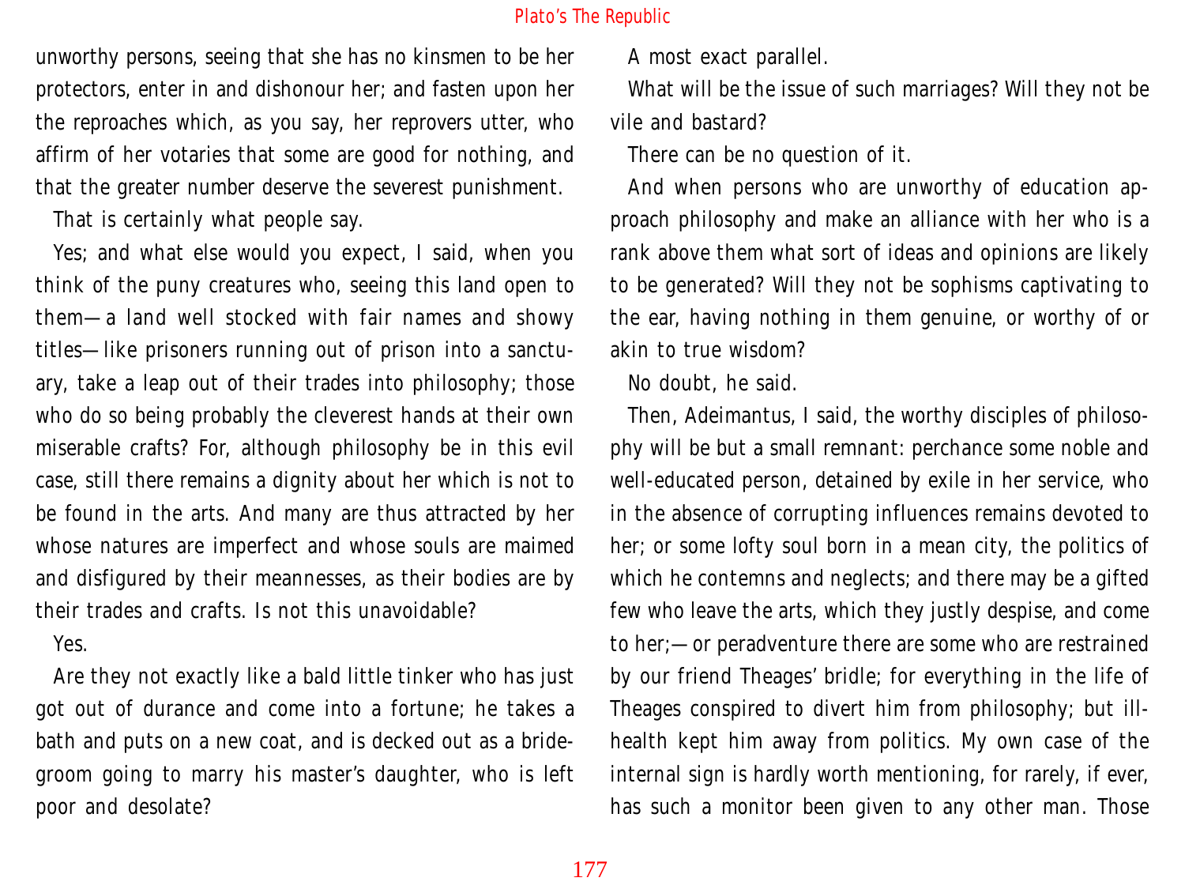unworthy persons, seeing that she has no kinsmen to be her protectors, enter in and dishonour her; and fasten upon her the reproaches which, as you say, her reprovers utter, who affirm of her votaries that some are good for nothing, and that the greater number deserve the severest punishment.

That is certainly what people say.

Yes; and what else would you expect, I said, when you think of the puny creatures who, seeing this land open to them—a land well stocked with fair names and showy titles—like prisoners running out of prison into a sanctuary, take a leap out of their trades into philosophy; those who do so being probably the cleverest hands at their own miserable crafts? For, although philosophy be in this evil case, still there remains a dignity about her which is not to be found in the arts. And many are thus attracted by her whose natures are imperfect and whose souls are maimed and disfigured by their meannesses, as their bodies are by their trades and crafts. Is not this unavoidable?

Yes.

Are they not exactly like a bald little tinker who has just got out of durance and come into a fortune; he takes a bath and puts on a new coat, and is decked out as a bridegroom going to marry his master's daughter, who is left poor and desolate?

A most exact parallel.

What will be the issue of such marriages? Will they not be vile and bastard?

There can be no question of it.

And when persons who are unworthy of education approach philosophy and make an alliance with her who is a rank above them what sort of ideas and opinions are likely to be generated? Will they not be sophisms captivating to the ear, having nothing in them genuine, or worthy of or akin to true wisdom?

No doubt, he said.

Then, Adeimantus, I said, the worthy disciples of philosophy will be but a small remnant: perchance some noble and well-educated person, detained by exile in her service, who in the absence of corrupting influences remains devoted to her; or some lofty soul born in a mean city, the politics of which he contemns and neglects; and there may be a gifted few who leave the arts, which they justly despise, and come to her;—or peradventure there are some who are restrained by our friend Theages' bridle; for everything in the life of Theages conspired to divert him from philosophy; but ill-health kept him away from politics. My own case of the internal sign is hardly worth mentioning, for rarely, if ever, has such a monitor been given to any other man. Those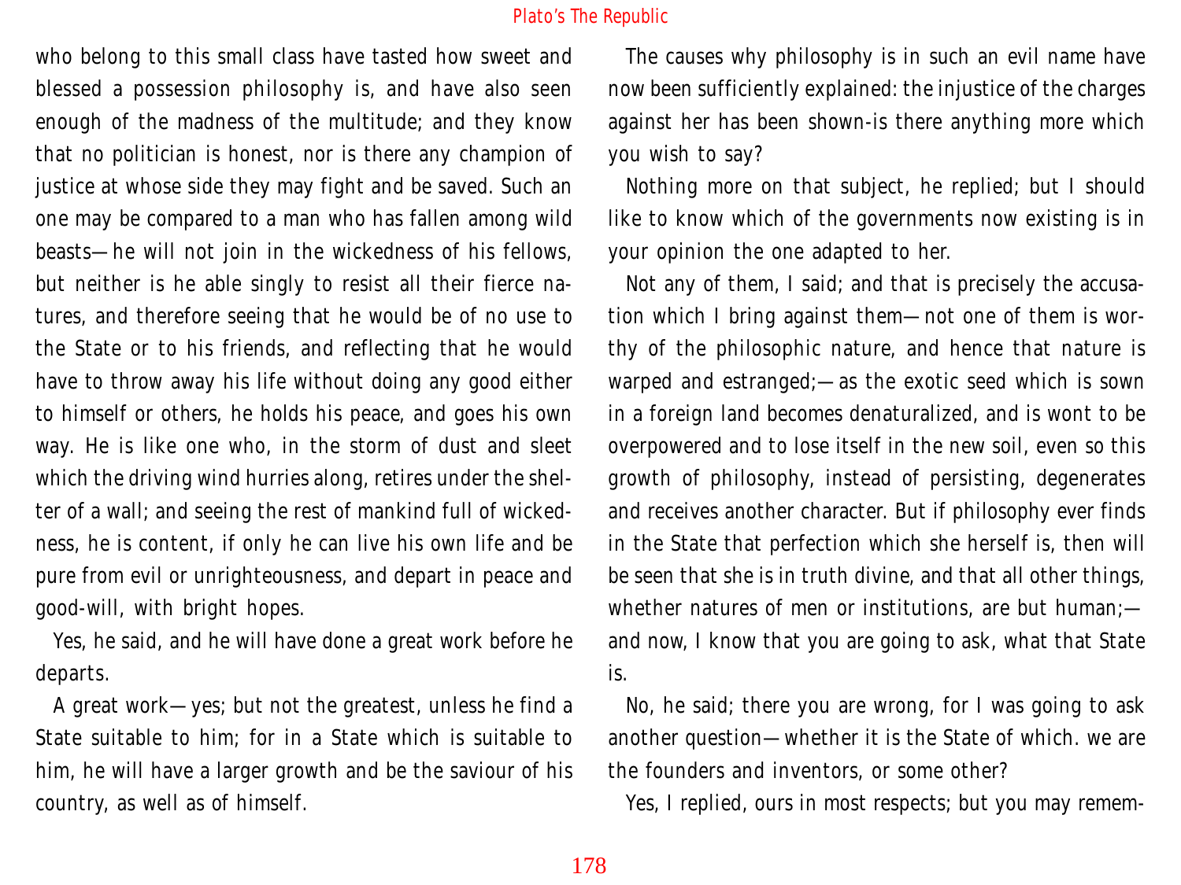who belong to this small class have tasted how sweet and blessed a possession philosophy is, and have also seen enough of the madness of the multitude; and they know that no politician is honest, nor is there any champion of justice at whose side they may fight and be saved. Such an one may be compared to a man who has fallen among wild beasts—he will not join in the wickedness of his fellows, but neither is he able singly to resist all their fierce natures, and therefore seeing that he would be of no use to the State or to his friends, and reflecting that he would have to throw away his life without doing any good either to himself or others, he holds his peace, and goes his own way. He is like one who, in the storm of dust and sleet which the driving wind hurries along, retires under the shelter of a wall; and seeing the rest of mankind full of wickedness, he is content, if only he can live his own life and be pure from evil or unrighteousness, and depart in peace and good-will, with bright hopes.

Yes, he said, and he will have done a great work before he departs.

A great work—yes; but not the greatest, unless he find a State suitable to him; for in a State which is suitable to him, he will have a larger growth and be the saviour of his country, as well as of himself.

The causes why philosophy is in such an evil name have now been sufficiently explained: the injustice of the charges against her has been shown-is there anything more which you wish to say?

Nothing more on that subject, he replied; but I should like to know which of the governments now existing is in your opinion the one adapted to her.

Not any of them, I said; and that is precisely the accusation which I bring against them—not one of them is worthy of the philosophic nature, and hence that nature is warped and estranged;—as the exotic seed which is sown in a foreign land becomes denaturalized, and is wont to be overpowered and to lose itself in the new soil, even so this growth of philosophy, instead of persisting, degenerates and receives another character. But if philosophy ever finds in the State that perfection which she herself is, then will be seen that she is in truth divine, and that all other things, whether natures of men or institutions, are but human;—and now, I know that you are going to ask, what that State is.

No, he said; there you are wrong, for I was going to ask another question—whether it is the State of which. we are the founders and inventors, or some other?

Yes, I replied, ours in most respects; but you may remem-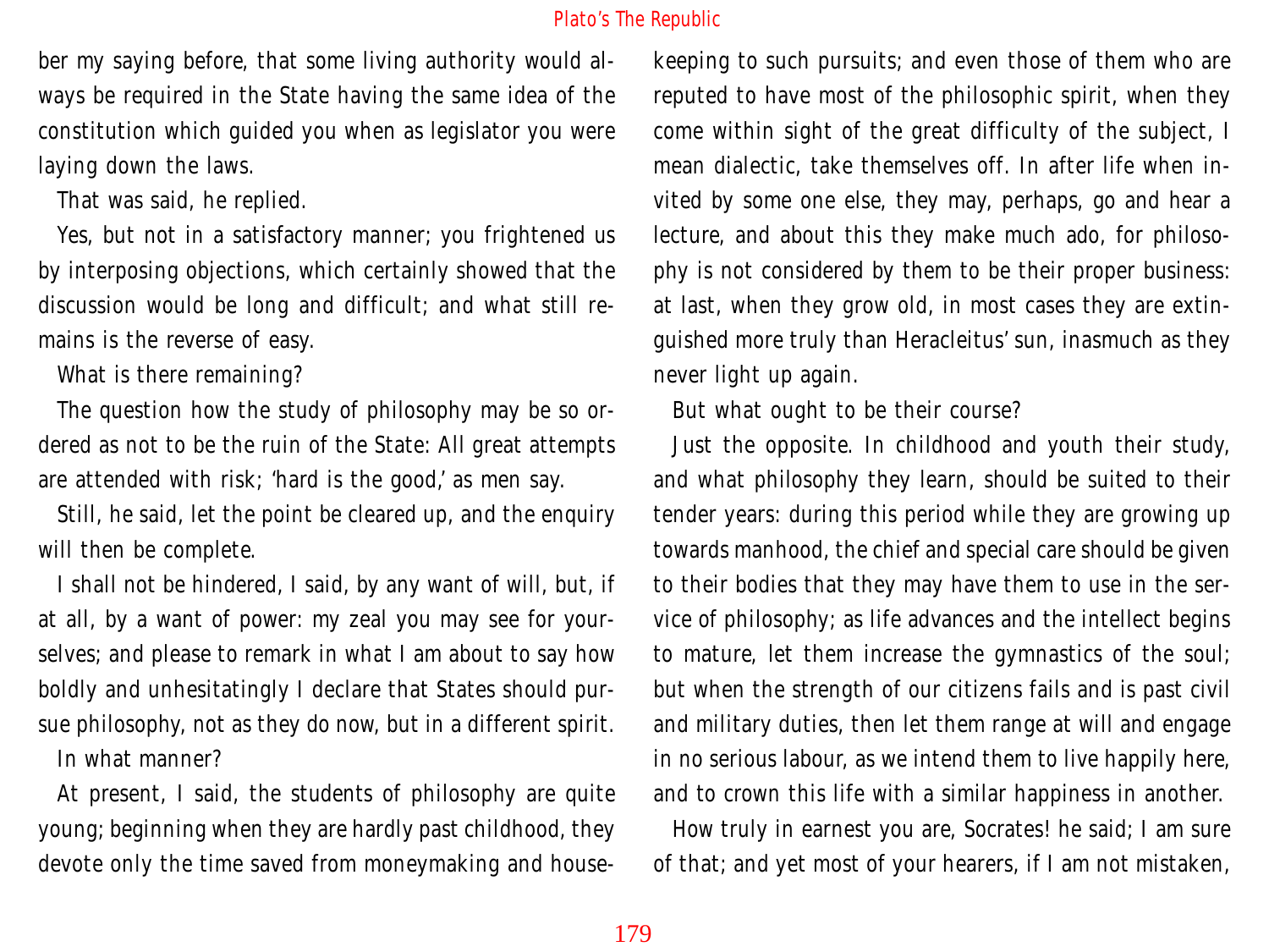ber my saying before, that some living authority would always be required in the State having the same idea of the constitution which guided you when as legislator you were laying down the laws.

That was said, he replied.

Yes, but not in a satisfactory manner; you frightened us by interposing objections, which certainly showed that the discussion would be long and difficult; and what still remains is the reverse of easy.

What is there remaining?

The question how the study of philosophy may be so ordered as not to be the ruin of the State: All great attempts are attended with risk; 'hard is the good,' as men say.

Still, he said, let the point be cleared up, and the enquiry will then be complete.

I shall not be hindered, I said, by any want of will, but, if at all, by a want of power: my zeal you may see for yourselves; and please to remark in what I am about to say how boldly and unhesitatingly I declare that States should pursue philosophy, not as they do now, but in a different spirit.

In what manner?

At present, I said, the students of philosophy are quite young; beginning when they are hardly past childhood, they devote only the time saved from moneymaking and housekeeping to such pursuits; and even those of them who are reputed to have most of the philosophic spirit, when they come within sight of the great difficulty of the subject, I mean dialectic, take themselves off. In after life when invited by some one else, they may, perhaps, go and hear a lecture, and about this they make much ado, for philosophy is not considered by them to be their proper business: at last, when they grow old, in most cases they are extinguished more truly than Heracleitus' sun, inasmuch as they never light up again.

But what ought to be their course?

Just the opposite. In childhood and youth their study, and what philosophy they learn, should be suited to their tender years: during this period while they are growing up towards manhood, the chief and special care should be given to their bodies that they may have them to use in the service of philosophy; as life advances and the intellect begins to mature, let them increase the gymnastics of the soul; but when the strength of our citizens fails and is past civil and military duties, then let them range at will and engage in no serious labour, as we intend them to live happily here, and to crown this life with a similar happiness in another.

How truly in earnest you are, Socrates! he said; I am sure of that; and yet most of your hearers, if I am not mistaken,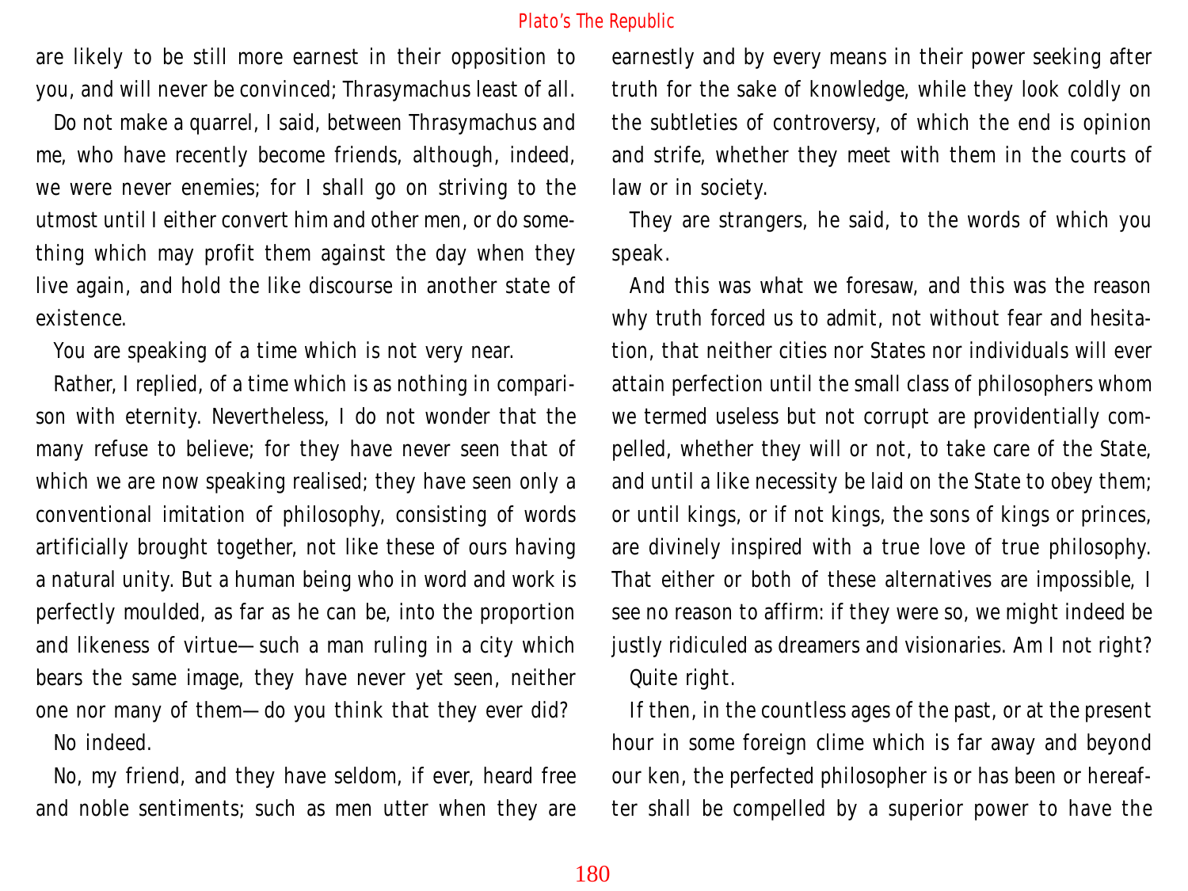are likely to be still more earnest in their opposition to you, and will never be convinced; Thrasymachus least of all.

Do not make a quarrel, I said, between Thrasymachus and me, who have recently become friends, although, indeed, we were never enemies; for I shall go on striving to the utmost until I either convert him and other men, or do something which may profit them against the day when they live again, and hold the like discourse in another state of existence.

You are speaking of a time which is not very near.

Rather, I replied, of a time which is as nothing in comparison with eternity. Nevertheless, I do not wonder that the many refuse to believe; for they have never seen that of which we are now speaking realised; they have seen only a conventional imitation of philosophy, consisting of words artificially brought together, not like these of ours having a natural unity. But a human being who in word and work is perfectly moulded, as far as he can be, into the proportion and likeness of virtue—such a man ruling in a city which bears the same image, they have never yet seen, neither one nor many of them—do you think that they ever did?

No indeed.

No, my friend, and they have seldom, if ever, heard free and noble sentiments; such as men utter when they are earnestly and by every means in their power seeking after truth for the sake of knowledge, while they look coldly on the subtleties of controversy, of which the end is opinion and strife, whether they meet with them in the courts of law or in society.

They are strangers, he said, to the words of which you speak.

And this was what we foresaw, and this was the reason why truth forced us to admit, not without fear and hesitation, that neither cities nor States nor individuals will ever attain perfection until the small class of philosophers whom we termed useless but not corrupt are providentially compelled, whether they will or not, to take care of the State, and until a like necessity be laid on the State to obey them; or until kings, or if not kings, the sons of kings or princes, are divinely inspired with a true love of true philosophy. That either or both of these alternatives are impossible, I see no reason to affirm: if they were so, we might indeed be justly ridiculed as dreamers and visionaries. Am I not right?

Quite right.

If then, in the countless ages of the past, or at the present hour in some foreign clime which is far away and beyond our ken, the perfected philosopher is or has been or hereafter shall be compelled by a superior power to have the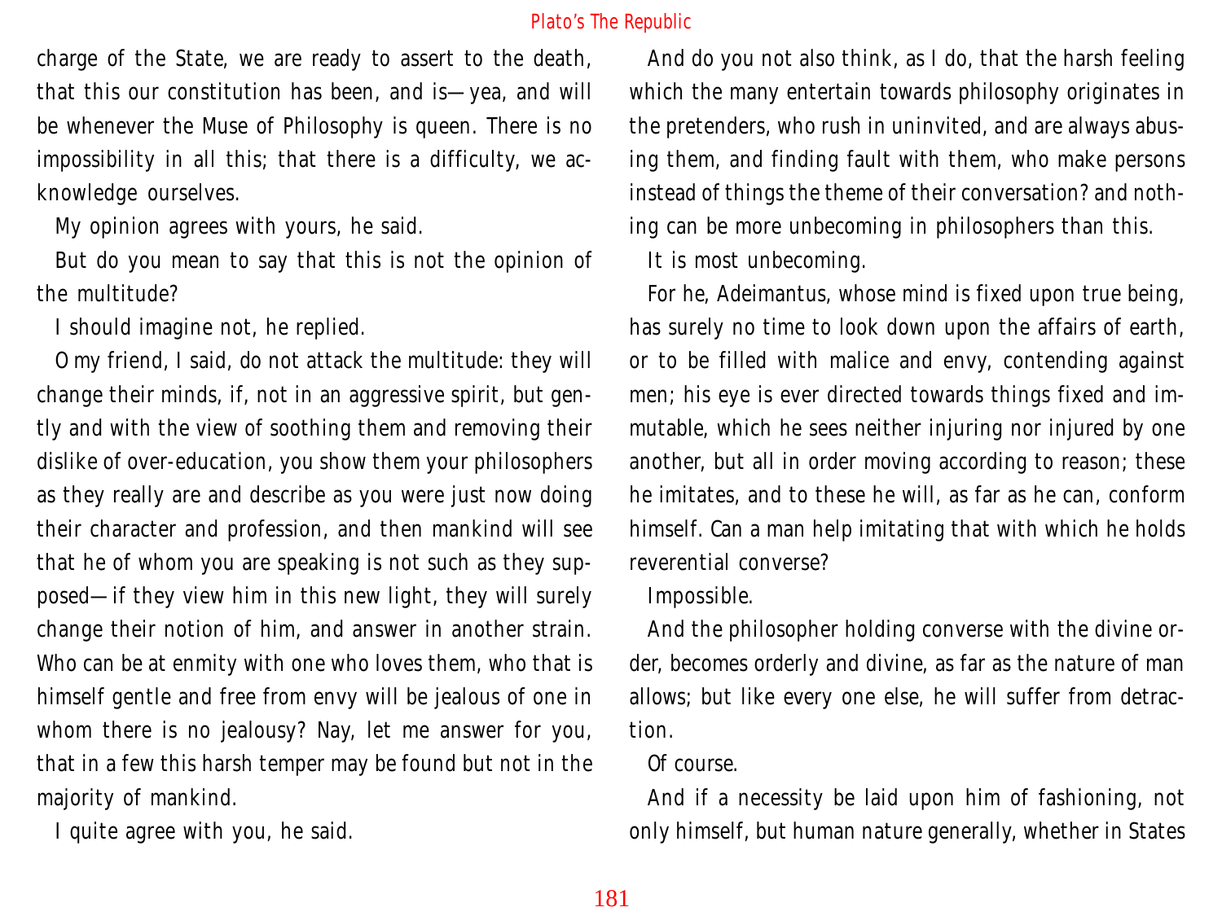charge of the State, we are ready to assert to the death, that this our constitution has been, and is—yea, and will be whenever the Muse of Philosophy is queen. There is no impossibility in all this; that there is a difficulty, we acknowledge ourselves.

My opinion agrees with yours, he said.

But do you mean to say that this is not the opinion of the multitude?

I should imagine not, he replied.

O my friend, I said, do not attack the multitude: they will change their minds, if, not in an aggressive spirit, but gently and with the view of soothing them and removing their dislike of over-education, you show them your philosophers as they really are and describe as you were just now doing their character and profession, and then mankind will see that he of whom you are speaking is not such as they supposed—if they view him in this new light, they will surely change their notion of him, and answer in another strain. Who can be at enmity with one who loves them, who that is himself gentle and free from envy will be jealous of one in whom there is no jealousy? Nay, let me answer for you, that in a few this harsh temper may be found but not in the majority of mankind.

I quite agree with you, he said.

And do you not also think, as I do, that the harsh feeling which the many entertain towards philosophy originates in the pretenders, who rush in uninvited, and are always abusing them, and finding fault with them, who make persons instead of things the theme of their conversation? and nothing can be more unbecoming in philosophers than this.

It is most unbecoming.

For he, Adeimantus, whose mind is fixed upon true being, has surely no time to look down upon the affairs of earth, or to be filled with malice and envy, contending against men; his eye is ever directed towards things fixed and immutable, which he sees neither injuring nor injured by one another, but all in order moving according to reason; these he imitates, and to these he will, as far as he can, conform himself. Can a man help imitating that with which he holds reverential converse?

Impossible.

And the philosopher holding converse with the divine order, becomes orderly and divine, as far as the nature of man allows; but like every one else, he will suffer from detraction.

Of course.

And if a necessity be laid upon him of fashioning, not only himself, but human nature generally, whether in States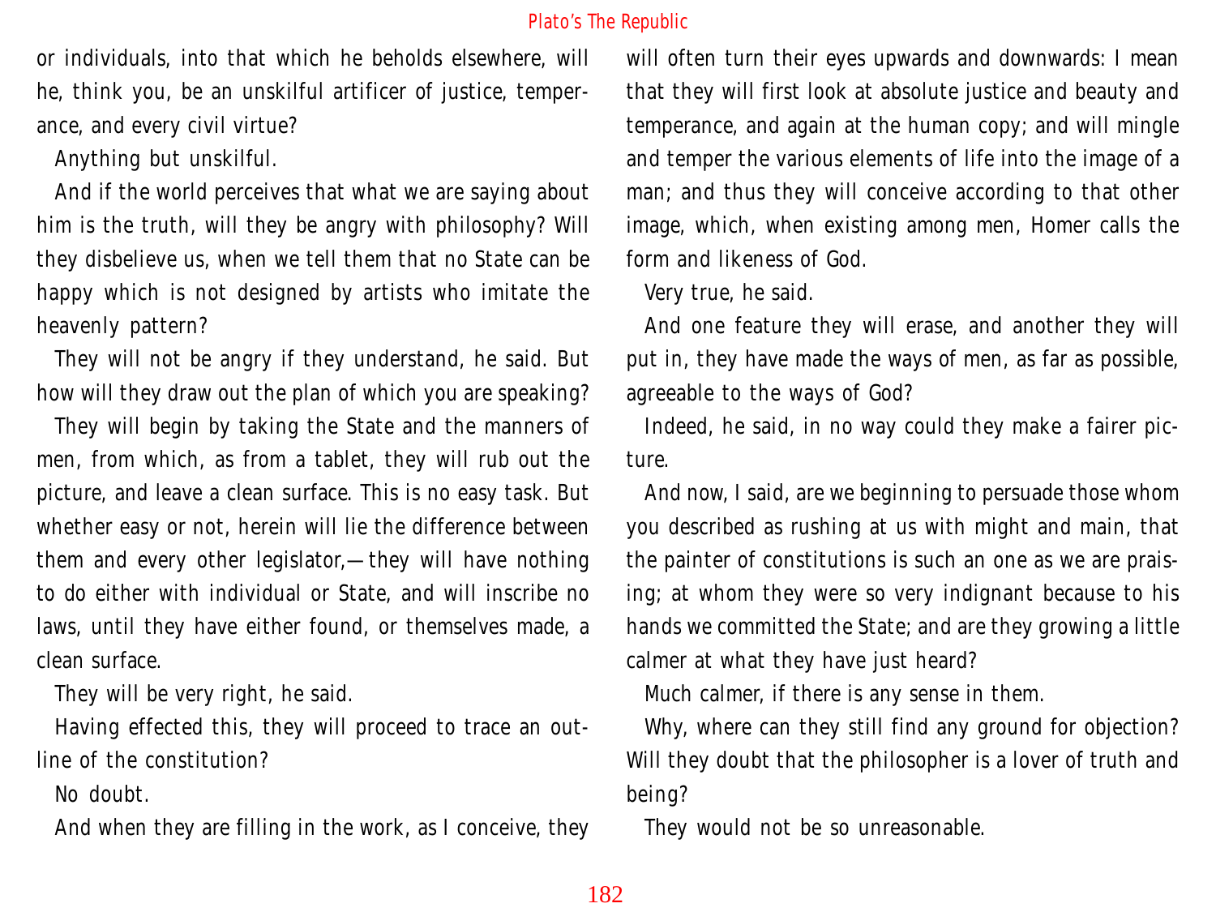or individuals, into that which he beholds elsewhere, will he, think you, be an unskilful artificer of justice, temperance, and every civil virtue?

Anything but unskilful.

And if the world perceives that what we are saying about him is the truth, will they be angry with philosophy? Will they disbelieve us, when we tell them that no State can be happy which is not designed by artists who imitate the heavenly pattern?

They will not be angry if they understand, he said. But how will they draw out the plan of which you are speaking?

They will begin by taking the State and the manners of men, from which, as from a tablet, they will rub out the picture, and leave a clean surface. This is no easy task. But whether easy or not, herein will lie the difference between them and every other legislator,—they will have nothing to do either with individual or State, and will inscribe no laws, until they have either found, or themselves made, a clean surface.

They will be very right, he said.

Having effected this, they will proceed to trace an outline of the constitution?

No doubt.

And when they are filling in the work, as I conceive, they will often turn their eyes upwards and downwards: I mean that they will first look at absolute justice and beauty and temperance, and again at the human copy; and will mingle and temper the various elements of life into the image of a man; and thus they will conceive according to that other image, which, when existing among men, Homer calls the form and likeness of God.

Very true, he said.

And one feature they will erase, and another they will put in, they have made the ways of men, as far as possible, agreeable to the ways of God?

Indeed, he said, in no way could they make a fairer picture.

And now, I said, are we beginning to persuade those whom you described as rushing at us with might and main, that the painter of constitutions is such an one as we are praising; at whom they were so very indignant because to his hands we committed the State; and are they growing a little calmer at what they have just heard?

Much calmer, if there is any sense in them.

Why, where can they still find any ground for objection? Will they doubt that the philosopher is a lover of truth and being?

They would not be so unreasonable.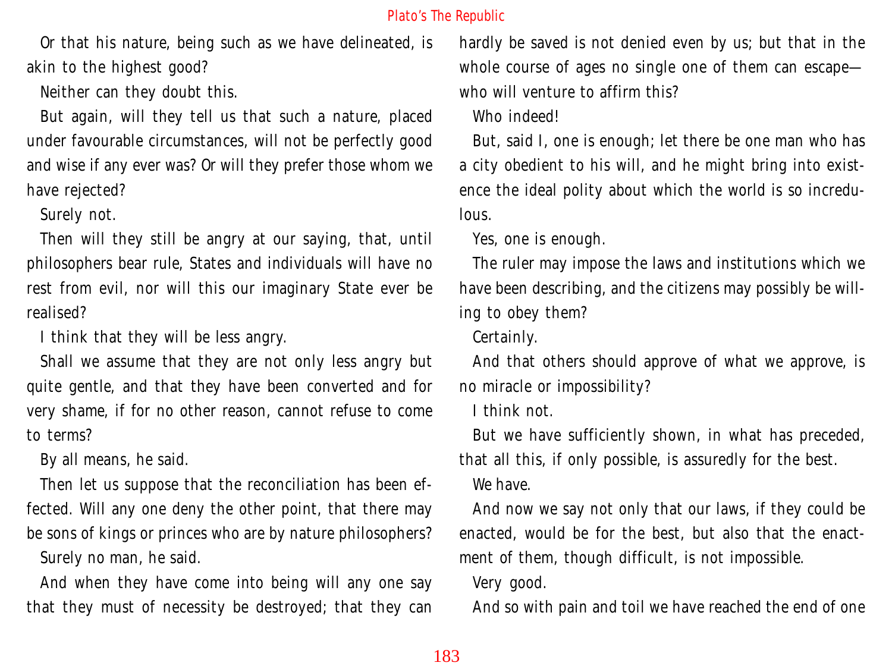Or that his nature, being such as we have delineated, is akin to the highest good?

Neither can they doubt this.

But again, will they tell us that such a nature, placed under favourable circumstances, will not be perfectly good and wise if any ever was? Or will they prefer those whom we have rejected?

Surely not.

Then will they still be angry at our saying, that, until philosophers bear rule, States and individuals will have no rest from evil, nor will this our imaginary State ever be realised?

I think that they will be less angry.

Shall we assume that they are not only less angry but quite gentle, and that they have been converted and for very shame, if for no other reason, cannot refuse to come to terms?

By all means, he said.

Then let us suppose that the reconciliation has been effected. Will any one deny the other point, that there may be sons of kings or princes who are by nature philosophers?

Surely no man, he said.

And when they have come into being will any one say that they must of necessity be destroyed; that they can hardly be saved is not denied even by us; but that in the whole course of ages no single one of them can escape—who will venture to affirm this?

Who indeed!

But, said I, one is enough; let there be one man who has a city obedient to his will, and he might bring into existence the ideal polity about which the world is so incredulous.

Yes, one is enough.

The ruler may impose the laws and institutions which we have been describing, and the citizens may possibly be willing to obey them?

Certainly.

And that others should approve of what we approve, is no miracle or impossibility?

I think not.

But we have sufficiently shown, in what has preceded, that all this, if only possible, is assuredly for the best.

We have.

And now we say not only that our laws, if they could be enacted, would be for the best, but also that the enactment of them, though difficult, is not impossible.

Very good.

And so with pain and toil we have reached the end of one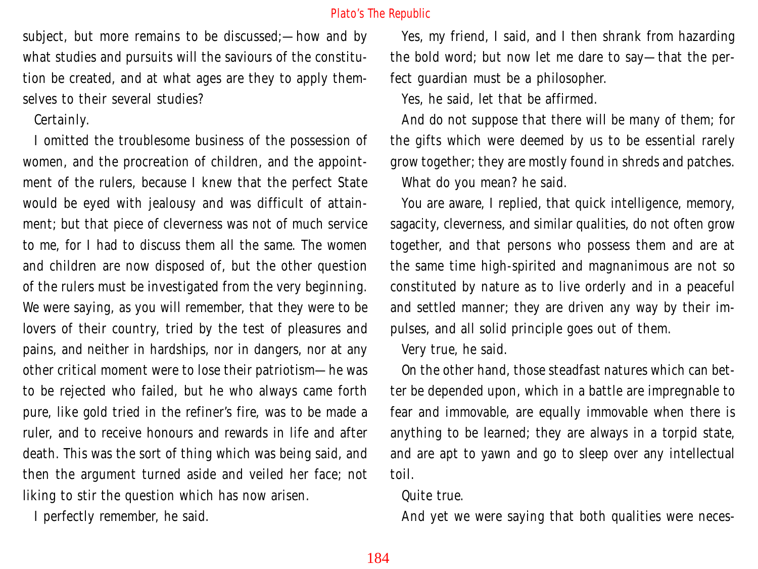subject, but more remains to be discussed;—how and by what studies and pursuits will the saviours of the constitution be created, and at what ages are they to apply themselves to their several studies?

Certainly.

I omitted the troublesome business of the possession of women, and the procreation of children, and the appointment of the rulers, because I knew that the perfect State would be eyed with jealousy and was difficult of attainment; but that piece of cleverness was not of much service to me, for I had to discuss them all the same. The women and children are now disposed of, but the other question of the rulers must be investigated from the very beginning. We were saying, as you will remember, that they were to be lovers of their country, tried by the test of pleasures and pains, and neither in hardships, nor in dangers, nor at any other critical moment were to lose their patriotism—he was to be rejected who failed, but he who always came forth pure, like gold tried in the refiner's fire, was to be made a ruler, and to receive honours and rewards in life and after death. This was the sort of thing which was being said, and then the argument turned aside and veiled her face; not liking to stir the question which has now arisen.

I perfectly remember, he said.

Yes, my friend, I said, and I then shrank from hazarding the bold word; but now let me dare to say—that the perfect guardian must be a philosopher.

Yes, he said, let that be affirmed.

And do not suppose that there will be many of them; for the gifts which were deemed by us to be essential rarely grow together; they are mostly found in shreds and patches.

What do you mean? he said.

You are aware, I replied, that quick intelligence, memory, sagacity, cleverness, and similar qualities, do not often grow together, and that persons who possess them and are at the same time high-spirited and magnanimous are not so constituted by nature as to live orderly and in a peaceful and settled manner; they are driven any way by their impulses, and all solid principle goes out of them.

Very true, he said.

On the other hand, those steadfast natures which can better be depended upon, which in a battle are impregnable to fear and immovable, are equally immovable when there is anything to be learned; they are always in a torpid state, and are apt to yawn and go to sleep over any intellectual toil.

Quite true.

And yet we were saying that both qualities were neces-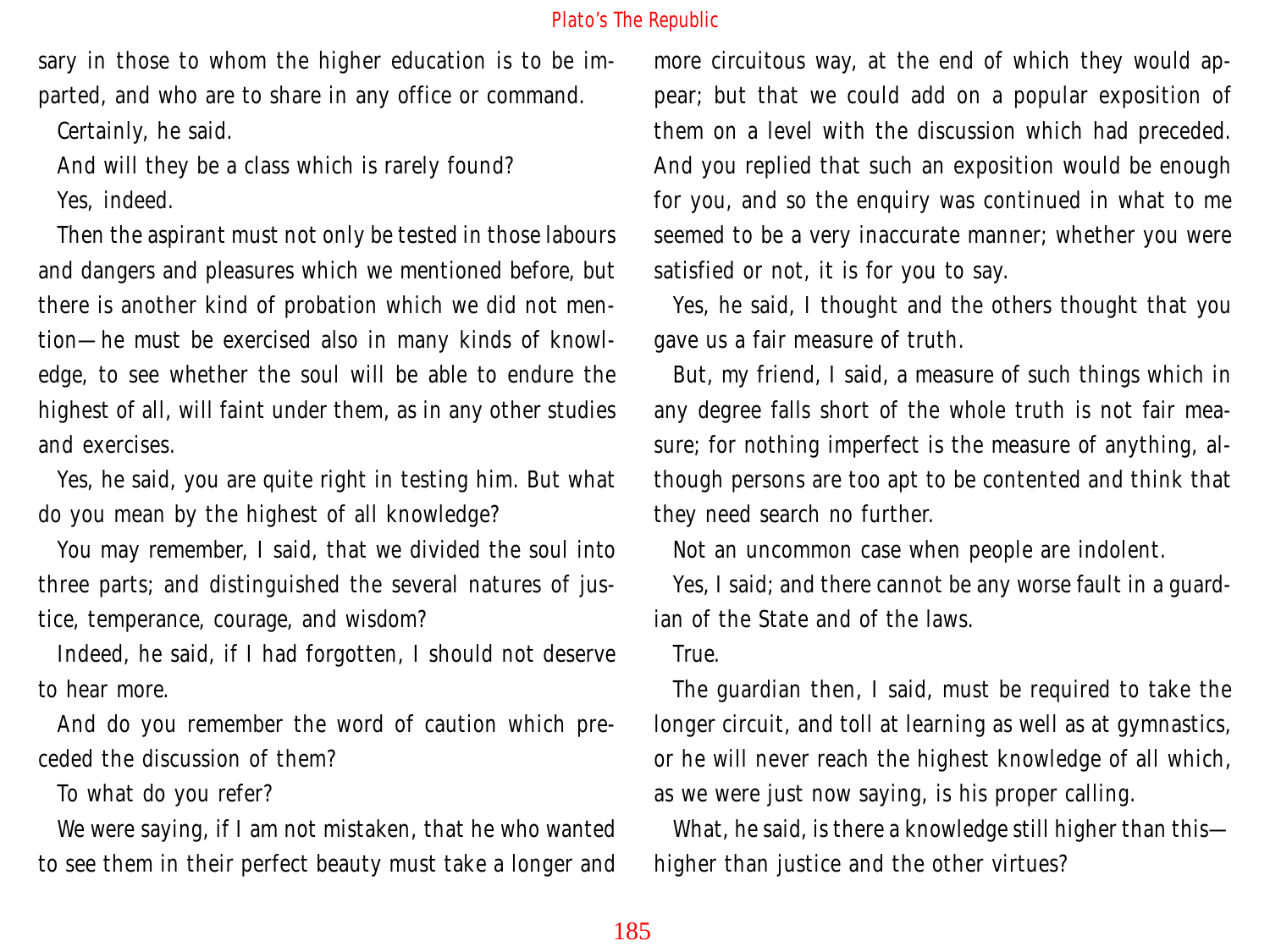sary in those to whom the higher education is to be imparted, and who are to share in any office or command.

Certainly, he said.

And will they be a class which is rarely found?

Yes, indeed.

Then the aspirant must not only be tested in those labours and dangers and pleasures which we mentioned before, but there is another kind of probation which we did not mention—he must be exercised also in many kinds of knowledge, to see whether the soul will be able to endure the highest of all, will faint under them, as in any other studies and exercises.

Yes, he said, you are quite right in testing him. But what do you mean by the highest of all knowledge?

You may remember, I said, that we divided the soul into three parts; and distinguished the several natures of justice, temperance, courage, and wisdom?

Indeed, he said, if I had forgotten, I should not deserve to hear more.

And do you remember the word of caution which preceded the discussion of them?

To what do you refer?

We were saying, if I am not mistaken, that he who wanted to see them in their perfect beauty must take a longer and more circuitous way, at the end of which they would appear; but that we could add on a popular exposition of them on a level with the discussion which had preceded. And you replied that such an exposition would be enough for you, and so the enquiry was continued in what to me seemed to be a very inaccurate manner; whether you were satisfied or not, it is for you to say.

Yes, he said, I thought and the others thought that you gave us a fair measure of truth.

But, my friend, I said, a measure of such things which in any degree falls short of the whole truth is not fair measure; for nothing imperfect is the measure of anything, although persons are too apt to be contented and think that they need search no further.

Not an uncommon case when people are indolent.

Yes, I said; and there cannot be any worse fault in a guardian of the State and of the laws.

True.

The guardian then, I said, must be required to take the longer circuit, and toll at learning as well as at gymnastics, or he will never reach the highest knowledge of all which, as we were just now saying, is his proper calling.

What, he said, is there a knowledge still higher than this—higher than justice and the other virtues?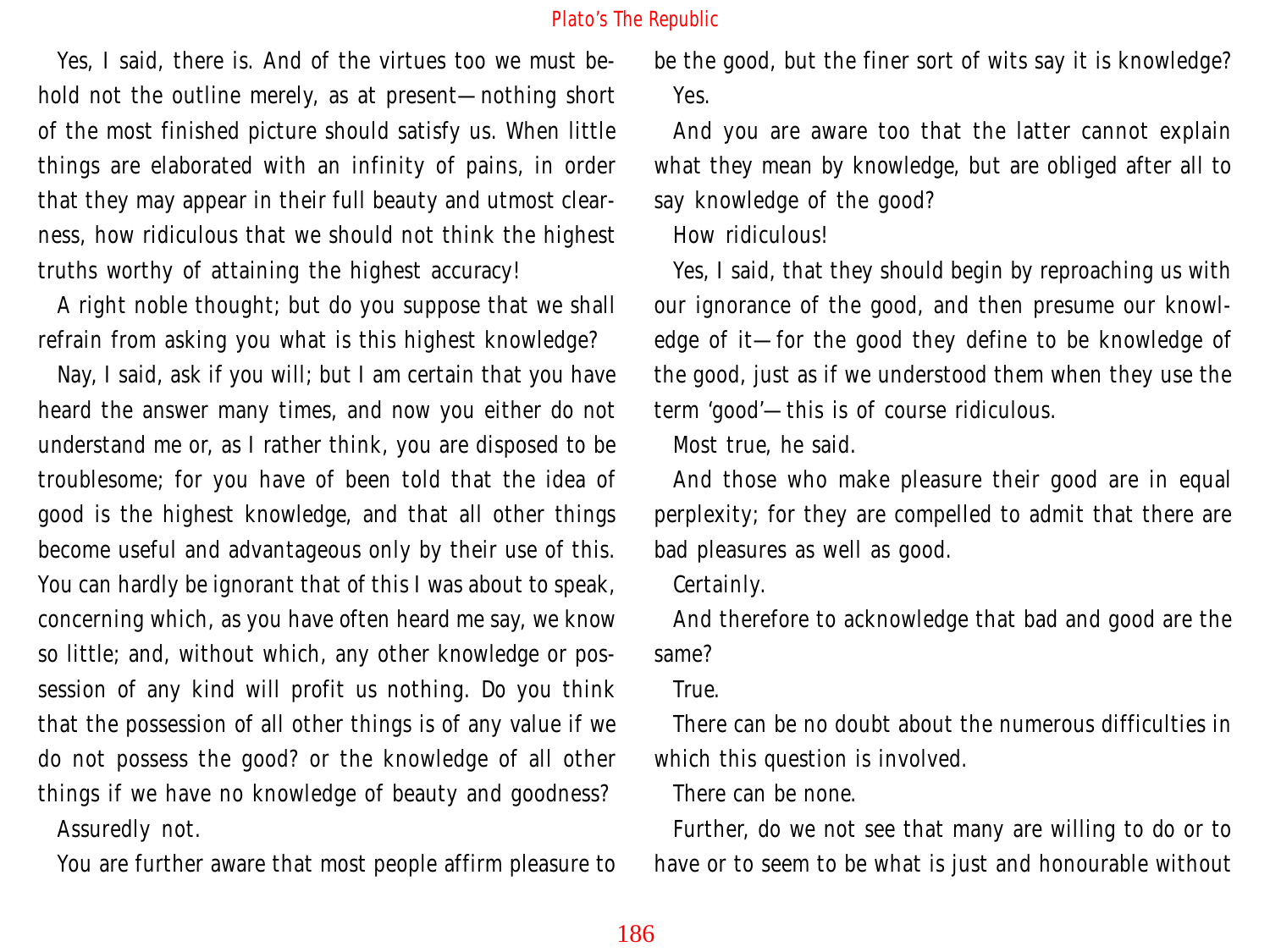Yes, I said, there is. And of the virtues too we must behold not the outline merely, as at present—nothing short of the most finished picture should satisfy us. When little things are elaborated with an infinity of pains, in order that they may appear in their full beauty and utmost clearness, how ridiculous that we should not think the highest truths worthy of attaining the highest accuracy!

A right noble thought; but do you suppose that we shall refrain from asking you what is this highest knowledge?

Nay, I said, ask if you will; but I am certain that you have heard the answer many times, and now you either do not understand me or, as I rather think, you are disposed to be troublesome; for you have of been told that the idea of good is the highest knowledge, and that all other things become useful and advantageous only by their use of this. You can hardly be ignorant that of this I was about to speak, concerning which, as you have often heard me say, we know so little; and, without which, any other knowledge or possession of any kind will profit us nothing. Do you think that the possession of all other things is of any value if we do not possess the good? or the knowledge of all other things if we have no knowledge of beauty and goodness?

Assuredly not.

You are further aware that most people affirm pleasure to be the good, but the finer sort of wits say it is knowledge?

Yes.

And you are aware too that the latter cannot explain what they mean by knowledge, but are obliged after all to say knowledge of the good?

How ridiculous!

Yes, I said, that they should begin by reproaching us with our ignorance of the good, and then presume our knowledge of it—for the good they define to be knowledge of the good, just as if we understood them when they use the term 'good'—this is of course ridiculous.

Most true, he said.

And those who make pleasure their good are in equal perplexity; for they are compelled to admit that there are bad pleasures as well as good.

Certainly.

And therefore to acknowledge that bad and good are the same?

True.

There can be no doubt about the numerous difficulties in which this question is involved.

There can be none.

Further, do we not see that many are willing to do or to have or to seem to be what is just and honourable without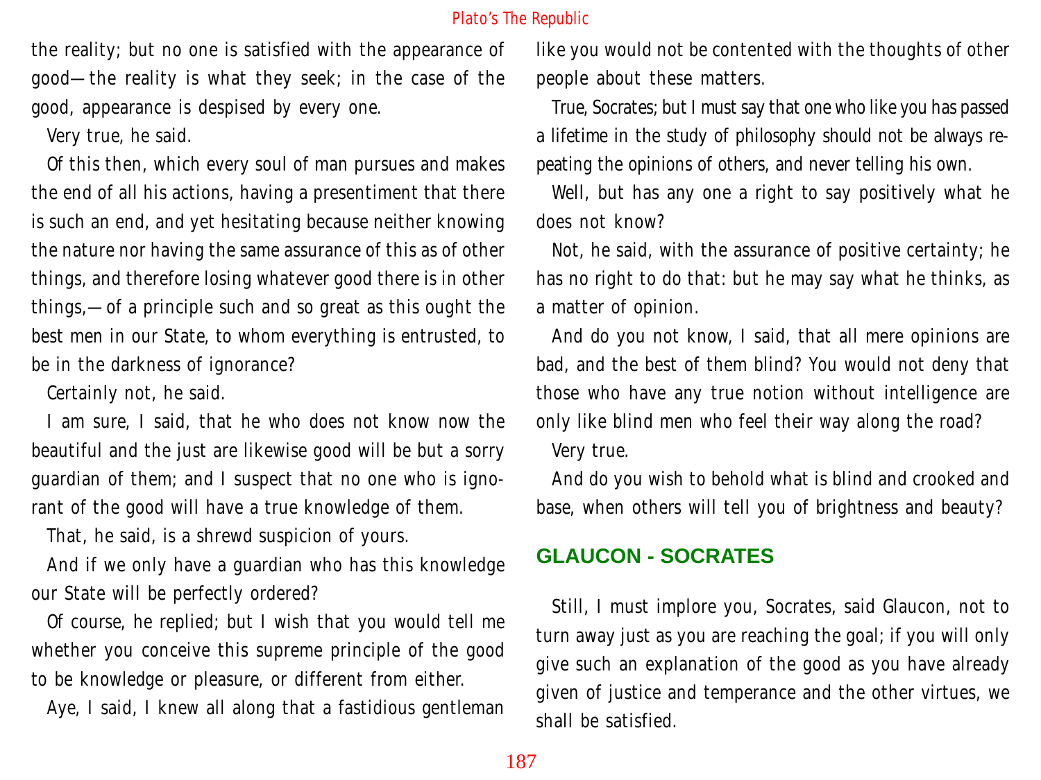the reality; but no one is satisfied with the appearance of good—the reality is what they seek; in the case of the good, appearance is despised by every one.

Very true, he said.

Of this then, which every soul of man pursues and makes the end of all his actions, having a presentiment that there is such an end, and yet hesitating because neither knowing the nature nor having the same assurance of this as of other things, and therefore losing whatever good there is in other things,—of a principle such and so great as this ought the best men in our State, to whom everything is entrusted, to be in the darkness of ignorance?

Certainly not, he said.

I am sure, I said, that he who does not know now the beautiful and the just are likewise good will be but a sorry guardian of them; and I suspect that no one who is ignorant of the good will have a true knowledge of them.

That, he said, is a shrewd suspicion of yours.

And if we only have a guardian who has this knowledge our State will be perfectly ordered?

Of course, he replied; but I wish that you would tell me whether you conceive this supreme principle of the good to be knowledge or pleasure, or different from either.

Aye, I said, I knew all along that a fastidious gentleman like you would not be contented with the thoughts of other people about these matters.

True, Socrates; but I must say that one who like you has passed a lifetime in the study of philosophy should not be always repeating the opinions of others, and never telling his own.

Well, but has any one a right to say positively what he does not know?

Not, he said, with the assurance of positive certainty; he has no right to do that: but he may say what he thinks, as a matter of opinion.

And do you not know, I said, that all mere opinions are bad, and the best of them blind? You would not deny that those who have any true notion without intelligence are only like blind men who feel their way along the road?

Very true.

And do you wish to behold what is blind and crooked and base, when others will tell you of brightness and beauty?

## GLAUCON - SOCRATES

Still, I must implore you, Socrates, said Glaucon, not to turn away just as you are reaching the goal; if you will only give such an explanation of the good as you have already given of justice and temperance and the other virtues, we shall be satisfied.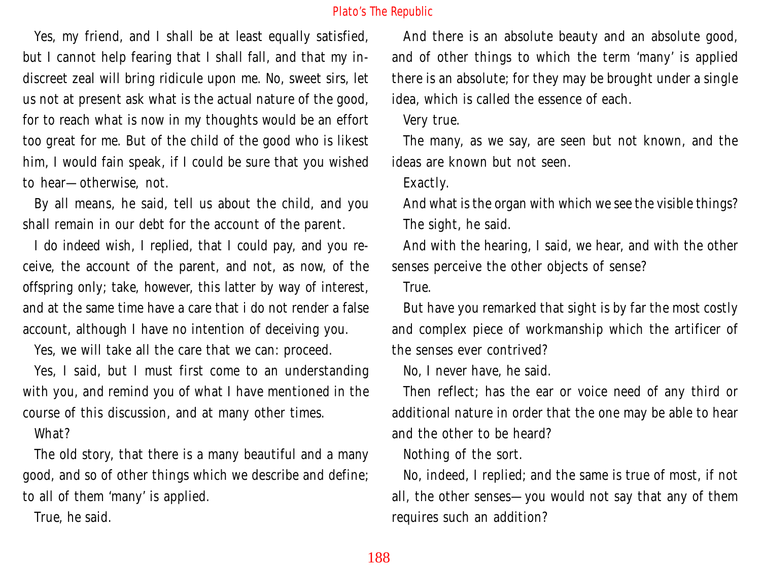Yes, my friend, and I shall be at least equally satisfied, but I cannot help fearing that I shall fall, and that my indiscreet zeal will bring ridicule upon me. No, sweet sirs, let us not at present ask what is the actual nature of the good, for to reach what is now in my thoughts would be an effort too great for me. But of the child of the good who is likest him, I would fain speak, if I could be sure that you wished to hear—otherwise, not.

By all means, he said, tell us about the child, and you shall remain in our debt for the account of the parent.

I do indeed wish, I replied, that I could pay, and you receive, the account of the parent, and not, as now, of the offspring only; take, however, this latter by way of interest, and at the same time have a care that i do not render a false account, although I have no intention of deceiving you.

Yes, we will take all the care that we can: proceed.

Yes, I said, but I must first come to an understanding with you, and remind you of what I have mentioned in the course of this discussion, and at many other times.

What?

The old story, that there is a many beautiful and a many good, and so of other things which we describe and define; to all of them 'many' is applied.

True, he said.

And there is an absolute beauty and an absolute good, and of other things to which the term 'many' is applied there is an absolute; for they may be brought under a single idea, which is called the essence of each.

Very true.

The many, as we say, are seen but not known, and the ideas are known but not seen.

Exactly.

And what is the organ with which we see the visible things?

The sight, he said.

And with the hearing, I said, we hear, and with the other senses perceive the other objects of sense?

True.

But have you remarked that sight is by far the most costly and complex piece of workmanship which the artificer of the senses ever contrived?

No, I never have, he said.

Then reflect; has the ear or voice need of any third or additional nature in order that the one may be able to hear and the other to be heard?

Nothing of the sort.

No, indeed, I replied; and the same is true of most, if not all, the other senses—you would not say that any of them requires such an addition?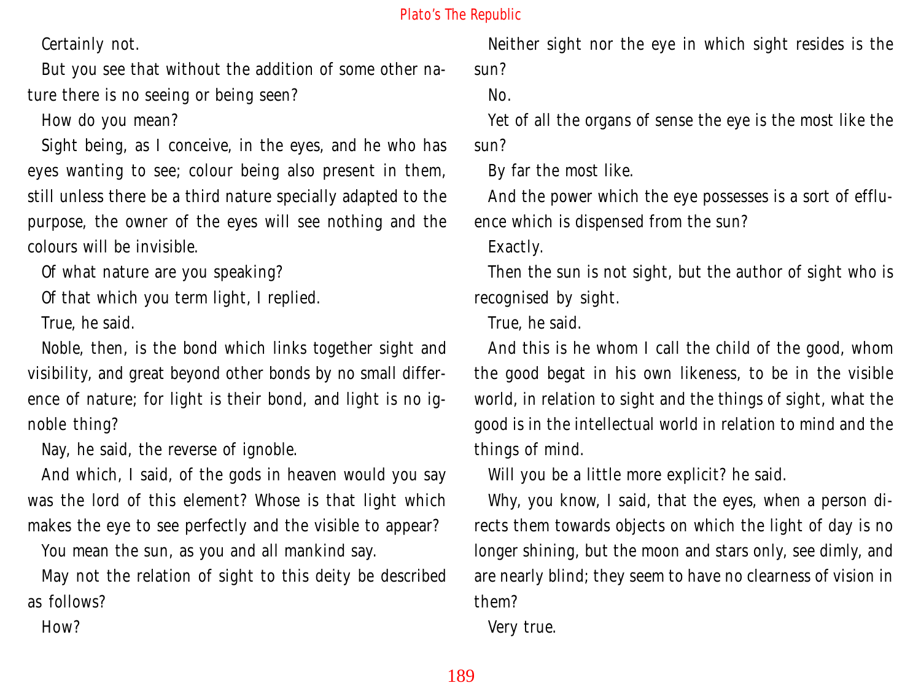Certainly not.

But you see that without the addition of some other nature there is no seeing or being seen?

How do you mean?

Sight being, as I conceive, in the eyes, and he who has eyes wanting to see; colour being also present in them, still unless there be a third nature specially adapted to the purpose, the owner of the eyes will see nothing and the colours will be invisible.

Of what nature are you speaking?

Of that which you term light, I replied.

True, he said.

Noble, then, is the bond which links together sight and visibility, and great beyond other bonds by no small difference of nature; for light is their bond, and light is no ignoble thing?

Nay, he said, the reverse of ignoble.

And which, I said, of the gods in heaven would you say was the lord of this element? Whose is that light which makes the eye to see perfectly and the visible to appear?

You mean the sun, as you and all mankind say.

May not the relation of sight to this deity be described as follows?

How?

Neither sight nor the eye in which sight resides is the sun?

No.

Yet of all the organs of sense the eye is the most like the sun?

By far the most like.

And the power which the eye possesses is a sort of effluence which is dispensed from the sun?

Exactly.

Then the sun is not sight, but the author of sight who is recognised by sight.

True, he said.

And this is he whom I call the child of the good, whom the good begat in his own likeness, to be in the visible world, in relation to sight and the things of sight, what the good is in the intellectual world in relation to mind and the things of mind.

Will you be a little more explicit? he said.

Why, you know, I said, that the eyes, when a person directs them towards objects on which the light of day is no longer shining, but the moon and stars only, see dimly, and are nearly blind; they seem to have no clearness of vision in them?

Very true.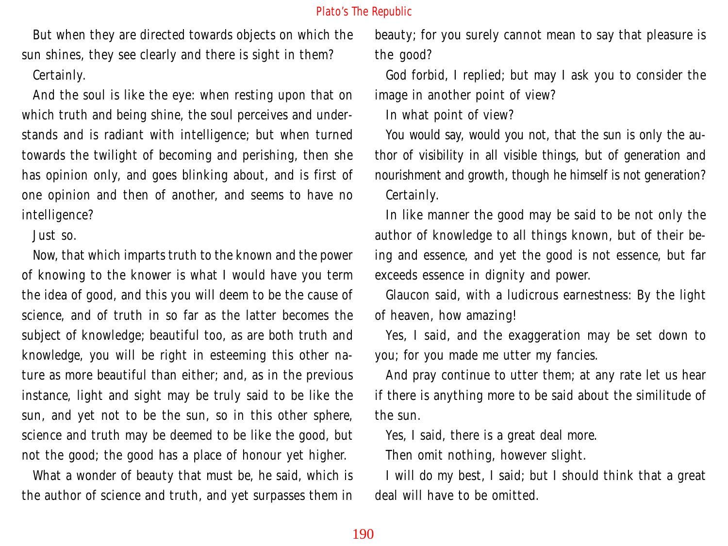But when they are directed towards objects on which the sun shines, they see clearly and there is sight in them?

Certainly.

And the soul is like the eye: when resting upon that on which truth and being shine, the soul perceives and understands and is radiant with intelligence; but when turned towards the twilight of becoming and perishing, then she has opinion only, and goes blinking about, and is first of one opinion and then of another, and seems to have no intelligence?

Just so.

Now, that which imparts truth to the known and the power of knowing to the knower is what I would have you term the idea of good, and this you will deem to be the cause of science, and of truth in so far as the latter becomes the subject of knowledge; beautiful too, as are both truth and knowledge, you will be right in esteeming this other nature as more beautiful than either; and, as in the previous instance, light and sight may be truly said to be like the sun, and yet not to be the sun, so in this other sphere, science and truth may be deemed to be like the good, but not the good; the good has a place of honour yet higher.

What a wonder of beauty that must be, he said, which is the author of science and truth, and yet surpasses them in beauty; for you surely cannot mean to say that pleasure is the good?

God forbid, I replied; but may I ask you to consider the image in another point of view?

In what point of view?

You would say, would you not, that the sun is only the author of visibility in all visible things, but of generation and nourishment and growth, though he himself is not generation?

Certainly.

In like manner the good may be said to be not only the author of knowledge to all things known, but of their being and essence, and yet the good is not essence, but far exceeds essence in dignity and power.

Glaucon said, with a ludicrous earnestness: By the light of heaven, how amazing!

Yes, I said, and the exaggeration may be set down to you; for you made me utter my fancies.

And pray continue to utter them; at any rate let us hear if there is anything more to be said about the similitude of the sun.

Yes, I said, there is a great deal more.

Then omit nothing, however slight.

I will do my best, I said; but I should think that a great deal will have to be omitted.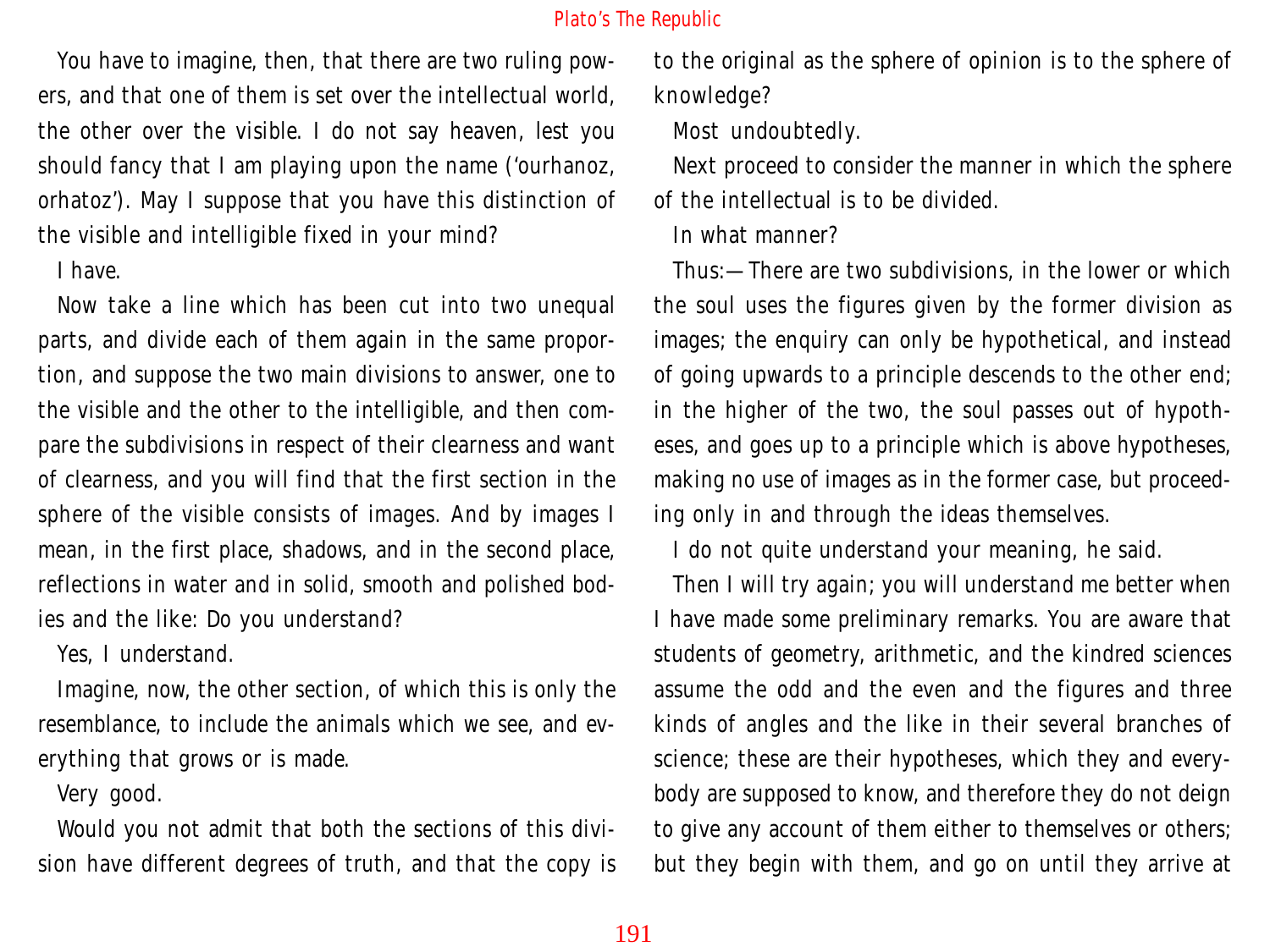You have to imagine, then, that there are two ruling powers, and that one of them is set over the intellectual world, the other over the visible. I do not say heaven, lest you should fancy that I am playing upon the name ('ourhanoz, orhatoz'). May I suppose that you have this distinction of the visible and intelligible fixed in your mind?

I have.

Now take a line which has been cut into two unequal parts, and divide each of them again in the same proportion, and suppose the two main divisions to answer, one to the visible and the other to the intelligible, and then compare the subdivisions in respect of their clearness and want of clearness, and you will find that the first section in the sphere of the visible consists of images. And by images I mean, in the first place, shadows, and in the second place, reflections in water and in solid, smooth and polished bodies and the like: Do you understand?

Yes, I understand.

Imagine, now, the other section, of which this is only the resemblance, to include the animals which we see, and everything that grows or is made.

Very good.

Would you not admit that both the sections of this division have different degrees of truth, and that the copy is to the original as the sphere of opinion is to the sphere of knowledge?

Most undoubtedly.

Next proceed to consider the manner in which the sphere of the intellectual is to be divided.

In what manner?

Thus:—There are two subdivisions, in the lower or which the soul uses the figures given by the former division as images; the enquiry can only be hypothetical, and instead of going upwards to a principle descends to the other end; in the higher of the two, the soul passes out of hypotheses, and goes up to a principle which is above hypotheses, making no use of images as in the former case, but proceeding only in and through the ideas themselves.

I do not quite understand your meaning, he said.

Then I will try again; you will understand me better when I have made some preliminary remarks. You are aware that students of geometry, arithmetic, and the kindred sciences assume the odd and the even and the figures and three kinds of angles and the like in their several branches of science; these are their hypotheses, which they and everybody are supposed to know, and therefore they do not deign to give any account of them either to themselves or others; but they begin with them, and go on until they arrive at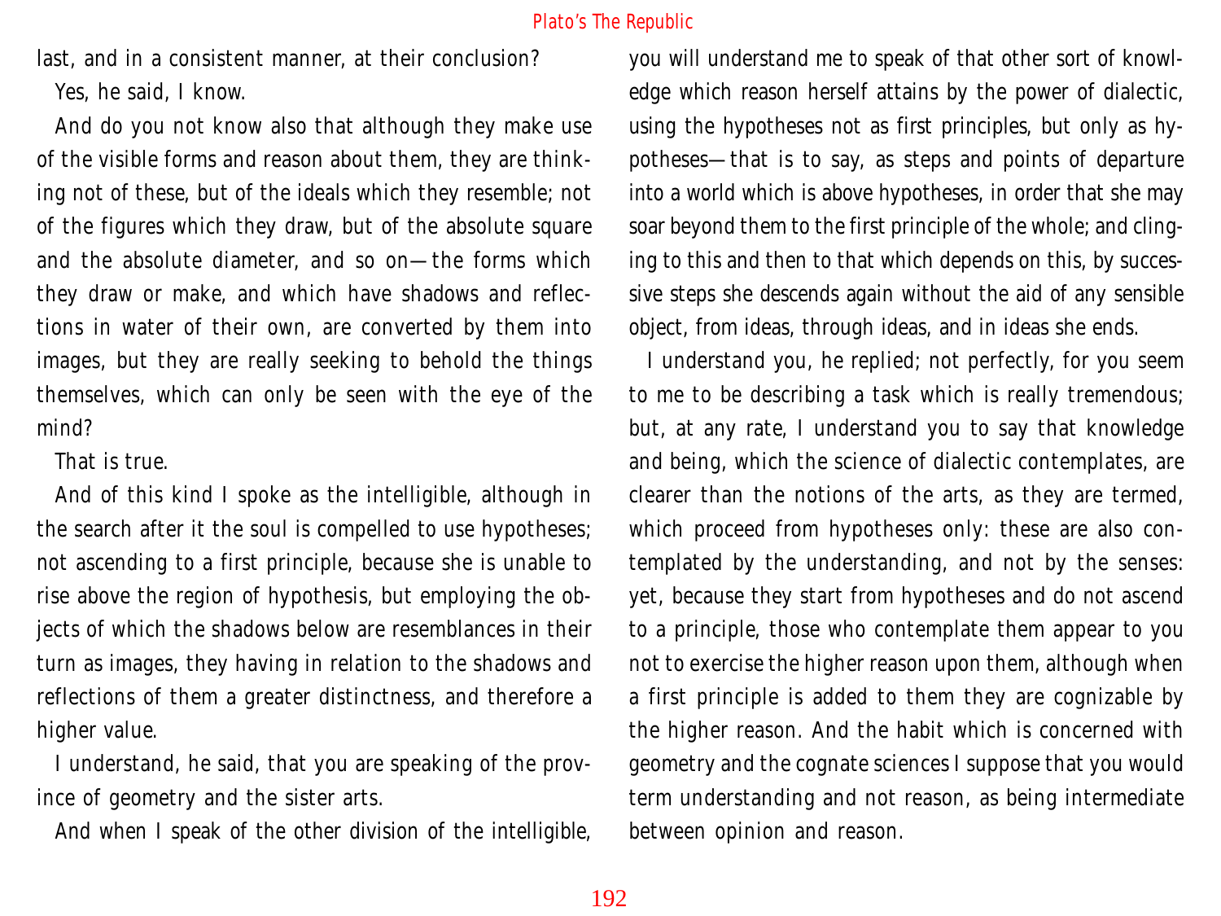last, and in a consistent manner, at their conclusion?

Yes, he said, I know.

And do you not know also that although they make use of the visible forms and reason about them, they are thinking not of these, but of the ideals which they resemble; not of the figures which they draw, but of the absolute square and the absolute diameter, and so on—the forms which they draw or make, and which have shadows and reflections in water of their own, are converted by them into images, but they are really seeking to behold the things themselves, which can only be seen with the eye of the mind?

That is true.

And of this kind I spoke as the intelligible, although in the search after it the soul is compelled to use hypotheses; not ascending to a first principle, because she is unable to rise above the region of hypothesis, but employing the objects of which the shadows below are resemblances in their turn as images, they having in relation to the shadows and reflections of them a greater distinctness, and therefore a higher value.

I understand, he said, that you are speaking of the province of geometry and the sister arts.

And when I speak of the other division of the intelligible, you will understand me to speak of that other sort of knowledge which reason herself attains by the power of dialectic, using the hypotheses not as first principles, but only as hypotheses—that is to say, as steps and points of departure into a world which is above hypotheses, in order that she may soar beyond them to the first principle of the whole; and clinging to this and then to that which depends on this, by successive steps she descends again without the aid of any sensible object, from ideas, through ideas, and in ideas she ends.

I understand you, he replied; not perfectly, for you seem to me to be describing a task which is really tremendous; but, at any rate, I understand you to say that knowledge and being, which the science of dialectic contemplates, are clearer than the notions of the arts, as they are termed, which proceed from hypotheses only: these are also contemplated by the understanding, and not by the senses: yet, because they start from hypotheses and do not ascend to a principle, those who contemplate them appear to you not to exercise the higher reason upon them, although when a first principle is added to them they are cognizable by the higher reason. And the habit which is concerned with geometry and the cognate sciences I suppose that you would term understanding and not reason, as being intermediate between opinion and reason.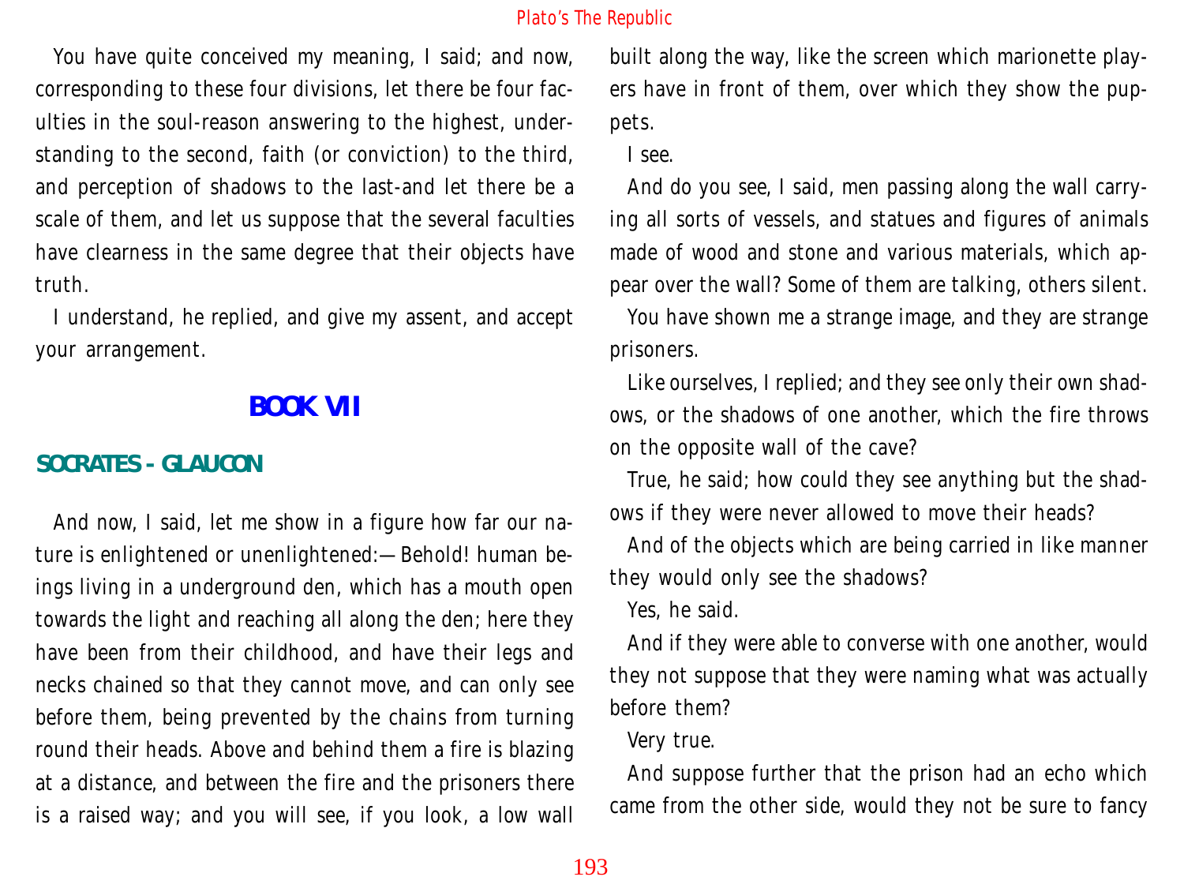You have quite conceived my meaning, I said; and now, corresponding to these four divisions, let there be four faculties in the soul-reason answering to the highest, understanding to the second, faith (or conviction) to the third, and perception of shadows to the last-and let there be a scale of them, and let us suppose that the several faculties have clearness in the same degree that their objects have truth.

I understand, he replied, and give my assent, and accept your arrangement.

# BOOK VII

## SOCRATES - GLAUCON

And now, I said, let me show in a figure how far our nature is enlightened or unenlightened:—Behold! human beings living in a underground den, which has a mouth open towards the light and reaching all along the den; here they have been from their childhood, and have their legs and necks chained so that they cannot move, and can only see before them, being prevented by the chains from turning round their heads. Above and behind them a fire is blazing at a distance, and between the fire and the prisoners there is a raised way; and you will see, if you look, a low wall built along the way, like the screen which marionette players have in front of them, over which they show the puppets.

I see.

And do you see, I said, men passing along the wall carrying all sorts of vessels, and statues and figures of animals made of wood and stone and various materials, which appear over the wall? Some of them are talking, others silent.

You have shown me a strange image, and they are strange prisoners.

Like ourselves, I replied; and they see only their own shadows, or the shadows of one another, which the fire throws on the opposite wall of the cave?

True, he said; how could they see anything but the shadows if they were never allowed to move their heads?

And of the objects which are being carried in like manner they would only see the shadows?

Yes, he said.

And if they were able to converse with one another, would they not suppose that they were naming what was actually before them?

Very true.

And suppose further that the prison had an echo which came from the other side, would they not be sure to fancy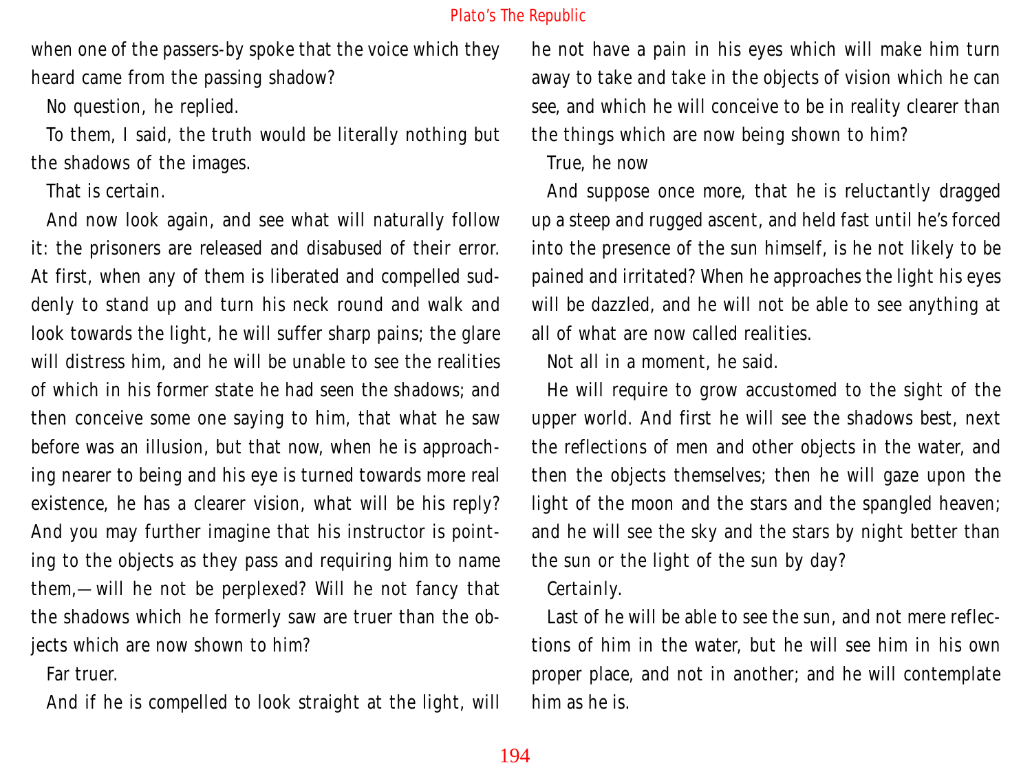when one of the passers-by spoke that the voice which they heard came from the passing shadow?

No question, he replied.

To them, I said, the truth would be literally nothing but the shadows of the images.

That is certain.

And now look again, and see what will naturally follow it: the prisoners are released and disabused of their error. At first, when any of them is liberated and compelled suddenly to stand up and turn his neck round and walk and look towards the light, he will suffer sharp pains; the glare will distress him, and he will be unable to see the realities of which in his former state he had seen the shadows; and then conceive some one saying to him, that what he saw before was an illusion, but that now, when he is approaching nearer to being and his eye is turned towards more real existence, he has a clearer vision, what will be his reply? And you may further imagine that his instructor is pointing to the objects as they pass and requiring him to name them,—will he not be perplexed? Will he not fancy that the shadows which he formerly saw are truer than the objects which are now shown to him?

Far truer.

And if he is compelled to look straight at the light, will he not have a pain in his eyes which will make him turn away to take and take in the objects of vision which he can see, and which he will conceive to be in reality clearer than the things which are now being shown to him?

True, he now

And suppose once more, that he is reluctantly dragged up a steep and rugged ascent, and held fast until he's forced into the presence of the sun himself, is he not likely to be pained and irritated? When he approaches the light his eyes will be dazzled, and he will not be able to see anything at all of what are now called realities.

Not all in a moment, he said.

He will require to grow accustomed to the sight of the upper world. And first he will see the shadows best, next the reflections of men and other objects in the water, and then the objects themselves; then he will gaze upon the light of the moon and the stars and the spangled heaven; and he will see the sky and the stars by night better than the sun or the light of the sun by day?

Certainly.

Last of he will be able to see the sun, and not mere reflections of him in the water, but he will see him in his own proper place, and not in another; and he will contemplate him as he is.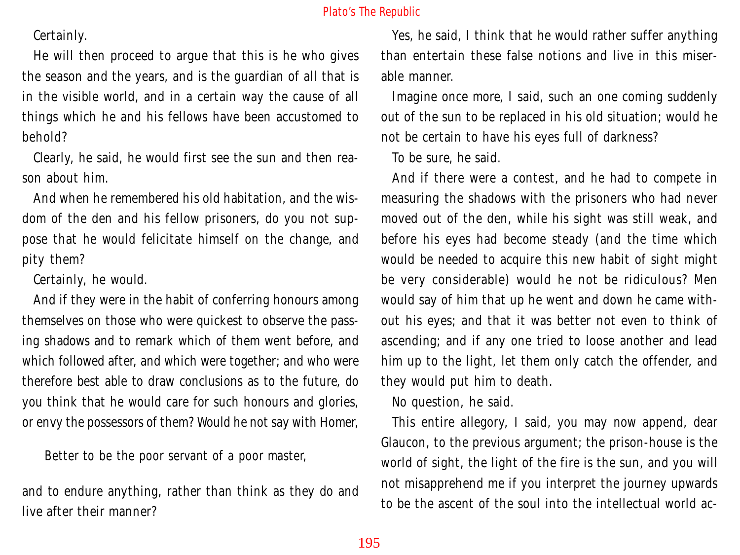Certainly.

He will then proceed to argue that this is he who gives the season and the years, and is the guardian of all that is in the visible world, and in a certain way the cause of all things which he and his fellows have been accustomed to behold?

Clearly, he said, he would first see the sun and then reason about him.

And when he remembered his old habitation, and the wisdom of the den and his fellow prisoners, do you not suppose that he would felicitate himself on the change, and pity them?

Certainly, he would.

And if they were in the habit of conferring honours among themselves on those who were quickest to observe the passing shadows and to remark which of them went before, and which followed after, and which were together; and who were therefore best able to draw conclusions as to the future, do you think that he would care for such honours and glories, or envy the possessors of them? Would he not say with Homer,

> Better to be the poor servant of a poor master,

and to endure anything, rather than think as they do and live after their manner?

Yes, he said, I think that he would rather suffer anything than entertain these false notions and live in this miserable manner.

Imagine once more, I said, such an one coming suddenly out of the sun to be replaced in his old situation; would he not be certain to have his eyes full of darkness?

To be sure, he said.

And if there were a contest, and he had to compete in measuring the shadows with the prisoners who had never moved out of the den, while his sight was still weak, and before his eyes had become steady (and the time which would be needed to acquire this new habit of sight might be very considerable) would he not be ridiculous? Men would say of him that up he went and down he came without his eyes; and that it was better not even to think of ascending; and if any one tried to loose another and lead him up to the light, let them only catch the offender, and they would put him to death.

No question, he said.

This entire allegory, I said, you may now append, dear Glaucon, to the previous argument; the prison-house is the world of sight, the light of the fire is the sun, and you will not misapprehend me if you interpret the journey upwards to be the ascent of the soul into the intellectual world ac-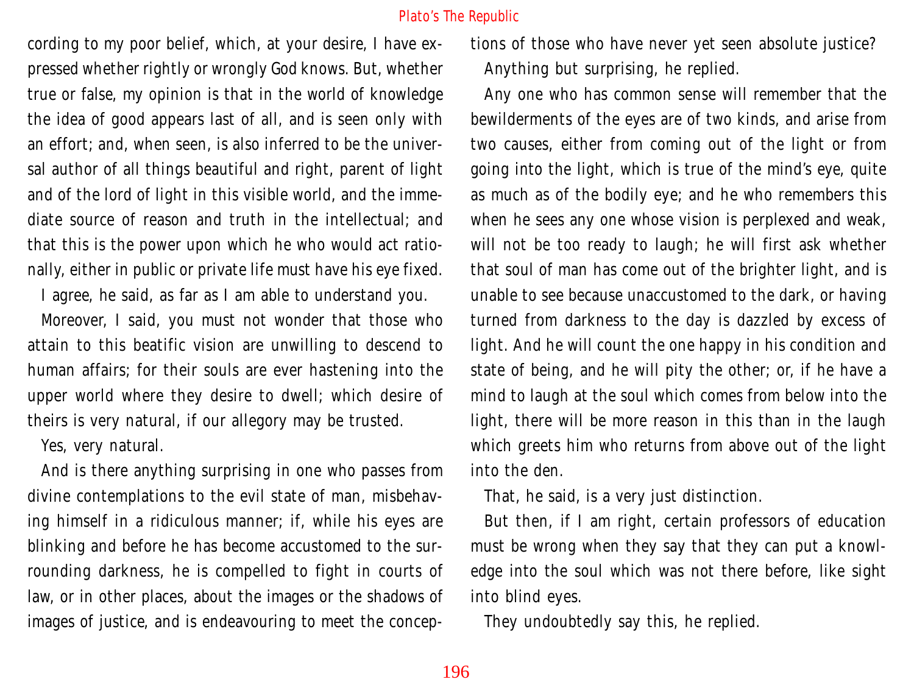cording to my poor belief, which, at your desire, I have expressed whether rightly or wrongly God knows. But, whether true or false, my opinion is that in the world of knowledge the idea of good appears last of all, and is seen only with an effort; and, when seen, is also inferred to be the universal author of all things beautiful and right, parent of light and of the lord of light in this visible world, and the immediate source of reason and truth in the intellectual; and that this is the power upon which he who would act rationally, either in public or private life must have his eye fixed.

I agree, he said, as far as I am able to understand you.

Moreover, I said, you must not wonder that those who attain to this beatific vision are unwilling to descend to human affairs; for their souls are ever hastening into the upper world where they desire to dwell; which desire of theirs is very natural, if our allegory may be trusted.

Yes, very natural.

And is there anything surprising in one who passes from divine contemplations to the evil state of man, misbehaving himself in a ridiculous manner; if, while his eyes are blinking and before he has become accustomed to the surrounding darkness, he is compelled to fight in courts of law, or in other places, about the images or the shadows of images of justice, and is endeavouring to meet the conceptions of those who have never yet seen absolute justice?

Anything but surprising, he replied.

Any one who has common sense will remember that the bewilderments of the eyes are of two kinds, and arise from two causes, either from coming out of the light or from going into the light, which is true of the mind's eye, quite as much as of the bodily eye; and he who remembers this when he sees any one whose vision is perplexed and weak, will not be too ready to laugh; he will first ask whether that soul of man has come out of the brighter light, and is unable to see because unaccustomed to the dark, or having turned from darkness to the day is dazzled by excess of light. And he will count the one happy in his condition and state of being, and he will pity the other; or, if he have a mind to laugh at the soul which comes from below into the light, there will be more reason in this than in the laugh which greets him who returns from above out of the light into the den.

That, he said, is a very just distinction.

But then, if I am right, certain professors of education must be wrong when they say that they can put a knowledge into the soul which was not there before, like sight into blind eyes.

They undoubtedly say this, he replied.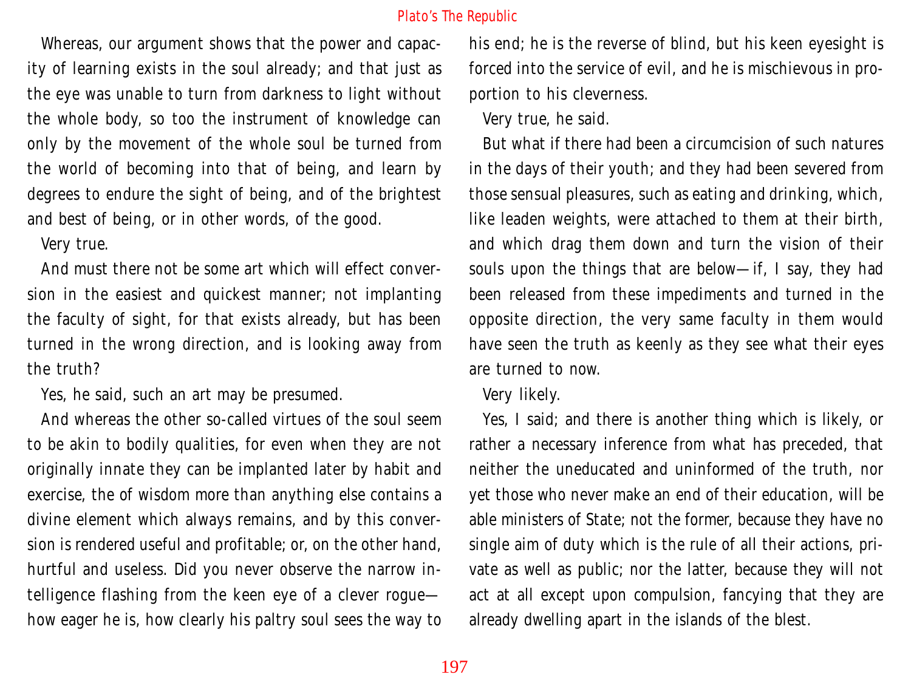Whereas, our argument shows that the power and capacity of learning exists in the soul already; and that just as the eye was unable to turn from darkness to light without the whole body, so too the instrument of knowledge can only by the movement of the whole soul be turned from the world of becoming into that of being, and learn by degrees to endure the sight of being, and of the brightest and best of being, or in other words, of the good.

Very true.

And must there not be some art which will effect conversion in the easiest and quickest manner; not implanting the faculty of sight, for that exists already, but has been turned in the wrong direction, and is looking away from the truth?

Yes, he said, such an art may be presumed.

And whereas the other so-called virtues of the soul seem to be akin to bodily qualities, for even when they are not originally innate they can be implanted later by habit and exercise, the of wisdom more than anything else contains a divine element which always remains, and by this conversion is rendered useful and profitable; or, on the other hand, hurtful and useless. Did you never observe the narrow intelligence flashing from the keen eye of a clever rogue—how eager he is, how clearly his paltry soul sees the way to his end; he is the reverse of blind, but his keen eyesight is forced into the service of evil, and he is mischievous in proportion to his cleverness.

Very true, he said.

But what if there had been a circumcision of such natures in the days of their youth; and they had been severed from those sensual pleasures, such as eating and drinking, which, like leaden weights, were attached to them at their birth, and which drag them down and turn the vision of their souls upon the things that are below—if, I say, they had been released from these impediments and turned in the opposite direction, the very same faculty in them would have seen the truth as keenly as they see what their eyes are turned to now.

Very likely.

Yes, I said; and there is another thing which is likely, or rather a necessary inference from what has preceded, that neither the uneducated and uninformed of the truth, nor yet those who never make an end of their education, will be able ministers of State; not the former, because they have no single aim of duty which is the rule of all their actions, private as well as public; nor the latter, because they will not act at all except upon compulsion, fancying that they are already dwelling apart in the islands of the blest.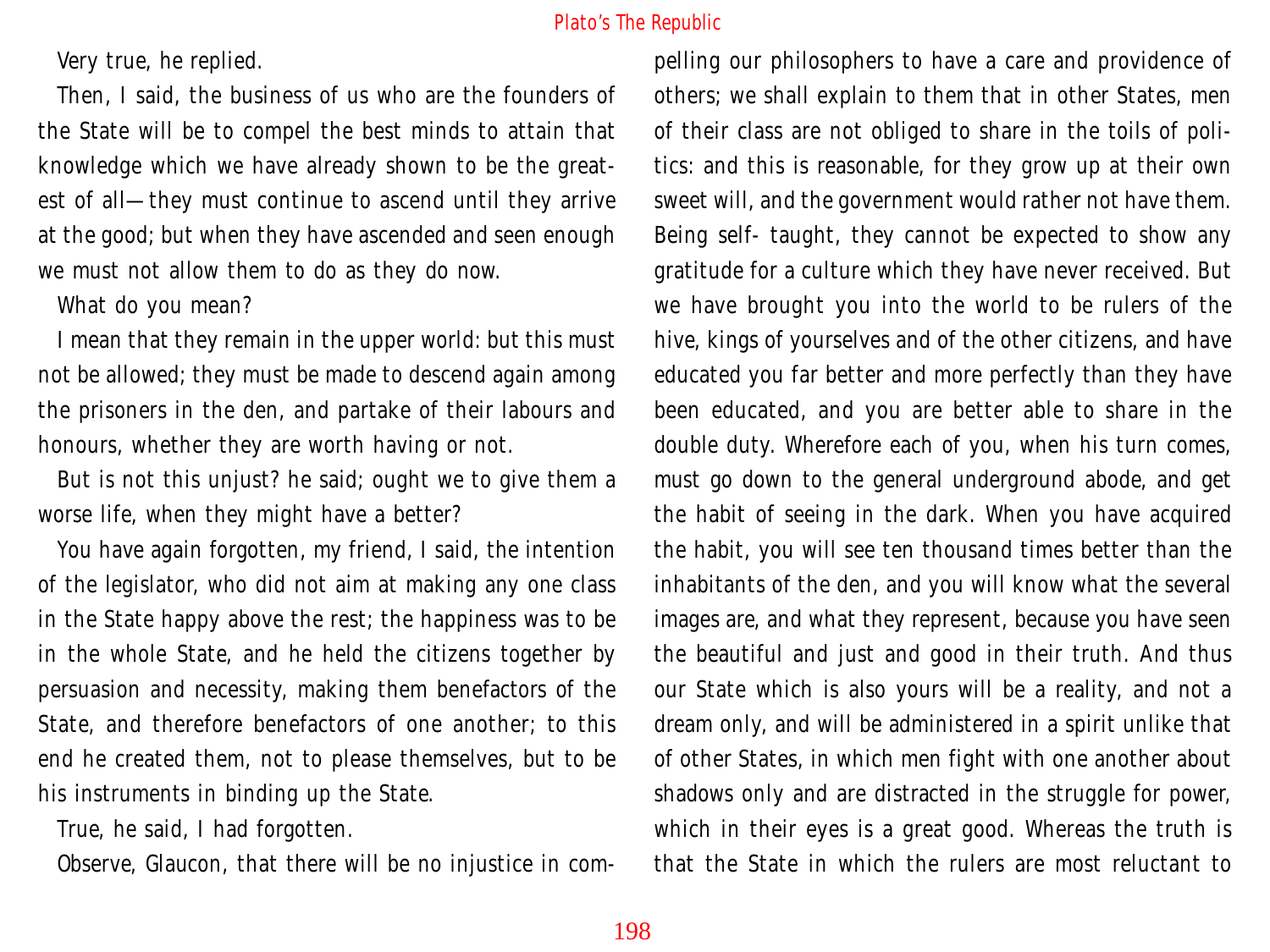Very true, he replied.

Then, I said, the business of us who are the founders of the State will be to compel the best minds to attain that knowledge which we have already shown to be the greatest of all—they must continue to ascend until they arrive at the good; but when they have ascended and seen enough we must not allow them to do as they do now.

What do you mean?

I mean that they remain in the upper world: but this must not be allowed; they must be made to descend again among the prisoners in the den, and partake of their labours and honours, whether they are worth having or not.

But is not this unjust? he said; ought we to give them a worse life, when they might have a better?

You have again forgotten, my friend, I said, the intention of the legislator, who did not aim at making any one class in the State happy above the rest; the happiness was to be in the whole State, and he held the citizens together by persuasion and necessity, making them benefactors of the State, and therefore benefactors of one another; to this end he created them, not to please themselves, but to be his instruments in binding up the State.

True, he said, I had forgotten.

Observe, Glaucon, that there will be no injustice in compelling our philosophers to have a care and providence of others; we shall explain to them that in other States, men of their class are not obliged to share in the toils of politics: and this is reasonable, for they grow up at their own sweet will, and the government would rather not have them. Being self- taught, they cannot be expected to show any gratitude for a culture which they have never received. But we have brought you into the world to be rulers of the hive, kings of yourselves and of the other citizens, and have educated you far better and more perfectly than they have been educated, and you are better able to share in the double duty. Wherefore each of you, when his turn comes, must go down to the general underground abode, and get the habit of seeing in the dark. When you have acquired the habit, you will see ten thousand times better than the inhabitants of the den, and you will know what the several images are, and what they represent, because you have seen the beautiful and just and good in their truth. And thus our State which is also yours will be a reality, and not a dream only, and will be administered in a spirit unlike that of other States, in which men fight with one another about shadows only and are distracted in the struggle for power, which in their eyes is a great good. Whereas the truth is that the State in which the rulers are most reluctant to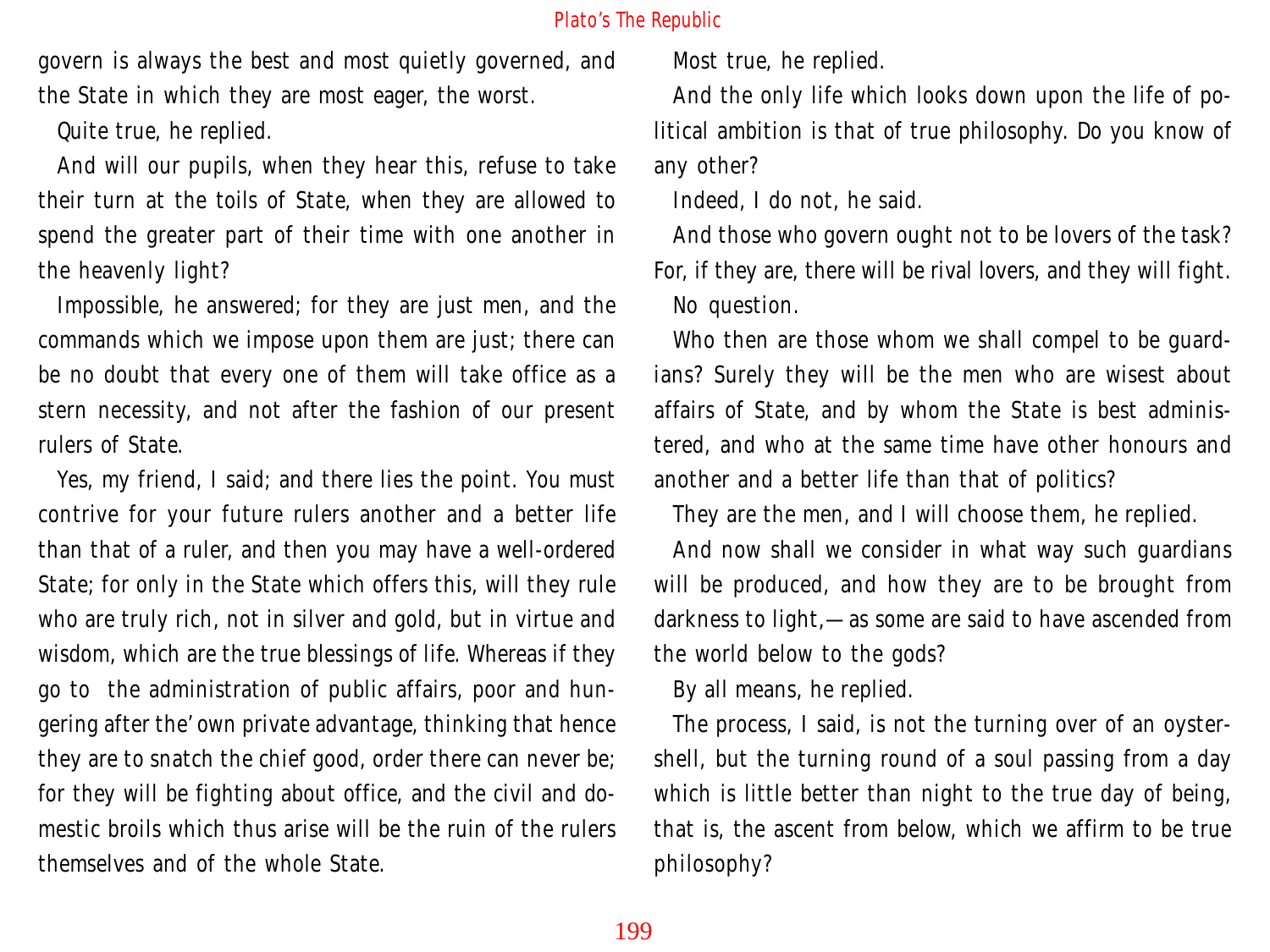govern is always the best and most quietly governed, and the State in which they are most eager, the worst.

Quite true, he replied.

And will our pupils, when they hear this, refuse to take their turn at the toils of State, when they are allowed to spend the greater part of their time with one another in the heavenly light?

Impossible, he answered; for they are just men, and the commands which we impose upon them are just; there can be no doubt that every one of them will take office as a stern necessity, and not after the fashion of our present rulers of State.

Yes, my friend, I said; and there lies the point. You must contrive for your future rulers another and a better life than that of a ruler, and then you may have a well-ordered State; for only in the State which offers this, will they rule who are truly rich, not in silver and gold, but in virtue and wisdom, which are the true blessings of life. Whereas if they go to the administration of public affairs, poor and hungering after the' own private advantage, thinking that hence they are to snatch the chief good, order there can never be; for they will be fighting about office, and the civil and domestic broils which thus arise will be the ruin of the rulers themselves and of the whole State.

Most true, he replied.

And the only life which looks down upon the life of political ambition is that of true philosophy. Do you know of any other?

Indeed, I do not, he said.

And those who govern ought not to be lovers of the task? For, if they are, there will be rival lovers, and they will fight.

No question.

Who then are those whom we shall compel to be guardians? Surely they will be the men who are wisest about affairs of State, and by whom the State is best administered, and who at the same time have other honours and another and a better life than that of politics?

They are the men, and I will choose them, he replied.

And now shall we consider in what way such guardians will be produced, and how they are to be brought from darkness to light,—as some are said to have ascended from the world below to the gods?

By all means, he replied.

The process, I said, is not the turning over of an oyster-shell, but the turning round of a soul passing from a day which is little better than night to the true day of being, that is, the ascent from below, which we affirm to be true philosophy?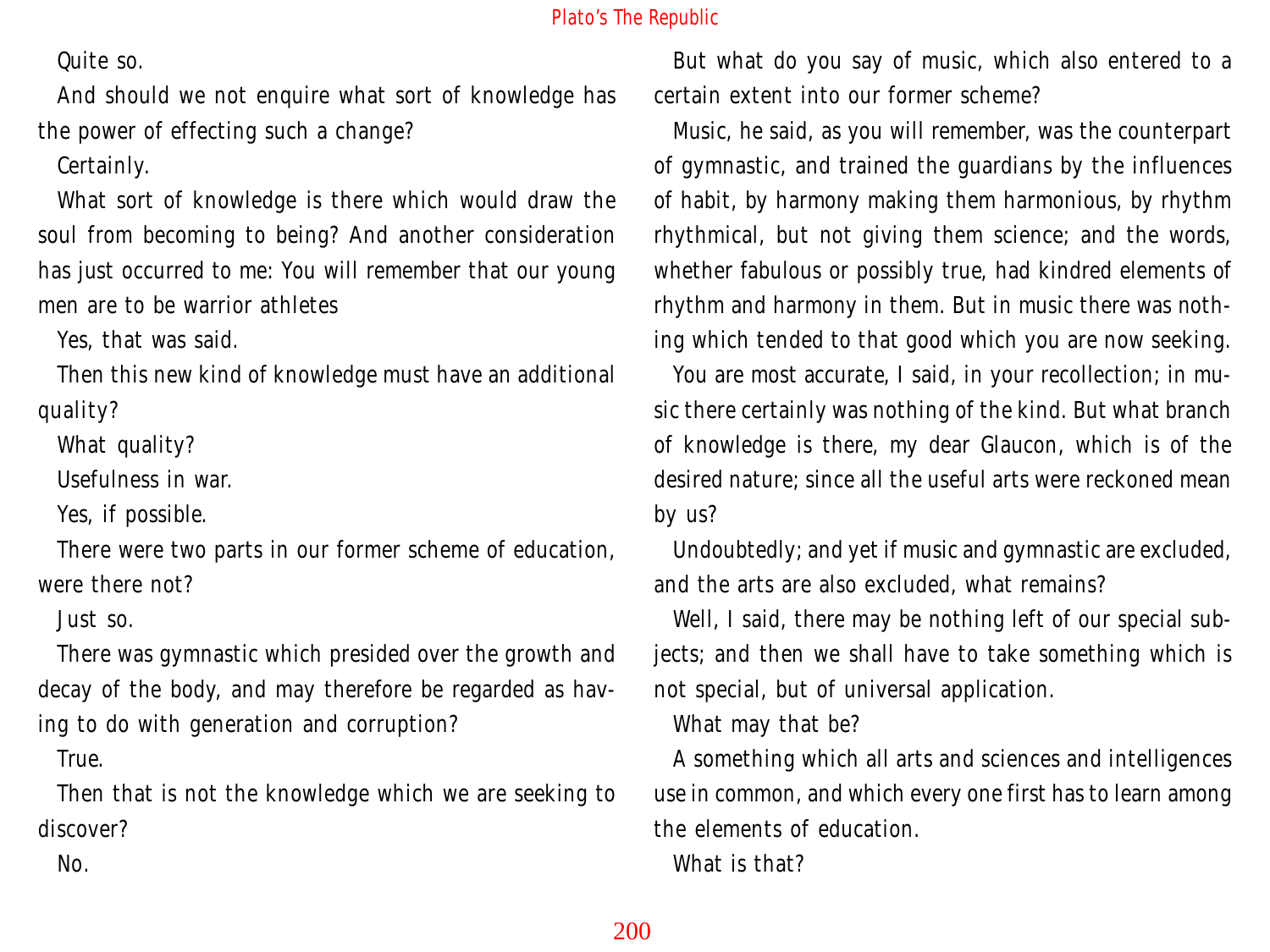Quite so.

And should we not enquire what sort of knowledge has the power of effecting such a change?

Certainly.

What sort of knowledge is there which would draw the soul from becoming to being? And another consideration has just occurred to me: You will remember that our young men are to be warrior athletes

Yes, that was said.

Then this new kind of knowledge must have an additional quality?

What quality?

Usefulness in war.

Yes, if possible.

There were two parts in our former scheme of education, were there not?

Just so.

There was gymnastic which presided over the growth and decay of the body, and may therefore be regarded as having to do with generation and corruption?

True.

Then that is not the knowledge which we are seeking to discover?

No.

But what do you say of music, which also entered to a certain extent into our former scheme?

Music, he said, as you will remember, was the counterpart of gymnastic, and trained the guardians by the influences of habit, by harmony making them harmonious, by rhythm rhythmical, but not giving them science; and the words, whether fabulous or possibly true, had kindred elements of rhythm and harmony in them. But in music there was nothing which tended to that good which you are now seeking.

You are most accurate, I said, in your recollection; in music there certainly was nothing of the kind. But what branch of knowledge is there, my dear Glaucon, which is of the desired nature; since all the useful arts were reckoned mean by us?

Undoubtedly; and yet if music and gymnastic are excluded, and the arts are also excluded, what remains?

Well, I said, there may be nothing left of our special subjects; and then we shall have to take something which is not special, but of universal application.

What may that be?

A something which all arts and sciences and intelligences use in common, and which every one first has to learn among the elements of education.

What is that?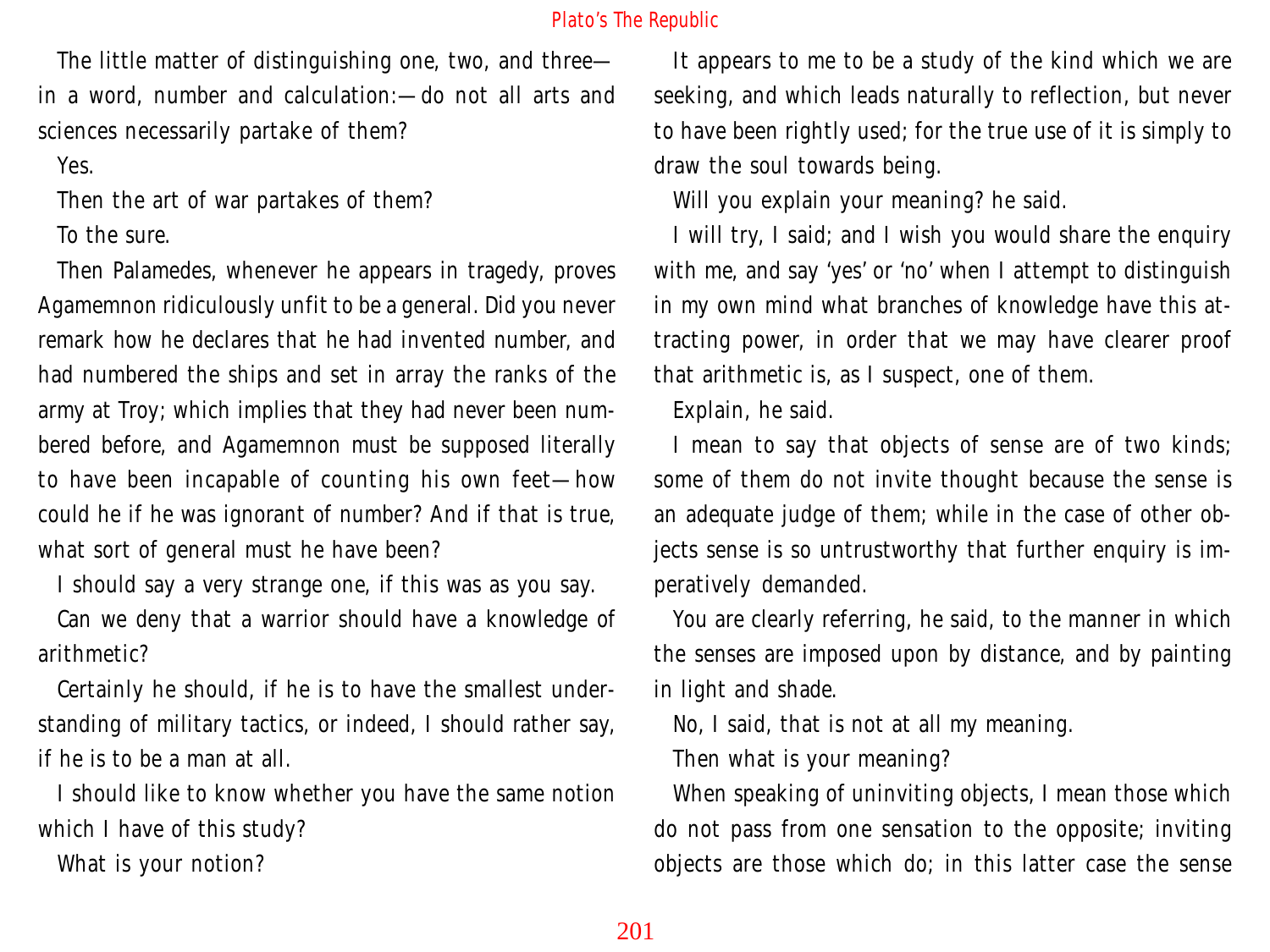The little matter of distinguishing one, two, and three—in a word, number and calculation:—do not all arts and sciences necessarily partake of them?

Yes.

Then the art of war partakes of them?

To the sure.

Then Palamedes, whenever he appears in tragedy, proves Agamemnon ridiculously unfit to be a general. Did you never remark how he declares that he had invented number, and had numbered the ships and set in array the ranks of the army at Troy; which implies that they had never been numbered before, and Agamemnon must be supposed literally to have been incapable of counting his own feet—how could he if he was ignorant of number? And if that is true, what sort of general must he have been?

I should say a very strange one, if this was as you say.

Can we deny that a warrior should have a knowledge of arithmetic?

Certainly he should, if he is to have the smallest understanding of military tactics, or indeed, I should rather say, if he is to be a man at all.

I should like to know whether you have the same notion which I have of this study?

What is your notion?

It appears to me to be a study of the kind which we are seeking, and which leads naturally to reflection, but never to have been rightly used; for the true use of it is simply to draw the soul towards being.

Will you explain your meaning? he said.

I will try, I said; and I wish you would share the enquiry with me, and say 'yes' or 'no' when I attempt to distinguish in my own mind what branches of knowledge have this attracting power, in order that we may have clearer proof that arithmetic is, as I suspect, one of them.

Explain, he said.

I mean to say that objects of sense are of two kinds; some of them do not invite thought because the sense is an adequate judge of them; while in the case of other objects sense is so untrustworthy that further enquiry is imperatively demanded.

You are clearly referring, he said, to the manner in which the senses are imposed upon by distance, and by painting in light and shade.

No, I said, that is not at all my meaning.

Then what is your meaning?

When speaking of uninviting objects, I mean those which do not pass from one sensation to the opposite; inviting objects are those which do; in this latter case the sense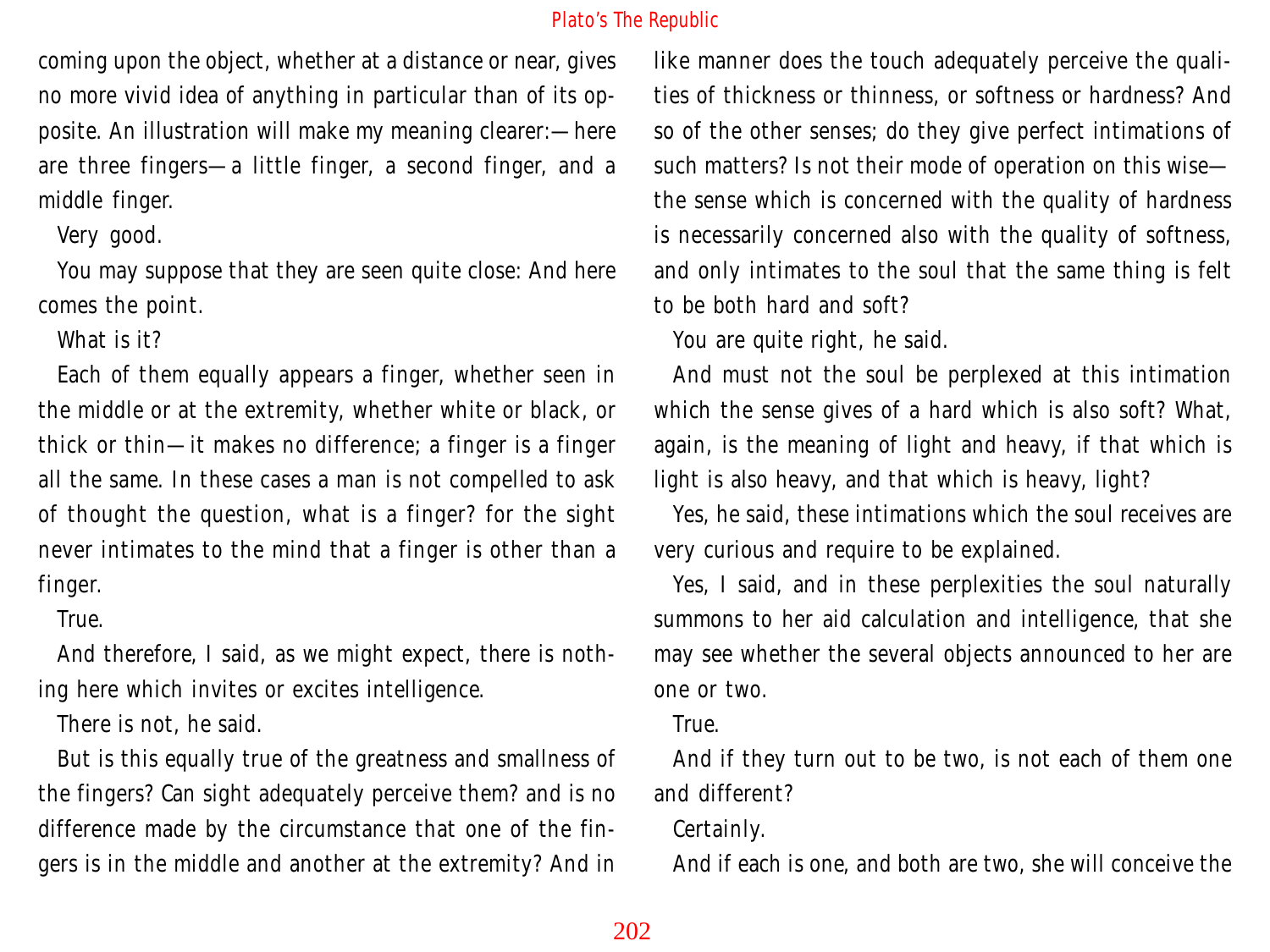coming upon the object, whether at a distance or near, gives no more vivid idea of anything in particular than of its opposite. An illustration will make my meaning clearer:—here are three fingers—a little finger, a second finger, and a middle finger.

Very good.

You may suppose that they are seen quite close: And here comes the point.

What is it?

Each of them equally appears a finger, whether seen in the middle or at the extremity, whether white or black, or thick or thin—it makes no difference; a finger is a finger all the same. In these cases a man is not compelled to ask of thought the question, what is a finger? for the sight never intimates to the mind that a finger is other than a finger.

True.

And therefore, I said, as we might expect, there is nothing here which invites or excites intelligence.

There is not, he said.

But is this equally true of the greatness and smallness of the fingers? Can sight adequately perceive them? and is no difference made by the circumstance that one of the fingers is in the middle and another at the extremity? And in like manner does the touch adequately perceive the qualities of thickness or thinness, or softness or hardness? And so of the other senses; do they give perfect intimations of such matters? Is not their mode of operation on this wise—the sense which is concerned with the quality of hardness is necessarily concerned also with the quality of softness, and only intimates to the soul that the same thing is felt to be both hard and soft?

You are quite right, he said.

And must not the soul be perplexed at this intimation which the sense gives of a hard which is also soft? What, again, is the meaning of light and heavy, if that which is light is also heavy, and that which is heavy, light?

Yes, he said, these intimations which the soul receives are very curious and require to be explained.

Yes, I said, and in these perplexities the soul naturally summons to her aid calculation and intelligence, that she may see whether the several objects announced to her are one or two.

True.

And if they turn out to be two, is not each of them one and different?

Certainly.

And if each is one, and both are two, she will conceive the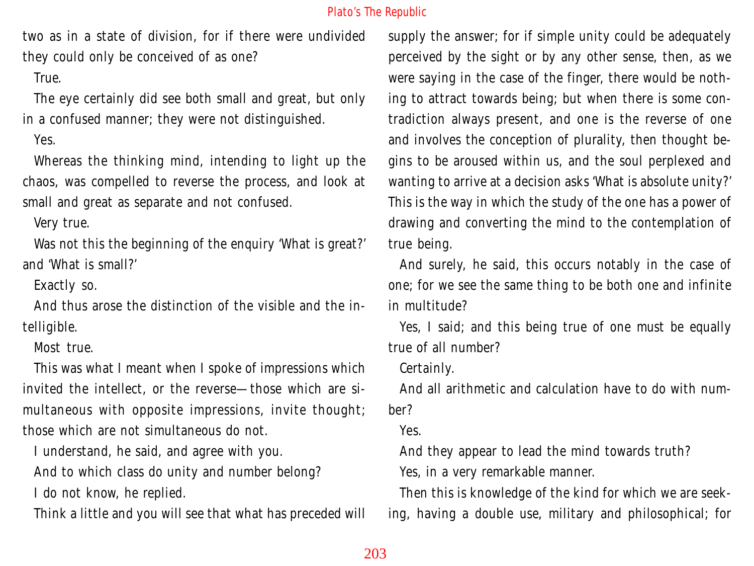two as in a state of division, for if there were undivided they could only be conceived of as one?

True.

The eye certainly did see both small and great, but only in a confused manner; they were not distinguished.

Yes.

Whereas the thinking mind, intending to light up the chaos, was compelled to reverse the process, and look at small and great as separate and not confused.

Very true.

Was not this the beginning of the enquiry 'What is great?' and 'What is small?'

Exactly so.

And thus arose the distinction of the visible and the intelligible.

Most true.

This was what I meant when I spoke of impressions which invited the intellect, or the reverse—those which are simultaneous with opposite impressions, invite thought; those which are not simultaneous do not.

I understand, he said, and agree with you.

And to which class do unity and number belong?

I do not know, he replied.

Think a little and you will see that what has preceded will supply the answer; for if simple unity could be adequately perceived by the sight or by any other sense, then, as we were saying in the case of the finger, there would be nothing to attract towards being; but when there is some contradiction always present, and one is the reverse of one and involves the conception of plurality, then thought begins to be aroused within us, and the soul perplexed and wanting to arrive at a decision asks 'What is absolute unity?' This is the way in which the study of the one has a power of drawing and converting the mind to the contemplation of true being.

And surely, he said, this occurs notably in the case of one; for we see the same thing to be both one and infinite in multitude?

Yes, I said; and this being true of one must be equally true of all number?

Certainly.

And all arithmetic and calculation have to do with number?

Yes.

And they appear to lead the mind towards truth?

Yes, in a very remarkable manner.

Then this is knowledge of the kind for which we are seeking, having a double use, military and philosophical; for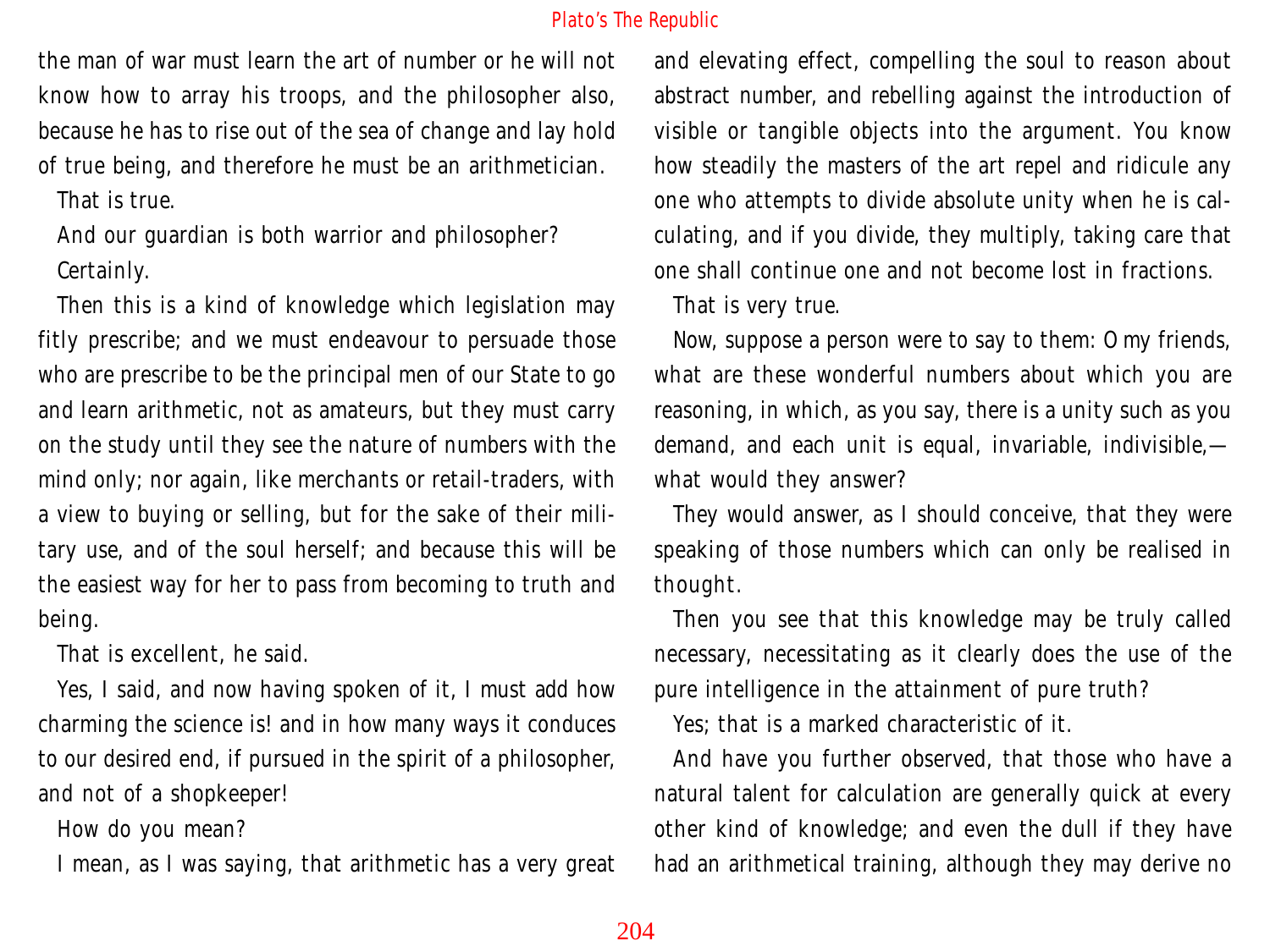the man of war must learn the art of number or he will not know how to array his troops, and the philosopher also, because he has to rise out of the sea of change and lay hold of true being, and therefore he must be an arithmetician.

That is true.

And our guardian is both warrior and philosopher?

Certainly.

Then this is a kind of knowledge which legislation may fitly prescribe; and we must endeavour to persuade those who are prescribe to be the principal men of our State to go and learn arithmetic, not as amateurs, but they must carry on the study until they see the nature of numbers with the mind only; nor again, like merchants or retail-traders, with a view to buying or selling, but for the sake of their military use, and of the soul herself; and because this will be the easiest way for her to pass from becoming to truth and being.

That is excellent, he said.

Yes, I said, and now having spoken of it, I must add how charming the science is! and in how many ways it conduces to our desired end, if pursued in the spirit of a philosopher, and not of a shopkeeper!

How do you mean?

I mean, as I was saying, that arithmetic has a very great and elevating effect, compelling the soul to reason about abstract number, and rebelling against the introduction of visible or tangible objects into the argument. You know how steadily the masters of the art repel and ridicule any one who attempts to divide absolute unity when he is calculating, and if you divide, they multiply, taking care that one shall continue one and not become lost in fractions.

That is very true.

Now, suppose a person were to say to them: O my friends, what are these wonderful numbers about which you are reasoning, in which, as you say, there is a unity such as you demand, and each unit is equal, invariable, indivisible,— what would they answer?

They would answer, as I should conceive, that they were speaking of those numbers which can only be realised in thought.

Then you see that this knowledge may be truly called necessary, necessitating as it clearly does the use of the pure intelligence in the attainment of pure truth?

Yes; that is a marked characteristic of it.

And have you further observed, that those who have a natural talent for calculation are generally quick at every other kind of knowledge; and even the dull if they have had an arithmetical training, although they may derive no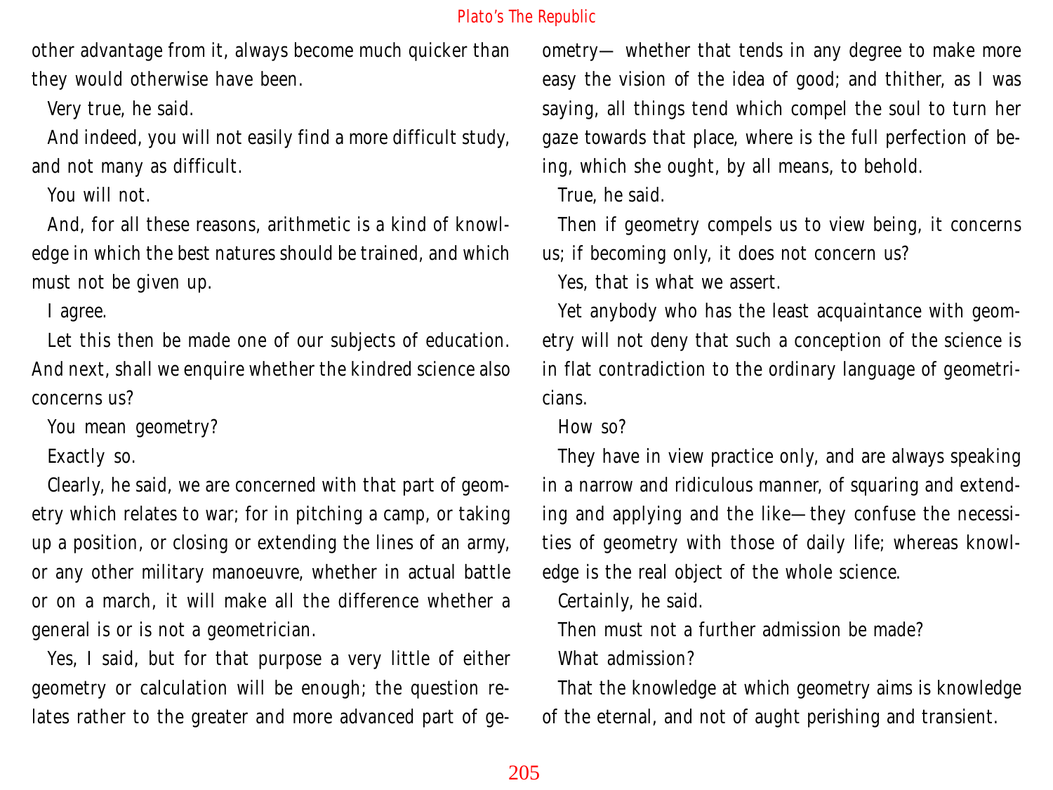other advantage from it, always become much quicker than they would otherwise have been.

Very true, he said.

And indeed, you will not easily find a more difficult study, and not many as difficult.

You will not.

And, for all these reasons, arithmetic is a kind of knowledge in which the best natures should be trained, and which must not be given up.

I agree.

Let this then be made one of our subjects of education. And next, shall we enquire whether the kindred science also concerns us?

You mean geometry?

Exactly so.

Clearly, he said, we are concerned with that part of geometry which relates to war; for in pitching a camp, or taking up a position, or closing or extending the lines of an army, or any other military manoeuvre, whether in actual battle or on a march, it will make all the difference whether a general is or is not a geometrician.

Yes, I said, but for that purpose a very little of either geometry or calculation will be enough; the question relates rather to the greater and more advanced part of geometry— whether that tends in any degree to make more easy the vision of the idea of good; and thither, as I was saying, all things tend which compel the soul to turn her gaze towards that place, where is the full perfection of being, which she ought, by all means, to behold.

True, he said.

Then if geometry compels us to view being, it concerns us; if becoming only, it does not concern us?

Yes, that is what we assert.

Yet anybody who has the least acquaintance with geometry will not deny that such a conception of the science is in flat contradiction to the ordinary language of geometricians.

How so?

They have in view practice only, and are always speaking in a narrow and ridiculous manner, of squaring and extending and applying and the like— they confuse the necessities of geometry with those of daily life; whereas knowledge is the real object of the whole science.

Certainly, he said.

Then must not a further admission be made?

What admission?

That the knowledge at which geometry aims is knowledge of the eternal, and not of aught perishing and transient.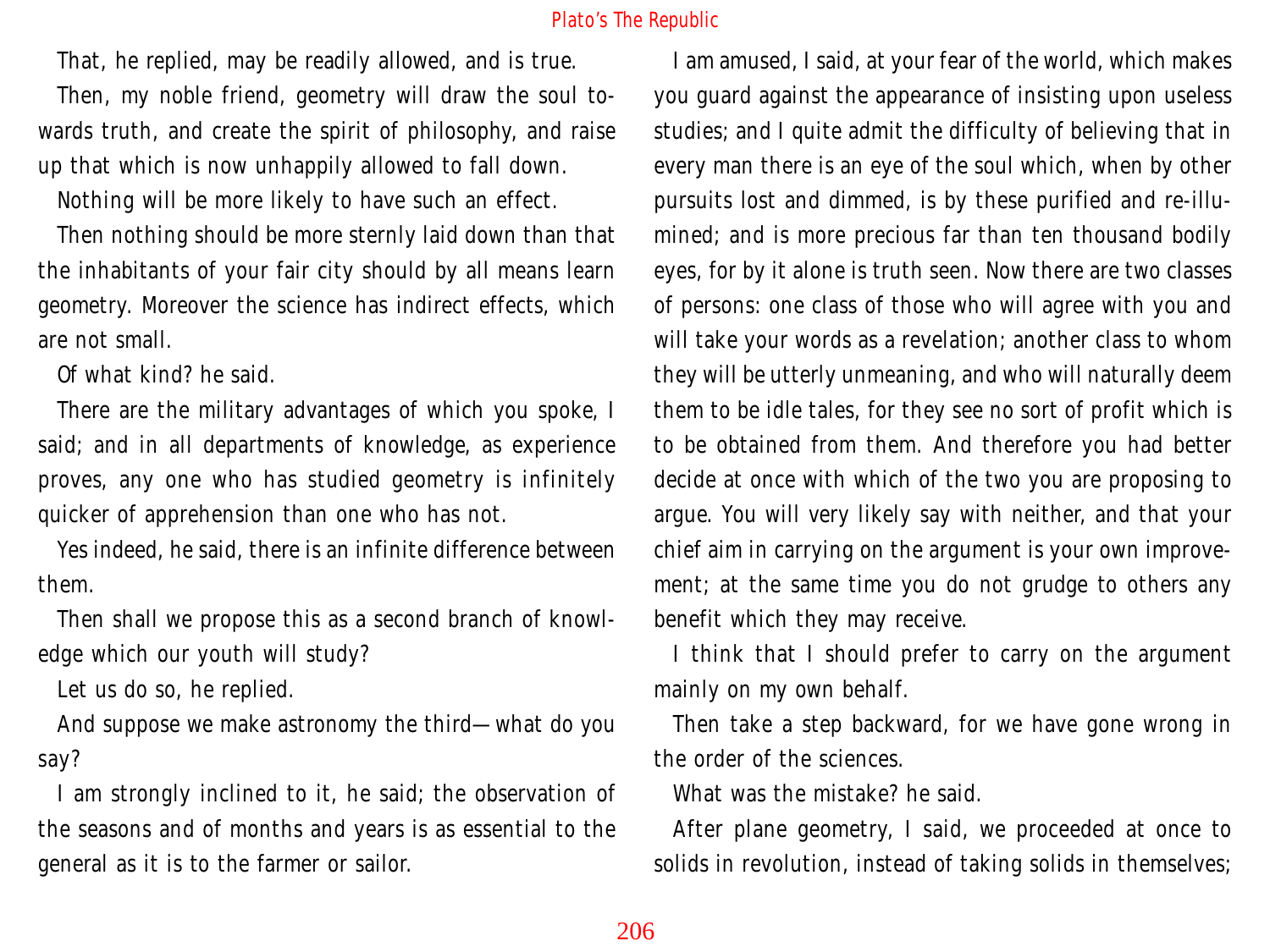That, he replied, may be readily allowed, and is true.

Then, my noble friend, geometry will draw the soul towards truth, and create the spirit of philosophy, and raise up that which is now unhappily allowed to fall down.

Nothing will be more likely to have such an effect.

Then nothing should be more sternly laid down than that the inhabitants of your fair city should by all means learn geometry. Moreover the science has indirect effects, which are not small.

Of what kind? he said.

There are the military advantages of which you spoke, I said; and in all departments of knowledge, as experience proves, any one who has studied geometry is infinitely quicker of apprehension than one who has not.

Yes indeed, he said, there is an infinite difference between them.

Then shall we propose this as a second branch of knowledge which our youth will study?

Let us do so, he replied.

And suppose we make astronomy the third—what do you say?

I am strongly inclined to it, he said; the observation of the seasons and of months and years is as essential to the general as it is to the farmer or sailor.

I am amused, I said, at your fear of the world, which makes you guard against the appearance of insisting upon useless studies; and I quite admit the difficulty of believing that in every man there is an eye of the soul which, when by other pursuits lost and dimmed, is by these purified and re-illumined; and is more precious far than ten thousand bodily eyes, for by it alone is truth seen. Now there are two classes of persons: one class of those who will agree with you and will take your words as a revelation; another class to whom they will be utterly unmeaning, and who will naturally deem them to be idle tales, for they see no sort of profit which is to be obtained from them. And therefore you had better decide at once with which of the two you are proposing to argue. You will very likely say with neither, and that your chief aim in carrying on the argument is your own improvement; at the same time you do not grudge to others any benefit which they may receive.

I think that I should prefer to carry on the argument mainly on my own behalf.

Then take a step backward, for we have gone wrong in the order of the sciences.

What was the mistake? he said.

After plane geometry, I said, we proceeded at once to solids in revolution, instead of taking solids in themselves;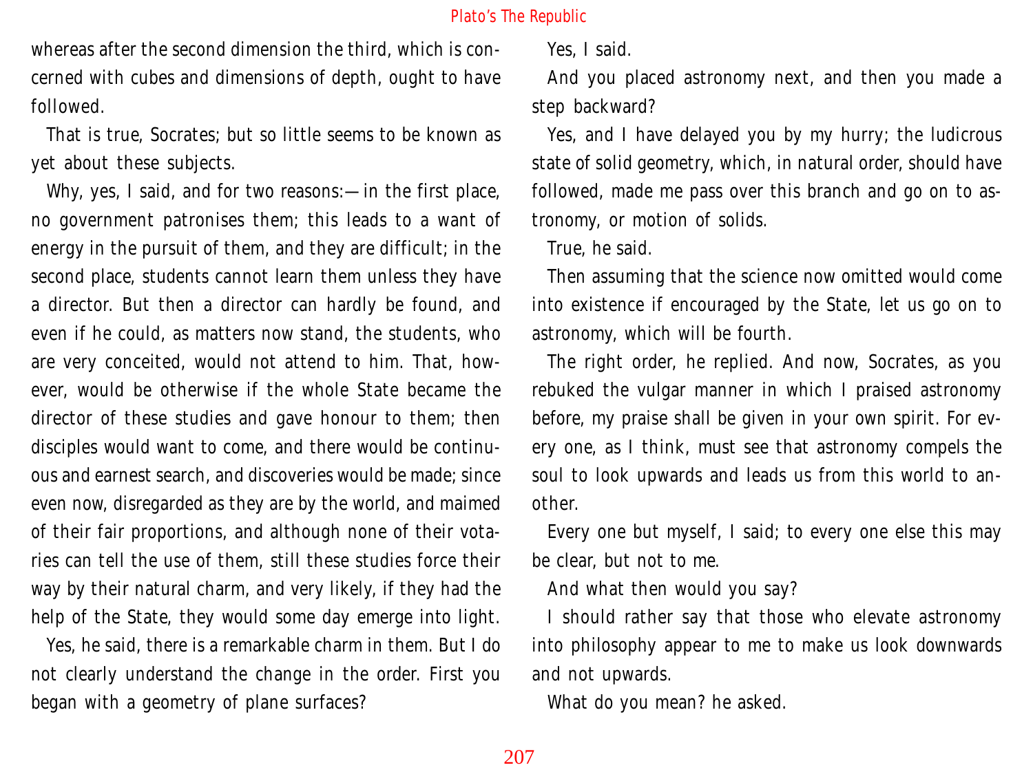whereas after the second dimension the third, which is concerned with cubes and dimensions of depth, ought to have followed.

That is true, Socrates; but so little seems to be known as yet about these subjects.

Why, yes, I said, and for two reasons:—in the first place, no government patronises them; this leads to a want of energy in the pursuit of them, and they are difficult; in the second place, students cannot learn them unless they have a director. But then a director can hardly be found, and even if he could, as matters now stand, the students, who are very conceited, would not attend to him. That, however, would be otherwise if the whole State became the director of these studies and gave honour to them; then disciples would want to come, and there would be continuous and earnest search, and discoveries would be made; since even now, disregarded as they are by the world, and maimed of their fair proportions, and although none of their votaries can tell the use of them, still these studies force their way by their natural charm, and very likely, if they had the help of the State, they would some day emerge into light.

Yes, he said, there is a remarkable charm in them. But I do not clearly understand the change in the order. First you began with a geometry of plane surfaces?

Yes, I said.

And you placed astronomy next, and then you made a step backward?

Yes, and I have delayed you by my hurry; the ludicrous state of solid geometry, which, in natural order, should have followed, made me pass over this branch and go on to astronomy, or motion of solids.

True, he said.

Then assuming that the science now omitted would come into existence if encouraged by the State, let us go on to astronomy, which will be fourth.

The right order, he replied. And now, Socrates, as you rebuked the vulgar manner in which I praised astronomy before, my praise shall be given in your own spirit. For every one, as I think, must see that astronomy compels the soul to look upwards and leads us from this world to another.

Every one but myself, I said; to every one else this may be clear, but not to me.

And what then would you say?

I should rather say that those who elevate astronomy into philosophy appear to me to make us look downwards and not upwards.

What do you mean? he asked.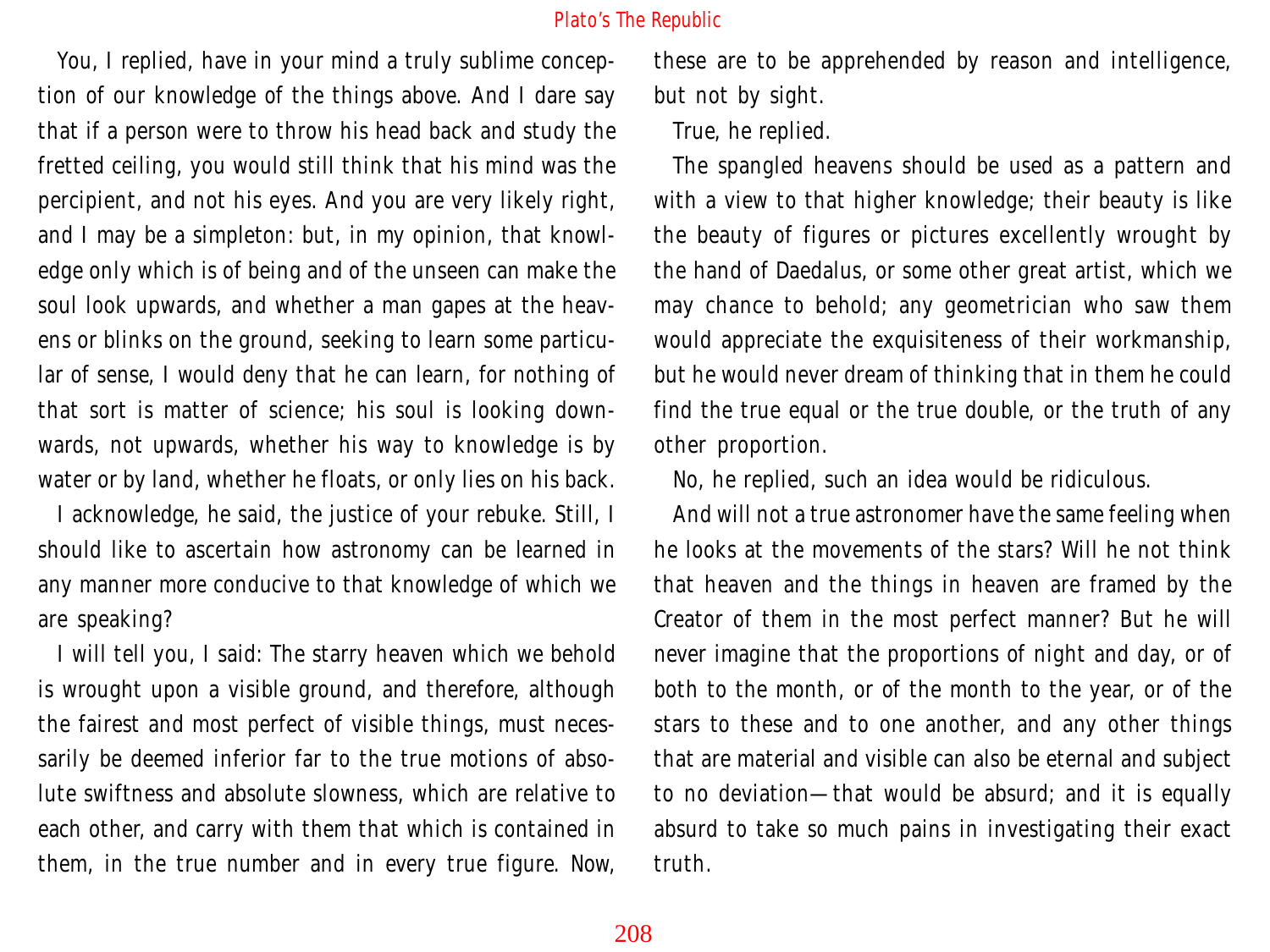You, I replied, have in your mind a truly sublime conception of our knowledge of the things above. And I dare say that if a person were to throw his head back and study the fretted ceiling, you would still think that his mind was the percipient, and not his eyes. And you are very likely right, and I may be a simpleton: but, in my opinion, that knowledge only which is of being and of the unseen can make the soul look upwards, and whether a man gapes at the heavens or blinks on the ground, seeking to learn some particular of sense, I would deny that he can learn, for nothing of that sort is matter of science; his soul is looking downwards, not upwards, whether his way to knowledge is by water or by land, whether he floats, or only lies on his back.

I acknowledge, he said, the justice of your rebuke. Still, I should like to ascertain how astronomy can be learned in any manner more conducive to that knowledge of which we are speaking?

I will tell you, I said: The starry heaven which we behold is wrought upon a visible ground, and therefore, although the fairest and most perfect of visible things, must necessarily be deemed inferior far to the true motions of absolute swiftness and absolute slowness, which are relative to each other, and carry with them that which is contained in them, in the true number and in every true figure. Now, these are to be apprehended by reason and intelligence, but not by sight.

True, he replied.

The spangled heavens should be used as a pattern and with a view to that higher knowledge; their beauty is like the beauty of figures or pictures excellently wrought by the hand of Daedalus, or some other great artist, which we may chance to behold; any geometrician who saw them would appreciate the exquisiteness of their workmanship, but he would never dream of thinking that in them he could find the true equal or the true double, or the truth of any other proportion.

No, he replied, such an idea would be ridiculous.

And will not a true astronomer have the same feeling when he looks at the movements of the stars? Will he not think that heaven and the things in heaven are framed by the Creator of them in the most perfect manner? But he will never imagine that the proportions of night and day, or of both to the month, or of the month to the year, or of the stars to these and to one another, and any other things that are material and visible can also be eternal and subject to no deviation—that would be absurd; and it is equally absurd to take so much pains in investigating their exact truth.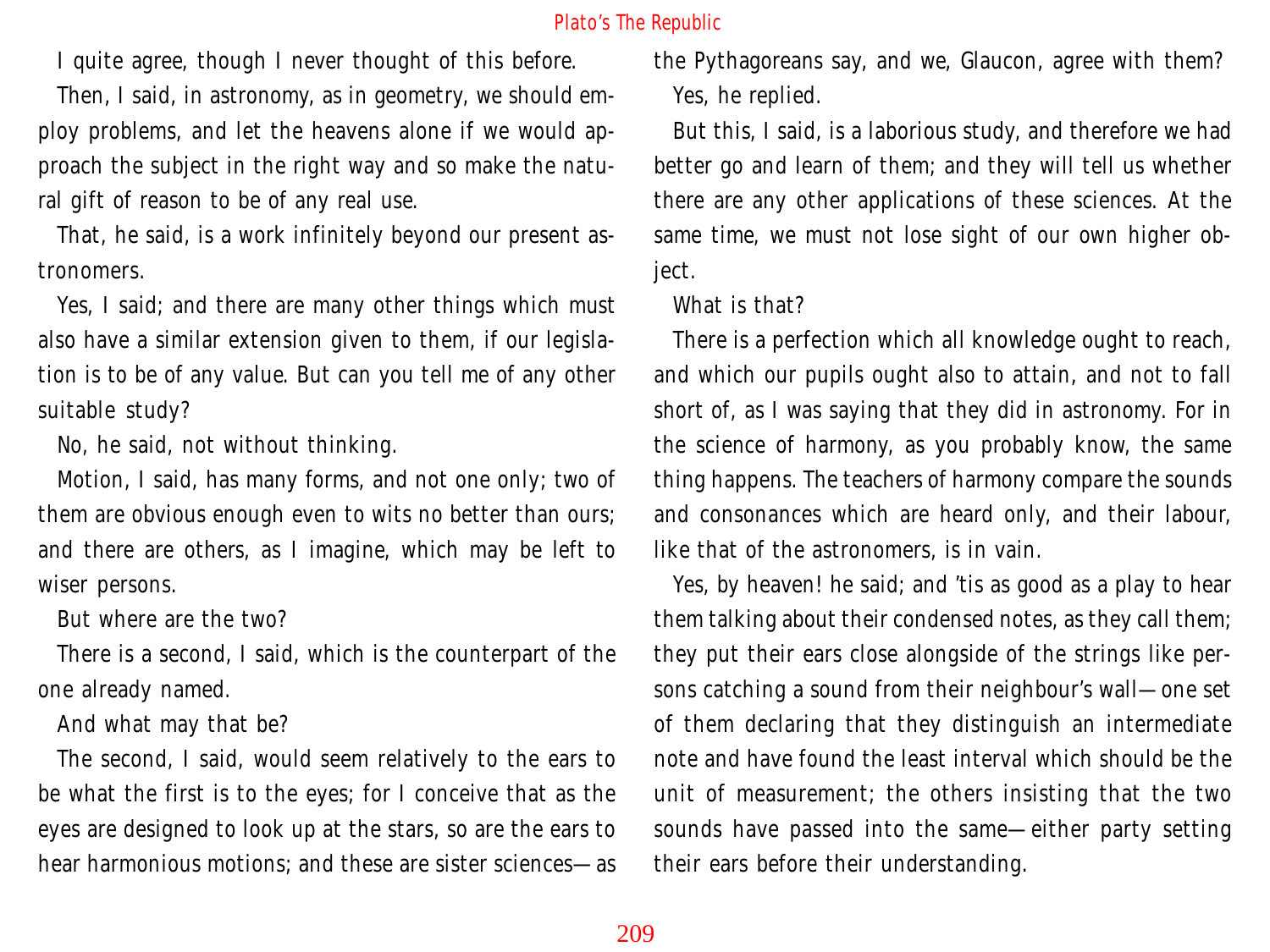I quite agree, though I never thought of this before.

Then, I said, in astronomy, as in geometry, we should employ problems, and let the heavens alone if we would approach the subject in the right way and so make the natural gift of reason to be of any real use.

That, he said, is a work infinitely beyond our present astronomers.

Yes, I said; and there are many other things which must also have a similar extension given to them, if our legislation is to be of any value. But can you tell me of any other suitable study?

No, he said, not without thinking.

Motion, I said, has many forms, and not one only; two of them are obvious enough even to wits no better than ours; and there are others, as I imagine, which may be left to wiser persons.

But where are the two?

There is a second, I said, which is the counterpart of the one already named.

And what may that be?

The second, I said, would seem relatively to the ears to be what the first is to the eyes; for I conceive that as the eyes are designed to look up at the stars, so are the ears to hear harmonious motions; and these are sister sciences—as the Pythagoreans say, and we, Glaucon, agree with them?

Yes, he replied.

But this, I said, is a laborious study, and therefore we had better go and learn of them; and they will tell us whether there are any other applications of these sciences. At the same time, we must not lose sight of our own higher object.

What is that?

There is a perfection which all knowledge ought to reach, and which our pupils ought also to attain, and not to fall short of, as I was saying that they did in astronomy. For in the science of harmony, as you probably know, the same thing happens. The teachers of harmony compare the sounds and consonances which are heard only, and their labour, like that of the astronomers, is in vain.

Yes, by heaven! he said; and 'tis as good as a play to hear them talking about their condensed notes, as they call them; they put their ears close alongside of the strings like persons catching a sound from their neighbour's wall—one set of them declaring that they distinguish an intermediate note and have found the least interval which should be the unit of measurement; the others insisting that the two sounds have passed into the same—either party setting their ears before their understanding.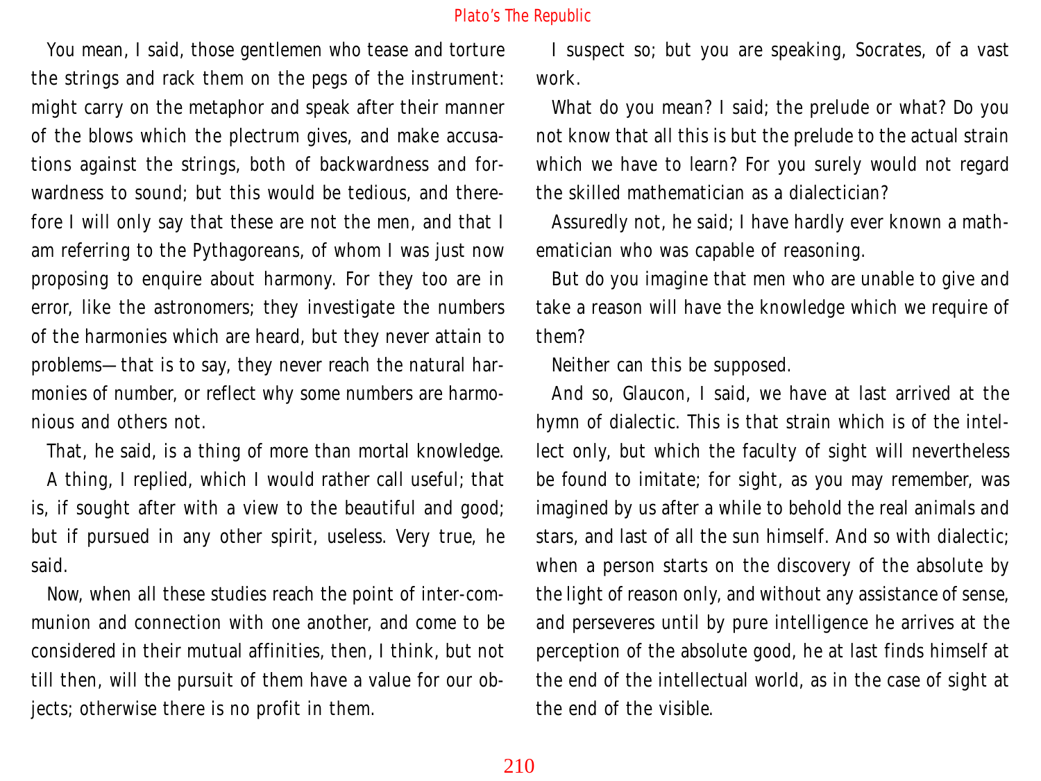You mean, I said, those gentlemen who tease and torture the strings and rack them on the pegs of the instrument: might carry on the metaphor and speak after their manner of the blows which the plectrum gives, and make accusations against the strings, both of backwardness and forwardness to sound; but this would be tedious, and therefore I will only say that these are not the men, and that I am referring to the Pythagoreans, of whom I was just now proposing to enquire about harmony. For they too are in error, like the astronomers; they investigate the numbers of the harmonies which are heard, but they never attain to problems—that is to say, they never reach the natural harmonies of number, or reflect why some numbers are harmonious and others not.

That, he said, is a thing of more than mortal knowledge.

A thing, I replied, which I would rather call useful; that is, if sought after with a view to the beautiful and good; but if pursued in any other spirit, useless. Very true, he said.

Now, when all these studies reach the point of inter-communion and connection with one another, and come to be considered in their mutual affinities, then, I think, but not till then, will the pursuit of them have a value for our objects; otherwise there is no profit in them.

I suspect so; but you are speaking, Socrates, of a vast work.

What do you mean? I said; the prelude or what? Do you not know that all this is but the prelude to the actual strain which we have to learn? For you surely would not regard the skilled mathematician as a dialectician?

Assuredly not, he said; I have hardly ever known a mathematician who was capable of reasoning.

But do you imagine that men who are unable to give and take a reason will have the knowledge which we require of them?

Neither can this be supposed.

And so, Glaucon, I said, we have at last arrived at the hymn of dialectic. This is that strain which is of the intellect only, but which the faculty of sight will nevertheless be found to imitate; for sight, as you may remember, was imagined by us after a while to behold the real animals and stars, and last of all the sun himself. And so with dialectic; when a person starts on the discovery of the absolute by the light of reason only, and without any assistance of sense, and perseveres until by pure intelligence he arrives at the perception of the absolute good, he at last finds himself at the end of the intellectual world, as in the case of sight at the end of the visible.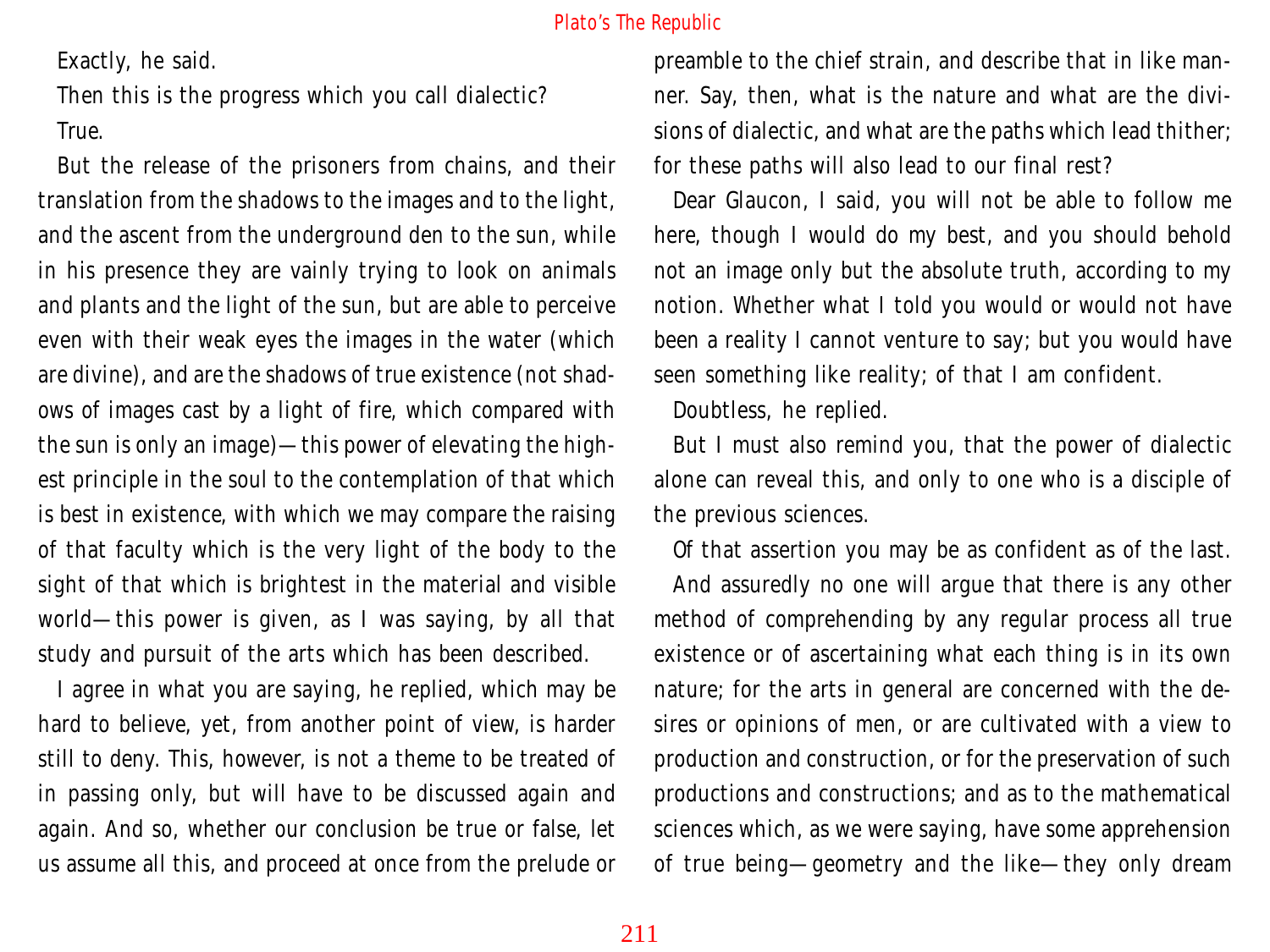Exactly, he said.

Then this is the progress which you call dialectic?

True.

But the release of the prisoners from chains, and their translation from the shadows to the images and to the light, and the ascent from the underground den to the sun, while in his presence they are vainly trying to look on animals and plants and the light of the sun, but are able to perceive even with their weak eyes the images in the water (which are divine), and are the shadows of true existence (not shadows of images cast by a light of fire, which compared with the sun is only an image)—this power of elevating the highest principle in the soul to the contemplation of that which is best in existence, with which we may compare the raising of that faculty which is the very light of the body to the sight of that which is brightest in the material and visible world—this power is given, as I was saying, by all that study and pursuit of the arts which has been described.

I agree in what you are saying, he replied, which may be hard to believe, yet, from another point of view, is harder still to deny. This, however, is not a theme to be treated of in passing only, but will have to be discussed again and again. And so, whether our conclusion be true or false, let us assume all this, and proceed at once from the prelude or preamble to the chief strain, and describe that in like manner. Say, then, what is the nature and what are the divisions of dialectic, and what are the paths which lead thither; for these paths will also lead to our final rest?

Dear Glaucon, I said, you will not be able to follow me here, though I would do my best, and you should behold not an image only but the absolute truth, according to my notion. Whether what I told you would or would not have been a reality I cannot venture to say; but you would have seen something like reality; of that I am confident.

Doubtless, he replied.

But I must also remind you, that the power of dialectic alone can reveal this, and only to one who is a disciple of the previous sciences.

Of that assertion you may be as confident as of the last.

And assuredly no one will argue that there is any other method of comprehending by any regular process all true existence or of ascertaining what each thing is in its own nature; for the arts in general are concerned with the desires or opinions of men, or are cultivated with a view to production and construction, or for the preservation of such productions and constructions; and as to the mathematical sciences which, as we were saying, have some apprehension of true being—geometry and the like—they only dream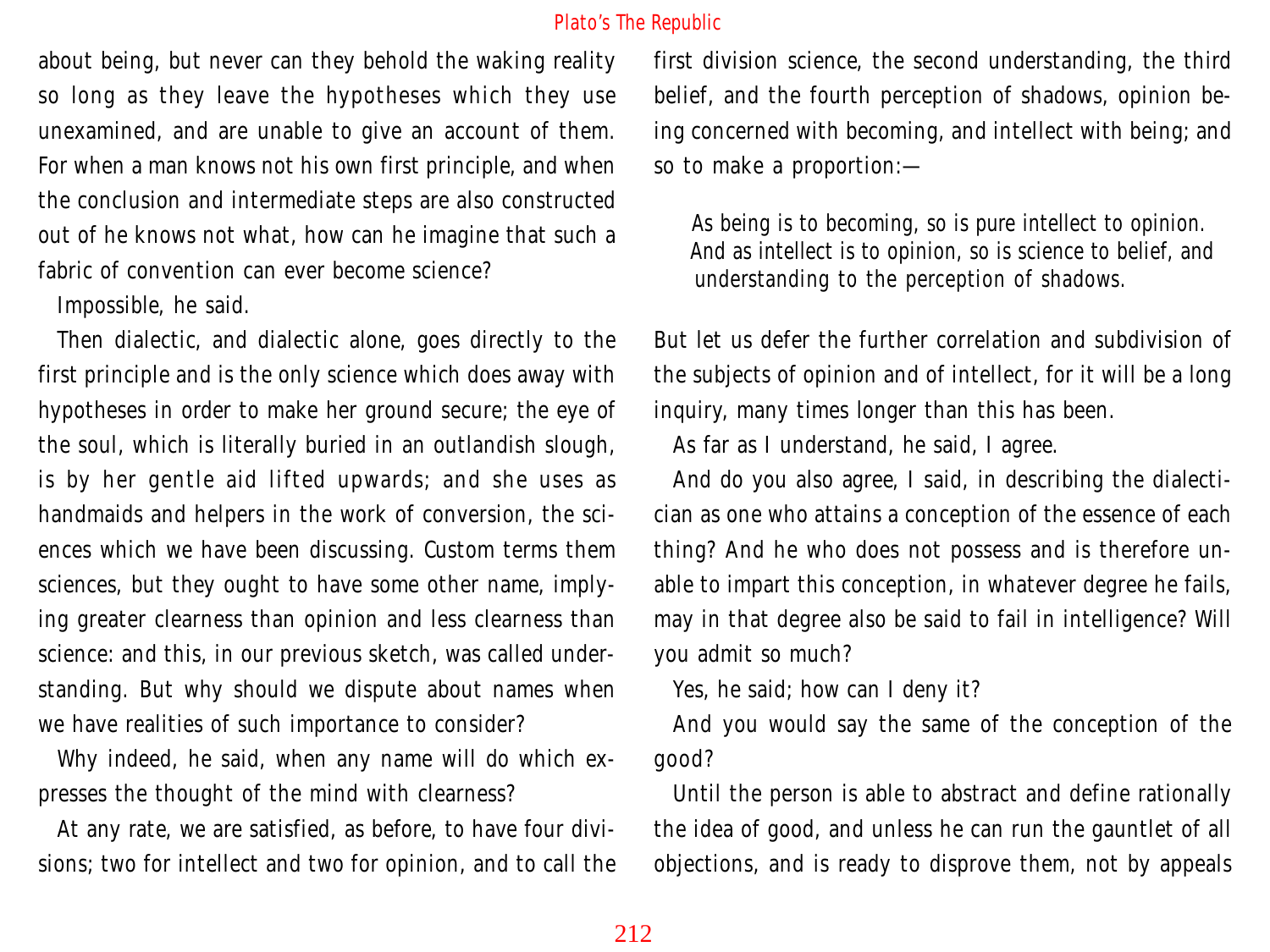about being, but never can they behold the waking reality so long as they leave the hypotheses which they use unexamined, and are unable to give an account of them. For when a man knows not his own first principle, and when the conclusion and intermediate steps are also constructed out of he knows not what, how can he imagine that such a fabric of convention can ever become science?

Impossible, he said.

Then dialectic, and dialectic alone, goes directly to the first principle and is the only science which does away with hypotheses in order to make her ground secure; the eye of the soul, which is literally buried in an outlandish slough, is by her gentle aid lifted upwards; and she uses as handmaids and helpers in the work of conversion, the sciences which we have been discussing. Custom terms them sciences, but they ought to have some other name, implying greater clearness than opinion and less clearness than science: and this, in our previous sketch, was called understanding. But why should we dispute about names when we have realities of such importance to consider?

Why indeed, he said, when any name will do which expresses the thought of the mind with clearness?

At any rate, we are satisfied, as before, to have four divisions; two for intellect and two for opinion, and to call the first division science, the second understanding, the third belief, and the fourth perception of shadows, opinion being concerned with becoming, and intellect with being; and so to make a proportion:—

> As being is to becoming, so is pure intellect to opinion.
> And as intellect is to opinion, so is science to belief, and understanding to the perception of shadows.

But let us defer the further correlation and subdivision of the subjects of opinion and of intellect, for it will be a long inquiry, many times longer than this has been.

As far as I understand, he said, I agree.

And do you also agree, I said, in describing the dialectician as one who attains a conception of the essence of each thing? And he who does not possess and is therefore unable to impart this conception, in whatever degree he fails, may in that degree also be said to fail in intelligence? Will you admit so much?

Yes, he said; how can I deny it?

And you would say the same of the conception of the good?

Until the person is able to abstract and define rationally the idea of good, and unless he can run the gauntlet of all objections, and is ready to disprove them, not by appeals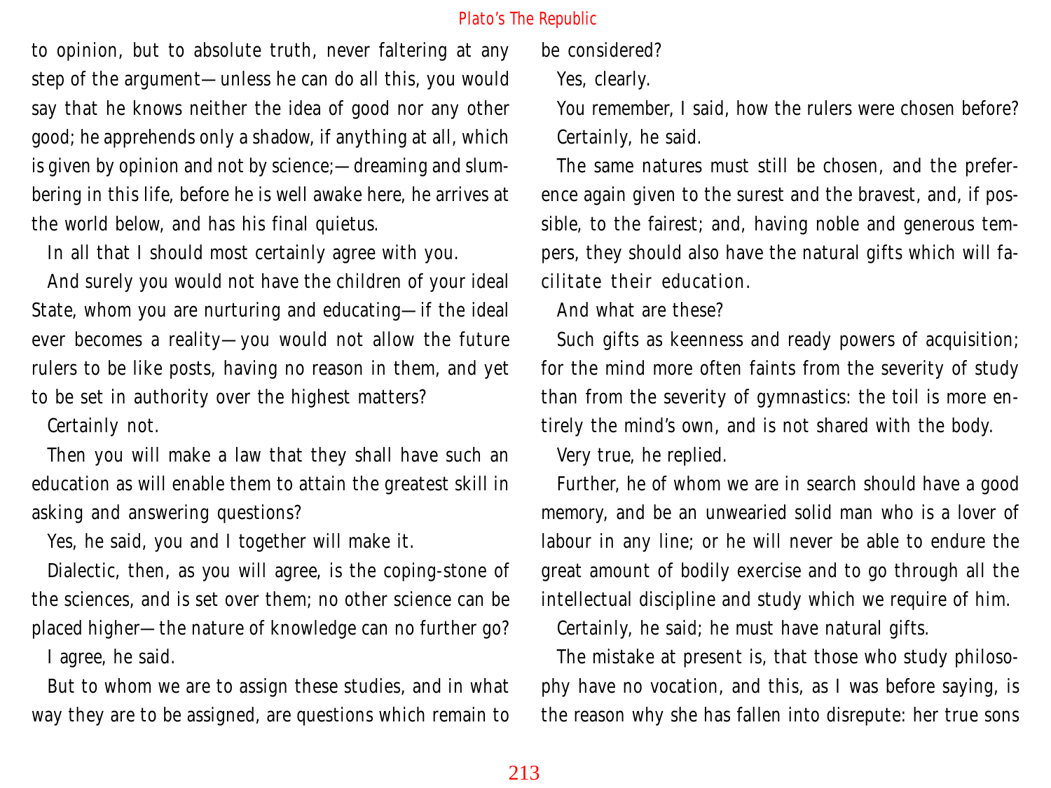to opinion, but to absolute truth, never faltering at any step of the argument—unless he can do all this, you would say that he knows neither the idea of good nor any other good; he apprehends only a shadow, if anything at all, which is given by opinion and not by science;—dreaming and slumbering in this life, before he is well awake here, he arrives at the world below, and has his final quietus.

In all that I should most certainly agree with you.

And surely you would not have the children of your ideal State, whom you are nurturing and educating—if the ideal ever becomes a reality—you would not allow the future rulers to be like posts, having no reason in them, and yet to be set in authority over the highest matters?

Certainly not.

Then you will make a law that they shall have such an education as will enable them to attain the greatest skill in asking and answering questions?

Yes, he said, you and I together will make it.

Dialectic, then, as you will agree, is the coping-stone of the sciences, and is set over them; no other science can be placed higher—the nature of knowledge can no further go?

I agree, he said.

But to whom we are to assign these studies, and in what way they are to be assigned, are questions which remain to be considered?

Yes, clearly.

You remember, I said, how the rulers were chosen before?

Certainly, he said.

The same natures must still be chosen, and the preference again given to the surest and the bravest, and, if possible, to the fairest; and, having noble and generous tempers, they should also have the natural gifts which will facilitate their education.

And what are these?

Such gifts as keenness and ready powers of acquisition; for the mind more often faints from the severity of study than from the severity of gymnastics: the toil is more entirely the mind's own, and is not shared with the body.

Very true, he replied.

Further, he of whom we are in search should have a good memory, and be an unwearied solid man who is a lover of labour in any line; or he will never be able to endure the great amount of bodily exercise and to go through all the intellectual discipline and study which we require of him.

Certainly, he said; he must have natural gifts.

The mistake at present is, that those who study philosophy have no vocation, and this, as I was before saying, is the reason why she has fallen into disrepute: her true sons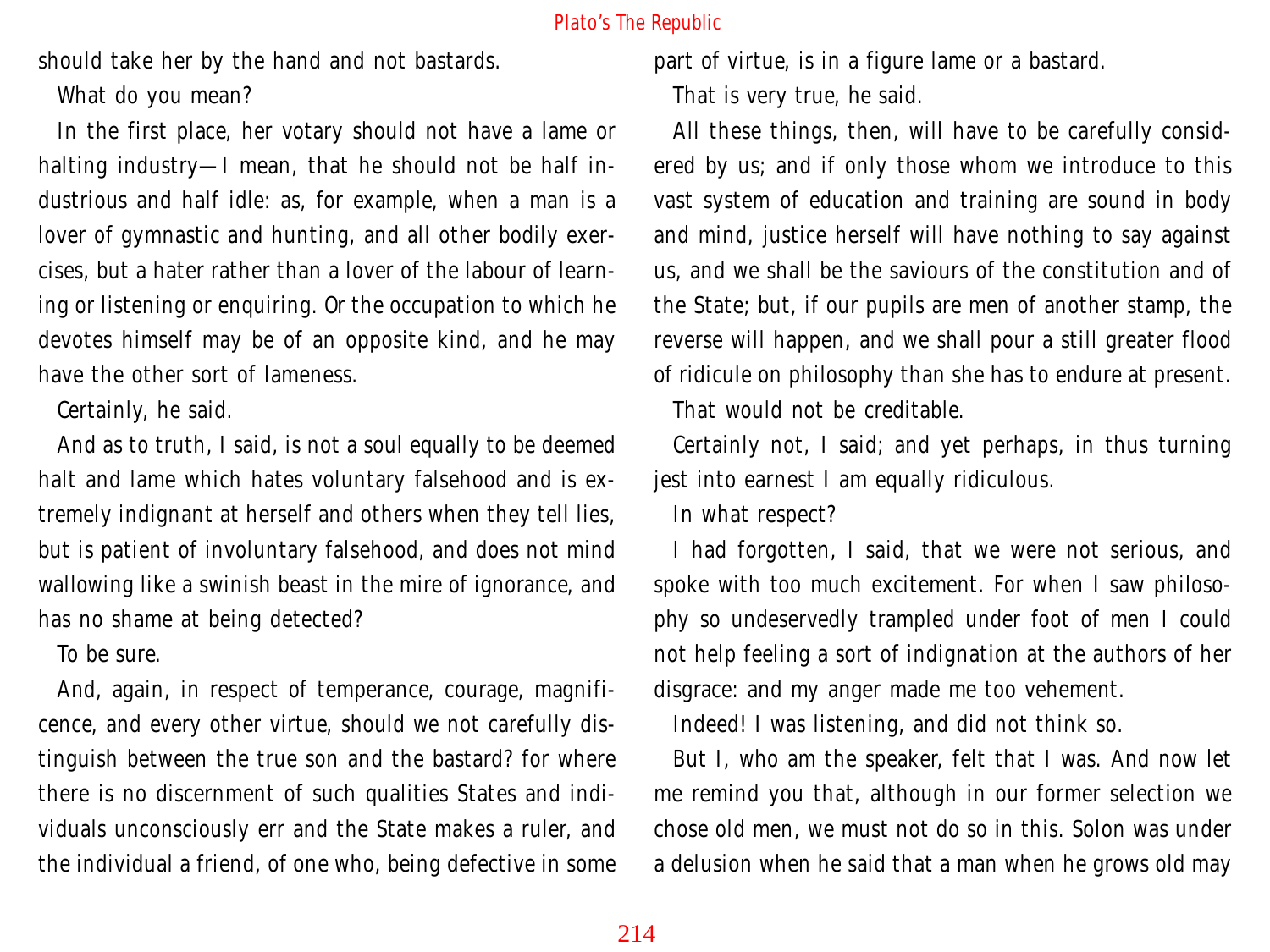should take her by the hand and not bastards.

What do you mean?

In the first place, her votary should not have a lame or halting industry—I mean, that he should not be half industrious and half idle: as, for example, when a man is a lover of gymnastic and hunting, and all other bodily exercises, but a hater rather than a lover of the labour of learning or listening or enquiring. Or the occupation to which he devotes himself may be of an opposite kind, and he may have the other sort of lameness.

Certainly, he said.

And as to truth, I said, is not a soul equally to be deemed halt and lame which hates voluntary falsehood and is extremely indignant at herself and others when they tell lies, but is patient of involuntary falsehood, and does not mind wallowing like a swinish beast in the mire of ignorance, and has no shame at being detected?

To be sure.

And, again, in respect of temperance, courage, magnificence, and every other virtue, should we not carefully distinguish between the true son and the bastard? for where there is no discernment of such qualities States and individuals unconsciously err and the State makes a ruler, and the individual a friend, of one who, being defective in some part of virtue, is in a figure lame or a bastard.

That is very true, he said.

All these things, then, will have to be carefully considered by us; and if only those whom we introduce to this vast system of education and training are sound in body and mind, justice herself will have nothing to say against us, and we shall be the saviours of the constitution and of the State; but, if our pupils are men of another stamp, the reverse will happen, and we shall pour a still greater flood of ridicule on philosophy than she has to endure at present.

That would not be creditable.

Certainly not, I said; and yet perhaps, in thus turning jest into earnest I am equally ridiculous.

In what respect?

I had forgotten, I said, that we were not serious, and spoke with too much excitement. For when I saw philosophy so undeservedly trampled under foot of men I could not help feeling a sort of indignation at the authors of her disgrace: and my anger made me too vehement.

Indeed! I was listening, and did not think so.

But I, who am the speaker, felt that I was. And now let me remind you that, although in our former selection we chose old men, we must not do so in this. Solon was under a delusion when he said that a man when he grows old may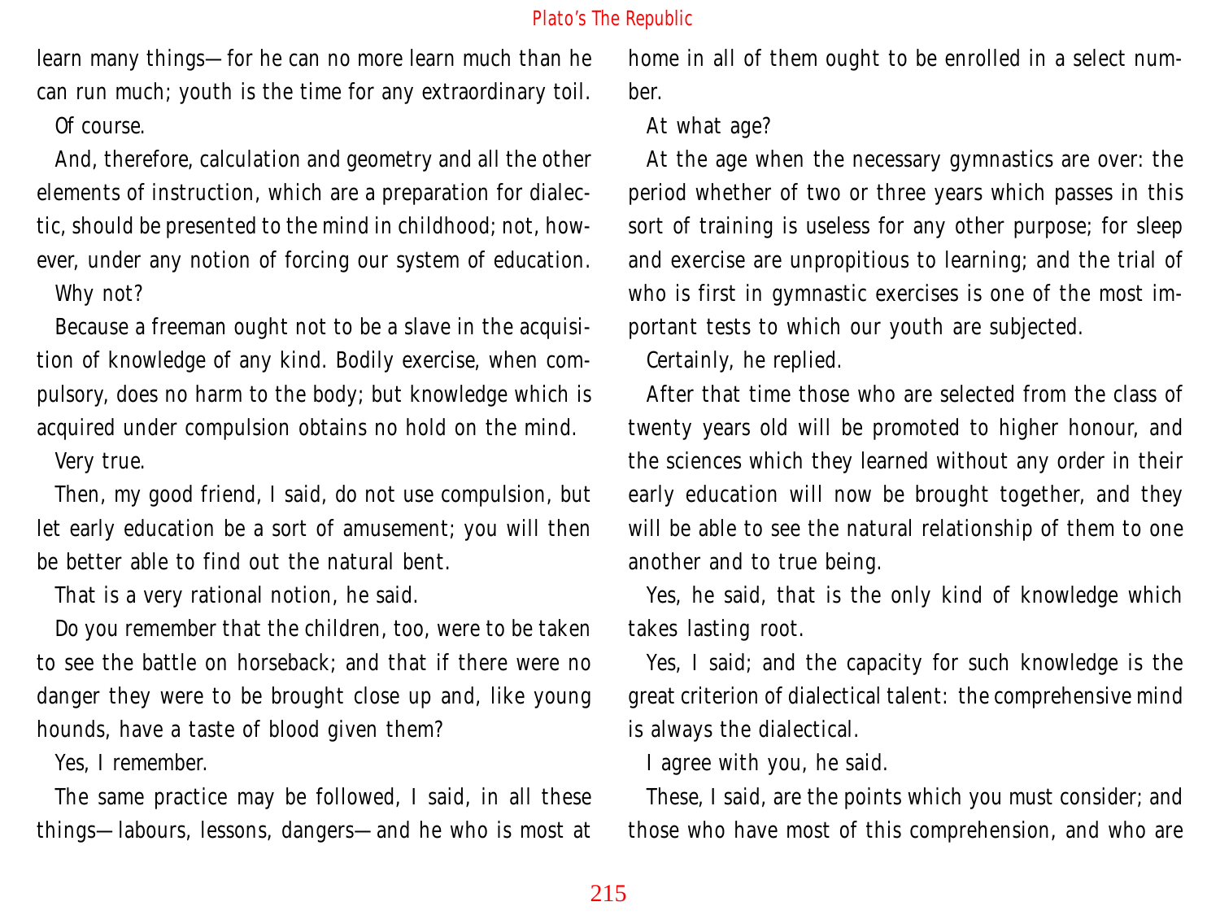learn many things—for he can no more learn much than he can run much; youth is the time for any extraordinary toil.

Of course.

And, therefore, calculation and geometry and all the other elements of instruction, which are a preparation for dialectic, should be presented to the mind in childhood; not, however, under any notion of forcing our system of education.

Why not?

Because a freeman ought not to be a slave in the acquisition of knowledge of any kind. Bodily exercise, when compulsory, does no harm to the body; but knowledge which is acquired under compulsion obtains no hold on the mind.

Very true.

Then, my good friend, I said, do not use compulsion, but let early education be a sort of amusement; you will then be better able to find out the natural bent.

That is a very rational notion, he said.

Do you remember that the children, too, were to be taken to see the battle on horseback; and that if there were no danger they were to be brought close up and, like young hounds, have a taste of blood given them?

Yes, I remember.

The same practice may be followed, I said, in all these things—labours, lessons, dangers—and he who is most at home in all of them ought to be enrolled in a select number.

At what age?

At the age when the necessary gymnastics are over: the period whether of two or three years which passes in this sort of training is useless for any other purpose; for sleep and exercise are unpropitious to learning; and the trial of who is first in gymnastic exercises is one of the most important tests to which our youth are subjected.

Certainly, he replied.

After that time those who are selected from the class of twenty years old will be promoted to higher honour, and the sciences which they learned without any order in their early education will now be brought together, and they will be able to see the natural relationship of them to one another and to true being.

Yes, he said, that is the only kind of knowledge which takes lasting root.

Yes, I said; and the capacity for such knowledge is the great criterion of dialectical talent: the comprehensive mind is always the dialectical.

I agree with you, he said.

These, I said, are the points which you must consider; and those who have most of this comprehension, and who are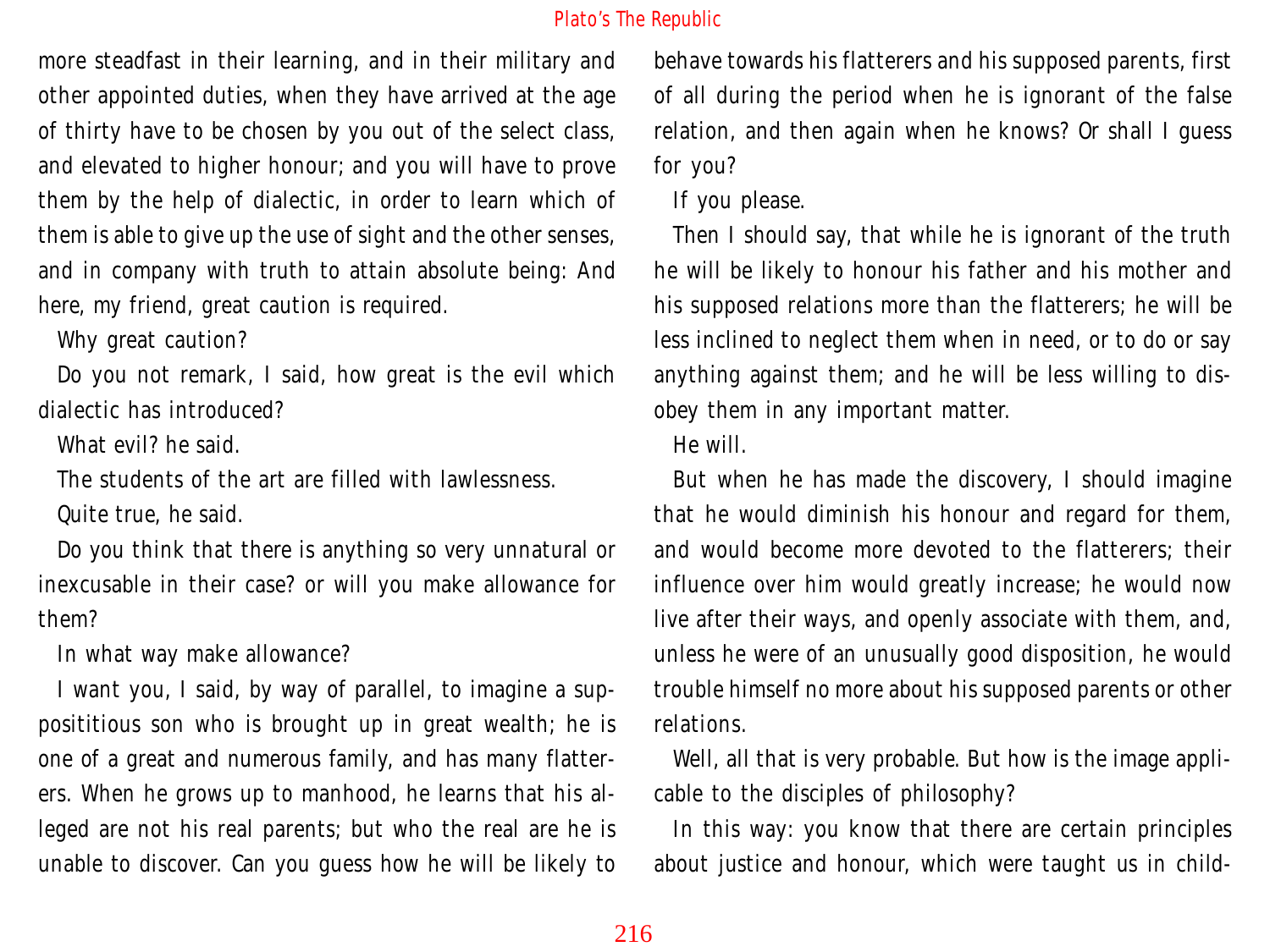more steadfast in their learning, and in their military and other appointed duties, when they have arrived at the age of thirty have to be chosen by you out of the select class, and elevated to higher honour; and you will have to prove them by the help of dialectic, in order to learn which of them is able to give up the use of sight and the other senses, and in company with truth to attain absolute being: And here, my friend, great caution is required.

Why great caution?

Do you not remark, I said, how great is the evil which dialectic has introduced?

What evil? he said.

The students of the art are filled with lawlessness.

Quite true, he said.

Do you think that there is anything so very unnatural or inexcusable in their case? or will you make allowance for them?

In what way make allowance?

I want you, I said, by way of parallel, to imagine a supposititious son who is brought up in great wealth; he is one of a great and numerous family, and has many flatterers. When he grows up to manhood, he learns that his alleged are not his real parents; but who the real are he is unable to discover. Can you guess how he will be likely to behave towards his flatterers and his supposed parents, first of all during the period when he is ignorant of the false relation, and then again when he knows? Or shall I guess for you?

If you please.

Then I should say, that while he is ignorant of the truth he will be likely to honour his father and his mother and his supposed relations more than the flatterers; he will be less inclined to neglect them when in need, or to do or say anything against them; and he will be less willing to disobey them in any important matter.

He will.

But when he has made the discovery, I should imagine that he would diminish his honour and regard for them, and would become more devoted to the flatterers; their influence over him would greatly increase; he would now live after their ways, and openly associate with them, and, unless he were of an unusually good disposition, he would trouble himself no more about his supposed parents or other relations.

Well, all that is very probable. But how is the image applicable to the disciples of philosophy?

In this way: you know that there are certain principles about justice and honour, which were taught us in child-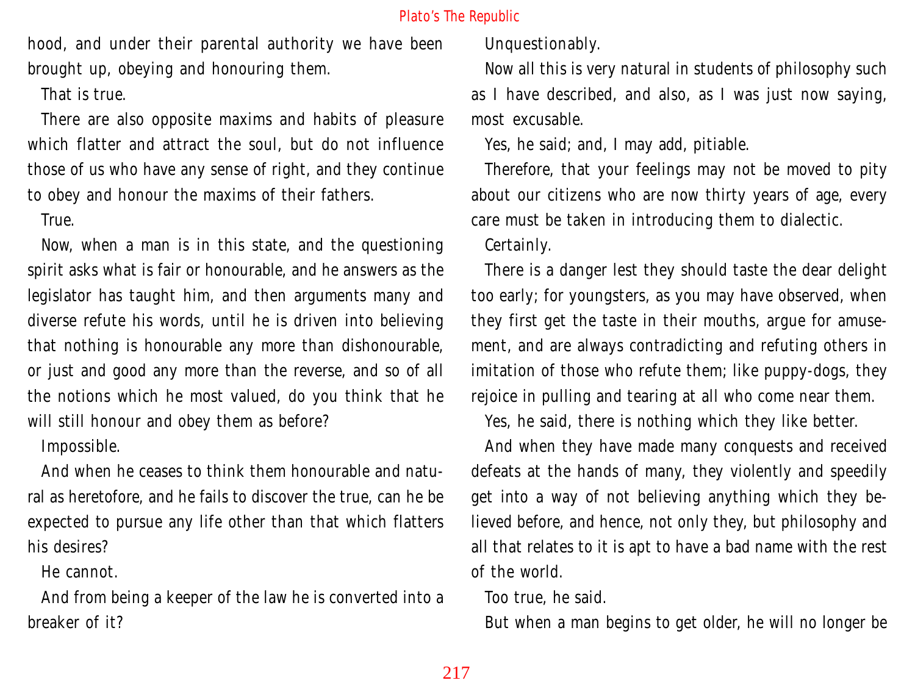hood, and under their parental authority we have been brought up, obeying and honouring them.

That is true.

There are also opposite maxims and habits of pleasure which flatter and attract the soul, but do not influence those of us who have any sense of right, and they continue to obey and honour the maxims of their fathers.

True.

Now, when a man is in this state, and the questioning spirit asks what is fair or honourable, and he answers as the legislator has taught him, and then arguments many and diverse refute his words, until he is driven into believing that nothing is honourable any more than dishonourable, or just and good any more than the reverse, and so of all the notions which he most valued, do you think that he will still honour and obey them as before?

Impossible.

And when he ceases to think them honourable and natural as heretofore, and he fails to discover the true, can he be expected to pursue any life other than that which flatters his desires?

He cannot.

And from being a keeper of the law he is converted into a breaker of it?

Unquestionably.

Now all this is very natural in students of philosophy such as I have described, and also, as I was just now saying, most excusable.

Yes, he said; and, I may add, pitiable.

Therefore, that your feelings may not be moved to pity about our citizens who are now thirty years of age, every care must be taken in introducing them to dialectic.

Certainly.

There is a danger lest they should taste the dear delight too early; for youngsters, as you may have observed, when they first get the taste in their mouths, argue for amusement, and are always contradicting and refuting others in imitation of those who refute them; like puppy-dogs, they rejoice in pulling and tearing at all who come near them.

Yes, he said, there is nothing which they like better.

And when they have made many conquests and received defeats at the hands of many, they violently and speedily get into a way of not believing anything which they believed before, and hence, not only they, but philosophy and all that relates to it is apt to have a bad name with the rest of the world.

Too true, he said.

But when a man begins to get older, he will no longer be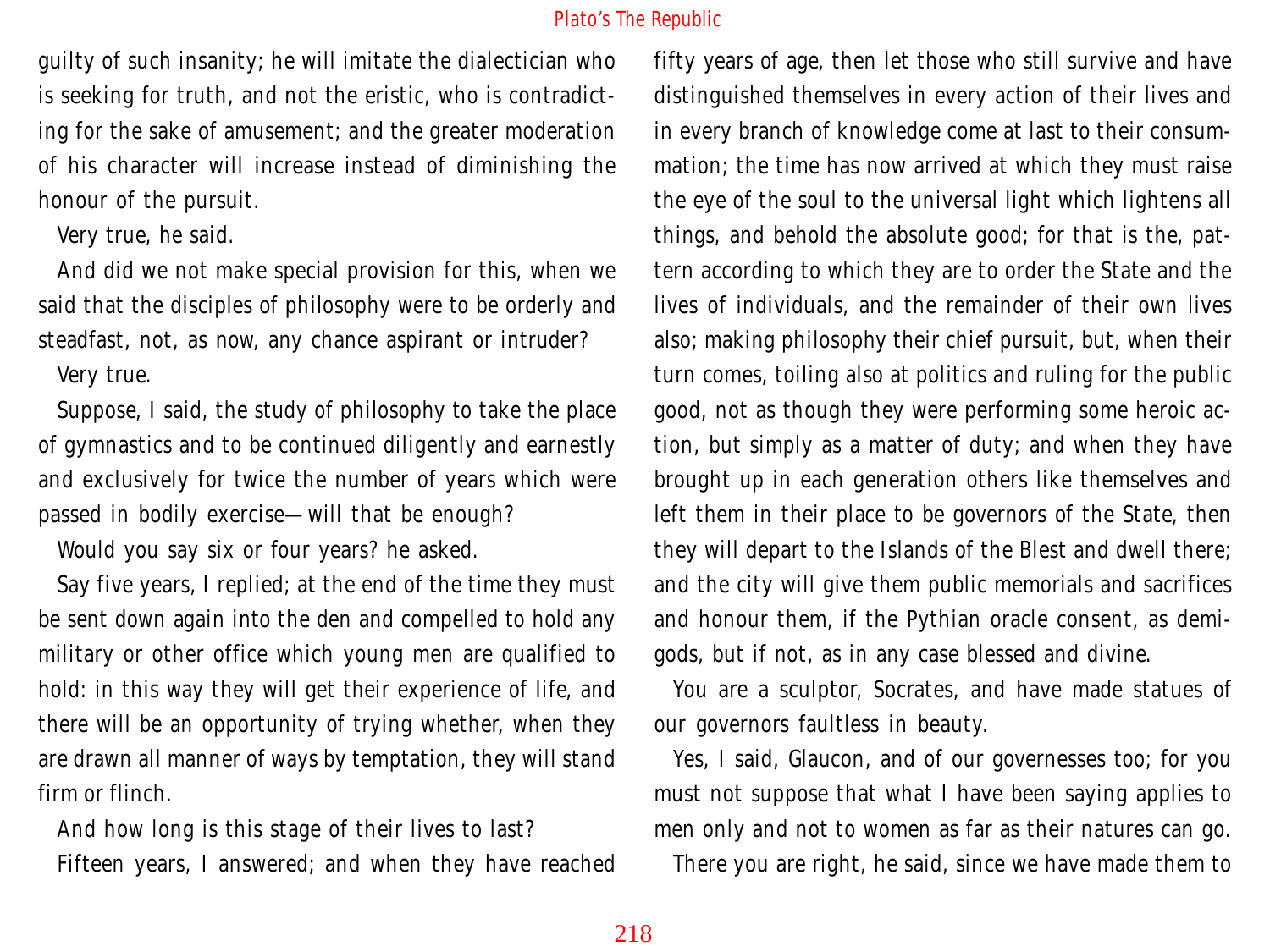guilty of such insanity; he will imitate the dialectician who is seeking for truth, and not the eristic, who is contradicting for the sake of amusement; and the greater moderation of his character will increase instead of diminishing the honour of the pursuit.

Very true, he said.

And did we not make special provision for this, when we said that the disciples of philosophy were to be orderly and steadfast, not, as now, any chance aspirant or intruder?

Very true.

Suppose, I said, the study of philosophy to take the place of gymnastics and to be continued diligently and earnestly and exclusively for twice the number of years which were passed in bodily exercise—will that be enough?

Would you say six or four years? he asked.

Say five years, I replied; at the end of the time they must be sent down again into the den and compelled to hold any military or other office which young men are qualified to hold: in this way they will get their experience of life, and there will be an opportunity of trying whether, when they are drawn all manner of ways by temptation, they will stand firm or flinch.

And how long is this stage of their lives to last?

Fifteen years, I answered; and when they have reached fifty years of age, then let those who still survive and have distinguished themselves in every action of their lives and in every branch of knowledge come at last to their consummation; the time has now arrived at which they must raise the eye of the soul to the universal light which lightens all things, and behold the absolute good; for that is the, pattern according to which they are to order the State and the lives of individuals, and the remainder of their own lives also; making philosophy their chief pursuit, but, when their turn comes, toiling also at politics and ruling for the public good, not as though they were performing some heroic action, but simply as a matter of duty; and when they have brought up in each generation others like themselves and left them in their place to be governors of the State, then they will depart to the Islands of the Blest and dwell there; and the city will give them public memorials and sacrifices and honour them, if the Pythian oracle consent, as demigods, but if not, as in any case blessed and divine.

You are a sculptor, Socrates, and have made statues of our governors faultless in beauty.

Yes, I said, Glaucon, and of our governesses too; for you must not suppose that what I have been saying applies to men only and not to women as far as their natures can go.

There you are right, he said, since we have made them to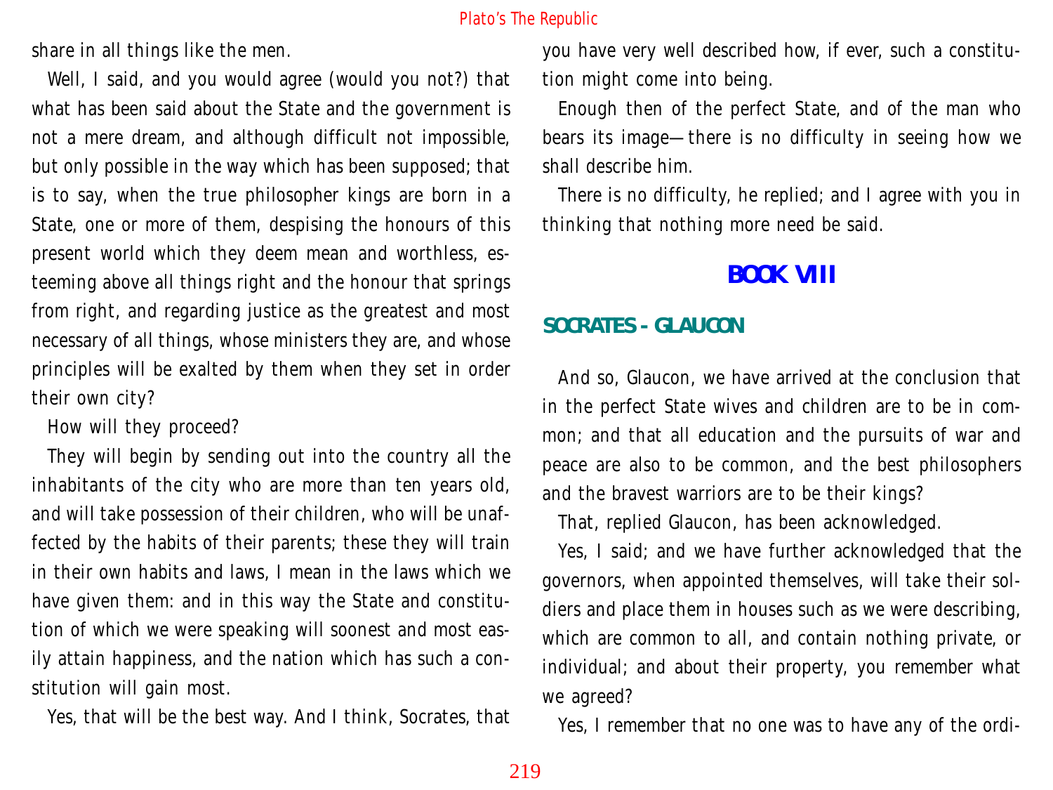share in all things like the men.

Well, I said, and you would agree (would you not?) that what has been said about the State and the government is not a mere dream, and although difficult not impossible, but only possible in the way which has been supposed; that is to say, when the true philosopher kings are born in a State, one or more of them, despising the honours of this present world which they deem mean and worthless, esteeming above all things right and the honour that springs from right, and regarding justice as the greatest and most necessary of all things, whose ministers they are, and whose principles will be exalted by them when they set in order their own city?

How will they proceed?

They will begin by sending out into the country all the inhabitants of the city who are more than ten years old, and will take possession of their children, who will be unaffected by the habits of their parents; these they will train in their own habits and laws, I mean in the laws which we have given them: and in this way the State and constitution of which we were speaking will soonest and most easily attain happiness, and the nation which has such a constitution will gain most.

Yes, that will be the best way. And I think, Socrates, that you have very well described how, if ever, such a constitution might come into being.

Enough then of the perfect State, and of the man who bears its image—there is no difficulty in seeing how we shall describe him.

There is no difficulty, he replied; and I agree with you in thinking that nothing more need be said.

# BOOK VIII

## SOCRATES - GLAUCON

And so, Glaucon, we have arrived at the conclusion that in the perfect State wives and children are to be in common; and that all education and the pursuits of war and peace are also to be common, and the best philosophers and the bravest warriors are to be their kings?

That, replied Glaucon, has been acknowledged.

Yes, I said; and we have further acknowledged that the governors, when appointed themselves, will take their soldiers and place them in houses such as we were describing, which are common to all, and contain nothing private, or individual; and about their property, you remember what we agreed?

Yes, I remember that no one was to have any of the ordi-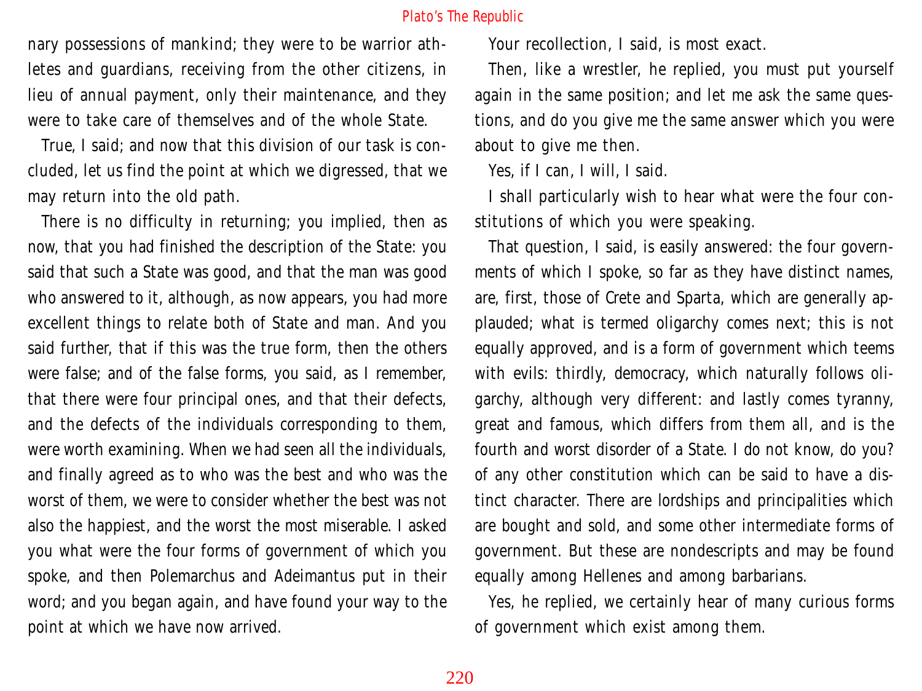nary possessions of mankind; they were to be warrior athletes and guardians, receiving from the other citizens, in lieu of annual payment, only their maintenance, and they were to take care of themselves and of the whole State.

True, I said; and now that this division of our task is concluded, let us find the point at which we digressed, that we may return into the old path.

There is no difficulty in returning; you implied, then as now, that you had finished the description of the State: you said that such a State was good, and that the man was good who answered to it, although, as now appears, you had more excellent things to relate both of State and man. And you said further, that if this was the true form, then the others were false; and of the false forms, you said, as I remember, that there were four principal ones, and that their defects, and the defects of the individuals corresponding to them, were worth examining. When we had seen all the individuals, and finally agreed as to who was the best and who was the worst of them, we were to consider whether the best was not also the happiest, and the worst the most miserable. I asked you what were the four forms of government of which you spoke, and then Polemarchus and Adeimantus put in their word; and you began again, and have found your way to the point at which we have now arrived.

Your recollection, I said, is most exact.

Then, like a wrestler, he replied, you must put yourself again in the same position; and let me ask the same questions, and do you give me the same answer which you were about to give me then.

Yes, if I can, I will, I said.

I shall particularly wish to hear what were the four constitutions of which you were speaking.

That question, I said, is easily answered: the four governments of which I spoke, so far as they have distinct names, are, first, those of Crete and Sparta, which are generally applauded; what is termed oligarchy comes next; this is not equally approved, and is a form of government which teems with evils: thirdly, democracy, which naturally follows oligarchy, although very different: and lastly comes tyranny, great and famous, which differs from them all, and is the fourth and worst disorder of a State. I do not know, do you? of any other constitution which can be said to have a distinct character. There are lordships and principalities which are bought and sold, and some other intermediate forms of government. But these are nondescripts and may be found equally among Hellenes and among barbarians.

Yes, he replied, we certainly hear of many curious forms of government which exist among them.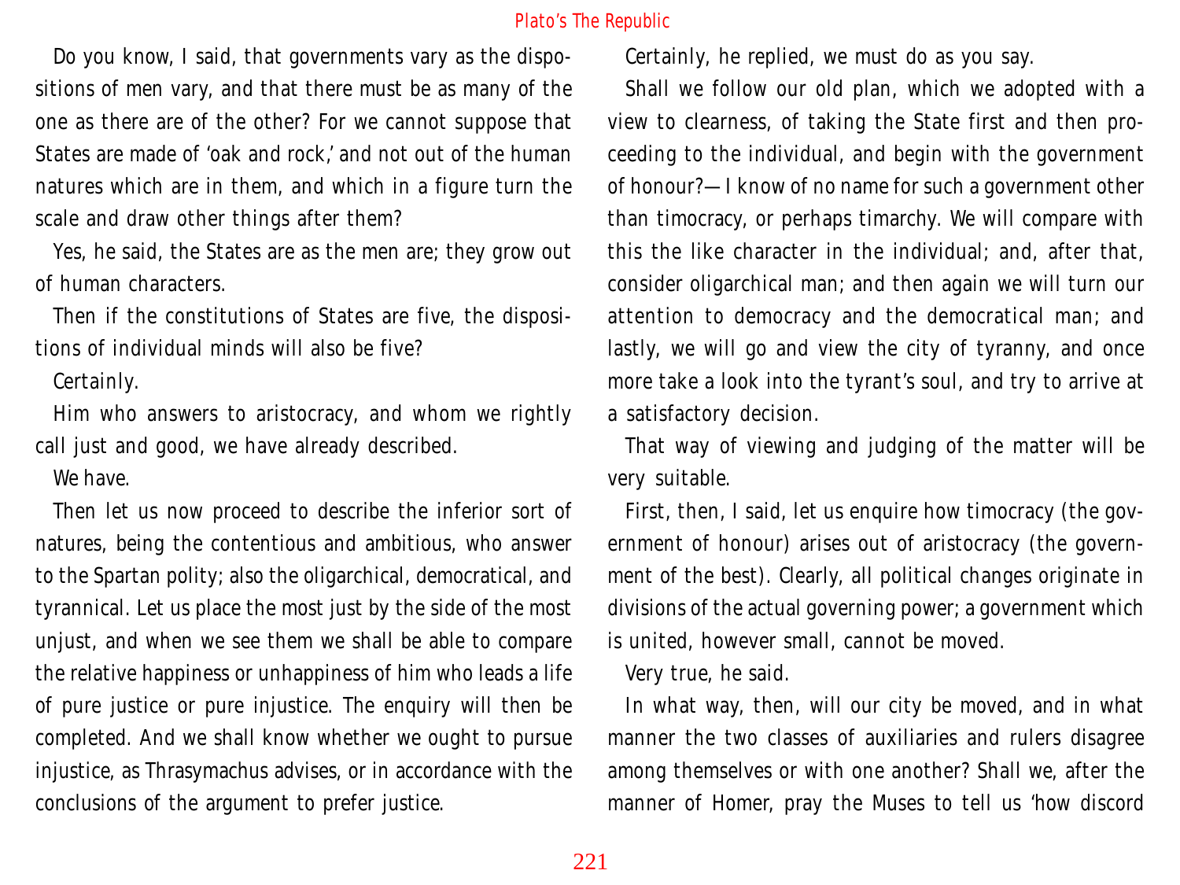Do you know, I said, that governments vary as the dispositions of men vary, and that there must be as many of the one as there are of the other? For we cannot suppose that States are made of 'oak and rock,' and not out of the human natures which are in them, and which in a figure turn the scale and draw other things after them?

Yes, he said, the States are as the men are; they grow out of human characters.

Then if the constitutions of States are five, the dispositions of individual minds will also be five?

Certainly.

Him who answers to aristocracy, and whom we rightly call just and good, we have already described.

We have.

Then let us now proceed to describe the inferior sort of natures, being the contentious and ambitious, who answer to the Spartan polity; also the oligarchical, democratical, and tyrannical. Let us place the most just by the side of the most unjust, and when we see them we shall be able to compare the relative happiness or unhappiness of him who leads a life of pure justice or pure injustice. The enquiry will then be completed. And we shall know whether we ought to pursue injustice, as Thrasymachus advises, or in accordance with the conclusions of the argument to prefer justice.

Certainly, he replied, we must do as you say.

Shall we follow our old plan, which we adopted with a view to clearness, of taking the State first and then proceeding to the individual, and begin with the government of honour?—I know of no name for such a government other than timocracy, or perhaps timarchy. We will compare with this the like character in the individual; and, after that, consider oligarchical man; and then again we will turn our attention to democracy and the democratical man; and lastly, we will go and view the city of tyranny, and once more take a look into the tyrant's soul, and try to arrive at a satisfactory decision.

That way of viewing and judging of the matter will be very suitable.

First, then, I said, let us enquire how timocracy (the government of honour) arises out of aristocracy (the government of the best). Clearly, all political changes originate in divisions of the actual governing power; a government which is united, however small, cannot be moved.

Very true, he said.

In what way, then, will our city be moved, and in what manner the two classes of auxiliaries and rulers disagree among themselves or with one another? Shall we, after the manner of Homer, pray the Muses to tell us 'how discord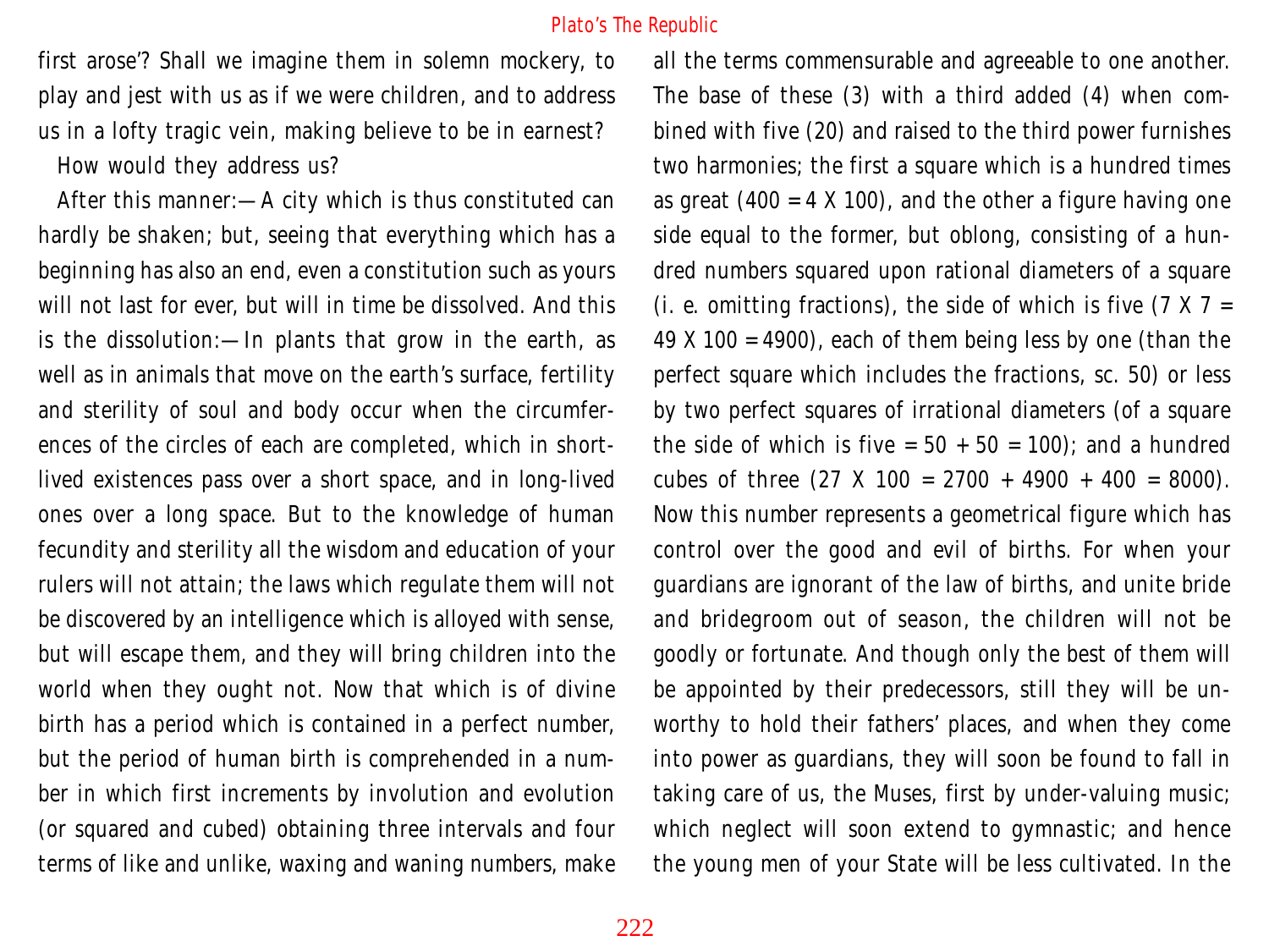first arose'? Shall we imagine them in solemn mockery, to play and jest with us as if we were children, and to address us in a lofty tragic vein, making believe to be in earnest?

How would they address us?

After this manner:—A city which is thus constituted can hardly be shaken; but, seeing that everything which has a beginning has also an end, even a constitution such as yours will not last for ever, but will in time be dissolved. And this is the dissolution:—In plants that grow in the earth, as well as in animals that move on the earth's surface, fertility and sterility of soul and body occur when the circumferences of the circles of each are completed, which in short-lived existences pass over a short space, and in long-lived ones over a long space. But to the knowledge of human fecundity and sterility all the wisdom and education of your rulers will not attain; the laws which regulate them will not be discovered by an intelligence which is alloyed with sense, but will escape them, and they will bring children into the world when they ought not. Now that which is of divine birth has a period which is contained in a perfect number, but the period of human birth is comprehended in a number in which first increments by involution and evolution (or squared and cubed) obtaining three intervals and four terms of like and unlike, waxing and waning numbers, make all the terms commensurable and agreeable to one another. The base of these (3) with a third added (4) when combined with five (20) and raised to the third power furnishes two harmonies; the first a square which is a hundred times as great (400 = 4 X 100), and the other a figure having one side equal to the former, but oblong, consisting of a hundred numbers squared upon rational diameters of a square (i. e. omitting fractions), the side of which is five (7 X 7 = 49 X 100 = 4900), each of them being less by one (than the perfect square which includes the fractions, sc. 50) or less by two perfect squares of irrational diameters (of a square the side of which is five = 50 + 50 = 100); and a hundred cubes of three (27 X 100 = 2700 + 4900 + 400 = 8000). Now this number represents a geometrical figure which has control over the good and evil of births. For when your guardians are ignorant of the law of births, and unite bride and bridegroom out of season, the children will not be goodly or fortunate. And though only the best of them will be appointed by their predecessors, still they will be unworthy to hold their fathers' places, and when they come into power as guardians, they will soon be found to fall in taking care of us, the Muses, first by under-valuing music; which neglect will soon extend to gymnastic; and hence the young men of your State will be less cultivated. In the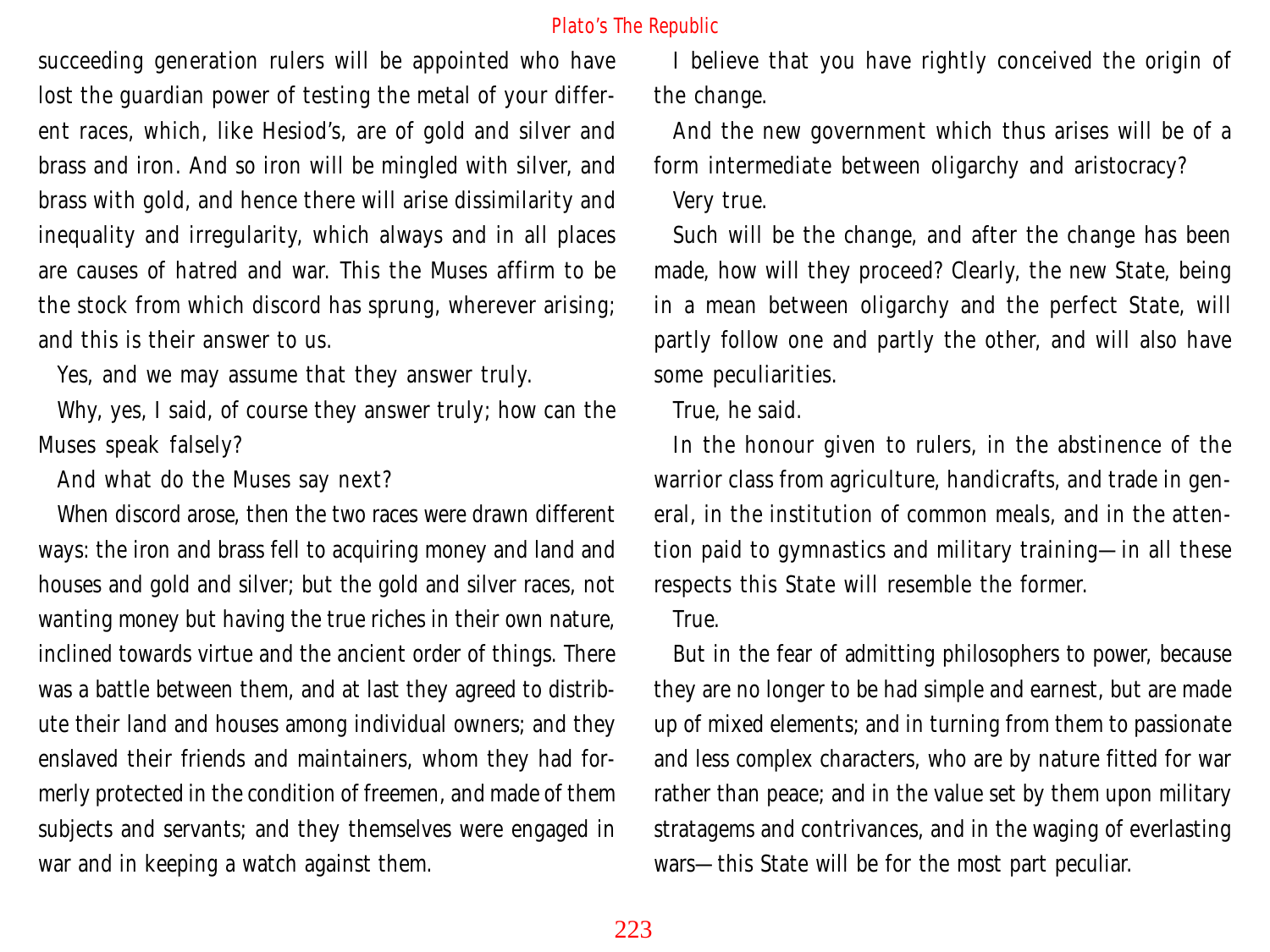succeeding generation rulers will be appointed who have lost the guardian power of testing the metal of your different races, which, like Hesiod's, are of gold and silver and brass and iron. And so iron will be mingled with silver, and brass with gold, and hence there will arise dissimilarity and inequality and irregularity, which always and in all places are causes of hatred and war. This the Muses affirm to be the stock from which discord has sprung, wherever arising; and this is their answer to us.

Yes, and we may assume that they answer truly.

Why, yes, I said, of course they answer truly; how can the Muses speak falsely?

And what do the Muses say next?

When discord arose, then the two races were drawn different ways: the iron and brass fell to acquiring money and land and houses and gold and silver; but the gold and silver races, not wanting money but having the true riches in their own nature, inclined towards virtue and the ancient order of things. There was a battle between them, and at last they agreed to distribute their land and houses among individual owners; and they enslaved their friends and maintainers, whom they had formerly protected in the condition of freemen, and made of them subjects and servants; and they themselves were engaged in war and in keeping a watch against them.

I believe that you have rightly conceived the origin of the change.

And the new government which thus arises will be of a form intermediate between oligarchy and aristocracy?

Very true.

Such will be the change, and after the change has been made, how will they proceed? Clearly, the new State, being in a mean between oligarchy and the perfect State, will partly follow one and partly the other, and will also have some peculiarities.

True, he said.

In the honour given to rulers, in the abstinence of the warrior class from agriculture, handicrafts, and trade in general, in the institution of common meals, and in the attention paid to gymnastics and military training—in all these respects this State will resemble the former.

True.

But in the fear of admitting philosophers to power, because they are no longer to be had simple and earnest, but are made up of mixed elements; and in turning from them to passionate and less complex characters, who are by nature fitted for war rather than peace; and in the value set by them upon military stratagems and contrivances, and in the waging of everlasting wars—this State will be for the most part peculiar.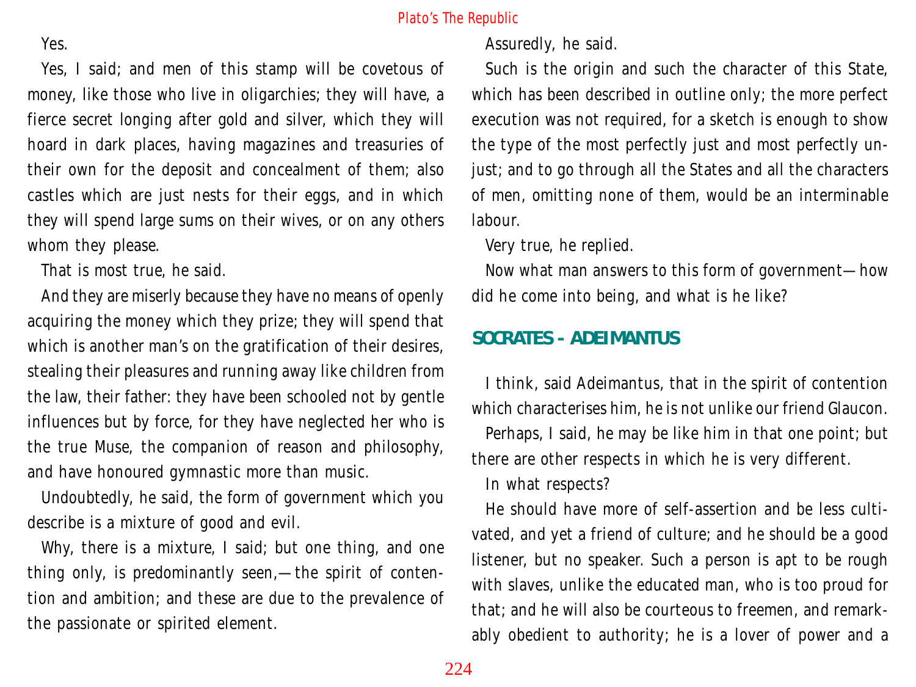Yes.

Yes, I said; and men of this stamp will be covetous of money, like those who live in oligarchies; they will have, a fierce secret longing after gold and silver, which they will hoard in dark places, having magazines and treasuries of their own for the deposit and concealment of them; also castles which are just nests for their eggs, and in which they will spend large sums on their wives, or on any others whom they please.

That is most true, he said.

And they are miserly because they have no means of openly acquiring the money which they prize; they will spend that which is another man's on the gratification of their desires, stealing their pleasures and running away like children from the law, their father: they have been schooled not by gentle influences but by force, for they have neglected her who is the true Muse, the companion of reason and philosophy, and have honoured gymnastic more than music.

Undoubtedly, he said, the form of government which you describe is a mixture of good and evil.

Why, there is a mixture, I said; but one thing, and one thing only, is predominantly seen,—the spirit of contention and ambition; and these are due to the prevalence of the passionate or spirited element.

Assuredly, he said.

Such is the origin and such the character of this State, which has been described in outline only; the more perfect execution was not required, for a sketch is enough to show the type of the most perfectly just and most perfectly unjust; and to go through all the States and all the characters of men, omitting none of them, would be an interminable labour.

Very true, he replied.

Now what man answers to this form of government—how did he come into being, and what is he like?

## SOCRATES - ADEIMANTUS

I think, said Adeimantus, that in the spirit of contention which characterises him, he is not unlike our friend Glaucon.

Perhaps, I said, he may be like him in that one point; but there are other respects in which he is very different.

In what respects?

He should have more of self-assertion and be less cultivated, and yet a friend of culture; and he should be a good listener, but no speaker. Such a person is apt to be rough with slaves, unlike the educated man, who is too proud for that; and he will also be courteous to freemen, and remarkably obedient to authority; he is a lover of power and a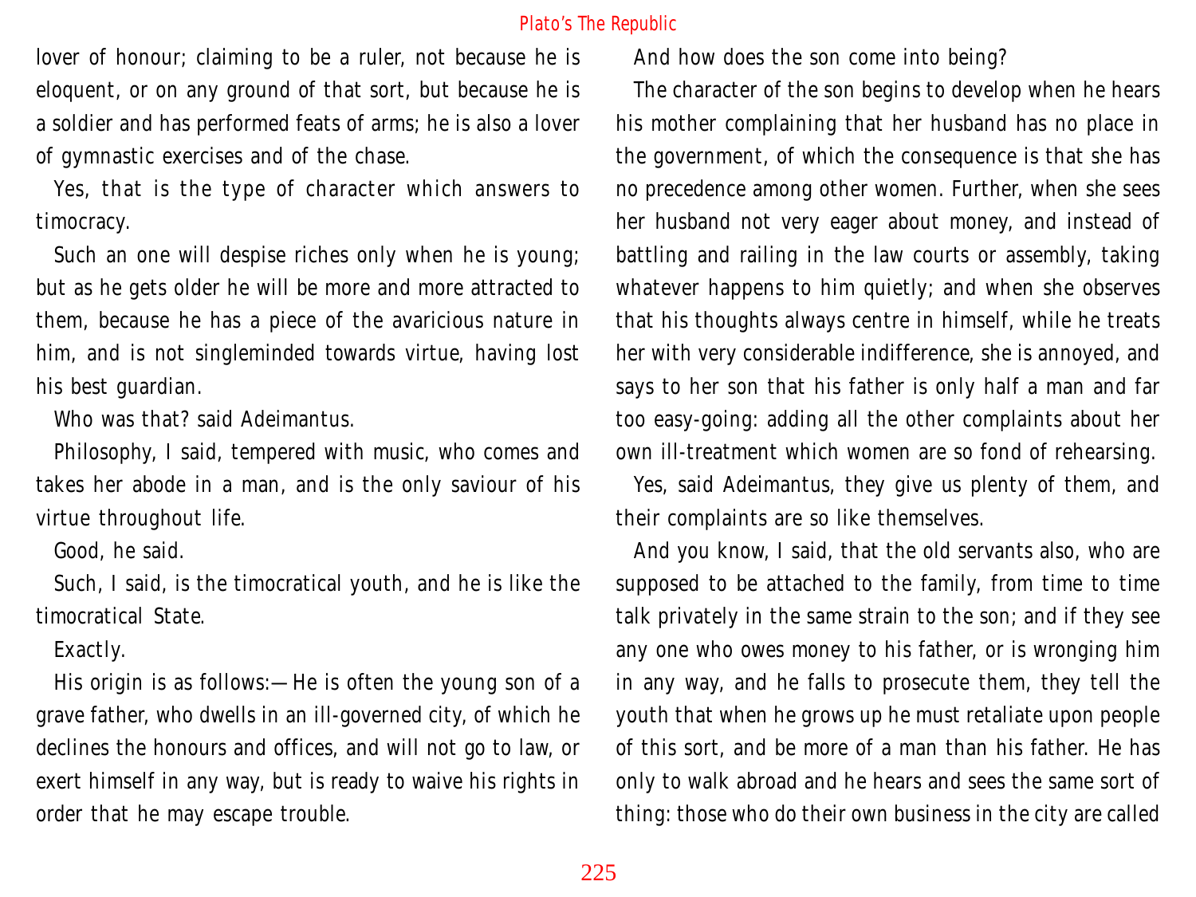lover of honour; claiming to be a ruler, not because he is eloquent, or on any ground of that sort, but because he is a soldier and has performed feats of arms; he is also a lover of gymnastic exercises and of the chase.

Yes, that is the type of character which answers to timocracy.

Such an one will despise riches only when he is young; but as he gets older he will be more and more attracted to them, because he has a piece of the avaricious nature in him, and is not singleminded towards virtue, having lost his best guardian.

Who was that? said Adeimantus.

Philosophy, I said, tempered with music, who comes and takes her abode in a man, and is the only saviour of his virtue throughout life.

Good, he said.

Such, I said, is the timocratical youth, and he is like the timocratical State.

Exactly.

His origin is as follows:—He is often the young son of a grave father, who dwells in an ill-governed city, of which he declines the honours and offices, and will not go to law, or exert himself in any way, but is ready to waive his rights in order that he may escape trouble.

And how does the son come into being?

The character of the son begins to develop when he hears his mother complaining that her husband has no place in the government, of which the consequence is that she has no precedence among other women. Further, when she sees her husband not very eager about money, and instead of battling and railing in the law courts or assembly, taking whatever happens to him quietly; and when she observes that his thoughts always centre in himself, while he treats her with very considerable indifference, she is annoyed, and says to her son that his father is only half a man and far too easy-going: adding all the other complaints about her own ill-treatment which women are so fond of rehearsing.

Yes, said Adeimantus, they give us plenty of them, and their complaints are so like themselves.

And you know, I said, that the old servants also, who are supposed to be attached to the family, from time to time talk privately in the same strain to the son; and if they see any one who owes money to his father, or is wronging him in any way, and he falls to prosecute them, they tell the youth that when he grows up he must retaliate upon people of this sort, and be more of a man than his father. He has only to walk abroad and he hears and sees the same sort of thing: those who do their own business in the city are called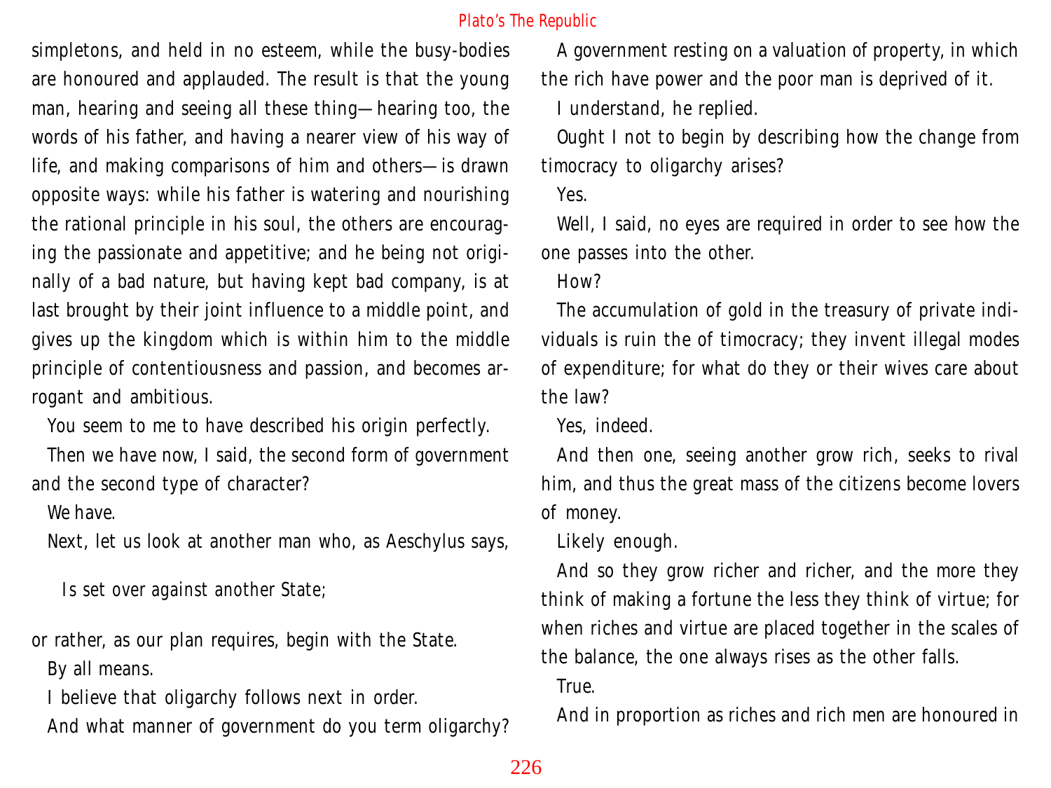simpletons, and held in no esteem, while the busy-bodies are honoured and applauded. The result is that the young man, hearing and seeing all these thing—hearing too, the words of his father, and having a nearer view of his way of life, and making comparisons of him and others—is drawn opposite ways: while his father is watering and nourishing the rational principle in his soul, the others are encouraging the passionate and appetitive; and he being not originally of a bad nature, but having kept bad company, is at last brought by their joint influence to a middle point, and gives up the kingdom which is within him to the middle principle of contentiousness and passion, and becomes arrogant and ambitious.

You seem to me to have described his origin perfectly.

Then we have now, I said, the second form of government and the second type of character?

We have.

Next, let us look at another man who, as Aeschylus says,

> Is set over against another State;

or rather, as our plan requires, begin with the State.

By all means.

I believe that oligarchy follows next in order.

And what manner of government do you term oligarchy?

A government resting on a valuation of property, in which the rich have power and the poor man is deprived of it.

I understand, he replied.

Ought I not to begin by describing how the change from timocracy to oligarchy arises?

Yes.

Well, I said, no eyes are required in order to see how the one passes into the other.

How?

The accumulation of gold in the treasury of private individuals is ruin the of timocracy; they invent illegal modes of expenditure; for what do they or their wives care about the law?

Yes, indeed.

And then one, seeing another grow rich, seeks to rival him, and thus the great mass of the citizens become lovers of money.

Likely enough.

And so they grow richer and richer, and the more they think of making a fortune the less they think of virtue; for when riches and virtue are placed together in the scales of the balance, the one always rises as the other falls.

True.

And in proportion as riches and rich men are honoured in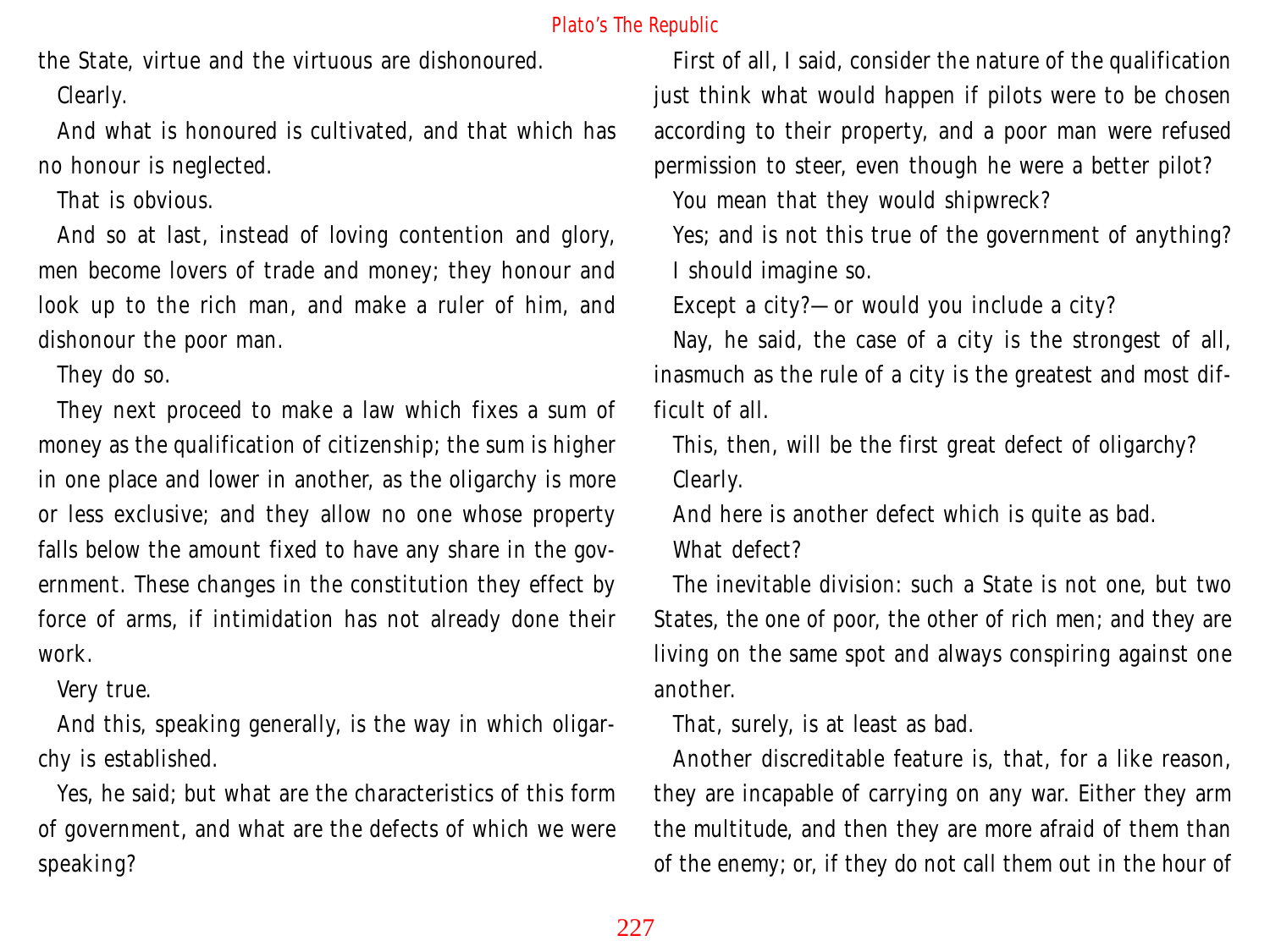the State, virtue and the virtuous are dishonoured.

Clearly.

And what is honoured is cultivated, and that which has no honour is neglected.

That is obvious.

And so at last, instead of loving contention and glory, men become lovers of trade and money; they honour and look up to the rich man, and make a ruler of him, and dishonour the poor man.

They do so.

They next proceed to make a law which fixes a sum of money as the qualification of citizenship; the sum is higher in one place and lower in another, as the oligarchy is more or less exclusive; and they allow no one whose property falls below the amount fixed to have any share in the government. These changes in the constitution they effect by force of arms, if intimidation has not already done their work.

Very true.

And this, speaking generally, is the way in which oligarchy is established.

Yes, he said; but what are the characteristics of this form of government, and what are the defects of which we were speaking?

First of all, I said, consider the nature of the qualification just think what would happen if pilots were to be chosen according to their property, and a poor man were refused permission to steer, even though he were a better pilot?

You mean that they would shipwreck?

Yes; and is not this true of the government of anything?

I should imagine so.

Except a city?—or would you include a city?

Nay, he said, the case of a city is the strongest of all, inasmuch as the rule of a city is the greatest and most difficult of all.

This, then, will be the first great defect of oligarchy?

Clearly.

And here is another defect which is quite as bad.

What defect?

The inevitable division: such a State is not one, but two States, the one of poor, the other of rich men; and they are living on the same spot and always conspiring against one another.

That, surely, is at least as bad.

Another discreditable feature is, that, for a like reason, they are incapable of carrying on any war. Either they arm the multitude, and then they are more afraid of them than of the enemy; or, if they do not call them out in the hour of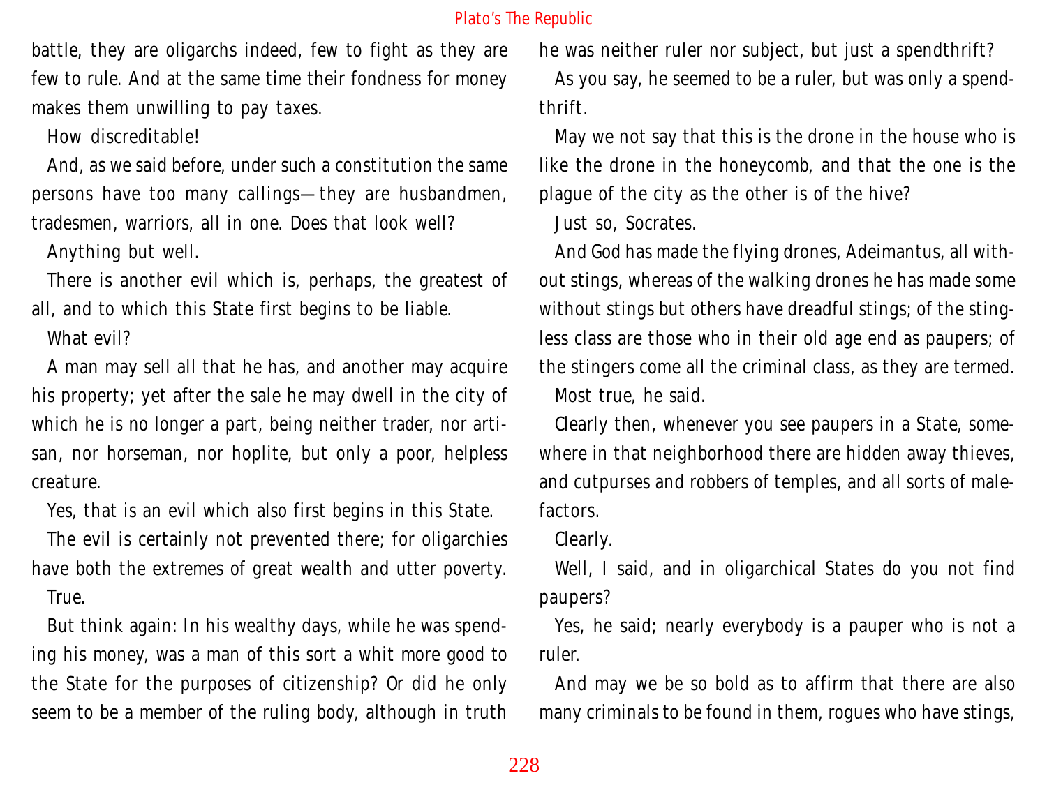battle, they are oligarchs indeed, few to fight as they are few to rule. And at the same time their fondness for money makes them unwilling to pay taxes.

How discreditable!

And, as we said before, under such a constitution the same persons have too many callings—they are husbandmen, tradesmen, warriors, all in one. Does that look well?

Anything but well.

There is another evil which is, perhaps, the greatest of all, and to which this State first begins to be liable.

What evil?

A man may sell all that he has, and another may acquire his property; yet after the sale he may dwell in the city of which he is no longer a part, being neither trader, nor artisan, nor horseman, nor hoplite, but only a poor, helpless creature.

Yes, that is an evil which also first begins in this State.

The evil is certainly not prevented there; for oligarchies have both the extremes of great wealth and utter poverty.

True.

But think again: In his wealthy days, while he was spending his money, was a man of this sort a whit more good to the State for the purposes of citizenship? Or did he only seem to be a member of the ruling body, although in truth he was neither ruler nor subject, but just a spendthrift?

As you say, he seemed to be a ruler, but was only a spendthrift.

May we not say that this is the drone in the house who is like the drone in the honeycomb, and that the one is the plague of the city as the other is of the hive?

Just so, Socrates.

And God has made the flying drones, Adeimantus, all without stings, whereas of the walking drones he has made some without stings but others have dreadful stings; of the stingless class are those who in their old age end as paupers; of the stingers come all the criminal class, as they are termed.

Most true, he said.

Clearly then, whenever you see paupers in a State, somewhere in that neighborhood there are hidden away thieves, and cutpurses and robbers of temples, and all sorts of malefactors.

Clearly.

Well, I said, and in oligarchical States do you not find paupers?

Yes, he said; nearly everybody is a pauper who is not a ruler.

And may we be so bold as to affirm that there are also many criminals to be found in them, rogues who have stings,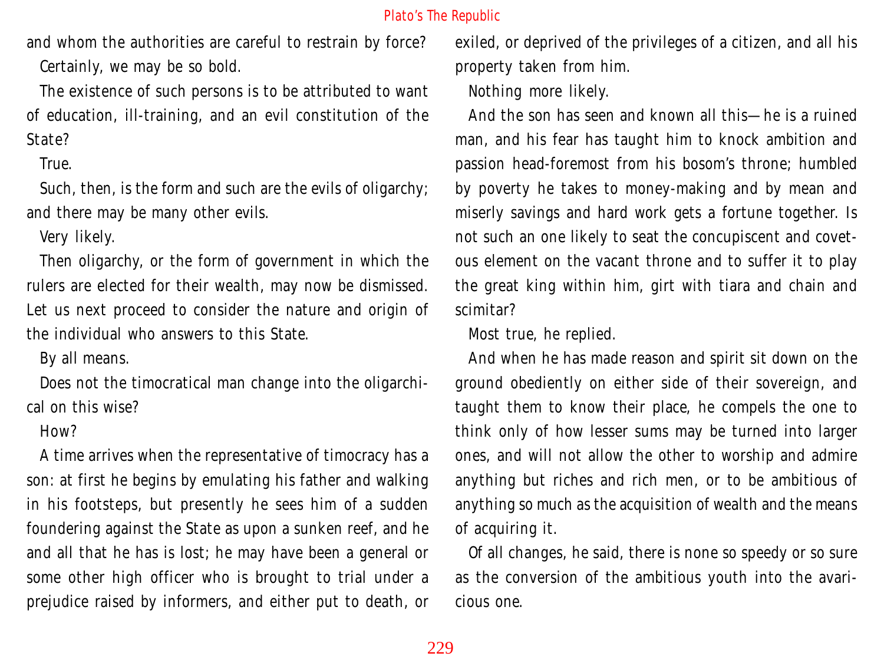and whom the authorities are careful to restrain by force?

Certainly, we may be so bold.

The existence of such persons is to be attributed to want of education, ill-training, and an evil constitution of the State?

True.

Such, then, is the form and such are the evils of oligarchy; and there may be many other evils.

Very likely.

Then oligarchy, or the form of government in which the rulers are elected for their wealth, may now be dismissed. Let us next proceed to consider the nature and origin of the individual who answers to this State.

By all means.

Does not the timocratical man change into the oligarchical on this wise?

How?

A time arrives when the representative of timocracy has a son: at first he begins by emulating his father and walking in his footsteps, but presently he sees him of a sudden foundering against the State as upon a sunken reef, and he and all that he has is lost; he may have been a general or some other high officer who is brought to trial under a prejudice raised by informers, and either put to death, or exiled, or deprived of the privileges of a citizen, and all his property taken from him.

Nothing more likely.

And the son has seen and known all this—he is a ruined man, and his fear has taught him to knock ambition and passion head-foremost from his bosom's throne; humbled by poverty he takes to money-making and by mean and miserly savings and hard work gets a fortune together. Is not such an one likely to seat the concupiscent and covetous element on the vacant throne and to suffer it to play the great king within him, girt with tiara and chain and scimitar?

Most true, he replied.

And when he has made reason and spirit sit down on the ground obediently on either side of their sovereign, and taught them to know their place, he compels the one to think only of how lesser sums may be turned into larger ones, and will not allow the other to worship and admire anything but riches and rich men, or to be ambitious of anything so much as the acquisition of wealth and the means of acquiring it.

Of all changes, he said, there is none so speedy or so sure as the conversion of the ambitious youth into the avaricious one.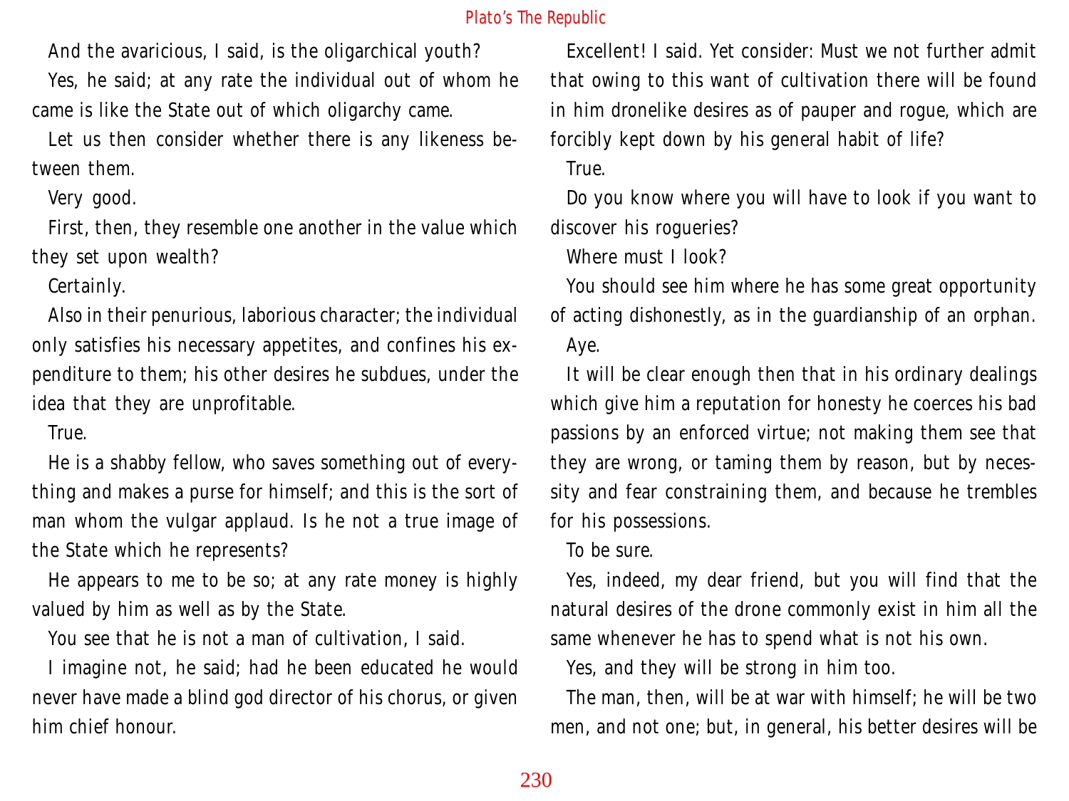And the avaricious, I said, is the oligarchical youth?

Yes, he said; at any rate the individual out of whom he came is like the State out of which oligarchy came.

Let us then consider whether there is any likeness between them.

Very good.

First, then, they resemble one another in the value which they set upon wealth?

Certainly.

Also in their penurious, laborious character; the individual only satisfies his necessary appetites, and confines his expenditure to them; his other desires he subdues, under the idea that they are unprofitable.

True.

He is a shabby fellow, who saves something out of everything and makes a purse for himself; and this is the sort of man whom the vulgar applaud. Is he not a true image of the State which he represents?

He appears to me to be so; at any rate money is highly valued by him as well as by the State.

You see that he is not a man of cultivation, I said.

I imagine not, he said; had he been educated he would never have made a blind god director of his chorus, or given him chief honour.

Excellent! I said. Yet consider: Must we not further admit that owing to this want of cultivation there will be found in him dronelike desires as of pauper and rogue, which are forcibly kept down by his general habit of life?

True.

Do you know where you will have to look if you want to discover his rogueries?

Where must I look?

You should see him where he has some great opportunity of acting dishonestly, as in the guardianship of an orphan.

Aye.

It will be clear enough then that in his ordinary dealings which give him a reputation for honesty he coerces his bad passions by an enforced virtue; not making them see that they are wrong, or taming them by reason, but by necessity and fear constraining them, and because he trembles for his possessions.

To be sure.

Yes, indeed, my dear friend, but you will find that the natural desires of the drone commonly exist in him all the same whenever he has to spend what is not his own.

Yes, and they will be strong in him too.

The man, then, will be at war with himself; he will be two men, and not one; but, in general, his better desires will be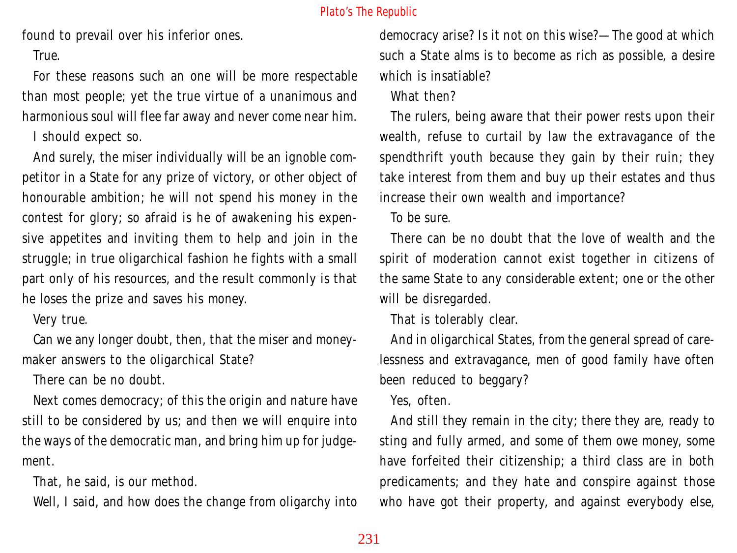found to prevail over his inferior ones.

True.

For these reasons such an one will be more respectable than most people; yet the true virtue of a unanimous and harmonious soul will flee far away and never come near him.

I should expect so.

And surely, the miser individually will be an ignoble competitor in a State for any prize of victory, or other object of honourable ambition; he will not spend his money in the contest for glory; so afraid is he of awakening his expensive appetites and inviting them to help and join in the struggle; in true oligarchical fashion he fights with a small part only of his resources, and the result commonly is that he loses the prize and saves his money.

Very true.

Can we any longer doubt, then, that the miser and money-maker answers to the oligarchical State?

There can be no doubt.

Next comes democracy; of this the origin and nature have still to be considered by us; and then we will enquire into the ways of the democratic man, and bring him up for judgement.

That, he said, is our method.

Well, I said, and how does the change from oligarchy into democracy arise? Is it not on this wise?—The good at which such a State alms is to become as rich as possible, a desire which is insatiable?

What then?

The rulers, being aware that their power rests upon their wealth, refuse to curtail by law the extravagance of the spendthrift youth because they gain by their ruin; they take interest from them and buy up their estates and thus increase their own wealth and importance?

To be sure.

There can be no doubt that the love of wealth and the spirit of moderation cannot exist together in citizens of the same State to any considerable extent; one or the other will be disregarded.

That is tolerably clear.

And in oligarchical States, from the general spread of carelessness and extravagance, men of good family have often been reduced to beggary?

Yes, often.

And still they remain in the city; there they are, ready to sting and fully armed, and some of them owe money, some have forfeited their citizenship; a third class are in both predicaments; and they hate and conspire against those who have got their property, and against everybody else,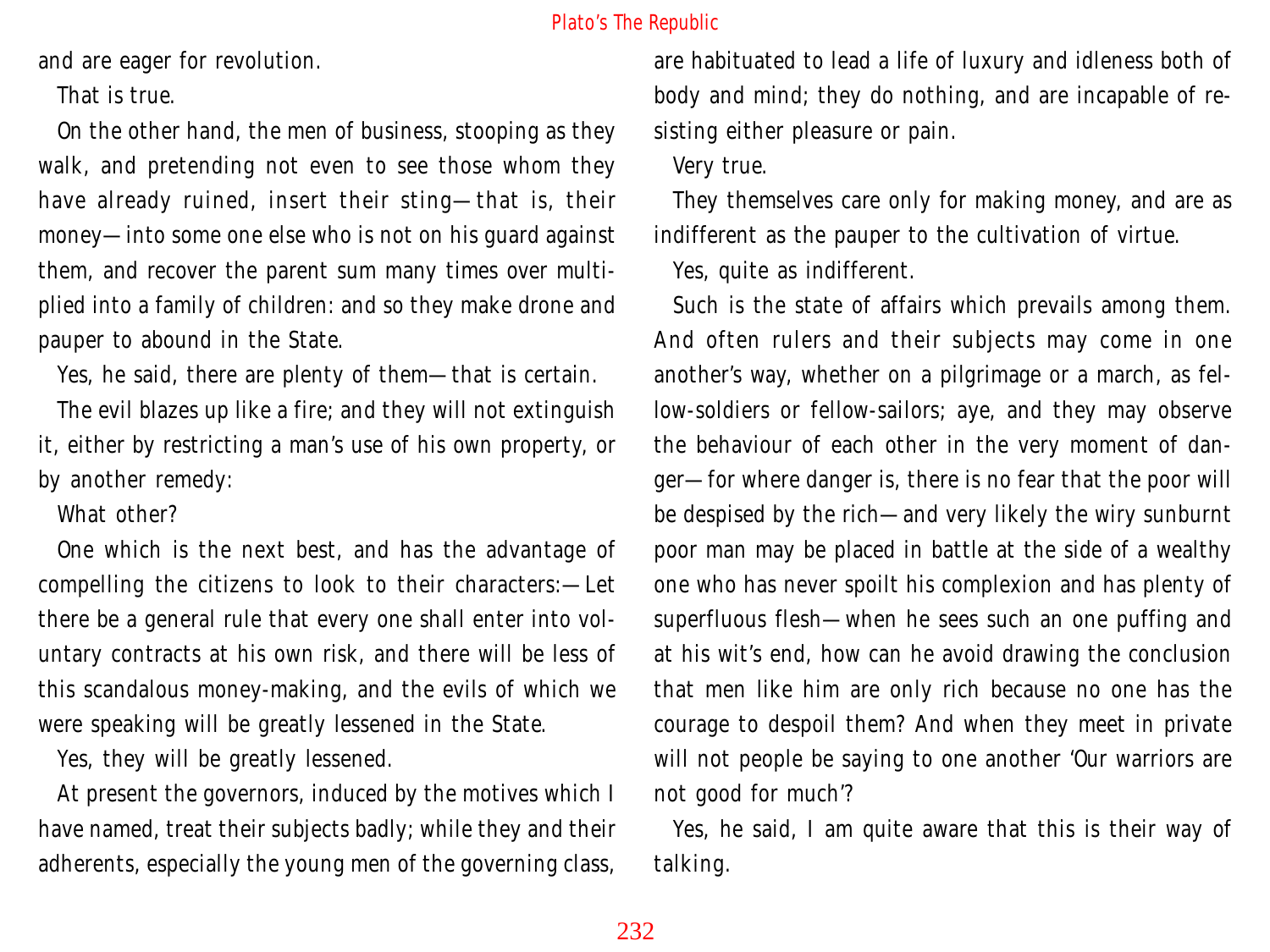and are eager for revolution.

That is true.

On the other hand, the men of business, stooping as they walk, and pretending not even to see those whom they have already ruined, insert their sting—that is, their money—into some one else who is not on his guard against them, and recover the parent sum many times over multiplied into a family of children: and so they make drone and pauper to abound in the State.

Yes, he said, there are plenty of them—that is certain.

The evil blazes up like a fire; and they will not extinguish it, either by restricting a man's use of his own property, or by another remedy:

What other?

One which is the next best, and has the advantage of compelling the citizens to look to their characters:—Let there be a general rule that every one shall enter into voluntary contracts at his own risk, and there will be less of this scandalous money-making, and the evils of which we were speaking will be greatly lessened in the State.

Yes, they will be greatly lessened.

At present the governors, induced by the motives which I have named, treat their subjects badly; while they and their adherents, especially the young men of the governing class, are habituated to lead a life of luxury and idleness both of body and mind; they do nothing, and are incapable of resisting either pleasure or pain.

Very true.

They themselves care only for making money, and are as indifferent as the pauper to the cultivation of virtue.

Yes, quite as indifferent.

Such is the state of affairs which prevails among them. And often rulers and their subjects may come in one another's way, whether on a pilgrimage or a march, as fellow-soldiers or fellow-sailors; aye, and they may observe the behaviour of each other in the very moment of danger—for where danger is, there is no fear that the poor will be despised by the rich—and very likely the wiry sunburnt poor man may be placed in battle at the side of a wealthy one who has never spoilt his complexion and has plenty of superfluous flesh—when he sees such an one puffing and at his wit's end, how can he avoid drawing the conclusion that men like him are only rich because no one has the courage to despoil them? And when they meet in private will not people be saying to one another 'Our warriors are not good for much'?

Yes, he said, I am quite aware that this is their way of talking.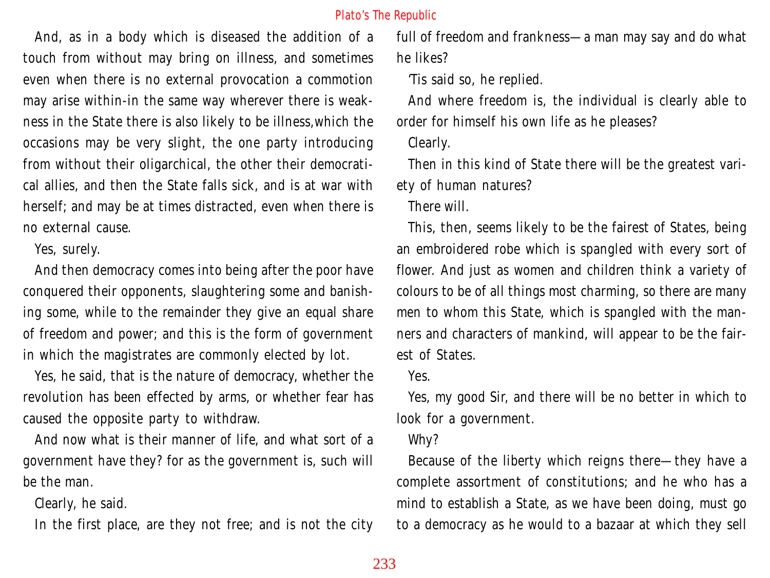And, as in a body which is diseased the addition of a touch from without may bring on illness, and sometimes even when there is no external provocation a commotion may arise within-in the same way wherever there is weakness in the State there is also likely to be illness,which the occasions may be very slight, the one party introducing from without their oligarchical, the other their democratical allies, and then the State falls sick, and is at war with herself; and may be at times distracted, even when there is no external cause.

Yes, surely.

And then democracy comes into being after the poor have conquered their opponents, slaughtering some and banishing some, while to the remainder they give an equal share of freedom and power; and this is the form of government in which the magistrates are commonly elected by lot.

Yes, he said, that is the nature of democracy, whether the revolution has been effected by arms, or whether fear has caused the opposite party to withdraw.

And now what is their manner of life, and what sort of a government have they? for as the government is, such will be the man.

Clearly, he said.

In the first place, are they not free; and is not the city full of freedom and frankness—a man may say and do what he likes?

'Tis said so, he replied.

And where freedom is, the individual is clearly able to order for himself his own life as he pleases?

Clearly.

Then in this kind of State there will be the greatest variety of human natures?

There will.

This, then, seems likely to be the fairest of States, being an embroidered robe which is spangled with every sort of flower. And just as women and children think a variety of colours to be of all things most charming, so there are many men to whom this State, which is spangled with the manners and characters of mankind, will appear to be the fairest of States.

Yes.

Yes, my good Sir, and there will be no better in which to look for a government.

Why?

Because of the liberty which reigns there—they have a complete assortment of constitutions; and he who has a mind to establish a State, as we have been doing, must go to a democracy as he would to a bazaar at which they sell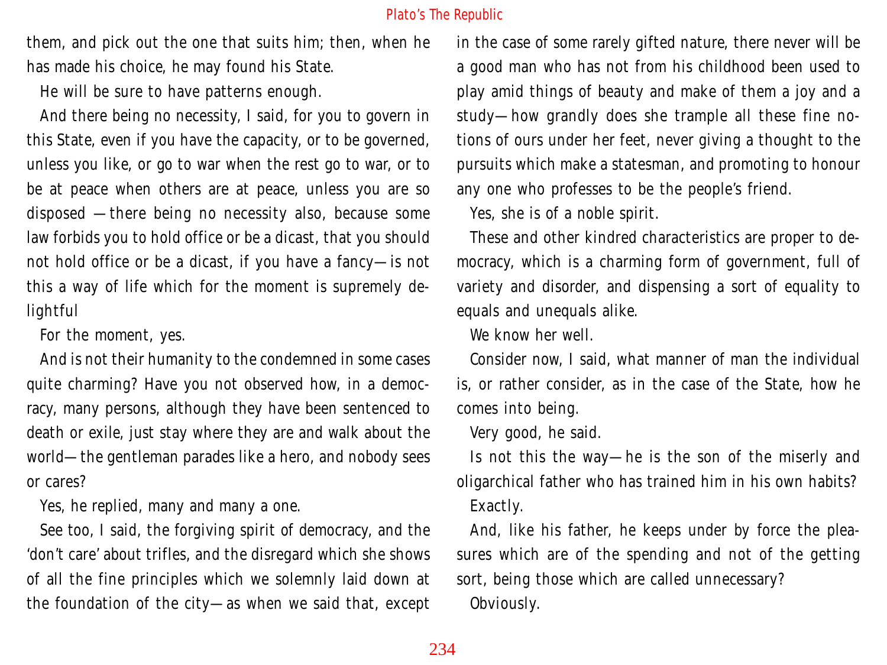them, and pick out the one that suits him; then, when he has made his choice, he may found his State.

He will be sure to have patterns enough.

And there being no necessity, I said, for you to govern in this State, even if you have the capacity, or to be governed, unless you like, or go to war when the rest go to war, or to be at peace when others are at peace, unless you are so disposed —there being no necessity also, because some law forbids you to hold office or be a dicast, that you should not hold office or be a dicast, if you have a fancy—is not this a way of life which for the moment is supremely delightful

For the moment, yes.

And is not their humanity to the condemned in some cases quite charming? Have you not observed how, in a democracy, many persons, although they have been sentenced to death or exile, just stay where they are and walk about the world—the gentleman parades like a hero, and nobody sees or cares?

Yes, he replied, many and many a one.

See too, I said, the forgiving spirit of democracy, and the 'don't care' about trifles, and the disregard which she shows of all the fine principles which we solemnly laid down at the foundation of the city—as when we said that, except in the case of some rarely gifted nature, there never will be a good man who has not from his childhood been used to play amid things of beauty and make of them a joy and a study—how grandly does she trample all these fine notions of ours under her feet, never giving a thought to the pursuits which make a statesman, and promoting to honour any one who professes to be the people's friend.

Yes, she is of a noble spirit.

These and other kindred characteristics are proper to democracy, which is a charming form of government, full of variety and disorder, and dispensing a sort of equality to equals and unequals alike.

We know her well.

Consider now, I said, what manner of man the individual is, or rather consider, as in the case of the State, how he comes into being.

Very good, he said.

Is not this the way—he is the son of the miserly and oligarchical father who has trained him in his own habits?

Exactly.

And, like his father, he keeps under by force the pleasures which are of the spending and not of the getting sort, being those which are called unnecessary?

Obviously.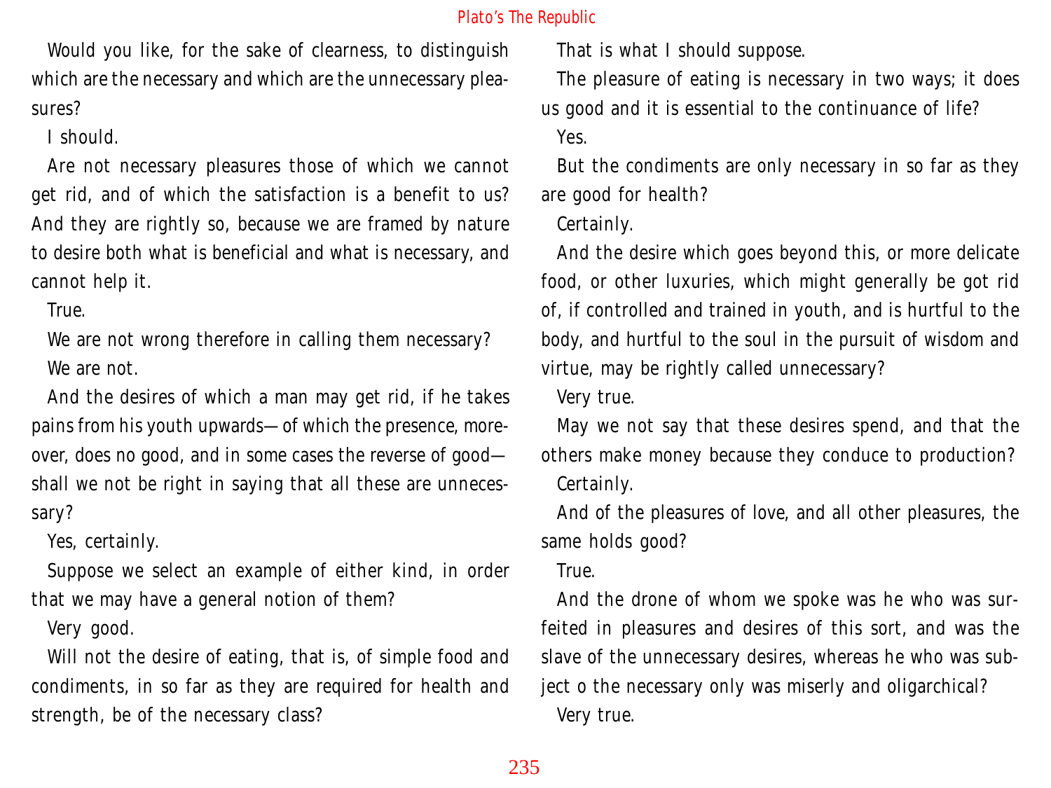Would you like, for the sake of clearness, to distinguish which are the necessary and which are the unnecessary pleasures?

I should.

Are not necessary pleasures those of which we cannot get rid, and of which the satisfaction is a benefit to us? And they are rightly so, because we are framed by nature to desire both what is beneficial and what is necessary, and cannot help it.

True.

We are not wrong therefore in calling them necessary?

We are not.

And the desires of which a man may get rid, if he takes pains from his youth upwards— of which the presence, moreover, does no good, and in some cases the reverse of good— shall we not be right in saying that all these are unnecessary?

Yes, certainly.

Suppose we select an example of either kind, in order that we may have a general notion of them?

Very good.

Will not the desire of eating, that is, of simple food and condiments, in so far as they are required for health and strength, be of the necessary class?

That is what I should suppose.

The pleasure of eating is necessary in two ways; it does us good and it is essential to the continuance of life?

Yes.

But the condiments are only necessary in so far as they are good for health?

Certainly.

And the desire which goes beyond this, or more delicate food, or other luxuries, which might generally be got rid of, if controlled and trained in youth, and is hurtful to the body, and hurtful to the soul in the pursuit of wisdom and virtue, may be rightly called unnecessary?

Very true.

May we not say that these desires spend, and that the others make money because they conduce to production?

Certainly.

And of the pleasures of love, and all other pleasures, the same holds good?

True.

And the drone of whom we spoke was he who was surfeited in pleasures and desires of this sort, and was the slave of the unnecessary desires, whereas he who was subject o the necessary only was miserly and oligarchical?

Very true.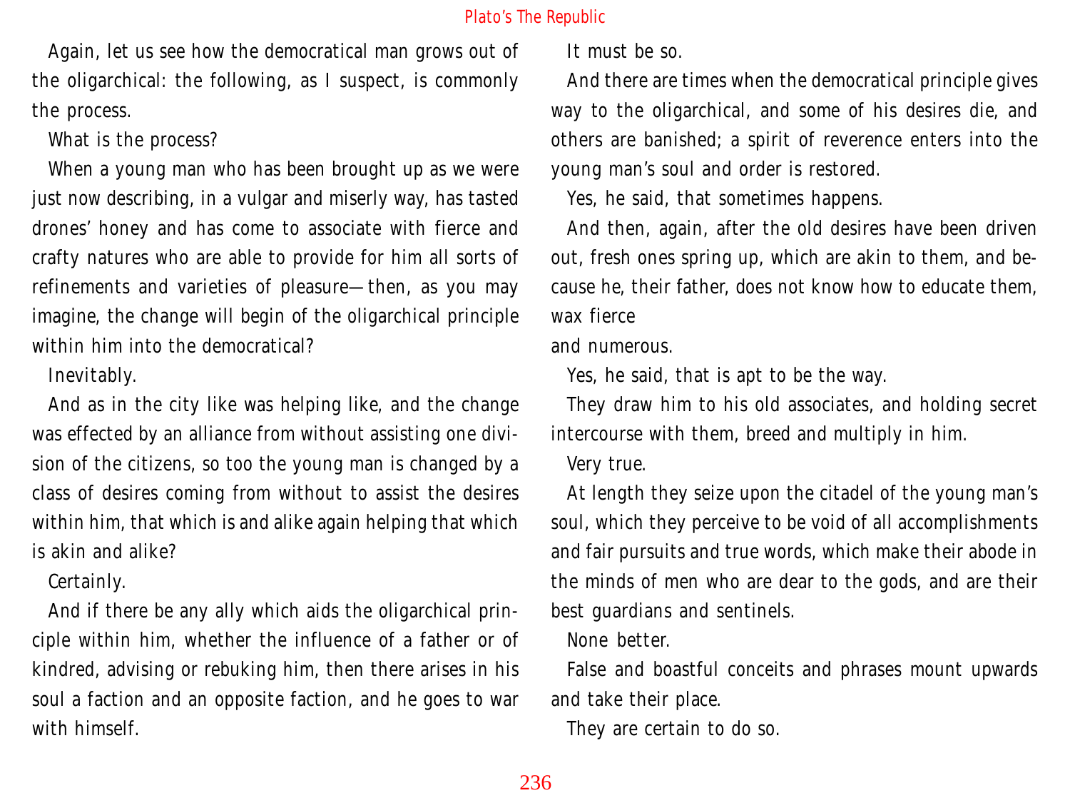Again, let us see how the democratical man grows out of the oligarchical: the following, as I suspect, is commonly the process.

What is the process?

When a young man who has been brought up as we were just now describing, in a vulgar and miserly way, has tasted drones' honey and has come to associate with fierce and crafty natures who are able to provide for him all sorts of refinements and varieties of pleasure—then, as you may imagine, the change will begin of the oligarchical principle within him into the democratical?

Inevitably.

And as in the city like was helping like, and the change was effected by an alliance from without assisting one division of the citizens, so too the young man is changed by a class of desires coming from without to assist the desires within him, that which is and alike again helping that which is akin and alike?

Certainly.

And if there be any ally which aids the oligarchical principle within him, whether the influence of a father or of kindred, advising or rebuking him, then there arises in his soul a faction and an opposite faction, and he goes to war with himself.

It must be so.

And there are times when the democratical principle gives way to the oligarchical, and some of his desires die, and others are banished; a spirit of reverence enters into the young man's soul and order is restored.

Yes, he said, that sometimes happens.

And then, again, after the old desires have been driven out, fresh ones spring up, which are akin to them, and because he, their father, does not know how to educate them, wax fierce and numerous.

Yes, he said, that is apt to be the way.

They draw him to his old associates, and holding secret intercourse with them, breed and multiply in him.

Very true.

At length they seize upon the citadel of the young man's soul, which they perceive to be void of all accomplishments and fair pursuits and true words, which make their abode in the minds of men who are dear to the gods, and are their best guardians and sentinels.

None better.

False and boastful conceits and phrases mount upwards and take their place.

They are certain to do so.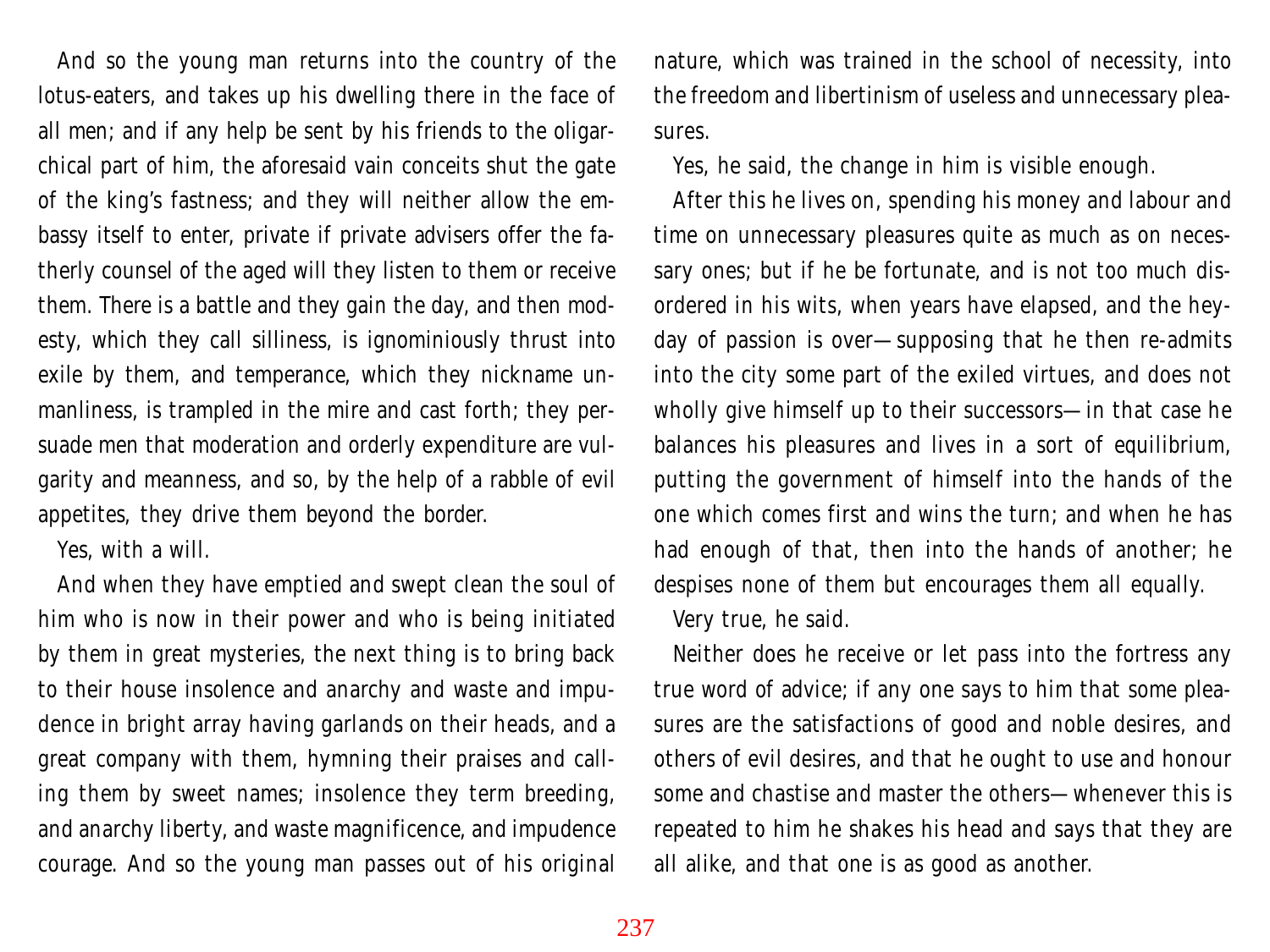And so the young man returns into the country of the lotus-eaters, and takes up his dwelling there in the face of all men; and if any help be sent by his friends to the oligarchical part of him, the aforesaid vain conceits shut the gate of the king's fastness; and they will neither allow the embassy itself to enter, private if private advisers offer the fatherly counsel of the aged will they listen to them or receive them. There is a battle and they gain the day, and then modesty, which they call silliness, is ignominiously thrust into exile by them, and temperance, which they nickname unmanliness, is trampled in the mire and cast forth; they persuade men that moderation and orderly expenditure are vulgarity and meanness, and so, by the help of a rabble of evil appetites, they drive them beyond the border.

Yes, with a will.

And when they have emptied and swept clean the soul of him who is now in their power and who is being initiated by them in great mysteries, the next thing is to bring back to their house insolence and anarchy and waste and impudence in bright array having garlands on their heads, and a great company with them, hymning their praises and calling them by sweet names; insolence they term breeding, and anarchy liberty, and waste magnificence, and impudence courage. And so the young man passes out of his original nature, which was trained in the school of necessity, into the freedom and libertinism of useless and unnecessary pleasures.

Yes, he said, the change in him is visible enough.

After this he lives on, spending his money and labour and time on unnecessary pleasures quite as much as on necessary ones; but if he be fortunate, and is not too much disordered in his wits, when years have elapsed, and the heyday of passion is over—supposing that he then re-admits into the city some part of the exiled virtues, and does not wholly give himself up to their successors—in that case he balances his pleasures and lives in a sort of equilibrium, putting the government of himself into the hands of the one which comes first and wins the turn; and when he has had enough of that, then into the hands of another; he despises none of them but encourages them all equally.

Very true, he said.

Neither does he receive or let pass into the fortress any true word of advice; if any one says to him that some pleasures are the satisfactions of good and noble desires, and others of evil desires, and that he ought to use and honour some and chastise and master the others—whenever this is repeated to him he shakes his head and says that they are all alike, and that one is as good as another.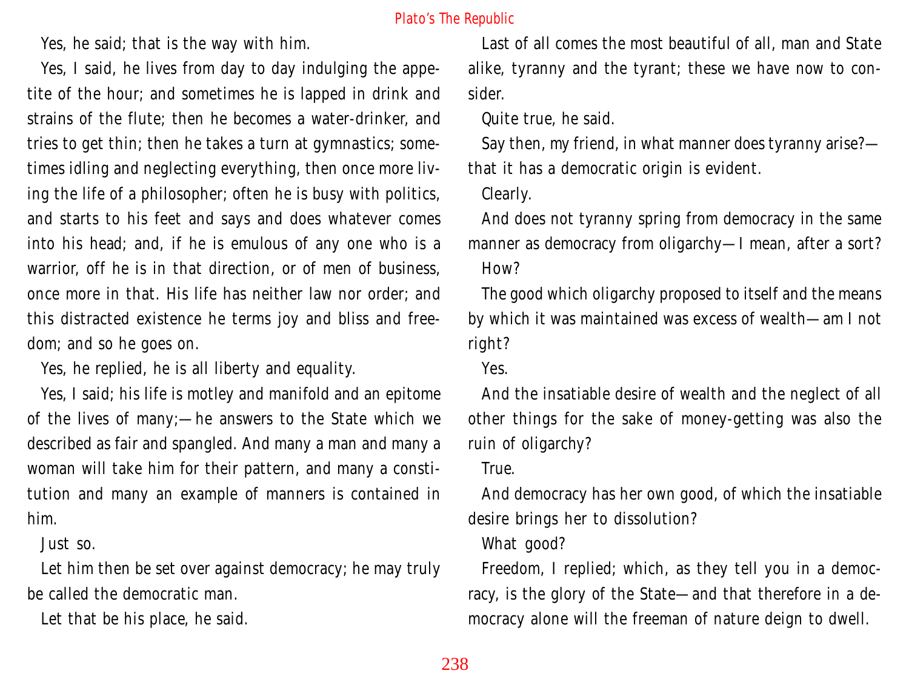Yes, he said; that is the way with him.

Yes, I said, he lives from day to day indulging the appetite of the hour; and sometimes he is lapped in drink and strains of the flute; then he becomes a water-drinker, and tries to get thin; then he takes a turn at gymnastics; sometimes idling and neglecting everything, then once more living the life of a philosopher; often he is busy with politics, and starts to his feet and says and does whatever comes into his head; and, if he is emulous of any one who is a warrior, off he is in that direction, or of men of business, once more in that. His life has neither law nor order; and this distracted existence he terms joy and bliss and freedom; and so he goes on.

Yes, he replied, he is all liberty and equality.

Yes, I said; his life is motley and manifold and an epitome of the lives of many;—he answers to the State which we described as fair and spangled. And many a man and many a woman will take him for their pattern, and many a constitution and many an example of manners is contained in him.

Just so.

Let him then be set over against democracy; he may truly be called the democratic man.

Let that be his place, he said.

Last of all comes the most beautiful of all, man and State alike, tyranny and the tyrant; these we have now to consider.

Quite true, he said.

Say then, my friend, in what manner does tyranny arise?—that it has a democratic origin is evident.

Clearly.

And does not tyranny spring from democracy in the same manner as democracy from oligarchy—I mean, after a sort?

How?

The good which oligarchy proposed to itself and the means by which it was maintained was excess of wealth—am I not right?

Yes.

And the insatiable desire of wealth and the neglect of all other things for the sake of money-getting was also the ruin of oligarchy?

True.

And democracy has her own good, of which the insatiable desire brings her to dissolution?

What good?

Freedom, I replied; which, as they tell you in a democracy, is the glory of the State—and that therefore in a democracy alone will the freeman of nature deign to dwell.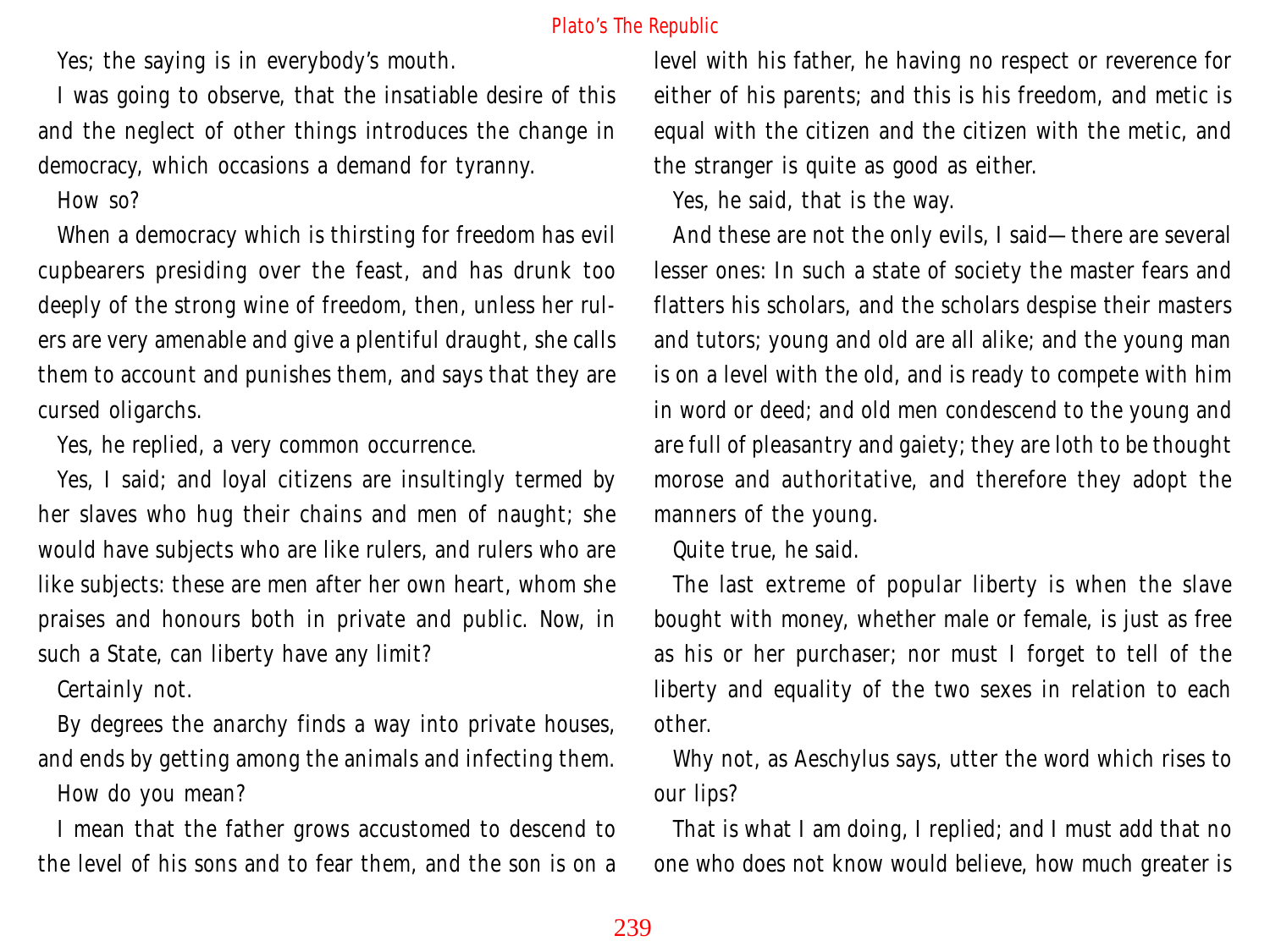Yes; the saying is in everybody's mouth.

I was going to observe, that the insatiable desire of this and the neglect of other things introduces the change in democracy, which occasions a demand for tyranny.

How so?

When a democracy which is thirsting for freedom has evil cupbearers presiding over the feast, and has drunk too deeply of the strong wine of freedom, then, unless her rulers are very amenable and give a plentiful draught, she calls them to account and punishes them, and says that they are cursed oligarchs.

Yes, he replied, a very common occurrence.

Yes, I said; and loyal citizens are insultingly termed by her slaves who hug their chains and men of naught; she would have subjects who are like rulers, and rulers who are like subjects: these are men after her own heart, whom she praises and honours both in private and public. Now, in such a State, can liberty have any limit?

Certainly not.

By degrees the anarchy finds a way into private houses, and ends by getting among the animals and infecting them.

How do you mean?

I mean that the father grows accustomed to descend to the level of his sons and to fear them, and the son is on a level with his father, he having no respect or reverence for either of his parents; and this is his freedom, and metic is equal with the citizen and the citizen with the metic, and the stranger is quite as good as either.

Yes, he said, that is the way.

And these are not the only evils, I said—there are several lesser ones: In such a state of society the master fears and flatters his scholars, and the scholars despise their masters and tutors; young and old are all alike; and the young man is on a level with the old, and is ready to compete with him in word or deed; and old men condescend to the young and are full of pleasantry and gaiety; they are loth to be thought morose and authoritative, and therefore they adopt the manners of the young.

Quite true, he said.

The last extreme of popular liberty is when the slave bought with money, whether male or female, is just as free as his or her purchaser; nor must I forget to tell of the liberty and equality of the two sexes in relation to each other.

Why not, as Aeschylus says, utter the word which rises to our lips?

That is what I am doing, I replied; and I must add that no one who does not know would believe, how much greater is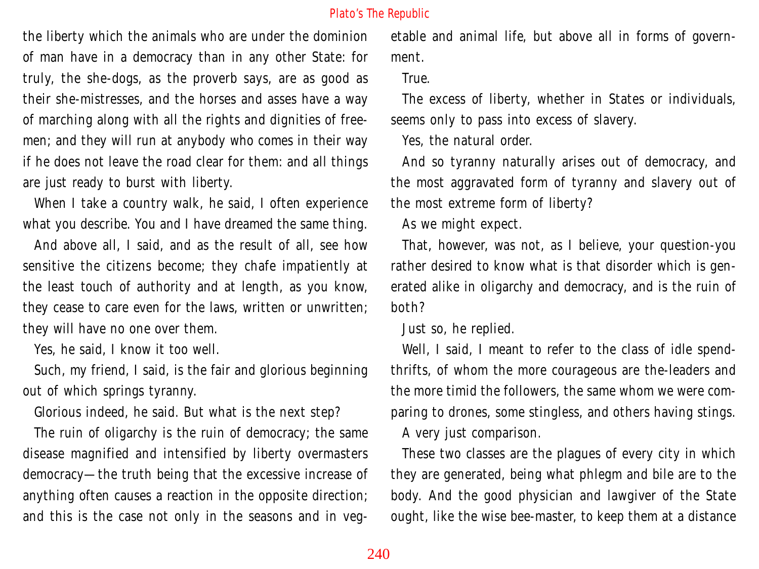the liberty which the animals who are under the dominion of man have in a democracy than in any other State: for truly, the she-dogs, as the proverb says, are as good as their she-mistresses, and the horses and asses have a way of marching along with all the rights and dignities of freemen; and they will run at anybody who comes in their way if he does not leave the road clear for them: and all things are just ready to burst with liberty.

When I take a country walk, he said, I often experience what you describe. You and I have dreamed the same thing.

And above all, I said, and as the result of all, see how sensitive the citizens become; they chafe impatiently at the least touch of authority and at length, as you know, they cease to care even for the laws, written or unwritten; they will have no one over them.

Yes, he said, I know it too well.

Such, my friend, I said, is the fair and glorious beginning out of which springs tyranny.

Glorious indeed, he said. But what is the next step?

The ruin of oligarchy is the ruin of democracy; the same disease magnified and intensified by liberty overmasters democracy—the truth being that the excessive increase of anything often causes a reaction in the opposite direction; and this is the case not only in the seasons and in vegetable and animal life, but above all in forms of government.

True.

The excess of liberty, whether in States or individuals, seems only to pass into excess of slavery.

Yes, the natural order.

And so tyranny naturally arises out of democracy, and the most aggravated form of tyranny and slavery out of the most extreme form of liberty?

As we might expect.

That, however, was not, as I believe, your question-you rather desired to know what is that disorder which is generated alike in oligarchy and democracy, and is the ruin of both?

Just so, he replied.

Well, I said, I meant to refer to the class of idle spendthrifts, of whom the more courageous are the-leaders and the more timid the followers, the same whom we were comparing to drones, some stingless, and others having stings.

A very just comparison.

These two classes are the plagues of every city in which they are generated, being what phlegm and bile are to the body. And the good physician and lawgiver of the State ought, like the wise bee-master, to keep them at a distance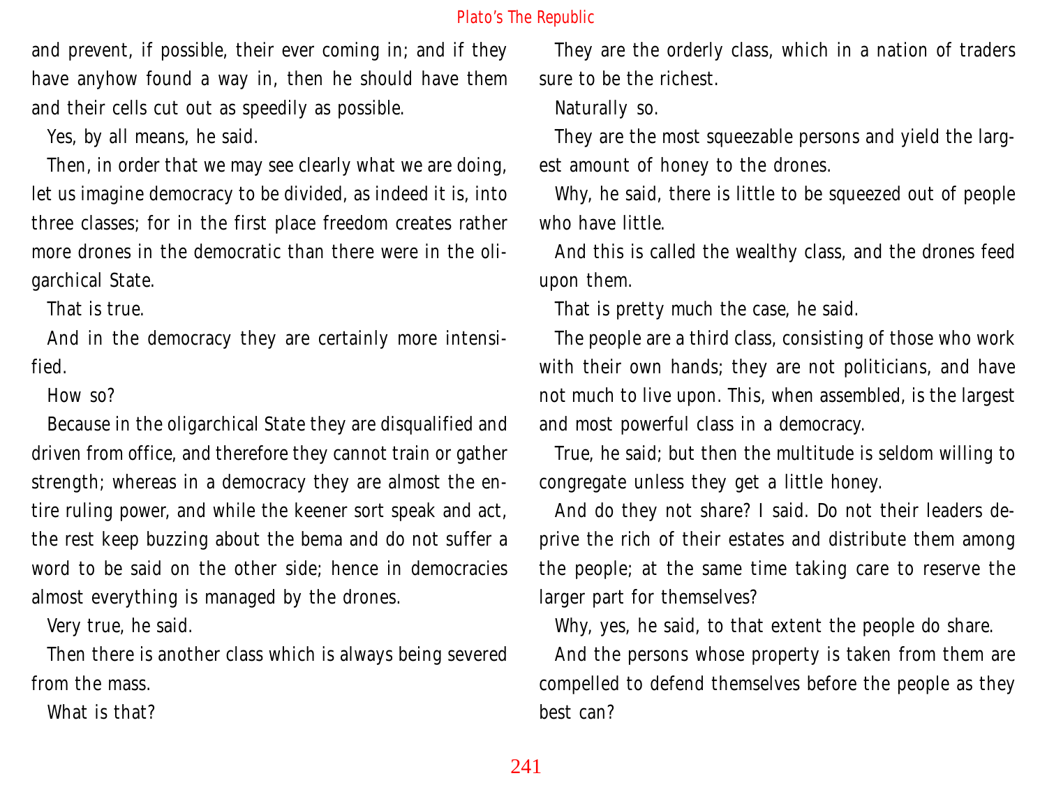and prevent, if possible, their ever coming in; and if they have anyhow found a way in, then he should have them and their cells cut out as speedily as possible.

Yes, by all means, he said.

Then, in order that we may see clearly what we are doing, let us imagine democracy to be divided, as indeed it is, into three classes; for in the first place freedom creates rather more drones in the democratic than there were in the oligarchical State.

That is true.

And in the democracy they are certainly more intensified.

How so?

Because in the oligarchical State they are disqualified and driven from office, and therefore they cannot train or gather strength; whereas in a democracy they are almost the entire ruling power, and while the keener sort speak and act, the rest keep buzzing about the bema and do not suffer a word to be said on the other side; hence in democracies almost everything is managed by the drones.

Very true, he said.

Then there is another class which is always being severed from the mass.

What is that?

They are the orderly class, which in a nation of traders sure to be the richest.

Naturally so.

They are the most squeezable persons and yield the largest amount of honey to the drones.

Why, he said, there is little to be squeezed out of people who have little.

And this is called the wealthy class, and the drones feed upon them.

That is pretty much the case, he said.

The people are a third class, consisting of those who work with their own hands; they are not politicians, and have not much to live upon. This, when assembled, is the largest and most powerful class in a democracy.

True, he said; but then the multitude is seldom willing to congregate unless they get a little honey.

And do they not share? I said. Do not their leaders deprive the rich of their estates and distribute them among the people; at the same time taking care to reserve the larger part for themselves?

Why, yes, he said, to that extent the people do share.

And the persons whose property is taken from them are compelled to defend themselves before the people as they best can?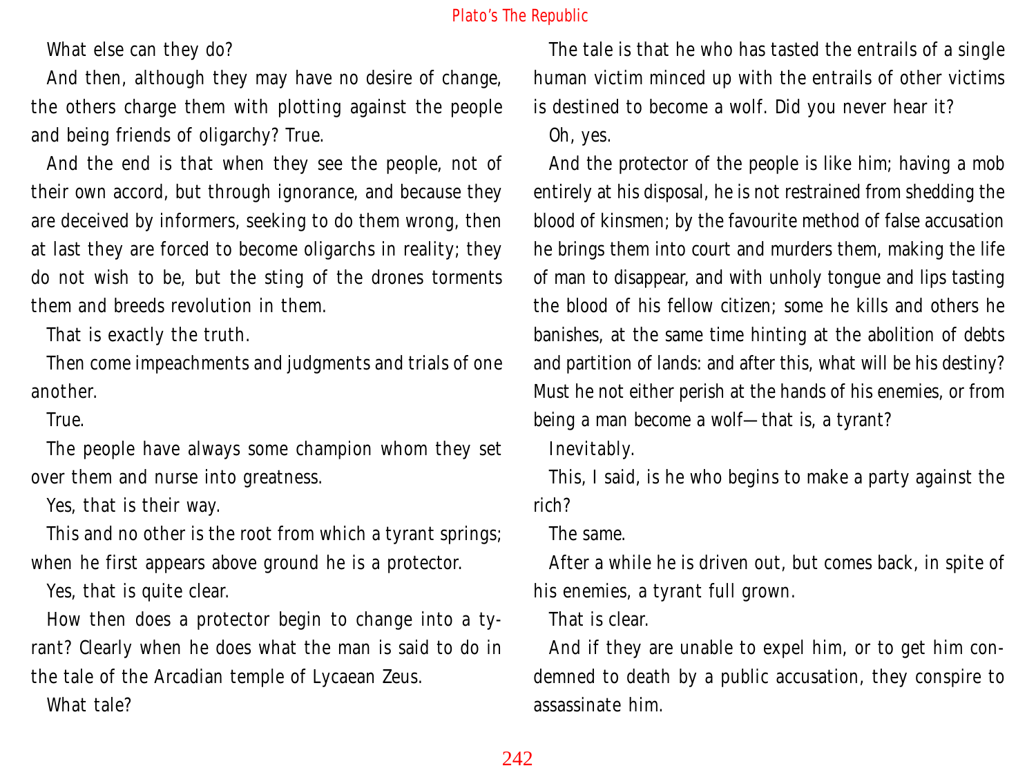What else can they do?

And then, although they may have no desire of change, the others charge them with plotting against the people and being friends of oligarchy? True.

And the end is that when they see the people, not of their own accord, but through ignorance, and because they are deceived by informers, seeking to do them wrong, then at last they are forced to become oligarchs in reality; they do not wish to be, but the sting of the drones torments them and breeds revolution in them.

That is exactly the truth.

Then come impeachments and judgments and trials of one another.

True.

The people have always some champion whom they set over them and nurse into greatness.

Yes, that is their way.

This and no other is the root from which a tyrant springs; when he first appears above ground he is a protector.

Yes, that is quite clear.

How then does a protector begin to change into a tyrant? Clearly when he does what the man is said to do in the tale of the Arcadian temple of Lycaean Zeus.

What tale?

The tale is that he who has tasted the entrails of a single human victim minced up with the entrails of other victims is destined to become a wolf. Did you never hear it?

Oh, yes.

And the protector of the people is like him; having a mob entirely at his disposal, he is not restrained from shedding the blood of kinsmen; by the favourite method of false accusation he brings them into court and murders them, making the life of man to disappear, and with unholy tongue and lips tasting the blood of his fellow citizen; some he kills and others he banishes, at the same time hinting at the abolition of debts and partition of lands: and after this, what will be his destiny? Must he not either perish at the hands of his enemies, or from being a man become a wolf—that is, a tyrant?

Inevitably.

This, I said, is he who begins to make a party against the rich?

The same.

After a while he is driven out, but comes back, in spite of his enemies, a tyrant full grown.

That is clear.

And if they are unable to expel him, or to get him condemned to death by a public accusation, they conspire to assassinate him.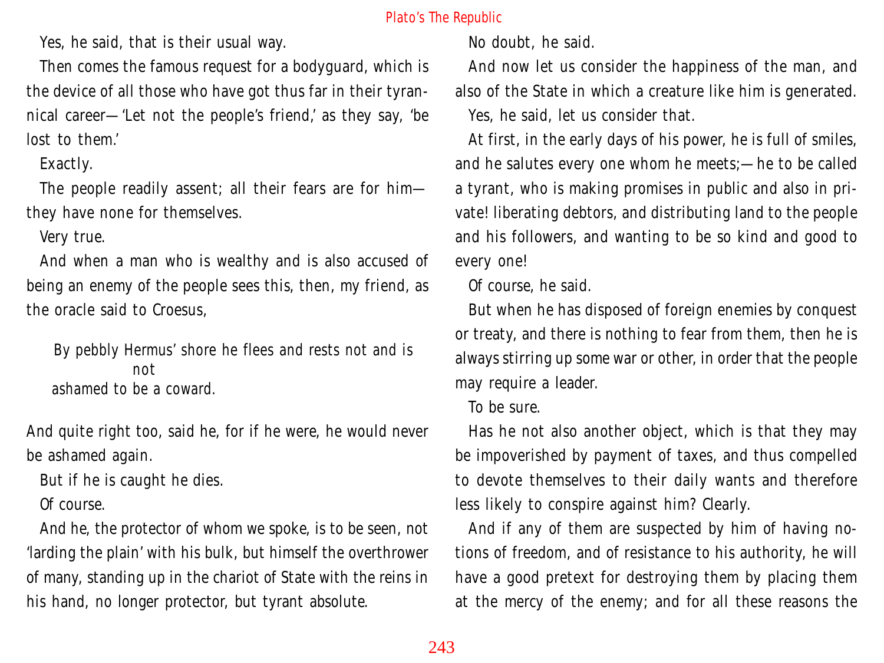Yes, he said, that is their usual way.

Then comes the famous request for a bodyguard, which is the device of all those who have got thus far in their tyrannical career—'Let not the people's friend,' as they say, 'be lost to them.'

Exactly.

The people readily assent; all their fears are for him—they have none for themselves.

Very true.

And when a man who is wealthy and is also accused of being an enemy of the people sees this, then, my friend, as the oracle said to Croesus,

> By pebbly Hermus' shore he flees and rests not and is not
> ashamed to be a coward.

And quite right too, said he, for if he were, he would never be ashamed again.

But if he is caught he dies.

Of course.

And he, the protector of whom we spoke, is to be seen, not 'larding the plain' with his bulk, but himself the overthrower of many, standing up in the chariot of State with the reins in his hand, no longer protector, but tyrant absolute.

No doubt, he said.

And now let us consider the happiness of the man, and also of the State in which a creature like him is generated.

Yes, he said, let us consider that.

At first, in the early days of his power, he is full of smiles, and he salutes every one whom he meets;—he to be called a tyrant, who is making promises in public and also in private! liberating debtors, and distributing land to the people and his followers, and wanting to be so kind and good to every one!

Of course, he said.

But when he has disposed of foreign enemies by conquest or treaty, and there is nothing to fear from them, then he is always stirring up some war or other, in order that the people may require a leader.

To be sure.

Has he not also another object, which is that they may be impoverished by payment of taxes, and thus compelled to devote themselves to their daily wants and therefore less likely to conspire against him? Clearly.

And if any of them are suspected by him of having notions of freedom, and of resistance to his authority, he will have a good pretext for destroying them by placing them at the mercy of the enemy; and for all these reasons the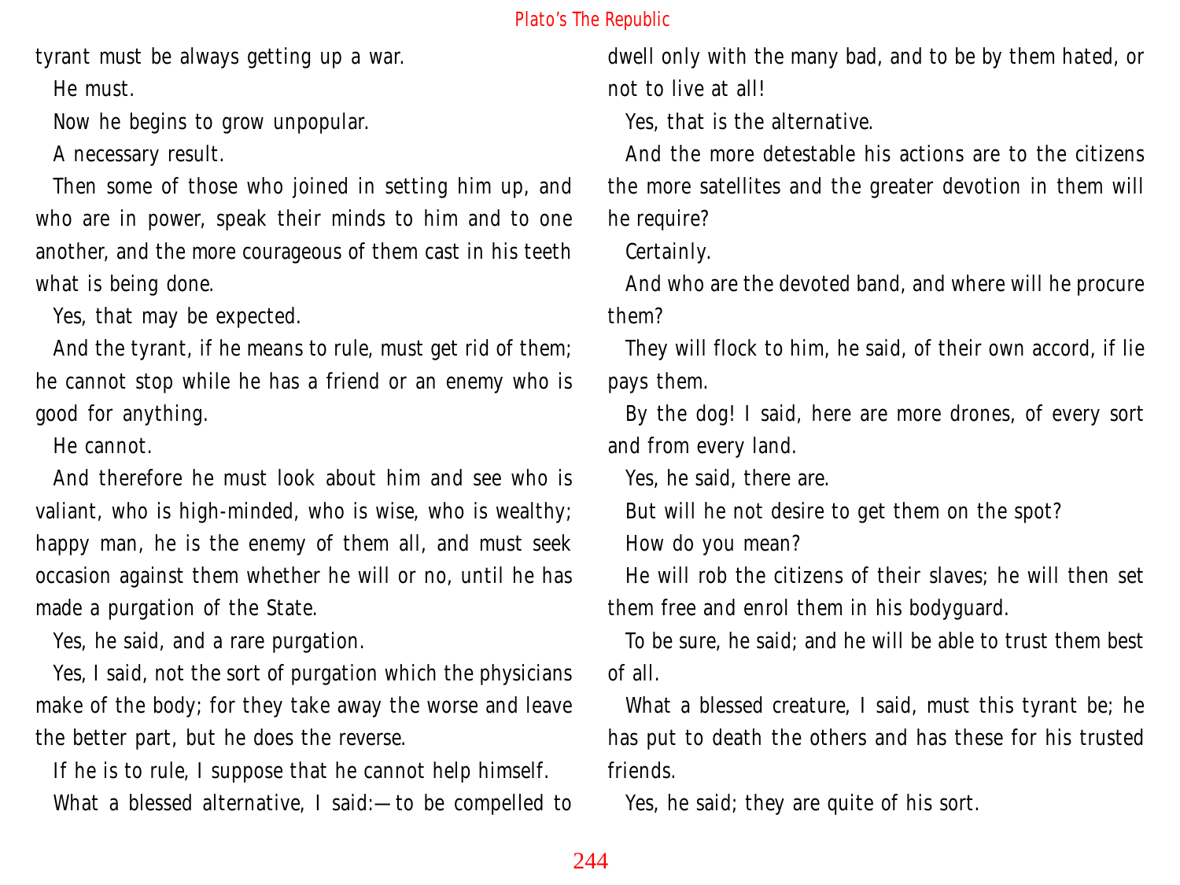tyrant must be always getting up a war.

He must.

Now he begins to grow unpopular.

A necessary result.

Then some of those who joined in setting him up, and who are in power, speak their minds to him and to one another, and the more courageous of them cast in his teeth what is being done.

Yes, that may be expected.

And the tyrant, if he means to rule, must get rid of them; he cannot stop while he has a friend or an enemy who is good for anything.

He cannot.

And therefore he must look about him and see who is valiant, who is high-minded, who is wise, who is wealthy; happy man, he is the enemy of them all, and must seek occasion against them whether he will or no, until he has made a purgation of the State.

Yes, he said, and a rare purgation.

Yes, I said, not the sort of purgation which the physicians make of the body; for they take away the worse and leave the better part, but he does the reverse.

If he is to rule, I suppose that he cannot help himself.

What a blessed alternative, I said:—to be compelled to dwell only with the many bad, and to be by them hated, or not to live at all!

Yes, that is the alternative.

And the more detestable his actions are to the citizens the more satellites and the greater devotion in them will he require?

Certainly.

And who are the devoted band, and where will he procure them?

They will flock to him, he said, of their own accord, if lie pays them.

By the dog! I said, here are more drones, of every sort and from every land.

Yes, he said, there are.

But will he not desire to get them on the spot?

How do you mean?

He will rob the citizens of their slaves; he will then set them free and enrol them in his bodyguard.

To be sure, he said; and he will be able to trust them best of all.

What a blessed creature, I said, must this tyrant be; he has put to death the others and has these for his trusted friends.

Yes, he said; they are quite of his sort.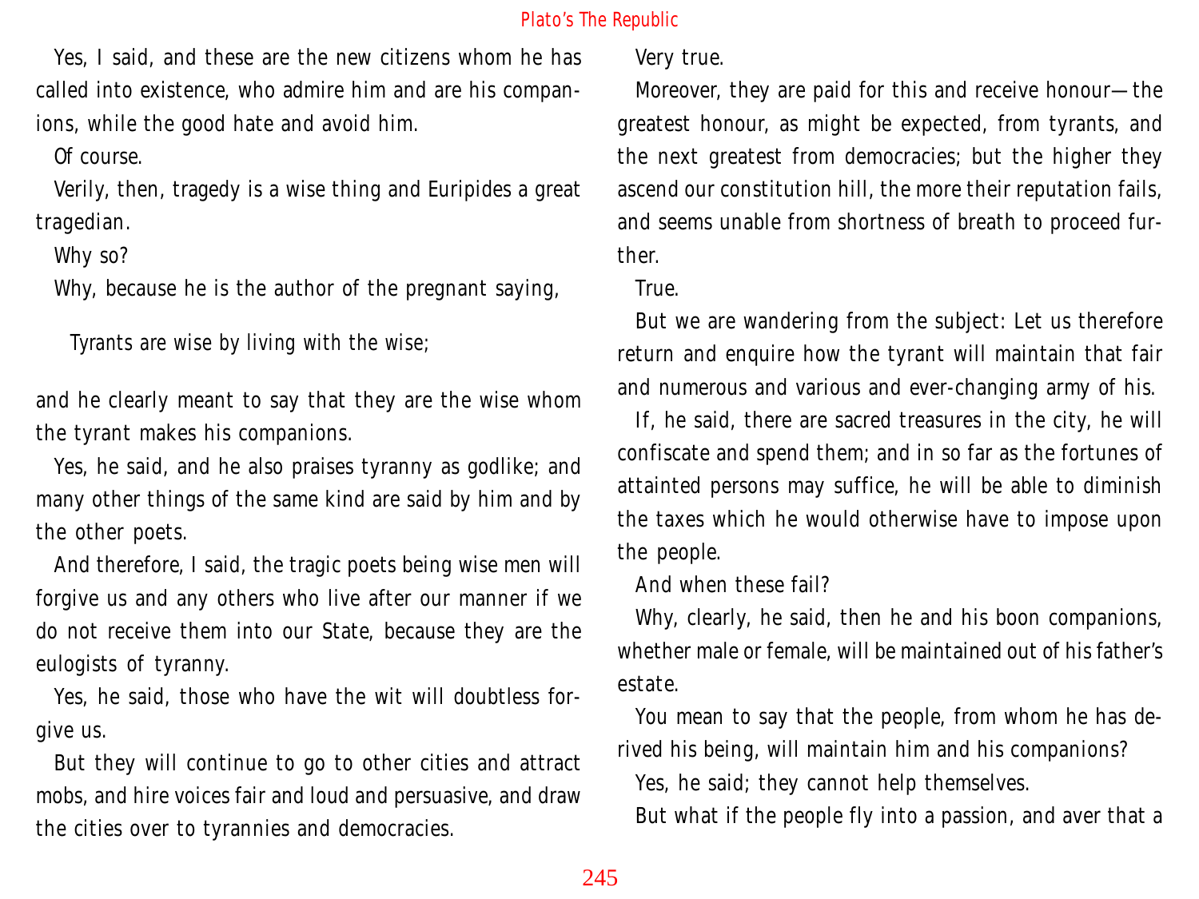Yes, I said, and these are the new citizens whom he has called into existence, who admire him and are his companions, while the good hate and avoid him.

Of course.

Verily, then, tragedy is a wise thing and Euripides a great tragedian.

Why so?

Why, because he is the author of the pregnant saying,

> Tyrants are wise by living with the wise;

and he clearly meant to say that they are the wise whom the tyrant makes his companions.

Yes, he said, and he also praises tyranny as godlike; and many other things of the same kind are said by him and by the other poets.

And therefore, I said, the tragic poets being wise men will forgive us and any others who live after our manner if we do not receive them into our State, because they are the eulogists of tyranny.

Yes, he said, those who have the wit will doubtless forgive us.

But they will continue to go to other cities and attract mobs, and hire voices fair and loud and persuasive, and draw the cities over to tyrannies and democracies.

Very true.

Moreover, they are paid for this and receive honour—the greatest honour, as might be expected, from tyrants, and the next greatest from democracies; but the higher they ascend our constitution hill, the more their reputation fails, and seems unable from shortness of breath to proceed further.

True.

But we are wandering from the subject: Let us therefore return and enquire how the tyrant will maintain that fair and numerous and various and ever-changing army of his.

If, he said, there are sacred treasures in the city, he will confiscate and spend them; and in so far as the fortunes of attainted persons may suffice, he will be able to diminish the taxes which he would otherwise have to impose upon the people.

And when these fail?

Why, clearly, he said, then he and his boon companions, whether male or female, will be maintained out of his father's estate.

You mean to say that the people, from whom he has derived his being, will maintain him and his companions?

Yes, he said; they cannot help themselves.

But what if the people fly into a passion, and aver that a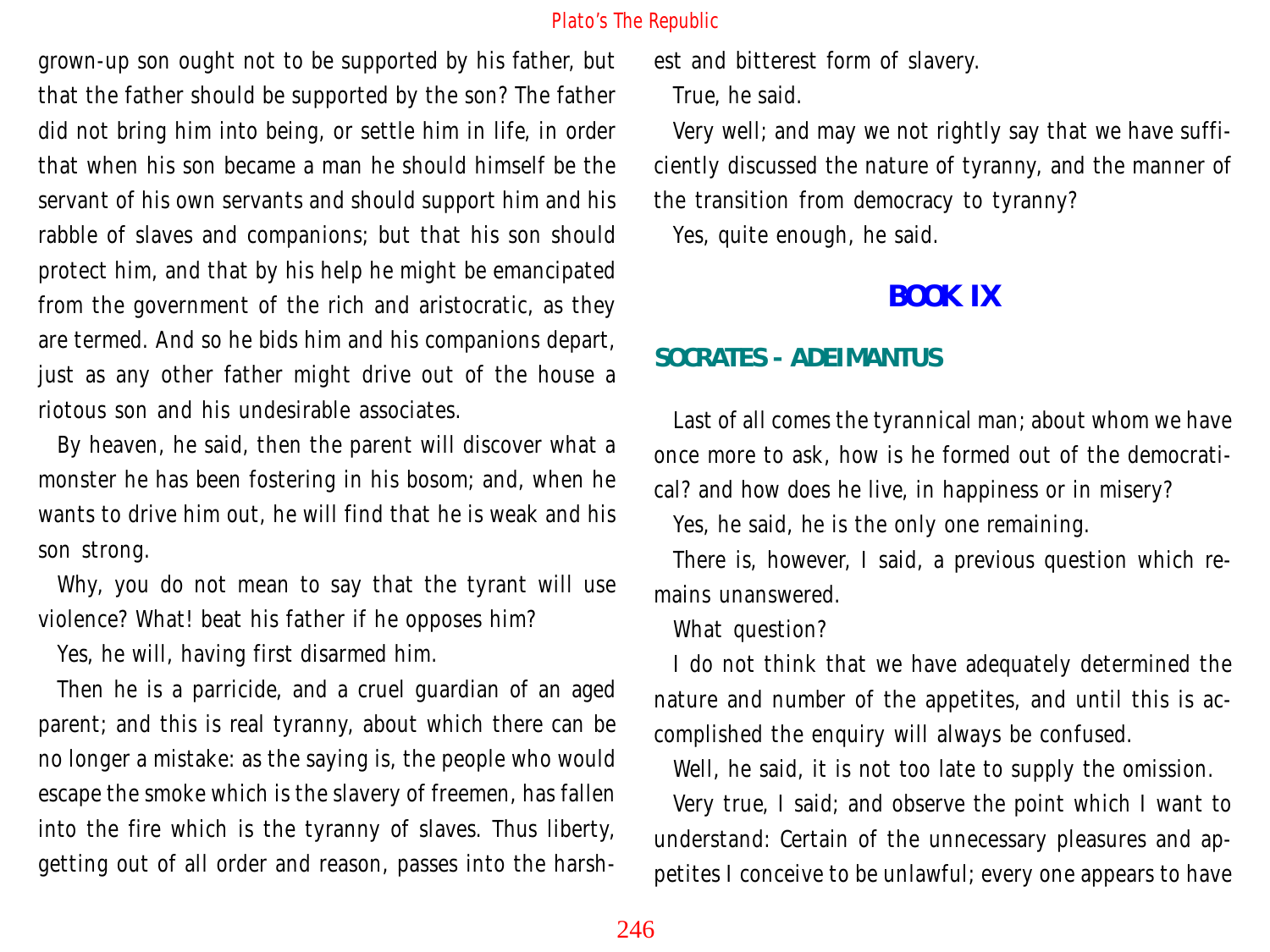grown-up son ought not to be supported by his father, but that the father should be supported by the son? The father did not bring him into being, or settle him in life, in order that when his son became a man he should himself be the servant of his own servants and should support him and his rabble of slaves and companions; but that his son should protect him, and that by his help he might be emancipated from the government of the rich and aristocratic, as they are termed. And so he bids him and his companions depart, just as any other father might drive out of the house a riotous son and his undesirable associates.

By heaven, he said, then the parent will discover what a monster he has been fostering in his bosom; and, when he wants to drive him out, he will find that he is weak and his son strong.

Why, you do not mean to say that the tyrant will use violence? What! beat his father if he opposes him?

Yes, he will, having first disarmed him.

Then he is a parricide, and a cruel guardian of an aged parent; and this is real tyranny, about which there can be no longer a mistake: as the saying is, the people who would escape the smoke which is the slavery of freemen, has fallen into the fire which is the tyranny of slaves. Thus liberty, getting out of all order and reason, passes into the harshest and bitterest form of slavery.

True, he said.

Very well; and may we not rightly say that we have sufficiently discussed the nature of tyranny, and the manner of the transition from democracy to tyranny?

Yes, quite enough, he said.

# BOOK IX

## SOCRATES - ADEIMANTUS

Last of all comes the tyrannical man; about whom we have once more to ask, how is he formed out of the democratical? and how does he live, in happiness or in misery?

Yes, he said, he is the only one remaining.

There is, however, I said, a previous question which remains unanswered.

What question?

I do not think that we have adequately determined the nature and number of the appetites, and until this is accomplished the enquiry will always be confused.

Well, he said, it is not too late to supply the omission.

Very true, I said; and observe the point which I want to understand: Certain of the unnecessary pleasures and appetites I conceive to be unlawful; every one appears to have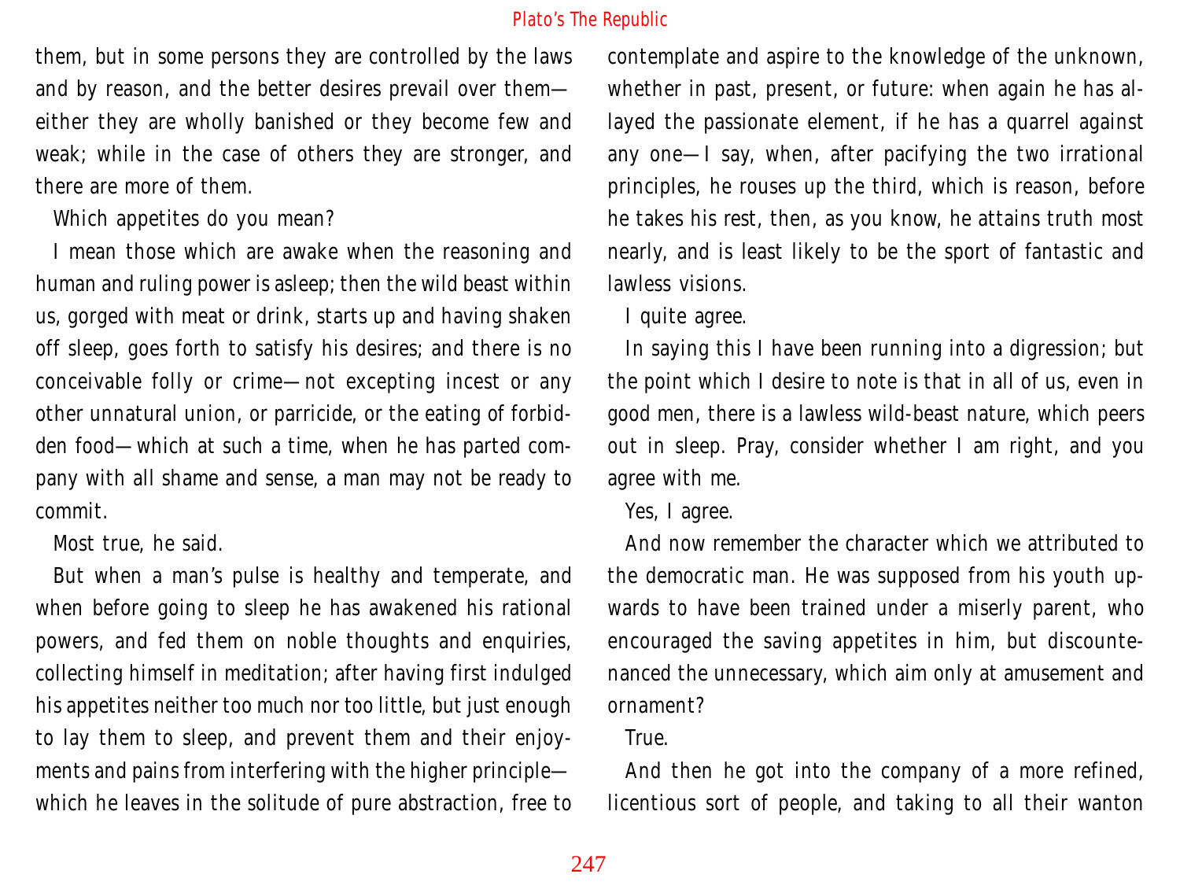them, but in some persons they are controlled by the laws and by reason, and the better desires prevail over them—either they are wholly banished or they become few and weak; while in the case of others they are stronger, and there are more of them.

Which appetites do you mean?

I mean those which are awake when the reasoning and human and ruling power is asleep; then the wild beast within us, gorged with meat or drink, starts up and having shaken off sleep, goes forth to satisfy his desires; and there is no conceivable folly or crime—not excepting incest or any other unnatural union, or parricide, or the eating of forbidden food—which at such a time, when he has parted company with all shame and sense, a man may not be ready to commit.

Most true, he said.

But when a man's pulse is healthy and temperate, and when before going to sleep he has awakened his rational powers, and fed them on noble thoughts and enquiries, collecting himself in meditation; after having first indulged his appetites neither too much nor too little, but just enough to lay them to sleep, and prevent them and their enjoyments and pains from interfering with the higher principle—which he leaves in the solitude of pure abstraction, free to contemplate and aspire to the knowledge of the unknown, whether in past, present, or future: when again he has allayed the passionate element, if he has a quarrel against any one—I say, when, after pacifying the two irrational principles, he rouses up the third, which is reason, before he takes his rest, then, as you know, he attains truth most nearly, and is least likely to be the sport of fantastic and lawless visions.

I quite agree.

In saying this I have been running into a digression; but the point which I desire to note is that in all of us, even in good men, there is a lawless wild-beast nature, which peers out in sleep. Pray, consider whether I am right, and you agree with me.

Yes, I agree.

And now remember the character which we attributed to the democratic man. He was supposed from his youth upwards to have been trained under a miserly parent, who encouraged the saving appetites in him, but discountenanced the unnecessary, which aim only at amusement and ornament?

True.

And then he got into the company of a more refined, licentious sort of people, and taking to all their wanton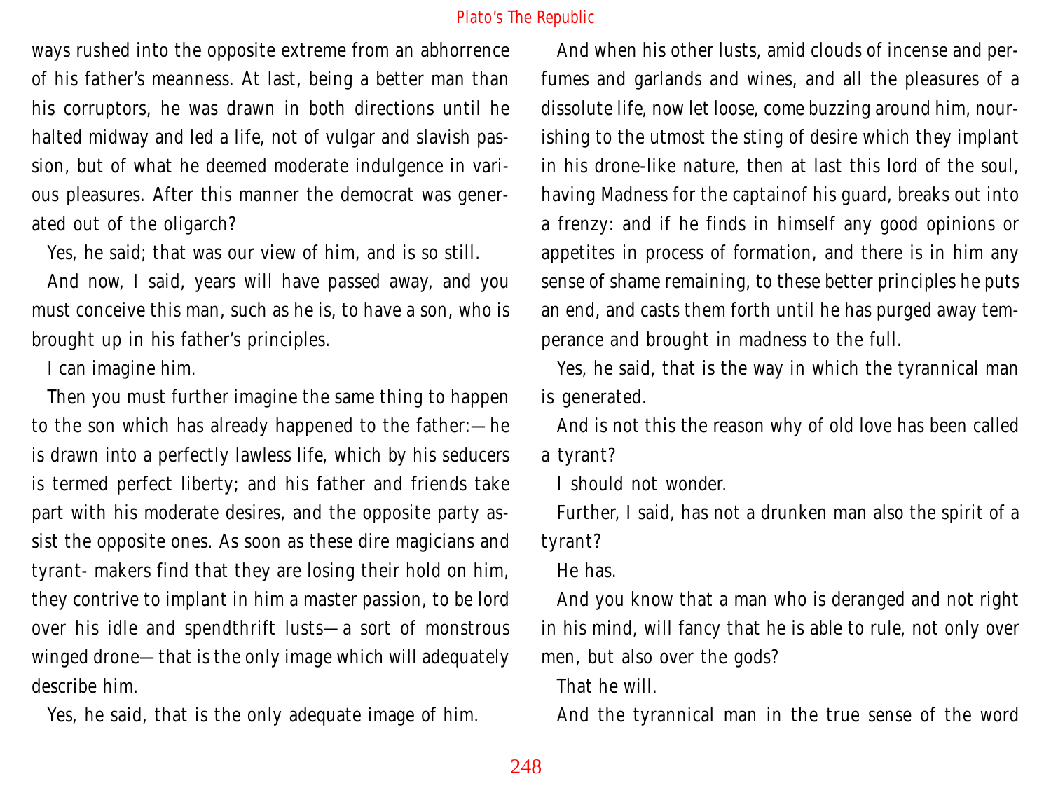ways rushed into the opposite extreme from an abhorrence of his father's meanness. At last, being a better man than his corruptors, he was drawn in both directions until he halted midway and led a life, not of vulgar and slavish passion, but of what he deemed moderate indulgence in various pleasures. After this manner the democrat was generated out of the oligarch?

Yes, he said; that was our view of him, and is so still.

And now, I said, years will have passed away, and you must conceive this man, such as he is, to have a son, who is brought up in his father's principles.

I can imagine him.

Then you must further imagine the same thing to happen to the son which has already happened to the father:—he is drawn into a perfectly lawless life, which by his seducers is termed perfect liberty; and his father and friends take part with his moderate desires, and the opposite party assist the opposite ones. As soon as these dire magicians and tyrant- makers find that they are losing their hold on him, they contrive to implant in him a master passion, to be lord over his idle and spendthrift lusts—a sort of monstrous winged drone—that is the only image which will adequately describe him.

Yes, he said, that is the only adequate image of him.

And when his other lusts, amid clouds of incense and perfumes and garlands and wines, and all the pleasures of a dissolute life, now let loose, come buzzing around him, nourishing to the utmost the sting of desire which they implant in his drone-like nature, then at last this lord of the soul, having Madness for the captainof his guard, breaks out into a frenzy: and if he finds in himself any good opinions or appetites in process of formation, and there is in him any sense of shame remaining, to these better principles he puts an end, and casts them forth until he has purged away temperance and brought in madness to the full.

Yes, he said, that is the way in which the tyrannical man is generated.

And is not this the reason why of old love has been called a tyrant?

I should not wonder.

Further, I said, has not a drunken man also the spirit of a tyrant?

He has.

And you know that a man who is deranged and not right in his mind, will fancy that he is able to rule, not only over men, but also over the gods?

That he will.

And the tyrannical man in the true sense of the word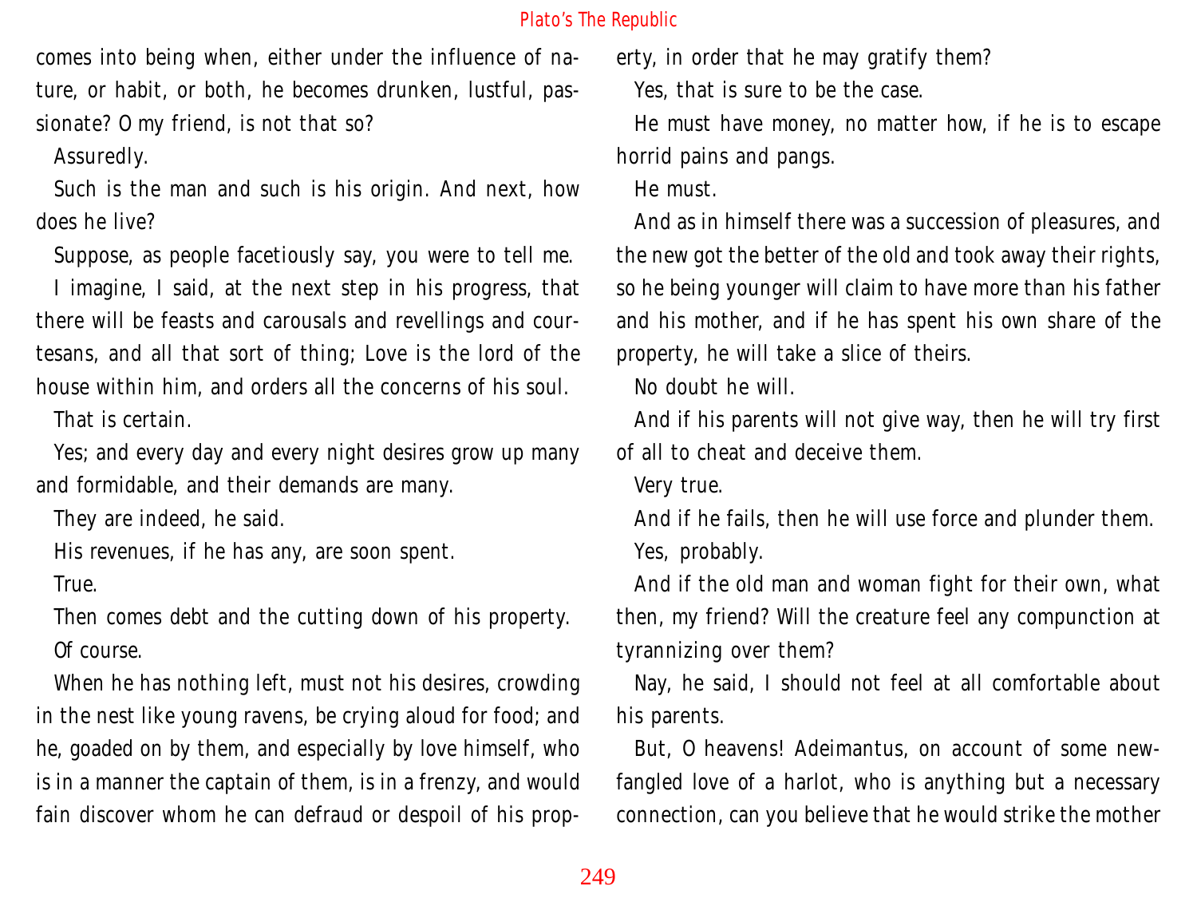comes into being when, either under the influence of nature, or habit, or both, he becomes drunken, lustful, passionate? O my friend, is not that so?

Assuredly.

Such is the man and such is his origin. And next, how does he live?

Suppose, as people facetiously say, you were to tell me.

I imagine, I said, at the next step in his progress, that there will be feasts and carousals and revellings and courtesans, and all that sort of thing; Love is the lord of the house within him, and orders all the concerns of his soul.

That is certain.

Yes; and every day and every night desires grow up many and formidable, and their demands are many.

They are indeed, he said.

His revenues, if he has any, are soon spent.

True.

Then comes debt and the cutting down of his property.

Of course.

When he has nothing left, must not his desires, crowding in the nest like young ravens, be crying aloud for food; and he, goaded on by them, and especially by love himself, who is in a manner the captain of them, is in a frenzy, and would fain discover whom he can defraud or despoil of his property, in order that he may gratify them?

Yes, that is sure to be the case.

He must have money, no matter how, if he is to escape horrid pains and pangs.

He must.

And as in himself there was a succession of pleasures, and the new got the better of the old and took away their rights, so he being younger will claim to have more than his father and his mother, and if he has spent his own share of the property, he will take a slice of theirs.

No doubt he will.

And if his parents will not give way, then he will try first of all to cheat and deceive them.

Very true.

And if he fails, then he will use force and plunder them.

Yes, probably.

And if the old man and woman fight for their own, what then, my friend? Will the creature feel any compunction at tyrannizing over them?

Nay, he said, I should not feel at all comfortable about his parents.

But, O heavens! Adeimantus, on account of some newfangled love of a harlot, who is anything but a necessary connection, can you believe that he would strike the mother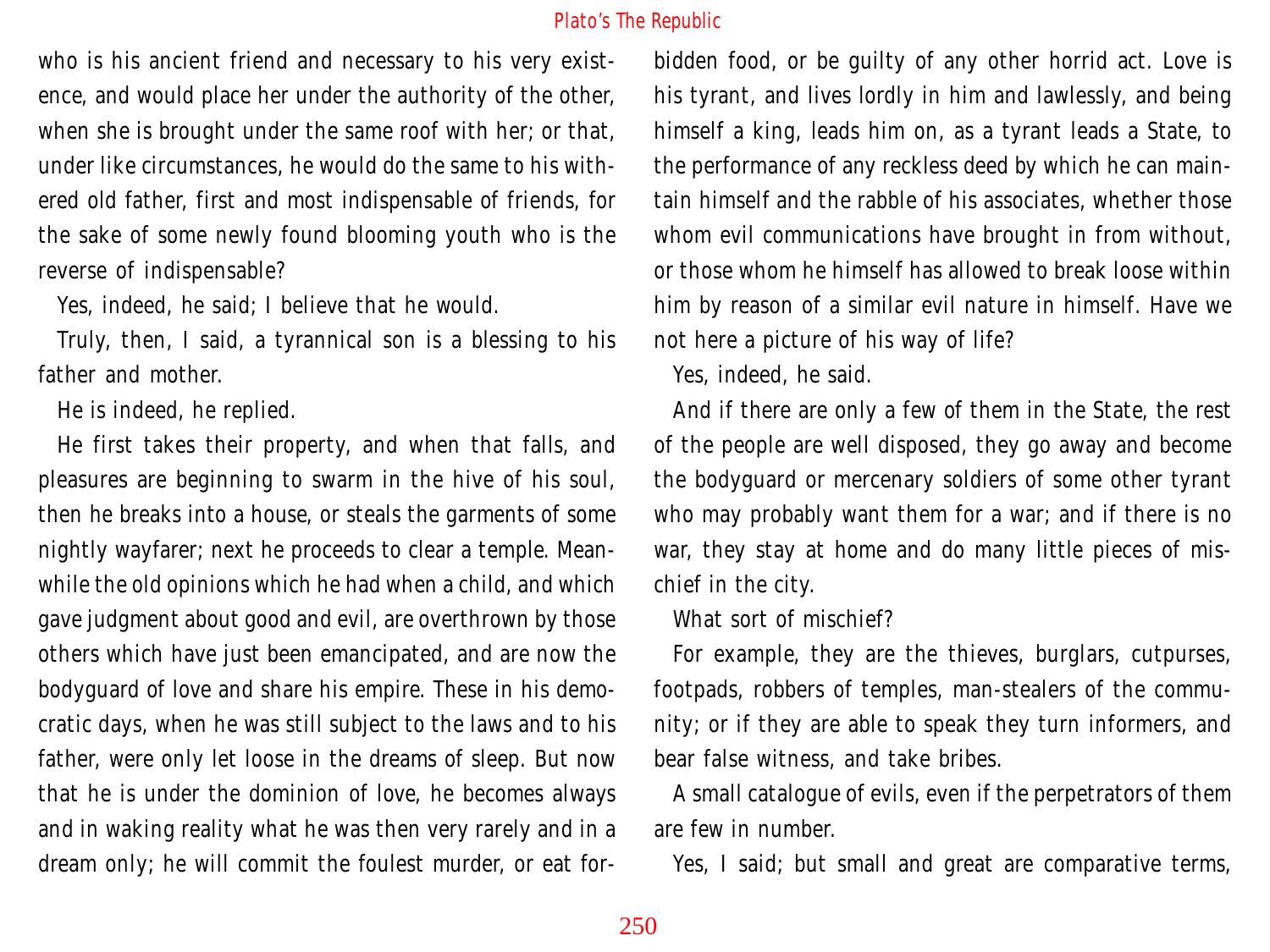who is his ancient friend and necessary to his very existence, and would place her under the authority of the other, when she is brought under the same roof with her; or that, under like circumstances, he would do the same to his withered old father, first and most indispensable of friends, for the sake of some newly found blooming youth who is the reverse of indispensable?

Yes, indeed, he said; I believe that he would.

Truly, then, I said, a tyrannical son is a blessing to his father and mother.

He is indeed, he replied.

He first takes their property, and when that falls, and pleasures are beginning to swarm in the hive of his soul, then he breaks into a house, or steals the garments of some nightly wayfarer; next he proceeds to clear a temple. Meanwhile the old opinions which he had when a child, and which gave judgment about good and evil, are overthrown by those others which have just been emancipated, and are now the bodyguard of love and share his empire. These in his democratic days, when he was still subject to the laws and to his father, were only let loose in the dreams of sleep. But now that he is under the dominion of love, he becomes always and in waking reality what he was then very rarely and in a dream only; he will commit the foulest murder, or eat forbidden food, or be guilty of any other horrid act. Love is his tyrant, and lives lordly in him and lawlessly, and being himself a king, leads him on, as a tyrant leads a State, to the performance of any reckless deed by which he can maintain himself and the rabble of his associates, whether those whom evil communications have brought in from without, or those whom he himself has allowed to break loose within him by reason of a similar evil nature in himself. Have we not here a picture of his way of life?

Yes, indeed, he said.

And if there are only a few of them in the State, the rest of the people are well disposed, they go away and become the bodyguard or mercenary soldiers of some other tyrant who may probably want them for a war; and if there is no war, they stay at home and do many little pieces of mischief in the city.

What sort of mischief?

For example, they are the thieves, burglars, cutpurses, footpads, robbers of temples, man-stealers of the community; or if they are able to speak they turn informers, and bear false witness, and take bribes.

A small catalogue of evils, even if the perpetrators of them are few in number.

Yes, I said; but small and great are comparative terms,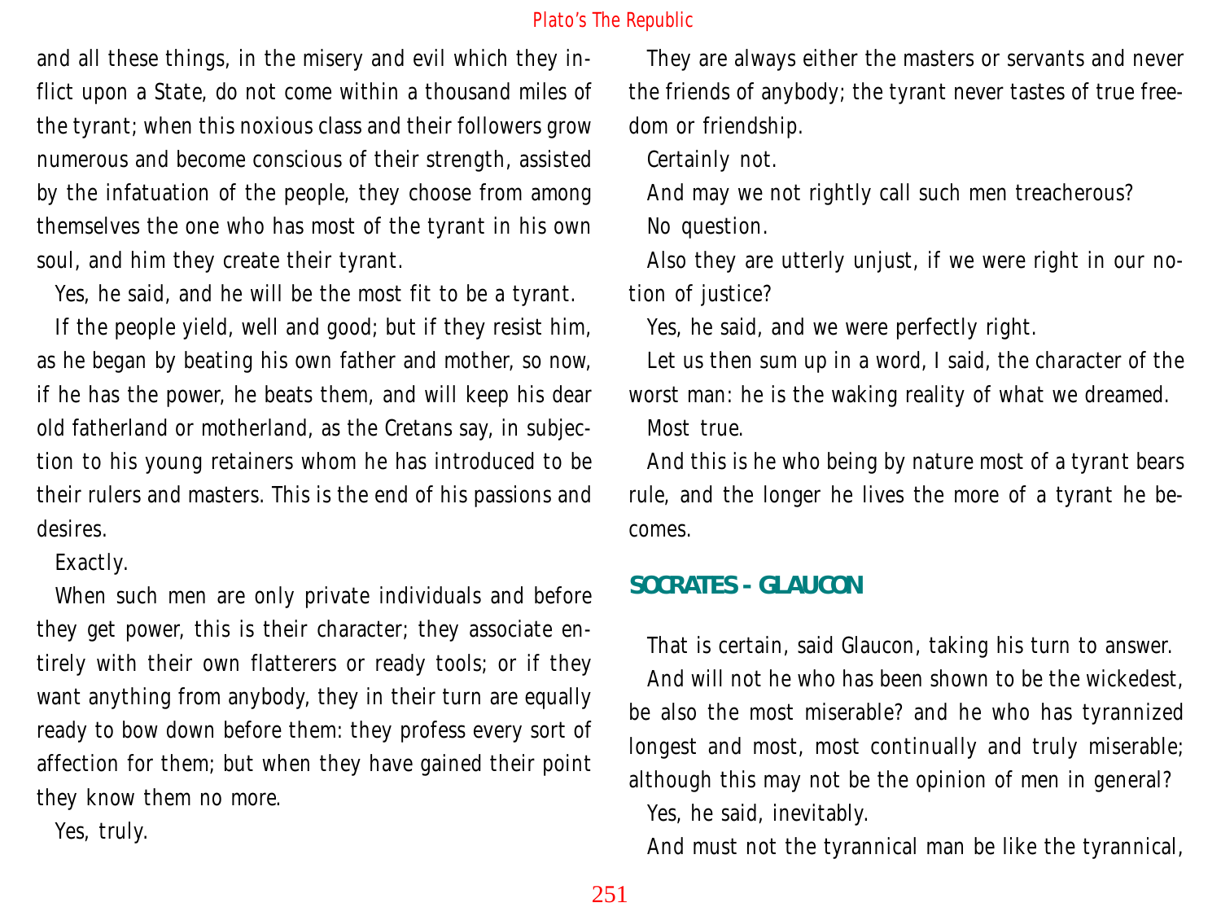and all these things, in the misery and evil which they inflict upon a State, do not come within a thousand miles of the tyrant; when this noxious class and their followers grow numerous and become conscious of their strength, assisted by the infatuation of the people, they choose from among themselves the one who has most of the tyrant in his own soul, and him they create their tyrant.

Yes, he said, and he will be the most fit to be a tyrant.

If the people yield, well and good; but if they resist him, as he began by beating his own father and mother, so now, if he has the power, he beats them, and will keep his dear old fatherland or motherland, as the Cretans say, in subjection to his young retainers whom he has introduced to be their rulers and masters. This is the end of his passions and desires.

Exactly.

When such men are only private individuals and before they get power, this is their character; they associate entirely with their own flatterers or ready tools; or if they want anything from anybody, they in their turn are equally ready to bow down before them: they profess every sort of affection for them; but when they have gained their point they know them no more.

Yes, truly.

They are always either the masters or servants and never the friends of anybody; the tyrant never tastes of true freedom or friendship.

Certainly not.

And may we not rightly call such men treacherous?

No question.

Also they are utterly unjust, if we were right in our notion of justice?

Yes, he said, and we were perfectly right.

Let us then sum up in a word, I said, the character of the worst man: he is the waking reality of what we dreamed.

Most true.

And this is he who being by nature most of a tyrant bears rule, and the longer he lives the more of a tyrant he becomes.

## SOCRATES - GLAUCON

That is certain, said Glaucon, taking his turn to answer.

And will not he who has been shown to be the wickedest, be also the most miserable? and he who has tyrannized longest and most, most continually and truly miserable; although this may not be the opinion of men in general?

Yes, he said, inevitably.

And must not the tyrannical man be like the tyrannical,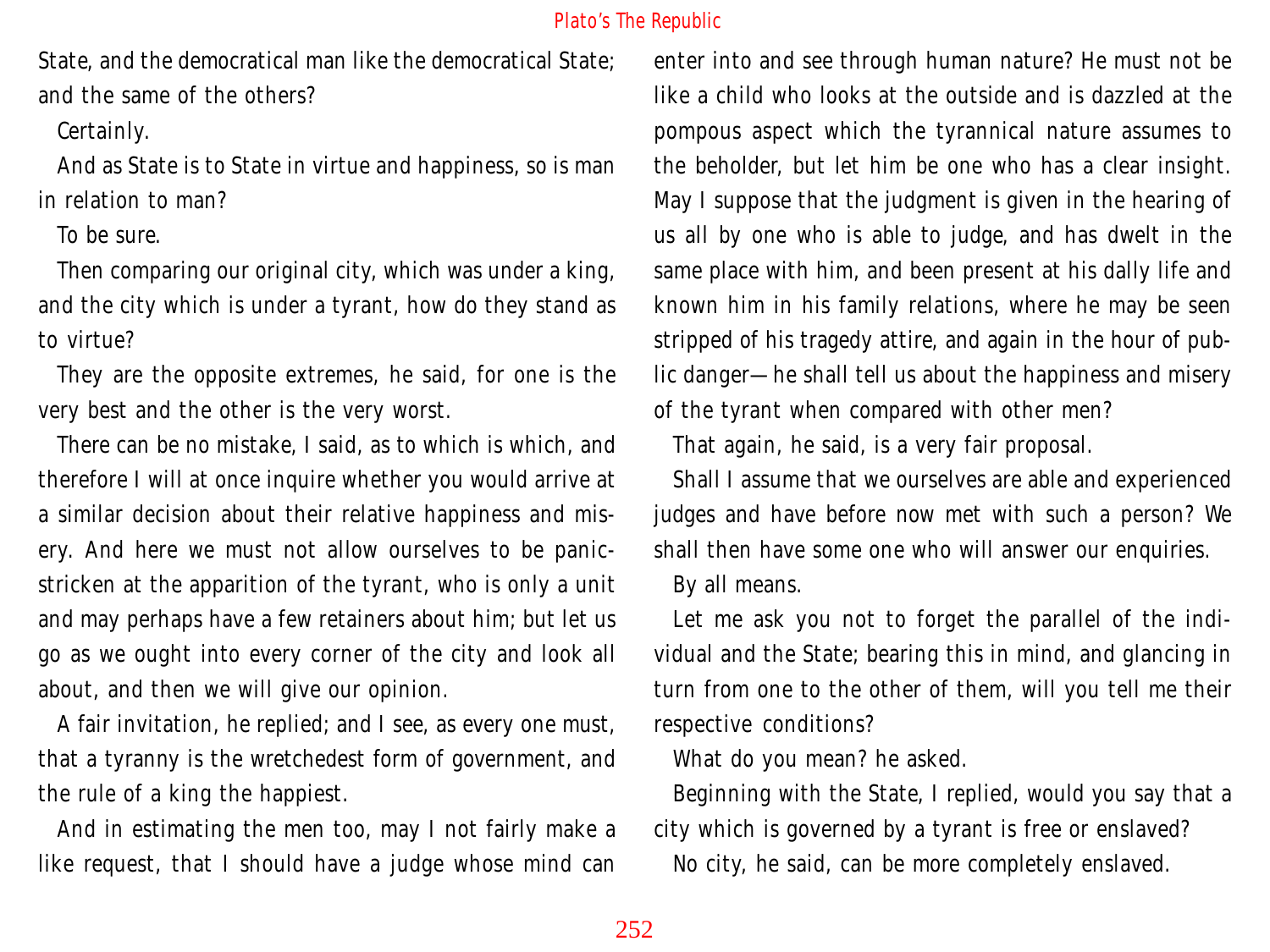State, and the democratical man like the democratical State; and the same of the others?

Certainly.

And as State is to State in virtue and happiness, so is man in relation to man?

To be sure.

Then comparing our original city, which was under a king, and the city which is under a tyrant, how do they stand as to virtue?

They are the opposite extremes, he said, for one is the very best and the other is the very worst.

There can be no mistake, I said, as to which is which, and therefore I will at once inquire whether you would arrive at a similar decision about their relative happiness and misery. And here we must not allow ourselves to be panic-stricken at the apparition of the tyrant, who is only a unit and may perhaps have a few retainers about him; but let us go as we ought into every corner of the city and look all about, and then we will give our opinion.

A fair invitation, he replied; and I see, as every one must, that a tyranny is the wretchedest form of government, and the rule of a king the happiest.

And in estimating the men too, may I not fairly make a like request, that I should have a judge whose mind can enter into and see through human nature? He must not be like a child who looks at the outside and is dazzled at the pompous aspect which the tyrannical nature assumes to the beholder, but let him be one who has a clear insight. May I suppose that the judgment is given in the hearing of us all by one who is able to judge, and has dwelt in the same place with him, and been present at his dally life and known him in his family relations, where he may be seen stripped of his tragedy attire, and again in the hour of public danger—he shall tell us about the happiness and misery of the tyrant when compared with other men?

That again, he said, is a very fair proposal.

Shall I assume that we ourselves are able and experienced judges and have before now met with such a person? We shall then have some one who will answer our enquiries.

By all means.

Let me ask you not to forget the parallel of the individual and the State; bearing this in mind, and glancing in turn from one to the other of them, will you tell me their respective conditions?

What do you mean? he asked.

Beginning with the State, I replied, would you say that a city which is governed by a tyrant is free or enslaved?

No city, he said, can be more completely enslaved.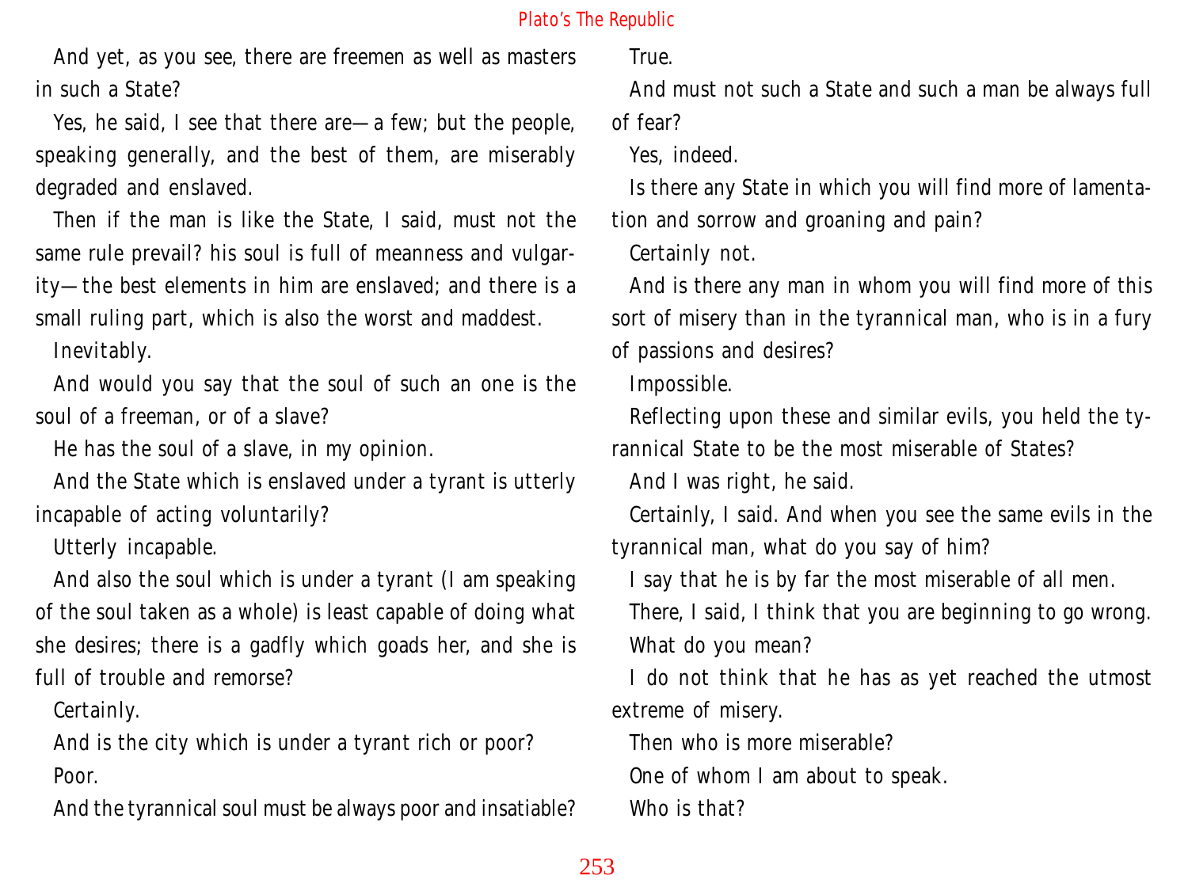And yet, as you see, there are freemen as well as masters in such a State?

Yes, he said, I see that there are—a few; but the people, speaking generally, and the best of them, are miserably degraded and enslaved.

Then if the man is like the State, I said, must not the same rule prevail? his soul is full of meanness and vulgarity—the best elements in him are enslaved; and there is a small ruling part, which is also the worst and maddest.

Inevitably.

And would you say that the soul of such an one is the soul of a freeman, or of a slave?

He has the soul of a slave, in my opinion.

And the State which is enslaved under a tyrant is utterly incapable of acting voluntarily?

Utterly incapable.

And also the soul which is under a tyrant (I am speaking of the soul taken as a whole) is least capable of doing what she desires; there is a gadfly which goads her, and she is full of trouble and remorse?

Certainly.

And is the city which is under a tyrant rich or poor?

Poor.

And the tyrannical soul must be always poor and insatiable?

True.

And must not such a State and such a man be always full of fear?

Yes, indeed.

Is there any State in which you will find more of lamentation and sorrow and groaning and pain?

Certainly not.

And is there any man in whom you will find more of this sort of misery than in the tyrannical man, who is in a fury of passions and desires?

Impossible.

Reflecting upon these and similar evils, you held the tyrannical State to be the most miserable of States?

And I was right, he said.

Certainly, I said. And when you see the same evils in the tyrannical man, what do you say of him?

I say that he is by far the most miserable of all men.

There, I said, I think that you are beginning to go wrong.

What do you mean?

I do not think that he has as yet reached the utmost extreme of misery.

Then who is more miserable?

One of whom I am about to speak.

Who is that?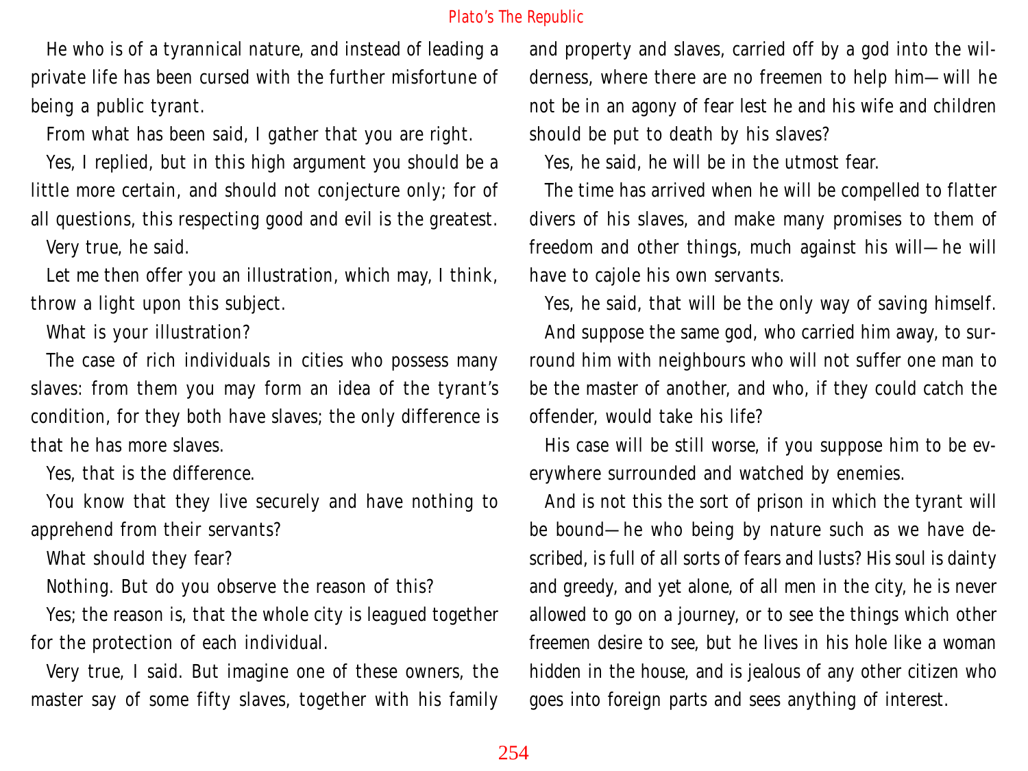He who is of a tyrannical nature, and instead of leading a private life has been cursed with the further misfortune of being a public tyrant.

From what has been said, I gather that you are right.

Yes, I replied, but in this high argument you should be a little more certain, and should not conjecture only; for of all questions, this respecting good and evil is the greatest.

Very true, he said.

Let me then offer you an illustration, which may, I think, throw a light upon this subject.

What is your illustration?

The case of rich individuals in cities who possess many slaves: from them you may form an idea of the tyrant's condition, for they both have slaves; the only difference is that he has more slaves.

Yes, that is the difference.

You know that they live securely and have nothing to apprehend from their servants?

What should they fear?

Nothing. But do you observe the reason of this?

Yes; the reason is, that the whole city is leagued together for the protection of each individual.

Very true, I said. But imagine one of these owners, the master say of some fifty slaves, together with his family and property and slaves, carried off by a god into the wilderness, where there are no freemen to help him—will he not be in an agony of fear lest he and his wife and children should be put to death by his slaves?

Yes, he said, he will be in the utmost fear.

The time has arrived when he will be compelled to flatter divers of his slaves, and make many promises to them of freedom and other things, much against his will—he will have to cajole his own servants.

Yes, he said, that will be the only way of saving himself.

And suppose the same god, who carried him away, to surround him with neighbours who will not suffer one man to be the master of another, and who, if they could catch the offender, would take his life?

His case will be still worse, if you suppose him to be everywhere surrounded and watched by enemies.

And is not this the sort of prison in which the tyrant will be bound—he who being by nature such as we have described, is full of all sorts of fears and lusts? His soul is dainty and greedy, and yet alone, of all men in the city, he is never allowed to go on a journey, or to see the things which other freemen desire to see, but he lives in his hole like a woman hidden in the house, and is jealous of any other citizen who goes into foreign parts and sees anything of interest.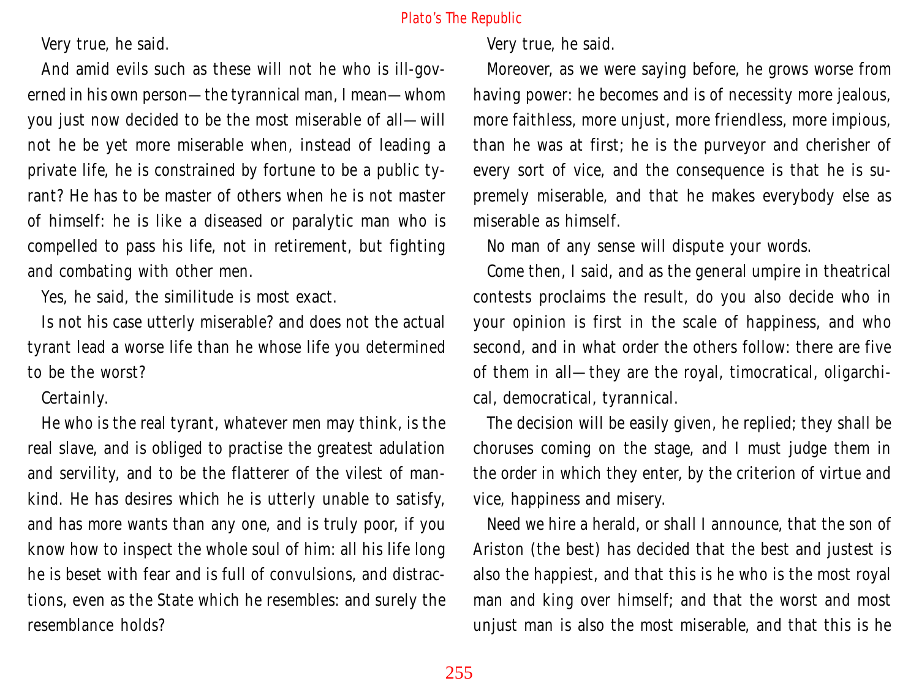Very true, he said.

And amid evils such as these will not he who is ill-governed in his own person—the tyrannical man, I mean—whom you just now decided to be the most miserable of all—will not he be yet more miserable when, instead of leading a private life, he is constrained by fortune to be a public tyrant? He has to be master of others when he is not master of himself: he is like a diseased or paralytic man who is compelled to pass his life, not in retirement, but fighting and combating with other men.

Yes, he said, the similitude is most exact.

Is not his case utterly miserable? and does not the actual tyrant lead a worse life than he whose life you determined to be the worst?

Certainly.

He who is the real tyrant, whatever men may think, is the real slave, and is obliged to practise the greatest adulation and servility, and to be the flatterer of the vilest of mankind. He has desires which he is utterly unable to satisfy, and has more wants than any one, and is truly poor, if you know how to inspect the whole soul of him: all his life long he is beset with fear and is full of convulsions, and distractions, even as the State which he resembles: and surely the resemblance holds?

Very true, he said.

Moreover, as we were saying before, he grows worse from having power: he becomes and is of necessity more jealous, more faithless, more unjust, more friendless, more impious, than he was at first; he is the purveyor and cherisher of every sort of vice, and the consequence is that he is supremely miserable, and that he makes everybody else as miserable as himself.

No man of any sense will dispute your words.

Come then, I said, and as the general umpire in theatrical contests proclaims the result, do you also decide who in your opinion is first in the scale of happiness, and who second, and in what order the others follow: there are five of them in all—they are the royal, timocratical, oligarchical, democratical, tyrannical.

The decision will be easily given, he replied; they shall be choruses coming on the stage, and I must judge them in the order in which they enter, by the criterion of virtue and vice, happiness and misery.

Need we hire a herald, or shall I announce, that the son of Ariston (the best) has decided that the best and justest is also the happiest, and that this is he who is the most royal man and king over himself; and that the worst and most unjust man is also the most miserable, and that this is he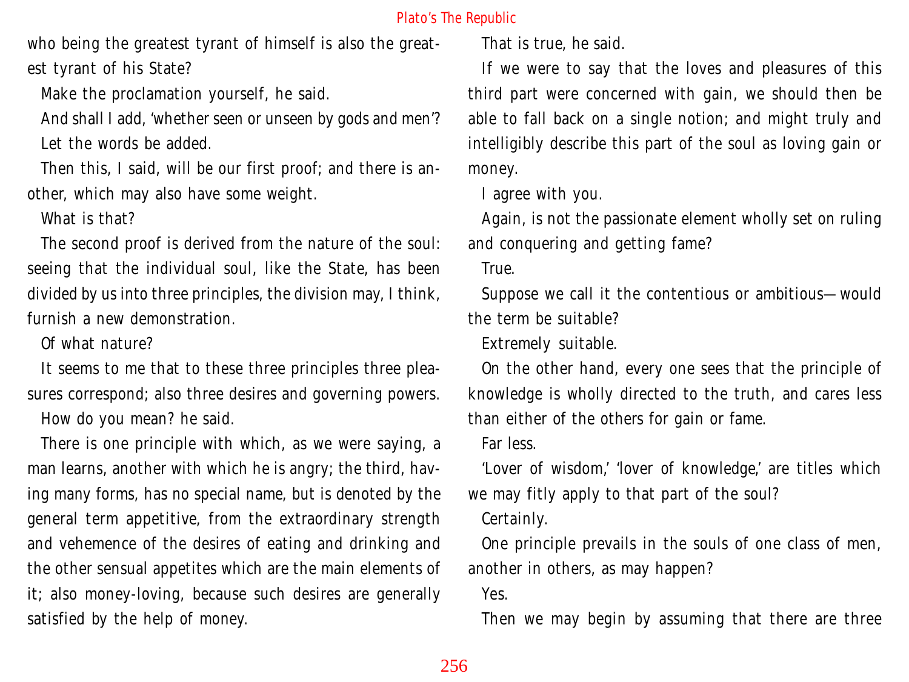who being the greatest tyrant of himself is also the greatest tyrant of his State?

Make the proclamation yourself, he said.

And shall I add, 'whether seen or unseen by gods and men'?

Let the words be added.

Then this, I said, will be our first proof; and there is another, which may also have some weight.

What is that?

The second proof is derived from the nature of the soul: seeing that the individual soul, like the State, has been divided by us into three principles, the division may, I think, furnish a new demonstration.

Of what nature?

It seems to me that to these three principles three pleasures correspond; also three desires and governing powers.

How do you mean? he said.

There is one principle with which, as we were saying, a man learns, another with which he is angry; the third, having many forms, has no special name, but is denoted by the general term appetitive, from the extraordinary strength and vehemence of the desires of eating and drinking and the other sensual appetites which are the main elements of it; also money-loving, because such desires are generally satisfied by the help of money.

That is true, he said.

If we were to say that the loves and pleasures of this third part were concerned with gain, we should then be able to fall back on a single notion; and might truly and intelligibly describe this part of the soul as loving gain or money.

I agree with you.

Again, is not the passionate element wholly set on ruling and conquering and getting fame?

True.

Suppose we call it the contentious or ambitious—would the term be suitable?

Extremely suitable.

On the other hand, every one sees that the principle of knowledge is wholly directed to the truth, and cares less than either of the others for gain or fame.

Far less.

'Lover of wisdom,' 'lover of knowledge,' are titles which we may fitly apply to that part of the soul?

Certainly.

One principle prevails in the souls of one class of men, another in others, as may happen?

Yes.

Then we may begin by assuming that there are three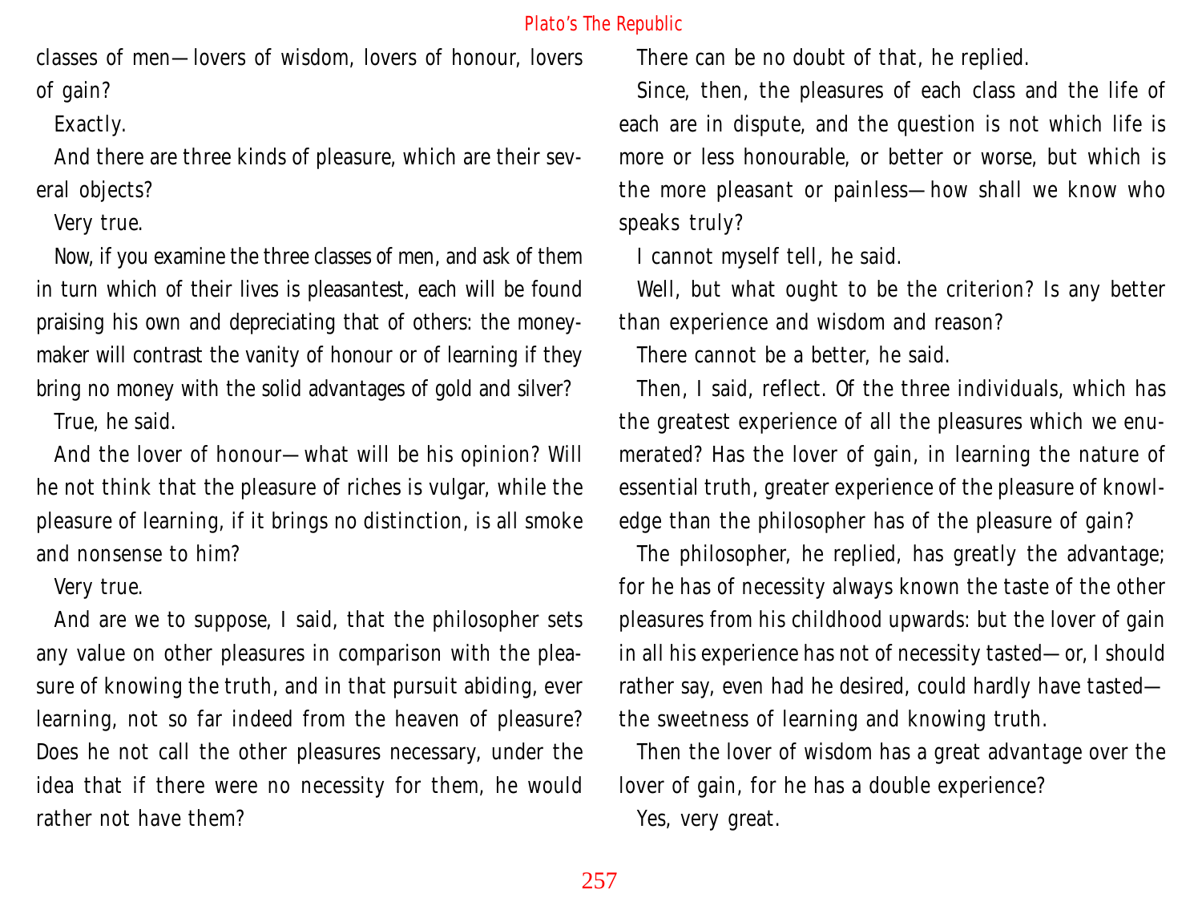classes of men—lovers of wisdom, lovers of honour, lovers of gain?

Exactly.

And there are three kinds of pleasure, which are their several objects?

Very true.

Now, if you examine the three classes of men, and ask of them in turn which of their lives is pleasantest, each will be found praising his own and depreciating that of others: the money-maker will contrast the vanity of honour or of learning if they bring no money with the solid advantages of gold and silver?

True, he said.

And the lover of honour—what will be his opinion? Will he not think that the pleasure of riches is vulgar, while the pleasure of learning, if it brings no distinction, is all smoke and nonsense to him?

Very true.

And are we to suppose, I said, that the philosopher sets any value on other pleasures in comparison with the pleasure of knowing the truth, and in that pursuit abiding, ever learning, not so far indeed from the heaven of pleasure? Does he not call the other pleasures necessary, under the idea that if there were no necessity for them, he would rather not have them?

There can be no doubt of that, he replied.

Since, then, the pleasures of each class and the life of each are in dispute, and the question is not which life is more or less honourable, or better or worse, but which is the more pleasant or painless—how shall we know who speaks truly?

I cannot myself tell, he said.

Well, but what ought to be the criterion? Is any better than experience and wisdom and reason?

There cannot be a better, he said.

Then, I said, reflect. Of the three individuals, which has the greatest experience of all the pleasures which we enumerated? Has the lover of gain, in learning the nature of essential truth, greater experience of the pleasure of knowledge than the philosopher has of the pleasure of gain?

The philosopher, he replied, has greatly the advantage; for he has of necessity always known the taste of the other pleasures from his childhood upwards: but the lover of gain in all his experience has not of necessity tasted—or, I should rather say, even had he desired, could hardly have tasted—the sweetness of learning and knowing truth.

Then the lover of wisdom has a great advantage over the lover of gain, for he has a double experience?

Yes, very great.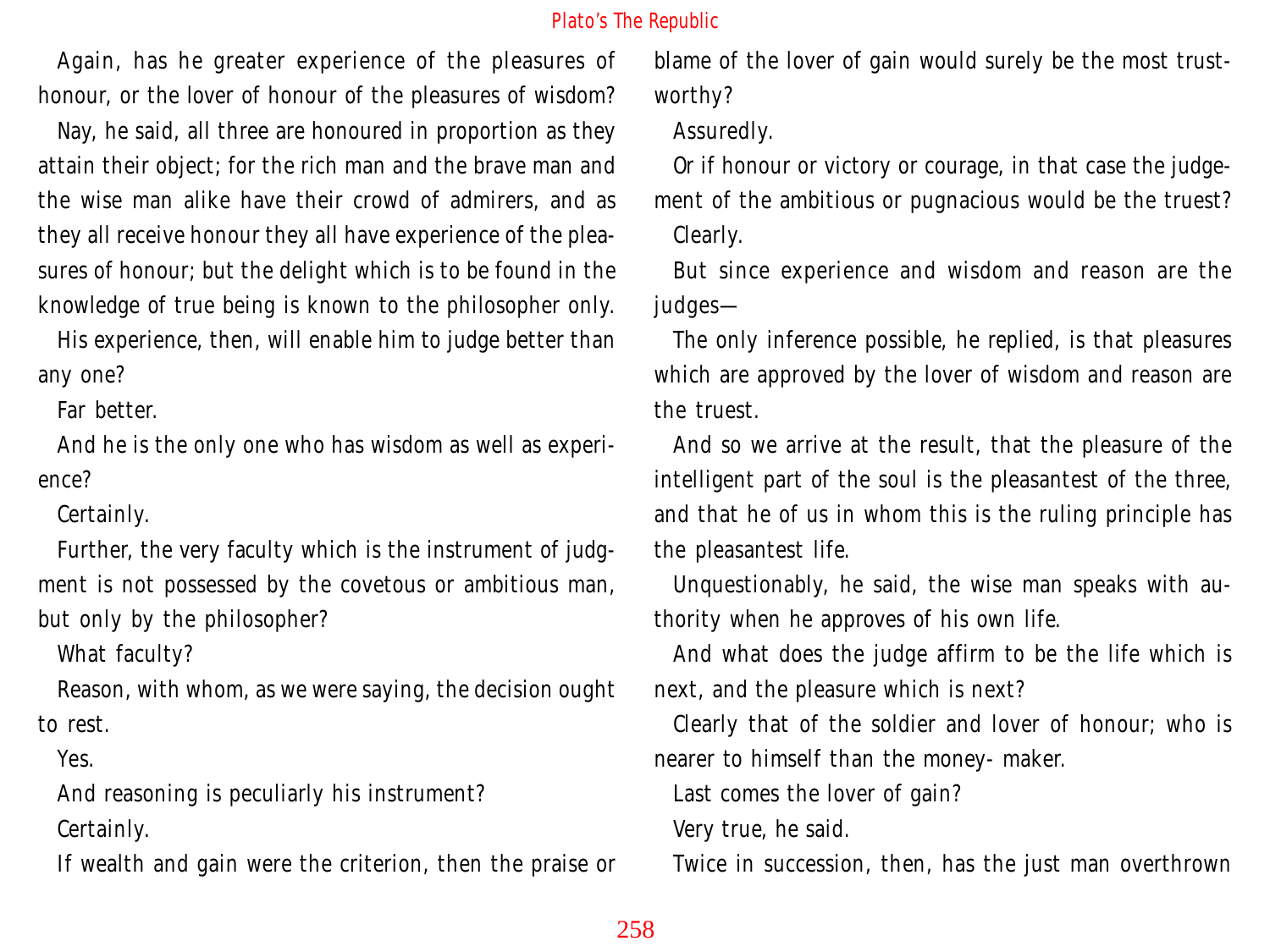Again, has he greater experience of the pleasures of honour, or the lover of honour of the pleasures of wisdom?

Nay, he said, all three are honoured in proportion as they attain their object; for the rich man and the brave man and the wise man alike have their crowd of admirers, and as they all receive honour they all have experience of the pleasures of honour; but the delight which is to be found in the knowledge of true being is known to the philosopher only.

His experience, then, will enable him to judge better than any one?

Far better.

And he is the only one who has wisdom as well as experience?

Certainly.

Further, the very faculty which is the instrument of judgment is not possessed by the covetous or ambitious man, but only by the philosopher?

What faculty?

Reason, with whom, as we were saying, the decision ought to rest.

Yes.

And reasoning is peculiarly his instrument?

Certainly.

If wealth and gain were the criterion, then the praise or blame of the lover of gain would surely be the most trustworthy?

Assuredly.

Or if honour or victory or courage, in that case the judgement of the ambitious or pugnacious would be the truest?

Clearly.

But since experience and wisdom and reason are the judges—

The only inference possible, he replied, is that pleasures which are approved by the lover of wisdom and reason are the truest.

And so we arrive at the result, that the pleasure of the intelligent part of the soul is the pleasantest of the three, and that he of us in whom this is the ruling principle has the pleasantest life.

Unquestionably, he said, the wise man speaks with authority when he approves of his own life.

And what does the judge affirm to be the life which is next, and the pleasure which is next?

Clearly that of the soldier and lover of honour; who is nearer to himself than the money- maker.

Last comes the lover of gain?

Very true, he said.

Twice in succession, then, has the just man overthrown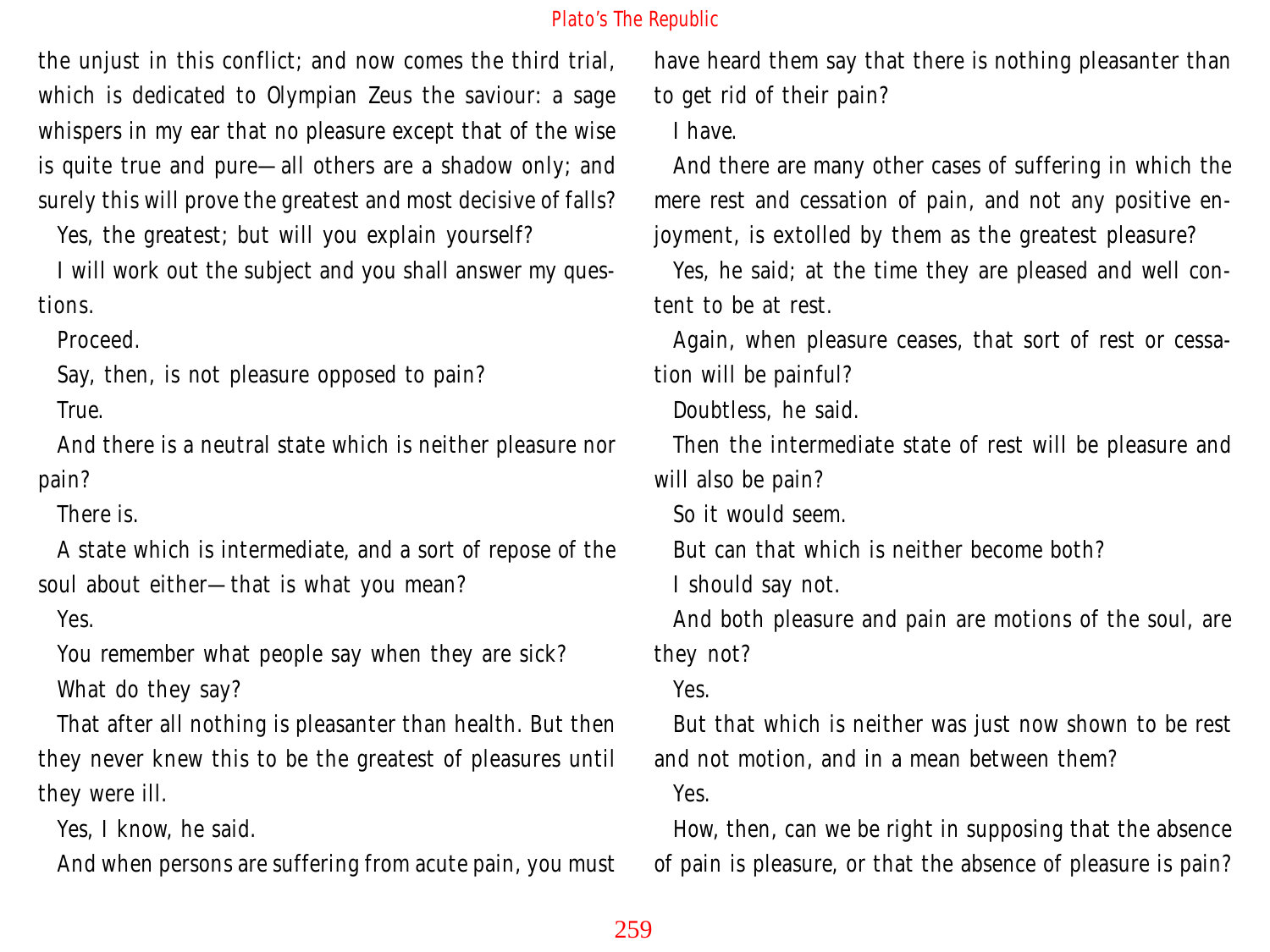the unjust in this conflict; and now comes the third trial, which is dedicated to Olympian Zeus the saviour: a sage whispers in my ear that no pleasure except that of the wise is quite true and pure—all others are a shadow only; and surely this will prove the greatest and most decisive of falls?

Yes, the greatest; but will you explain yourself?

I will work out the subject and you shall answer my questions.

Proceed.

Say, then, is not pleasure opposed to pain?

True.

And there is a neutral state which is neither pleasure nor pain?

There is.

A state which is intermediate, and a sort of repose of the soul about either—that is what you mean?

Yes.

You remember what people say when they are sick?

What do they say?

That after all nothing is pleasanter than health. But then they never knew this to be the greatest of pleasures until they were ill.

Yes, I know, he said.

And when persons are suffering from acute pain, you must have heard them say that there is nothing pleasanter than to get rid of their pain?

I have.

And there are many other cases of suffering in which the mere rest and cessation of pain, and not any positive enjoyment, is extolled by them as the greatest pleasure?

Yes, he said; at the time they are pleased and well content to be at rest.

Again, when pleasure ceases, that sort of rest or cessation will be painful?

Doubtless, he said.

Then the intermediate state of rest will be pleasure and will also be pain?

So it would seem.

But can that which is neither become both?

I should say not.

And both pleasure and pain are motions of the soul, are they not?

Yes.

But that which is neither was just now shown to be rest and not motion, and in a mean between them?

Yes.

How, then, can we be right in supposing that the absence of pain is pleasure, or that the absence of pleasure is pain?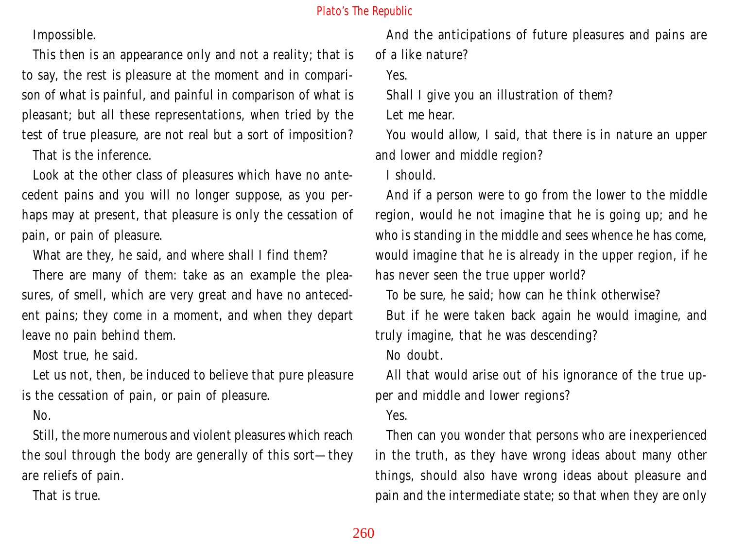Impossible.

This then is an appearance only and not a reality; that is to say, the rest is pleasure at the moment and in comparison of what is painful, and painful in comparison of what is pleasant; but all these representations, when tried by the test of true pleasure, are not real but a sort of imposition?

That is the inference.

Look at the other class of pleasures which have no antecedent pains and you will no longer suppose, as you perhaps may at present, that pleasure is only the cessation of pain, or pain of pleasure.

What are they, he said, and where shall I find them?

There are many of them: take as an example the pleasures, of smell, which are very great and have no antecedent pains; they come in a moment, and when they depart leave no pain behind them.

Most true, he said.

Let us not, then, be induced to believe that pure pleasure is the cessation of pain, or pain of pleasure.

No.

Still, the more numerous and violent pleasures which reach the soul through the body are generally of this sort—they are reliefs of pain.

That is true.

And the anticipations of future pleasures and pains are of a like nature?

Yes.

Shall I give you an illustration of them?

Let me hear.

You would allow, I said, that there is in nature an upper and lower and middle region?

I should.

And if a person were to go from the lower to the middle region, would he not imagine that he is going up; and he who is standing in the middle and sees whence he has come, would imagine that he is already in the upper region, if he has never seen the true upper world?

To be sure, he said; how can he think otherwise?

But if he were taken back again he would imagine, and truly imagine, that he was descending?

No doubt.

All that would arise out of his ignorance of the true upper and middle and lower regions?

Yes.

Then can you wonder that persons who are inexperienced in the truth, as they have wrong ideas about many other things, should also have wrong ideas about pleasure and pain and the intermediate state; so that when they are only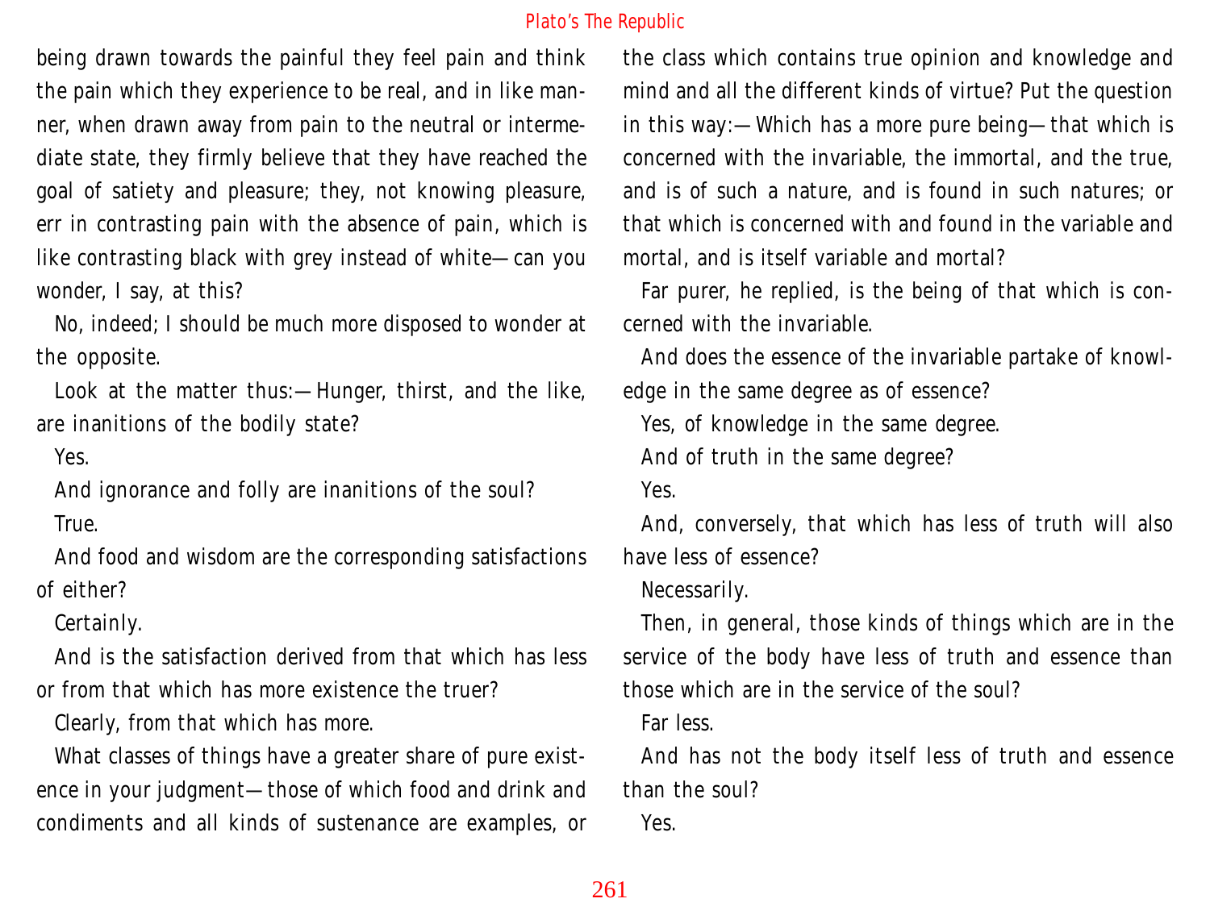being drawn towards the painful they feel pain and think the pain which they experience to be real, and in like manner, when drawn away from pain to the neutral or intermediate state, they firmly believe that they have reached the goal of satiety and pleasure; they, not knowing pleasure, err in contrasting pain with the absence of pain, which is like contrasting black with grey instead of white—can you wonder, I say, at this?

No, indeed; I should be much more disposed to wonder at the opposite.

Look at the matter thus:—Hunger, thirst, and the like, are inanitions of the bodily state?

Yes.

And ignorance and folly are inanitions of the soul?

True.

And food and wisdom are the corresponding satisfactions of either?

Certainly.

And is the satisfaction derived from that which has less or from that which has more existence the truer?

Clearly, from that which has more.

What classes of things have a greater share of pure existence in your judgment—those of which food and drink and condiments and all kinds of sustenance are examples, or the class which contains true opinion and knowledge and mind and all the different kinds of virtue? Put the question in this way:—Which has a more pure being—that which is concerned with the invariable, the immortal, and the true, and is of such a nature, and is found in such natures; or that which is concerned with and found in the variable and mortal, and is itself variable and mortal?

Far purer, he replied, is the being of that which is concerned with the invariable.

And does the essence of the invariable partake of knowledge in the same degree as of essence?

Yes, of knowledge in the same degree.

And of truth in the same degree?

Yes.

And, conversely, that which has less of truth will also have less of essence?

Necessarily.

Then, in general, those kinds of things which are in the service of the body have less of truth and essence than those which are in the service of the soul?

Far less.

And has not the body itself less of truth and essence than the soul?

Yes.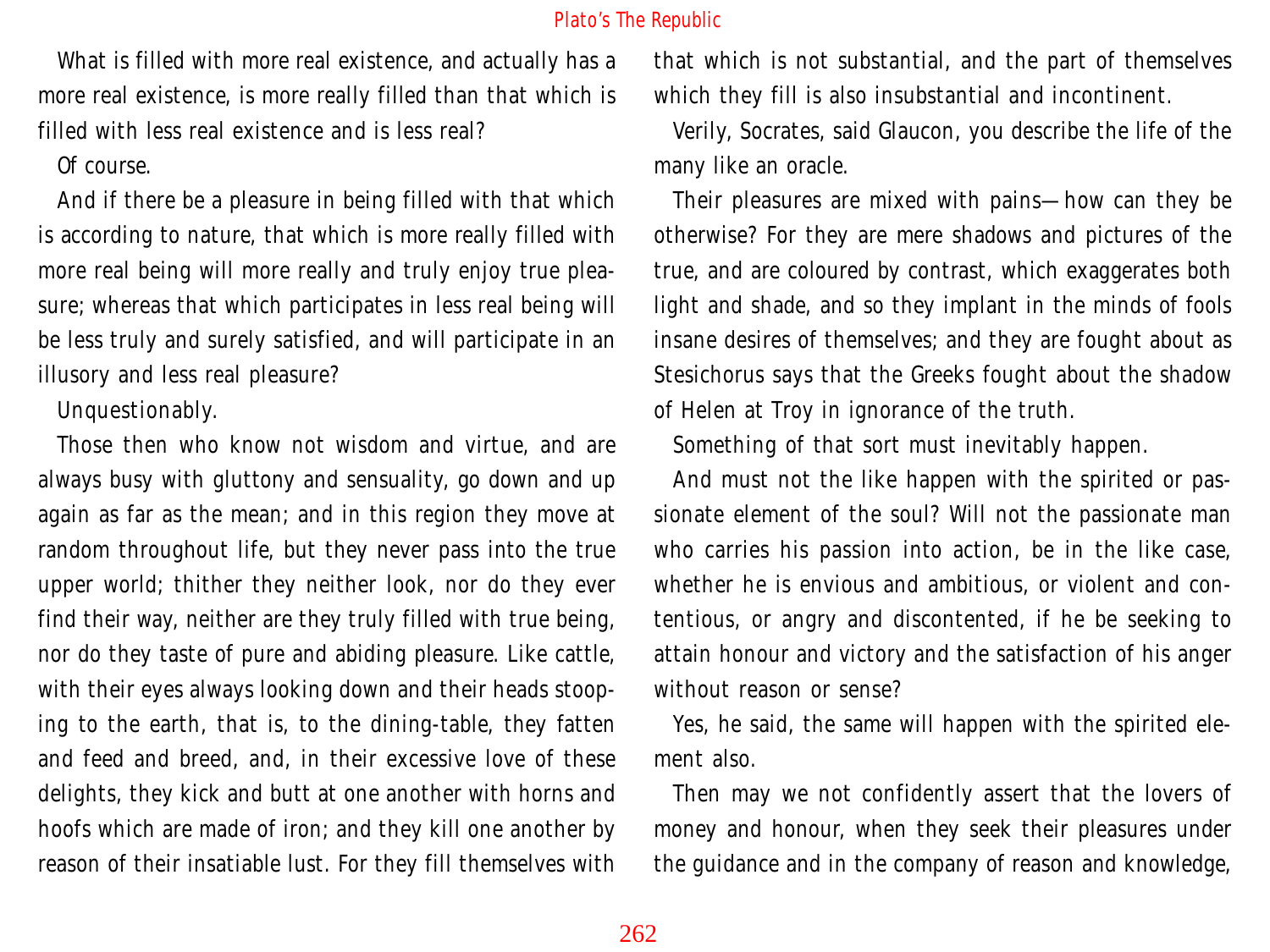What is filled with more real existence, and actually has a more real existence, is more really filled than that which is filled with less real existence and is less real?

Of course.

And if there be a pleasure in being filled with that which is according to nature, that which is more really filled with more real being will more really and truly enjoy true pleasure; whereas that which participates in less real being will be less truly and surely satisfied, and will participate in an illusory and less real pleasure?

Unquestionably.

Those then who know not wisdom and virtue, and are always busy with gluttony and sensuality, go down and up again as far as the mean; and in this region they move at random throughout life, but they never pass into the true upper world; thither they neither look, nor do they ever find their way, neither are they truly filled with true being, nor do they taste of pure and abiding pleasure. Like cattle, with their eyes always looking down and their heads stooping to the earth, that is, to the dining-table, they fatten and feed and breed, and, in their excessive love of these delights, they kick and butt at one another with horns and hoofs which are made of iron; and they kill one another by reason of their insatiable lust. For they fill themselves with that which is not substantial, and the part of themselves which they fill is also insubstantial and incontinent.

Verily, Socrates, said Glaucon, you describe the life of the many like an oracle.

Their pleasures are mixed with pains—how can they be otherwise? For they are mere shadows and pictures of the true, and are coloured by contrast, which exaggerates both light and shade, and so they implant in the minds of fools insane desires of themselves; and they are fought about as Stesichorus says that the Greeks fought about the shadow of Helen at Troy in ignorance of the truth.

Something of that sort must inevitably happen.

And must not the like happen with the spirited or passionate element of the soul? Will not the passionate man who carries his passion into action, be in the like case, whether he is envious and ambitious, or violent and contentious, or angry and discontented, if he be seeking to attain honour and victory and the satisfaction of his anger without reason or sense?

Yes, he said, the same will happen with the spirited element also.

Then may we not confidently assert that the lovers of money and honour, when they seek their pleasures under the guidance and in the company of reason and knowledge,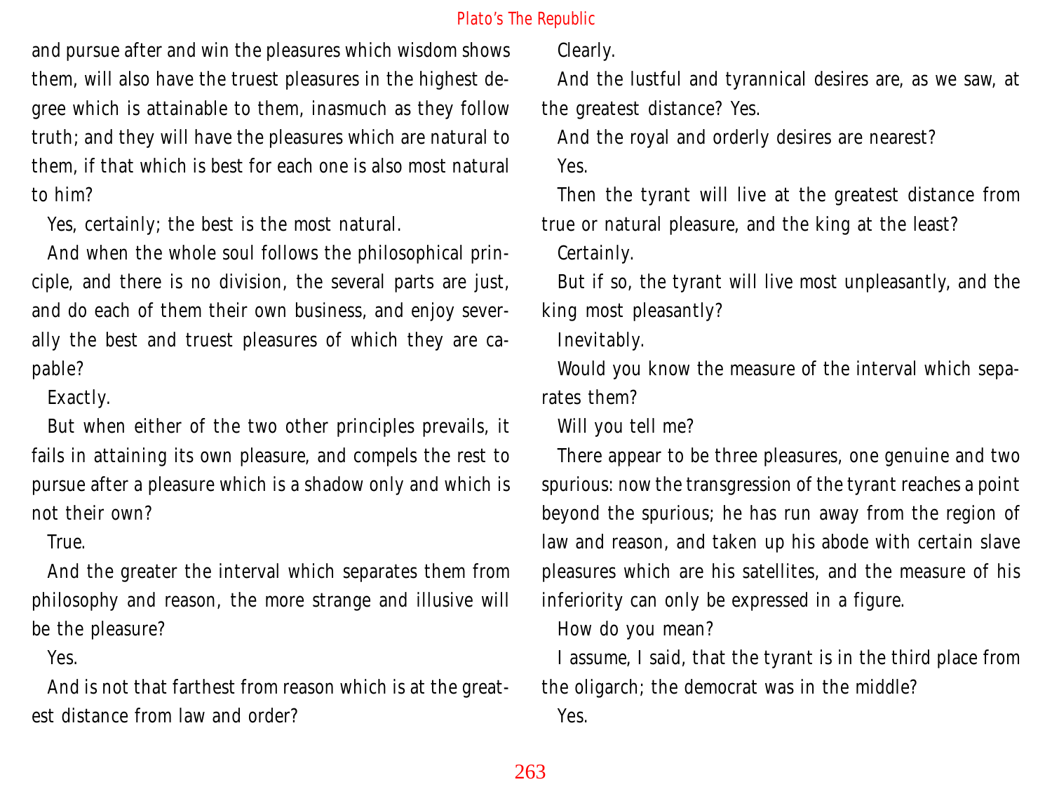and pursue after and win the pleasures which wisdom shows them, will also have the truest pleasures in the highest degree which is attainable to them, inasmuch as they follow truth; and they will have the pleasures which are natural to them, if that which is best for each one is also most natural to him?

Yes, certainly; the best is the most natural.

And when the whole soul follows the philosophical principle, and there is no division, the several parts are just, and do each of them their own business, and enjoy severally the best and truest pleasures of which they are capable?

Exactly.

But when either of the two other principles prevails, it fails in attaining its own pleasure, and compels the rest to pursue after a pleasure which is a shadow only and which is not their own?

True.

And the greater the interval which separates them from philosophy and reason, the more strange and illusive will be the pleasure?

Yes.

And is not that farthest from reason which is at the greatest distance from law and order?

Clearly.

And the lustful and tyrannical desires are, as we saw, at the greatest distance? Yes.

And the royal and orderly desires are nearest?

Yes.

Then the tyrant will live at the greatest distance from true or natural pleasure, and the king at the least?

Certainly.

But if so, the tyrant will live most unpleasantly, and the king most pleasantly?

Inevitably.

Would you know the measure of the interval which separates them?

Will you tell me?

There appear to be three pleasures, one genuine and two spurious: now the transgression of the tyrant reaches a point beyond the spurious; he has run away from the region of law and reason, and taken up his abode with certain slave pleasures which are his satellites, and the measure of his inferiority can only be expressed in a figure.

How do you mean?

I assume, I said, that the tyrant is in the third place from the oligarch; the democrat was in the middle?

Yes.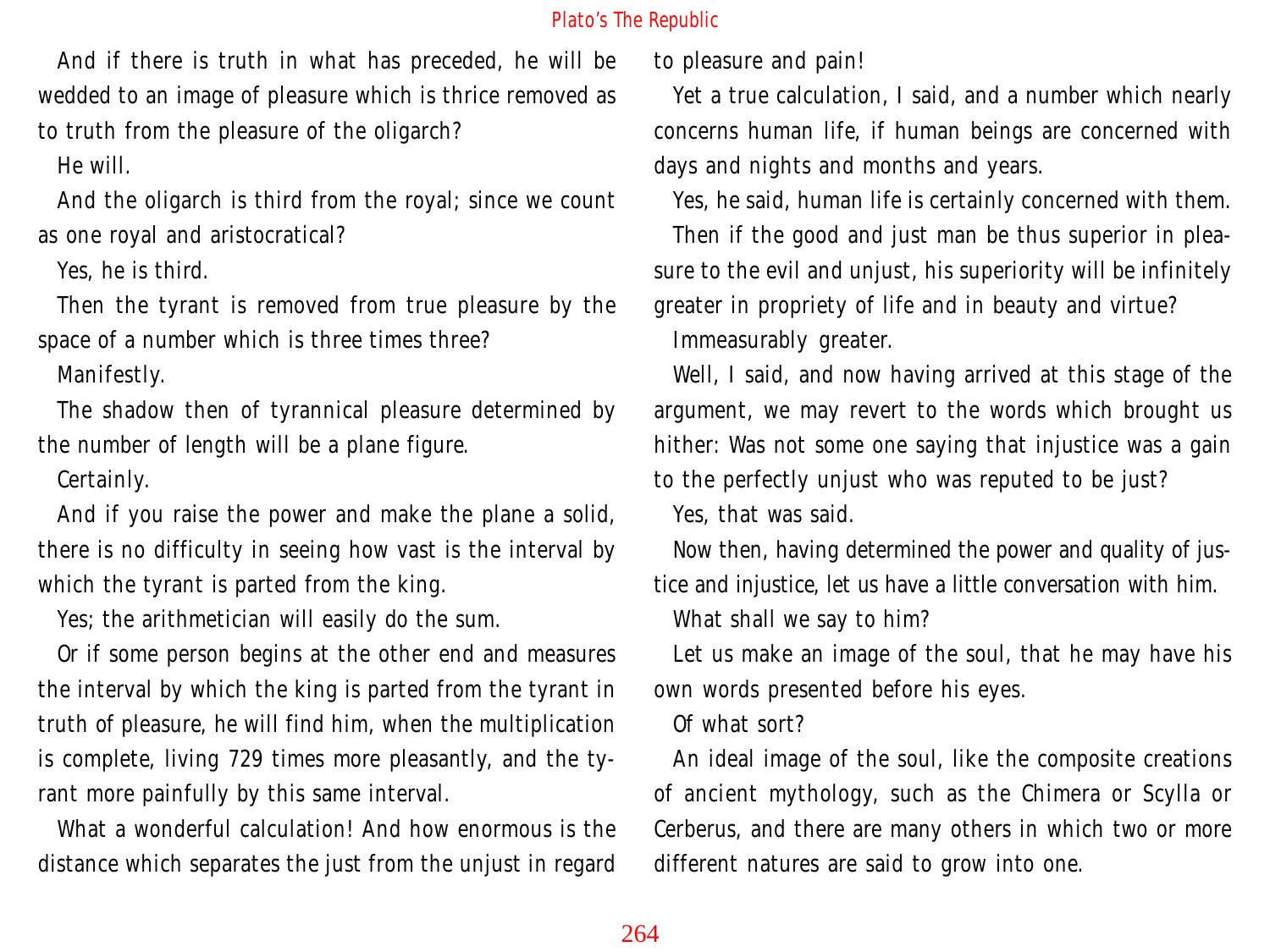And if there is truth in what has preceded, he will be wedded to an image of pleasure which is thrice removed as to truth from the pleasure of the oligarch?

He will.

And the oligarch is third from the royal; since we count as one royal and aristocratical?

Yes, he is third.

Then the tyrant is removed from true pleasure by the space of a number which is three times three?

Manifestly.

The shadow then of tyrannical pleasure determined by the number of length will be a plane figure.

Certainly.

And if you raise the power and make the plane a solid, there is no difficulty in seeing how vast is the interval by which the tyrant is parted from the king.

Yes; the arithmetician will easily do the sum.

Or if some person begins at the other end and measures the interval by which the king is parted from the tyrant in truth of pleasure, he will find him, when the multiplication is complete, living 729 times more pleasantly, and the tyrant more painfully by this same interval.

What a wonderful calculation! And how enormous is the distance which separates the just from the unjust in regard to pleasure and pain!

Yet a true calculation, I said, and a number which nearly concerns human life, if human beings are concerned with days and nights and months and years.

Yes, he said, human life is certainly concerned with them.

Then if the good and just man be thus superior in pleasure to the evil and unjust, his superiority will be infinitely greater in propriety of life and in beauty and virtue?

Immeasurably greater.

Well, I said, and now having arrived at this stage of the argument, we may revert to the words which brought us hither: Was not some one saying that injustice was a gain to the perfectly unjust who was reputed to be just?

Yes, that was said.

Now then, having determined the power and quality of justice and injustice, let us have a little conversation with him.

What shall we say to him?

Let us make an image of the soul, that he may have his own words presented before his eyes.

Of what sort?

An ideal image of the soul, like the composite creations of ancient mythology, such as the Chimera or Scylla or Cerberus, and there are many others in which two or more different natures are said to grow into one.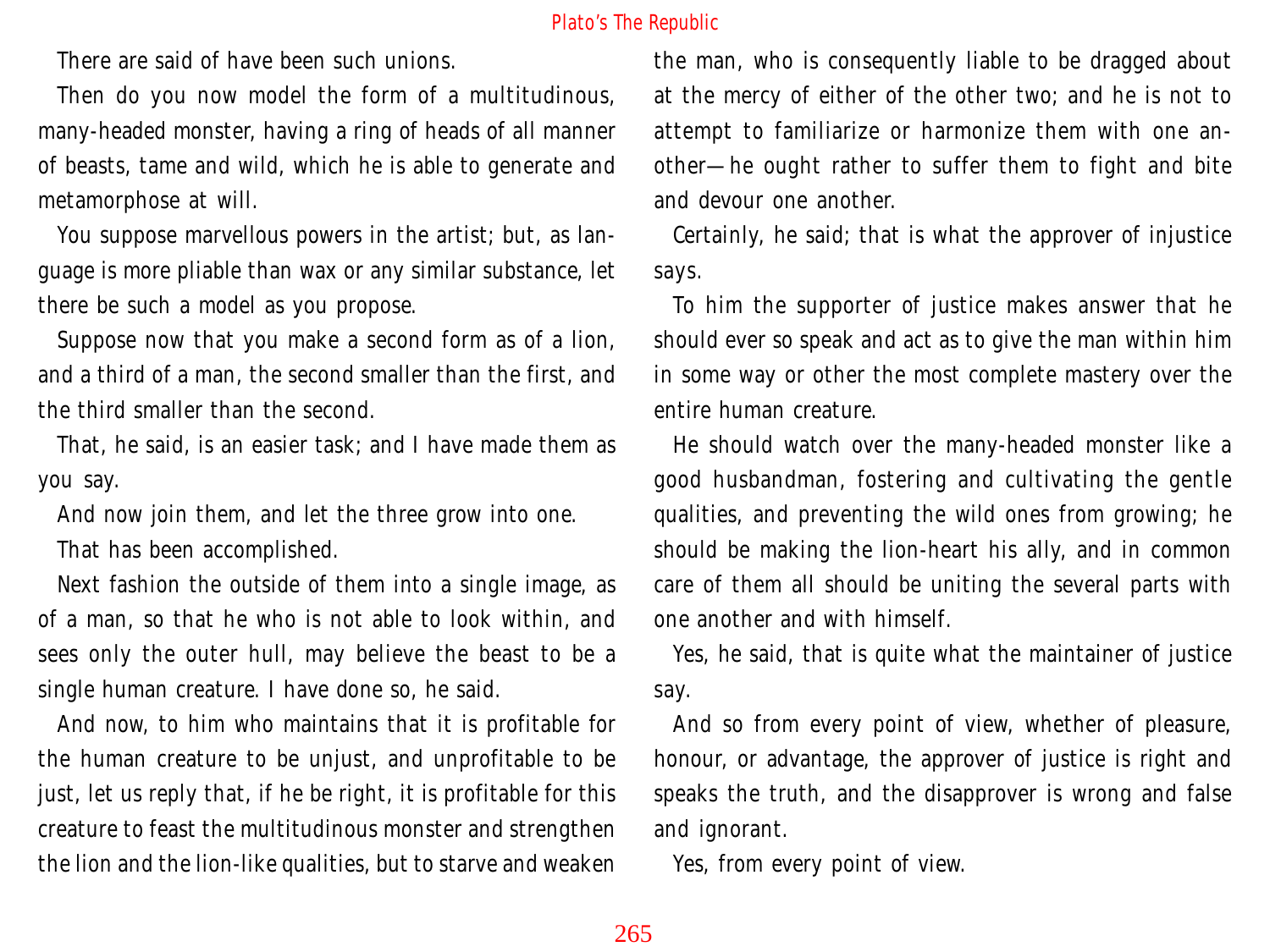There are said of have been such unions.

Then do you now model the form of a multitudinous, many-headed monster, having a ring of heads of all manner of beasts, tame and wild, which he is able to generate and metamorphose at will.

You suppose marvellous powers in the artist; but, as language is more pliable than wax or any similar substance, let there be such a model as you propose.

Suppose now that you make a second form as of a lion, and a third of a man, the second smaller than the first, and the third smaller than the second.

That, he said, is an easier task; and I have made them as you say.

And now join them, and let the three grow into one.

That has been accomplished.

Next fashion the outside of them into a single image, as of a man, so that he who is not able to look within, and sees only the outer hull, may believe the beast to be a single human creature. I have done so, he said.

And now, to him who maintains that it is profitable for the human creature to be unjust, and unprofitable to be just, let us reply that, if he be right, it is profitable for this creature to feast the multitudinous monster and strengthen the lion and the lion-like qualities, but to starve and weaken the man, who is consequently liable to be dragged about at the mercy of either of the other two; and he is not to attempt to familiarize or harmonize them with one another—he ought rather to suffer them to fight and bite and devour one another.

Certainly, he said; that is what the approver of injustice says.

To him the supporter of justice makes answer that he should ever so speak and act as to give the man within him in some way or other the most complete mastery over the entire human creature.

He should watch over the many-headed monster like a good husbandman, fostering and cultivating the gentle qualities, and preventing the wild ones from growing; he should be making the lion-heart his ally, and in common care of them all should be uniting the several parts with one another and with himself.

Yes, he said, that is quite what the maintainer of justice say.

And so from every point of view, whether of pleasure, honour, or advantage, the approver of justice is right and speaks the truth, and the disapprover is wrong and false and ignorant.

Yes, from every point of view.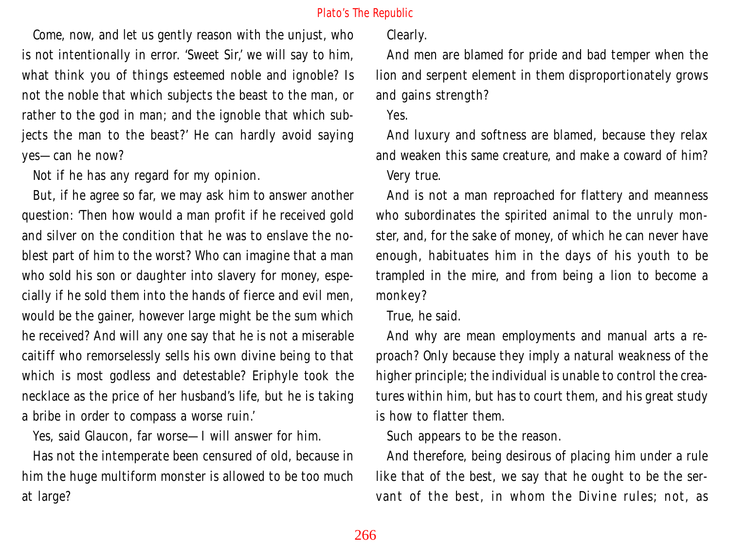Come, now, and let us gently reason with the unjust, who is not intentionally in error. 'Sweet Sir,' we will say to him, what think you of things esteemed noble and ignoble? Is not the noble that which subjects the beast to the man, or rather to the god in man; and the ignoble that which subjects the man to the beast?' He can hardly avoid saying yes—can he now?

Not if he has any regard for my opinion.

But, if he agree so far, we may ask him to answer another question: 'Then how would a man profit if he received gold and silver on the condition that he was to enslave the noblest part of him to the worst? Who can imagine that a man who sold his son or daughter into slavery for money, especially if he sold them into the hands of fierce and evil men, would be the gainer, however large might be the sum which he received? And will any one say that he is not a miserable caitiff who remorselessly sells his own divine being to that which is most godless and detestable? Eriphyle took the necklace as the price of her husband's life, but he is taking a bribe in order to compass a worse ruin.'

Yes, said Glaucon, far worse—I will answer for him.

Has not the intemperate been censured of old, because in him the huge multiform monster is allowed to be too much at large?

Clearly.

And men are blamed for pride and bad temper when the lion and serpent element in them disproportionately grows and gains strength?

Yes.

And luxury and softness are blamed, because they relax and weaken this same creature, and make a coward of him?

Very true.

And is not a man reproached for flattery and meanness who subordinates the spirited animal to the unruly monster, and, for the sake of money, of which he can never have enough, habituates him in the days of his youth to be trampled in the mire, and from being a lion to become a monkey?

True, he said.

And why are mean employments and manual arts a reproach? Only because they imply a natural weakness of the higher principle; the individual is unable to control the creatures within him, but has to court them, and his great study is how to flatter them.

Such appears to be the reason.

And therefore, being desirous of placing him under a rule like that of the best, we say that he ought to be the servant of the best, in whom the Divine rules; not, as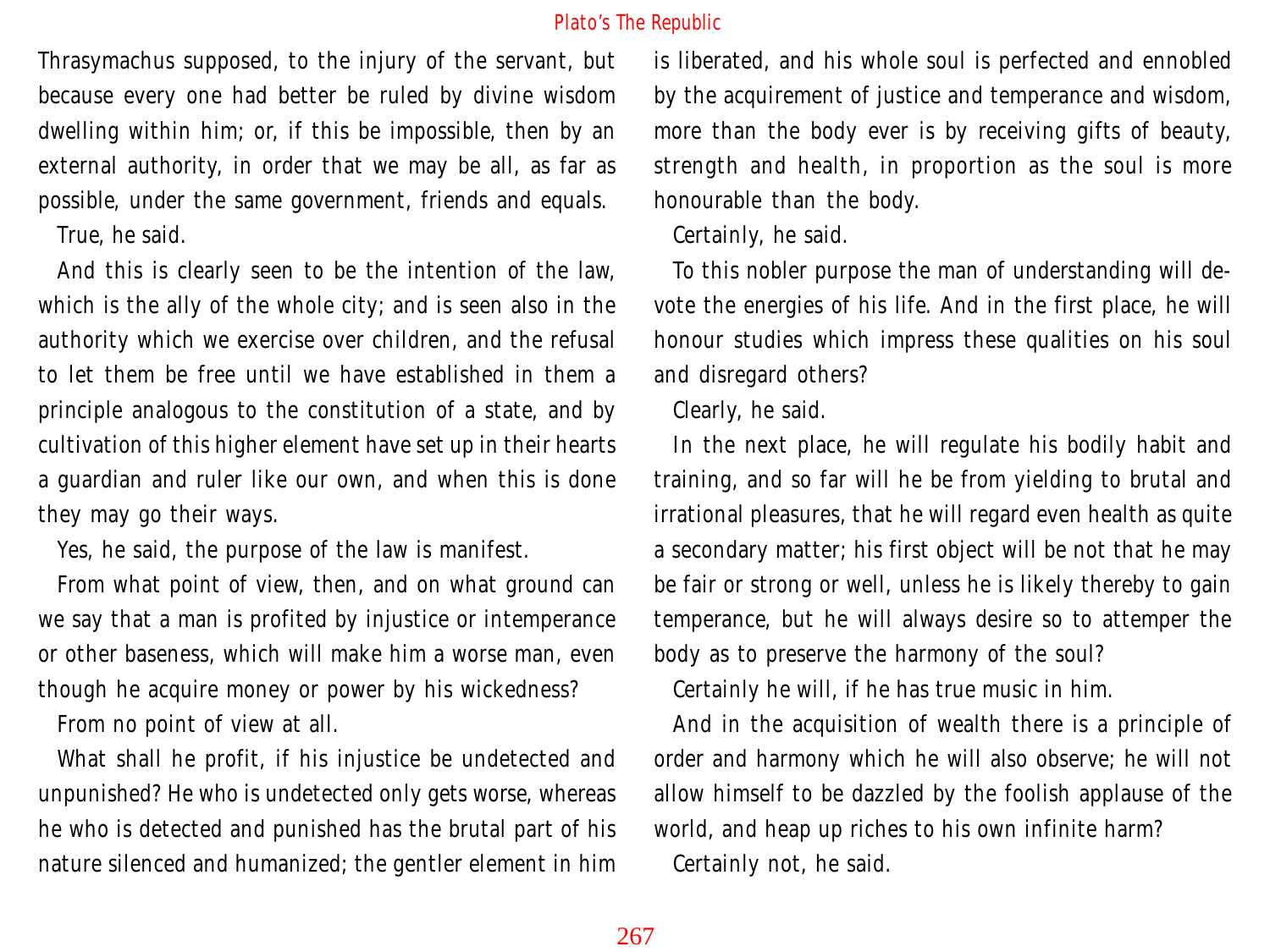Thrasymachus supposed, to the injury of the servant, but because every one had better be ruled by divine wisdom dwelling within him; or, if this be impossible, then by an external authority, in order that we may be all, as far as possible, under the same government, friends and equals.

True, he said.

And this is clearly seen to be the intention of the law, which is the ally of the whole city; and is seen also in the authority which we exercise over children, and the refusal to let them be free until we have established in them a principle analogous to the constitution of a state, and by cultivation of this higher element have set up in their hearts a guardian and ruler like our own, and when this is done they may go their ways.

Yes, he said, the purpose of the law is manifest.

From what point of view, then, and on what ground can we say that a man is profited by injustice or intemperance or other baseness, which will make him a worse man, even though he acquire money or power by his wickedness?

From no point of view at all.

What shall he profit, if his injustice be undetected and unpunished? He who is undetected only gets worse, whereas he who is detected and punished has the brutal part of his nature silenced and humanized; the gentler element in him is liberated, and his whole soul is perfected and ennobled by the acquirement of justice and temperance and wisdom, more than the body ever is by receiving gifts of beauty, strength and health, in proportion as the soul is more honourable than the body.

Certainly, he said.

To this nobler purpose the man of understanding will devote the energies of his life. And in the first place, he will honour studies which impress these qualities on his soul and disregard others?

Clearly, he said.

In the next place, he will regulate his bodily habit and training, and so far will he be from yielding to brutal and irrational pleasures, that he will regard even health as quite a secondary matter; his first object will be not that he may be fair or strong or well, unless he is likely thereby to gain temperance, but he will always desire so to attemper the body as to preserve the harmony of the soul?

Certainly he will, if he has true music in him.

And in the acquisition of wealth there is a principle of order and harmony which he will also observe; he will not allow himself to be dazzled by the foolish applause of the world, and heap up riches to his own infinite harm?

Certainly not, he said.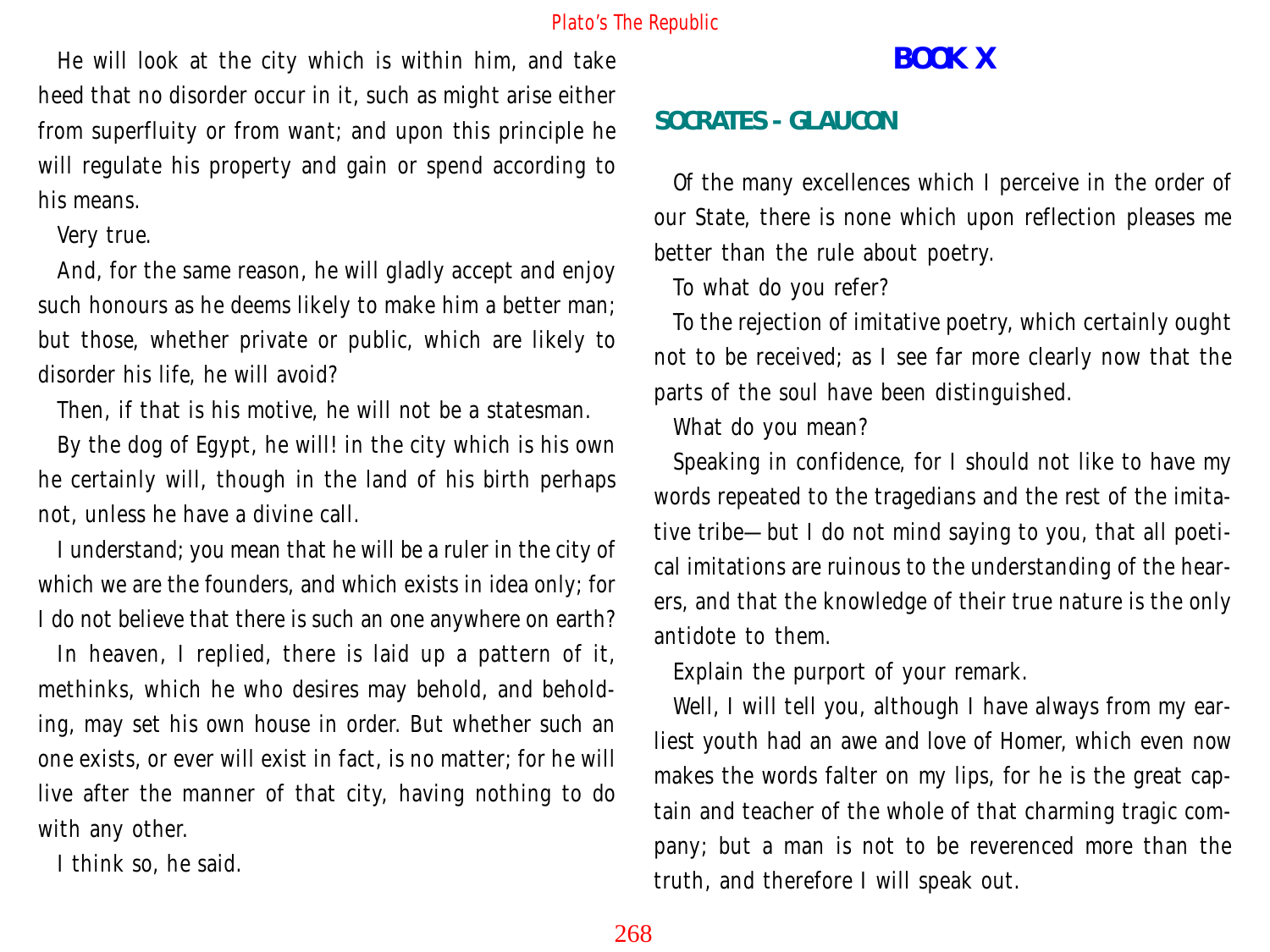He will look at the city which is within him, and take heed that no disorder occur in it, such as might arise either from superfluity or from want; and upon this principle he will regulate his property and gain or spend according to his means.

Very true.

And, for the same reason, he will gladly accept and enjoy such honours as he deems likely to make him a better man; but those, whether private or public, which are likely to disorder his life, he will avoid?

Then, if that is his motive, he will not be a statesman.

By the dog of Egypt, he will! in the city which is his own he certainly will, though in the land of his birth perhaps not, unless he have a divine call.

I understand; you mean that he will be a ruler in the city of which we are the founders, and which exists in idea only; for I do not believe that there is such an one anywhere on earth?

In heaven, I replied, there is laid up a pattern of it, methinks, which he who desires may behold, and beholding, may set his own house in order. But whether such an one exists, or ever will exist in fact, is no matter; for he will live after the manner of that city, having nothing to do with any other.

I think so, he said.

# BOOK X

## SOCRATES - GLAUCON

Of the many excellences which I perceive in the order of our State, there is none which upon reflection pleases me better than the rule about poetry.

To what do you refer?

To the rejection of imitative poetry, which certainly ought not to be received; as I see far more clearly now that the parts of the soul have been distinguished.

What do you mean?

Speaking in confidence, for I should not like to have my words repeated to the tragedians and the rest of the imitative tribe—but I do not mind saying to you, that all poetical imitations are ruinous to the understanding of the hearers, and that the knowledge of their true nature is the only antidote to them.

Explain the purport of your remark.

Well, I will tell you, although I have always from my earliest youth had an awe and love of Homer, which even now makes the words falter on my lips, for he is the great captain and teacher of the whole of that charming tragic company; but a man is not to be reverenced more than the truth, and therefore I will speak out.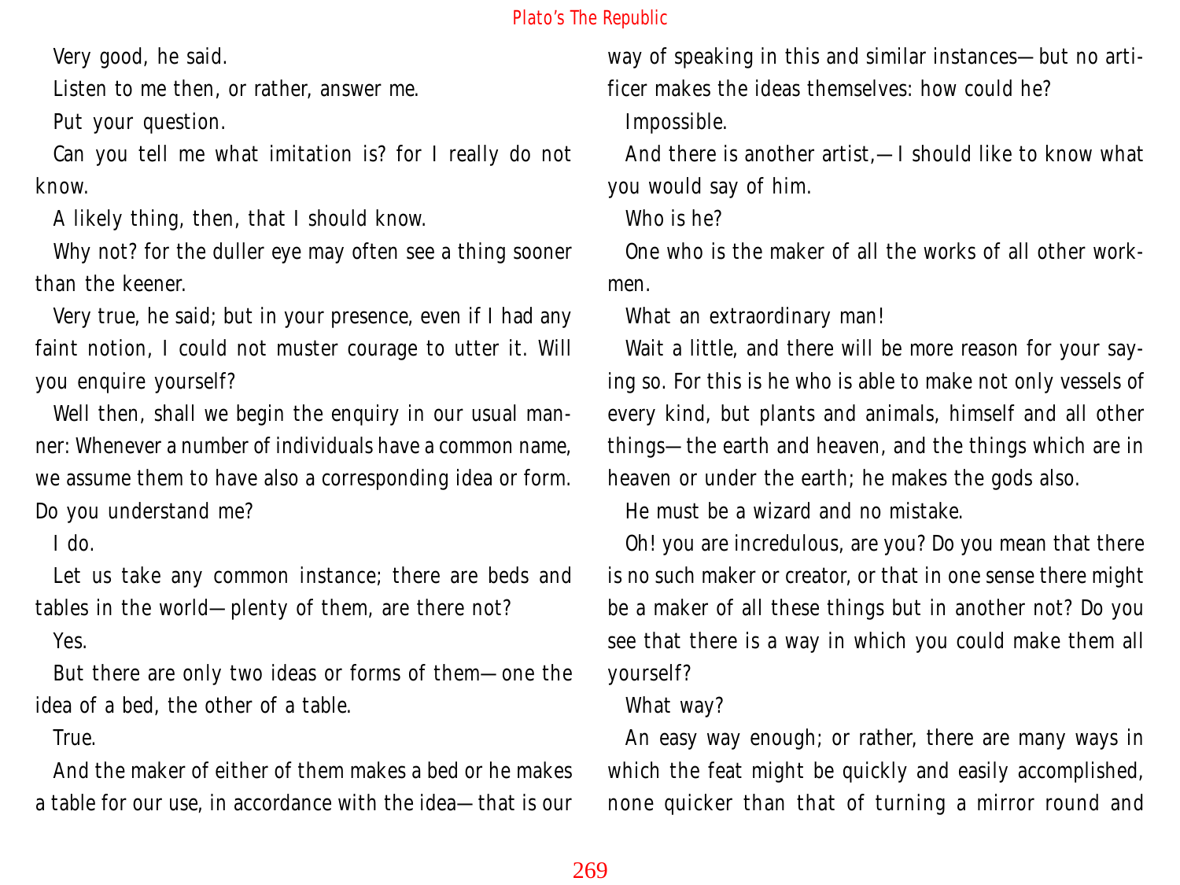Very good, he said.

Listen to me then, or rather, answer me.

Put your question.

Can you tell me what imitation is? for I really do not know.

A likely thing, then, that I should know.

Why not? for the duller eye may often see a thing sooner than the keener.

Very true, he said; but in your presence, even if I had any faint notion, I could not muster courage to utter it. Will you enquire yourself?

Well then, shall we begin the enquiry in our usual manner: Whenever a number of individuals have a common name, we assume them to have also a corresponding idea or form. Do you understand me?

I do.

Let us take any common instance; there are beds and tables in the world—plenty of them, are there not?

Yes.

But there are only two ideas or forms of them—one the idea of a bed, the other of a table.

True.

And the maker of either of them makes a bed or he makes a table for our use, in accordance with the idea—that is our way of speaking in this and similar instances—but no artificer makes the ideas themselves: how could he?

Impossible.

And there is another artist,—I should like to know what you would say of him.

Who is he?

One who is the maker of all the works of all other workmen.

What an extraordinary man!

Wait a little, and there will be more reason for your saying so. For this is he who is able to make not only vessels of every kind, but plants and animals, himself and all other things—the earth and heaven, and the things which are in heaven or under the earth; he makes the gods also.

He must be a wizard and no mistake.

Oh! you are incredulous, are you? Do you mean that there is no such maker or creator, or that in one sense there might be a maker of all these things but in another not? Do you see that there is a way in which you could make them all yourself?

What way?

An easy way enough; or rather, there are many ways in which the feat might be quickly and easily accomplished, none quicker than that of turning a mirror round and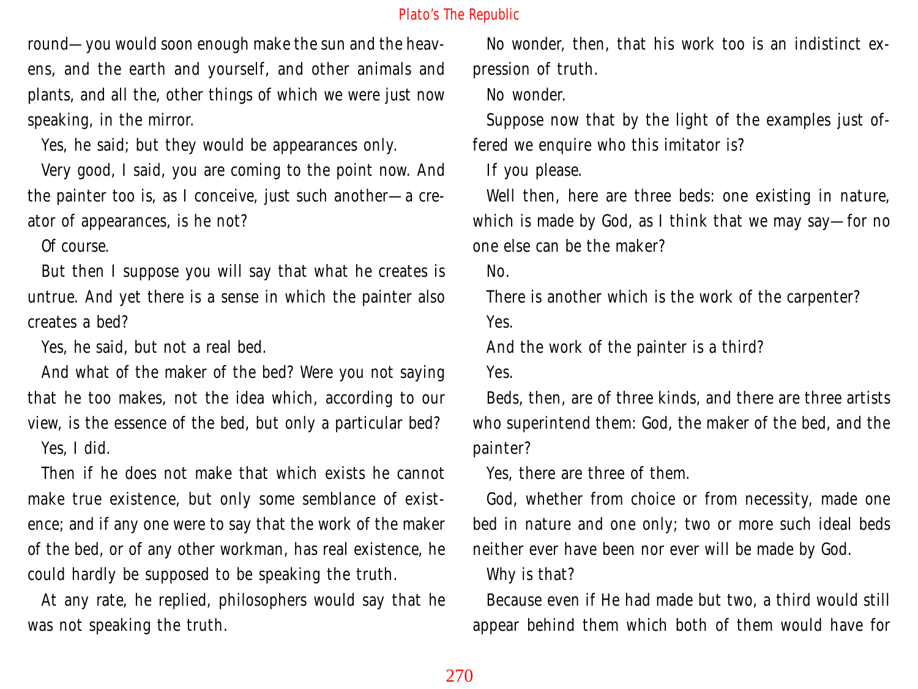round—you would soon enough make the sun and the heavens, and the earth and yourself, and other animals and plants, and all the, other things of which we were just now speaking, in the mirror.

Yes, he said; but they would be appearances only.

Very good, I said, you are coming to the point now. And the painter too is, as I conceive, just such another—a creator of appearances, is he not?

Of course.

But then I suppose you will say that what he creates is untrue. And yet there is a sense in which the painter also creates a bed?

Yes, he said, but not a real bed.

And what of the maker of the bed? Were you not saying that he too makes, not the idea which, according to our view, is the essence of the bed, but only a particular bed?

Yes, I did.

Then if he does not make that which exists he cannot make true existence, but only some semblance of existence; and if any one were to say that the work of the maker of the bed, or of any other workman, has real existence, he could hardly be supposed to be speaking the truth.

At any rate, he replied, philosophers would say that he was not speaking the truth.

No wonder, then, that his work too is an indistinct expression of truth.

No wonder.

Suppose now that by the light of the examples just offered we enquire who this imitator is?

If you please.

Well then, here are three beds: one existing in nature, which is made by God, as I think that we may say—for no one else can be the maker?

No.

There is another which is the work of the carpenter?

Yes.

And the work of the painter is a third?

Yes.

Beds, then, are of three kinds, and there are three artists who superintend them: God, the maker of the bed, and the painter?

Yes, there are three of them.

God, whether from choice or from necessity, made one bed in nature and one only; two or more such ideal beds neither ever have been nor ever will be made by God.

Why is that?

Because even if He had made but two, a third would still appear behind them which both of them would have for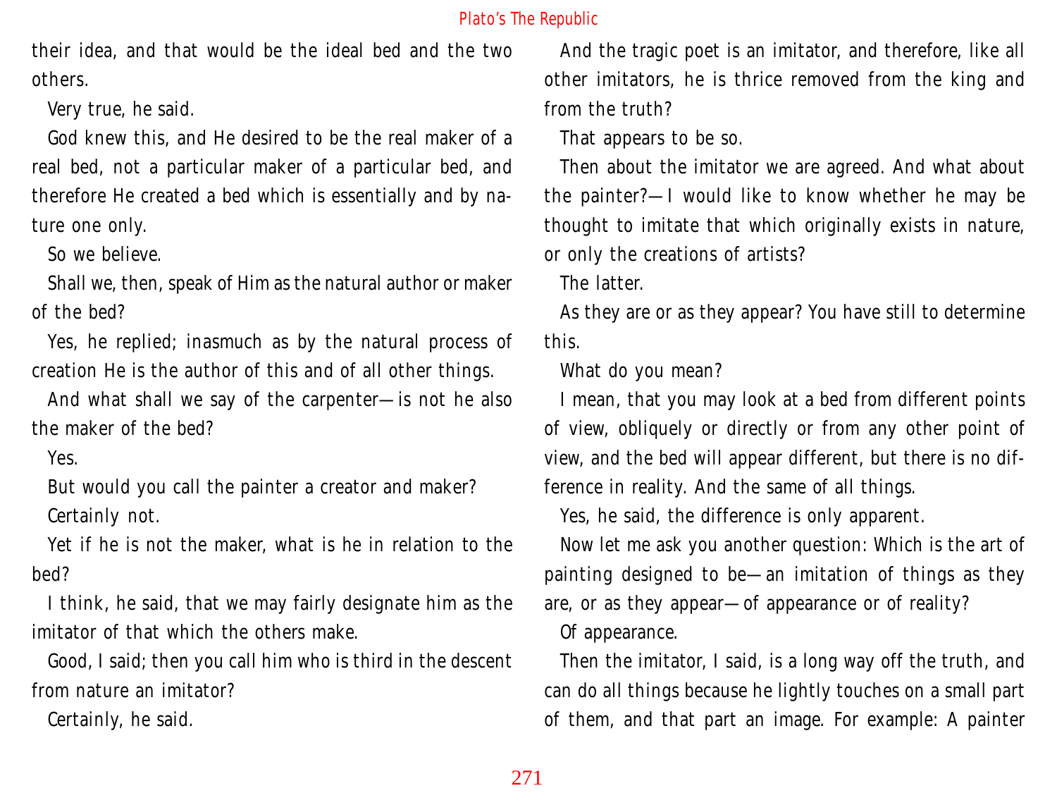their idea, and that would be the ideal bed and the two others.

Very true, he said.

God knew this, and He desired to be the real maker of a real bed, not a particular maker of a particular bed, and therefore He created a bed which is essentially and by nature one only.

So we believe.

Shall we, then, speak of Him as the natural author or maker of the bed?

Yes, he replied; inasmuch as by the natural process of creation He is the author of this and of all other things.

And what shall we say of the carpenter—is not he also the maker of the bed?

Yes.

But would you call the painter a creator and maker?

Certainly not.

Yet if he is not the maker, what is he in relation to the bed?

I think, he said, that we may fairly designate him as the imitator of that which the others make.

Good, I said; then you call him who is third in the descent from nature an imitator?

Certainly, he said.

And the tragic poet is an imitator, and therefore, like all other imitators, he is thrice removed from the king and from the truth?

That appears to be so.

Then about the imitator we are agreed. And what about the painter?—I would like to know whether he may be thought to imitate that which originally exists in nature, or only the creations of artists?

The latter.

As they are or as they appear? You have still to determine this.

What do you mean?

I mean, that you may look at a bed from different points of view, obliquely or directly or from any other point of view, and the bed will appear different, but there is no difference in reality. And the same of all things.

Yes, he said, the difference is only apparent.

Now let me ask you another question: Which is the art of painting designed to be—an imitation of things as they are, or as they appear—of appearance or of reality?

Of appearance.

Then the imitator, I said, is a long way off the truth, and can do all things because he lightly touches on a small part of them, and that part an image. For example: A painter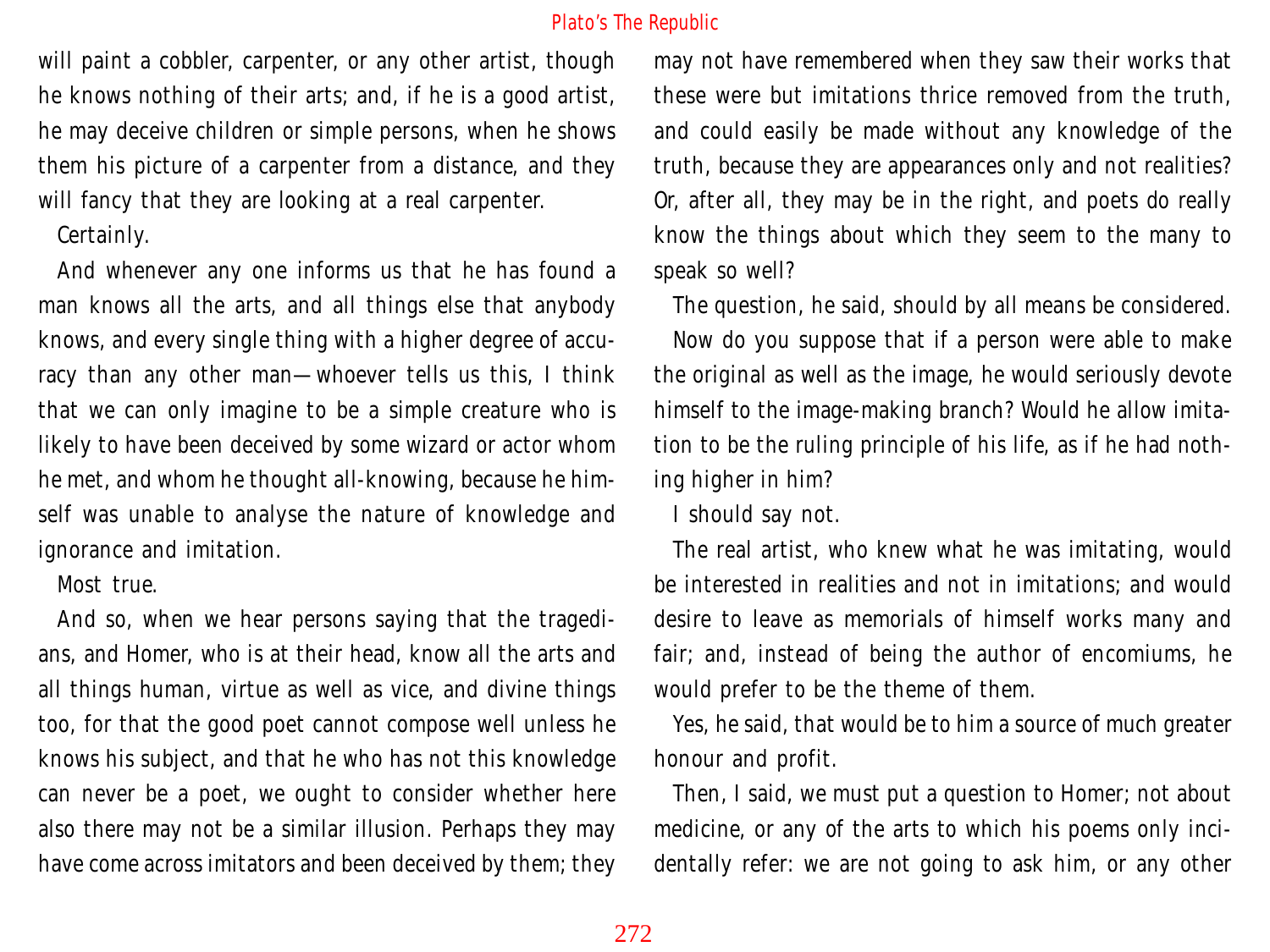will paint a cobbler, carpenter, or any other artist, though he knows nothing of their arts; and, if he is a good artist, he may deceive children or simple persons, when he shows them his picture of a carpenter from a distance, and they will fancy that they are looking at a real carpenter.

Certainly.

And whenever any one informs us that he has found a man knows all the arts, and all things else that anybody knows, and every single thing with a higher degree of accuracy than any other man—whoever tells us this, I think that we can only imagine to be a simple creature who is likely to have been deceived by some wizard or actor whom he met, and whom he thought all-knowing, because he himself was unable to analyse the nature of knowledge and ignorance and imitation.

Most true.

And so, when we hear persons saying that the tragedians, and Homer, who is at their head, know all the arts and all things human, virtue as well as vice, and divine things too, for that the good poet cannot compose well unless he knows his subject, and that he who has not this knowledge can never be a poet, we ought to consider whether here also there may not be a similar illusion. Perhaps they may have come across imitators and been deceived by them; they may not have remembered when they saw their works that these were but imitations thrice removed from the truth, and could easily be made without any knowledge of the truth, because they are appearances only and not realities? Or, after all, they may be in the right, and poets do really know the things about which they seem to the many to speak so well?

The question, he said, should by all means be considered.

Now do you suppose that if a person were able to make the original as well as the image, he would seriously devote himself to the image-making branch? Would he allow imitation to be the ruling principle of his life, as if he had nothing higher in him?

I should say not.

The real artist, who knew what he was imitating, would be interested in realities and not in imitations; and would desire to leave as memorials of himself works many and fair; and, instead of being the author of encomiums, he would prefer to be the theme of them.

Yes, he said, that would be to him a source of much greater honour and profit.

Then, I said, we must put a question to Homer; not about medicine, or any of the arts to which his poems only incidentally refer: we are not going to ask him, or any other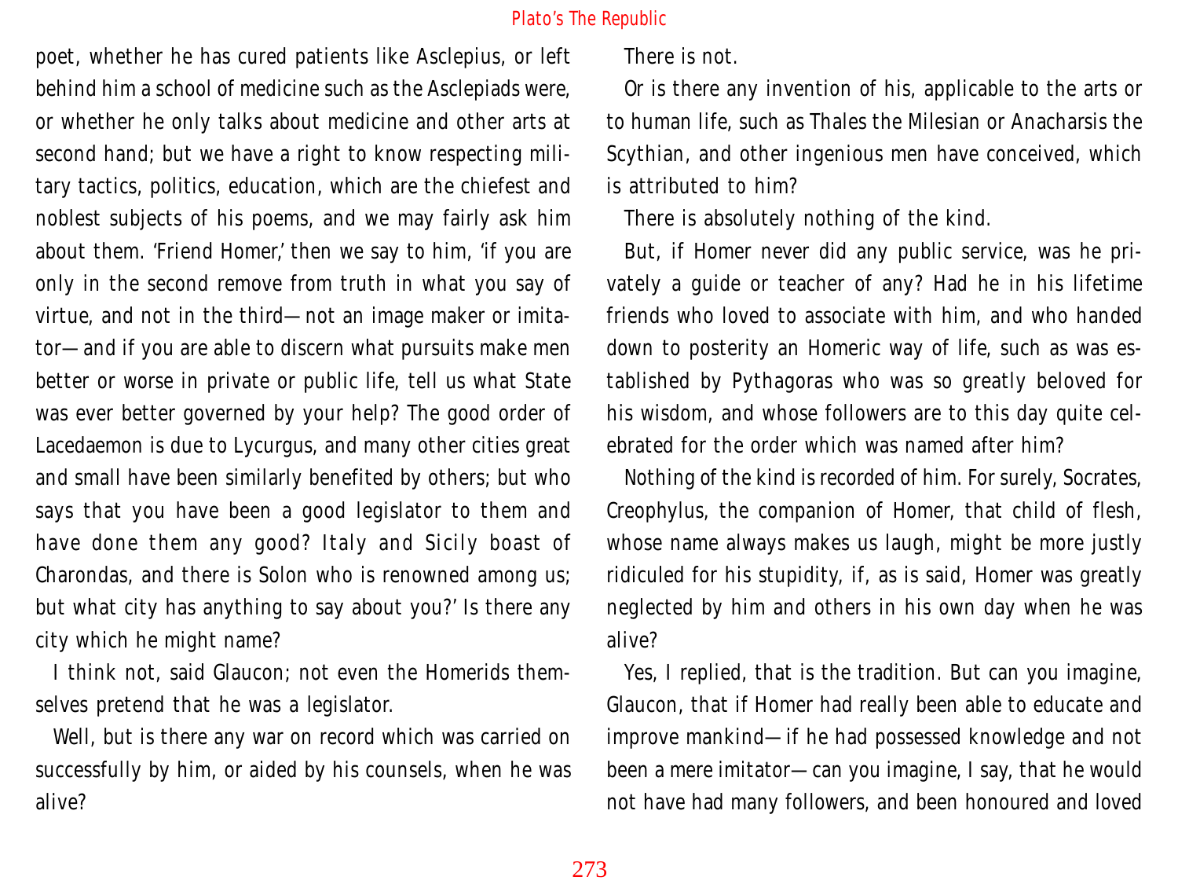poet, whether he has cured patients like Asclepius, or left behind him a school of medicine such as the Asclepiads were, or whether he only talks about medicine and other arts at second hand; but we have a right to know respecting military tactics, politics, education, which are the chiefest and noblest subjects of his poems, and we may fairly ask him about them. 'Friend Homer,' then we say to him, 'if you are only in the second remove from truth in what you say of virtue, and not in the third—not an image maker or imitator—and if you are able to discern what pursuits make men better or worse in private or public life, tell us what State was ever better governed by your help? The good order of Lacedaemon is due to Lycurgus, and many other cities great and small have been similarly benefited by others; but who says that you have been a good legislator to them and have done them any good? Italy and Sicily boast of Charondas, and there is Solon who is renowned among us; but what city has anything to say about you?' Is there any city which he might name?

I think not, said Glaucon; not even the Homerids themselves pretend that he was a legislator.

Well, but is there any war on record which was carried on successfully by him, or aided by his counsels, when he was alive?

There is not.

Or is there any invention of his, applicable to the arts or to human life, such as Thales the Milesian or Anacharsis the Scythian, and other ingenious men have conceived, which is attributed to him?

There is absolutely nothing of the kind.

But, if Homer never did any public service, was he privately a guide or teacher of any? Had he in his lifetime friends who loved to associate with him, and who handed down to posterity an Homeric way of life, such as was established by Pythagoras who was so greatly beloved for his wisdom, and whose followers are to this day quite celebrated for the order which was named after him?

Nothing of the kind is recorded of him. For surely, Socrates, Creophylus, the companion of Homer, that child of flesh, whose name always makes us laugh, might be more justly ridiculed for his stupidity, if, as is said, Homer was greatly neglected by him and others in his own day when he was alive?

Yes, I replied, that is the tradition. But can you imagine, Glaucon, that if Homer had really been able to educate and improve mankind—if he had possessed knowledge and not been a mere imitator—can you imagine, I say, that he would not have had many followers, and been honoured and loved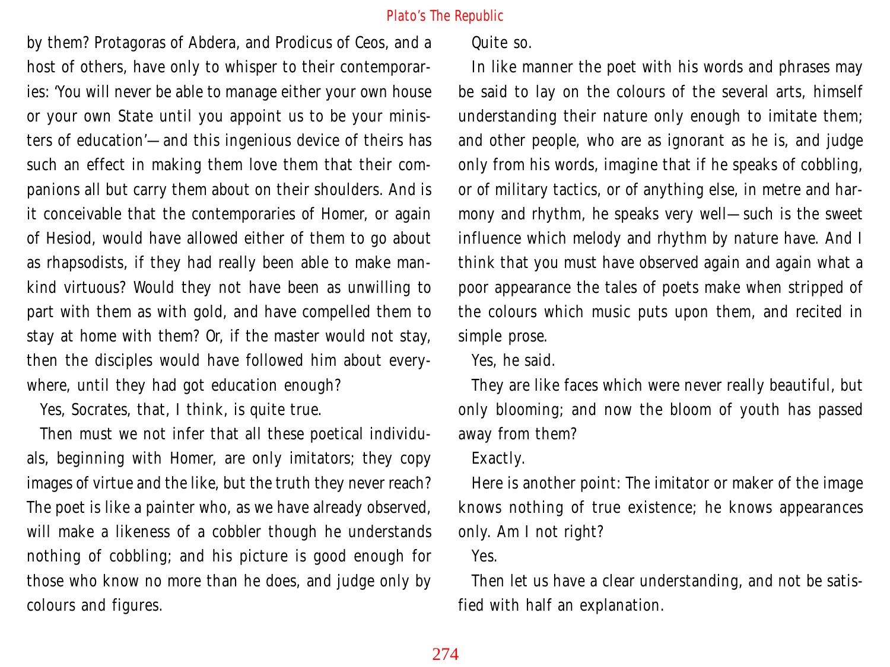by them? Protagoras of Abdera, and Prodicus of Ceos, and a host of others, have only to whisper to their contemporaries: 'You will never be able to manage either your own house or your own State until you appoint us to be your ministers of education'—and this ingenious device of theirs has such an effect in making them love them that their companions all but carry them about on their shoulders. And is it conceivable that the contemporaries of Homer, or again of Hesiod, would have allowed either of them to go about as rhapsodists, if they had really been able to make mankind virtuous? Would they not have been as unwilling to part with them as with gold, and have compelled them to stay at home with them? Or, if the master would not stay, then the disciples would have followed him about everywhere, until they had got education enough?

Yes, Socrates, that, I think, is quite true.

Then must we not infer that all these poetical individuals, beginning with Homer, are only imitators; they copy images of virtue and the like, but the truth they never reach? The poet is like a painter who, as we have already observed, will make a likeness of a cobbler though he understands nothing of cobbling; and his picture is good enough for those who know no more than he does, and judge only by colours and figures.

Quite so.

In like manner the poet with his words and phrases may be said to lay on the colours of the several arts, himself understanding their nature only enough to imitate them; and other people, who are as ignorant as he is, and judge only from his words, imagine that if he speaks of cobbling, or of military tactics, or of anything else, in metre and harmony and rhythm, he speaks very well—such is the sweet influence which melody and rhythm by nature have. And I think that you must have observed again and again what a poor appearance the tales of poets make when stripped of the colours which music puts upon them, and recited in simple prose.

Yes, he said.

They are like faces which were never really beautiful, but only blooming; and now the bloom of youth has passed away from them?

Exactly.

Here is another point: The imitator or maker of the image knows nothing of true existence; he knows appearances only. Am I not right?

Yes.

Then let us have a clear understanding, and not be satisfied with half an explanation.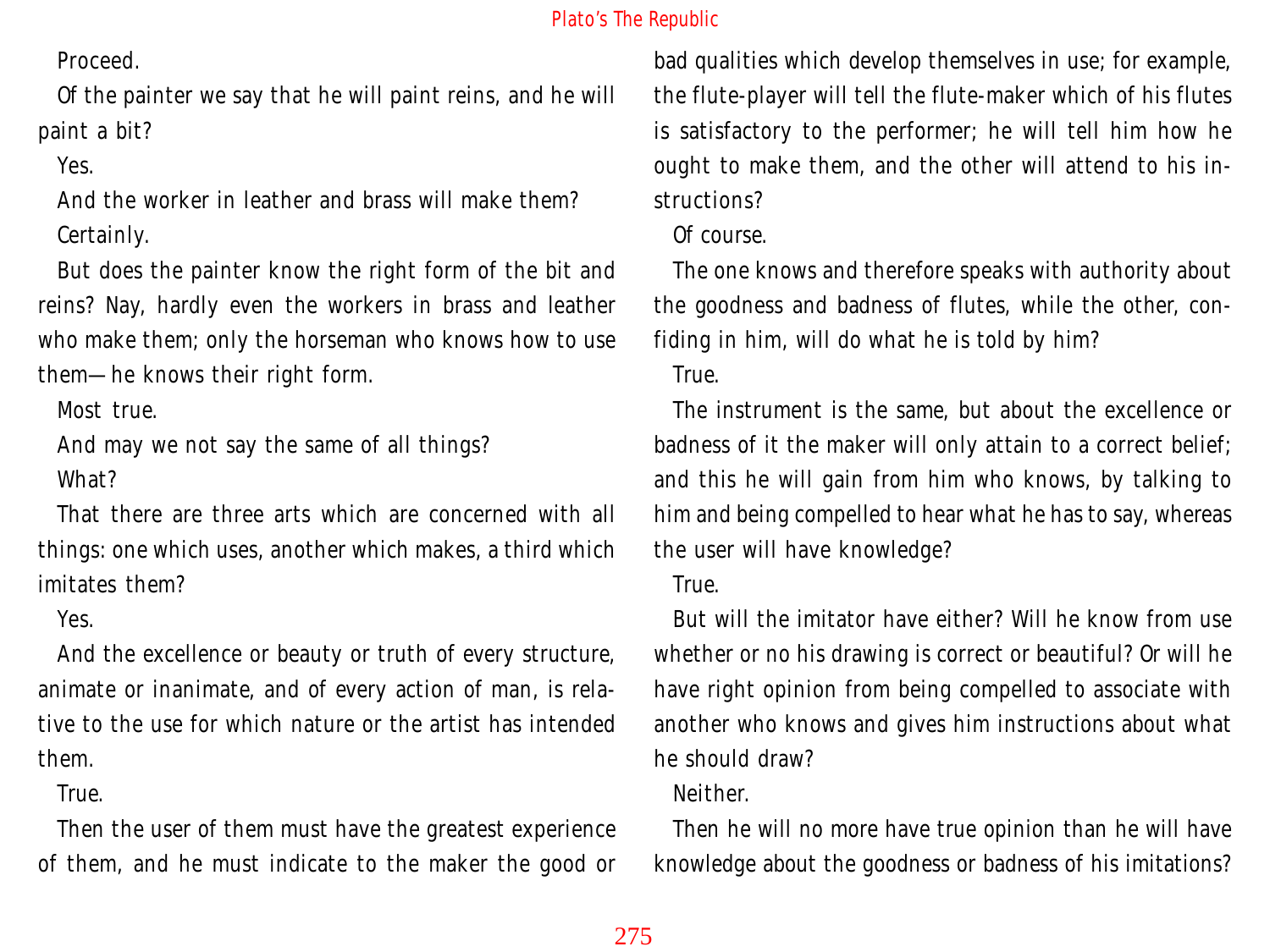Proceed.

Of the painter we say that he will paint reins, and he will paint a bit?

Yes.

And the worker in leather and brass will make them?

Certainly.

But does the painter know the right form of the bit and reins? Nay, hardly even the workers in brass and leather who make them; only the horseman who knows how to use them— he knows their right form.

Most true.

And may we not say the same of all things?

What?

That there are three arts which are concerned with all things: one which uses, another which makes, a third which imitates them?

Yes.

And the excellence or beauty or truth of every structure, animate or inanimate, and of every action of man, is relative to the use for which nature or the artist has intended them.

True.

Then the user of them must have the greatest experience of them, and he must indicate to the maker the good or bad qualities which develop themselves in use; for example, the flute-player will tell the flute-maker which of his flutes is satisfactory to the performer; he will tell him how he ought to make them, and the other will attend to his instructions?

Of course.

The one knows and therefore speaks with authority about the goodness and badness of flutes, while the other, confiding in him, will do what he is told by him?

True.

The instrument is the same, but about the excellence or badness of it the maker will only attain to a correct belief; and this he will gain from him who knows, by talking to him and being compelled to hear what he has to say, whereas the user will have knowledge?

True.

But will the imitator have either? Will he know from use whether or no his drawing is correct or beautiful? Or will he have right opinion from being compelled to associate with another who knows and gives him instructions about what he should draw?

Neither.

Then he will no more have true opinion than he will have knowledge about the goodness or badness of his imitations?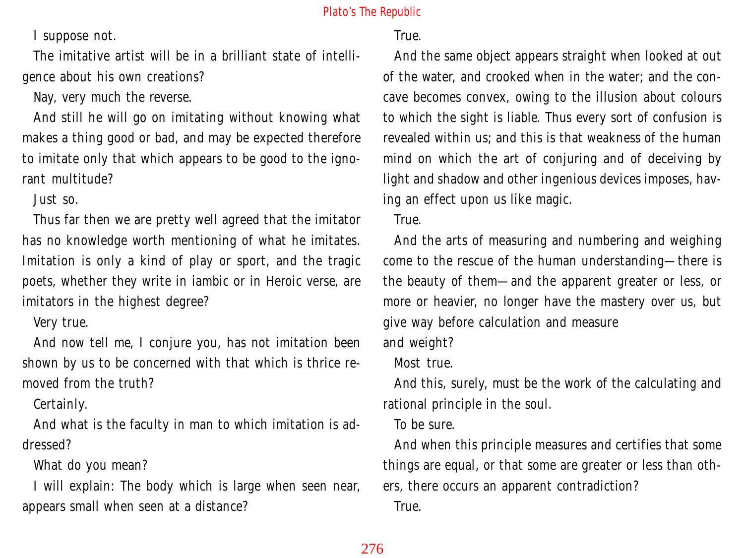I suppose not.

The imitative artist will be in a brilliant state of intelligence about his own creations?

Nay, very much the reverse.

And still he will go on imitating without knowing what makes a thing good or bad, and may be expected therefore to imitate only that which appears to be good to the ignorant multitude?

Just so.

Thus far then we are pretty well agreed that the imitator has no knowledge worth mentioning of what he imitates. Imitation is only a kind of play or sport, and the tragic poets, whether they write in iambic or in Heroic verse, are imitators in the highest degree?

Very true.

And now tell me, I conjure you, has not imitation been shown by us to be concerned with that which is thrice removed from the truth?

Certainly.

And what is the faculty in man to which imitation is addressed?

What do you mean?

I will explain: The body which is large when seen near, appears small when seen at a distance?

True.

And the same object appears straight when looked at out of the water, and crooked when in the water; and the concave becomes convex, owing to the illusion about colours to which the sight is liable. Thus every sort of confusion is revealed within us; and this is that weakness of the human mind on which the art of conjuring and of deceiving by light and shadow and other ingenious devices imposes, having an effect upon us like magic.

True.

And the arts of measuring and numbering and weighing come to the rescue of the human understanding—there is the beauty of them—and the apparent greater or less, or more or heavier, no longer have the mastery over us, but give way before calculation and measure and weight?

Most true.

And this, surely, must be the work of the calculating and rational principle in the soul.

To be sure.

And when this principle measures and certifies that some things are equal, or that some are greater or less than others, there occurs an apparent contradiction?

True.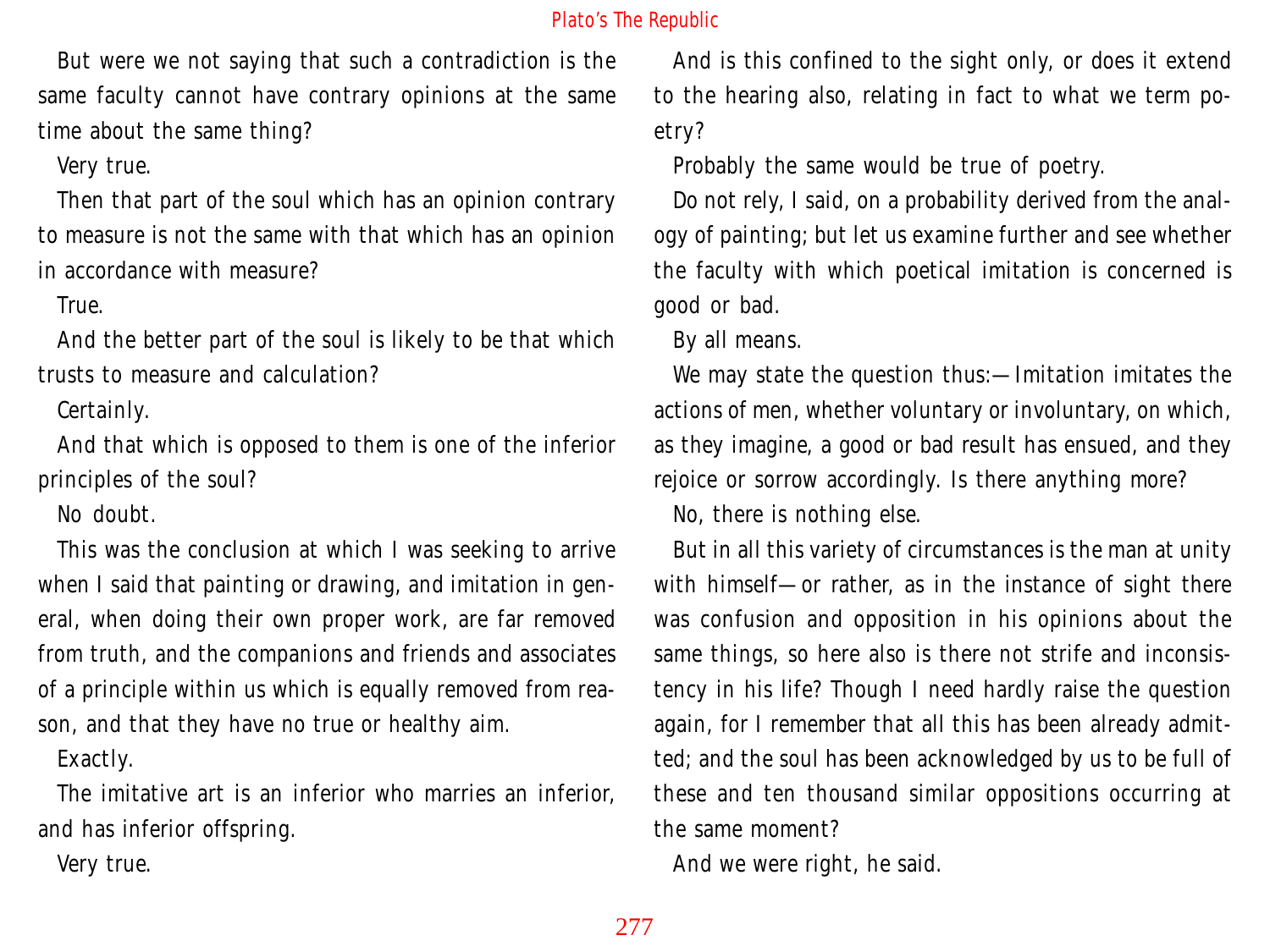But were we not saying that such a contradiction is the same faculty cannot have contrary opinions at the same time about the same thing?

Very true.

Then that part of the soul which has an opinion contrary to measure is not the same with that which has an opinion in accordance with measure?

True.

And the better part of the soul is likely to be that which trusts to measure and calculation?

Certainly.

And that which is opposed to them is one of the inferior principles of the soul?

No doubt.

This was the conclusion at which I was seeking to arrive when I said that painting or drawing, and imitation in general, when doing their own proper work, are far removed from truth, and the companions and friends and associates of a principle within us which is equally removed from reason, and that they have no true or healthy aim.

Exactly.

The imitative art is an inferior who marries an inferior, and has inferior offspring.

Very true.

And is this confined to the sight only, or does it extend to the hearing also, relating in fact to what we term poetry?

Probably the same would be true of poetry.

Do not rely, I said, on a probability derived from the analogy of painting; but let us examine further and see whether the faculty with which poetical imitation is concerned is good or bad.

By all means.

We may state the question thus:—Imitation imitates the actions of men, whether voluntary or involuntary, on which, as they imagine, a good or bad result has ensued, and they rejoice or sorrow accordingly. Is there anything more?

No, there is nothing else.

But in all this variety of circumstances is the man at unity with himself—or rather, as in the instance of sight there was confusion and opposition in his opinions about the same things, so here also is there not strife and inconsistency in his life? Though I need hardly raise the question again, for I remember that all this has been already admitted; and the soul has been acknowledged by us to be full of these and ten thousand similar oppositions occurring at the same moment?

And we were right, he said.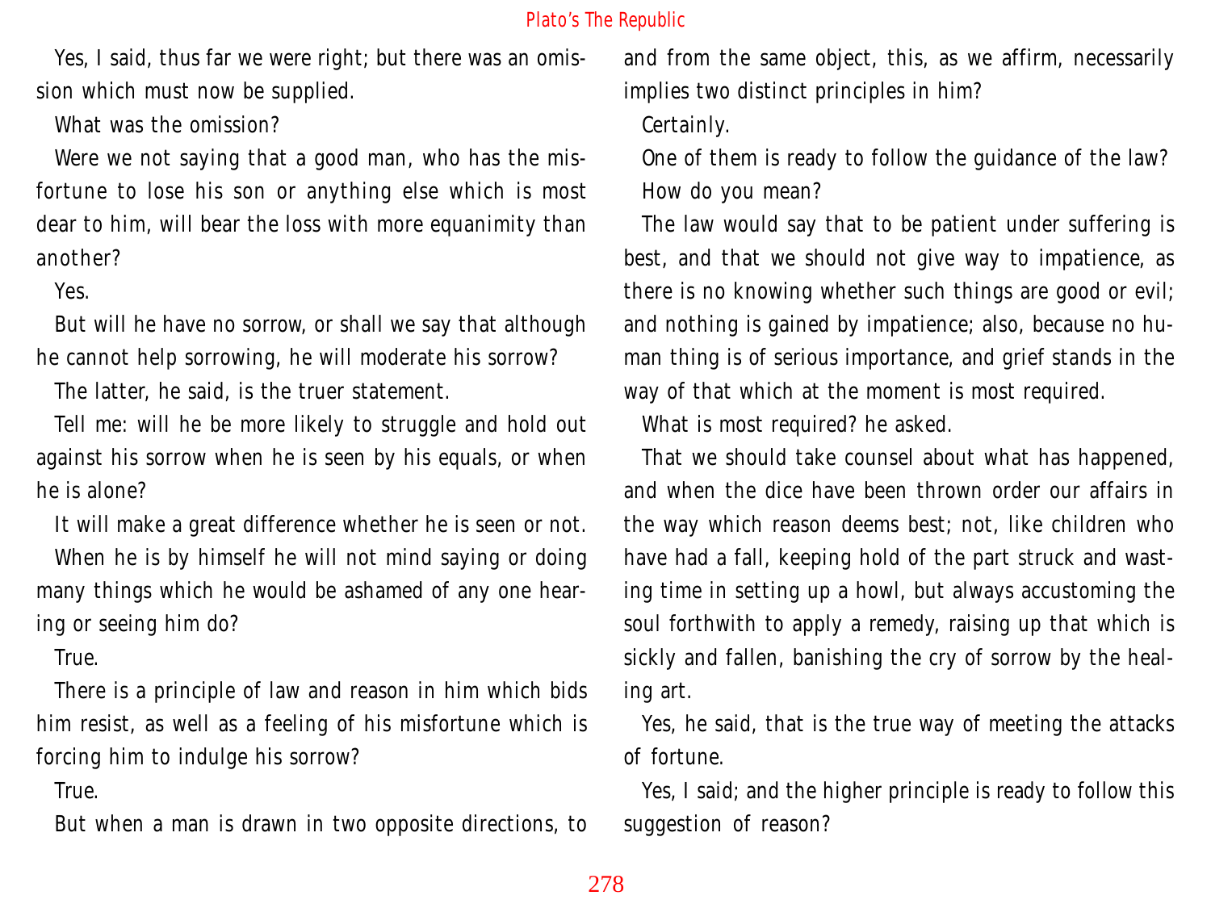Yes, I said, thus far we were right; but there was an omission which must now be supplied.

What was the omission?

Were we not saying that a good man, who has the misfortune to lose his son or anything else which is most dear to him, will bear the loss with more equanimity than another?

Yes.

But will he have no sorrow, or shall we say that although he cannot help sorrowing, he will moderate his sorrow?

The latter, he said, is the truer statement.

Tell me: will he be more likely to struggle and hold out against his sorrow when he is seen by his equals, or when he is alone?

It will make a great difference whether he is seen or not.

When he is by himself he will not mind saying or doing many things which he would be ashamed of any one hearing or seeing him do?

True.

There is a principle of law and reason in him which bids him resist, as well as a feeling of his misfortune which is forcing him to indulge his sorrow?

True.

But when a man is drawn in two opposite directions, to and from the same object, this, as we affirm, necessarily implies two distinct principles in him?

Certainly.

One of them is ready to follow the guidance of the law?

How do you mean?

The law would say that to be patient under suffering is best, and that we should not give way to impatience, as there is no knowing whether such things are good or evil; and nothing is gained by impatience; also, because no human thing is of serious importance, and grief stands in the way of that which at the moment is most required.

What is most required? he asked.

That we should take counsel about what has happened, and when the dice have been thrown order our affairs in the way which reason deems best; not, like children who have had a fall, keeping hold of the part struck and wasting time in setting up a howl, but always accustoming the soul forthwith to apply a remedy, raising up that which is sickly and fallen, banishing the cry of sorrow by the healing art.

Yes, he said, that is the true way of meeting the attacks of fortune.

Yes, I said; and the higher principle is ready to follow this suggestion of reason?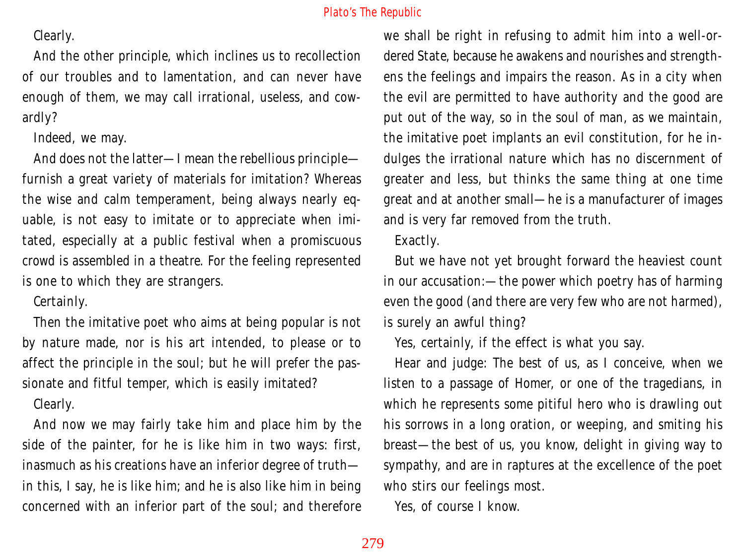Clearly.

And the other principle, which inclines us to recollection of our troubles and to lamentation, and can never have enough of them, we may call irrational, useless, and cowardly?

Indeed, we may.

And does not the latter—I mean the rebellious principle—furnish a great variety of materials for imitation? Whereas the wise and calm temperament, being always nearly equable, is not easy to imitate or to appreciate when imitated, especially at a public festival when a promiscuous crowd is assembled in a theatre. For the feeling represented is one to which they are strangers.

Certainly.

Then the imitative poet who aims at being popular is not by nature made, nor is his art intended, to please or to affect the principle in the soul; but he will prefer the passionate and fitful temper, which is easily imitated?

Clearly.

And now we may fairly take him and place him by the side of the painter, for he is like him in two ways: first, inasmuch as his creations have an inferior degree of truth—in this, I say, he is like him; and he is also like him in being concerned with an inferior part of the soul; and therefore we shall be right in refusing to admit him into a well-ordered State, because he awakens and nourishes and strengthens the feelings and impairs the reason. As in a city when the evil are permitted to have authority and the good are put out of the way, so in the soul of man, as we maintain, the imitative poet implants an evil constitution, for he indulges the irrational nature which has no discernment of greater and less, but thinks the same thing at one time great and at another small—he is a manufacturer of images and is very far removed from the truth.

Exactly.

But we have not yet brought forward the heaviest count in our accusation:—the power which poetry has of harming even the good (and there are very few who are not harmed), is surely an awful thing?

Yes, certainly, if the effect is what you say.

Hear and judge: The best of us, as I conceive, when we listen to a passage of Homer, or one of the tragedians, in which he represents some pitiful hero who is drawling out his sorrows in a long oration, or weeping, and smiting his breast—the best of us, you know, delight in giving way to sympathy, and are in raptures at the excellence of the poet who stirs our feelings most.

Yes, of course I know.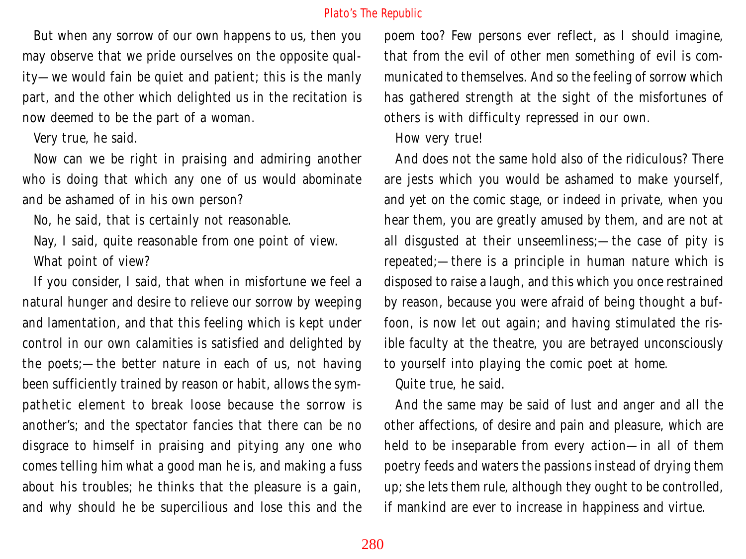But when any sorrow of our own happens to us, then you may observe that we pride ourselves on the opposite quality—we would fain be quiet and patient; this is the manly part, and the other which delighted us in the recitation is now deemed to be the part of a woman.

Very true, he said.

Now can we be right in praising and admiring another who is doing that which any one of us would abominate and be ashamed of in his own person?

No, he said, that is certainly not reasonable.

Nay, I said, quite reasonable from one point of view.

What point of view?

If you consider, I said, that when in misfortune we feel a natural hunger and desire to relieve our sorrow by weeping and lamentation, and that this feeling which is kept under control in our own calamities is satisfied and delighted by the poets;—the better nature in each of us, not having been sufficiently trained by reason or habit, allows the sympathetic element to break loose because the sorrow is another's; and the spectator fancies that there can be no disgrace to himself in praising and pitying any one who comes telling him what a good man he is, and making a fuss about his troubles; he thinks that the pleasure is a gain, and why should he be supercilious and lose this and the poem too? Few persons ever reflect, as I should imagine, that from the evil of other men something of evil is communicated to themselves. And so the feeling of sorrow which has gathered strength at the sight of the misfortunes of others is with difficulty repressed in our own.

How very true!

And does not the same hold also of the ridiculous? There are jests which you would be ashamed to make yourself, and yet on the comic stage, or indeed in private, when you hear them, you are greatly amused by them, and are not at all disgusted at their unseemliness;—the case of pity is repeated;—there is a principle in human nature which is disposed to raise a laugh, and this which you once restrained by reason, because you were afraid of being thought a buffoon, is now let out again; and having stimulated the risible faculty at the theatre, you are betrayed unconsciously to yourself into playing the comic poet at home.

Quite true, he said.

And the same may be said of lust and anger and all the other affections, of desire and pain and pleasure, which are held to be inseparable from every action—in all of them poetry feeds and waters the passions instead of drying them up; she lets them rule, although they ought to be controlled, if mankind are ever to increase in happiness and virtue.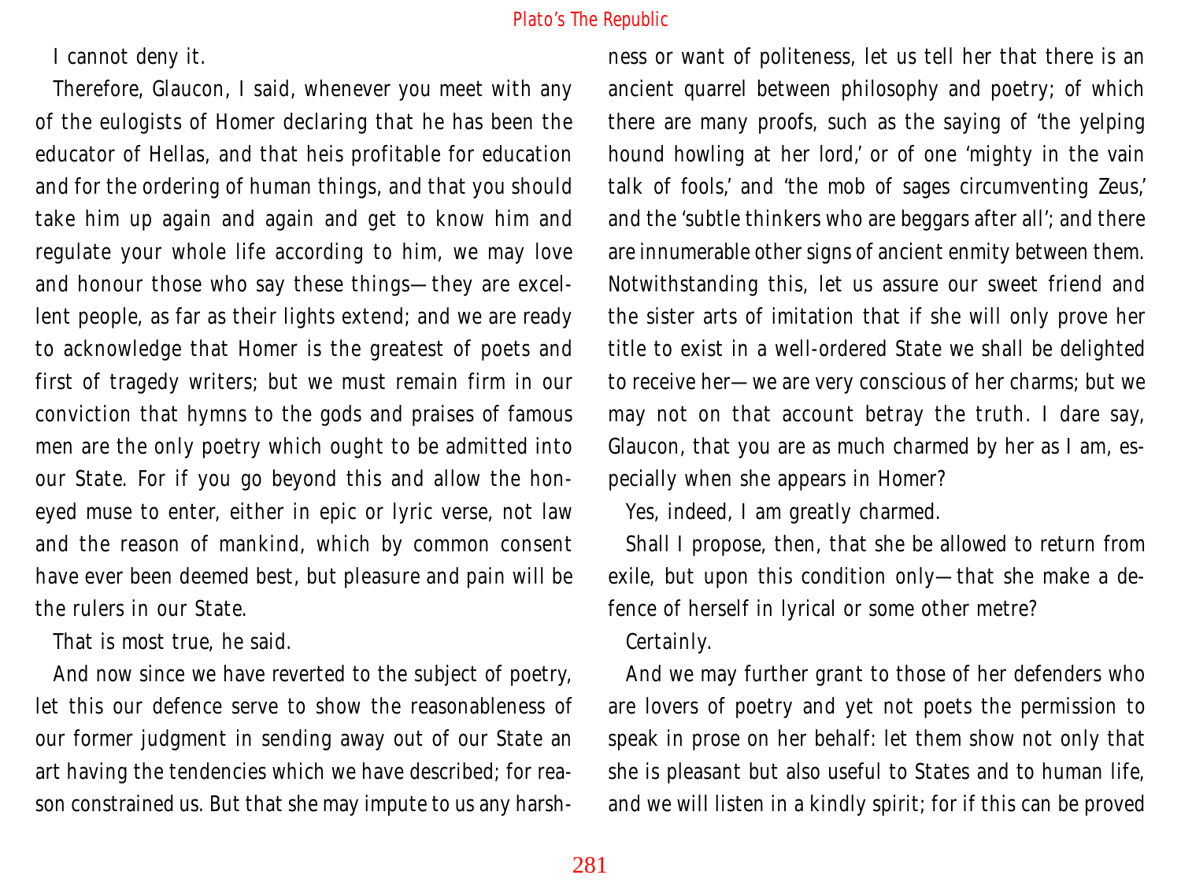I cannot deny it.

Therefore, Glaucon, I said, whenever you meet with any of the eulogists of Homer declaring that he has been the educator of Hellas, and that heis profitable for education and for the ordering of human things, and that you should take him up again and again and get to know him and regulate your whole life according to him, we may love and honour those who say these things—they are excellent people, as far as their lights extend; and we are ready to acknowledge that Homer is the greatest of poets and first of tragedy writers; but we must remain firm in our conviction that hymns to the gods and praises of famous men are the only poetry which ought to be admitted into our State. For if you go beyond this and allow the honeyed muse to enter, either in epic or lyric verse, not law and the reason of mankind, which by common consent have ever been deemed best, but pleasure and pain will be the rulers in our State.

That is most true, he said.

And now since we have reverted to the subject of poetry, let this our defence serve to show the reasonableness of our former judgment in sending away out of our State an art having the tendencies which we have described; for reason constrained us. But that she may impute to us any harshness or want of politeness, let us tell her that there is an ancient quarrel between philosophy and poetry; of which there are many proofs, such as the saying of 'the yelping hound howling at her lord,' or of one 'mighty in the vain talk of fools,' and 'the mob of sages circumventing Zeus,' and the 'subtle thinkers who are beggars after all'; and there are innumerable other signs of ancient enmity between them. Notwithstanding this, let us assure our sweet friend and the sister arts of imitation that if she will only prove her title to exist in a well-ordered State we shall be delighted to receive her—we are very conscious of her charms; but we may not on that account betray the truth. I dare say, Glaucon, that you are as much charmed by her as I am, especially when she appears in Homer?

Yes, indeed, I am greatly charmed.

Shall I propose, then, that she be allowed to return from exile, but upon this condition only—that she make a defence of herself in lyrical or some other metre?

Certainly.

And we may further grant to those of her defenders who are lovers of poetry and yet not poets the permission to speak in prose on her behalf: let them show not only that she is pleasant but also useful to States and to human life, and we will listen in a kindly spirit; for if this can be proved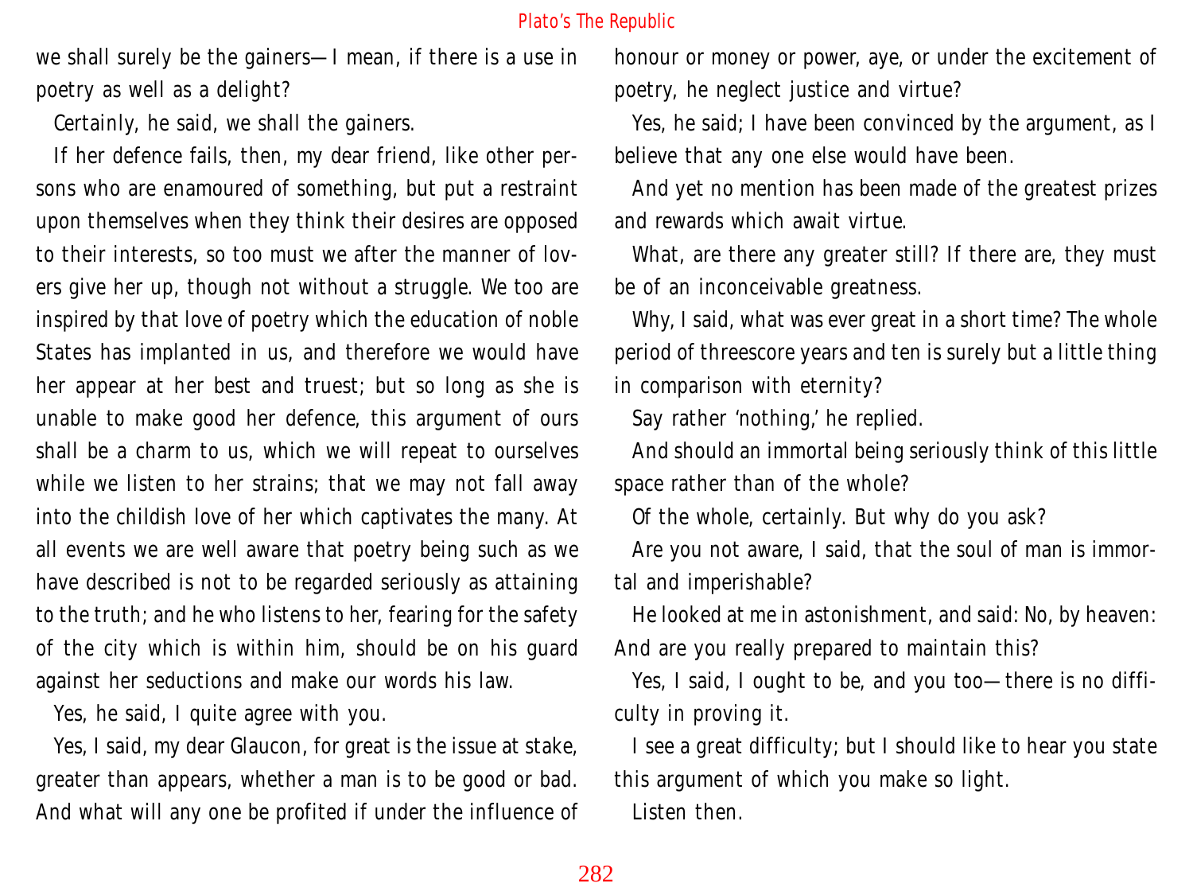we shall surely be the gainers—I mean, if there is a use in poetry as well as a delight?

Certainly, he said, we shall the gainers.

If her defence fails, then, my dear friend, like other persons who are enamoured of something, but put a restraint upon themselves when they think their desires are opposed to their interests, so too must we after the manner of lovers give her up, though not without a struggle. We too are inspired by that love of poetry which the education of noble States has implanted in us, and therefore we would have her appear at her best and truest; but so long as she is unable to make good her defence, this argument of ours shall be a charm to us, which we will repeat to ourselves while we listen to her strains; that we may not fall away into the childish love of her which captivates the many. At all events we are well aware that poetry being such as we have described is not to be regarded seriously as attaining to the truth; and he who listens to her, fearing for the safety of the city which is within him, should be on his guard against her seductions and make our words his law.

Yes, he said, I quite agree with you.

Yes, I said, my dear Glaucon, for great is the issue at stake, greater than appears, whether a man is to be good or bad. And what will any one be profited if under the influence of honour or money or power, aye, or under the excitement of poetry, he neglect justice and virtue?

Yes, he said; I have been convinced by the argument, as I believe that any one else would have been.

And yet no mention has been made of the greatest prizes and rewards which await virtue.

What, are there any greater still? If there are, they must be of an inconceivable greatness.

Why, I said, what was ever great in a short time? The whole period of threescore years and ten is surely but a little thing in comparison with eternity?

Say rather 'nothing,' he replied.

And should an immortal being seriously think of this little space rather than of the whole?

Of the whole, certainly. But why do you ask?

Are you not aware, I said, that the soul of man is immortal and imperishable?

He looked at me in astonishment, and said: No, by heaven: And are you really prepared to maintain this?

Yes, I said, I ought to be, and you too—there is no difficulty in proving it.

I see a great difficulty; but I should like to hear you state this argument of which you make so light.

Listen then.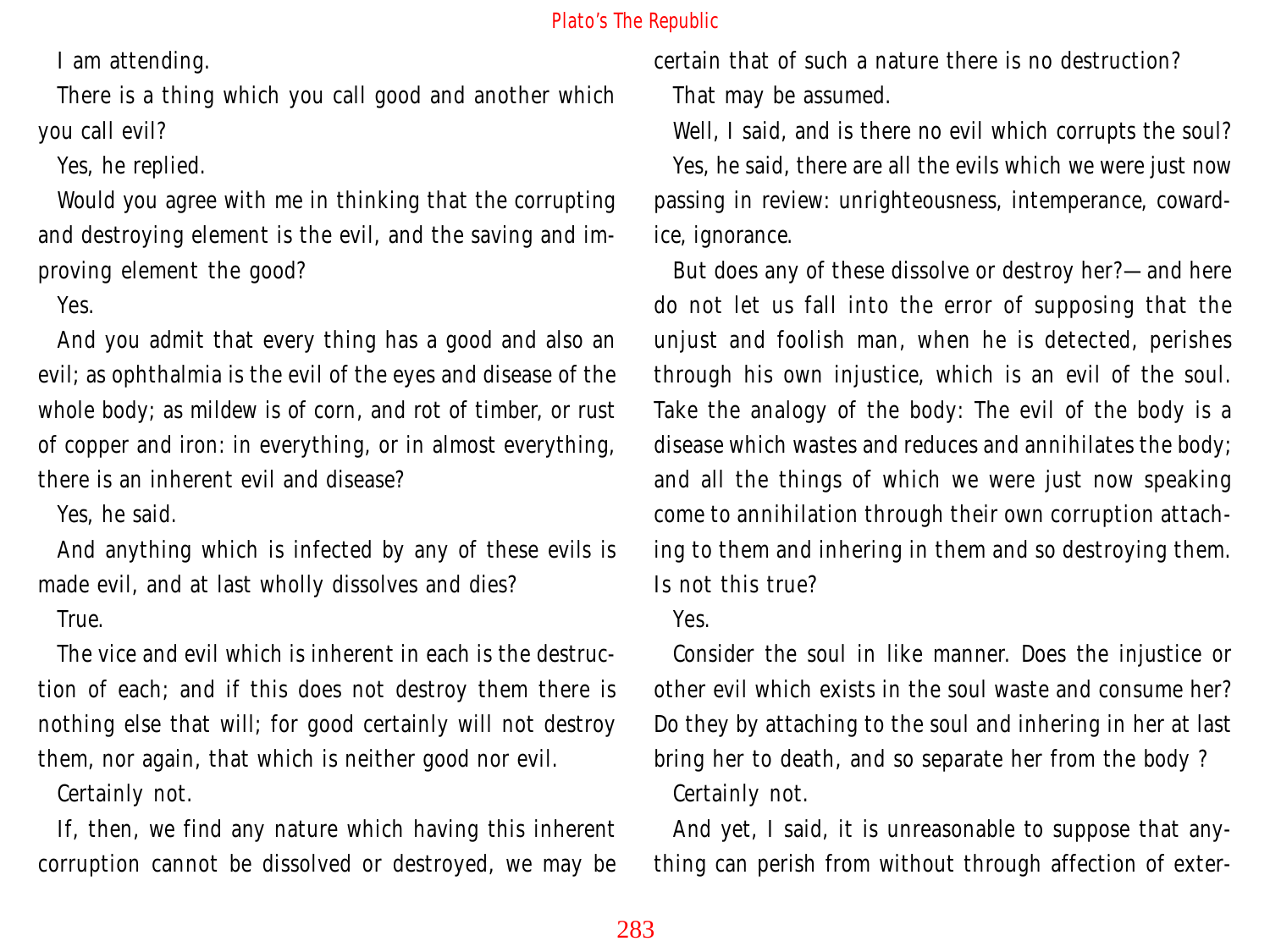I am attending.

There is a thing which you call good and another which you call evil?

Yes, he replied.

Would you agree with me in thinking that the corrupting and destroying element is the evil, and the saving and improving element the good?

Yes.

And you admit that every thing has a good and also an evil; as ophthalmia is the evil of the eyes and disease of the whole body; as mildew is of corn, and rot of timber, or rust of copper and iron: in everything, or in almost everything, there is an inherent evil and disease?

Yes, he said.

And anything which is infected by any of these evils is made evil, and at last wholly dissolves and dies?

True.

The vice and evil which is inherent in each is the destruction of each; and if this does not destroy them there is nothing else that will; for good certainly will not destroy them, nor again, that which is neither good nor evil.

Certainly not.

If, then, we find any nature which having this inherent corruption cannot be dissolved or destroyed, we may be certain that of such a nature there is no destruction?

That may be assumed.

Well, I said, and is there no evil which corrupts the soul?

Yes, he said, there are all the evils which we were just now passing in review: unrighteousness, intemperance, cowardice, ignorance.

But does any of these dissolve or destroy her?—and here do not let us fall into the error of supposing that the unjust and foolish man, when he is detected, perishes through his own injustice, which is an evil of the soul. Take the analogy of the body: The evil of the body is a disease which wastes and reduces and annihilates the body; and all the things of which we were just now speaking come to annihilation through their own corruption attaching to them and inhering in them and so destroying them. Is not this true?

Yes.

Consider the soul in like manner. Does the injustice or other evil which exists in the soul waste and consume her? Do they by attaching to the soul and inhering in her at last bring her to death, and so separate her from the body ?

Certainly not.

And yet, I said, it is unreasonable to suppose that anything can perish from without through affection of exter-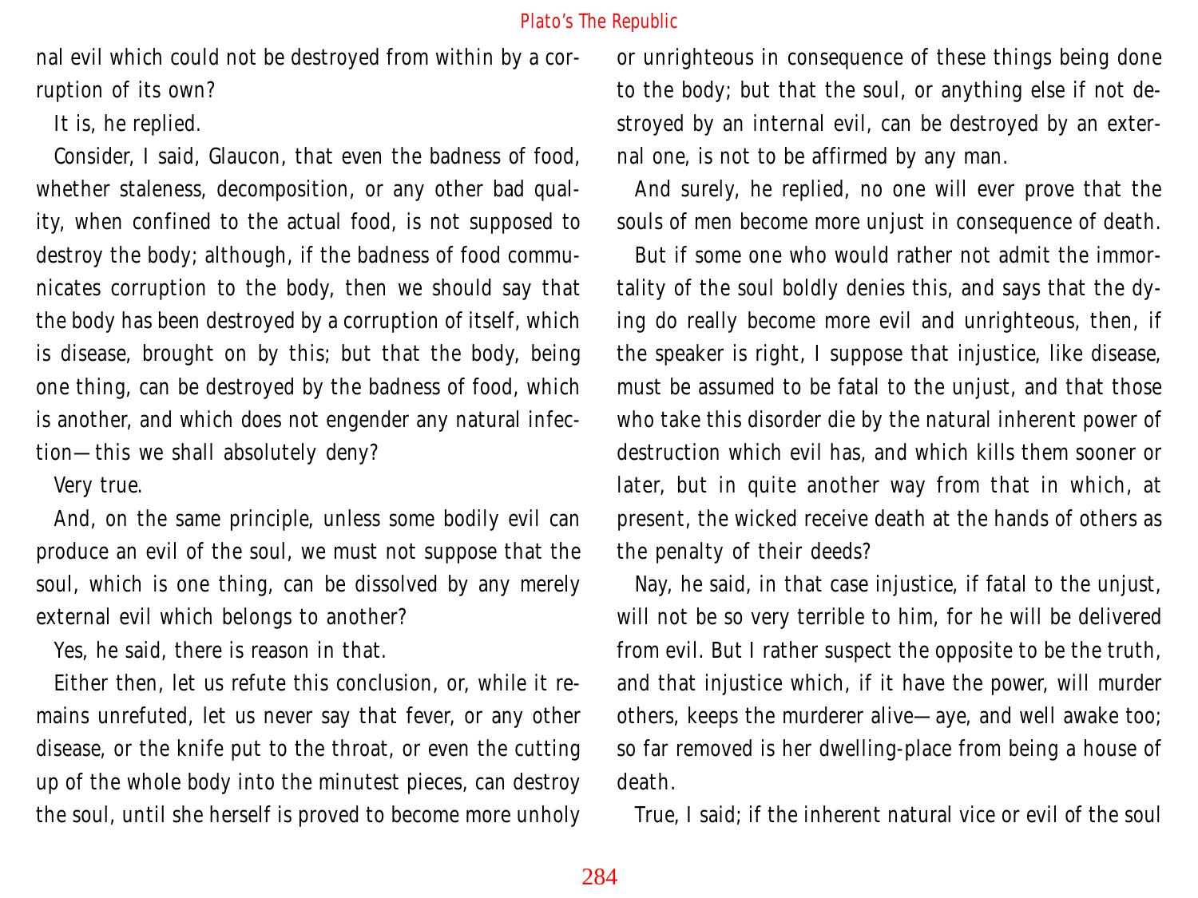nal evil which could not be destroyed from within by a corruption of its own?

It is, he replied.

Consider, I said, Glaucon, that even the badness of food, whether staleness, decomposition, or any other bad quality, when confined to the actual food, is not supposed to destroy the body; although, if the badness of food communicates corruption to the body, then we should say that the body has been destroyed by a corruption of itself, which is disease, brought on by this; but that the body, being one thing, can be destroyed by the badness of food, which is another, and which does not engender any natural infection—this we shall absolutely deny?

Very true.

And, on the same principle, unless some bodily evil can produce an evil of the soul, we must not suppose that the soul, which is one thing, can be dissolved by any merely external evil which belongs to another?

Yes, he said, there is reason in that.

Either then, let us refute this conclusion, or, while it remains unrefuted, let us never say that fever, or any other disease, or the knife put to the throat, or even the cutting up of the whole body into the minutest pieces, can destroy the soul, until she herself is proved to become more unholy or unrighteous in consequence of these things being done to the body; but that the soul, or anything else if not destroyed by an internal evil, can be destroyed by an external one, is not to be affirmed by any man.

And surely, he replied, no one will ever prove that the souls of men become more unjust in consequence of death.

But if some one who would rather not admit the immortality of the soul boldly denies this, and says that the dying do really become more evil and unrighteous, then, if the speaker is right, I suppose that injustice, like disease, must be assumed to be fatal to the unjust, and that those who take this disorder die by the natural inherent power of destruction which evil has, and which kills them sooner or later, but in quite another way from that in which, at present, the wicked receive death at the hands of others as the penalty of their deeds?

Nay, he said, in that case injustice, if fatal to the unjust, will not be so very terrible to him, for he will be delivered from evil. But I rather suspect the opposite to be the truth, and that injustice which, if it have the power, will murder others, keeps the murderer alive—aye, and well awake too; so far removed is her dwelling-place from being a house of death.

True, I said; if the inherent natural vice or evil of the soul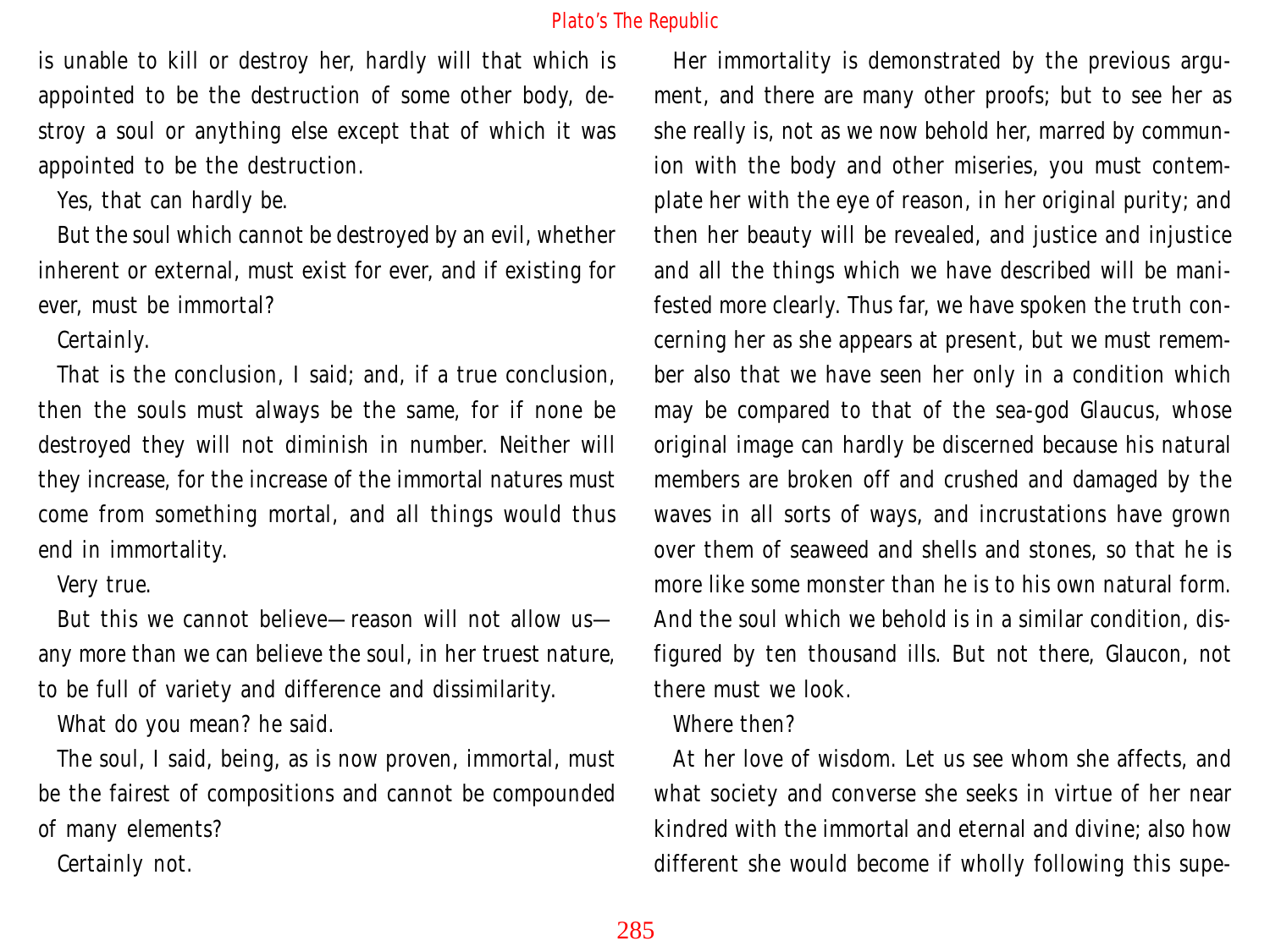is unable to kill or destroy her, hardly will that which is appointed to be the destruction of some other body, destroy a soul or anything else except that of which it was appointed to be the destruction.

Yes, that can hardly be.

But the soul which cannot be destroyed by an evil, whether inherent or external, must exist for ever, and if existing for ever, must be immortal?

Certainly.

That is the conclusion, I said; and, if a true conclusion, then the souls must always be the same, for if none be destroyed they will not diminish in number. Neither will they increase, for the increase of the immortal natures must come from something mortal, and all things would thus end in immortality.

Very true.

But this we cannot believe—reason will not allow us—any more than we can believe the soul, in her truest nature, to be full of variety and difference and dissimilarity.

What do you mean? he said.

The soul, I said, being, as is now proven, immortal, must be the fairest of compositions and cannot be compounded of many elements?

Certainly not.

Her immortality is demonstrated by the previous argument, and there are many other proofs; but to see her as she really is, not as we now behold her, marred by communion with the body and other miseries, you must contemplate her with the eye of reason, in her original purity; and then her beauty will be revealed, and justice and injustice and all the things which we have described will be manifested more clearly. Thus far, we have spoken the truth concerning her as she appears at present, but we must remember also that we have seen her only in a condition which may be compared to that of the sea-god Glaucus, whose original image can hardly be discerned because his natural members are broken off and crushed and damaged by the waves in all sorts of ways, and incrustations have grown over them of seaweed and shells and stones, so that he is more like some monster than he is to his own natural form. And the soul which we behold is in a similar condition, disfigured by ten thousand ills. But not there, Glaucon, not there must we look.

Where then?

At her love of wisdom. Let us see whom she affects, and what society and converse she seeks in virtue of her near kindred with the immortal and eternal and divine; also how different she would become if wholly following this supe-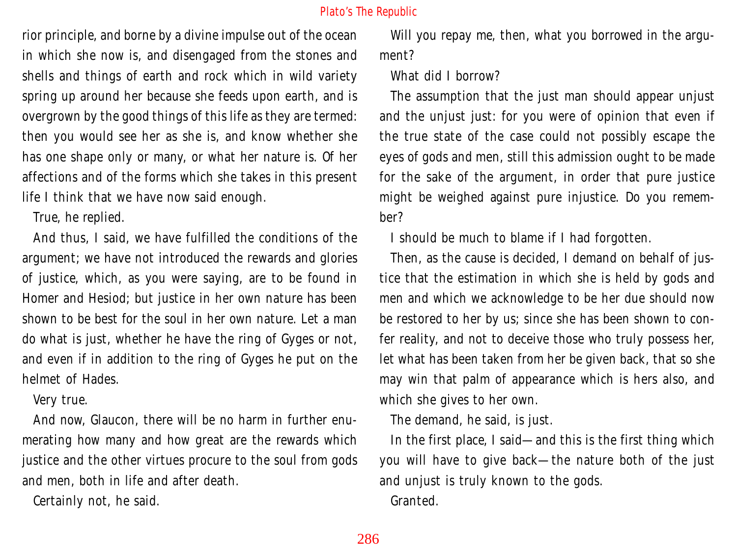rior principle, and borne by a divine impulse out of the ocean in which she now is, and disengaged from the stones and shells and things of earth and rock which in wild variety spring up around her because she feeds upon earth, and is overgrown by the good things of this life as they are termed: then you would see her as she is, and know whether she has one shape only or many, or what her nature is. Of her affections and of the forms which she takes in this present life I think that we have now said enough.

True, he replied.

And thus, I said, we have fulfilled the conditions of the argument; we have not introduced the rewards and glories of justice, which, as you were saying, are to be found in Homer and Hesiod; but justice in her own nature has been shown to be best for the soul in her own nature. Let a man do what is just, whether he have the ring of Gyges or not, and even if in addition to the ring of Gyges he put on the helmet of Hades.

Very true.

And now, Glaucon, there will be no harm in further enumerating how many and how great are the rewards which justice and the other virtues procure to the soul from gods and men, both in life and after death.

Certainly not, he said.

Will you repay me, then, what you borrowed in the argument?

What did I borrow?

The assumption that the just man should appear unjust and the unjust just: for you were of opinion that even if the true state of the case could not possibly escape the eyes of gods and men, still this admission ought to be made for the sake of the argument, in order that pure justice might be weighed against pure injustice. Do you remember?

I should be much to blame if I had forgotten.

Then, as the cause is decided, I demand on behalf of justice that the estimation in which she is held by gods and men and which we acknowledge to be her due should now be restored to her by us; since she has been shown to confer reality, and not to deceive those who truly possess her, let what has been taken from her be given back, that so she may win that palm of appearance which is hers also, and which she gives to her own.

The demand, he said, is just.

In the first place, I said—and this is the first thing which you will have to give back—the nature both of the just and unjust is truly known to the gods.

Granted.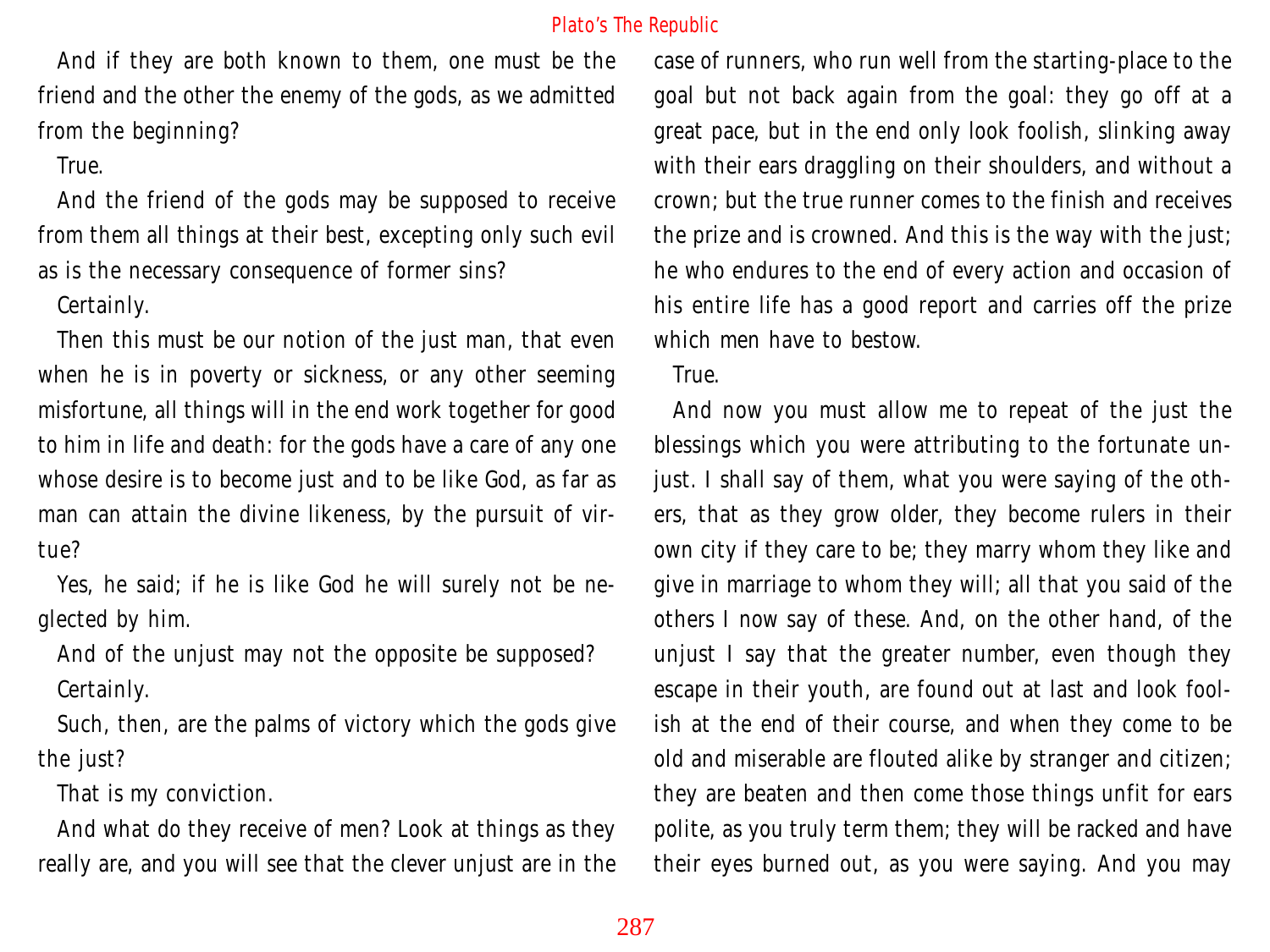And if they are both known to them, one must be the friend and the other the enemy of the gods, as we admitted from the beginning?

True.

And the friend of the gods may be supposed to receive from them all things at their best, excepting only such evil as is the necessary consequence of former sins?

Certainly.

Then this must be our notion of the just man, that even when he is in poverty or sickness, or any other seeming misfortune, all things will in the end work together for good to him in life and death: for the gods have a care of any one whose desire is to become just and to be like God, as far as man can attain the divine likeness, by the pursuit of virtue?

Yes, he said; if he is like God he will surely not be neglected by him.

And of the unjust may not the opposite be supposed?

Certainly.

Such, then, are the palms of victory which the gods give the just?

That is my conviction.

And what do they receive of men? Look at things as they really are, and you will see that the clever unjust are in the case of runners, who run well from the starting-place to the goal but not back again from the goal: they go off at a great pace, but in the end only look foolish, slinking away with their ears draggling on their shoulders, and without a crown; but the true runner comes to the finish and receives the prize and is crowned. And this is the way with the just; he who endures to the end of every action and occasion of his entire life has a good report and carries off the prize which men have to bestow.

True.

And now you must allow me to repeat of the just the blessings which you were attributing to the fortunate unjust. I shall say of them, what you were saying of the others, that as they grow older, they become rulers in their own city if they care to be; they marry whom they like and give in marriage to whom they will; all that you said of the others I now say of these. And, on the other hand, of the unjust I say that the greater number, even though they escape in their youth, are found out at last and look foolish at the end of their course, and when they come to be old and miserable are flouted alike by stranger and citizen; they are beaten and then come those things unfit for ears polite, as you truly term them; they will be racked and have their eyes burned out, as you were saying. And you may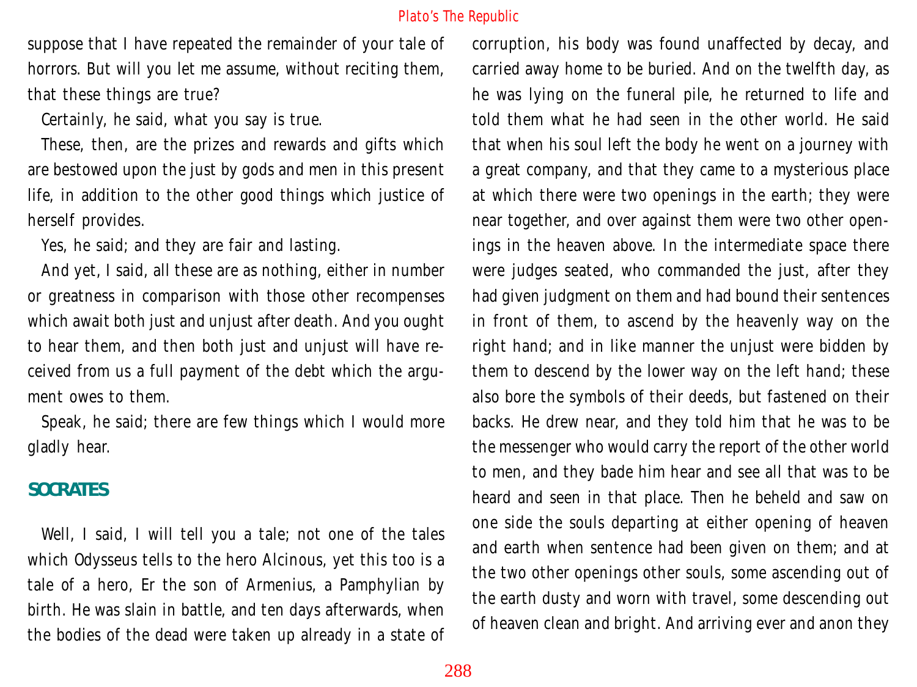suppose that I have repeated the remainder of your tale of horrors. But will you let me assume, without reciting them, that these things are true?

Certainly, he said, what you say is true.

These, then, are the prizes and rewards and gifts which are bestowed upon the just by gods and men in this present life, in addition to the other good things which justice of herself provides.

Yes, he said; and they are fair and lasting.

And yet, I said, all these are as nothing, either in number or greatness in comparison with those other recompenses which await both just and unjust after death. And you ought to hear them, and then both just and unjust will have received from us a full payment of the debt which the argument owes to them.

Speak, he said; there are few things which I would more gladly hear.

## SOCRATES

Well, I said, I will tell you a tale; not one of the tales which Odysseus tells to the hero Alcinous, yet this too is a tale of a hero, Er the son of Armenius, a Pamphylian by birth. He was slain in battle, and ten days afterwards, when the bodies of the dead were taken up already in a state of corruption, his body was found unaffected by decay, and carried away home to be buried. And on the twelfth day, as he was lying on the funeral pile, he returned to life and told them what he had seen in the other world. He said that when his soul left the body he went on a journey with a great company, and that they came to a mysterious place at which there were two openings in the earth; they were near together, and over against them were two other openings in the heaven above. In the intermediate space there were judges seated, who commanded the just, after they had given judgment on them and had bound their sentences in front of them, to ascend by the heavenly way on the right hand; and in like manner the unjust were bidden by them to descend by the lower way on the left hand; these also bore the symbols of their deeds, but fastened on their backs. He drew near, and they told him that he was to be the messenger who would carry the report of the other world to men, and they bade him hear and see all that was to be heard and seen in that place. Then he beheld and saw on one side the souls departing at either opening of heaven and earth when sentence had been given on them; and at the two other openings other souls, some ascending out of the earth dusty and worn with travel, some descending out of heaven clean and bright. And arriving ever and anon they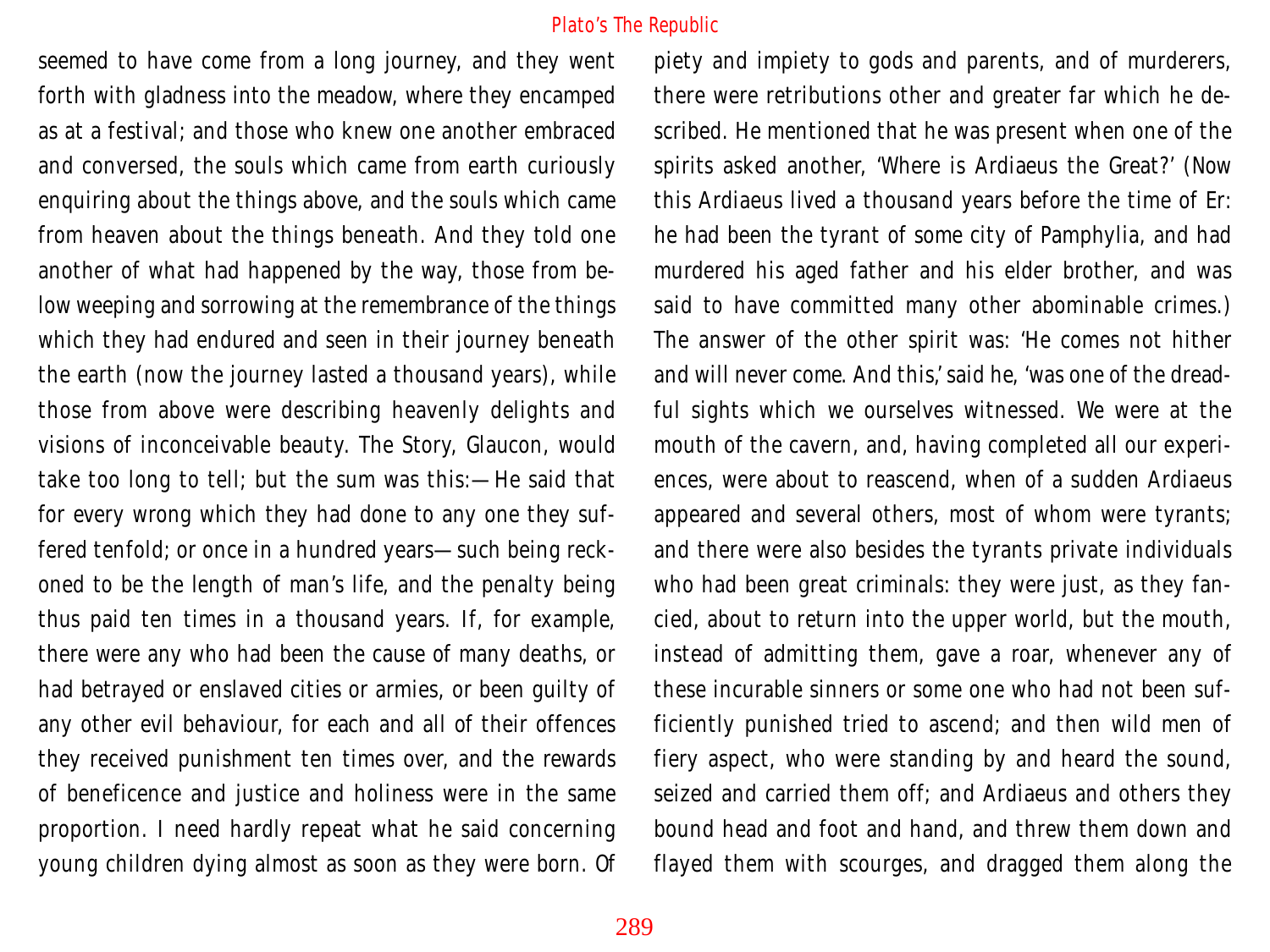seemed to have come from a long journey, and they went forth with gladness into the meadow, where they encamped as at a festival; and those who knew one another embraced and conversed, the souls which came from earth curiously enquiring about the things above, and the souls which came from heaven about the things beneath. And they told one another of what had happened by the way, those from below weeping and sorrowing at the remembrance of the things which they had endured and seen in their journey beneath the earth (now the journey lasted a thousand years), while those from above were describing heavenly delights and visions of inconceivable beauty. The Story, Glaucon, would take too long to tell; but the sum was this:—He said that for every wrong which they had done to any one they suffered tenfold; or once in a hundred years—such being reckoned to be the length of man's life, and the penalty being thus paid ten times in a thousand years. If, for example, there were any who had been the cause of many deaths, or had betrayed or enslaved cities or armies, or been guilty of any other evil behaviour, for each and all of their offences they received punishment ten times over, and the rewards of beneficence and justice and holiness were in the same proportion. I need hardly repeat what he said concerning young children dying almost as soon as they were born. Of piety and impiety to gods and parents, and of murderers, there were retributions other and greater far which he described. He mentioned that he was present when one of the spirits asked another, 'Where is Ardiaeus the Great?' (Now this Ardiaeus lived a thousand years before the time of Er: he had been the tyrant of some city of Pamphylia, and had murdered his aged father and his elder brother, and was said to have committed many other abominable crimes.) The answer of the other spirit was: 'He comes not hither and will never come. And this,' said he, 'was one of the dreadful sights which we ourselves witnessed. We were at the mouth of the cavern, and, having completed all our experiences, were about to reascend, when of a sudden Ardiaeus appeared and several others, most of whom were tyrants; and there were also besides the tyrants private individuals who had been great criminals: they were just, as they fancied, about to return into the upper world, but the mouth, instead of admitting them, gave a roar, whenever any of these incurable sinners or some one who had not been sufficiently punished tried to ascend; and then wild men of fiery aspect, who were standing by and heard the sound, seized and carried them off; and Ardiaeus and others they bound head and foot and hand, and threw them down and flayed them with scourges, and dragged them along the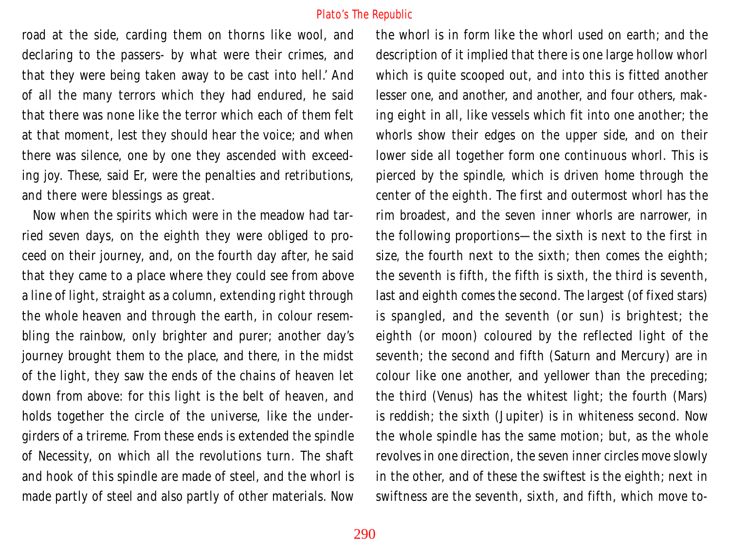road at the side, carding them on thorns like wool, and declaring to the passers- by what were their crimes, and that they were being taken away to be cast into hell.' And of all the many terrors which they had endured, he said that there was none like the terror which each of them felt at that moment, lest they should hear the voice; and when there was silence, one by one they ascended with exceeding joy. These, said Er, were the penalties and retributions, and there were blessings as great.

Now when the spirits which were in the meadow had tarried seven days, on the eighth they were obliged to proceed on their journey, and, on the fourth day after, he said that they came to a place where they could see from above a line of light, straight as a column, extending right through the whole heaven and through the earth, in colour resembling the rainbow, only brighter and purer; another day's journey brought them to the place, and there, in the midst of the light, they saw the ends of the chains of heaven let down from above: for this light is the belt of heaven, and holds together the circle of the universe, like the undergirders of a trireme. From these ends is extended the spindle of Necessity, on which all the revolutions turn. The shaft and hook of this spindle are made of steel, and the whorl is made partly of steel and also partly of other materials. Now the whorl is in form like the whorl used on earth; and the description of it implied that there is one large hollow whorl which is quite scooped out, and into this is fitted another lesser one, and another, and another, and four others, making eight in all, like vessels which fit into one another; the whorls show their edges on the upper side, and on their lower side all together form one continuous whorl. This is pierced by the spindle, which is driven home through the center of the eighth. The first and outermost whorl has the rim broadest, and the seven inner whorls are narrower, in the following proportions—the sixth is next to the first in size, the fourth next to the sixth; then comes the eighth; the seventh is fifth, the fifth is sixth, the third is seventh, last and eighth comes the second. The largest (of fixed stars) is spangled, and the seventh (or sun) is brightest; the eighth (or moon) coloured by the reflected light of the seventh; the second and fifth (Saturn and Mercury) are in colour like one another, and yellower than the preceding; the third (Venus) has the whitest light; the fourth (Mars) is reddish; the sixth (Jupiter) is in whiteness second. Now the whole spindle has the same motion; but, as the whole revolves in one direction, the seven inner circles move slowly in the other, and of these the swiftest is the eighth; next in swiftness are the seventh, sixth, and fifth, which move to-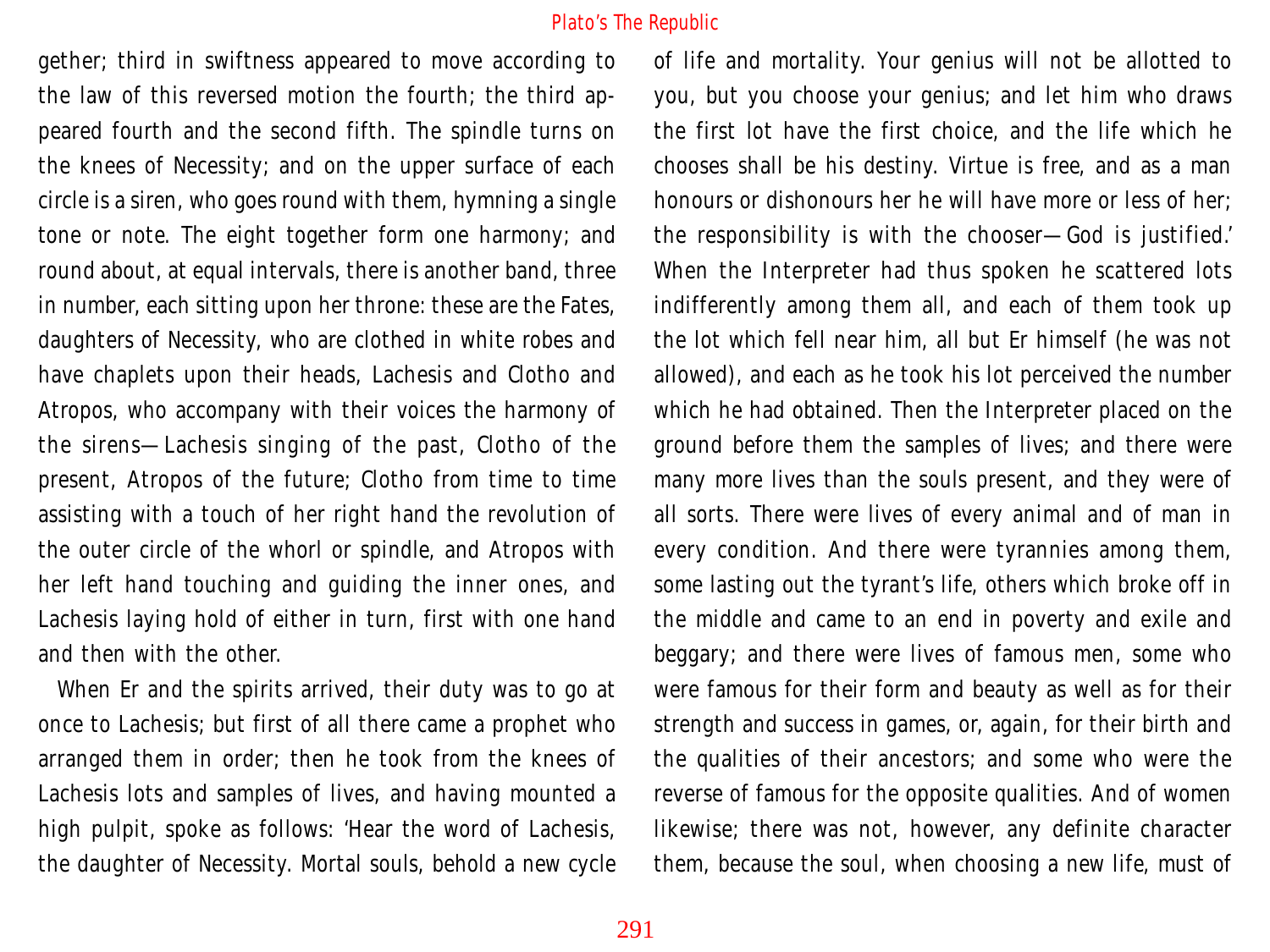gether; third in swiftness appeared to move according to the law of this reversed motion the fourth; the third appeared fourth and the second fifth. The spindle turns on the knees of Necessity; and on the upper surface of each circle is a siren, who goes round with them, hymning a single tone or note. The eight together form one harmony; and round about, at equal intervals, there is another band, three in number, each sitting upon her throne: these are the Fates, daughters of Necessity, who are clothed in white robes and have chaplets upon their heads, Lachesis and Clotho and Atropos, who accompany with their voices the harmony of the sirens—Lachesis singing of the past, Clotho of the present, Atropos of the future; Clotho from time to time assisting with a touch of her right hand the revolution of the outer circle of the whorl or spindle, and Atropos with her left hand touching and guiding the inner ones, and Lachesis laying hold of either in turn, first with one hand and then with the other.

When Er and the spirits arrived, their duty was to go at once to Lachesis; but first of all there came a prophet who arranged them in order; then he took from the knees of Lachesis lots and samples of lives, and having mounted a high pulpit, spoke as follows: 'Hear the word of Lachesis, the daughter of Necessity. Mortal souls, behold a new cycle of life and mortality. Your genius will not be allotted to you, but you choose your genius; and let him who draws the first lot have the first choice, and the life which he chooses shall be his destiny. Virtue is free, and as a man honours or dishonours her he will have more or less of her; the responsibility is with the chooser—God is justified.' When the Interpreter had thus spoken he scattered lots indifferently among them all, and each of them took up the lot which fell near him, all but Er himself (he was not allowed), and each as he took his lot perceived the number which he had obtained. Then the Interpreter placed on the ground before them the samples of lives; and there were many more lives than the souls present, and they were of all sorts. There were lives of every animal and of man in every condition. And there were tyrannies among them, some lasting out the tyrant's life, others which broke off in the middle and came to an end in poverty and exile and beggary; and there were lives of famous men, some who were famous for their form and beauty as well as for their strength and success in games, or, again, for their birth and the qualities of their ancestors; and some who were the reverse of famous for the opposite qualities. And of women likewise; there was not, however, any definite character them, because the soul, when choosing a new life, must of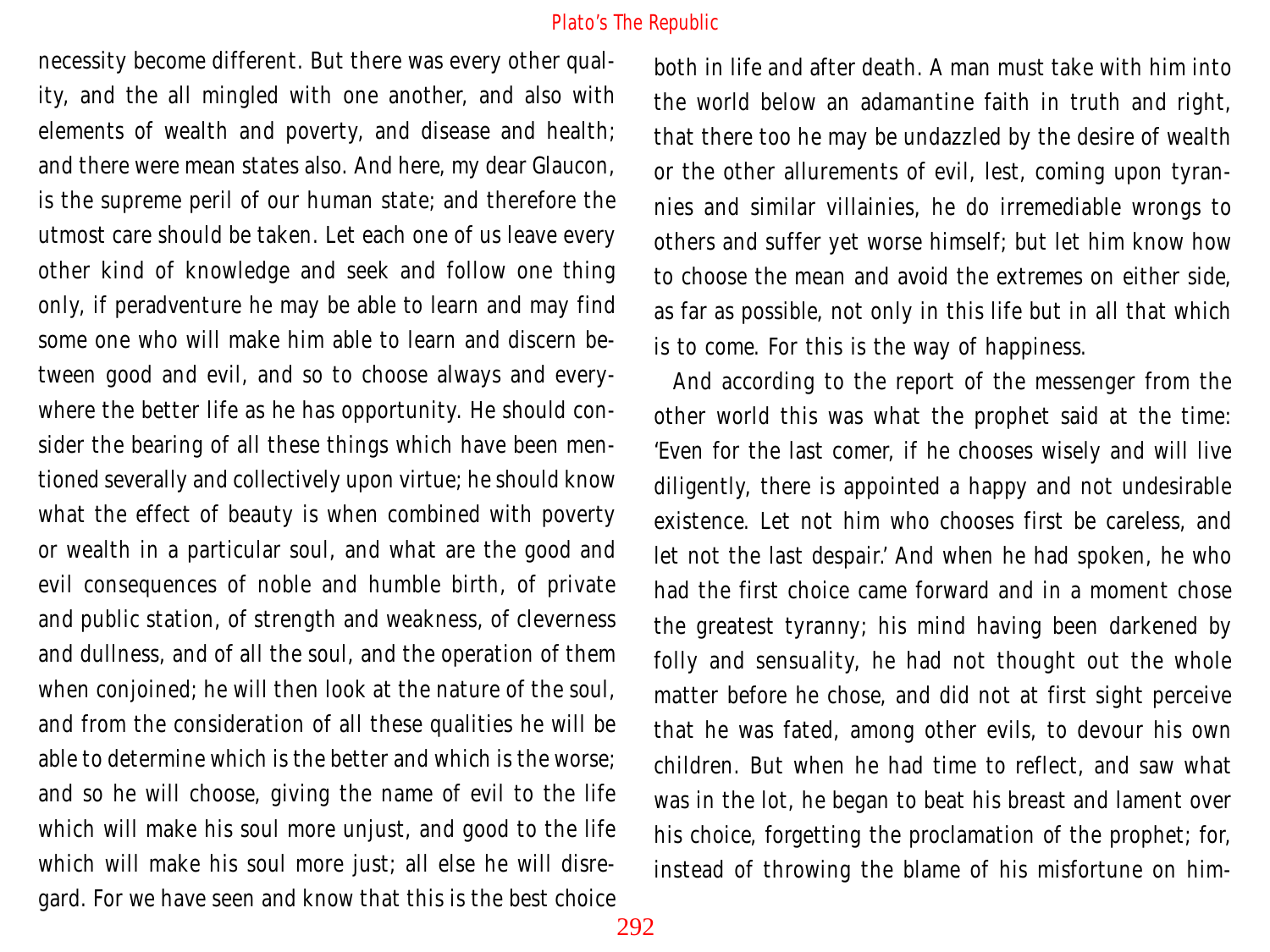necessity become different. But there was every other quality, and the all mingled with one another, and also with elements of wealth and poverty, and disease and health; and there were mean states also. And here, my dear Glaucon, is the supreme peril of our human state; and therefore the utmost care should be taken. Let each one of us leave every other kind of knowledge and seek and follow one thing only, if peradventure he may be able to learn and may find some one who will make him able to learn and discern between good and evil, and so to choose always and everywhere the better life as he has opportunity. He should consider the bearing of all these things which have been mentioned severally and collectively upon virtue; he should know what the effect of beauty is when combined with poverty or wealth in a particular soul, and what are the good and evil consequences of noble and humble birth, of private and public station, of strength and weakness, of cleverness and dullness, and of all the soul, and the operation of them when conjoined; he will then look at the nature of the soul, and from the consideration of all these qualities he will be able to determine which is the better and which is the worse; and so he will choose, giving the name of evil to the life which will make his soul more unjust, and good to the life which will make his soul more just; all else he will disregard. For we have seen and know that this is the best choice both in life and after death. A man must take with him into the world below an adamantine faith in truth and right, that there too he may be undazzled by the desire of wealth or the other allurements of evil, lest, coming upon tyrannies and similar villainies, he do irremediable wrongs to others and suffer yet worse himself; but let him know how to choose the mean and avoid the extremes on either side, as far as possible, not only in this life but in all that which is to come. For this is the way of happiness.

And according to the report of the messenger from the other world this was what the prophet said at the time: 'Even for the last comer, if he chooses wisely and will live diligently, there is appointed a happy and not undesirable existence. Let not him who chooses first be careless, and let not the last despair.' And when he had spoken, he who had the first choice came forward and in a moment chose the greatest tyranny; his mind having been darkened by folly and sensuality, he had not thought out the whole matter before he chose, and did not at first sight perceive that he was fated, among other evils, to devour his own children. But when he had time to reflect, and saw what was in the lot, he began to beat his breast and lament over his choice, forgetting the proclamation of the prophet; for, instead of throwing the blame of his misfortune on him-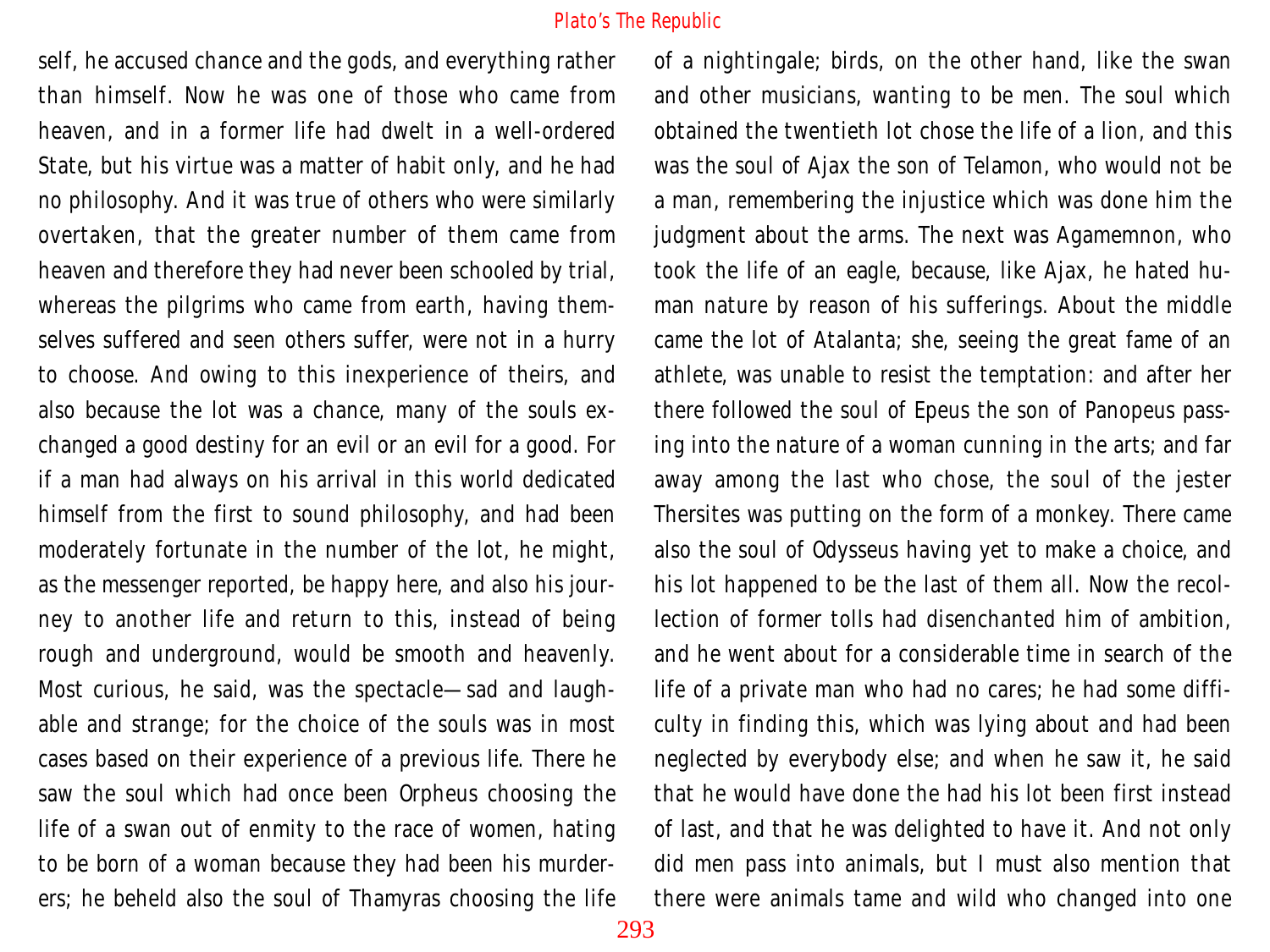self, he accused chance and the gods, and everything rather than himself. Now he was one of those who came from heaven, and in a former life had dwelt in a well-ordered State, but his virtue was a matter of habit only, and he had no philosophy. And it was true of others who were similarly overtaken, that the greater number of them came from heaven and therefore they had never been schooled by trial, whereas the pilgrims who came from earth, having themselves suffered and seen others suffer, were not in a hurry to choose. And owing to this inexperience of theirs, and also because the lot was a chance, many of the souls exchanged a good destiny for an evil or an evil for a good. For if a man had always on his arrival in this world dedicated himself from the first to sound philosophy, and had been moderately fortunate in the number of the lot, he might, as the messenger reported, be happy here, and also his journey to another life and return to this, instead of being rough and underground, would be smooth and heavenly. Most curious, he said, was the spectacle—sad and laughable and strange; for the choice of the souls was in most cases based on their experience of a previous life. There he saw the soul which had once been Orpheus choosing the life of a swan out of enmity to the race of women, hating to be born of a woman because they had been his murderers; he beheld also the soul of Thamyras choosing the life of a nightingale; birds, on the other hand, like the swan and other musicians, wanting to be men. The soul which obtained the twentieth lot chose the life of a lion, and this was the soul of Ajax the son of Telamon, who would not be a man, remembering the injustice which was done him the judgment about the arms. The next was Agamemnon, who took the life of an eagle, because, like Ajax, he hated human nature by reason of his sufferings. About the middle came the lot of Atalanta; she, seeing the great fame of an athlete, was unable to resist the temptation: and after her there followed the soul of Epeus the son of Panopeus passing into the nature of a woman cunning in the arts; and far away among the last who chose, the soul of the jester Thersites was putting on the form of a monkey. There came also the soul of Odysseus having yet to make a choice, and his lot happened to be the last of them all. Now the recollection of former tolls had disenchanted him of ambition, and he went about for a considerable time in search of the life of a private man who had no cares; he had some difficulty in finding this, which was lying about and had been neglected by everybody else; and when he saw it, he said that he would have done the had his lot been first instead of last, and that he was delighted to have it. And not only did men pass into animals, but I must also mention that there were animals tame and wild who changed into one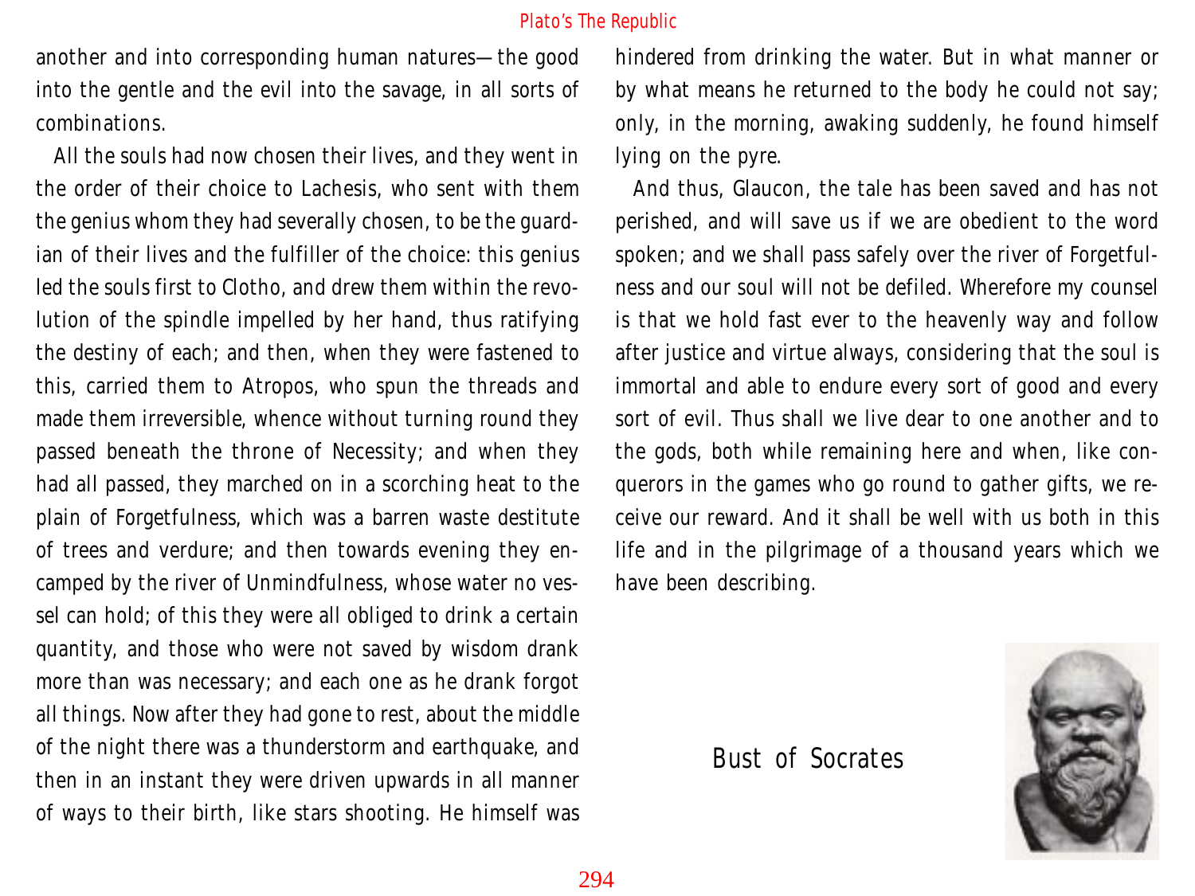another and into corresponding human natures—the good into the gentle and the evil into the savage, in all sorts of combinations.

All the souls had now chosen their lives, and they went in the order of their choice to Lachesis, who sent with them the genius whom they had severally chosen, to be the guardian of their lives and the fulfiller of the choice: this genius led the souls first to Clotho, and drew them within the revolution of the spindle impelled by her hand, thus ratifying the destiny of each; and then, when they were fastened to this, carried them to Atropos, who spun the threads and made them irreversible, whence without turning round they passed beneath the throne of Necessity; and when they had all passed, they marched on in a scorching heat to the plain of Forgetfulness, which was a barren waste destitute of trees and verdure; and then towards evening they encamped by the river of Unmindfulness, whose water no vessel can hold; of this they were all obliged to drink a certain quantity, and those who were not saved by wisdom drank more than was necessary; and each one as he drank forgot all things. Now after they had gone to rest, about the middle of the night there was a thunderstorm and earthquake, and then in an instant they were driven upwards in all manner of ways to their birth, like stars shooting. He himself was hindered from drinking the water. But in what manner or by what means he returned to the body he could not say; only, in the morning, awaking suddenly, he found himself lying on the pyre.

And thus, Glaucon, the tale has been saved and has not perished, and will save us if we are obedient to the word spoken; and we shall pass safely over the river of Forgetfulness and our soul will not be defiled. Wherefore my counsel is that we hold fast ever to the heavenly way and follow after justice and virtue always, considering that the soul is immortal and able to endure every sort of good and every sort of evil. Thus shall we live dear to one another and to the gods, both while remaining here and when, like conquerors in the games who go round to gather gifts, we receive our reward. And it shall be well with us both in this life and in the pilgrimage of a thousand years which we have been describing.

Bust of Socrates